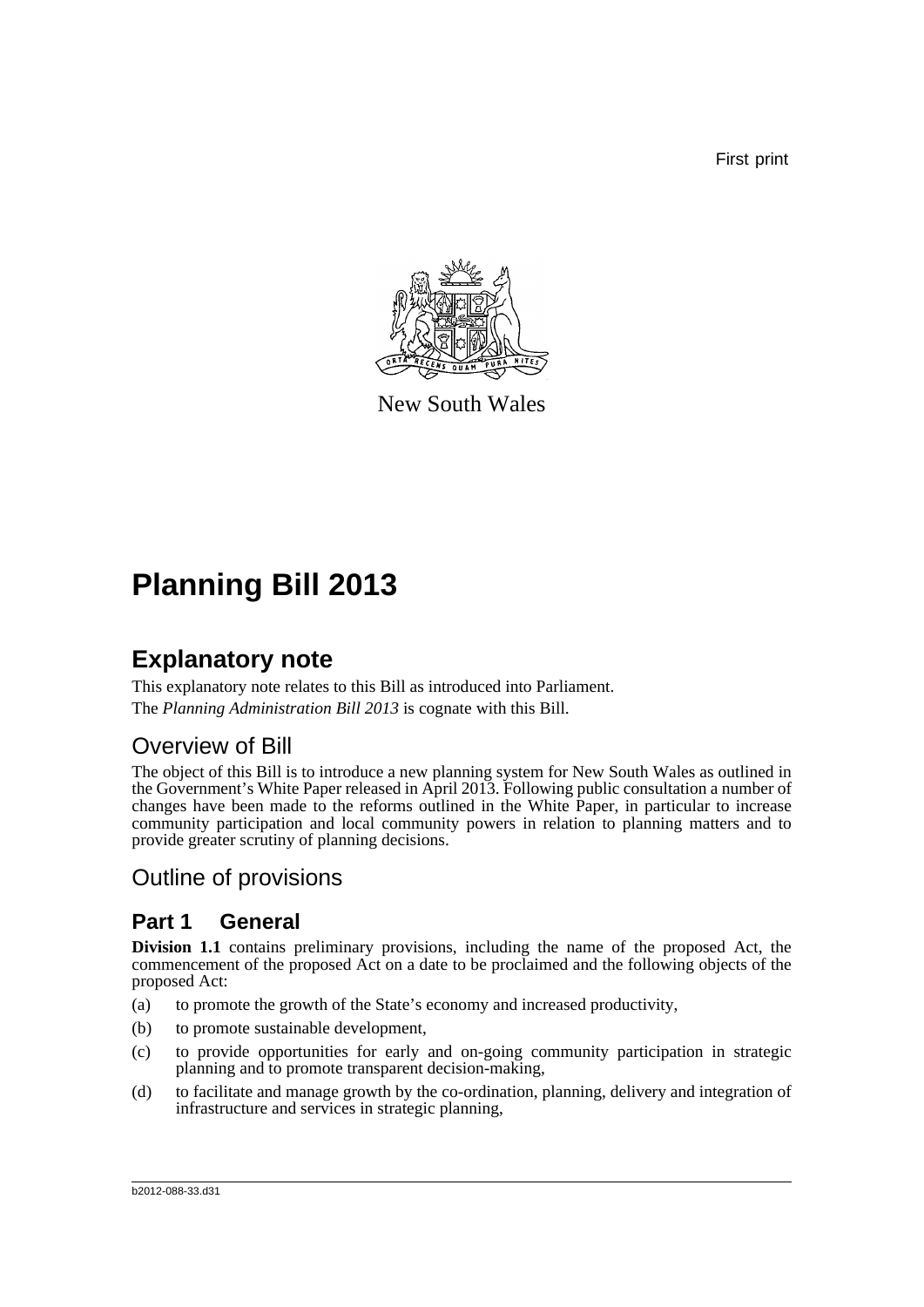First print

New South Wales

# Planning Bill 2013

## Explanatory note

This explanatory note relates to this Bill as introduced into Parliament.

The *Planning Administration Bill 2013* is cognate with this Bill.

## Overview of Bill

The object of this Bill is to introduce a new planning system for New South Wales as outlined in the Government's White Paper released in April 2013. Following public consultation a number of changes have been made to the reforms outlined in the White Paper, in particular to increase community participation and local community powers in relation to planning matters and to provide greater scrutiny of planning decisions.

## Outline of provisions

### Part 1 General

**Division 1.1** contains preliminary provisions, including the name of the proposed Act, the commencement of the proposed Act on a date to be proclaimed and the following objects of the proposed Act:

(a) to promote the growth of the State's economy and increased productivity,

(b) to promote sustainable development,

(c) to provide opportunities for early and on-going community participation in strategic planning and to promote transparent decision-making,

(d) to facilitate and manage growth by the co-ordination, planning, delivery and integration of infrastructure and services in strategic planning,

b2012-088-33.d31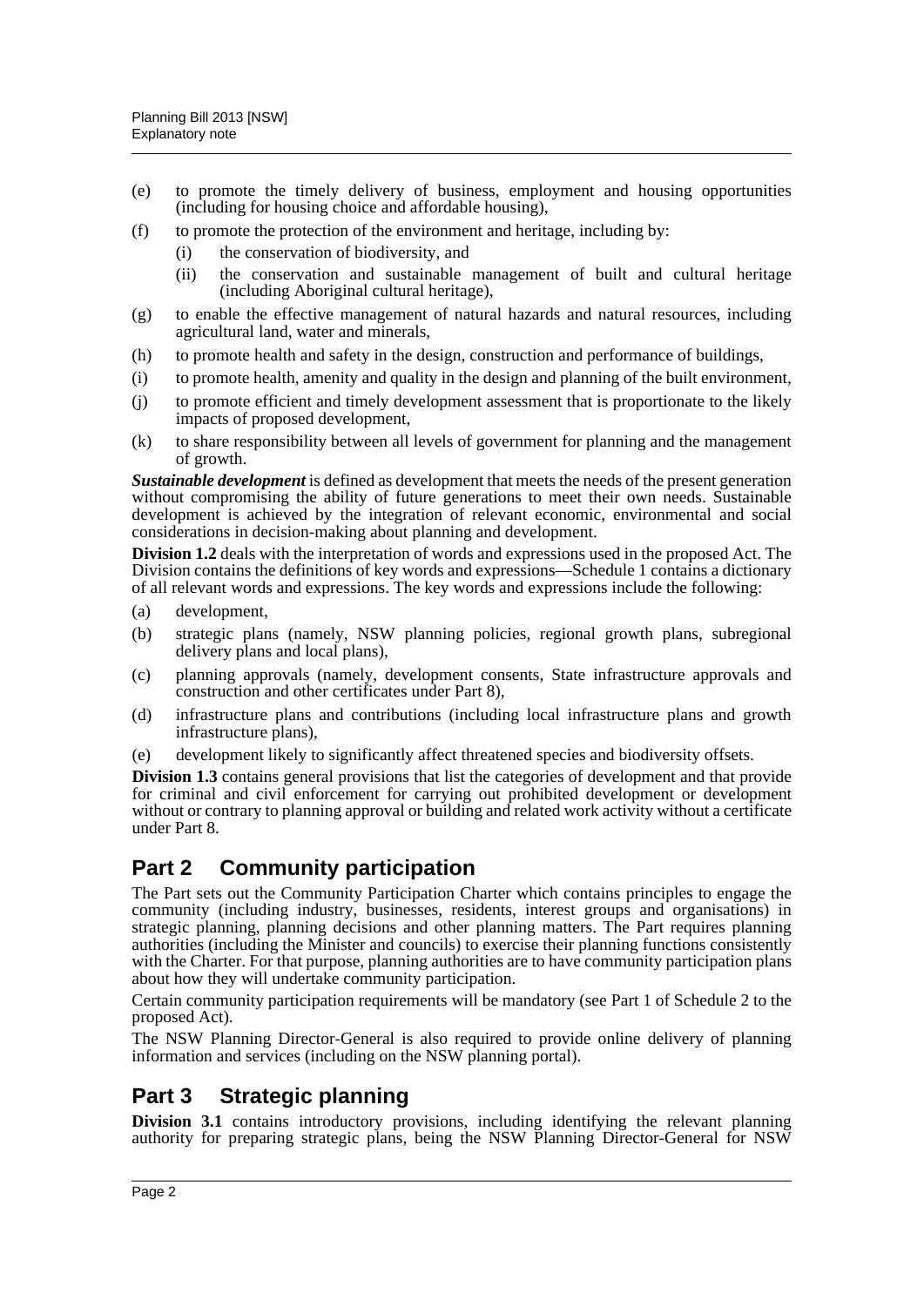(e) to promote the timely delivery of business, employment and housing opportunities (including for housing choice and affordable housing),

(f) to promote the protection of the environment and heritage, including by:

  (i) the conservation of biodiversity, and

  (ii) the conservation and sustainable management of built and cultural heritage (including Aboriginal cultural heritage),

(g) to enable the effective management of natural hazards and natural resources, including agricultural land, water and minerals,

(h) to promote health and safety in the design, construction and performance of buildings,

(i) to promote health, amenity and quality in the design and planning of the built environment,

(j) to promote efficient and timely development assessment that is proportionate to the likely impacts of proposed development,

(k) to share responsibility between all levels of government for planning and the management of growth.

***Sustainable development*** is defined as development that meets the needs of the present generation without compromising the ability of future generations to meet their own needs. Sustainable development is achieved by the integration of relevant economic, environmental and social considerations in decision-making about planning and development.

**Division 1.2** deals with the interpretation of words and expressions used in the proposed Act. The Division contains the definitions of key words and expressions—Schedule 1 contains a dictionary of all relevant words and expressions. The key words and expressions include the following:

(a) development,

(b) strategic plans (namely, NSW planning policies, regional growth plans, subregional delivery plans and local plans),

(c) planning approvals (namely, development consents, State infrastructure approvals and construction and other certificates under Part 8),

(d) infrastructure plans and contributions (including local infrastructure plans and growth infrastructure plans),

(e) development likely to significantly affect threatened species and biodiversity offsets.

**Division 1.3** contains general provisions that list the categories of development and that provide for criminal and civil enforcement for carrying out prohibited development or development without or contrary to planning approval or building and related work activity without a certificate under Part 8.

## Part 2 Community participation

The Part sets out the Community Participation Charter which contains principles to engage the community (including industry, businesses, residents, interest groups and organisations) in strategic planning, planning decisions and other planning matters. The Part requires planning authorities (including the Minister and councils) to exercise their planning functions consistently with the Charter. For that purpose, planning authorities are to have community participation plans about how they will undertake community participation.

Certain community participation requirements will be mandatory (see Part 1 of Schedule 2 to the proposed Act).

The NSW Planning Director-General is also required to provide online delivery of planning information and services (including on the NSW planning portal).

## Part 3 Strategic planning

**Division 3.1** contains introductory provisions, including identifying the relevant planning authority for preparing strategic plans, being the NSW Planning Director-General for NSW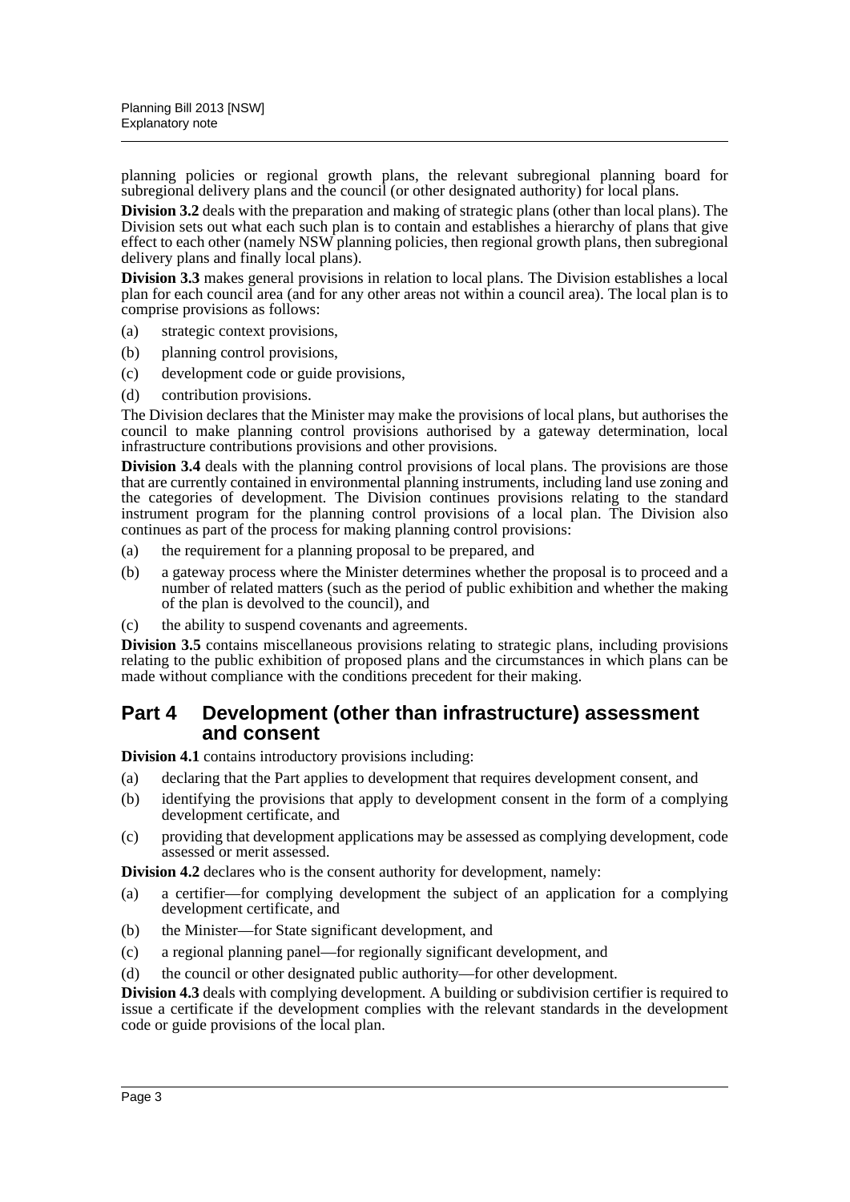planning policies or regional growth plans, the relevant subregional planning board for subregional delivery plans and the council (or other designated authority) for local plans.

**Division 3.2** deals with the preparation and making of strategic plans (other than local plans). The Division sets out what each such plan is to contain and establishes a hierarchy of plans that give effect to each other (namely NSW planning policies, then regional growth plans, then subregional delivery plans and finally local plans).

**Division 3.3** makes general provisions in relation to local plans. The Division establishes a local plan for each council area (and for any other areas not within a council area). The local plan is to comprise provisions as follows:

(a) strategic context provisions,

(b) planning control provisions,

(c) development code or guide provisions,

(d) contribution provisions.

The Division declares that the Minister may make the provisions of local plans, but authorises the council to make planning control provisions authorised by a gateway determination, local infrastructure contributions provisions and other provisions.

**Division 3.4** deals with the planning control provisions of local plans. The provisions are those that are currently contained in environmental planning instruments, including land use zoning and the categories of development. The Division continues provisions relating to the standard instrument program for the planning control provisions of a local plan. The Division also continues as part of the process for making planning control provisions:

(a) the requirement for a planning proposal to be prepared, and

(b) a gateway process where the Minister determines whether the proposal is to proceed and a number of related matters (such as the period of public exhibition and whether the making of the plan is devolved to the council), and

(c) the ability to suspend covenants and agreements.

**Division 3.5** contains miscellaneous provisions relating to strategic plans, including provisions relating to the public exhibition of proposed plans and the circumstances in which plans can be made without compliance with the conditions precedent for their making.

## Part 4 Development (other than infrastructure) assessment and consent

**Division 4.1** contains introductory provisions including:

(a) declaring that the Part applies to development that requires development consent, and

(b) identifying the provisions that apply to development consent in the form of a complying development certificate, and

(c) providing that development applications may be assessed as complying development, code assessed or merit assessed.

**Division 4.2** declares who is the consent authority for development, namely:

(a) a certifier—for complying development the subject of an application for a complying development certificate, and

(b) the Minister—for State significant development, and

(c) a regional planning panel—for regionally significant development, and

(d) the council or other designated public authority—for other development.

**Division 4.3** deals with complying development. A building or subdivision certifier is required to issue a certificate if the development complies with the relevant standards in the development code or guide provisions of the local plan.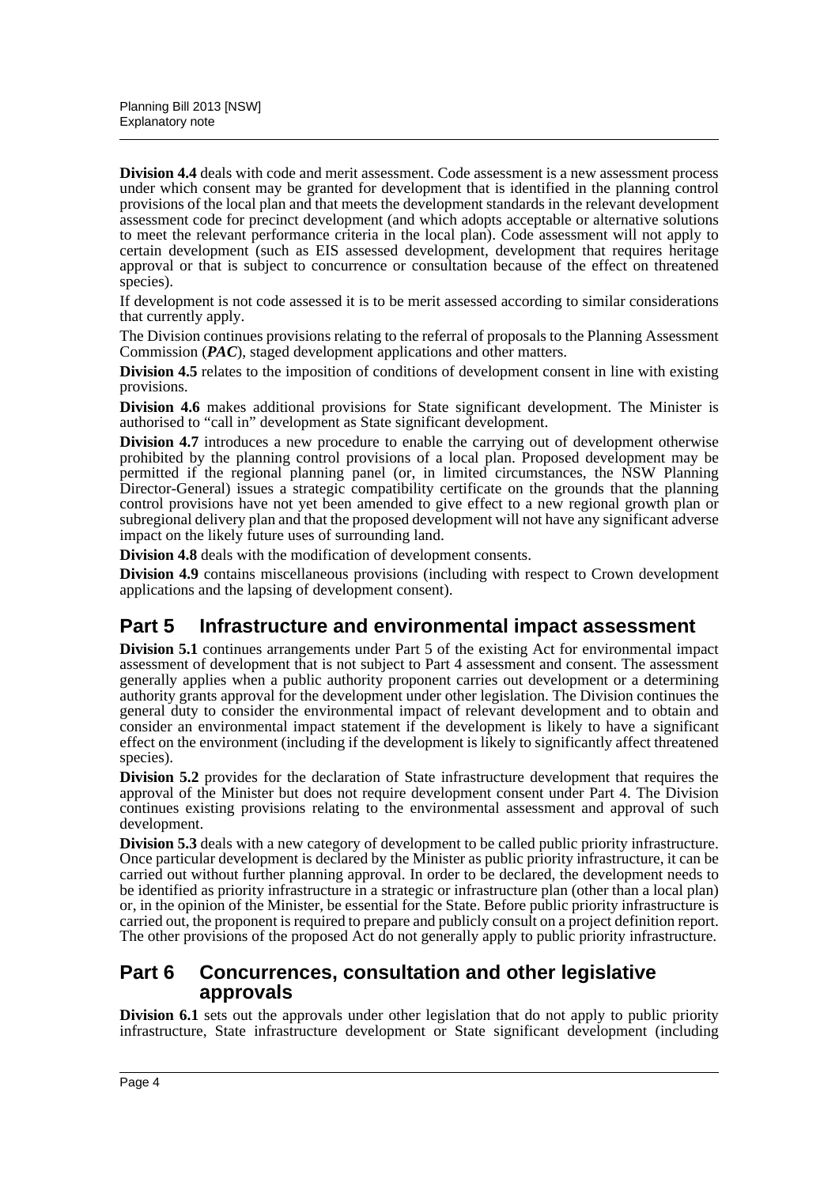**Division 4.4** deals with code and merit assessment. Code assessment is a new assessment process under which consent may be granted for development that is identified in the planning control provisions of the local plan and that meets the development standards in the relevant development assessment code for precinct development (and which adopts acceptable or alternative solutions to meet the relevant performance criteria in the local plan). Code assessment will not apply to certain development (such as EIS assessed development, development that requires heritage approval or that is subject to concurrence or consultation because of the effect on threatened species).

If development is not code assessed it is to be merit assessed according to similar considerations that currently apply.

The Division continues provisions relating to the referral of proposals to the Planning Assessment Commission (***PAC***), staged development applications and other matters.

**Division 4.5** relates to the imposition of conditions of development consent in line with existing provisions.

**Division 4.6** makes additional provisions for State significant development. The Minister is authorised to "call in" development as State significant development.

**Division 4.7** introduces a new procedure to enable the carrying out of development otherwise prohibited by the planning control provisions of a local plan. Proposed development may be permitted if the regional planning panel (or, in limited circumstances, the NSW Planning Director-General) issues a strategic compatibility certificate on the grounds that the planning control provisions have not yet been amended to give effect to a new regional growth plan or subregional delivery plan and that the proposed development will not have any significant adverse impact on the likely future uses of surrounding land.

**Division 4.8** deals with the modification of development consents.

**Division 4.9** contains miscellaneous provisions (including with respect to Crown development applications and the lapsing of development consent).

## Part 5 Infrastructure and environmental impact assessment

**Division 5.1** continues arrangements under Part 5 of the existing Act for environmental impact assessment of development that is not subject to Part 4 assessment and consent. The assessment generally applies when a public authority proponent carries out development or a determining authority grants approval for the development under other legislation. The Division continues the general duty to consider the environmental impact of relevant development and to obtain and consider an environmental impact statement if the development is likely to have a significant effect on the environment (including if the development is likely to significantly affect threatened species).

**Division 5.2** provides for the declaration of State infrastructure development that requires the approval of the Minister but does not require development consent under Part 4. The Division continues existing provisions relating to the environmental assessment and approval of such development.

**Division 5.3** deals with a new category of development to be called public priority infrastructure. Once particular development is declared by the Minister as public priority infrastructure, it can be carried out without further planning approval. In order to be declared, the development needs to be identified as priority infrastructure in a strategic or infrastructure plan (other than a local plan) or, in the opinion of the Minister, be essential for the State. Before public priority infrastructure is carried out, the proponent is required to prepare and publicly consult on a project definition report. The other provisions of the proposed Act do not generally apply to public priority infrastructure.

## Part 6 Concurrences, consultation and other legislative approvals

**Division 6.1** sets out the approvals under other legislation that do not apply to public priority infrastructure, State infrastructure development or State significant development (including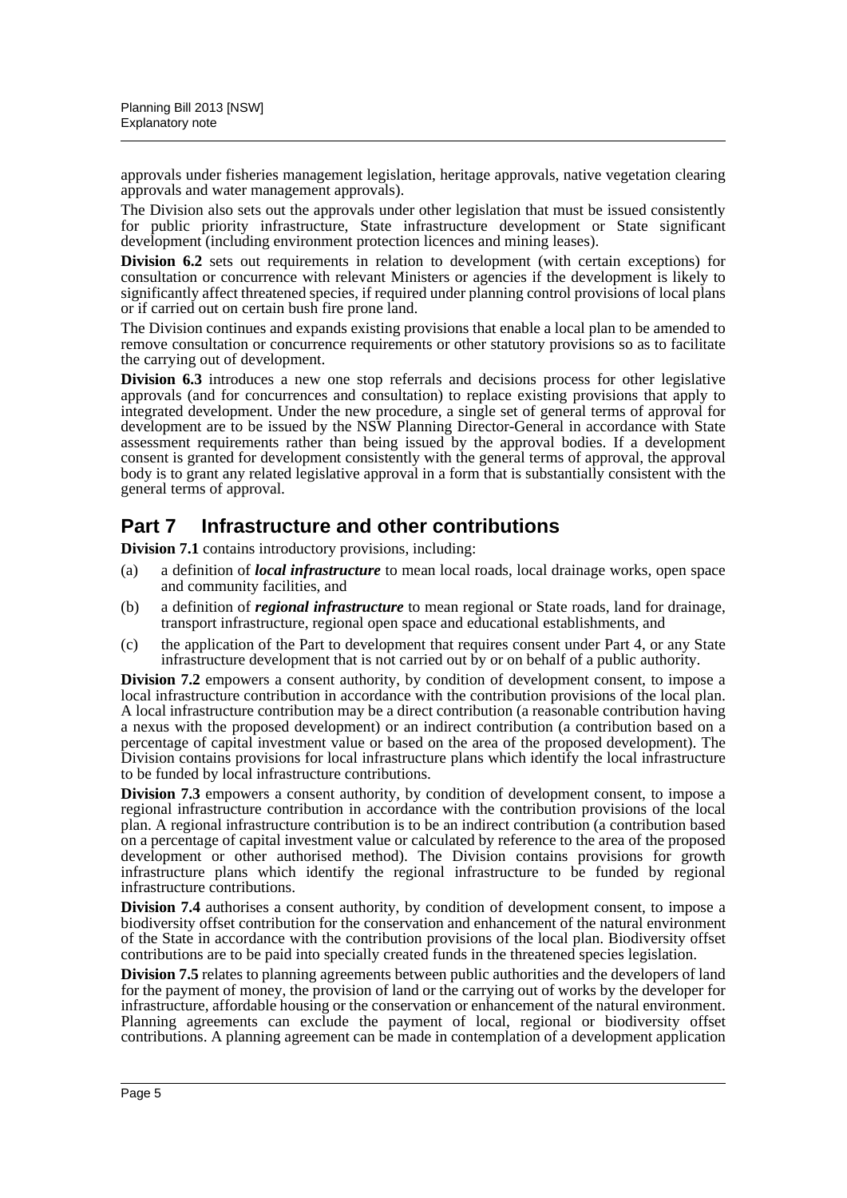approvals under fisheries management legislation, heritage approvals, native vegetation clearing approvals and water management approvals).

The Division also sets out the approvals under other legislation that must be issued consistently for public priority infrastructure, State infrastructure development or State significant development (including environment protection licences and mining leases).

**Division 6.2** sets out requirements in relation to development (with certain exceptions) for consultation or concurrence with relevant Ministers or agencies if the development is likely to significantly affect threatened species, if required under planning control provisions of local plans or if carried out on certain bush fire prone land.

The Division continues and expands existing provisions that enable a local plan to be amended to remove consultation or concurrence requirements or other statutory provisions so as to facilitate the carrying out of development.

**Division 6.3** introduces a new one stop referrals and decisions process for other legislative approvals (and for concurrences and consultation) to replace existing provisions that apply to integrated development. Under the new procedure, a single set of general terms of approval for development are to be issued by the NSW Planning Director-General in accordance with State assessment requirements rather than being issued by the approval bodies. If a development consent is granted for development consistently with the general terms of approval, the approval body is to grant any related legislative approval in a form that is substantially consistent with the general terms of approval.

## Part 7 Infrastructure and other contributions

**Division 7.1** contains introductory provisions, including:

(a) a definition of ***local infrastructure*** to mean local roads, local drainage works, open space and community facilities, and

(b) a definition of ***regional infrastructure*** to mean regional or State roads, land for drainage, transport infrastructure, regional open space and educational establishments, and

(c) the application of the Part to development that requires consent under Part 4, or any State infrastructure development that is not carried out by or on behalf of a public authority.

**Division 7.2** empowers a consent authority, by condition of development consent, to impose a local infrastructure contribution in accordance with the contribution provisions of the local plan. A local infrastructure contribution may be a direct contribution (a reasonable contribution having a nexus with the proposed development) or an indirect contribution (a contribution based on a percentage of capital investment value or based on the area of the proposed development). The Division contains provisions for local infrastructure plans which identify the local infrastructure to be funded by local infrastructure contributions.

**Division 7.3** empowers a consent authority, by condition of development consent, to impose a regional infrastructure contribution in accordance with the contribution provisions of the local plan. A regional infrastructure contribution is to be an indirect contribution (a contribution based on a percentage of capital investment value or calculated by reference to the area of the proposed development or other authorised method). The Division contains provisions for growth infrastructure plans which identify the regional infrastructure to be funded by regional infrastructure contributions.

**Division 7.4** authorises a consent authority, by condition of development consent, to impose a biodiversity offset contribution for the conservation and enhancement of the natural environment of the State in accordance with the contribution provisions of the local plan. Biodiversity offset contributions are to be paid into specially created funds in the threatened species legislation.

**Division 7.5** relates to planning agreements between public authorities and the developers of land for the payment of money, the provision of land or the carrying out of works by the developer for infrastructure, affordable housing or the conservation or enhancement of the natural environment. Planning agreements can exclude the payment of local, regional or biodiversity offset contributions. A planning agreement can be made in contemplation of a development application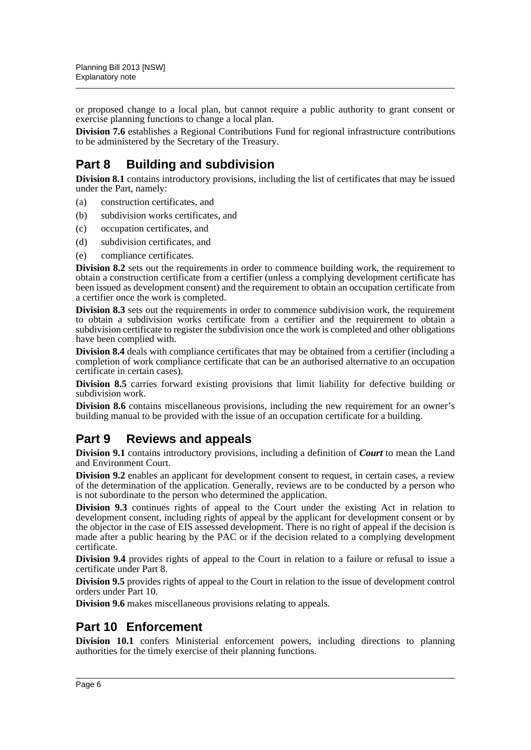or proposed change to a local plan, but cannot require a public authority to grant consent or exercise planning functions to change a local plan.

**Division 7.6** establishes a Regional Contributions Fund for regional infrastructure contributions to be administered by the Secretary of the Treasury.

## Part 8 Building and subdivision

**Division 8.1** contains introductory provisions, including the list of certificates that may be issued under the Part, namely:

(a) construction certificates, and

(b) subdivision works certificates, and

(c) occupation certificates, and

(d) subdivision certificates, and

(e) compliance certificates.

**Division 8.2** sets out the requirements in order to commence building work, the requirement to obtain a construction certificate from a certifier (unless a complying development certificate has been issued as development consent) and the requirement to obtain an occupation certificate from a certifier once the work is completed.

**Division 8.3** sets out the requirements in order to commence subdivision work, the requirement to obtain a subdivision works certificate from a certifier and the requirement to obtain a subdivision certificate to register the subdivision once the work is completed and other obligations have been complied with.

**Division 8.4** deals with compliance certificates that may be obtained from a certifier (including a completion of work compliance certificate that can be an authorised alternative to an occupation certificate in certain cases).

**Division 8.5** carries forward existing provisions that limit liability for defective building or subdivision work.

**Division 8.6** contains miscellaneous provisions, including the new requirement for an owner's building manual to be provided with the issue of an occupation certificate for a building.

## Part 9 Reviews and appeals

**Division 9.1** contains introductory provisions, including a definition of ***Court*** to mean the Land and Environment Court.

**Division 9.2** enables an applicant for development consent to request, in certain cases, a review of the determination of the application. Generally, reviews are to be conducted by a person who is not subordinate to the person who determined the application.

**Division 9.3** continues rights of appeal to the Court under the existing Act in relation to development consent, including rights of appeal by the applicant for development consent or by the objector in the case of EIS assessed development. There is no right of appeal if the decision is made after a public hearing by the PAC or if the decision related to a complying development certificate.

**Division 9.4** provides rights of appeal to the Court in relation to a failure or refusal to issue a certificate under Part 8.

**Division 9.5** provides rights of appeal to the Court in relation to the issue of development control orders under Part 10.

**Division 9.6** makes miscellaneous provisions relating to appeals.

## Part 10 Enforcement

**Division 10.1** confers Ministerial enforcement powers, including directions to planning authorities for the timely exercise of their planning functions.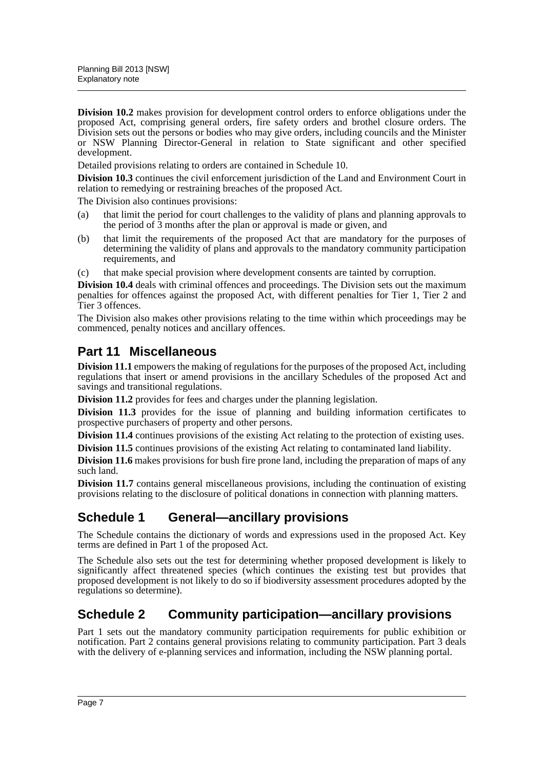**Division 10.2** makes provision for development control orders to enforce obligations under the proposed Act, comprising general orders, fire safety orders and brothel closure orders. The Division sets out the persons or bodies who may give orders, including councils and the Minister or NSW Planning Director-General in relation to State significant and other specified development.

Detailed provisions relating to orders are contained in Schedule 10.

**Division 10.3** continues the civil enforcement jurisdiction of the Land and Environment Court in relation to remedying or restraining breaches of the proposed Act.

The Division also continues provisions:

(a) that limit the period for court challenges to the validity of plans and planning approvals to the period of 3 months after the plan or approval is made or given, and

(b) that limit the requirements of the proposed Act that are mandatory for the purposes of determining the validity of plans and approvals to the mandatory community participation requirements, and

(c) that make special provision where development consents are tainted by corruption.

**Division 10.4** deals with criminal offences and proceedings. The Division sets out the maximum penalties for offences against the proposed Act, with different penalties for Tier 1, Tier 2 and Tier 3 offences.

The Division also makes other provisions relating to the time within which proceedings may be commenced, penalty notices and ancillary offences.

## Part 11 Miscellaneous

**Division 11.1** empowers the making of regulations for the purposes of the proposed Act, including regulations that insert or amend provisions in the ancillary Schedules of the proposed Act and savings and transitional regulations.

**Division 11.2** provides for fees and charges under the planning legislation.

**Division 11.3** provides for the issue of planning and building information certificates to prospective purchasers of property and other persons.

**Division 11.4** continues provisions of the existing Act relating to the protection of existing uses.

**Division 11.5** continues provisions of the existing Act relating to contaminated land liability.

**Division 11.6** makes provisions for bush fire prone land, including the preparation of maps of any such land.

**Division 11.7** contains general miscellaneous provisions, including the continuation of existing provisions relating to the disclosure of political donations in connection with planning matters.

## Schedule 1 General—ancillary provisions

The Schedule contains the dictionary of words and expressions used in the proposed Act. Key terms are defined in Part 1 of the proposed Act.

The Schedule also sets out the test for determining whether proposed development is likely to significantly affect threatened species (which continues the existing test but provides that proposed development is not likely to do so if biodiversity assessment procedures adopted by the regulations so determine).

## Schedule 2 Community participation—ancillary provisions

Part 1 sets out the mandatory community participation requirements for public exhibition or notification. Part 2 contains general provisions relating to community participation. Part 3 deals with the delivery of e-planning services and information, including the NSW planning portal.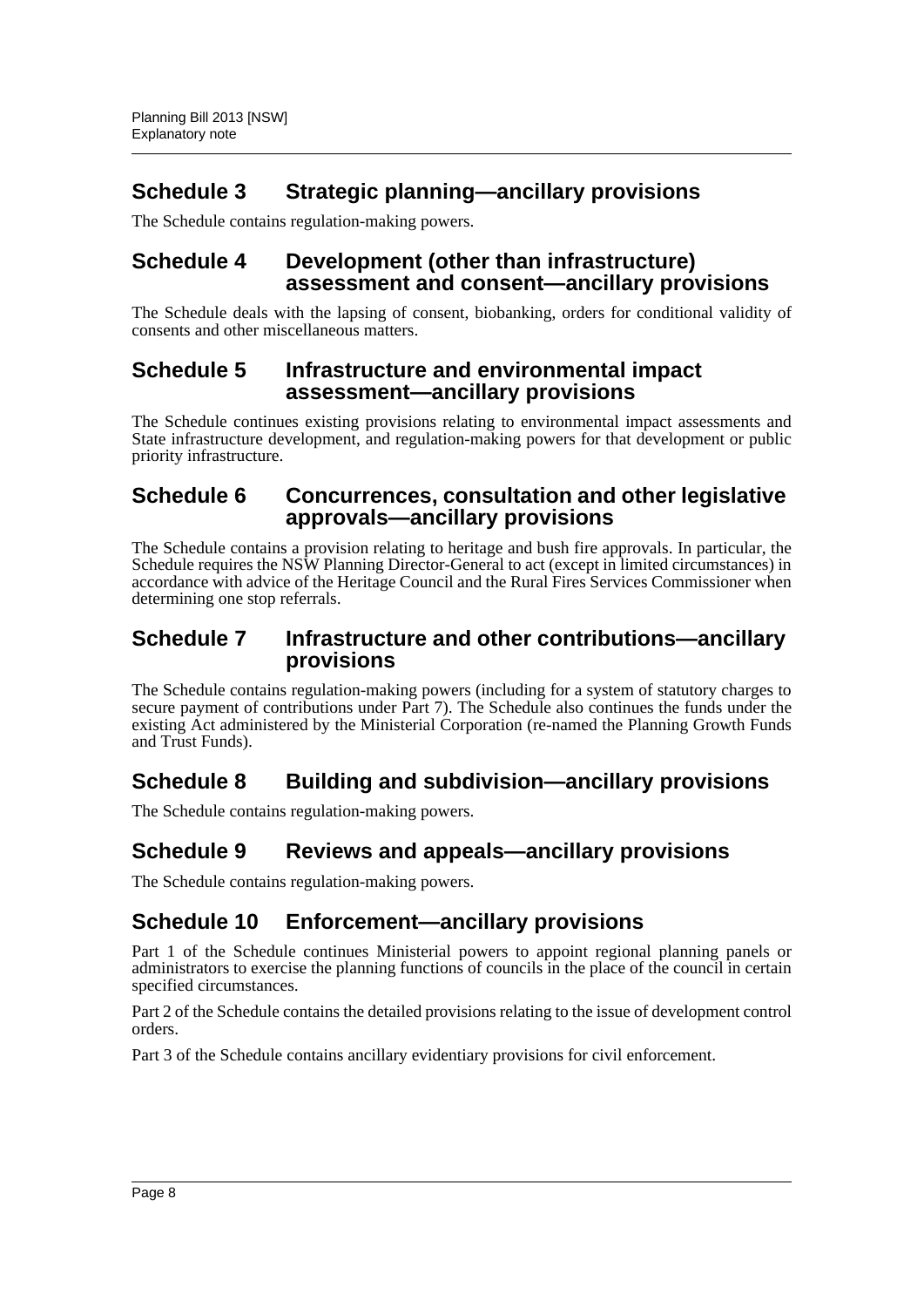## Schedule 3 Strategic planning—ancillary provisions

The Schedule contains regulation-making powers.

## Schedule 4 Development (other than infrastructure) assessment and consent—ancillary provisions

The Schedule deals with the lapsing of consent, biobanking, orders for conditional validity of consents and other miscellaneous matters.

## Schedule 5 Infrastructure and environmental impact assessment—ancillary provisions

The Schedule continues existing provisions relating to environmental impact assessments and State infrastructure development, and regulation-making powers for that development or public priority infrastructure.

## Schedule 6 Concurrences, consultation and other legislative approvals—ancillary provisions

The Schedule contains a provision relating to heritage and bush fire approvals. In particular, the Schedule requires the NSW Planning Director-General to act (except in limited circumstances) in accordance with advice of the Heritage Council and the Rural Fires Services Commissioner when determining one stop referrals.

## Schedule 7 Infrastructure and other contributions—ancillary provisions

The Schedule contains regulation-making powers (including for a system of statutory charges to secure payment of contributions under Part 7). The Schedule also continues the funds under the existing Act administered by the Ministerial Corporation (re-named the Planning Growth Funds and Trust Funds).

## Schedule 8 Building and subdivision—ancillary provisions

The Schedule contains regulation-making powers.

## Schedule 9 Reviews and appeals—ancillary provisions

The Schedule contains regulation-making powers.

## Schedule 10 Enforcement—ancillary provisions

Part 1 of the Schedule continues Ministerial powers to appoint regional planning panels or administrators to exercise the planning functions of councils in the place of the council in certain specified circumstances.

Part 2 of the Schedule contains the detailed provisions relating to the issue of development control orders.

Part 3 of the Schedule contains ancillary evidentiary provisions for civil enforcement.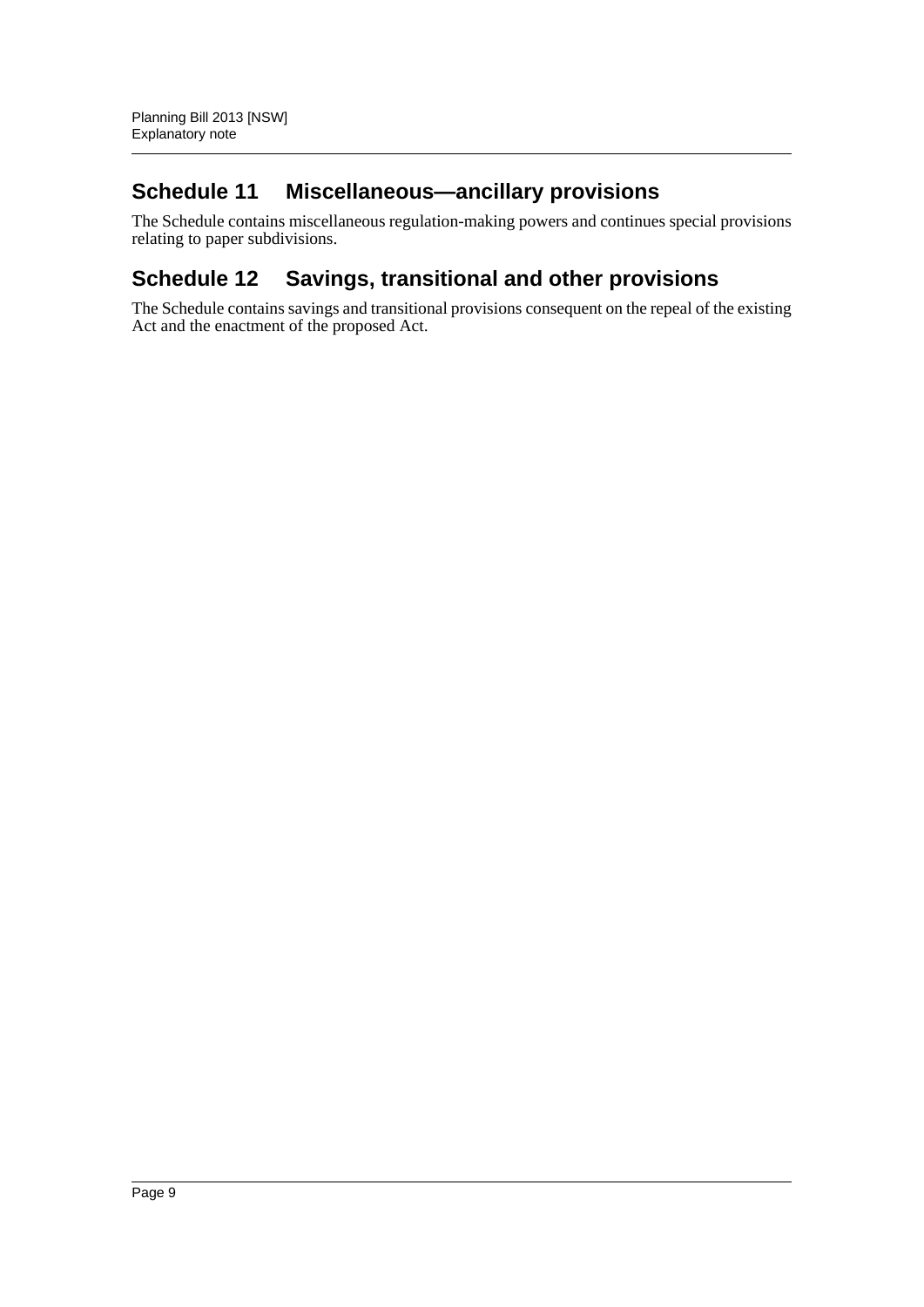## Schedule 11 Miscellaneous—ancillary provisions

The Schedule contains miscellaneous regulation-making powers and continues special provisions relating to paper subdivisions.

## Schedule 12 Savings, transitional and other provisions

The Schedule contains savings and transitional provisions consequent on the repeal of the existing Act and the enactment of the proposed Act.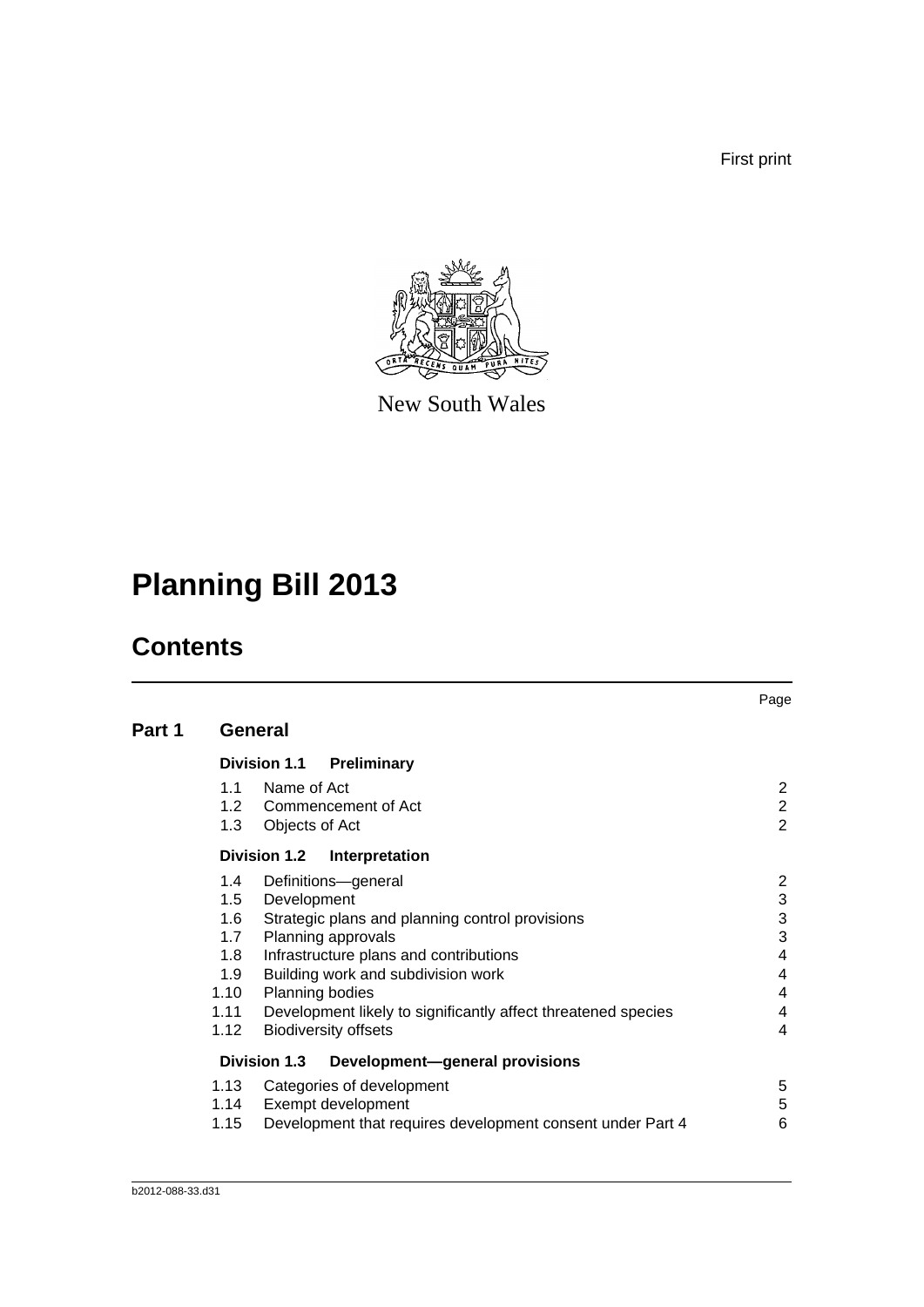First print

New South Wales

# Planning Bill 2013

## Contents

| | | | Page |
|---|---|---|---|
| **Part 1** | **General** | | |
| | **Division 1.1** | **Preliminary** | |
| | 1.1 | Name of Act | 2 |
| | 1.2 | Commencement of Act | 2 |
| | 1.3 | Objects of Act | 2 |
| | **Division 1.2** | **Interpretation** | |
| | 1.4 | Definitions—general | 2 |
| | 1.5 | Development | 3 |
| | 1.6 | Strategic plans and planning control provisions | 3 |
| | 1.7 | Planning approvals | 3 |
| | 1.8 | Infrastructure plans and contributions | 4 |
| | 1.9 | Building work and subdivision work | 4 |
| | 1.10 | Planning bodies | 4 |
| | 1.11 | Development likely to significantly affect threatened species | 4 |
| | 1.12 | Biodiversity offsets | 4 |
| | **Division 1.3** | **Development—general provisions** | |
| | 1.13 | Categories of development | 5 |
| | 1.14 | Exempt development | 5 |
| | 1.15 | Development that requires development consent under Part 4 | 6 |

b2012-088-33.d31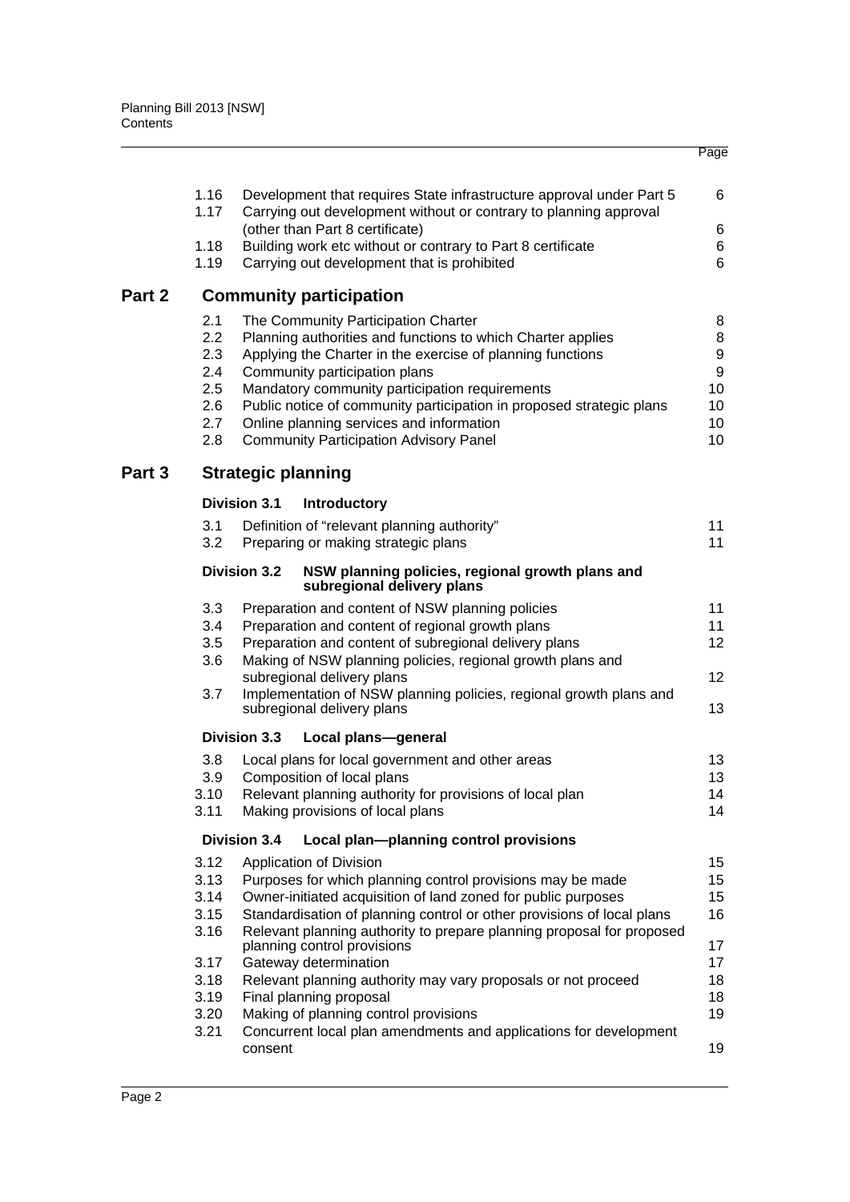| | | | Page |
|---|---|---|---|
| | 1.16 | Development that requires State infrastructure approval under Part 5 | 6 |
| | 1.17 | Carrying out development without or contrary to planning approval (other than Part 8 certificate) | 6 |
| | 1.18 | Building work etc without or contrary to Part 8 certificate | 6 |
| | 1.19 | Carrying out development that is prohibited | 6 |
| **Part 2** | | **Community participation** | |
| | 2.1 | The Community Participation Charter | 8 |
| | 2.2 | Planning authorities and functions to which Charter applies | 8 |
| | 2.3 | Applying the Charter in the exercise of planning functions | 9 |
| | 2.4 | Community participation plans | 9 |
| | 2.5 | Mandatory community participation requirements | 10 |
| | 2.6 | Public notice of community participation in proposed strategic plans | 10 |
| | 2.7 | Online planning services and information | 10 |
| | 2.8 | Community Participation Advisory Panel | 10 |
| **Part 3** | | **Strategic planning** | |
| | **Division 3.1** | **Introductory** | |
| | 3.1 | Definition of "relevant planning authority" | 11 |
| | 3.2 | Preparing or making strategic plans | 11 |
| | **Division 3.2** | **NSW planning policies, regional growth plans and subregional delivery plans** | |
| | 3.3 | Preparation and content of NSW planning policies | 11 |
| | 3.4 | Preparation and content of regional growth plans | 11 |
| | 3.5 | Preparation and content of subregional delivery plans | 12 |
| | 3.6 | Making of NSW planning policies, regional growth plans and subregional delivery plans | 12 |
| | 3.7 | Implementation of NSW planning policies, regional growth plans and subregional delivery plans | 13 |
| | **Division 3.3** | **Local plans—general** | |
| | 3.8 | Local plans for local government and other areas | 13 |
| | 3.9 | Composition of local plans | 13 |
| | 3.10 | Relevant planning authority for provisions of local plan | 14 |
| | 3.11 | Making provisions of local plans | 14 |
| | **Division 3.4** | **Local plan—planning control provisions** | |
| | 3.12 | Application of Division | 15 |
| | 3.13 | Purposes for which planning control provisions may be made | 15 |
| | 3.14 | Owner-initiated acquisition of land zoned for public purposes | 15 |
| | 3.15 | Standardisation of planning control or other provisions of local plans | 16 |
| | 3.16 | Relevant planning authority to prepare planning proposal for proposed planning control provisions | 17 |
| | 3.17 | Gateway determination | 17 |
| | 3.18 | Relevant planning authority may vary proposals or not proceed | 18 |
| | 3.19 | Final planning proposal | 18 |
| | 3.20 | Making of planning control provisions | 19 |
| | 3.21 | Concurrent local plan amendments and applications for development consent | 19 |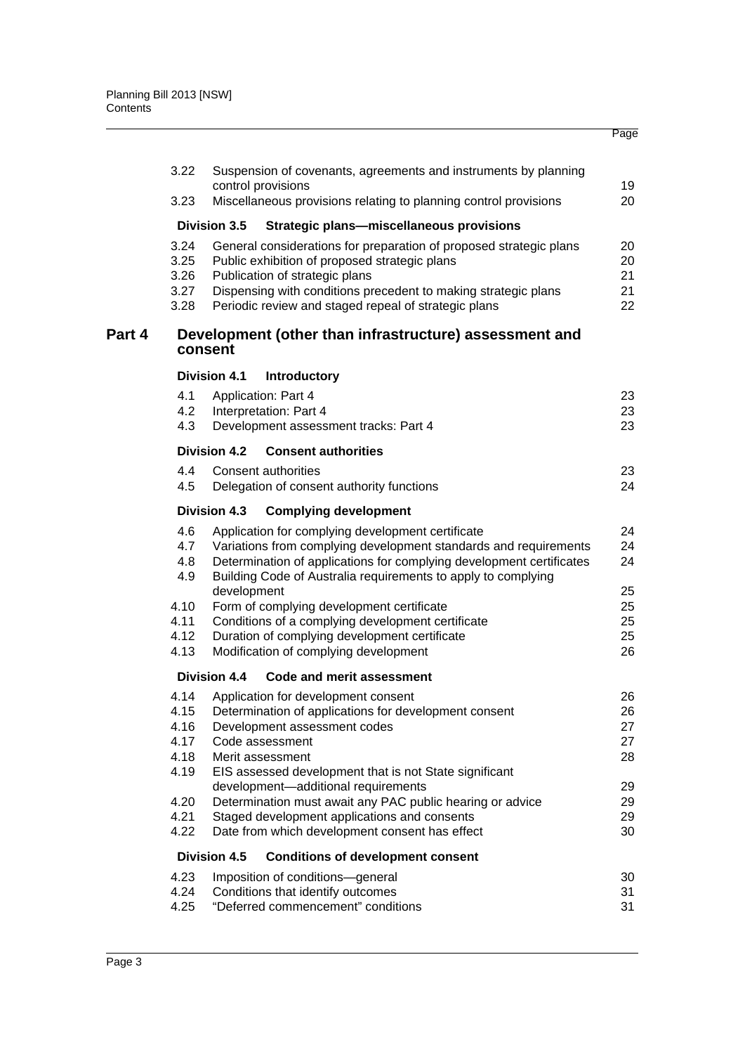| | | | Page |
|---|---|---|---|
| | 3.22 | Suspension of covenants, agreements and instruments by planning control provisions | 19 |
| | 3.23 | Miscellaneous provisions relating to planning control provisions | 20 |
| | **Division 3.5** | **Strategic plans—miscellaneous provisions** | |
| | 3.24 | General considerations for preparation of proposed strategic plans | 20 |
| | 3.25 | Public exhibition of proposed strategic plans | 20 |
| | 3.26 | Publication of strategic plans | 21 |
| | 3.27 | Dispensing with conditions precedent to making strategic plans | 21 |
| | 3.28 | Periodic review and staged repeal of strategic plans | 22 |
| **Part 4** | **Development (other than infrastructure) assessment and consent** | | |
| | **Division 4.1** | **Introductory** | |
| | 4.1 | Application: Part 4 | 23 |
| | 4.2 | Interpretation: Part 4 | 23 |
| | 4.3 | Development assessment tracks: Part 4 | 23 |
| | **Division 4.2** | **Consent authorities** | |
| | 4.4 | Consent authorities | 23 |
| | 4.5 | Delegation of consent authority functions | 24 |
| | **Division 4.3** | **Complying development** | |
| | 4.6 | Application for complying development certificate | 24 |
| | 4.7 | Variations from complying development standards and requirements | 24 |
| | 4.8 | Determination of applications for complying development certificates | 24 |
| | 4.9 | Building Code of Australia requirements to apply to complying development | 25 |
| | 4.10 | Form of complying development certificate | 25 |
| | 4.11 | Conditions of a complying development certificate | 25 |
| | 4.12 | Duration of complying development certificate | 25 |
| | 4.13 | Modification of complying development | 26 |
| | **Division 4.4** | **Code and merit assessment** | |
| | 4.14 | Application for development consent | 26 |
| | 4.15 | Determination of applications for development consent | 26 |
| | 4.16 | Development assessment codes | 27 |
| | 4.17 | Code assessment | 27 |
| | 4.18 | Merit assessment | 28 |
| | 4.19 | EIS assessed development that is not State significant development—additional requirements | 29 |
| | 4.20 | Determination must await any PAC public hearing or advice | 29 |
| | 4.21 | Staged development applications and consents | 29 |
| | 4.22 | Date from which development consent has effect | 30 |
| | **Division 4.5** | **Conditions of development consent** | |
| | 4.23 | Imposition of conditions—general | 30 |
| | 4.24 | Conditions that identify outcomes | 31 |
| | 4.25 | "Deferred commencement" conditions | 31 |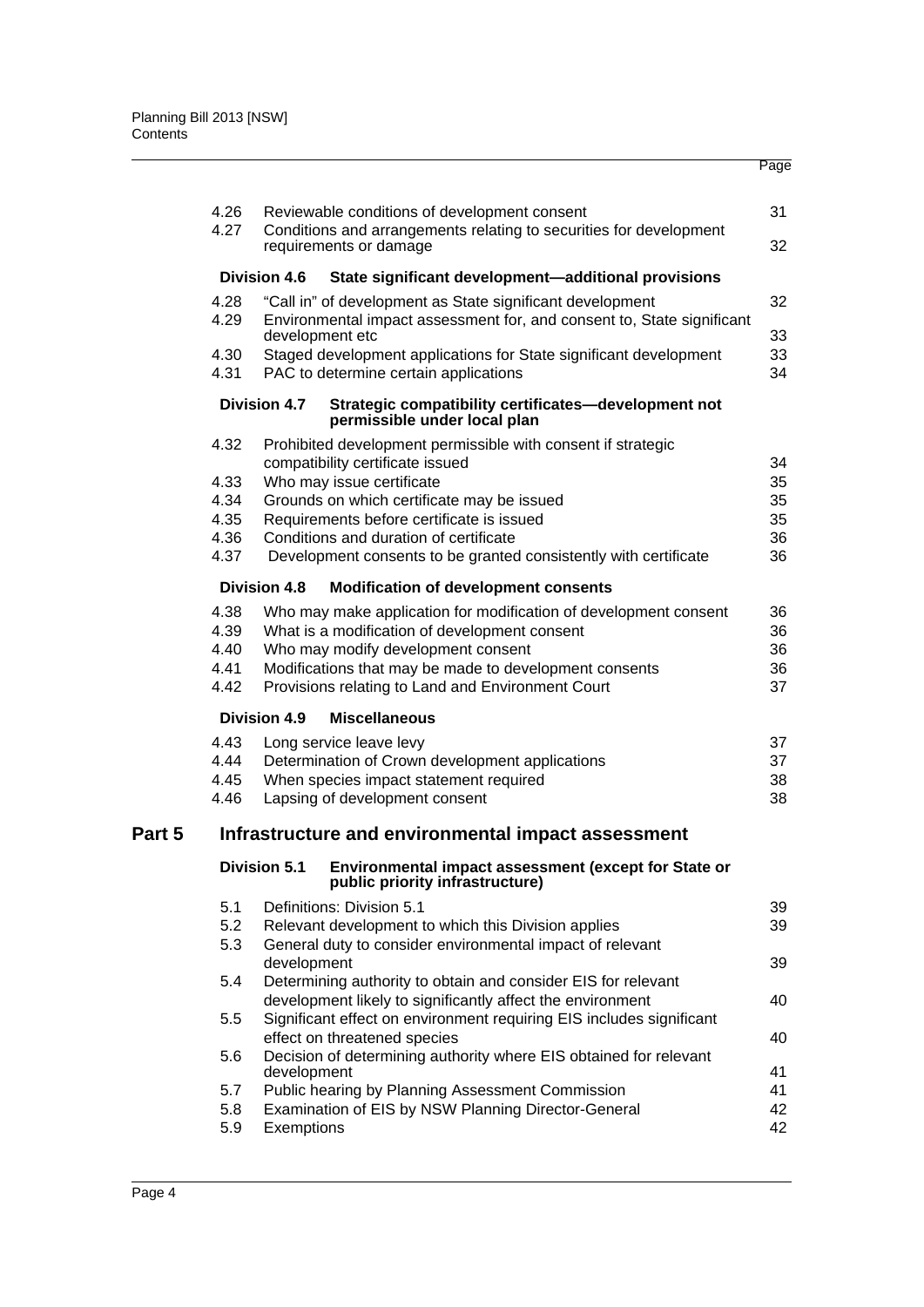| | | Page |
|---|---|---|
| 4.26 | Reviewable conditions of development consent | 31 |
| 4.27 | Conditions and arrangements relating to securities for development requirements or damage | 32 |
| **Division 4.6** | **State significant development—additional provisions** | |
| 4.28 | "Call in" of development as State significant development | 32 |
| 4.29 | Environmental impact assessment for, and consent to, State significant development etc | 33 |
| 4.30 | Staged development applications for State significant development | 33 |
| 4.31 | PAC to determine certain applications | 34 |
| **Division 4.7** | **Strategic compatibility certificates—development not permissible under local plan** | |
| 4.32 | Prohibited development permissible with consent if strategic compatibility certificate issued | 34 |
| 4.33 | Who may issue certificate | 35 |
| 4.34 | Grounds on which certificate may be issued | 35 |
| 4.35 | Requirements before certificate is issued | 35 |
| 4.36 | Conditions and duration of certificate | 36 |
| 4.37 | Development consents to be granted consistently with certificate | 36 |
| **Division 4.8** | **Modification of development consents** | |
| 4.38 | Who may make application for modification of development consent | 36 |
| 4.39 | What is a modification of development consent | 36 |
| 4.40 | Who may modify development consent | 36 |
| 4.41 | Modifications that may be made to development consents | 36 |
| 4.42 | Provisions relating to Land and Environment Court | 37 |
| **Division 4.9** | **Miscellaneous** | |
| 4.43 | Long service leave levy | 37 |
| 4.44 | Determination of Crown development applications | 37 |
| 4.45 | When species impact statement required | 38 |
| 4.46 | Lapsing of development consent | 38 |
| **Part 5** | **Infrastructure and environmental impact assessment** | |
| **Division 5.1** | **Environmental impact assessment (except for State or public priority infrastructure)** | |
| 5.1 | Definitions: Division 5.1 | 39 |
| 5.2 | Relevant development to which this Division applies | 39 |
| 5.3 | General duty to consider environmental impact of relevant development | 39 |
| 5.4 | Determining authority to obtain and consider EIS for relevant development likely to significantly affect the environment | 40 |
| 5.5 | Significant effect on environment requiring EIS includes significant effect on threatened species | 40 |
| 5.6 | Decision of determining authority where EIS obtained for relevant development | 41 |
| 5.7 | Public hearing by Planning Assessment Commission | 41 |
| 5.8 | Examination of EIS by NSW Planning Director-General | 42 |
| 5.9 | Exemptions | 42 |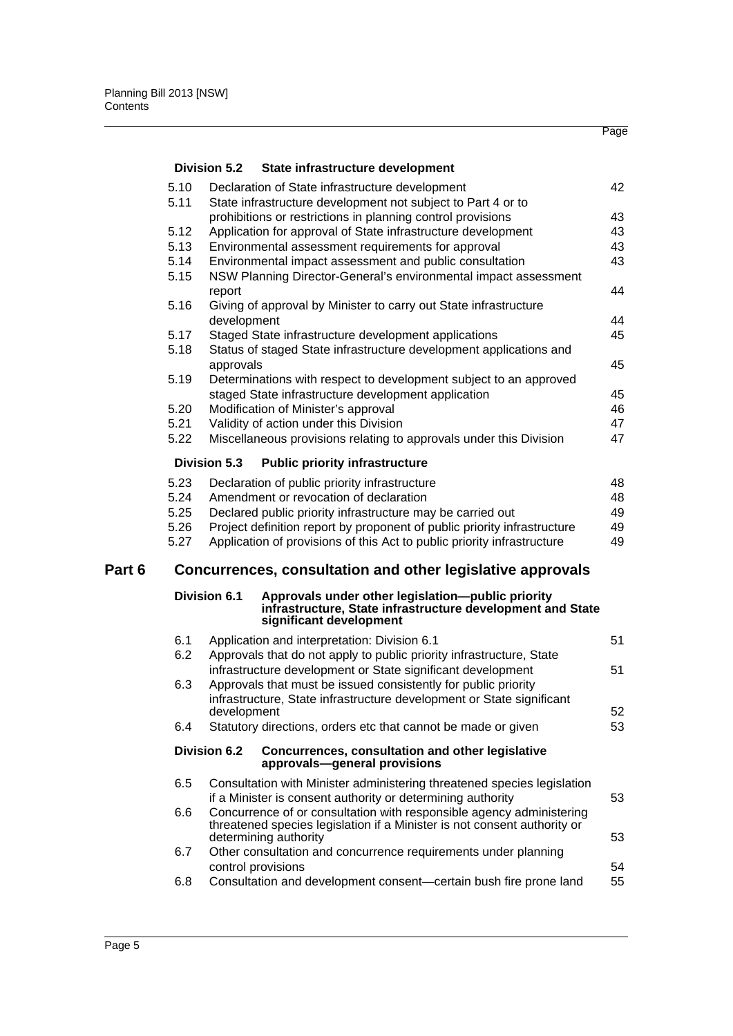| | | Page |
|---|---|---|
| **Division 5.2** | **State infrastructure development** | |
| 5.10 | Declaration of State infrastructure development | 42 |
| 5.11 | State infrastructure development not subject to Part 4 or to prohibitions or restrictions in planning control provisions | 43 |
| 5.12 | Application for approval of State infrastructure development | 43 |
| 5.13 | Environmental assessment requirements for approval | 43 |
| 5.14 | Environmental impact assessment and public consultation | 43 |
| 5.15 | NSW Planning Director-General's environmental impact assessment report | 44 |
| 5.16 | Giving of approval by Minister to carry out State infrastructure development | 44 |
| 5.17 | Staged State infrastructure development applications | 45 |
| 5.18 | Status of staged State infrastructure development applications and approvals | 45 |
| 5.19 | Determinations with respect to development subject to an approved staged State infrastructure development application | 45 |
| 5.20 | Modification of Minister's approval | 46 |
| 5.21 | Validity of action under this Division | 47 |
| 5.22 | Miscellaneous provisions relating to approvals under this Division | 47 |
| **Division 5.3** | **Public priority infrastructure** | |
| 5.23 | Declaration of public priority infrastructure | 48 |
| 5.24 | Amendment or revocation of declaration | 48 |
| 5.25 | Declared public priority infrastructure may be carried out | 49 |
| 5.26 | Project definition report by proponent of public priority infrastructure | 49 |
| 5.27 | Application of provisions of this Act to public priority infrastructure | 49 |

## Part 6 Concurrences, consultation and other legislative approvals

| | | |
|---|---|---|
| **Division 6.1** | **Approvals under other legislation—public priority infrastructure, State infrastructure development and State significant development** | |
| 6.1 | Application and interpretation: Division 6.1 | 51 |
| 6.2 | Approvals that do not apply to public priority infrastructure, State infrastructure development or State significant development | 51 |
| 6.3 | Approvals that must be issued consistently for public priority infrastructure, State infrastructure development or State significant development | 52 |
| 6.4 | Statutory directions, orders etc that cannot be made or given | 53 |
| **Division 6.2** | **Concurrences, consultation and other legislative approvals—general provisions** | |
| 6.5 | Consultation with Minister administering threatened species legislation if a Minister is consent authority or determining authority | 53 |
| 6.6 | Concurrence of or consultation with responsible agency administering threatened species legislation if a Minister is not consent authority or determining authority | 53 |
| 6.7 | Other consultation and concurrence requirements under planning control provisions | 54 |
| 6.8 | Consultation and development consent—certain bush fire prone land | 55 |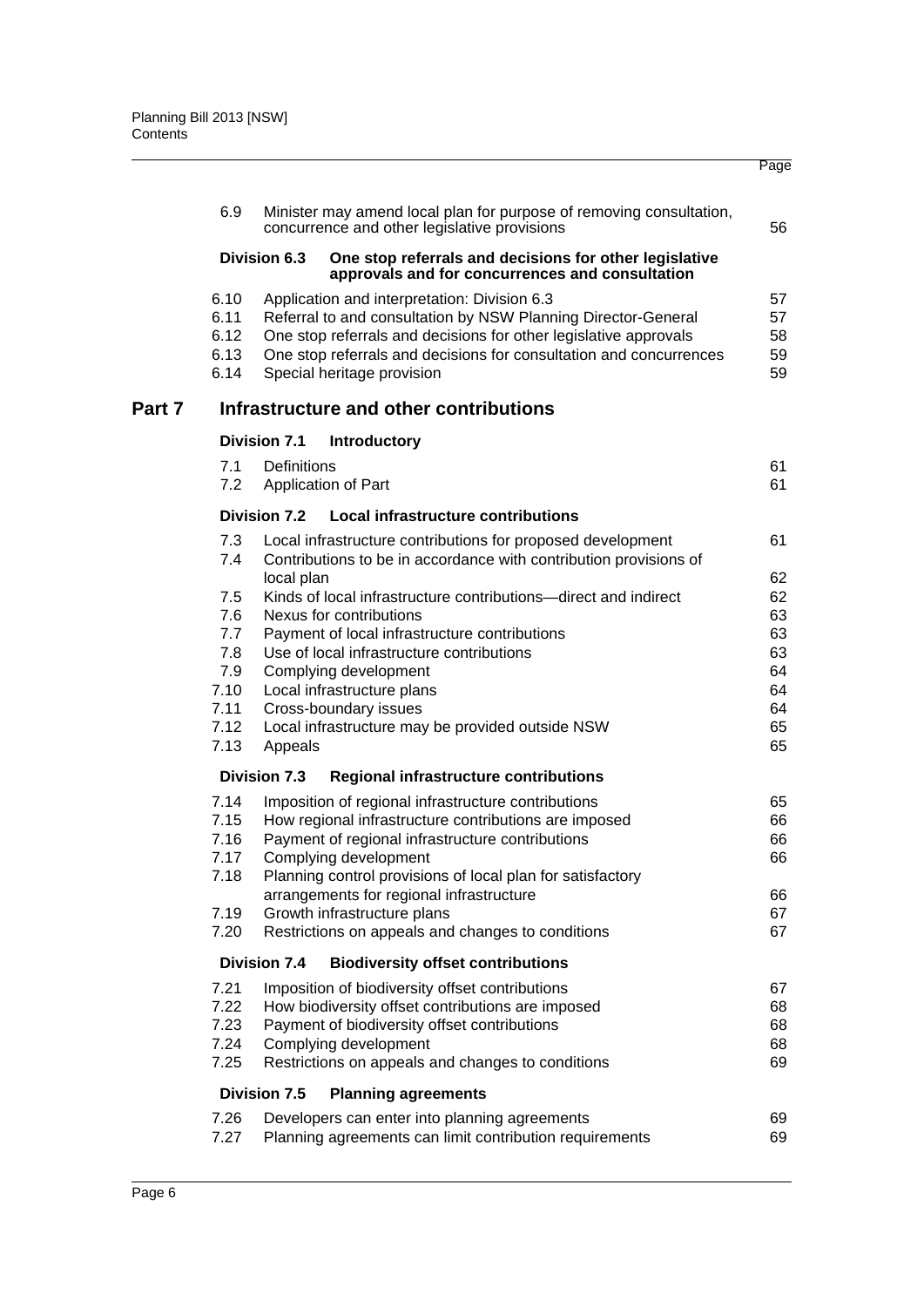| | | Page |
|---|---|---|
| 6.9 | Minister may amend local plan for purpose of removing consultation, concurrence and other legislative provisions | 56 |
| **Division 6.3** | **One stop referrals and decisions for other legislative approvals and for concurrences and consultation** | |
| 6.10 | Application and interpretation: Division 6.3 | 57 |
| 6.11 | Referral to and consultation by NSW Planning Director-General | 57 |
| 6.12 | One stop referrals and decisions for other legislative approvals | 58 |
| 6.13 | One stop referrals and decisions for consultation and concurrences | 59 |
| 6.14 | Special heritage provision | 59 |

## Part 7 Infrastructure and other contributions

| | | |
|---|---|---|
| **Division 7.1** | **Introductory** | |
| 7.1 | Definitions | 61 |
| 7.2 | Application of Part | 61 |
| **Division 7.2** | **Local infrastructure contributions** | |
| 7.3 | Local infrastructure contributions for proposed development | 61 |
| 7.4 | Contributions to be in accordance with contribution provisions of local plan | 62 |
| 7.5 | Kinds of local infrastructure contributions—direct and indirect | 62 |
| 7.6 | Nexus for contributions | 63 |
| 7.7 | Payment of local infrastructure contributions | 63 |
| 7.8 | Use of local infrastructure contributions | 63 |
| 7.9 | Complying development | 64 |
| 7.10 | Local infrastructure plans | 64 |
| 7.11 | Cross-boundary issues | 64 |
| 7.12 | Local infrastructure may be provided outside NSW | 65 |
| 7.13 | Appeals | 65 |
| **Division 7.3** | **Regional infrastructure contributions** | |
| 7.14 | Imposition of regional infrastructure contributions | 65 |
| 7.15 | How regional infrastructure contributions are imposed | 66 |
| 7.16 | Payment of regional infrastructure contributions | 66 |
| 7.17 | Complying development | 66 |
| 7.18 | Planning control provisions of local plan for satisfactory arrangements for regional infrastructure | 66 |
| 7.19 | Growth infrastructure plans | 67 |
| 7.20 | Restrictions on appeals and changes to conditions | 67 |
| **Division 7.4** | **Biodiversity offset contributions** | |
| 7.21 | Imposition of biodiversity offset contributions | 67 |
| 7.22 | How biodiversity offset contributions are imposed | 68 |
| 7.23 | Payment of biodiversity offset contributions | 68 |
| 7.24 | Complying development | 68 |
| 7.25 | Restrictions on appeals and changes to conditions | 69 |
| **Division 7.5** | **Planning agreements** | |
| 7.26 | Developers can enter into planning agreements | 69 |
| 7.27 | Planning agreements can limit contribution requirements | 69 |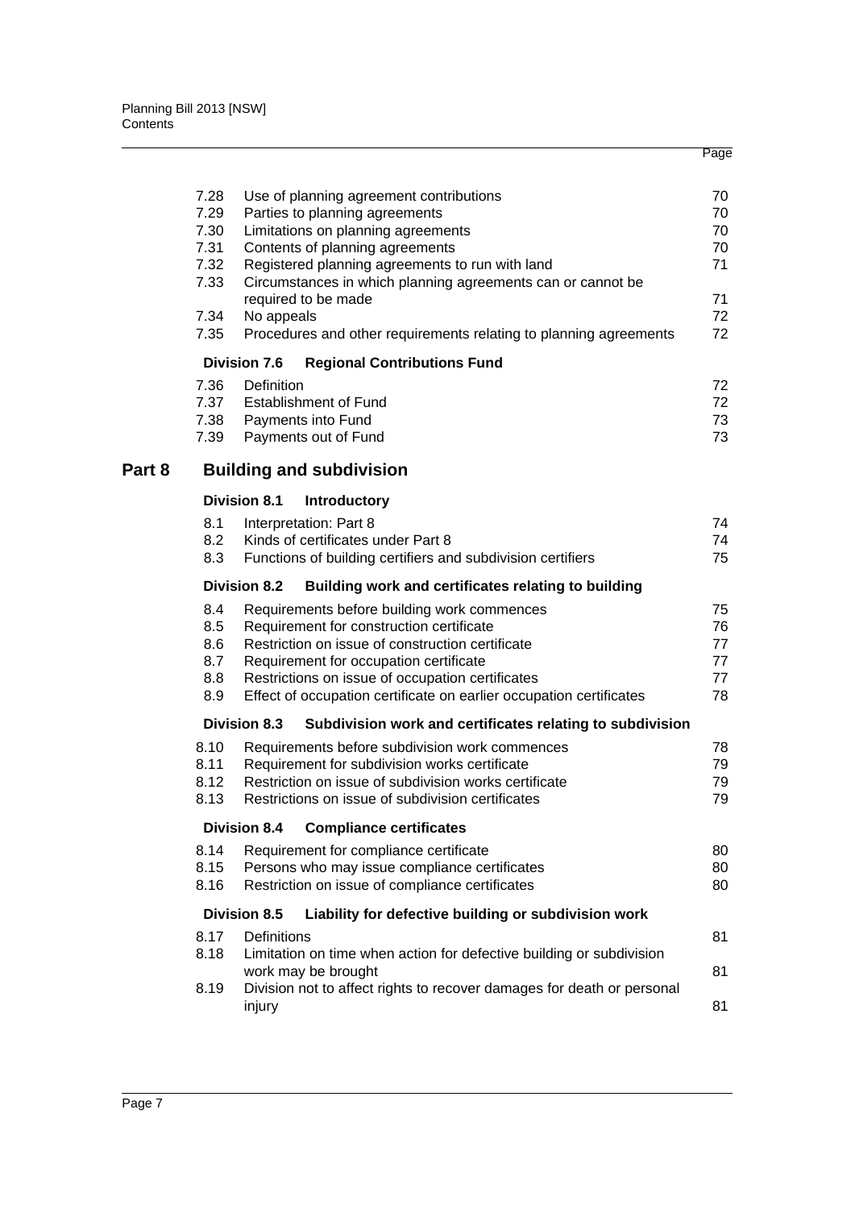| | | Page |
|---|---|---|
| 7.28 | Use of planning agreement contributions | 70 |
| 7.29 | Parties to planning agreements | 70 |
| 7.30 | Limitations on planning agreements | 70 |
| 7.31 | Contents of planning agreements | 70 |
| 7.32 | Registered planning agreements to run with land | 71 |
| 7.33 | Circumstances in which planning agreements can or cannot be required to be made | 71 |
| 7.34 | No appeals | 72 |
| 7.35 | Procedures and other requirements relating to planning agreements | 72 |

**Division 7.6 Regional Contributions Fund**

| | | |
|---|---|---|
| 7.36 | Definition | 72 |
| 7.37 | Establishment of Fund | 72 |
| 7.38 | Payments into Fund | 73 |
| 7.39 | Payments out of Fund | 73 |

## Part 8 Building and subdivision

**Division 8.1 Introductory**

| | | |
|---|---|---|
| 8.1 | Interpretation: Part 8 | 74 |
| 8.2 | Kinds of certificates under Part 8 | 74 |
| 8.3 | Functions of building certifiers and subdivision certifiers | 75 |

**Division 8.2 Building work and certificates relating to building**

| | | |
|---|---|---|
| 8.4 | Requirements before building work commences | 75 |
| 8.5 | Requirement for construction certificate | 76 |
| 8.6 | Restriction on issue of construction certificate | 77 |
| 8.7 | Requirement for occupation certificate | 77 |
| 8.8 | Restrictions on issue of occupation certificates | 77 |
| 8.9 | Effect of occupation certificate on earlier occupation certificates | 78 |

**Division 8.3 Subdivision work and certificates relating to subdivision**

| | | |
|---|---|---|
| 8.10 | Requirements before subdivision work commences | 78 |
| 8.11 | Requirement for subdivision works certificate | 79 |
| 8.12 | Restriction on issue of subdivision works certificate | 79 |
| 8.13 | Restrictions on issue of subdivision certificates | 79 |

**Division 8.4 Compliance certificates**

| | | |
|---|---|---|
| 8.14 | Requirement for compliance certificate | 80 |
| 8.15 | Persons who may issue compliance certificates | 80 |
| 8.16 | Restriction on issue of compliance certificates | 80 |

**Division 8.5 Liability for defective building or subdivision work**

| | | |
|---|---|---|
| 8.17 | Definitions | 81 |
| 8.18 | Limitation on time when action for defective building or subdivision work may be brought | 81 |
| 8.19 | Division not to affect rights to recover damages for death or personal injury | 81 |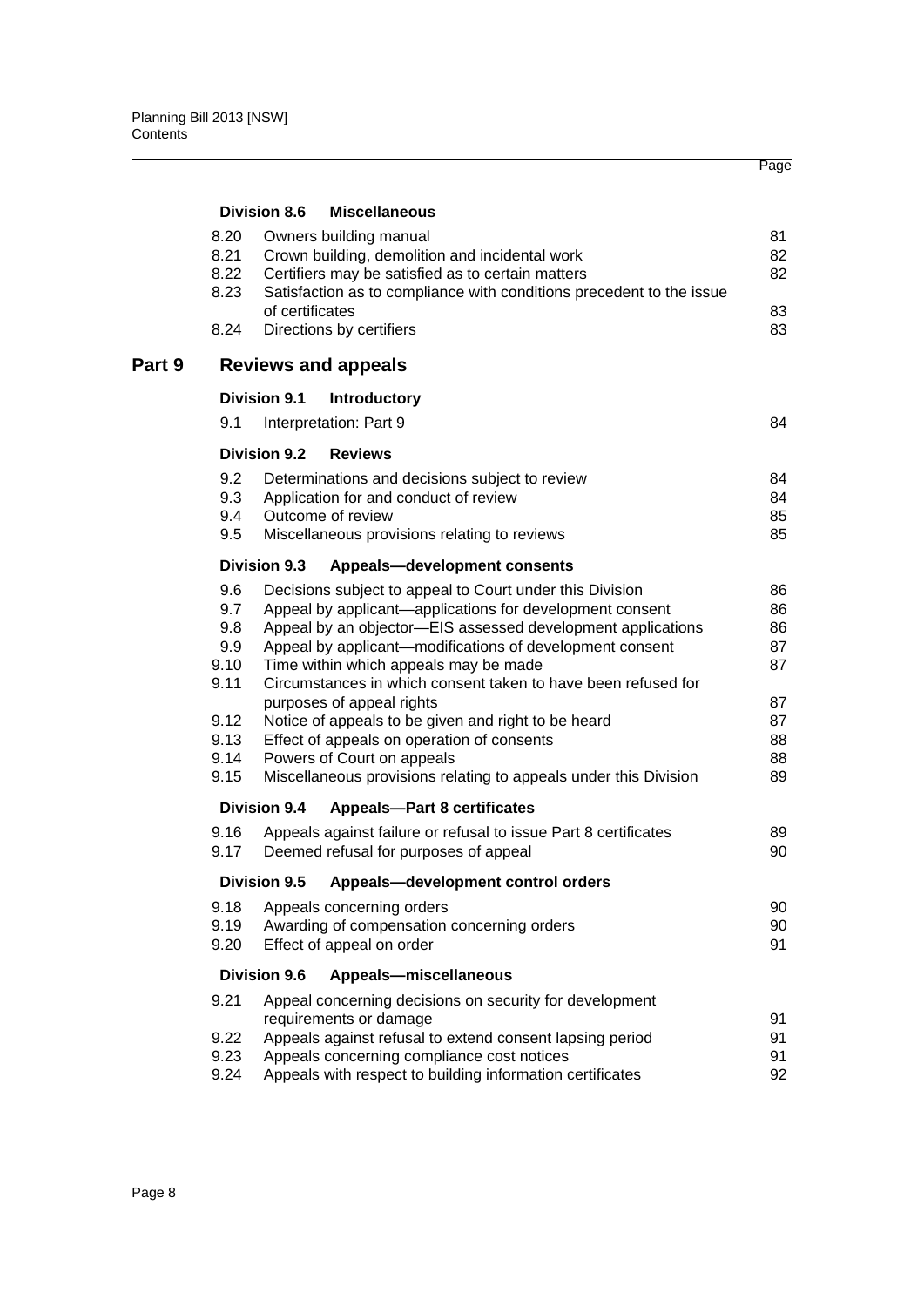| | | Page |
|---|---|---|
| **Division 8.6** | **Miscellaneous** | |
| 8.20 | Owners building manual | 81 |
| 8.21 | Crown building, demolition and incidental work | 82 |
| 8.22 | Certifiers may be satisfied as to certain matters | 82 |
| 8.23 | Satisfaction as to compliance with conditions precedent to the issue of certificates | 83 |
| 8.24 | Directions by certifiers | 83 |

## Part 9 Reviews and appeals

| | | |
|---|---|---|
| **Division 9.1** | **Introductory** | |
| 9.1 | Interpretation: Part 9 | 84 |
| **Division 9.2** | **Reviews** | |
| 9.2 | Determinations and decisions subject to review | 84 |
| 9.3 | Application for and conduct of review | 84 |
| 9.4 | Outcome of review | 85 |
| 9.5 | Miscellaneous provisions relating to reviews | 85 |
| **Division 9.3** | **Appeals—development consents** | |
| 9.6 | Decisions subject to appeal to Court under this Division | 86 |
| 9.7 | Appeal by applicant—applications for development consent | 86 |
| 9.8 | Appeal by an objector—EIS assessed development applications | 86 |
| 9.9 | Appeal by applicant—modifications of development consent | 87 |
| 9.10 | Time within which appeals may be made | 87 |
| 9.11 | Circumstances in which consent taken to have been refused for purposes of appeal rights | 87 |
| 9.12 | Notice of appeals to be given and right to be heard | 87 |
| 9.13 | Effect of appeals on operation of consents | 88 |
| 9.14 | Powers of Court on appeals | 88 |
| 9.15 | Miscellaneous provisions relating to appeals under this Division | 89 |
| **Division 9.4** | **Appeals—Part 8 certificates** | |
| 9.16 | Appeals against failure or refusal to issue Part 8 certificates | 89 |
| 9.17 | Deemed refusal for purposes of appeal | 90 |
| **Division 9.5** | **Appeals—development control orders** | |
| 9.18 | Appeals concerning orders | 90 |
| 9.19 | Awarding of compensation concerning orders | 90 |
| 9.20 | Effect of appeal on order | 91 |
| **Division 9.6** | **Appeals—miscellaneous** | |
| 9.21 | Appeal concerning decisions on security for development requirements or damage | 91 |
| 9.22 | Appeals against refusal to extend consent lapsing period | 91 |
| 9.23 | Appeals concerning compliance cost notices | 91 |
| 9.24 | Appeals with respect to building information certificates | 92 |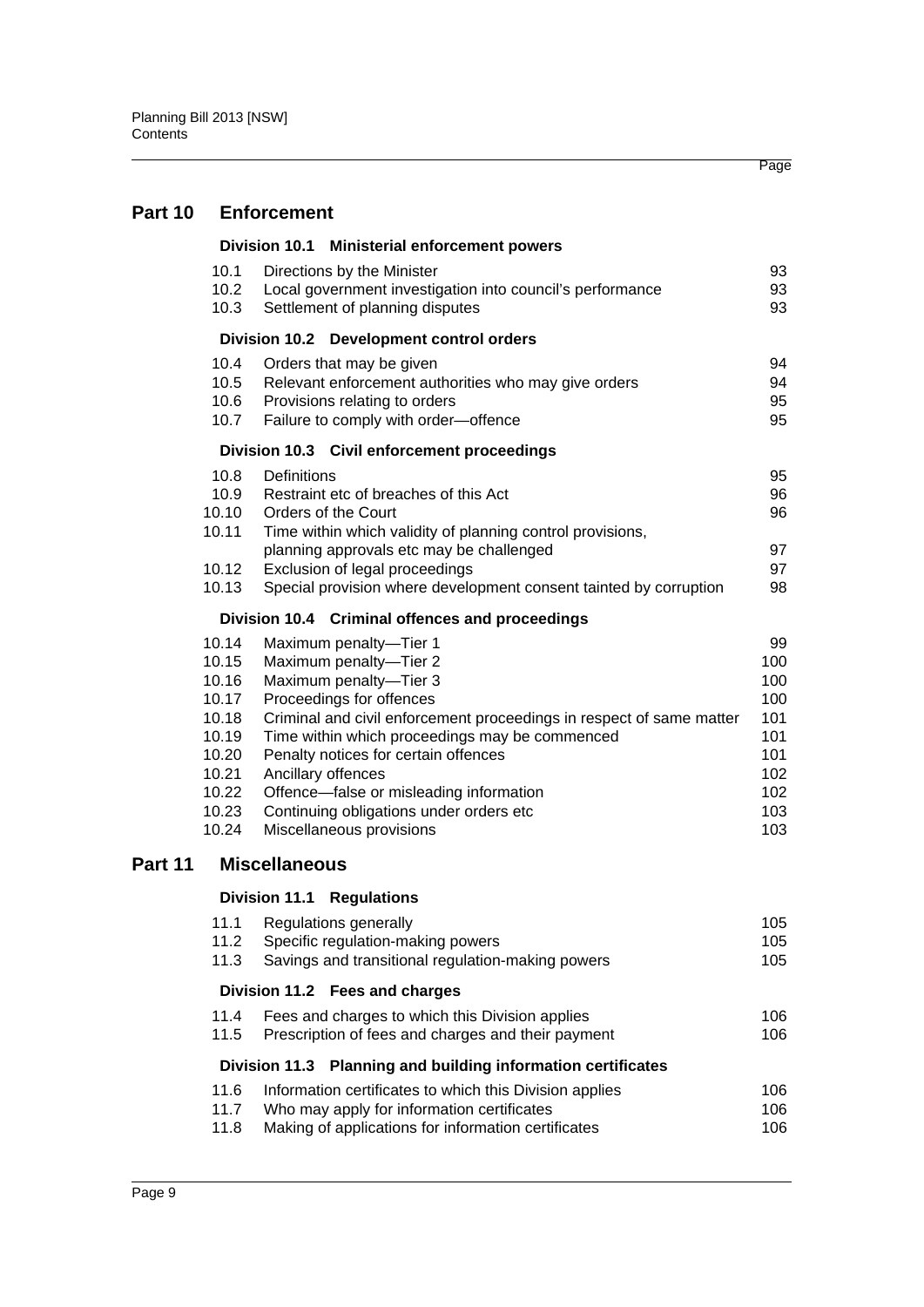## Part 10 Enforcement

### Division 10.1 Ministerial enforcement powers

| | | Page |
|---|---|---|
| 10.1 | Directions by the Minister | 93 |
| 10.2 | Local government investigation into council's performance | 93 |
| 10.3 | Settlement of planning disputes | 93 |

### Division 10.2 Development control orders

| | | |
|---|---|---|
| 10.4 | Orders that may be given | 94 |
| 10.5 | Relevant enforcement authorities who may give orders | 94 |
| 10.6 | Provisions relating to orders | 95 |
| 10.7 | Failure to comply with order—offence | 95 |

### Division 10.3 Civil enforcement proceedings

| | | |
|---|---|---|
| 10.8 | Definitions | 95 |
| 10.9 | Restraint etc of breaches of this Act | 96 |
| 10.10 | Orders of the Court | 96 |
| 10.11 | Time within which validity of planning control provisions, planning approvals etc may be challenged | 97 |
| 10.12 | Exclusion of legal proceedings | 97 |
| 10.13 | Special provision where development consent tainted by corruption | 98 |

### Division 10.4 Criminal offences and proceedings

| | | |
|---|---|---|
| 10.14 | Maximum penalty—Tier 1 | 99 |
| 10.15 | Maximum penalty—Tier 2 | 100 |
| 10.16 | Maximum penalty—Tier 3 | 100 |
| 10.17 | Proceedings for offences | 100 |
| 10.18 | Criminal and civil enforcement proceedings in respect of same matter | 101 |
| 10.19 | Time within which proceedings may be commenced | 101 |
| 10.20 | Penalty notices for certain offences | 101 |
| 10.21 | Ancillary offences | 102 |
| 10.22 | Offence—false or misleading information | 102 |
| 10.23 | Continuing obligations under orders etc | 103 |
| 10.24 | Miscellaneous provisions | 103 |

## Part 11 Miscellaneous

### Division 11.1 Regulations

| | | |
|---|---|---|
| 11.1 | Regulations generally | 105 |
| 11.2 | Specific regulation-making powers | 105 |
| 11.3 | Savings and transitional regulation-making powers | 105 |

### Division 11.2 Fees and charges

| | | |
|---|---|---|
| 11.4 | Fees and charges to which this Division applies | 106 |
| 11.5 | Prescription of fees and charges and their payment | 106 |

### Division 11.3 Planning and building information certificates

| | | |
|---|---|---|
| 11.6 | Information certificates to which this Division applies | 106 |
| 11.7 | Who may apply for information certificates | 106 |
| 11.8 | Making of applications for information certificates | 106 |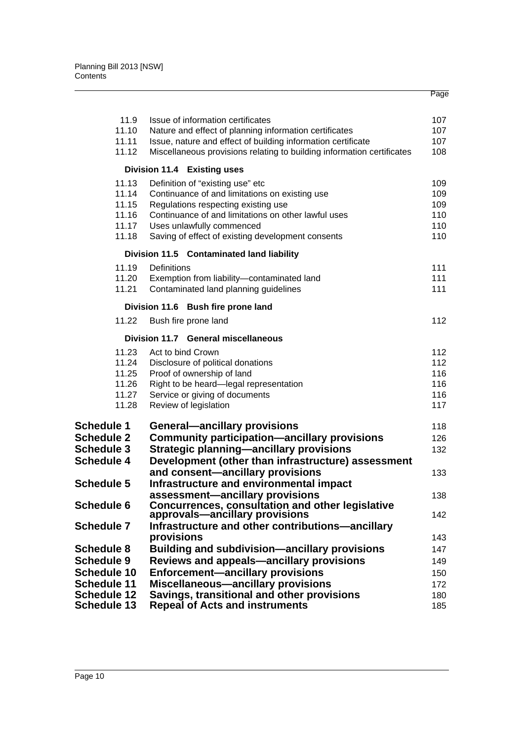| | | Page |
|---|---|---|
| 11.9 | Issue of information certificates | 107 |
| 11.10 | Nature and effect of planning information certificates | 107 |
| 11.11 | Issue, nature and effect of building information certificate | 107 |
| 11.12 | Miscellaneous provisions relating to building information certificates | 108 |
| | **Division 11.4 Existing uses** | |
| 11.13 | Definition of "existing use" etc | 109 |
| 11.14 | Continuance of and limitations on existing use | 109 |
| 11.15 | Regulations respecting existing use | 109 |
| 11.16 | Continuance of and limitations on other lawful uses | 110 |
| 11.17 | Uses unlawfully commenced | 110 |
| 11.18 | Saving of effect of existing development consents | 110 |
| | **Division 11.5 Contaminated land liability** | |
| 11.19 | Definitions | 111 |
| 11.20 | Exemption from liability—contaminated land | 111 |
| 11.21 | Contaminated land planning guidelines | 111 |
| | **Division 11.6 Bush fire prone land** | |
| 11.22 | Bush fire prone land | 112 |
| | **Division 11.7 General miscellaneous** | |
| 11.23 | Act to bind Crown | 112 |
| 11.24 | Disclosure of political donations | 112 |
| 11.25 | Proof of ownership of land | 116 |
| 11.26 | Right to be heard—legal representation | 116 |
| 11.27 | Service or giving of documents | 116 |
| 11.28 | Review of legislation | 117 |
| **Schedule 1** | **General—ancillary provisions** | 118 |
| **Schedule 2** | **Community participation—ancillary provisions** | 126 |
| **Schedule 3** | **Strategic planning—ancillary provisions** | 132 |
| **Schedule 4** | **Development (other than infrastructure) assessment and consent—ancillary provisions** | 133 |
| **Schedule 5** | **Infrastructure and environmental impact assessment—ancillary provisions** | 138 |
| **Schedule 6** | **Concurrences, consultation and other legislative approvals—ancillary provisions** | 142 |
| **Schedule 7** | **Infrastructure and other contributions—ancillary provisions** | 143 |
| **Schedule 8** | **Building and subdivision—ancillary provisions** | 147 |
| **Schedule 9** | **Reviews and appeals—ancillary provisions** | 149 |
| **Schedule 10** | **Enforcement—ancillary provisions** | 150 |
| **Schedule 11** | **Miscellaneous—ancillary provisions** | 172 |
| **Schedule 12** | **Savings, transitional and other provisions** | 180 |
| **Schedule 13** | **Repeal of Acts and instruments** | 185 |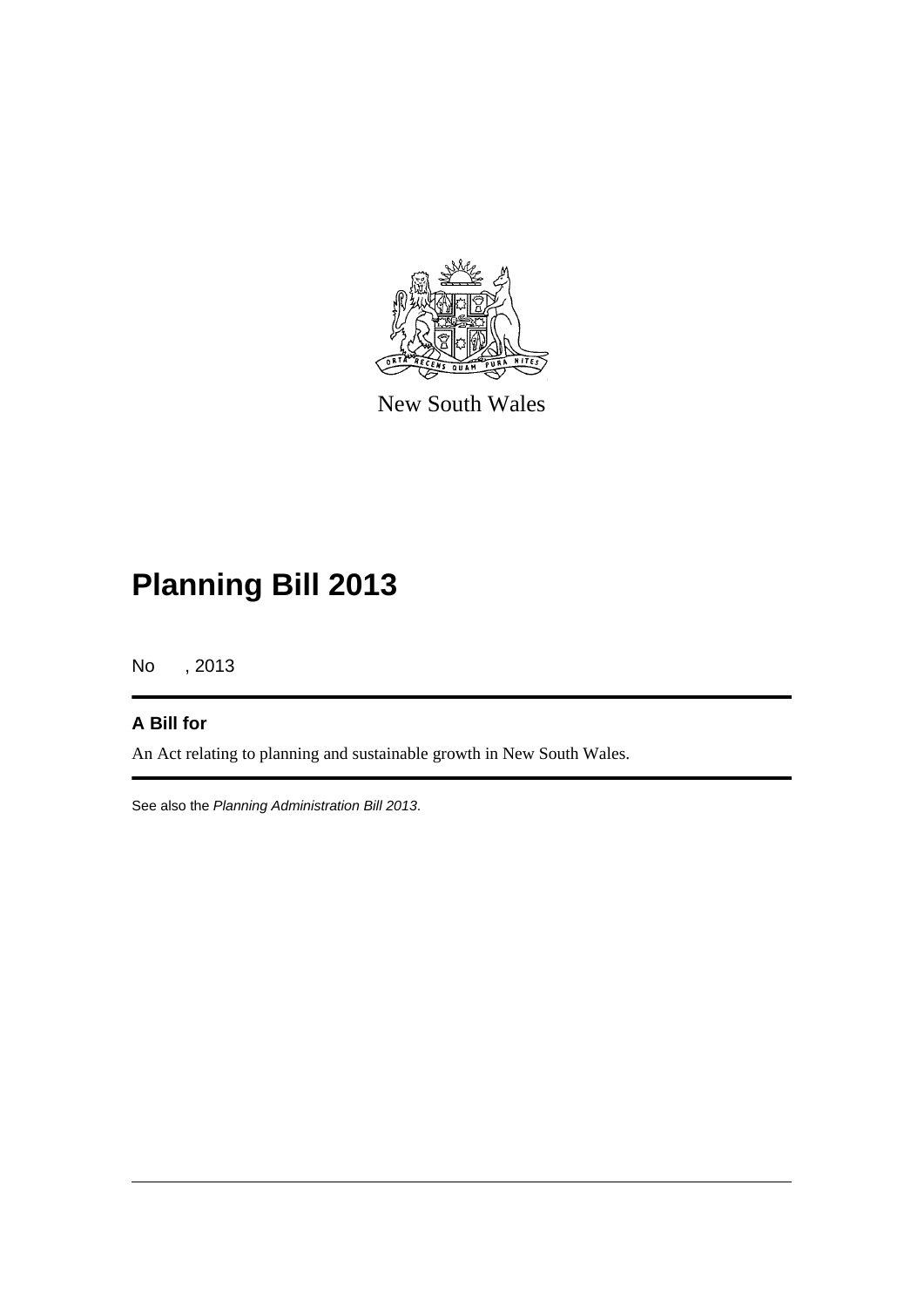New South Wales

# Planning Bill 2013

No , 2013

## A Bill for

An Act relating to planning and sustainable growth in New South Wales.

See also the *Planning Administration Bill 2013*.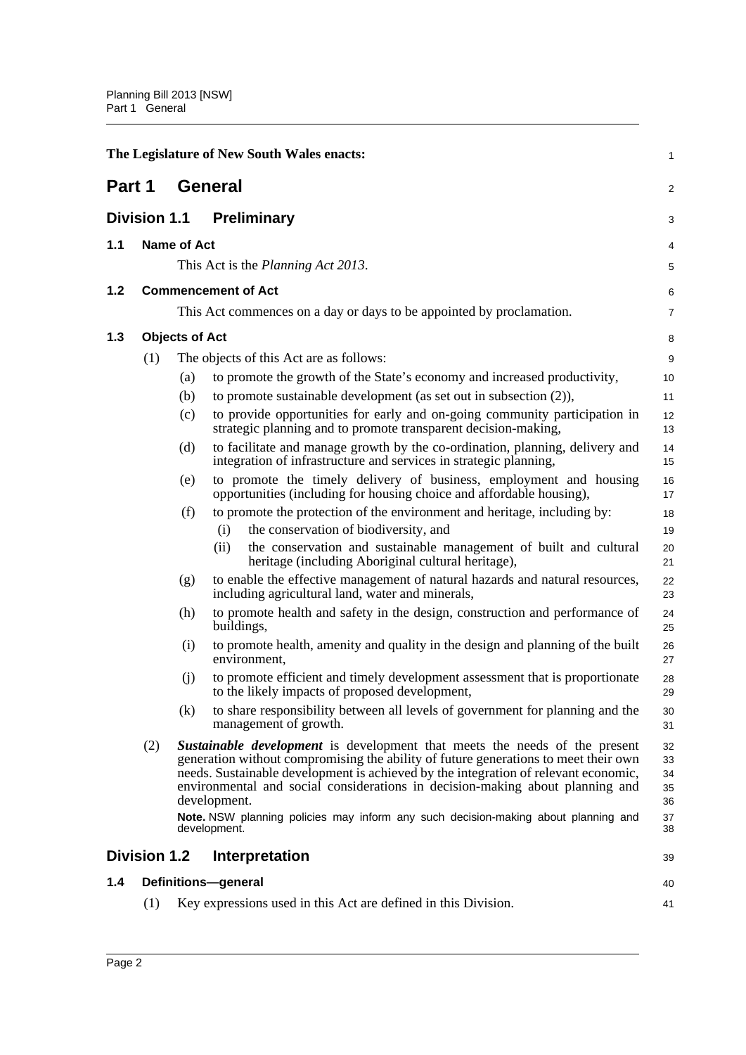The Legislature of New South Wales enacts:

# Part 1 General

## Division 1.1 Preliminary

### 1.1 Name of Act

This Act is the *Planning Act 2013*.

### 1.2 Commencement of Act

This Act commences on a day or days to be appointed by proclamation.

### 1.3 Objects of Act

(1) The objects of this Act are as follows:

(a) to promote the growth of the State's economy and increased productivity,

(b) to promote sustainable development (as set out in subsection (2)),

(c) to provide opportunities for early and on-going community participation in strategic planning and to promote transparent decision-making,

(d) to facilitate and manage growth by the co-ordination, planning, delivery and integration of infrastructure and services in strategic planning,

(e) to promote the timely delivery of business, employment and housing opportunities (including for housing choice and affordable housing),

(f) to promote the protection of the environment and heritage, including by:

(i) the conservation of biodiversity, and

(ii) the conservation and sustainable management of built and cultural heritage (including Aboriginal cultural heritage),

(g) to enable the effective management of natural hazards and natural resources, including agricultural land, water and minerals,

(h) to promote health and safety in the design, construction and performance of buildings,

(i) to promote health, amenity and quality in the design and planning of the built environment,

(j) to promote efficient and timely development assessment that is proportionate to the likely impacts of proposed development,

(k) to share responsibility between all levels of government for planning and the management of growth.

(2) ***Sustainable development*** is development that meets the needs of the present generation without compromising the ability of future generations to meet their own needs. Sustainable development is achieved by the integration of relevant economic, environmental and social considerations in decision-making about planning and development.

**Note.** NSW planning policies may inform any such decision-making about planning and development.

## Division 1.2 Interpretation

### 1.4 Definitions—general

(1) Key expressions used in this Act are defined in this Division.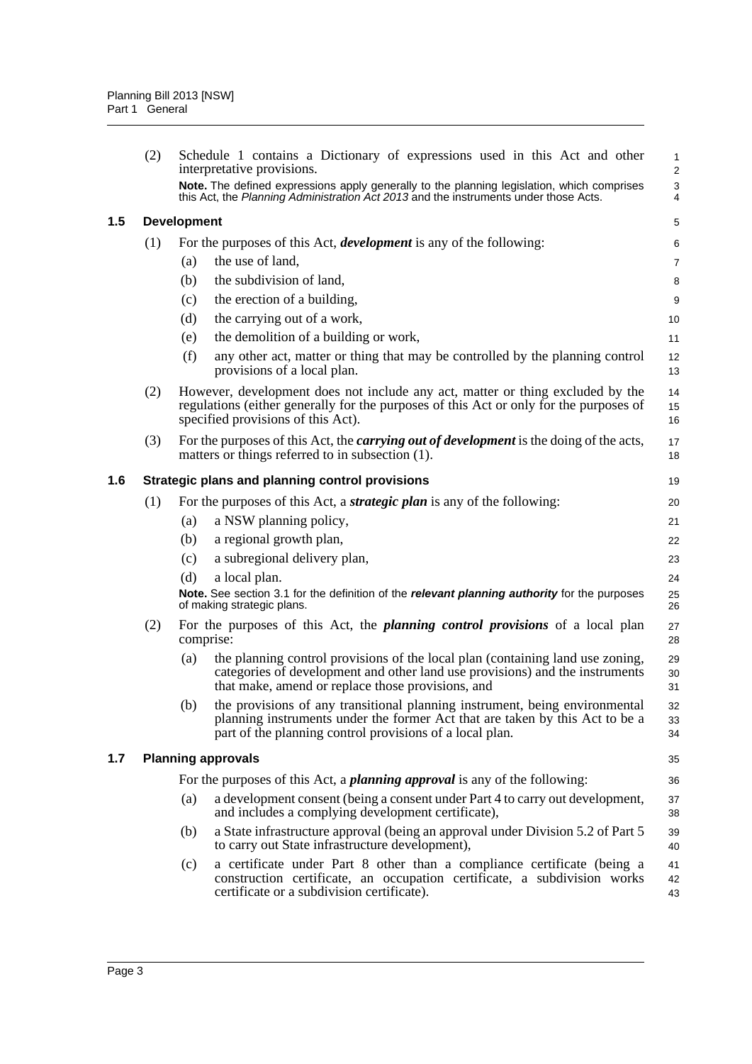(2) Schedule 1 contains a Dictionary of expressions used in this Act and other interpretative provisions.

**Note.** The defined expressions apply generally to the planning legislation, which comprises this Act, the *Planning Administration Act 2013* and the instruments under those Acts.

### 1.5 Development

(1) For the purposes of this Act, ***development*** is any of the following:

- (a) the use of land,
- (b) the subdivision of land,
- (c) the erection of a building,
- (d) the carrying out of a work,
- (e) the demolition of a building or work,
- (f) any other act, matter or thing that may be controlled by the planning control provisions of a local plan.

(2) However, development does not include any act, matter or thing excluded by the regulations (either generally for the purposes of this Act or only for the purposes of specified provisions of this Act).

(3) For the purposes of this Act, the ***carrying out of development*** is the doing of the acts, matters or things referred to in subsection (1).

### 1.6 Strategic plans and planning control provisions

(1) For the purposes of this Act, a ***strategic plan*** is any of the following:

- (a) a NSW planning policy,
- (b) a regional growth plan,
- (c) a subregional delivery plan,
- (d) a local plan.

**Note.** See section 3.1 for the definition of the ***relevant planning authority*** for the purposes of making strategic plans.

(2) For the purposes of this Act, the ***planning control provisions*** of a local plan comprise:

- (a) the planning control provisions of the local plan (containing land use zoning, categories of development and other land use provisions) and the instruments that make, amend or replace those provisions, and
- (b) the provisions of any transitional planning instrument, being environmental planning instruments under the former Act that are taken by this Act to be a part of the planning control provisions of a local plan.

### 1.7 Planning approvals

For the purposes of this Act, a ***planning approval*** is any of the following:

- (a) a development consent (being a consent under Part 4 to carry out development, and includes a complying development certificate),
- (b) a State infrastructure approval (being an approval under Division 5.2 of Part 5 to carry out State infrastructure development),
- (c) a certificate under Part 8 other than a compliance certificate (being a construction certificate, an occupation certificate, a subdivision works certificate or a subdivision certificate).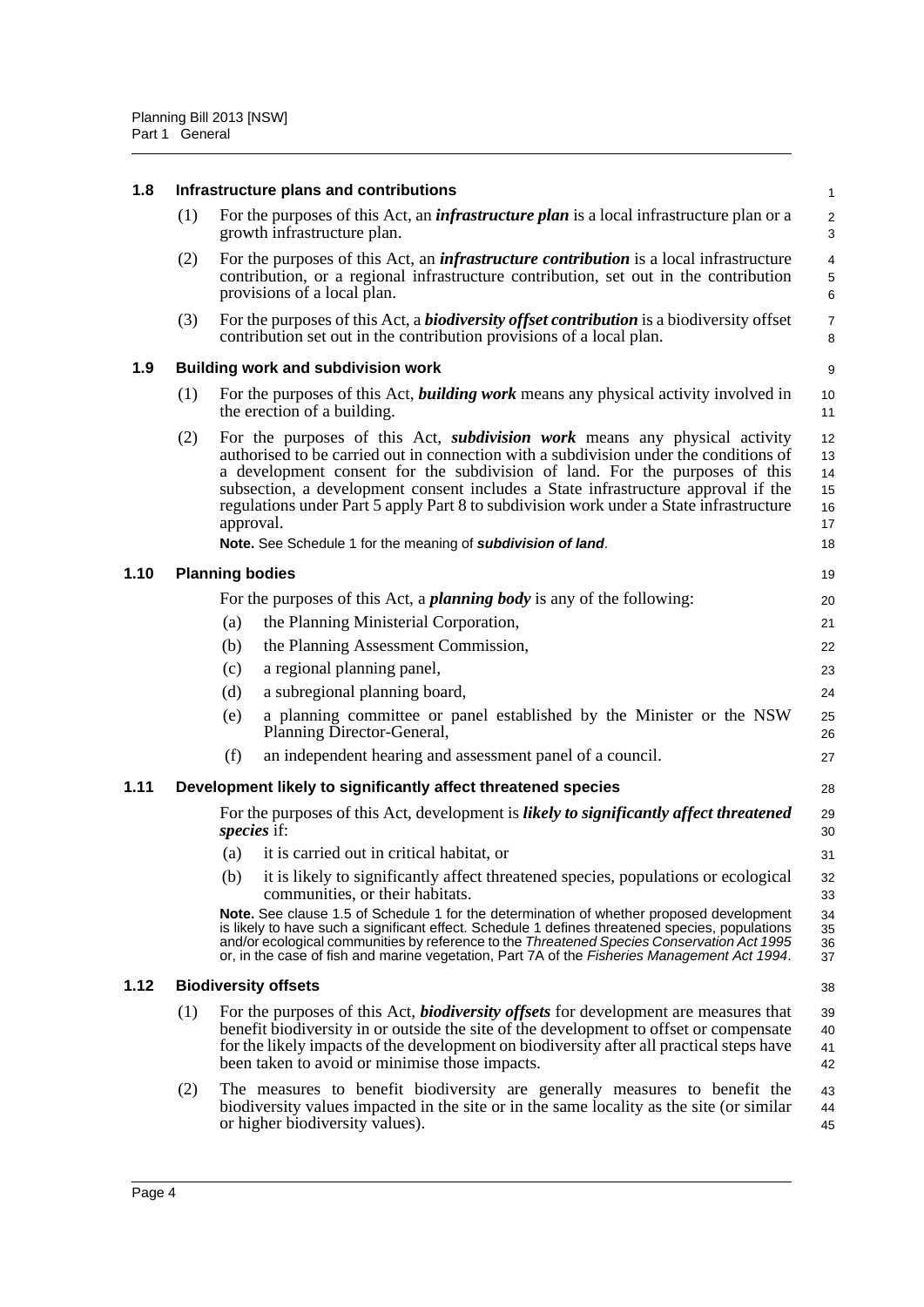### 1.8 Infrastructure plans and contributions

(1) For the purposes of this Act, an ***infrastructure plan*** is a local infrastructure plan or a growth infrastructure plan.

(2) For the purposes of this Act, an ***infrastructure contribution*** is a local infrastructure contribution, or a regional infrastructure contribution, set out in the contribution provisions of a local plan.

(3) For the purposes of this Act, a ***biodiversity offset contribution*** is a biodiversity offset contribution set out in the contribution provisions of a local plan.

### 1.9 Building work and subdivision work

(1) For the purposes of this Act, ***building work*** means any physical activity involved in the erection of a building.

(2) For the purposes of this Act, ***subdivision work*** means any physical activity authorised to be carried out in connection with a subdivision under the conditions of a development consent for the subdivision of land. For the purposes of this subsection, a development consent includes a State infrastructure approval if the regulations under Part 5 apply Part 8 to subdivision work under a State infrastructure approval.

**Note.** See Schedule 1 for the meaning of ***subdivision of land***.

### 1.10 Planning bodies

For the purposes of this Act, a ***planning body*** is any of the following:

(a) the Planning Ministerial Corporation,

(b) the Planning Assessment Commission,

(c) a regional planning panel,

(d) a subregional planning board,

(e) a planning committee or panel established by the Minister or the NSW Planning Director-General,

(f) an independent hearing and assessment panel of a council.

### 1.11 Development likely to significantly affect threatened species

For the purposes of this Act, development is ***likely to significantly affect threatened species*** if:

(a) it is carried out in critical habitat, or

(b) it is likely to significantly affect threatened species, populations or ecological communities, or their habitats.

**Note.** See clause 1.5 of Schedule 1 for the determination of whether proposed development is likely to have such a significant effect. Schedule 1 defines threatened species, populations and/or ecological communities by reference to the *Threatened Species Conservation Act 1995* or, in the case of fish and marine vegetation, Part 7A of the *Fisheries Management Act 1994*.

### 1.12 Biodiversity offsets

(1) For the purposes of this Act, ***biodiversity offsets*** for development are measures that benefit biodiversity in or outside the site of the development to offset or compensate for the likely impacts of the development on biodiversity after all practical steps have been taken to avoid or minimise those impacts.

(2) The measures to benefit biodiversity are generally measures to benefit the biodiversity values impacted in the site or in the same locality as the site (or similar or higher biodiversity values).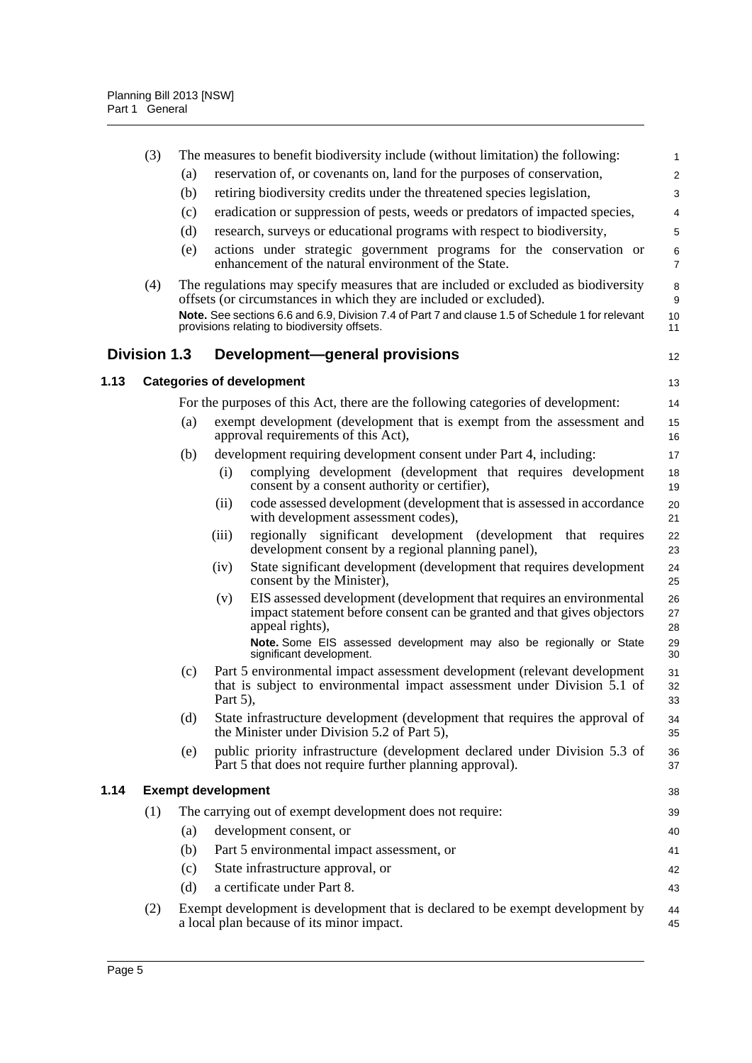(3) The measures to benefit biodiversity include (without limitation) the following:

- (a) reservation of, or covenants on, land for the purposes of conservation,
- (b) retiring biodiversity credits under the threatened species legislation,
- (c) eradication or suppression of pests, weeds or predators of impacted species,
- (d) research, surveys or educational programs with respect to biodiversity,
- (e) actions under strategic government programs for the conservation or enhancement of the natural environment of the State.

(4) The regulations may specify measures that are included or excluded as biodiversity offsets (or circumstances in which they are included or excluded).

**Note.** See sections 6.6 and 6.9, Division 7.4 of Part 7 and clause 1.5 of Schedule 1 for relevant provisions relating to biodiversity offsets.

## Division 1.3 Development—general provisions

### 1.13 Categories of development

For the purposes of this Act, there are the following categories of development:

- (a) exempt development (development that is exempt from the assessment and approval requirements of this Act),
- (b) development requiring development consent under Part 4, including:
  - (i) complying development (development that requires development consent by a consent authority or certifier),
  - (ii) code assessed development (development that is assessed in accordance with development assessment codes),
  - (iii) regionally significant development (development that requires development consent by a regional planning panel),
  - (iv) State significant development (development that requires development consent by the Minister),
  - (v) EIS assessed development (development that requires an environmental impact statement before consent can be granted and that gives objectors appeal rights),

    **Note.** Some EIS assessed development may also be regionally or State significant development.
- (c) Part 5 environmental impact assessment development (relevant development that is subject to environmental impact assessment under Division 5.1 of Part 5),
- (d) State infrastructure development (development that requires the approval of the Minister under Division 5.2 of Part 5),
- (e) public priority infrastructure (development declared under Division 5.3 of Part 5 that does not require further planning approval).

### 1.14 Exempt development

(1) The carrying out of exempt development does not require:

- (a) development consent, or
- (b) Part 5 environmental impact assessment, or
- (c) State infrastructure approval, or
- (d) a certificate under Part 8.

(2) Exempt development is development that is declared to be exempt development by a local plan because of its minor impact.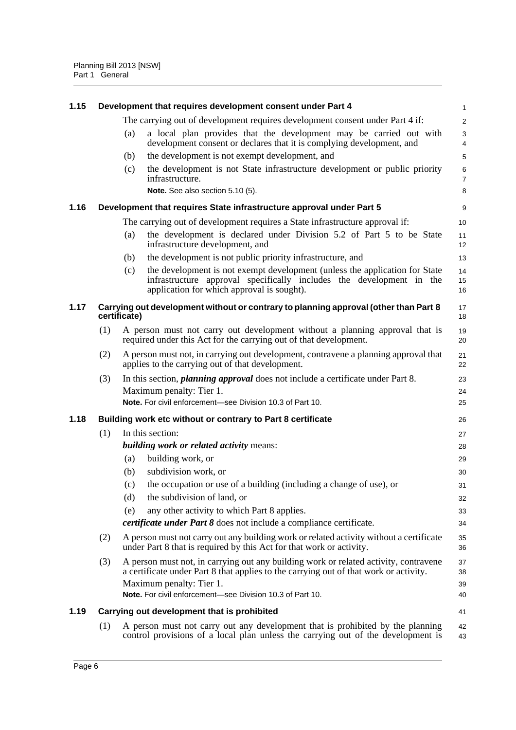### 1.15 Development that requires development consent under Part 4

The carrying out of development requires development consent under Part 4 if:

(a) a local plan provides that the development may be carried out with development consent or declares that it is complying development, and

(b) the development is not exempt development, and

(c) the development is not State infrastructure development or public priority infrastructure.

**Note.** See also section 5.10 (5).

### 1.16 Development that requires State infrastructure approval under Part 5

The carrying out of development requires a State infrastructure approval if:

(a) the development is declared under Division 5.2 of Part 5 to be State infrastructure development, and

(b) the development is not public priority infrastructure, and

(c) the development is not exempt development (unless the application for State infrastructure approval specifically includes the development in the application for which approval is sought).

### 1.17 Carrying out development without or contrary to planning approval (other than Part 8 certificate)

(1) A person must not carry out development without a planning approval that is required under this Act for the carrying out of that development.

(2) A person must not, in carrying out development, contravene a planning approval that applies to the carrying out of that development.

(3) In this section, ***planning approval*** does not include a certificate under Part 8.

Maximum penalty: Tier 1.

**Note.** For civil enforcement—see Division 10.3 of Part 10.

### 1.18 Building work etc without or contrary to Part 8 certificate

(1) In this section:

***building work or related activity*** means:

(a) building work, or

(b) subdivision work, or

(c) the occupation or use of a building (including a change of use), or

(d) the subdivision of land, or

(e) any other activity to which Part 8 applies.

***certificate under Part 8*** does not include a compliance certificate.

(2) A person must not carry out any building work or related activity without a certificate under Part 8 that is required by this Act for that work or activity.

(3) A person must not, in carrying out any building work or related activity, contravene a certificate under Part 8 that applies to the carrying out of that work or activity.

Maximum penalty: Tier 1.

**Note.** For civil enforcement—see Division 10.3 of Part 10.

### 1.19 Carrying out development that is prohibited

(1) A person must not carry out any development that is prohibited by the planning control provisions of a local plan unless the carrying out of the development is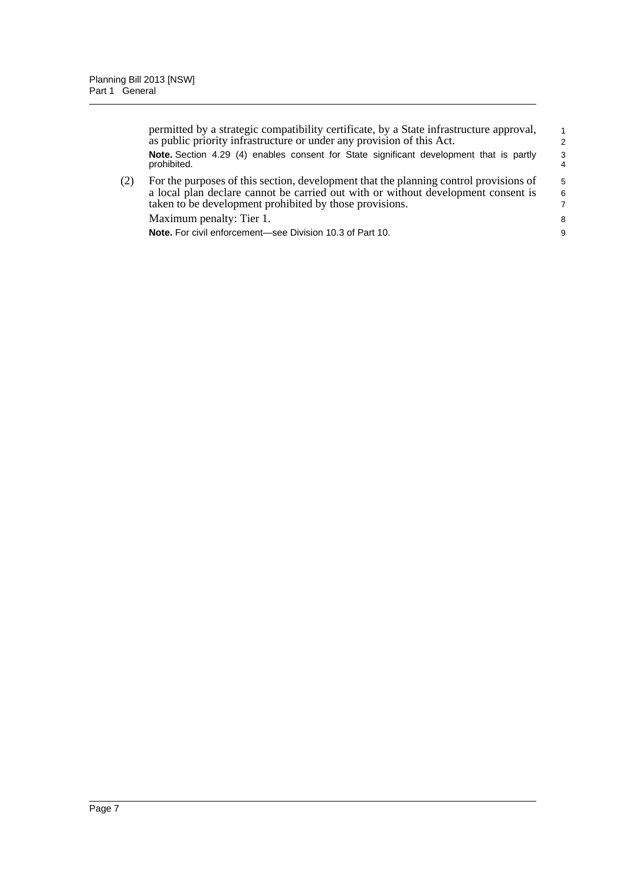permitted by a strategic compatibility certificate, by a State infrastructure approval, as public priority infrastructure or under any provision of this Act.

**Note.** Section 4.29 (4) enables consent for State significant development that is partly prohibited.

(2) For the purposes of this section, development that the planning control provisions of a local plan declare cannot be carried out with or without development consent is taken to be development prohibited by those provisions.

Maximum penalty: Tier 1.

**Note.** For civil enforcement—see Division 10.3 of Part 10.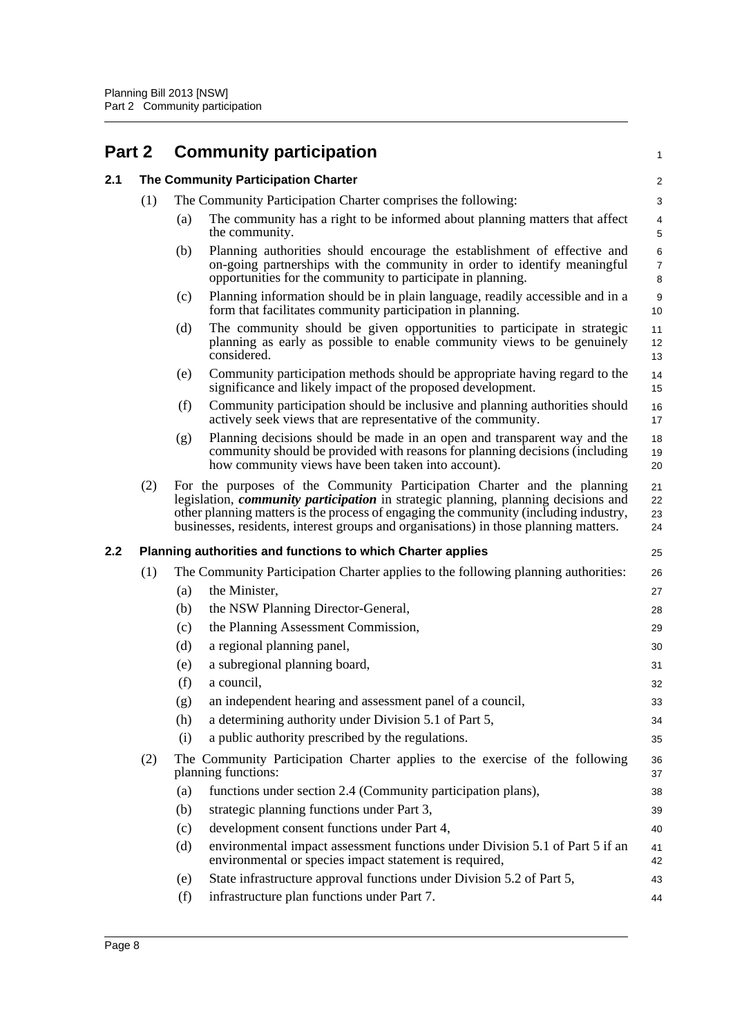# Part 2 Community participation

## 2.1 The Community Participation Charter

(1) The Community Participation Charter comprises the following:

(a) The community has a right to be informed about planning matters that affect the community.

(b) Planning authorities should encourage the establishment of effective and on-going partnerships with the community in order to identify meaningful opportunities for the community to participate in planning.

(c) Planning information should be in plain language, readily accessible and in a form that facilitates community participation in planning.

(d) The community should be given opportunities to participate in strategic planning as early as possible to enable community views to be genuinely considered.

(e) Community participation methods should be appropriate having regard to the significance and likely impact of the proposed development.

(f) Community participation should be inclusive and planning authorities should actively seek views that are representative of the community.

(g) Planning decisions should be made in an open and transparent way and the community should be provided with reasons for planning decisions (including how community views have been taken into account).

(2) For the purposes of the Community Participation Charter and the planning legislation, ***community participation*** in strategic planning, planning decisions and other planning matters is the process of engaging the community (including industry, businesses, residents, interest groups and organisations) in those planning matters.

## 2.2 Planning authorities and functions to which Charter applies

(1) The Community Participation Charter applies to the following planning authorities:

(a) the Minister,

(b) the NSW Planning Director-General,

(c) the Planning Assessment Commission,

(d) a regional planning panel,

(e) a subregional planning board,

(f) a council,

(g) an independent hearing and assessment panel of a council,

(h) a determining authority under Division 5.1 of Part 5,

(i) a public authority prescribed by the regulations.

(2) The Community Participation Charter applies to the exercise of the following planning functions:

(a) functions under section 2.4 (Community participation plans),

(b) strategic planning functions under Part 3,

(c) development consent functions under Part 4,

(d) environmental impact assessment functions under Division 5.1 of Part 5 if an environmental or species impact statement is required,

(e) State infrastructure approval functions under Division 5.2 of Part 5,

(f) infrastructure plan functions under Part 7.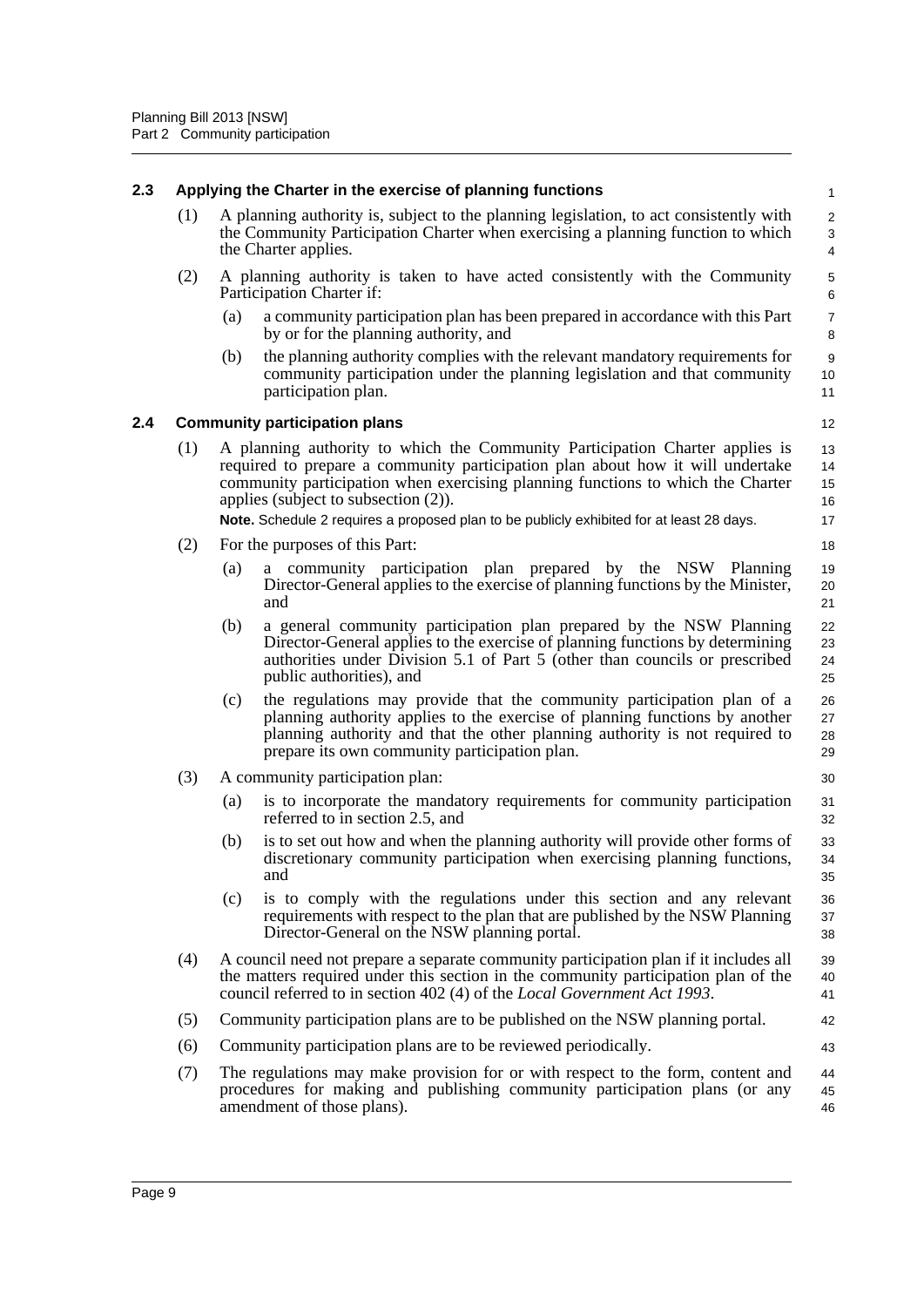### 2.3 Applying the Charter in the exercise of planning functions

(1) A planning authority is, subject to the planning legislation, to act consistently with the Community Participation Charter when exercising a planning function to which the Charter applies.

(2) A planning authority is taken to have acted consistently with the Community Participation Charter if:

(a) a community participation plan has been prepared in accordance with this Part by or for the planning authority, and

(b) the planning authority complies with the relevant mandatory requirements for community participation under the planning legislation and that community participation plan.

### 2.4 Community participation plans

(1) A planning authority to which the Community Participation Charter applies is required to prepare a community participation plan about how it will undertake community participation when exercising planning functions to which the Charter applies (subject to subsection (2)).

**Note.** Schedule 2 requires a proposed plan to be publicly exhibited for at least 28 days.

(2) For the purposes of this Part:

(a) a community participation plan prepared by the NSW Planning Director-General applies to the exercise of planning functions by the Minister, and

(b) a general community participation plan prepared by the NSW Planning Director-General applies to the exercise of planning functions by determining authorities under Division 5.1 of Part 5 (other than councils or prescribed public authorities), and

(c) the regulations may provide that the community participation plan of a planning authority applies to the exercise of planning functions by another planning authority and that the other planning authority is not required to prepare its own community participation plan.

(3) A community participation plan:

(a) is to incorporate the mandatory requirements for community participation referred to in section 2.5, and

(b) is to set out how and when the planning authority will provide other forms of discretionary community participation when exercising planning functions, and

(c) is to comply with the regulations under this section and any relevant requirements with respect to the plan that are published by the NSW Planning Director-General on the NSW planning portal.

(4) A council need not prepare a separate community participation plan if it includes all the matters required under this section in the community participation plan of the council referred to in section 402 (4) of the *Local Government Act 1993*.

(5) Community participation plans are to be published on the NSW planning portal.

(6) Community participation plans are to be reviewed periodically.

(7) The regulations may make provision for or with respect to the form, content and procedures for making and publishing community participation plans (or any amendment of those plans).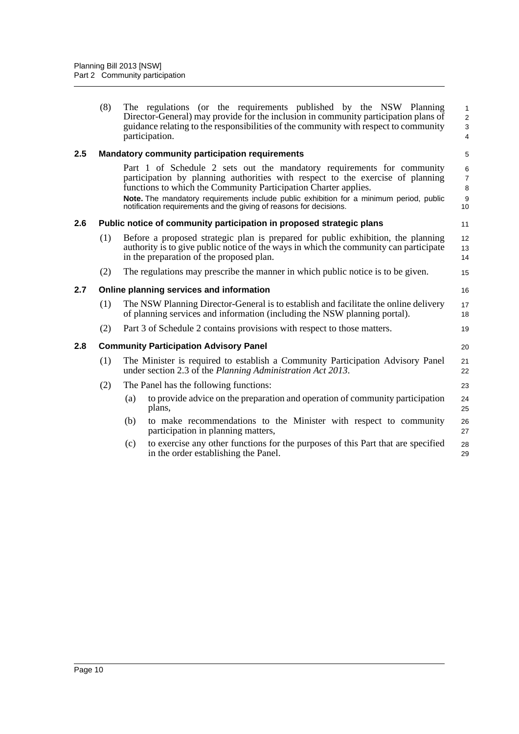(8) The regulations (or the requirements published by the NSW Planning Director-General) may provide for the inclusion in community participation plans of guidance relating to the responsibilities of the community with respect to community participation.

## 2.5 Mandatory community participation requirements

Part 1 of Schedule 2 sets out the mandatory requirements for community participation by planning authorities with respect to the exercise of planning functions to which the Community Participation Charter applies.

**Note.** The mandatory requirements include public exhibition for a minimum period, public notification requirements and the giving of reasons for decisions.

## 2.6 Public notice of community participation in proposed strategic plans

(1) Before a proposed strategic plan is prepared for public exhibition, the planning authority is to give public notice of the ways in which the community can participate in the preparation of the proposed plan.

(2) The regulations may prescribe the manner in which public notice is to be given.

## 2.7 Online planning services and information

(1) The NSW Planning Director-General is to establish and facilitate the online delivery of planning services and information (including the NSW planning portal).

(2) Part 3 of Schedule 2 contains provisions with respect to those matters.

## 2.8 Community Participation Advisory Panel

(1) The Minister is required to establish a Community Participation Advisory Panel under section 2.3 of the *Planning Administration Act 2013*.

(2) The Panel has the following functions:

- (a) to provide advice on the preparation and operation of community participation plans,
- (b) to make recommendations to the Minister with respect to community participation in planning matters,
- (c) to exercise any other functions for the purposes of this Part that are specified in the order establishing the Panel.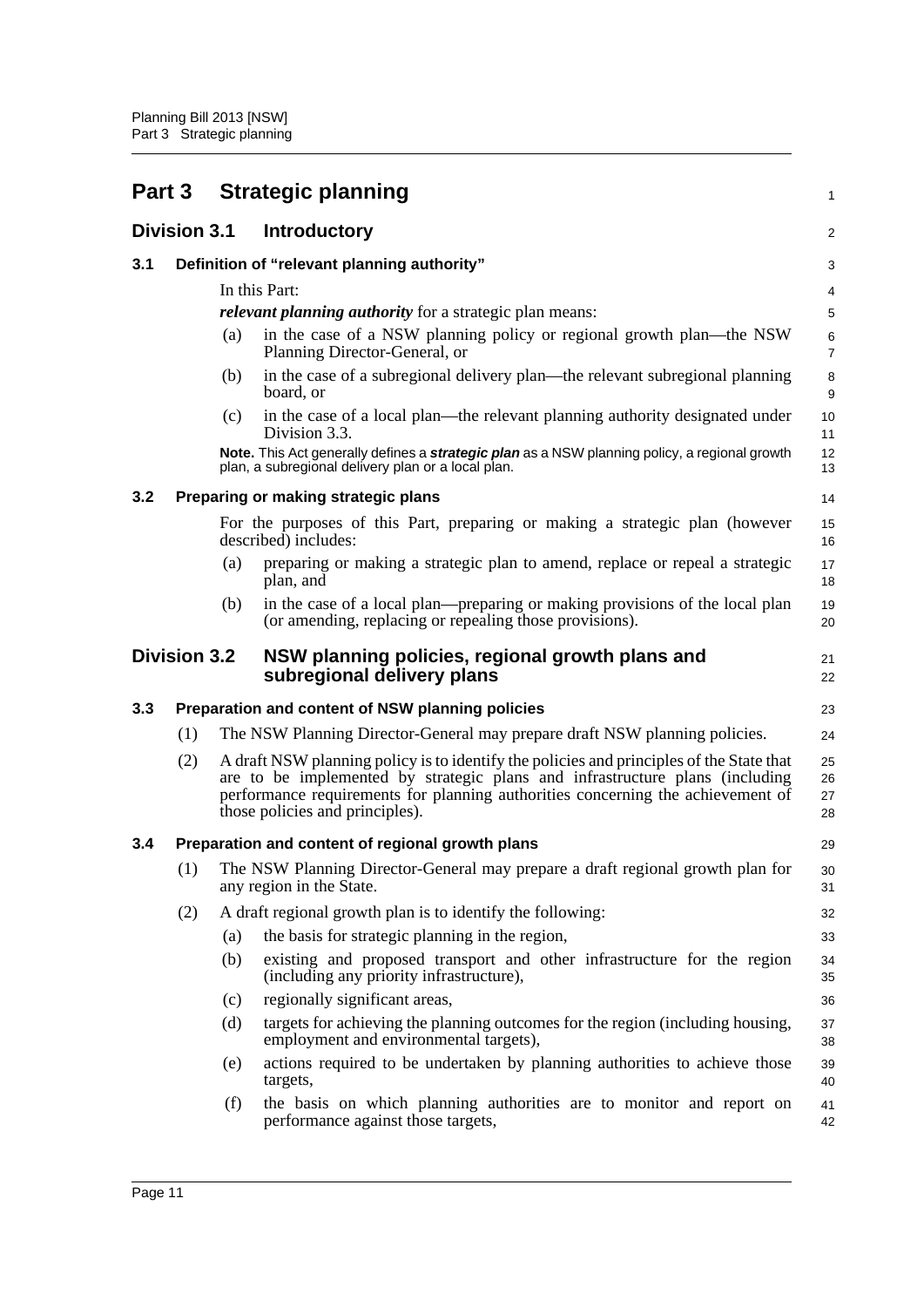# Part 3 Strategic planning

## Division 3.1 Introductory

### 3.1 Definition of "relevant planning authority"

In this Part:

***relevant planning authority*** for a strategic plan means:

(a) in the case of a NSW planning policy or regional growth plan—the NSW Planning Director-General, or

(b) in the case of a subregional delivery plan—the relevant subregional planning board, or

(c) in the case of a local plan—the relevant planning authority designated under Division 3.3.

**Note.** This Act generally defines a ***strategic plan*** as a NSW planning policy, a regional growth plan, a subregional delivery plan or a local plan.

### 3.2 Preparing or making strategic plans

For the purposes of this Part, preparing or making a strategic plan (however described) includes:

(a) preparing or making a strategic plan to amend, replace or repeal a strategic plan, and

(b) in the case of a local plan—preparing or making provisions of the local plan (or amending, replacing or repealing those provisions).

## Division 3.2 NSW planning policies, regional growth plans and subregional delivery plans

### 3.3 Preparation and content of NSW planning policies

(1) The NSW Planning Director-General may prepare draft NSW planning policies.

(2) A draft NSW planning policy is to identify the policies and principles of the State that are to be implemented by strategic plans and infrastructure plans (including performance requirements for planning authorities concerning the achievement of those policies and principles).

### 3.4 Preparation and content of regional growth plans

(1) The NSW Planning Director-General may prepare a draft regional growth plan for any region in the State.

(2) A draft regional growth plan is to identify the following:

(a) the basis for strategic planning in the region,

(b) existing and proposed transport and other infrastructure for the region (including any priority infrastructure),

(c) regionally significant areas,

(d) targets for achieving the planning outcomes for the region (including housing, employment and environmental targets),

(e) actions required to be undertaken by planning authorities to achieve those targets,

(f) the basis on which planning authorities are to monitor and report on performance against those targets,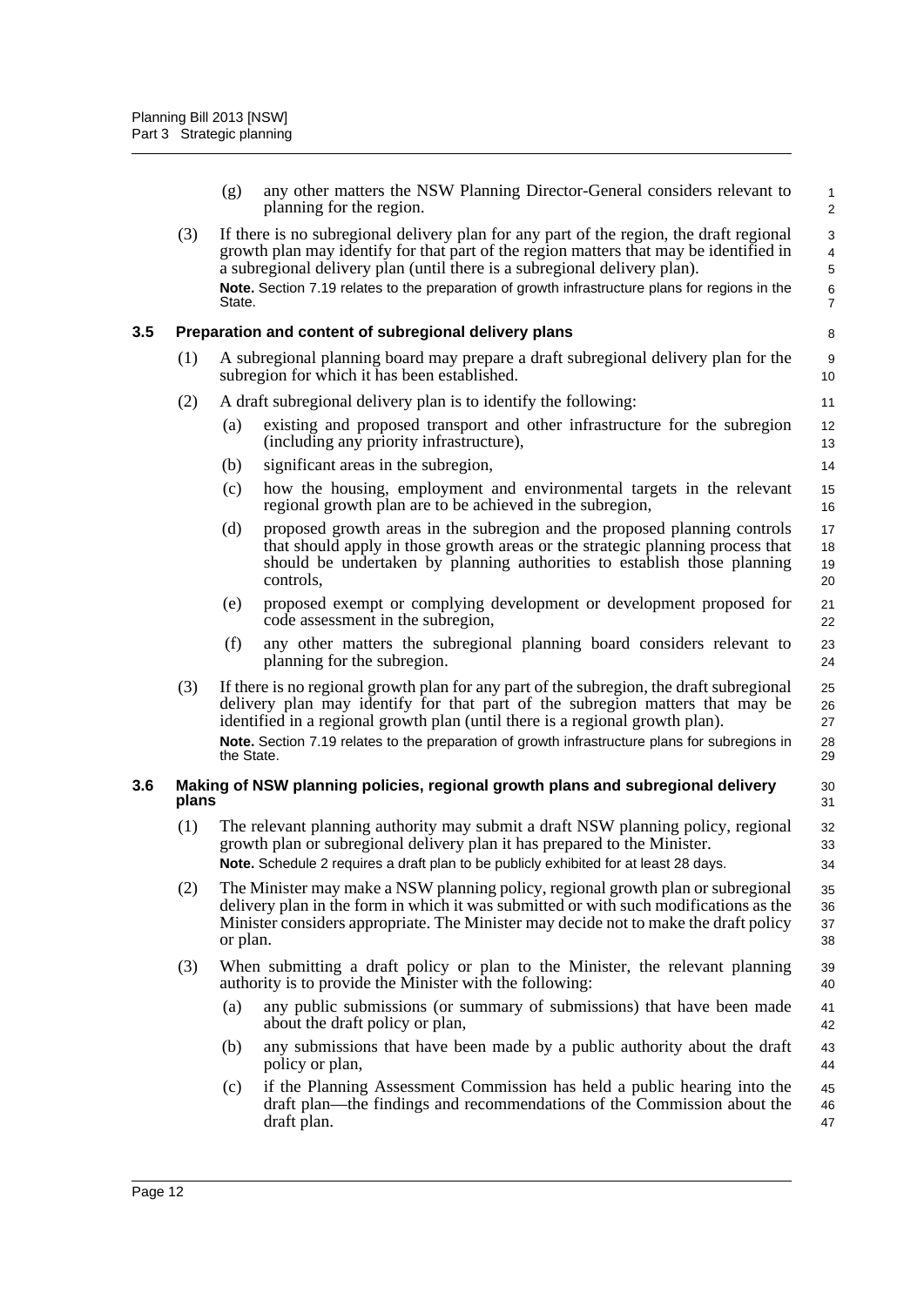(g) any other matters the NSW Planning Director-General considers relevant to planning for the region.

(3) If there is no subregional delivery plan for any part of the region, the draft regional growth plan may identify for that part of the region matters that may be identified in a subregional delivery plan (until there is a subregional delivery plan).

**Note.** Section 7.19 relates to the preparation of growth infrastructure plans for regions in the State.

### 3.5 Preparation and content of subregional delivery plans

(1) A subregional planning board may prepare a draft subregional delivery plan for the subregion for which it has been established.

(2) A draft subregional delivery plan is to identify the following:

(a) existing and proposed transport and other infrastructure for the subregion (including any priority infrastructure),

(b) significant areas in the subregion,

(c) how the housing, employment and environmental targets in the relevant regional growth plan are to be achieved in the subregion,

(d) proposed growth areas in the subregion and the proposed planning controls that should apply in those growth areas or the strategic planning process that should be undertaken by planning authorities to establish those planning controls,

(e) proposed exempt or complying development or development proposed for code assessment in the subregion,

(f) any other matters the subregional planning board considers relevant to planning for the subregion.

(3) If there is no regional growth plan for any part of the subregion, the draft subregional delivery plan may identify for that part of the subregion matters that may be identified in a regional growth plan (until there is a regional growth plan).

**Note.** Section 7.19 relates to the preparation of growth infrastructure plans for subregions in the State.

### 3.6 Making of NSW planning policies, regional growth plans and subregional delivery plans

(1) The relevant planning authority may submit a draft NSW planning policy, regional growth plan or subregional delivery plan it has prepared to the Minister.

**Note.** Schedule 2 requires a draft plan to be publicly exhibited for at least 28 days.

(2) The Minister may make a NSW planning policy, regional growth plan or subregional delivery plan in the form in which it was submitted or with such modifications as the Minister considers appropriate. The Minister may decide not to make the draft policy or plan.

(3) When submitting a draft policy or plan to the Minister, the relevant planning authority is to provide the Minister with the following:

(a) any public submissions (or summary of submissions) that have been made about the draft policy or plan,

(b) any submissions that have been made by a public authority about the draft policy or plan,

(c) if the Planning Assessment Commission has held a public hearing into the draft plan—the findings and recommendations of the Commission about the draft plan.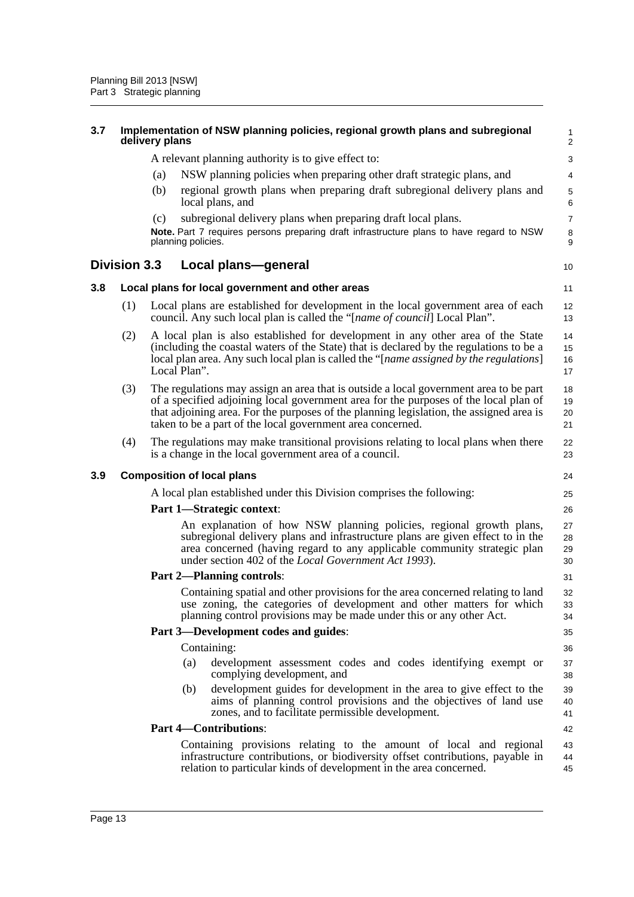**3.7 Implementation of NSW planning policies, regional growth plans and subregional delivery plans**

A relevant planning authority is to give effect to:

(a) NSW planning policies when preparing other draft strategic plans, and

(b) regional growth plans when preparing draft subregional delivery plans and local plans, and

(c) subregional delivery plans when preparing draft local plans.

**Note.** Part 7 requires persons preparing draft infrastructure plans to have regard to NSW planning policies.

## Division 3.3 Local plans—general

**3.8 Local plans for local government and other areas**

(1) Local plans are established for development in the local government area of each council. Any such local plan is called the "[*name of council*] Local Plan".

(2) A local plan is also established for development in any other area of the State (including the coastal waters of the State) that is declared by the regulations to be a local plan area. Any such local plan is called the "[*name assigned by the regulations*] Local Plan".

(3) The regulations may assign an area that is outside a local government area to be part of a specified adjoining local government area for the purposes of the local plan of that adjoining area. For the purposes of the planning legislation, the assigned area is taken to be a part of the local government area concerned.

(4) The regulations may make transitional provisions relating to local plans when there is a change in the local government area of a council.

**3.9 Composition of local plans**

A local plan established under this Division comprises the following:

**Part 1—Strategic context**:

An explanation of how NSW planning policies, regional growth plans, subregional delivery plans and infrastructure plans are given effect to in the area concerned (having regard to any applicable community strategic plan under section 402 of the *Local Government Act 1993*).

**Part 2—Planning controls**:

Containing spatial and other provisions for the area concerned relating to land use zoning, the categories of development and other matters for which planning control provisions may be made under this or any other Act.

**Part 3—Development codes and guides**:

Containing:

(a) development assessment codes and codes identifying exempt or complying development, and

(b) development guides for development in the area to give effect to the aims of planning control provisions and the objectives of land use zones, and to facilitate permissible development.

**Part 4—Contributions**:

Containing provisions relating to the amount of local and regional infrastructure contributions, or biodiversity offset contributions, payable in relation to particular kinds of development in the area concerned.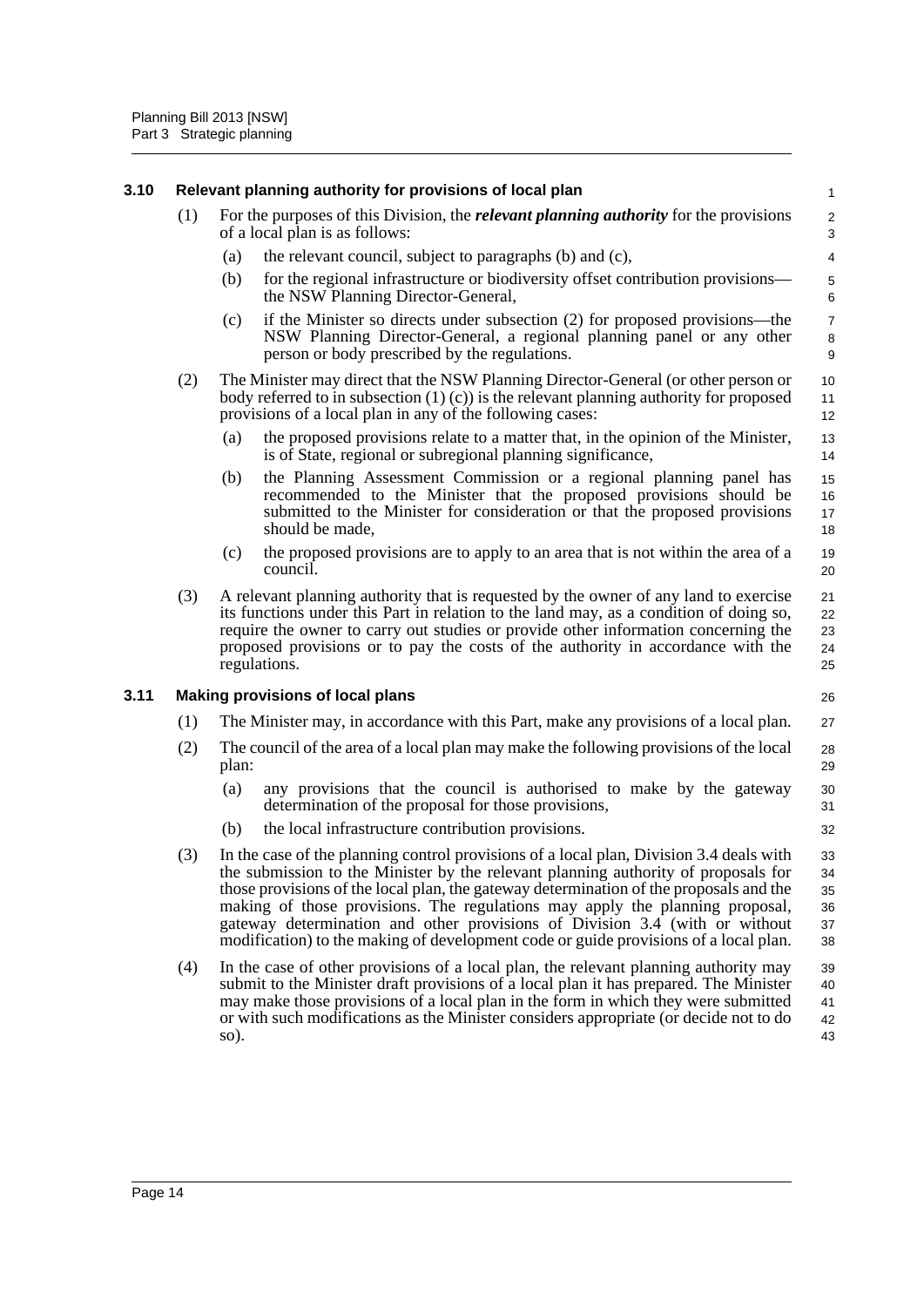### 3.10 Relevant planning authority for provisions of local plan

(1) For the purposes of this Division, the ***relevant planning authority*** for the provisions of a local plan is as follows:

(a) the relevant council, subject to paragraphs (b) and (c),

(b) for the regional infrastructure or biodiversity offset contribution provisions—the NSW Planning Director-General,

(c) if the Minister so directs under subsection (2) for proposed provisions—the NSW Planning Director-General, a regional planning panel or any other person or body prescribed by the regulations.

(2) The Minister may direct that the NSW Planning Director-General (or other person or body referred to in subsection (1) (c)) is the relevant planning authority for proposed provisions of a local plan in any of the following cases:

(a) the proposed provisions relate to a matter that, in the opinion of the Minister, is of State, regional or subregional planning significance,

(b) the Planning Assessment Commission or a regional planning panel has recommended to the Minister that the proposed provisions should be submitted to the Minister for consideration or that the proposed provisions should be made,

(c) the proposed provisions are to apply to an area that is not within the area of a council.

(3) A relevant planning authority that is requested by the owner of any land to exercise its functions under this Part in relation to the land may, as a condition of doing so, require the owner to carry out studies or provide other information concerning the proposed provisions or to pay the costs of the authority in accordance with the regulations.

### 3.11 Making provisions of local plans

(1) The Minister may, in accordance with this Part, make any provisions of a local plan.

(2) The council of the area of a local plan may make the following provisions of the local plan:

(a) any provisions that the council is authorised to make by the gateway determination of the proposal for those provisions,

(b) the local infrastructure contribution provisions.

(3) In the case of the planning control provisions of a local plan, Division 3.4 deals with the submission to the Minister by the relevant planning authority of proposals for those provisions of the local plan, the gateway determination of the proposals and the making of those provisions. The regulations may apply the planning proposal, gateway determination and other provisions of Division 3.4 (with or without modification) to the making of development code or guide provisions of a local plan.

(4) In the case of other provisions of a local plan, the relevant planning authority may submit to the Minister draft provisions of a local plan it has prepared. The Minister may make those provisions of a local plan in the form in which they were submitted or with such modifications as the Minister considers appropriate (or decide not to do so).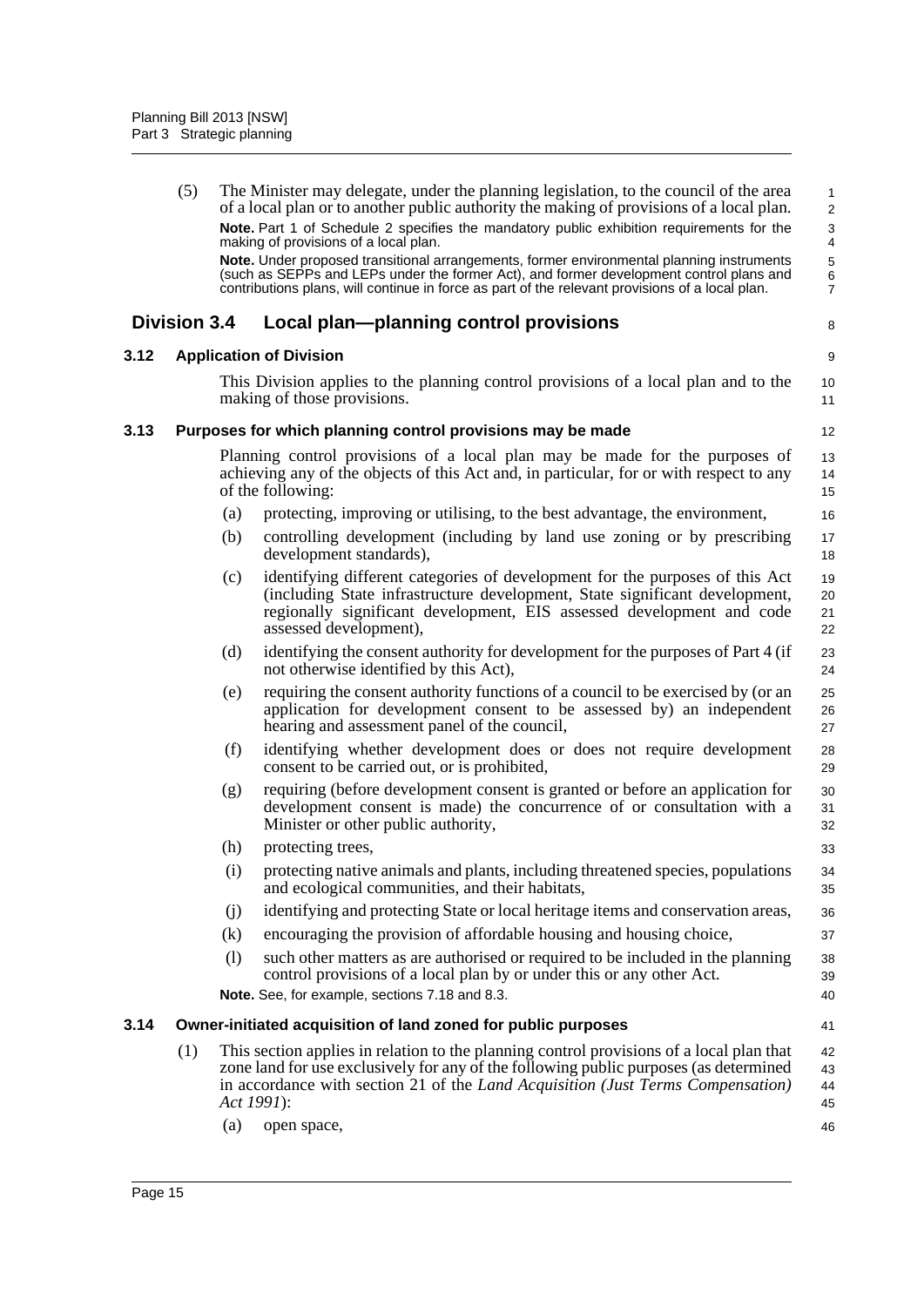(5) The Minister may delegate, under the planning legislation, to the council of the area of a local plan or to another public authority the making of provisions of a local plan.

**Note.** Part 1 of Schedule 2 specifies the mandatory public exhibition requirements for the making of provisions of a local plan.

**Note.** Under proposed transitional arrangements, former environmental planning instruments (such as SEPPs and LEPs under the former Act), and former development control plans and contributions plans, will continue in force as part of the relevant provisions of a local plan.

## Division 3.4 Local plan—planning control provisions

### 3.12 Application of Division

This Division applies to the planning control provisions of a local plan and to the making of those provisions.

### 3.13 Purposes for which planning control provisions may be made

Planning control provisions of a local plan may be made for the purposes of achieving any of the objects of this Act and, in particular, for or with respect to any of the following:

(a) protecting, improving or utilising, to the best advantage, the environment,

(b) controlling development (including by land use zoning or by prescribing development standards),

(c) identifying different categories of development for the purposes of this Act (including State infrastructure development, State significant development, regionally significant development, EIS assessed development and code assessed development),

(d) identifying the consent authority for development for the purposes of Part 4 (if not otherwise identified by this Act),

(e) requiring the consent authority functions of a council to be exercised by (or an application for development consent to be assessed by) an independent hearing and assessment panel of the council,

(f) identifying whether development does or does not require development consent to be carried out, or is prohibited,

(g) requiring (before development consent is granted or before an application for development consent is made) the concurrence of or consultation with a Minister or other public authority,

(h) protecting trees,

(i) protecting native animals and plants, including threatened species, populations and ecological communities, and their habitats,

(j) identifying and protecting State or local heritage items and conservation areas,

(k) encouraging the provision of affordable housing and housing choice,

(l) such other matters as are authorised or required to be included in the planning control provisions of a local plan by or under this or any other Act.

**Note.** See, for example, sections 7.18 and 8.3.

### 3.14 Owner-initiated acquisition of land zoned for public purposes

(1) This section applies in relation to the planning control provisions of a local plan that zone land for use exclusively for any of the following public purposes (as determined in accordance with section 21 of the *Land Acquisition (Just Terms Compensation) Act 1991*):

(a) open space,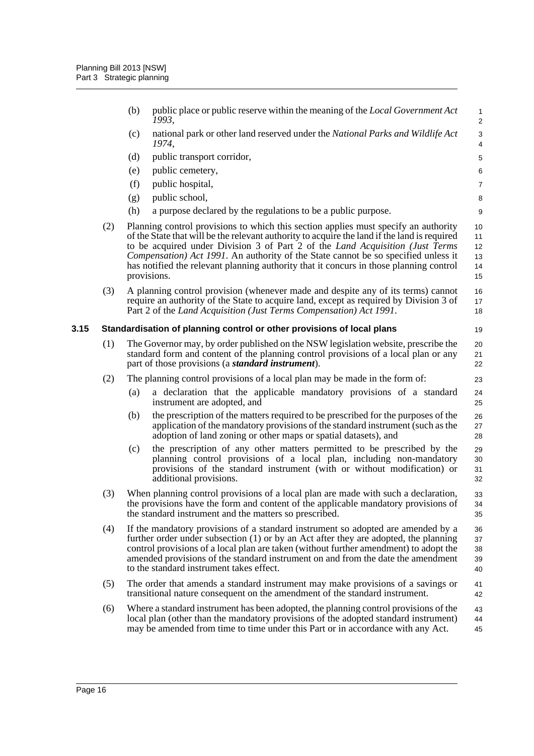(b) public place or public reserve within the meaning of the *Local Government Act 1993*,

(c) national park or other land reserved under the *National Parks and Wildlife Act 1974*,

(d) public transport corridor,

(e) public cemetery,

(f) public hospital,

(g) public school,

(h) a purpose declared by the regulations to be a public purpose.

(2) Planning control provisions to which this section applies must specify an authority of the State that will be the relevant authority to acquire the land if the land is required to be acquired under Division 3 of Part 2 of the *Land Acquisition (Just Terms Compensation) Act 1991*. An authority of the State cannot be so specified unless it has notified the relevant planning authority that it concurs in those planning control provisions.

(3) A planning control provision (whenever made and despite any of its terms) cannot require an authority of the State to acquire land, except as required by Division 3 of Part 2 of the *Land Acquisition (Just Terms Compensation) Act 1991*.

### 3.15 Standardisation of planning control or other provisions of local plans

(1) The Governor may, by order published on the NSW legislation website, prescribe the standard form and content of the planning control provisions of a local plan or any part of those provisions (a ***standard instrument***).

(2) The planning control provisions of a local plan may be made in the form of:

(a) a declaration that the applicable mandatory provisions of a standard instrument are adopted, and

(b) the prescription of the matters required to be prescribed for the purposes of the application of the mandatory provisions of the standard instrument (such as the adoption of land zoning or other maps or spatial datasets), and

(c) the prescription of any other matters permitted to be prescribed by the planning control provisions of a local plan, including non-mandatory provisions of the standard instrument (with or without modification) or additional provisions.

(3) When planning control provisions of a local plan are made with such a declaration, the provisions have the form and content of the applicable mandatory provisions of the standard instrument and the matters so prescribed.

(4) If the mandatory provisions of a standard instrument so adopted are amended by a further order under subsection (1) or by an Act after they are adopted, the planning control provisions of a local plan are taken (without further amendment) to adopt the amended provisions of the standard instrument on and from the date the amendment to the standard instrument takes effect.

(5) The order that amends a standard instrument may make provisions of a savings or transitional nature consequent on the amendment of the standard instrument.

(6) Where a standard instrument has been adopted, the planning control provisions of the local plan (other than the mandatory provisions of the adopted standard instrument) may be amended from time to time under this Part or in accordance with any Act.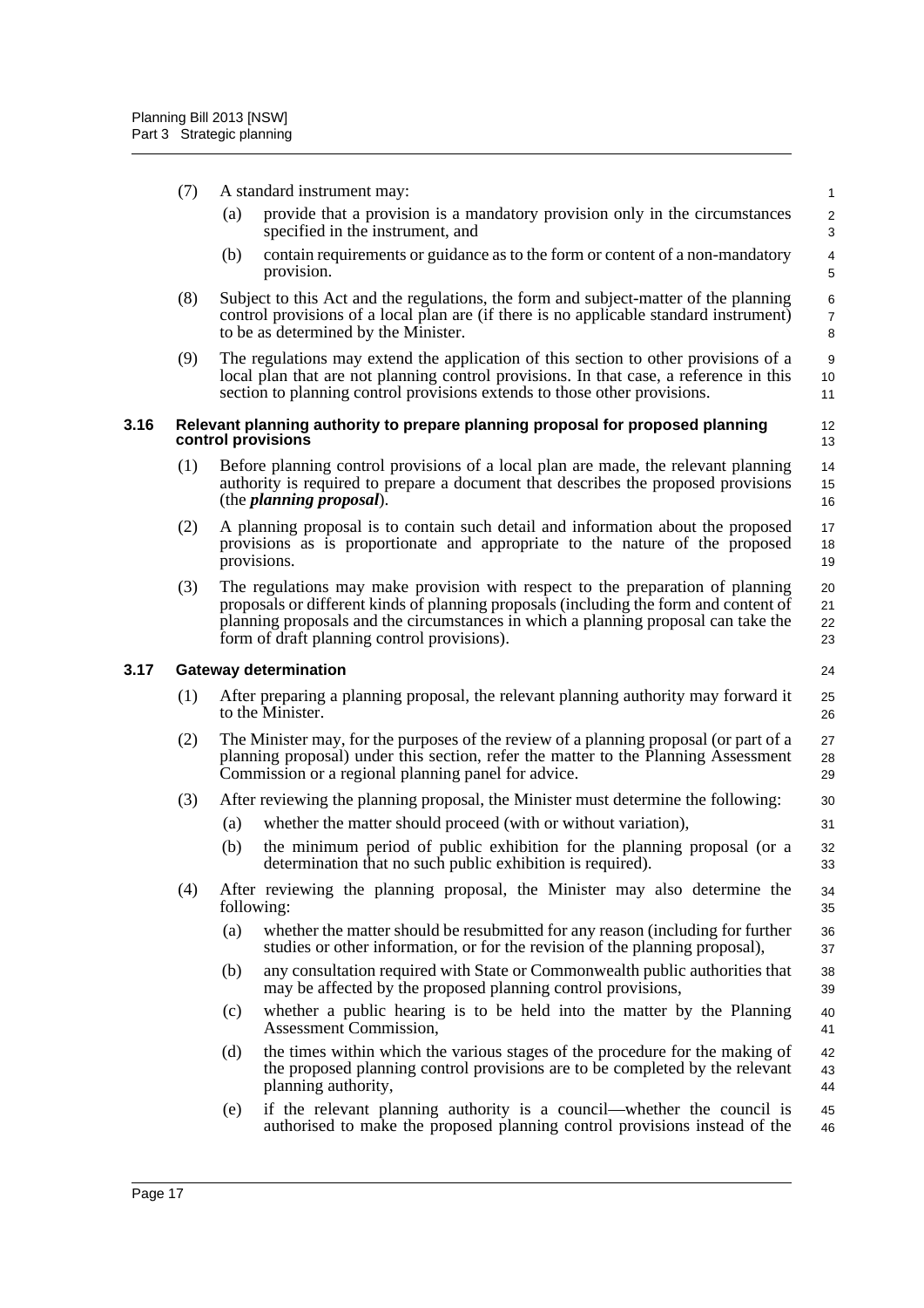(7) A standard instrument may:

(a) provide that a provision is a mandatory provision only in the circumstances specified in the instrument, and

(b) contain requirements or guidance as to the form or content of a non-mandatory provision.

(8) Subject to this Act and the regulations, the form and subject-matter of the planning control provisions of a local plan are (if there is no applicable standard instrument) to be as determined by the Minister.

(9) The regulations may extend the application of this section to other provisions of a local plan that are not planning control provisions. In that case, a reference in this section to planning control provisions extends to those other provisions.

### 3.16 Relevant planning authority to prepare planning proposal for proposed planning control provisions

(1) Before planning control provisions of a local plan are made, the relevant planning authority is required to prepare a document that describes the proposed provisions (the ***planning proposal***).

(2) A planning proposal is to contain such detail and information about the proposed provisions as is proportionate and appropriate to the nature of the proposed provisions.

(3) The regulations may make provision with respect to the preparation of planning proposals or different kinds of planning proposals (including the form and content of planning proposals and the circumstances in which a planning proposal can take the form of draft planning control provisions).

### 3.17 Gateway determination

(1) After preparing a planning proposal, the relevant planning authority may forward it to the Minister.

(2) The Minister may, for the purposes of the review of a planning proposal (or part of a planning proposal) under this section, refer the matter to the Planning Assessment Commission or a regional planning panel for advice.

(3) After reviewing the planning proposal, the Minister must determine the following:

(a) whether the matter should proceed (with or without variation),

(b) the minimum period of public exhibition for the planning proposal (or a determination that no such public exhibition is required).

(4) After reviewing the planning proposal, the Minister may also determine the following:

(a) whether the matter should be resubmitted for any reason (including for further studies or other information, or for the revision of the planning proposal),

(b) any consultation required with State or Commonwealth public authorities that may be affected by the proposed planning control provisions,

(c) whether a public hearing is to be held into the matter by the Planning Assessment Commission,

(d) the times within which the various stages of the procedure for the making of the proposed planning control provisions are to be completed by the relevant planning authority,

(e) if the relevant planning authority is a council—whether the council is authorised to make the proposed planning control provisions instead of the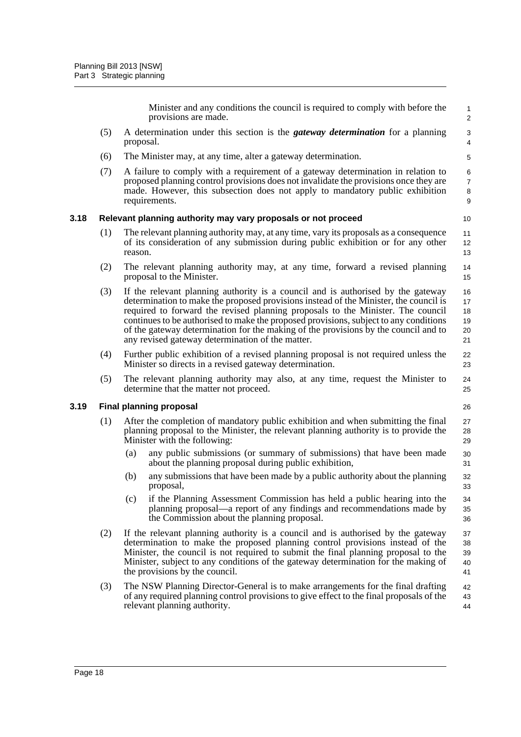Minister and any conditions the council is required to comply with before the provisions are made.

(5) A determination under this section is the ***gateway determination*** for a planning proposal.

(6) The Minister may, at any time, alter a gateway determination.

(7) A failure to comply with a requirement of a gateway determination in relation to proposed planning control provisions does not invalidate the provisions once they are made. However, this subsection does not apply to mandatory public exhibition requirements.

### 3.18 Relevant planning authority may vary proposals or not proceed

(1) The relevant planning authority may, at any time, vary its proposals as a consequence of its consideration of any submission during public exhibition or for any other reason.

(2) The relevant planning authority may, at any time, forward a revised planning proposal to the Minister.

(3) If the relevant planning authority is a council and is authorised by the gateway determination to make the proposed provisions instead of the Minister, the council is required to forward the revised planning proposals to the Minister. The council continues to be authorised to make the proposed provisions, subject to any conditions of the gateway determination for the making of the provisions by the council and to any revised gateway determination of the matter.

(4) Further public exhibition of a revised planning proposal is not required unless the Minister so directs in a revised gateway determination.

(5) The relevant planning authority may also, at any time, request the Minister to determine that the matter not proceed.

### 3.19 Final planning proposal

(1) After the completion of mandatory public exhibition and when submitting the final planning proposal to the Minister, the relevant planning authority is to provide the Minister with the following:

- (a) any public submissions (or summary of submissions) that have been made about the planning proposal during public exhibition,
- (b) any submissions that have been made by a public authority about the planning proposal,
- (c) if the Planning Assessment Commission has held a public hearing into the planning proposal—a report of any findings and recommendations made by the Commission about the planning proposal.

(2) If the relevant planning authority is a council and is authorised by the gateway determination to make the proposed planning control provisions instead of the Minister, the council is not required to submit the final planning proposal to the Minister, subject to any conditions of the gateway determination for the making of the provisions by the council.

(3) The NSW Planning Director-General is to make arrangements for the final drafting of any required planning control provisions to give effect to the final proposals of the relevant planning authority.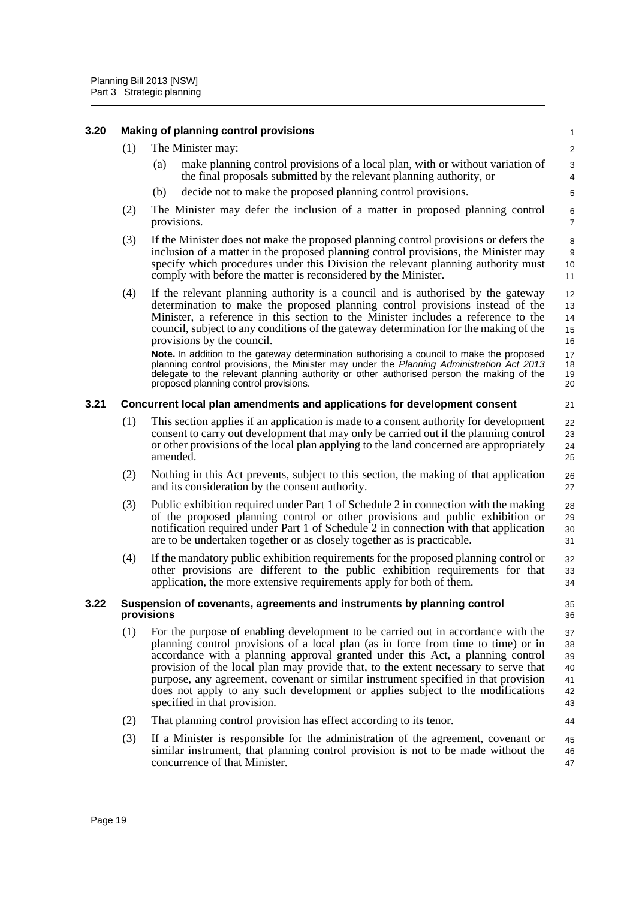### 3.20 Making of planning control provisions

(1) The Minister may:

(a) make planning control provisions of a local plan, with or without variation of the final proposals submitted by the relevant planning authority, or

(b) decide not to make the proposed planning control provisions.

(2) The Minister may defer the inclusion of a matter in proposed planning control provisions.

(3) If the Minister does not make the proposed planning control provisions or defers the inclusion of a matter in the proposed planning control provisions, the Minister may specify which procedures under this Division the relevant planning authority must comply with before the matter is reconsidered by the Minister.

(4) If the relevant planning authority is a council and is authorised by the gateway determination to make the proposed planning control provisions instead of the Minister, a reference in this section to the Minister includes a reference to the council, subject to any conditions of the gateway determination for the making of the provisions by the council.

**Note.** In addition to the gateway determination authorising a council to make the proposed planning control provisions, the Minister may under the *Planning Administration Act 2013* delegate to the relevant planning authority or other authorised person the making of the proposed planning control provisions.

### 3.21 Concurrent local plan amendments and applications for development consent

(1) This section applies if an application is made to a consent authority for development consent to carry out development that may only be carried out if the planning control or other provisions of the local plan applying to the land concerned are appropriately amended.

(2) Nothing in this Act prevents, subject to this section, the making of that application and its consideration by the consent authority.

(3) Public exhibition required under Part 1 of Schedule 2 in connection with the making of the proposed planning control or other provisions and public exhibition or notification required under Part 1 of Schedule 2 in connection with that application are to be undertaken together or as closely together as is practicable.

(4) If the mandatory public exhibition requirements for the proposed planning control or other provisions are different to the public exhibition requirements for that application, the more extensive requirements apply for both of them.

### 3.22 Suspension of covenants, agreements and instruments by planning control provisions

(1) For the purpose of enabling development to be carried out in accordance with the planning control provisions of a local plan (as in force from time to time) or in accordance with a planning approval granted under this Act, a planning control provision of the local plan may provide that, to the extent necessary to serve that purpose, any agreement, covenant or similar instrument specified in that provision does not apply to any such development or applies subject to the modifications specified in that provision.

(2) That planning control provision has effect according to its tenor.

(3) If a Minister is responsible for the administration of the agreement, covenant or similar instrument, that planning control provision is not to be made without the concurrence of that Minister.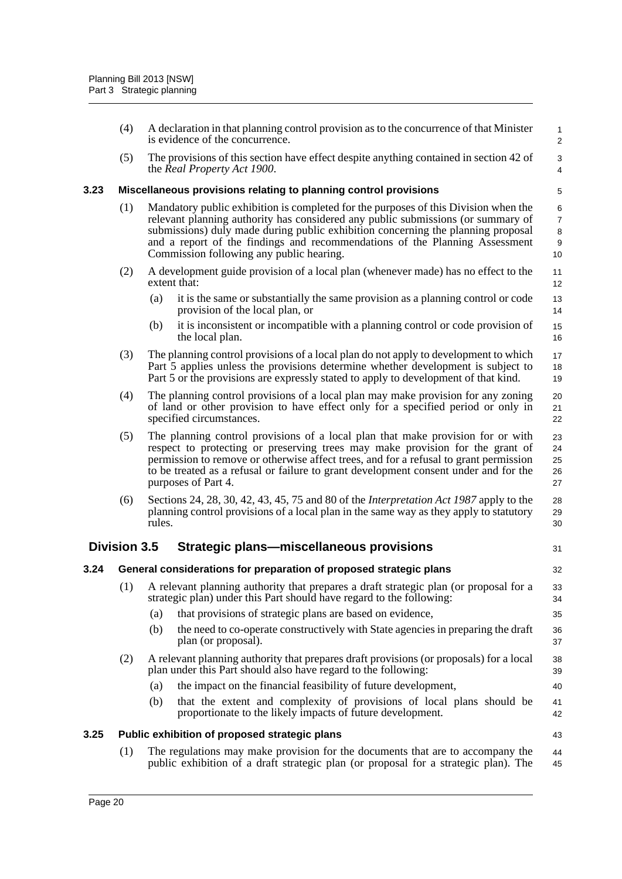(4) A declaration in that planning control provision as to the concurrence of that Minister is evidence of the concurrence.

(5) The provisions of this section have effect despite anything contained in section 42 of the *Real Property Act 1900*.

**3.23 Miscellaneous provisions relating to planning control provisions**

(1) Mandatory public exhibition is completed for the purposes of this Division when the relevant planning authority has considered any public submissions (or summary of submissions) duly made during public exhibition concerning the planning proposal and a report of the findings and recommendations of the Planning Assessment Commission following any public hearing.

(2) A development guide provision of a local plan (whenever made) has no effect to the extent that:

(a) it is the same or substantially the same provision as a planning control or code provision of the local plan, or

(b) it is inconsistent or incompatible with a planning control or code provision of the local plan.

(3) The planning control provisions of a local plan do not apply to development to which Part 5 applies unless the provisions determine whether development is subject to Part 5 or the provisions are expressly stated to apply to development of that kind.

(4) The planning control provisions of a local plan may make provision for any zoning of land or other provision to have effect only for a specified period or only in specified circumstances.

(5) The planning control provisions of a local plan that make provision for or with respect to protecting or preserving trees may make provision for the grant of permission to remove or otherwise affect trees, and for a refusal to grant permission to be treated as a refusal or failure to grant development consent under and for the purposes of Part 4.

(6) Sections 24, 28, 30, 42, 43, 45, 75 and 80 of the *Interpretation Act 1987* apply to the planning control provisions of a local plan in the same way as they apply to statutory rules.

## Division 3.5 Strategic plans—miscellaneous provisions

**3.24 General considerations for preparation of proposed strategic plans**

(1) A relevant planning authority that prepares a draft strategic plan (or proposal for a strategic plan) under this Part should have regard to the following:

(a) that provisions of strategic plans are based on evidence,

(b) the need to co-operate constructively with State agencies in preparing the draft plan (or proposal).

(2) A relevant planning authority that prepares draft provisions (or proposals) for a local plan under this Part should also have regard to the following:

(a) the impact on the financial feasibility of future development,

(b) that the extent and complexity of provisions of local plans should be proportionate to the likely impacts of future development.

**3.25 Public exhibition of proposed strategic plans**

(1) The regulations may make provision for the documents that are to accompany the public exhibition of a draft strategic plan (or proposal for a strategic plan). The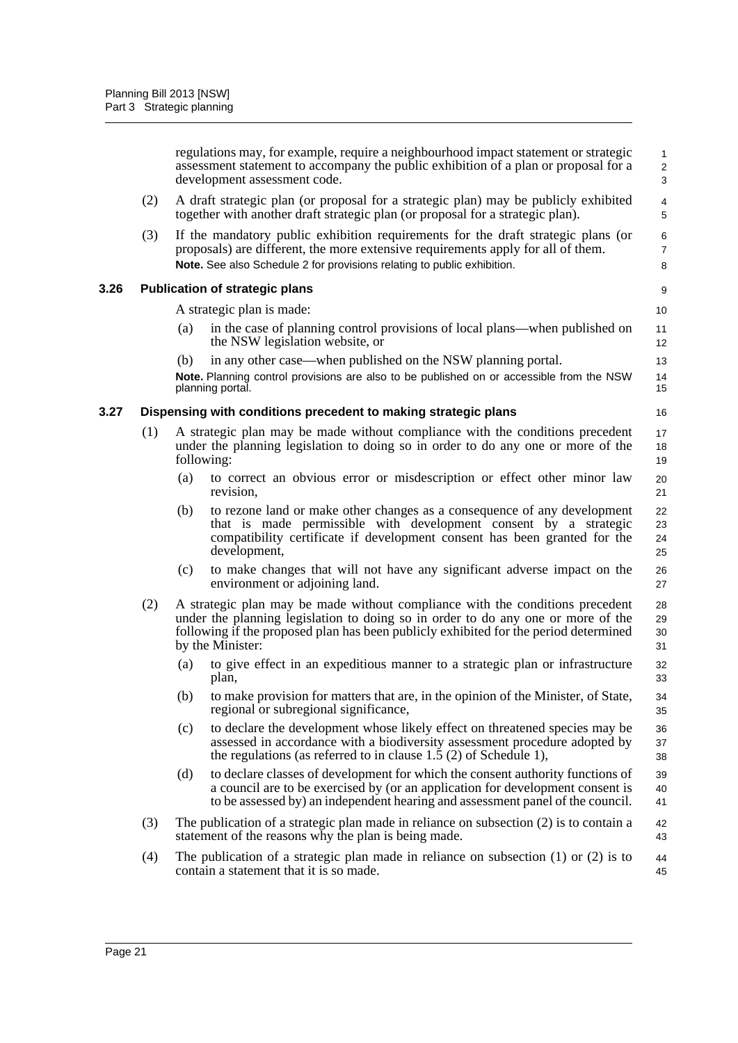regulations may, for example, require a neighbourhood impact statement or strategic assessment statement to accompany the public exhibition of a plan or proposal for a development assessment code.

(2) A draft strategic plan (or proposal for a strategic plan) may be publicly exhibited together with another draft strategic plan (or proposal for a strategic plan).

(3) If the mandatory public exhibition requirements for the draft strategic plans (or proposals) are different, the more extensive requirements apply for all of them.

**Note.** See also Schedule 2 for provisions relating to public exhibition.

### 3.26 Publication of strategic plans

A strategic plan is made:

(a) in the case of planning control provisions of local plans—when published on the NSW legislation website, or

(b) in any other case—when published on the NSW planning portal.

**Note.** Planning control provisions are also to be published on or accessible from the NSW planning portal.

### 3.27 Dispensing with conditions precedent to making strategic plans

(1) A strategic plan may be made without compliance with the conditions precedent under the planning legislation to doing so in order to do any one or more of the following:

(a) to correct an obvious error or misdescription or effect other minor law revision,

(b) to rezone land or make other changes as a consequence of any development that is made permissible with development consent by a strategic compatibility certificate if development consent has been granted for the development,

(c) to make changes that will not have any significant adverse impact on the environment or adjoining land.

(2) A strategic plan may be made without compliance with the conditions precedent under the planning legislation to doing so in order to do any one or more of the following if the proposed plan has been publicly exhibited for the period determined by the Minister:

(a) to give effect in an expeditious manner to a strategic plan or infrastructure plan,

(b) to make provision for matters that are, in the opinion of the Minister, of State, regional or subregional significance,

(c) to declare the development whose likely effect on threatened species may be assessed in accordance with a biodiversity assessment procedure adopted by the regulations (as referred to in clause 1.5 (2) of Schedule 1),

(d) to declare classes of development for which the consent authority functions of a council are to be exercised by (or an application for development consent is to be assessed by) an independent hearing and assessment panel of the council.

(3) The publication of a strategic plan made in reliance on subsection (2) is to contain a statement of the reasons why the plan is being made.

(4) The publication of a strategic plan made in reliance on subsection (1) or (2) is to contain a statement that it is so made.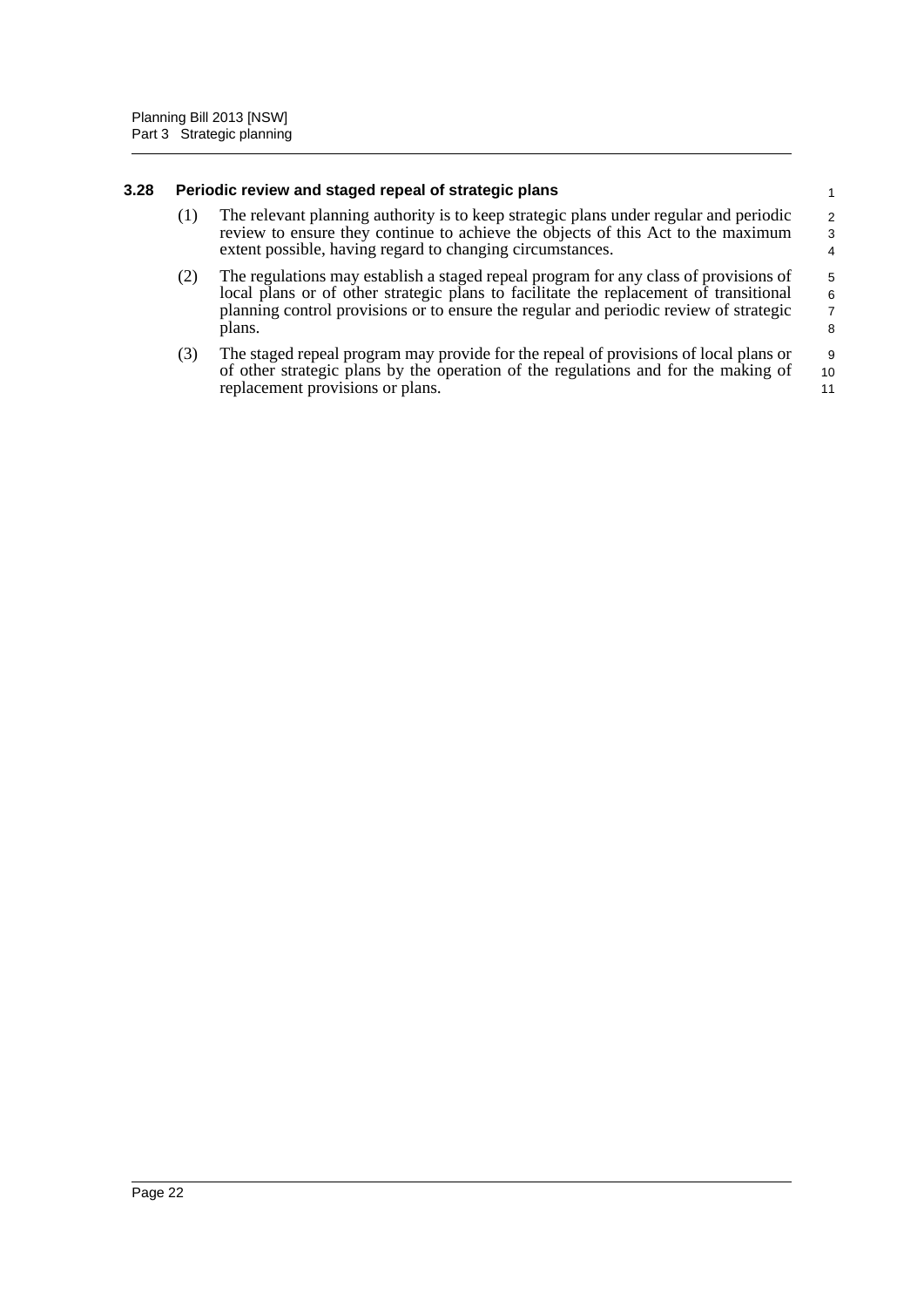### 3.28 Periodic review and staged repeal of strategic plans

(1) The relevant planning authority is to keep strategic plans under regular and periodic review to ensure they continue to achieve the objects of this Act to the maximum extent possible, having regard to changing circumstances.

(2) The regulations may establish a staged repeal program for any class of provisions of local plans or of other strategic plans to facilitate the replacement of transitional planning control provisions or to ensure the regular and periodic review of strategic plans.

(3) The staged repeal program may provide for the repeal of provisions of local plans or of other strategic plans by the operation of the regulations and for the making of replacement provisions or plans.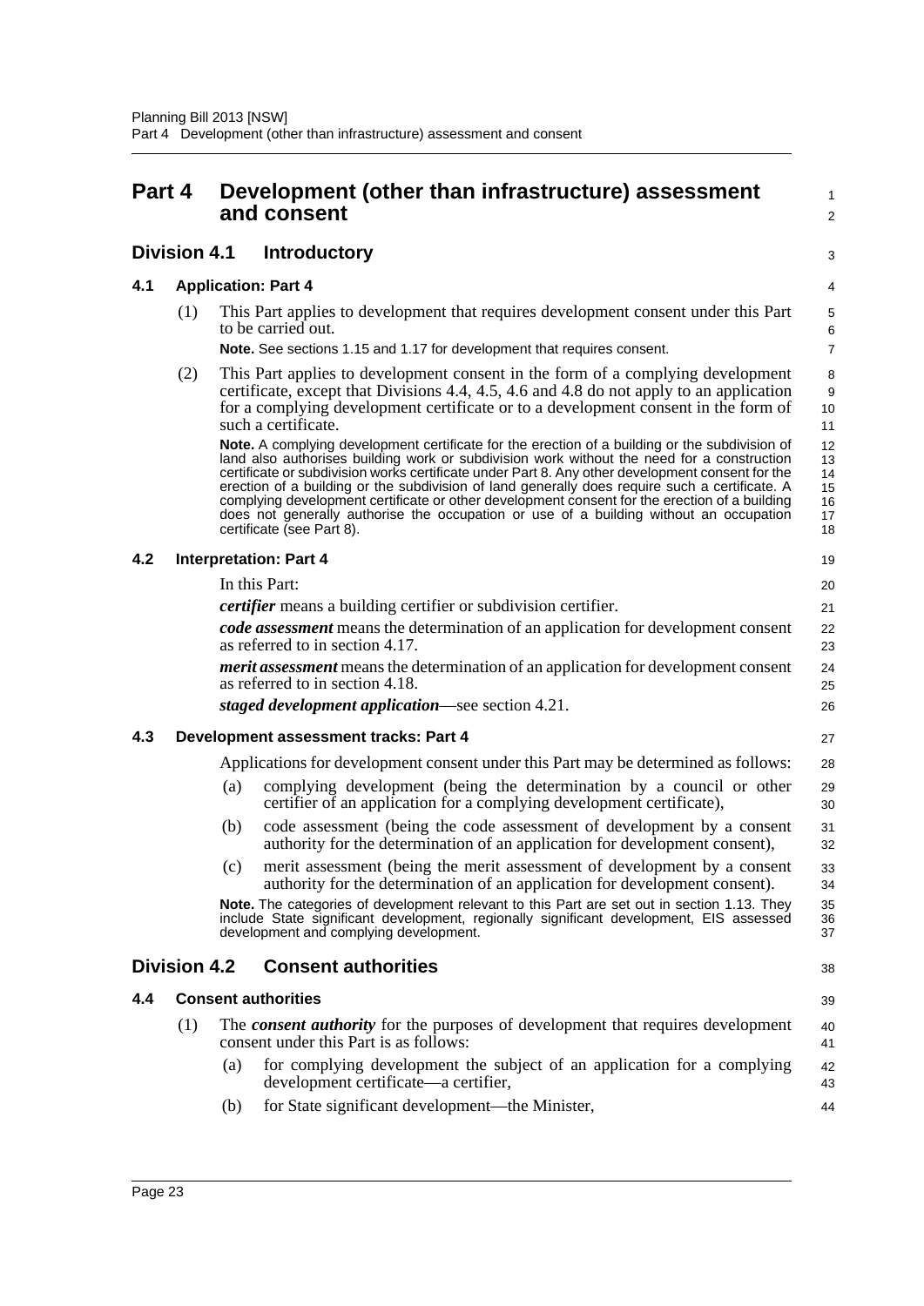# Part 4 Development (other than infrastructure) assessment and consent

## Division 4.1 Introductory

### 4.1 Application: Part 4

(1) This Part applies to development that requires development consent under this Part to be carried out.

**Note.** See sections 1.15 and 1.17 for development that requires consent.

(2) This Part applies to development consent in the form of a complying development certificate, except that Divisions 4.4, 4.5, 4.6 and 4.8 do not apply to an application for a complying development certificate or to a development consent in the form of such a certificate.

**Note.** A complying development certificate for the erection of a building or the subdivision of land also authorises building work or subdivision work without the need for a construction certificate or subdivision works certificate under Part 8. Any other development consent for the erection of a building or the subdivision of land generally does require such a certificate. A complying development certificate or other development consent for the erection of a building does not generally authorise the occupation or use of a building without an occupation certificate (see Part 8).

### 4.2 Interpretation: Part 4

In this Part:

***certifier*** means a building certifier or subdivision certifier.

***code assessment*** means the determination of an application for development consent as referred to in section 4.17.

***merit assessment*** means the determination of an application for development consent as referred to in section 4.18.

***staged development application***—see section 4.21.

### 4.3 Development assessment tracks: Part 4

Applications for development consent under this Part may be determined as follows:

(a) complying development (being the determination by a council or other certifier of an application for a complying development certificate),

(b) code assessment (being the code assessment of development by a consent authority for the determination of an application for development consent),

(c) merit assessment (being the merit assessment of development by a consent authority for the determination of an application for development consent).

**Note.** The categories of development relevant to this Part are set out in section 1.13. They include State significant development, regionally significant development, EIS assessed development and complying development.

## Division 4.2 Consent authorities

### 4.4 Consent authorities

(1) The ***consent authority*** for the purposes of development that requires development consent under this Part is as follows:

(a) for complying development the subject of an application for a complying development certificate—a certifier,

(b) for State significant development—the Minister,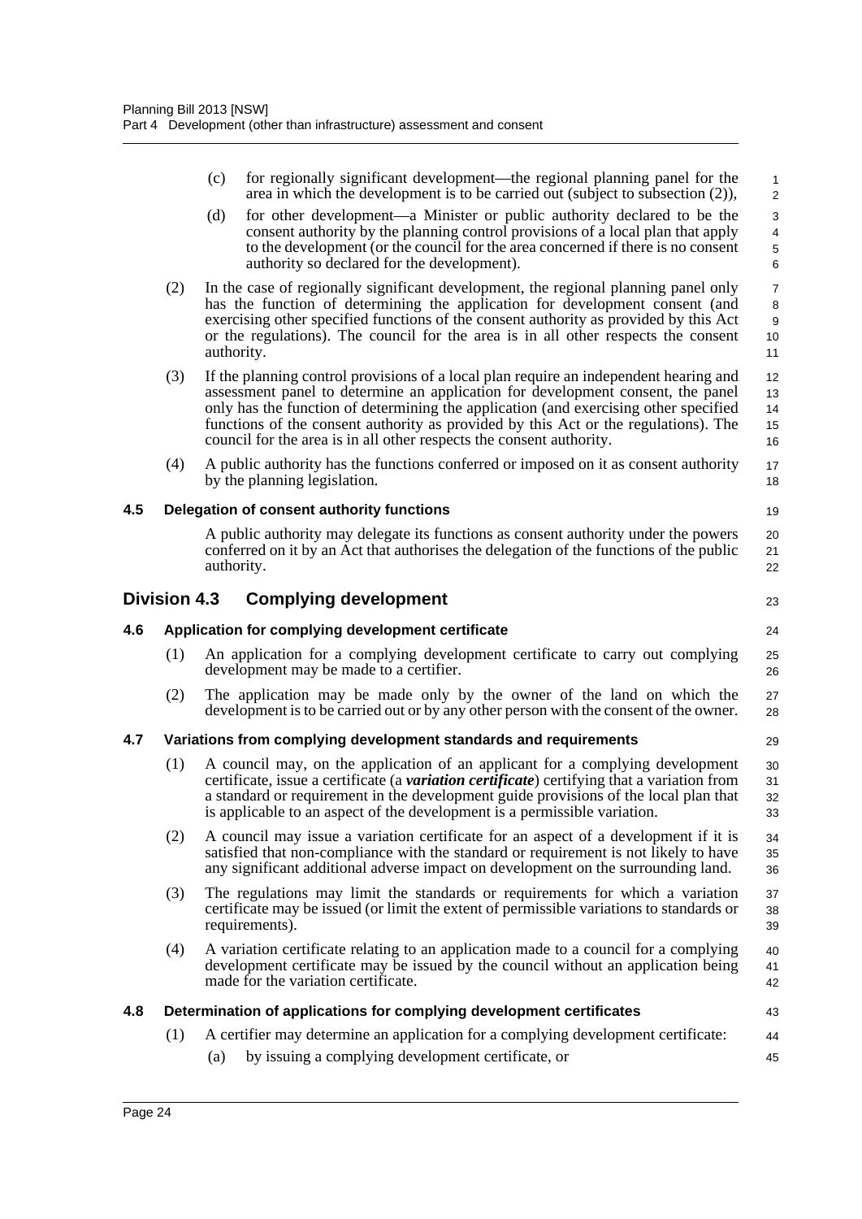(c) for regionally significant development—the regional planning panel for the area in which the development is to be carried out (subject to subsection (2)),

(d) for other development—a Minister or public authority declared to be the consent authority by the planning control provisions of a local plan that apply to the development (or the council for the area concerned if there is no consent authority so declared for the development).

(2) In the case of regionally significant development, the regional planning panel only has the function of determining the application for development consent (and exercising other specified functions of the consent authority as provided by this Act or the regulations). The council for the area is in all other respects the consent authority.

(3) If the planning control provisions of a local plan require an independent hearing and assessment panel to determine an application for development consent, the panel only has the function of determining the application (and exercising other specified functions of the consent authority as provided by this Act or the regulations). The council for the area is in all other respects the consent authority.

(4) A public authority has the functions conferred or imposed on it as consent authority by the planning legislation.

### 4.5 Delegation of consent authority functions

A public authority may delegate its functions as consent authority under the powers conferred on it by an Act that authorises the delegation of the functions of the public authority.

## Division 4.3 Complying development

### 4.6 Application for complying development certificate

(1) An application for a complying development certificate to carry out complying development may be made to a certifier.

(2) The application may be made only by the owner of the land on which the development is to be carried out or by any other person with the consent of the owner.

### 4.7 Variations from complying development standards and requirements

(1) A council may, on the application of an applicant for a complying development certificate, issue a certificate (a ***variation certificate***) certifying that a variation from a standard or requirement in the development guide provisions of the local plan that is applicable to an aspect of the development is a permissible variation.

(2) A council may issue a variation certificate for an aspect of a development if it is satisfied that non-compliance with the standard or requirement is not likely to have any significant additional adverse impact on development on the surrounding land.

(3) The regulations may limit the standards or requirements for which a variation certificate may be issued (or limit the extent of permissible variations to standards or requirements).

(4) A variation certificate relating to an application made to a council for a complying development certificate may be issued by the council without an application being made for the variation certificate.

### 4.8 Determination of applications for complying development certificates

(1) A certifier may determine an application for a complying development certificate:

(a) by issuing a complying development certificate, or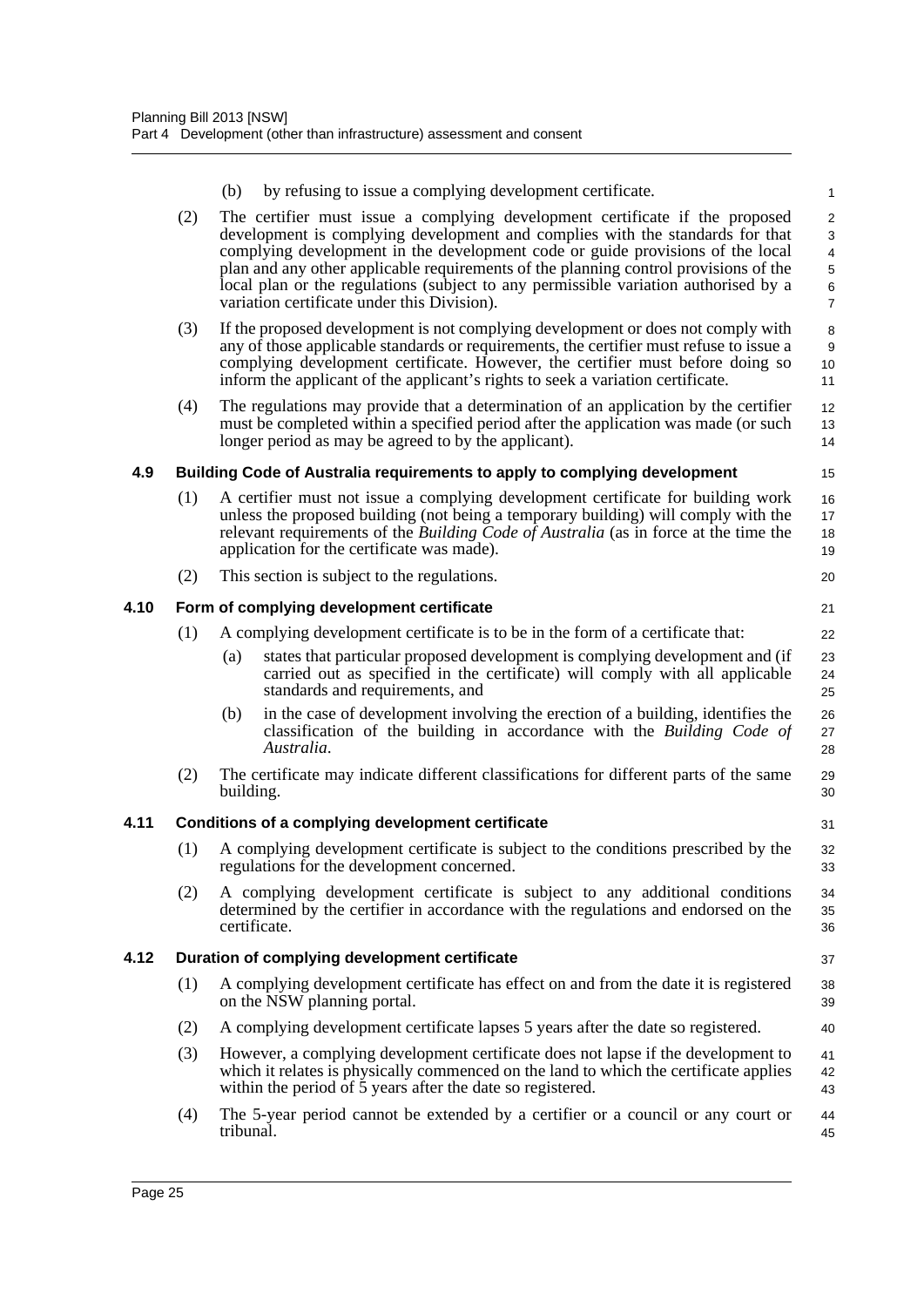(b) by refusing to issue a complying development certificate.

(2) The certifier must issue a complying development certificate if the proposed development is complying development and complies with the standards for that complying development in the development code or guide provisions of the local plan and any other applicable requirements of the planning control provisions of the local plan or the regulations (subject to any permissible variation authorised by a variation certificate under this Division).

(3) If the proposed development is not complying development or does not comply with any of those applicable standards or requirements, the certifier must refuse to issue a complying development certificate. However, the certifier must before doing so inform the applicant of the applicant's rights to seek a variation certificate.

(4) The regulations may provide that a determination of an application by the certifier must be completed within a specified period after the application was made (or such longer period as may be agreed to by the applicant).

### 4.9 Building Code of Australia requirements to apply to complying development

(1) A certifier must not issue a complying development certificate for building work unless the proposed building (not being a temporary building) will comply with the relevant requirements of the *Building Code of Australia* (as in force at the time the application for the certificate was made).

(2) This section is subject to the regulations.

### 4.10 Form of complying development certificate

(1) A complying development certificate is to be in the form of a certificate that:

(a) states that particular proposed development is complying development and (if carried out as specified in the certificate) will comply with all applicable standards and requirements, and

(b) in the case of development involving the erection of a building, identifies the classification of the building in accordance with the *Building Code of Australia*.

(2) The certificate may indicate different classifications for different parts of the same building.

### 4.11 Conditions of a complying development certificate

(1) A complying development certificate is subject to the conditions prescribed by the regulations for the development concerned.

(2) A complying development certificate is subject to any additional conditions determined by the certifier in accordance with the regulations and endorsed on the certificate.

### 4.12 Duration of complying development certificate

(1) A complying development certificate has effect on and from the date it is registered on the NSW planning portal.

(2) A complying development certificate lapses 5 years after the date so registered.

(3) However, a complying development certificate does not lapse if the development to which it relates is physically commenced on the land to which the certificate applies within the period of 5 years after the date so registered.

(4) The 5-year period cannot be extended by a certifier or a council or any court or tribunal.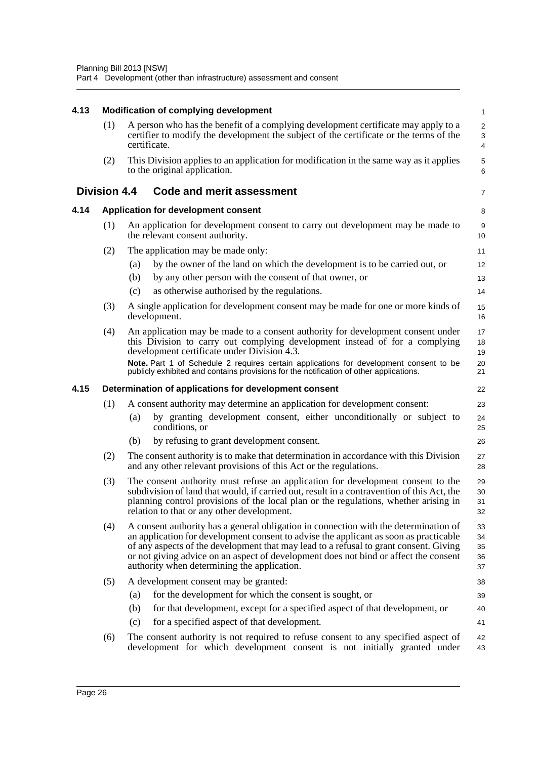### 4.13 Modification of complying development

(1) A person who has the benefit of a complying development certificate may apply to a certifier to modify the development the subject of the certificate or the terms of the certificate.

(2) This Division applies to an application for modification in the same way as it applies to the original application.

## Division 4.4 Code and merit assessment

### 4.14 Application for development consent

(1) An application for development consent to carry out development may be made to the relevant consent authority.

(2) The application may be made only:

- (a) by the owner of the land on which the development is to be carried out, or
- (b) by any other person with the consent of that owner, or
- (c) as otherwise authorised by the regulations.

(3) A single application for development consent may be made for one or more kinds of development.

(4) An application may be made to a consent authority for development consent under this Division to carry out complying development instead of for a complying development certificate under Division 4.3.

**Note.** Part 1 of Schedule 2 requires certain applications for development consent to be publicly exhibited and contains provisions for the notification of other applications.

### 4.15 Determination of applications for development consent

(1) A consent authority may determine an application for development consent:

- (a) by granting development consent, either unconditionally or subject to conditions, or
- (b) by refusing to grant development consent.

(2) The consent authority is to make that determination in accordance with this Division and any other relevant provisions of this Act or the regulations.

(3) The consent authority must refuse an application for development consent to the subdivision of land that would, if carried out, result in a contravention of this Act, the planning control provisions of the local plan or the regulations, whether arising in relation to that or any other development.

(4) A consent authority has a general obligation in connection with the determination of an application for development consent to advise the applicant as soon as practicable of any aspects of the development that may lead to a refusal to grant consent. Giving or not giving advice on an aspect of development does not bind or affect the consent authority when determining the application.

(5) A development consent may be granted:

- (a) for the development for which the consent is sought, or
- (b) for that development, except for a specified aspect of that development, or
- (c) for a specified aspect of that development.

(6) The consent authority is not required to refuse consent to any specified aspect of development for which development consent is not initially granted under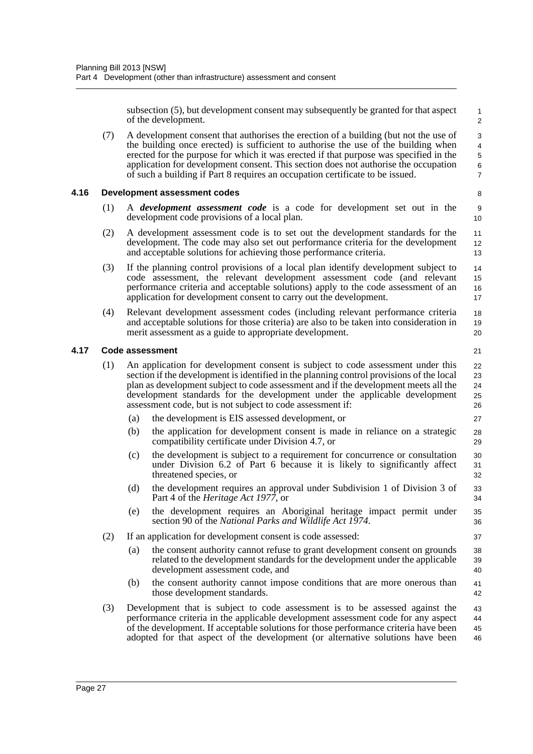subsection (5), but development consent may subsequently be granted for that aspect of the development.

(7) A development consent that authorises the erection of a building (but not the use of the building once erected) is sufficient to authorise the use of the building when erected for the purpose for which it was erected if that purpose was specified in the application for development consent. This section does not authorise the occupation of such a building if Part 8 requires an occupation certificate to be issued.

### 4.16 Development assessment codes

(1) A ***development assessment code*** is a code for development set out in the development code provisions of a local plan.

(2) A development assessment code is to set out the development standards for the development. The code may also set out performance criteria for the development and acceptable solutions for achieving those performance criteria.

(3) If the planning control provisions of a local plan identify development subject to code assessment, the relevant development assessment code (and relevant performance criteria and acceptable solutions) apply to the code assessment of an application for development consent to carry out the development.

(4) Relevant development assessment codes (including relevant performance criteria and acceptable solutions for those criteria) are also to be taken into consideration in merit assessment as a guide to appropriate development.

### 4.17 Code assessment

(1) An application for development consent is subject to code assessment under this section if the development is identified in the planning control provisions of the local plan as development subject to code assessment and if the development meets all the development standards for the development under the applicable development assessment code, but is not subject to code assessment if:

(a) the development is EIS assessed development, or

(b) the application for development consent is made in reliance on a strategic compatibility certificate under Division 4.7, or

(c) the development is subject to a requirement for concurrence or consultation under Division 6.2 of Part 6 because it is likely to significantly affect threatened species, or

(d) the development requires an approval under Subdivision 1 of Division 3 of Part 4 of the *Heritage Act 1977*, or

(e) the development requires an Aboriginal heritage impact permit under section 90 of the *National Parks and Wildlife Act 1974*.

(2) If an application for development consent is code assessed:

(a) the consent authority cannot refuse to grant development consent on grounds related to the development standards for the development under the applicable development assessment code, and

(b) the consent authority cannot impose conditions that are more onerous than those development standards.

(3) Development that is subject to code assessment is to be assessed against the performance criteria in the applicable development assessment code for any aspect of the development. If acceptable solutions for those performance criteria have been adopted for that aspect of the development (or alternative solutions have been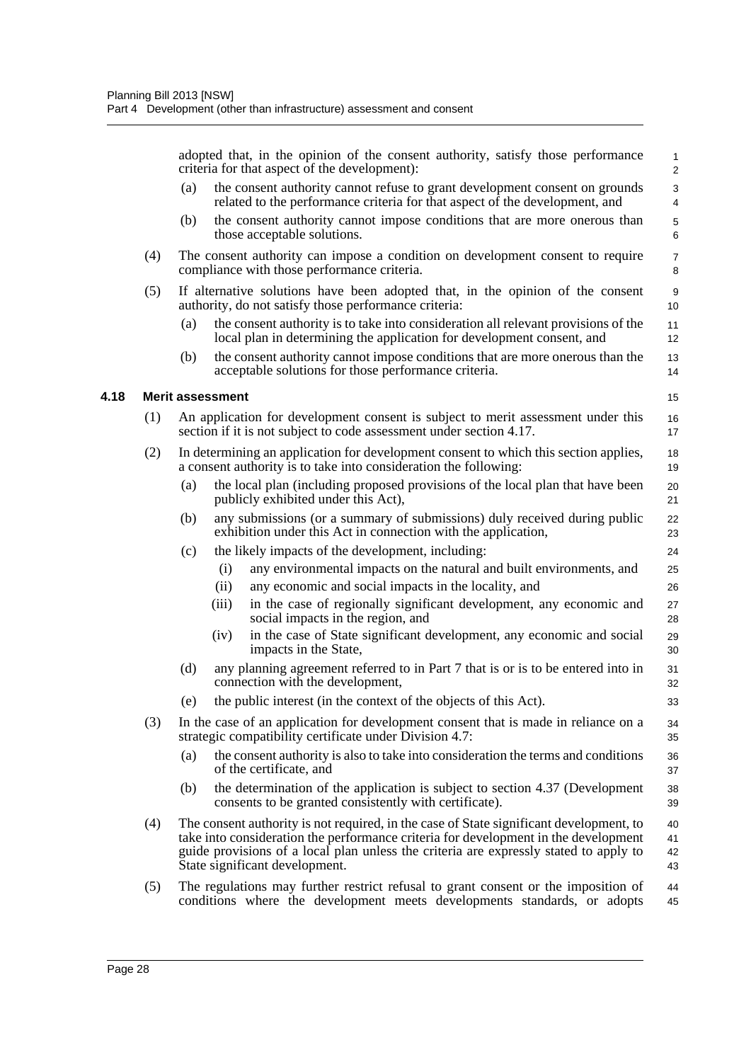adopted that, in the opinion of the consent authority, satisfy those performance criteria for that aspect of the development):

(a) the consent authority cannot refuse to grant development consent on grounds related to the performance criteria for that aspect of the development, and

(b) the consent authority cannot impose conditions that are more onerous than those acceptable solutions.

(4) The consent authority can impose a condition on development consent to require compliance with those performance criteria.

(5) If alternative solutions have been adopted that, in the opinion of the consent authority, do not satisfy those performance criteria:

(a) the consent authority is to take into consideration all relevant provisions of the local plan in determining the application for development consent, and

(b) the consent authority cannot impose conditions that are more onerous than the acceptable solutions for those performance criteria.

### 4.18 Merit assessment

(1) An application for development consent is subject to merit assessment under this section if it is not subject to code assessment under section 4.17.

(2) In determining an application for development consent to which this section applies, a consent authority is to take into consideration the following:

(a) the local plan (including proposed provisions of the local plan that have been publicly exhibited under this Act),

(b) any submissions (or a summary of submissions) duly received during public exhibition under this Act in connection with the application,

(c) the likely impacts of the development, including:

(i) any environmental impacts on the natural and built environments, and

(ii) any economic and social impacts in the locality, and

(iii) in the case of regionally significant development, any economic and social impacts in the region, and

(iv) in the case of State significant development, any economic and social impacts in the State,

(d) any planning agreement referred to in Part 7 that is or is to be entered into in connection with the development,

(e) the public interest (in the context of the objects of this Act).

(3) In the case of an application for development consent that is made in reliance on a strategic compatibility certificate under Division 4.7:

(a) the consent authority is also to take into consideration the terms and conditions of the certificate, and

(b) the determination of the application is subject to section 4.37 (Development consents to be granted consistently with certificate).

(4) The consent authority is not required, in the case of State significant development, to take into consideration the performance criteria for development in the development guide provisions of a local plan unless the criteria are expressly stated to apply to State significant development.

(5) The regulations may further restrict refusal to grant consent or the imposition of conditions where the development meets developments standards, or adopts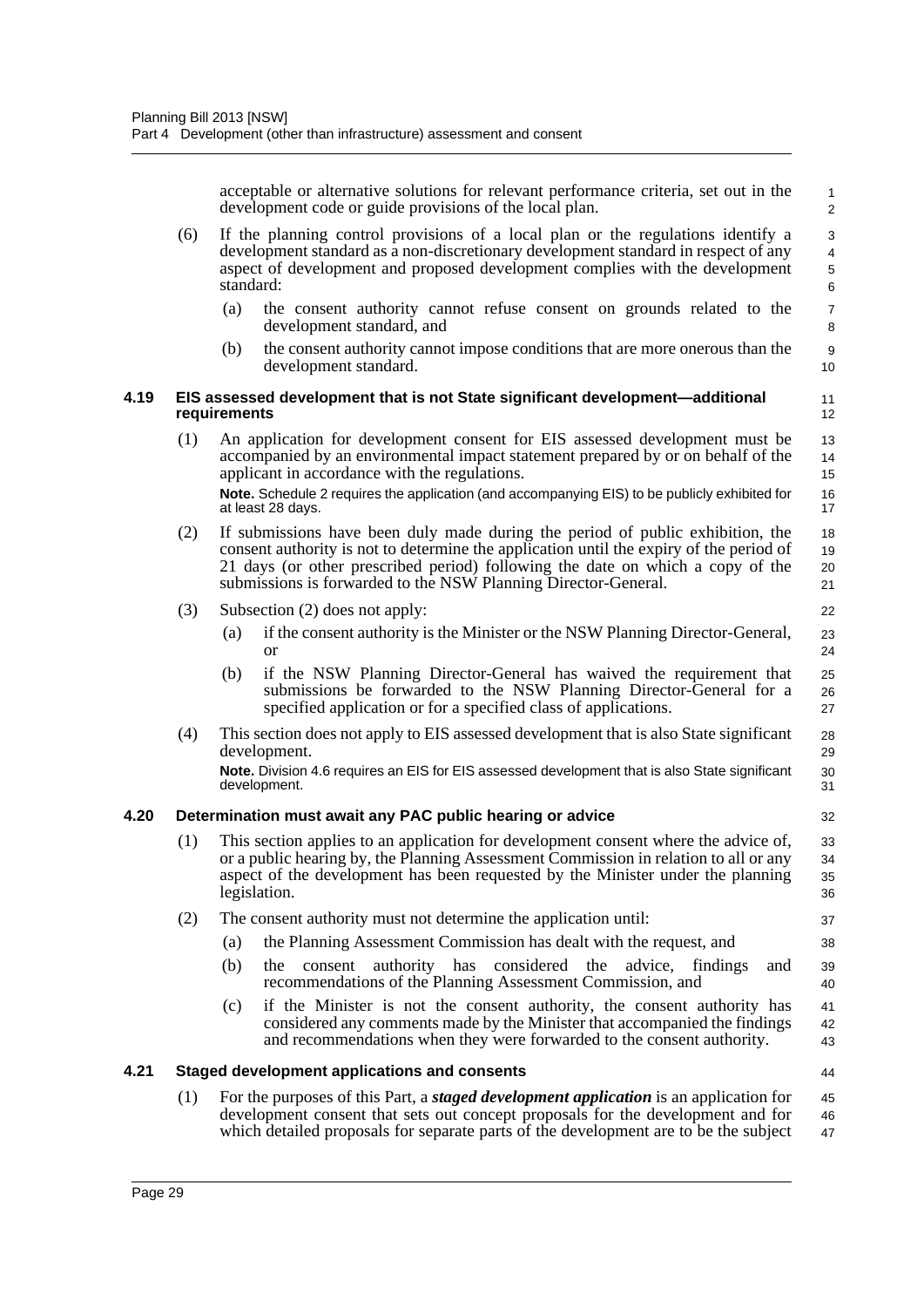acceptable or alternative solutions for relevant performance criteria, set out in the development code or guide provisions of the local plan.

(6) If the planning control provisions of a local plan or the regulations identify a development standard as a non-discretionary development standard in respect of any aspect of development and proposed development complies with the development standard:

(a) the consent authority cannot refuse consent on grounds related to the development standard, and

(b) the consent authority cannot impose conditions that are more onerous than the development standard.

### 4.19 EIS assessed development that is not State significant development—additional requirements

(1) An application for development consent for EIS assessed development must be accompanied by an environmental impact statement prepared by or on behalf of the applicant in accordance with the regulations.

**Note.** Schedule 2 requires the application (and accompanying EIS) to be publicly exhibited for at least 28 days.

(2) If submissions have been duly made during the period of public exhibition, the consent authority is not to determine the application until the expiry of the period of 21 days (or other prescribed period) following the date on which a copy of the submissions is forwarded to the NSW Planning Director-General.

(3) Subsection (2) does not apply:

(a) if the consent authority is the Minister or the NSW Planning Director-General, or

(b) if the NSW Planning Director-General has waived the requirement that submissions be forwarded to the NSW Planning Director-General for a specified application or for a specified class of applications.

(4) This section does not apply to EIS assessed development that is also State significant development.

**Note.** Division 4.6 requires an EIS for EIS assessed development that is also State significant development.

### 4.20 Determination must await any PAC public hearing or advice

(1) This section applies to an application for development consent where the advice of, or a public hearing by, the Planning Assessment Commission in relation to all or any aspect of the development has been requested by the Minister under the planning legislation.

(2) The consent authority must not determine the application until:

(a) the Planning Assessment Commission has dealt with the request, and

(b) the consent authority has considered the advice, findings and recommendations of the Planning Assessment Commission, and

(c) if the Minister is not the consent authority, the consent authority has considered any comments made by the Minister that accompanied the findings and recommendations when they were forwarded to the consent authority.

### 4.21 Staged development applications and consents

(1) For the purposes of this Part, a ***staged development application*** is an application for development consent that sets out concept proposals for the development and for which detailed proposals for separate parts of the development are to be the subject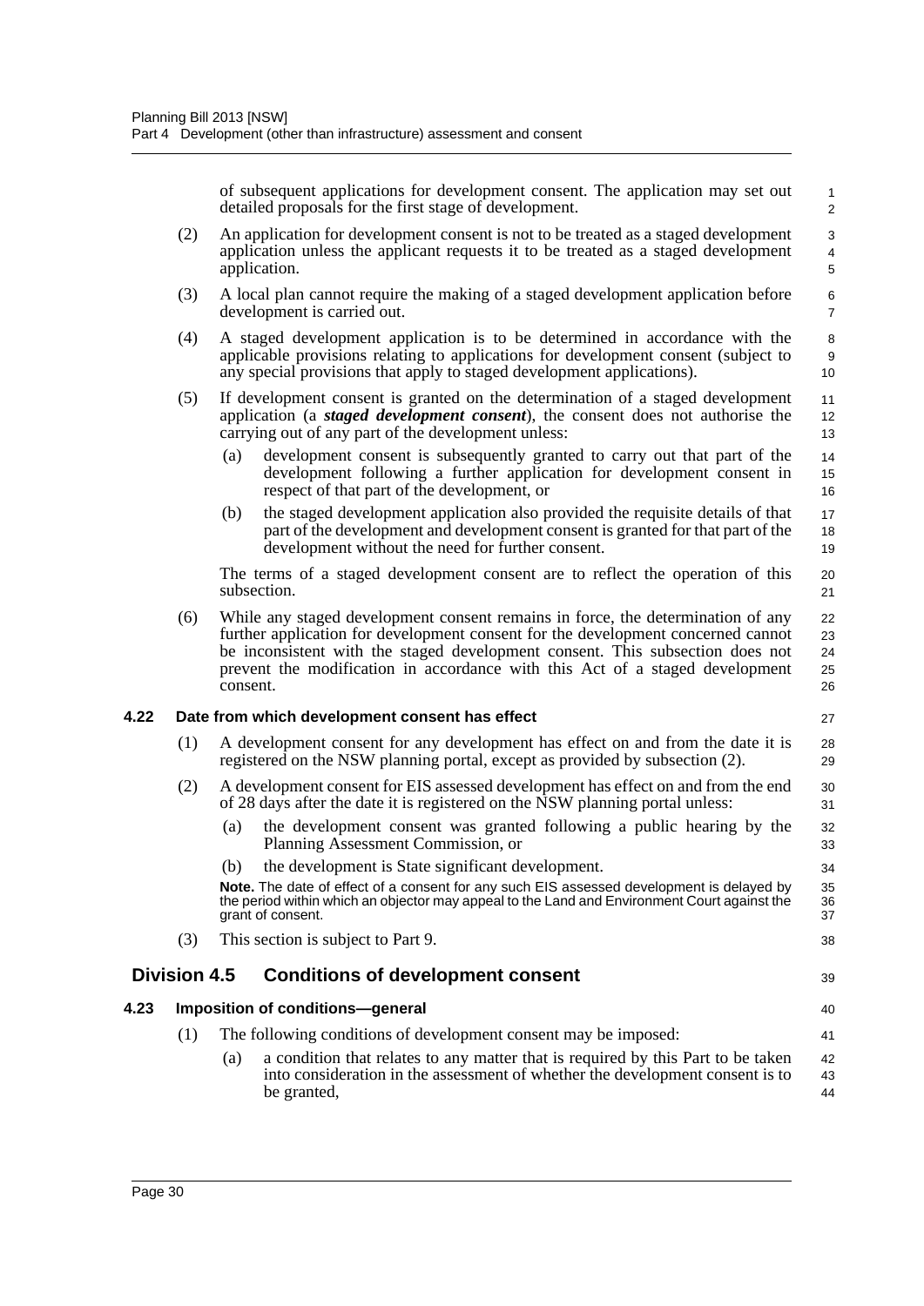of subsequent applications for development consent. The application may set out detailed proposals for the first stage of development.

(2) An application for development consent is not to be treated as a staged development application unless the applicant requests it to be treated as a staged development application.

(3) A local plan cannot require the making of a staged development application before development is carried out.

(4) A staged development application is to be determined in accordance with the applicable provisions relating to applications for development consent (subject to any special provisions that apply to staged development applications).

(5) If development consent is granted on the determination of a staged development application (a ***staged development consent***), the consent does not authorise the carrying out of any part of the development unless:

(a) development consent is subsequently granted to carry out that part of the development following a further application for development consent in respect of that part of the development, or

(b) the staged development application also provided the requisite details of that part of the development and development consent is granted for that part of the development without the need for further consent.

The terms of a staged development consent are to reflect the operation of this subsection.

(6) While any staged development consent remains in force, the determination of any further application for development consent for the development concerned cannot be inconsistent with the staged development consent. This subsection does not prevent the modification in accordance with this Act of a staged development consent.

### 4.22 Date from which development consent has effect

(1) A development consent for any development has effect on and from the date it is registered on the NSW planning portal, except as provided by subsection (2).

(2) A development consent for EIS assessed development has effect on and from the end of 28 days after the date it is registered on the NSW planning portal unless:

(a) the development consent was granted following a public hearing by the Planning Assessment Commission, or

(b) the development is State significant development.

**Note.** The date of effect of a consent for any such EIS assessed development is delayed by the period within which an objector may appeal to the Land and Environment Court against the grant of consent.

(3) This section is subject to Part 9.

## Division 4.5 Conditions of development consent

### 4.23 Imposition of conditions—general

(1) The following conditions of development consent may be imposed:

(a) a condition that relates to any matter that is required by this Part to be taken into consideration in the assessment of whether the development consent is to be granted,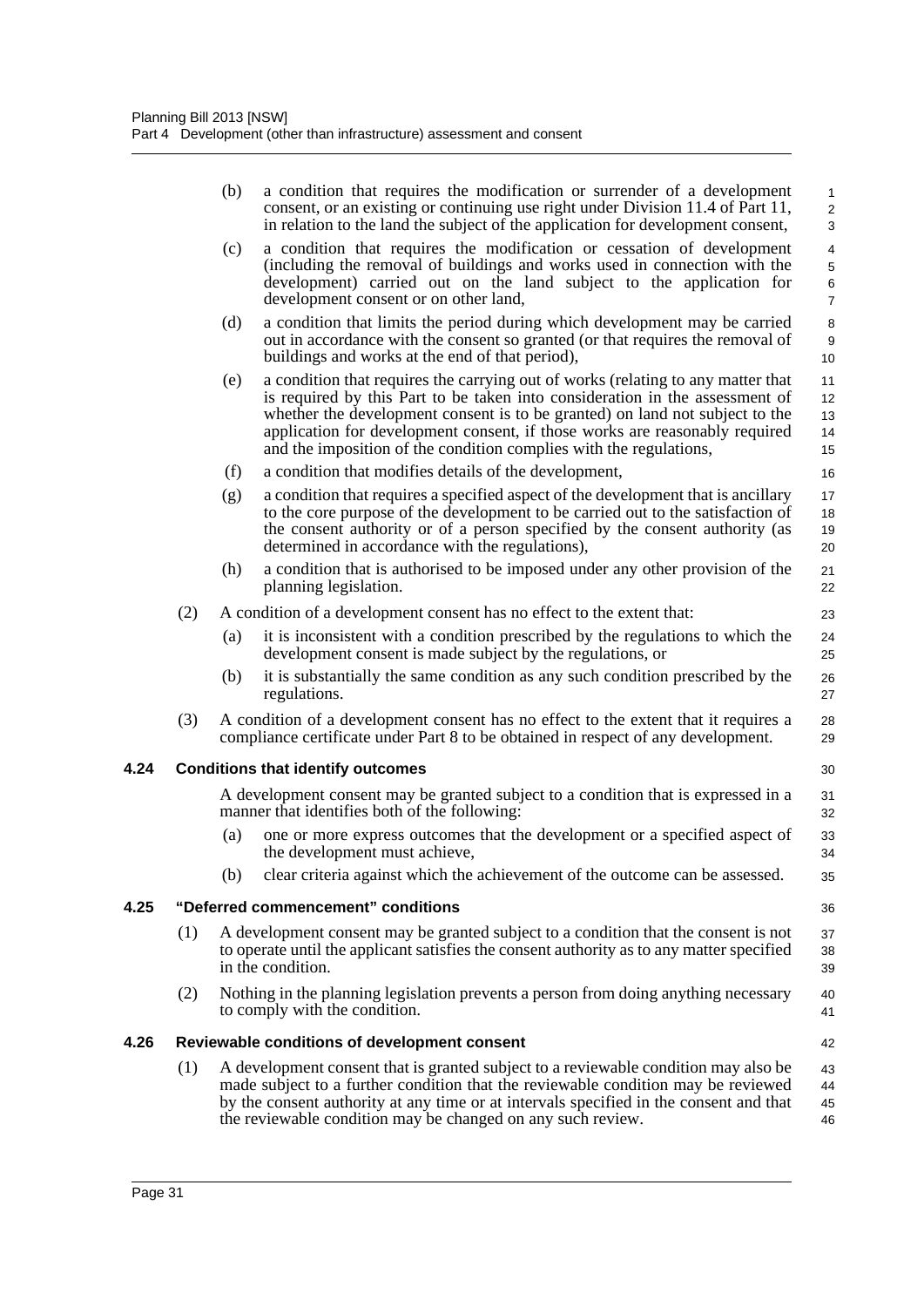(b) a condition that requires the modification or surrender of a development consent, or an existing or continuing use right under Division 11.4 of Part 11, in relation to the land the subject of the application for development consent,

(c) a condition that requires the modification or cessation of development (including the removal of buildings and works used in connection with the development) carried out on the land subject to the application for development consent or on other land,

(d) a condition that limits the period during which development may be carried out in accordance with the consent so granted (or that requires the removal of buildings and works at the end of that period),

(e) a condition that requires the carrying out of works (relating to any matter that is required by this Part to be taken into consideration in the assessment of whether the development consent is to be granted) on land not subject to the application for development consent, if those works are reasonably required and the imposition of the condition complies with the regulations,

(f) a condition that modifies details of the development,

(g) a condition that requires a specified aspect of the development that is ancillary to the core purpose of the development to be carried out to the satisfaction of the consent authority or of a person specified by the consent authority (as determined in accordance with the regulations),

(h) a condition that is authorised to be imposed under any other provision of the planning legislation.

(2) A condition of a development consent has no effect to the extent that:

(a) it is inconsistent with a condition prescribed by the regulations to which the development consent is made subject by the regulations, or

(b) it is substantially the same condition as any such condition prescribed by the regulations.

(3) A condition of a development consent has no effect to the extent that it requires a compliance certificate under Part 8 to be obtained in respect of any development.

### 4.24 Conditions that identify outcomes

A development consent may be granted subject to a condition that is expressed in a manner that identifies both of the following:

(a) one or more express outcomes that the development or a specified aspect of the development must achieve,

(b) clear criteria against which the achievement of the outcome can be assessed.

### 4.25 "Deferred commencement" conditions

(1) A development consent may be granted subject to a condition that the consent is not to operate until the applicant satisfies the consent authority as to any matter specified in the condition.

(2) Nothing in the planning legislation prevents a person from doing anything necessary to comply with the condition.

### 4.26 Reviewable conditions of development consent

(1) A development consent that is granted subject to a reviewable condition may also be made subject to a further condition that the reviewable condition may be reviewed by the consent authority at any time or at intervals specified in the consent and that the reviewable condition may be changed on any such review.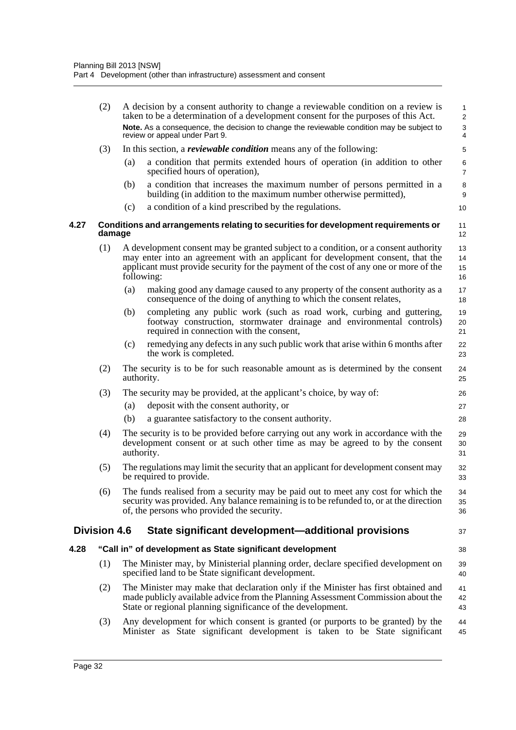(2) A decision by a consent authority to change a reviewable condition on a review is taken to be a determination of a development consent for the purposes of this Act.

**Note.** As a consequence, the decision to change the reviewable condition may be subject to review or appeal under Part 9.

(3) In this section, a ***reviewable condition*** means any of the following:

(a) a condition that permits extended hours of operation (in addition to other specified hours of operation),

(b) a condition that increases the maximum number of persons permitted in a building (in addition to the maximum number otherwise permitted),

(c) a condition of a kind prescribed by the regulations.

### 4.27 Conditions and arrangements relating to securities for development requirements or damage

(1) A development consent may be granted subject to a condition, or a consent authority may enter into an agreement with an applicant for development consent, that the applicant must provide security for the payment of the cost of any one or more of the following:

(a) making good any damage caused to any property of the consent authority as a consequence of the doing of anything to which the consent relates,

(b) completing any public work (such as road work, curbing and guttering, footway construction, stormwater drainage and environmental controls) required in connection with the consent,

(c) remedying any defects in any such public work that arise within 6 months after the work is completed.

(2) The security is to be for such reasonable amount as is determined by the consent authority.

(3) The security may be provided, at the applicant's choice, by way of:

(a) deposit with the consent authority, or

(b) a guarantee satisfactory to the consent authority.

(4) The security is to be provided before carrying out any work in accordance with the development consent or at such other time as may be agreed to by the consent authority.

(5) The regulations may limit the security that an applicant for development consent may be required to provide.

(6) The funds realised from a security may be paid out to meet any cost for which the security was provided. Any balance remaining is to be refunded to, or at the direction of, the persons who provided the security.

## Division 4.6 State significant development—additional provisions

### 4.28 "Call in" of development as State significant development

(1) The Minister may, by Ministerial planning order, declare specified development on specified land to be State significant development.

(2) The Minister may make that declaration only if the Minister has first obtained and made publicly available advice from the Planning Assessment Commission about the State or regional planning significance of the development.

(3) Any development for which consent is granted (or purports to be granted) by the Minister as State significant development is taken to be State significant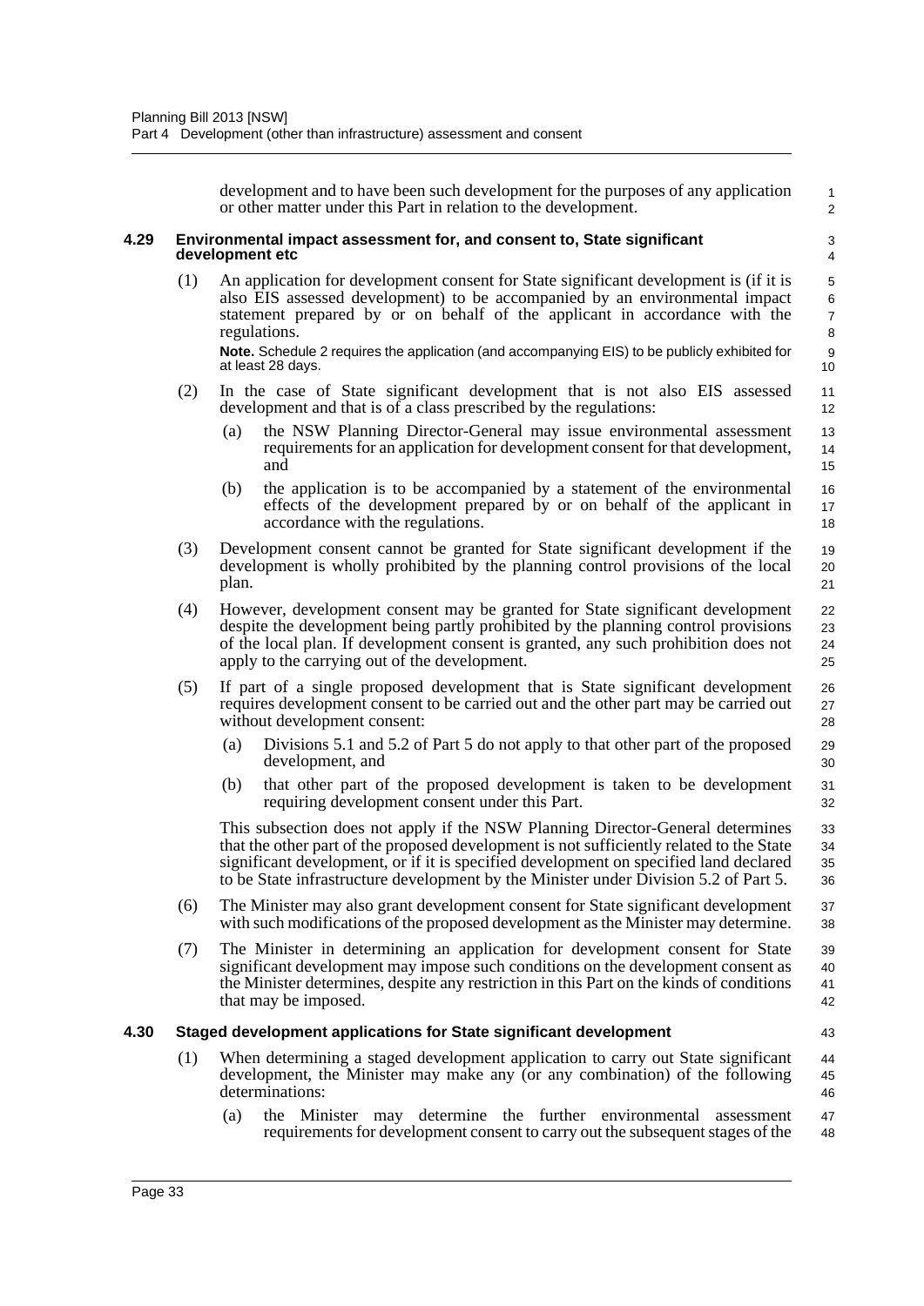development and to have been such development for the purposes of any application or other matter under this Part in relation to the development.

### 4.29 Environmental impact assessment for, and consent to, State significant development etc

(1) An application for development consent for State significant development is (if it is also EIS assessed development) to be accompanied by an environmental impact statement prepared by or on behalf of the applicant in accordance with the regulations.

**Note.** Schedule 2 requires the application (and accompanying EIS) to be publicly exhibited for at least 28 days.

(2) In the case of State significant development that is not also EIS assessed development and that is of a class prescribed by the regulations:

(a) the NSW Planning Director-General may issue environmental assessment requirements for an application for development consent for that development, and

(b) the application is to be accompanied by a statement of the environmental effects of the development prepared by or on behalf of the applicant in accordance with the regulations.

(3) Development consent cannot be granted for State significant development if the development is wholly prohibited by the planning control provisions of the local plan.

(4) However, development consent may be granted for State significant development despite the development being partly prohibited by the planning control provisions of the local plan. If development consent is granted, any such prohibition does not apply to the carrying out of the development.

(5) If part of a single proposed development that is State significant development requires development consent to be carried out and the other part may be carried out without development consent:

(a) Divisions 5.1 and 5.2 of Part 5 do not apply to that other part of the proposed development, and

(b) that other part of the proposed development is taken to be development requiring development consent under this Part.

This subsection does not apply if the NSW Planning Director-General determines that the other part of the proposed development is not sufficiently related to the State significant development, or if it is specified development on specified land declared to be State infrastructure development by the Minister under Division 5.2 of Part 5.

(6) The Minister may also grant development consent for State significant development with such modifications of the proposed development as the Minister may determine.

(7) The Minister in determining an application for development consent for State significant development may impose such conditions on the development consent as the Minister determines, despite any restriction in this Part on the kinds of conditions that may be imposed.

### 4.30 Staged development applications for State significant development

(1) When determining a staged development application to carry out State significant development, the Minister may make any (or any combination) of the following determinations:

(a) the Minister may determine the further environmental assessment requirements for development consent to carry out the subsequent stages of the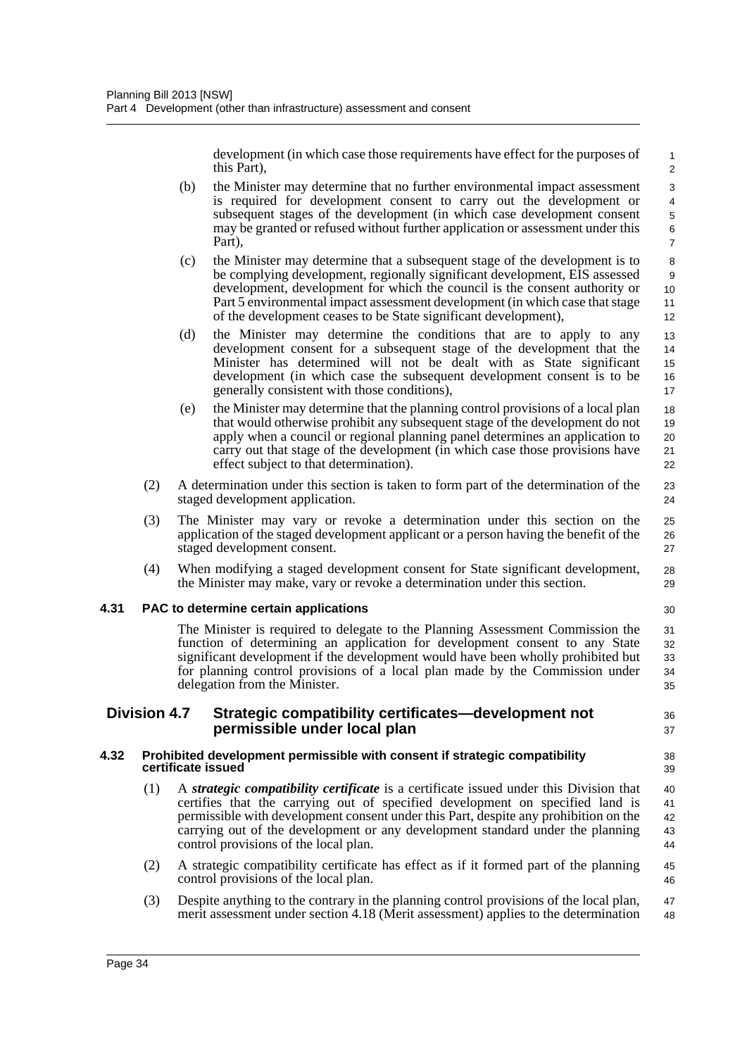development (in which case those requirements have effect for the purposes of this Part),

(b) the Minister may determine that no further environmental impact assessment is required for development consent to carry out the development or subsequent stages of the development (in which case development consent may be granted or refused without further application or assessment under this Part),

(c) the Minister may determine that a subsequent stage of the development is to be complying development, regionally significant development, EIS assessed development, development for which the council is the consent authority or Part 5 environmental impact assessment development (in which case that stage of the development ceases to be State significant development),

(d) the Minister may determine the conditions that are to apply to any development consent for a subsequent stage of the development that the Minister has determined will not be dealt with as State significant development (in which case the subsequent development consent is to be generally consistent with those conditions),

(e) the Minister may determine that the planning control provisions of a local plan that would otherwise prohibit any subsequent stage of the development do not apply when a council or regional planning panel determines an application to carry out that stage of the development (in which case those provisions have effect subject to that determination).

(2) A determination under this section is taken to form part of the determination of the staged development application.

(3) The Minister may vary or revoke a determination under this section on the application of the staged development applicant or a person having the benefit of the staged development consent.

(4) When modifying a staged development consent for State significant development, the Minister may make, vary or revoke a determination under this section.

### 4.31 PAC to determine certain applications

The Minister is required to delegate to the Planning Assessment Commission the function of determining an application for development consent to any State significant development if the development would have been wholly prohibited but for planning control provisions of a local plan made by the Commission under delegation from the Minister.

## Division 4.7 Strategic compatibility certificates—development not permissible under local plan

### 4.32 Prohibited development permissible with consent if strategic compatibility certificate issued

(1) A ***strategic compatibility certificate*** is a certificate issued under this Division that certifies that the carrying out of specified development on specified land is permissible with development consent under this Part, despite any prohibition on the carrying out of the development or any development standard under the planning control provisions of the local plan.

(2) A strategic compatibility certificate has effect as if it formed part of the planning control provisions of the local plan.

(3) Despite anything to the contrary in the planning control provisions of the local plan, merit assessment under section 4.18 (Merit assessment) applies to the determination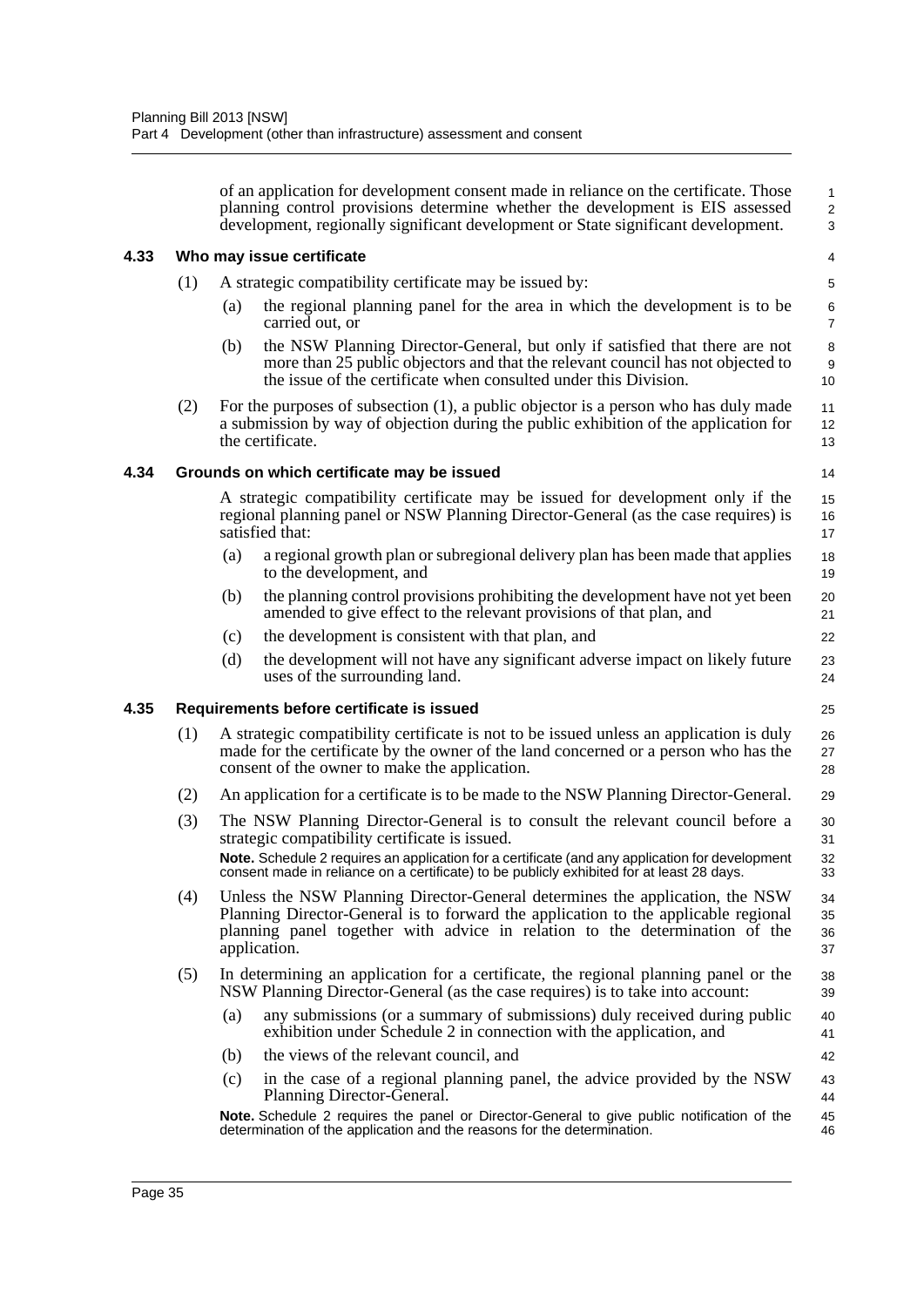of an application for development consent made in reliance on the certificate. Those planning control provisions determine whether the development is EIS assessed development, regionally significant development or State significant development.

### 4.33 Who may issue certificate

(1) A strategic compatibility certificate may be issued by:

- (a) the regional planning panel for the area in which the development is to be carried out, or
- (b) the NSW Planning Director-General, but only if satisfied that there are not more than 25 public objectors and that the relevant council has not objected to the issue of the certificate when consulted under this Division.

(2) For the purposes of subsection (1), a public objector is a person who has duly made a submission by way of objection during the public exhibition of the application for the certificate.

### 4.34 Grounds on which certificate may be issued

A strategic compatibility certificate may be issued for development only if the regional planning panel or NSW Planning Director-General (as the case requires) is satisfied that:

- (a) a regional growth plan or subregional delivery plan has been made that applies to the development, and
- (b) the planning control provisions prohibiting the development have not yet been amended to give effect to the relevant provisions of that plan, and
- (c) the development is consistent with that plan, and
- (d) the development will not have any significant adverse impact on likely future uses of the surrounding land.

### 4.35 Requirements before certificate is issued

(1) A strategic compatibility certificate is not to be issued unless an application is duly made for the certificate by the owner of the land concerned or a person who has the consent of the owner to make the application.

(2) An application for a certificate is to be made to the NSW Planning Director-General.

(3) The NSW Planning Director-General is to consult the relevant council before a strategic compatibility certificate is issued.

**Note.** Schedule 2 requires an application for a certificate (and any application for development consent made in reliance on a certificate) to be publicly exhibited for at least 28 days.

(4) Unless the NSW Planning Director-General determines the application, the NSW Planning Director-General is to forward the application to the applicable regional planning panel together with advice in relation to the determination of the application.

(5) In determining an application for a certificate, the regional planning panel or the NSW Planning Director-General (as the case requires) is to take into account:

- (a) any submissions (or a summary of submissions) duly received during public exhibition under Schedule 2 in connection with the application, and
- (b) the views of the relevant council, and
- (c) in the case of a regional planning panel, the advice provided by the NSW Planning Director-General.

**Note.** Schedule 2 requires the panel or Director-General to give public notification of the determination of the application and the reasons for the determination.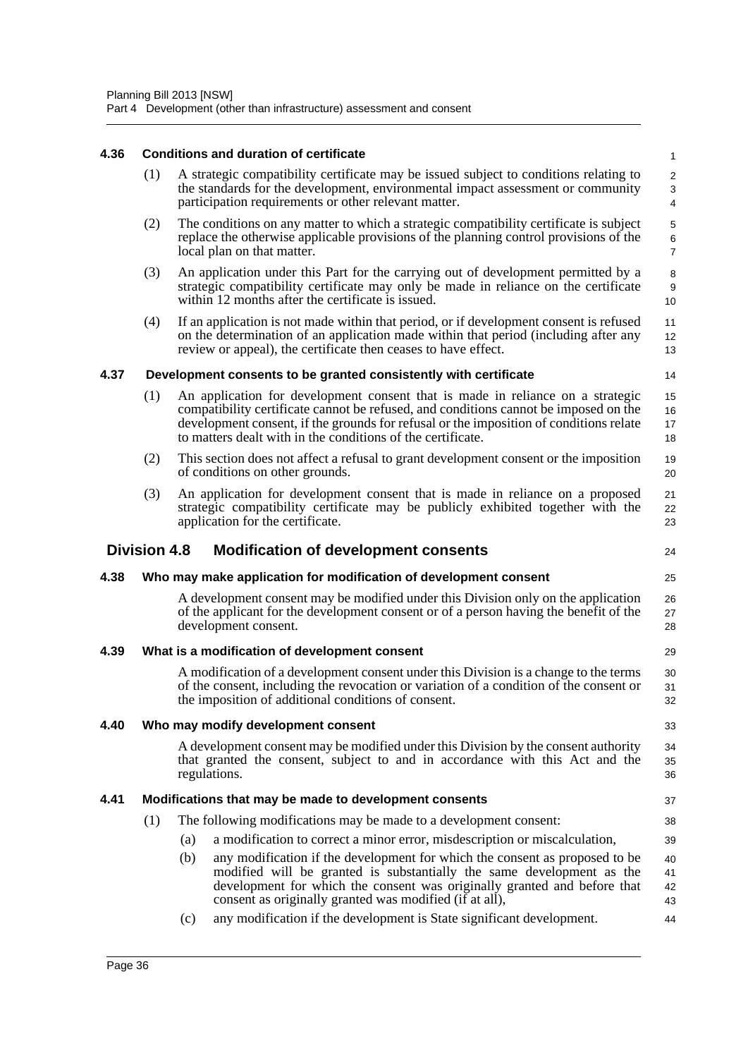#### 4.36 Conditions and duration of certificate

(1) A strategic compatibility certificate may be issued subject to conditions relating to the standards for the development, environmental impact assessment or community participation requirements or other relevant matter.

(2) The conditions on any matter to which a strategic compatibility certificate is subject replace the otherwise applicable provisions of the planning control provisions of the local plan on that matter.

(3) An application under this Part for the carrying out of development permitted by a strategic compatibility certificate may only be made in reliance on the certificate within 12 months after the certificate is issued.

(4) If an application is not made within that period, or if development consent is refused on the determination of an application made within that period (including after any review or appeal), the certificate then ceases to have effect.

#### 4.37 Development consents to be granted consistently with certificate

(1) An application for development consent that is made in reliance on a strategic compatibility certificate cannot be refused, and conditions cannot be imposed on the development consent, if the grounds for refusal or the imposition of conditions relate to matters dealt with in the conditions of the certificate.

(2) This section does not affect a refusal to grant development consent or the imposition of conditions on other grounds.

(3) An application for development consent that is made in reliance on a proposed strategic compatibility certificate may be publicly exhibited together with the application for the certificate.

## Division 4.8 Modification of development consents

#### 4.38 Who may make application for modification of development consent

A development consent may be modified under this Division only on the application of the applicant for the development consent or of a person having the benefit of the development consent.

#### 4.39 What is a modification of development consent

A modification of a development consent under this Division is a change to the terms of the consent, including the revocation or variation of a condition of the consent or the imposition of additional conditions of consent.

#### 4.40 Who may modify development consent

A development consent may be modified under this Division by the consent authority that granted the consent, subject to and in accordance with this Act and the regulations.

#### 4.41 Modifications that may be made to development consents

(1) The following modifications may be made to a development consent:

- (a) a modification to correct a minor error, misdescription or miscalculation,
- (b) any modification if the development for which the consent as proposed to be modified will be granted is substantially the same development as the development for which the consent was originally granted and before that consent as originally granted was modified (if at all),
- (c) any modification if the development is State significant development.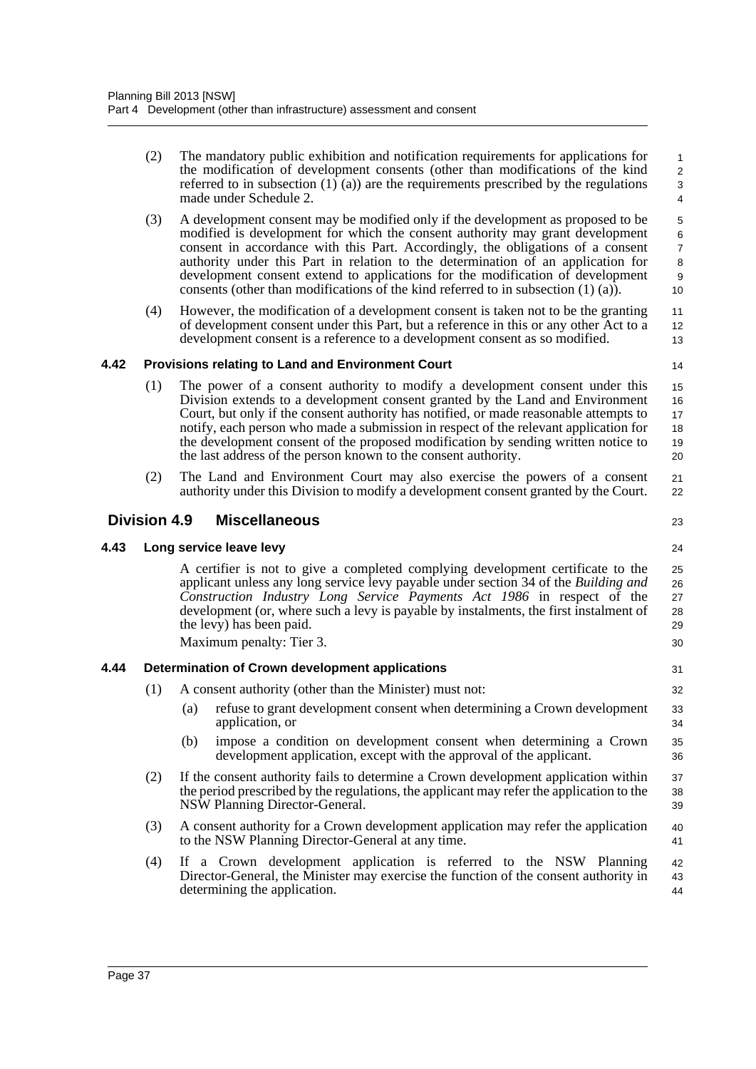(2) The mandatory public exhibition and notification requirements for applications for the modification of development consents (other than modifications of the kind referred to in subsection (1) (a)) are the requirements prescribed by the regulations made under Schedule 2.

(3) A development consent may be modified only if the development as proposed to be modified is development for which the consent authority may grant development consent in accordance with this Part. Accordingly, the obligations of a consent authority under this Part in relation to the determination of an application for development consent extend to applications for the modification of development consents (other than modifications of the kind referred to in subsection (1) (a)).

(4) However, the modification of a development consent is taken not to be the granting of development consent under this Part, but a reference in this or any other Act to a development consent is a reference to a development consent as so modified.

### 4.42 Provisions relating to Land and Environment Court

(1) The power of a consent authority to modify a development consent under this Division extends to a development consent granted by the Land and Environment Court, but only if the consent authority has notified, or made reasonable attempts to notify, each person who made a submission in respect of the relevant application for the development consent of the proposed modification by sending written notice to the last address of the person known to the consent authority.

(2) The Land and Environment Court may also exercise the powers of a consent authority under this Division to modify a development consent granted by the Court.

## Division 4.9 Miscellaneous

### 4.43 Long service leave levy

A certifier is not to give a completed complying development certificate to the applicant unless any long service levy payable under section 34 of the *Building and Construction Industry Long Service Payments Act 1986* in respect of the development (or, where such a levy is payable by instalments, the first instalment of the levy) has been paid.

Maximum penalty: Tier 3.

### 4.44 Determination of Crown development applications

(1) A consent authority (other than the Minister) must not:

(a) refuse to grant development consent when determining a Crown development application, or

(b) impose a condition on development consent when determining a Crown development application, except with the approval of the applicant.

(2) If the consent authority fails to determine a Crown development application within the period prescribed by the regulations, the applicant may refer the application to the NSW Planning Director-General.

(3) A consent authority for a Crown development application may refer the application to the NSW Planning Director-General at any time.

(4) If a Crown development application is referred to the NSW Planning Director-General, the Minister may exercise the function of the consent authority in determining the application.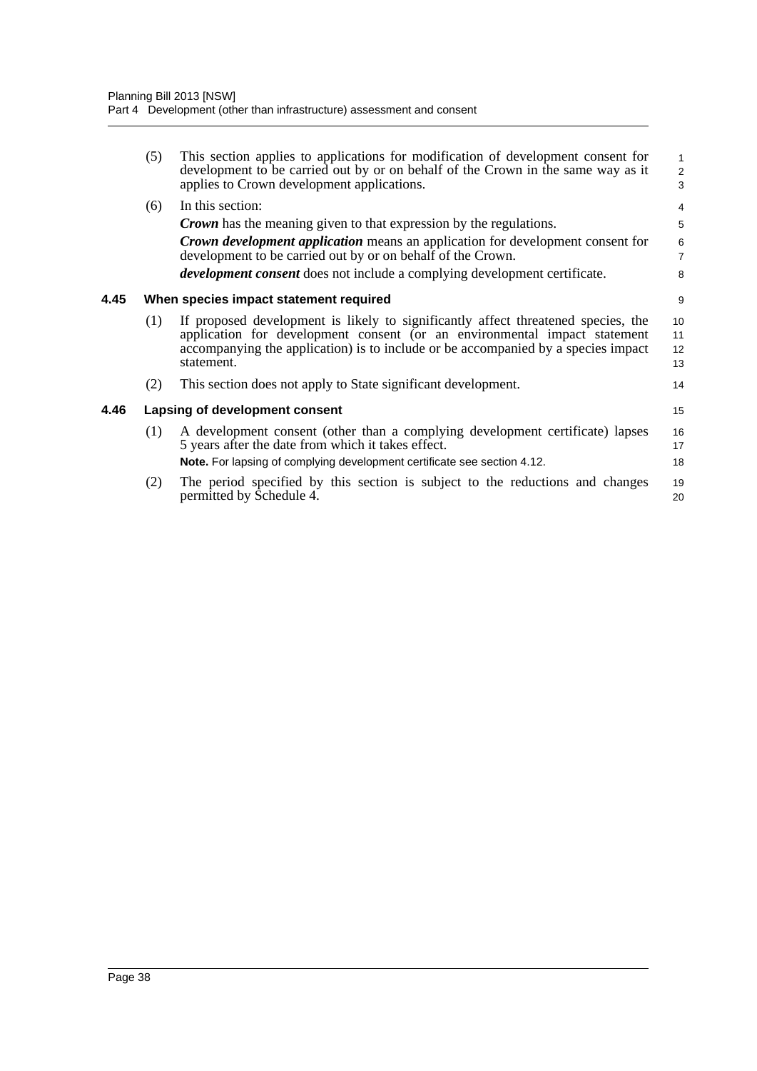(5) This section applies to applications for modification of development consent for development to be carried out by or on behalf of the Crown in the same way as it applies to Crown development applications.

(6) In this section:

***Crown*** has the meaning given to that expression by the regulations.

***Crown development application*** means an application for development consent for development to be carried out by or on behalf of the Crown.

***development consent*** does not include a complying development certificate.

### 4.45 When species impact statement required

(1) If proposed development is likely to significantly affect threatened species, the application for development consent (or an environmental impact statement accompanying the application) is to include or be accompanied by a species impact statement.

(2) This section does not apply to State significant development.

### 4.46 Lapsing of development consent

(1) A development consent (other than a complying development certificate) lapses 5 years after the date from which it takes effect.

**Note.** For lapsing of complying development certificate see section 4.12.

(2) The period specified by this section is subject to the reductions and changes permitted by Schedule 4.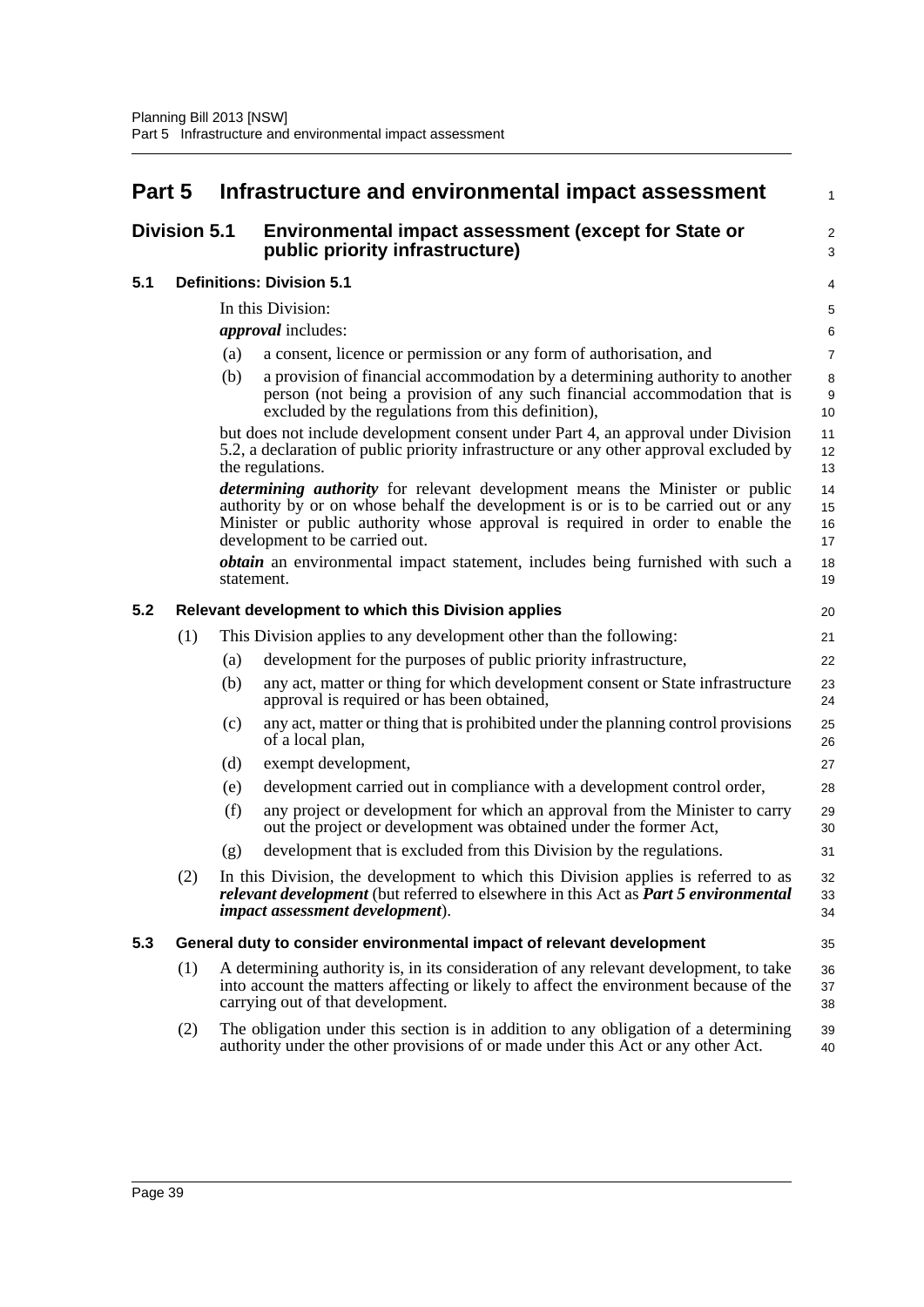# Part 5 Infrastructure and environmental impact assessment

## Division 5.1 Environmental impact assessment (except for State or public priority infrastructure)

### 5.1 Definitions: Division 5.1

In this Division:

***approval*** includes:

(a) a consent, licence or permission or any form of authorisation, and

(b) a provision of financial accommodation by a determining authority to another person (not being a provision of any such financial accommodation that is excluded by the regulations from this definition),

but does not include development consent under Part 4, an approval under Division 5.2, a declaration of public priority infrastructure or any other approval excluded by the regulations.

***determining authority*** for relevant development means the Minister or public authority by or on whose behalf the development is or is to be carried out or any Minister or public authority whose approval is required in order to enable the development to be carried out.

***obtain*** an environmental impact statement, includes being furnished with such a statement.

### 5.2 Relevant development to which this Division applies

(1) This Division applies to any development other than the following:

(a) development for the purposes of public priority infrastructure,

(b) any act, matter or thing for which development consent or State infrastructure approval is required or has been obtained,

(c) any act, matter or thing that is prohibited under the planning control provisions of a local plan,

(d) exempt development,

(e) development carried out in compliance with a development control order,

(f) any project or development for which an approval from the Minister to carry out the project or development was obtained under the former Act,

(g) development that is excluded from this Division by the regulations.

(2) In this Division, the development to which this Division applies is referred to as ***relevant development*** (but referred to elsewhere in this Act as ***Part 5 environmental impact assessment development***).

### 5.3 General duty to consider environmental impact of relevant development

(1) A determining authority is, in its consideration of any relevant development, to take into account the matters affecting or likely to affect the environment because of the carrying out of that development.

(2) The obligation under this section is in addition to any obligation of a determining authority under the other provisions of or made under this Act or any other Act.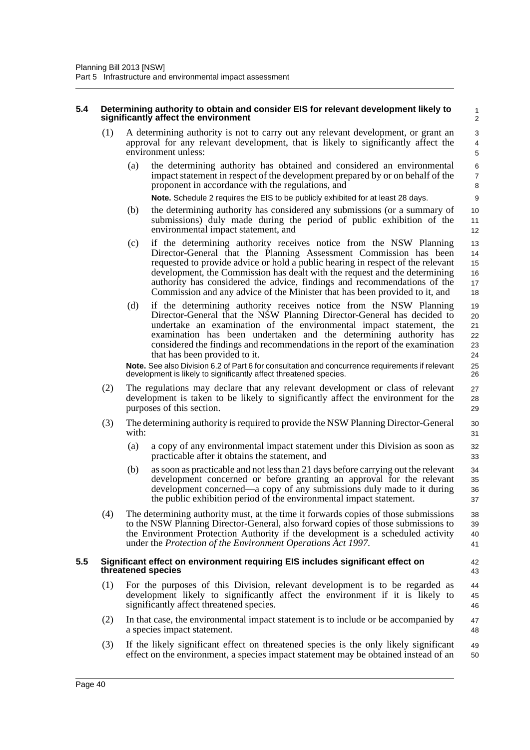### 5.4 Determining authority to obtain and consider EIS for relevant development likely to significantly affect the environment

(1) A determining authority is not to carry out any relevant development, or grant an approval for any relevant development, that is likely to significantly affect the environment unless:

(a) the determining authority has obtained and considered an environmental impact statement in respect of the development prepared by or on behalf of the proponent in accordance with the regulations, and

**Note.** Schedule 2 requires the EIS to be publicly exhibited for at least 28 days.

(b) the determining authority has considered any submissions (or a summary of submissions) duly made during the period of public exhibition of the environmental impact statement, and

(c) if the determining authority receives notice from the NSW Planning Director-General that the Planning Assessment Commission has been requested to provide advice or hold a public hearing in respect of the relevant development, the Commission has dealt with the request and the determining authority has considered the advice, findings and recommendations of the Commission and any advice of the Minister that has been provided to it, and

(d) if the determining authority receives notice from the NSW Planning Director-General that the NSW Planning Director-General has decided to undertake an examination of the environmental impact statement, the examination has been undertaken and the determining authority has considered the findings and recommendations in the report of the examination that has been provided to it.

**Note.** See also Division 6.2 of Part 6 for consultation and concurrence requirements if relevant development is likely to significantly affect threatened species.

(2) The regulations may declare that any relevant development or class of relevant development is taken to be likely to significantly affect the environment for the purposes of this section.

(3) The determining authority is required to provide the NSW Planning Director-General with:

(a) a copy of any environmental impact statement under this Division as soon as practicable after it obtains the statement, and

(b) as soon as practicable and not less than 21 days before carrying out the relevant development concerned or before granting an approval for the relevant development concerned—a copy of any submissions duly made to it during the public exhibition period of the environmental impact statement.

(4) The determining authority must, at the time it forwards copies of those submissions to the NSW Planning Director-General, also forward copies of those submissions to the Environment Protection Authority if the development is a scheduled activity under the *Protection of the Environment Operations Act 1997*.

### 5.5 Significant effect on environment requiring EIS includes significant effect on threatened species

(1) For the purposes of this Division, relevant development is to be regarded as development likely to significantly affect the environment if it is likely to significantly affect threatened species.

(2) In that case, the environmental impact statement is to include or be accompanied by a species impact statement.

(3) If the likely significant effect on threatened species is the only likely significant effect on the environment, a species impact statement may be obtained instead of an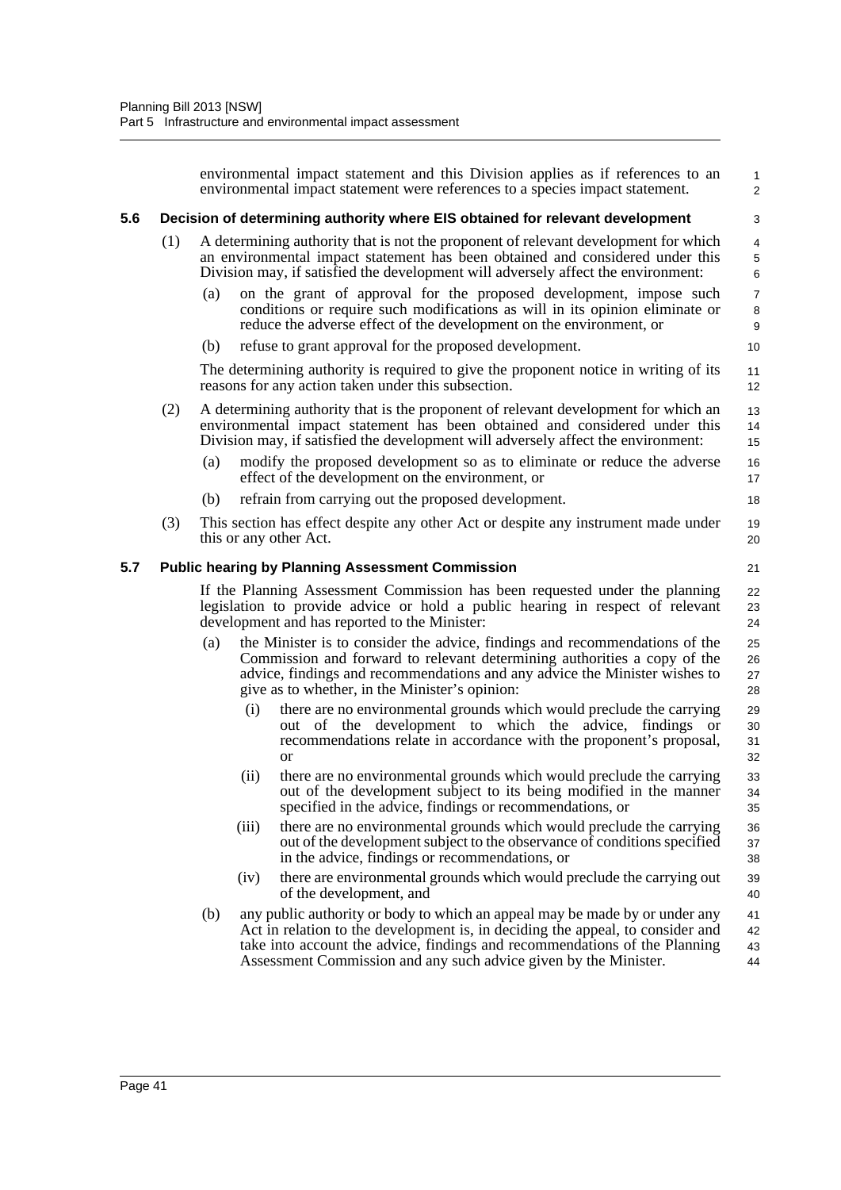environmental impact statement and this Division applies as if references to an environmental impact statement were references to a species impact statement.

### 5.6 Decision of determining authority where EIS obtained for relevant development

(1) A determining authority that is not the proponent of relevant development for which an environmental impact statement has been obtained and considered under this Division may, if satisfied the development will adversely affect the environment:

- (a) on the grant of approval for the proposed development, impose such conditions or require such modifications as will in its opinion eliminate or reduce the adverse effect of the development on the environment, or
- (b) refuse to grant approval for the proposed development.

The determining authority is required to give the proponent notice in writing of its reasons for any action taken under this subsection.

(2) A determining authority that is the proponent of relevant development for which an environmental impact statement has been obtained and considered under this Division may, if satisfied the development will adversely affect the environment:

- (a) modify the proposed development so as to eliminate or reduce the adverse effect of the development on the environment, or
- (b) refrain from carrying out the proposed development.

(3) This section has effect despite any other Act or despite any instrument made under this or any other Act.

### 5.7 Public hearing by Planning Assessment Commission

If the Planning Assessment Commission has been requested under the planning legislation to provide advice or hold a public hearing in respect of relevant development and has reported to the Minister:

- (a) the Minister is to consider the advice, findings and recommendations of the Commission and forward to relevant determining authorities a copy of the advice, findings and recommendations and any advice the Minister wishes to give as to whether, in the Minister's opinion:
  - (i) there are no environmental grounds which would preclude the carrying out of the development to which the advice, findings or recommendations relate in accordance with the proponent's proposal, or
  - (ii) there are no environmental grounds which would preclude the carrying out of the development subject to its being modified in the manner specified in the advice, findings or recommendations, or
  - (iii) there are no environmental grounds which would preclude the carrying out of the development subject to the observance of conditions specified in the advice, findings or recommendations, or
  - (iv) there are environmental grounds which would preclude the carrying out of the development, and
- (b) any public authority or body to which an appeal may be made by or under any Act in relation to the development is, in deciding the appeal, to consider and take into account the advice, findings and recommendations of the Planning Assessment Commission and any such advice given by the Minister.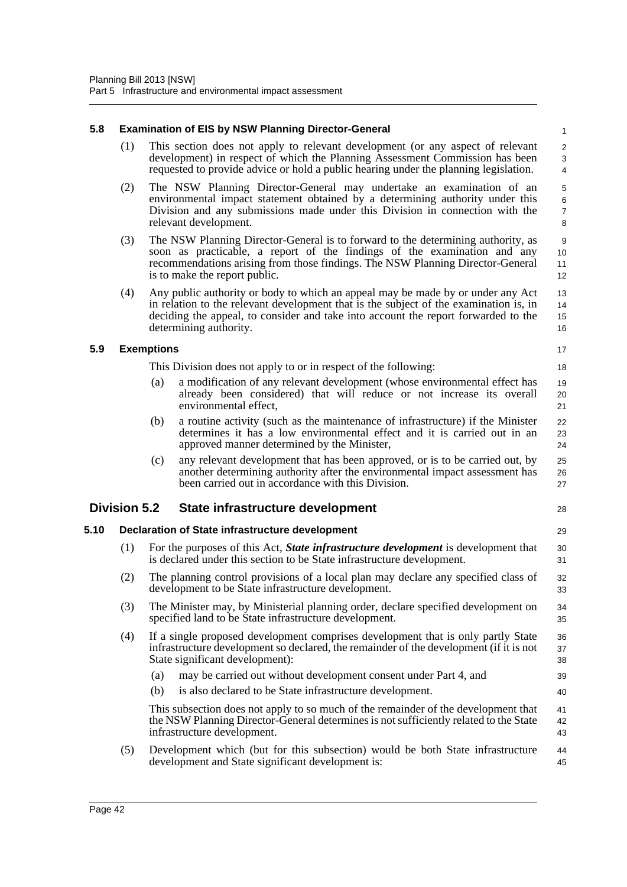### 5.8 Examination of EIS by NSW Planning Director-General

(1) This section does not apply to relevant development (or any aspect of relevant development) in respect of which the Planning Assessment Commission has been requested to provide advice or hold a public hearing under the planning legislation.

(2) The NSW Planning Director-General may undertake an examination of an environmental impact statement obtained by a determining authority under this Division and any submissions made under this Division in connection with the relevant development.

(3) The NSW Planning Director-General is to forward to the determining authority, as soon as practicable, a report of the findings of the examination and any recommendations arising from those findings. The NSW Planning Director-General is to make the report public.

(4) Any public authority or body to which an appeal may be made by or under any Act in relation to the relevant development that is the subject of the examination is, in deciding the appeal, to consider and take into account the report forwarded to the determining authority.

### 5.9 Exemptions

This Division does not apply to or in respect of the following:

(a) a modification of any relevant development (whose environmental effect has already been considered) that will reduce or not increase its overall environmental effect,

(b) a routine activity (such as the maintenance of infrastructure) if the Minister determines it has a low environmental effect and it is carried out in an approved manner determined by the Minister,

(c) any relevant development that has been approved, or is to be carried out, by another determining authority after the environmental impact assessment has been carried out in accordance with this Division.

## Division 5.2 State infrastructure development

### 5.10 Declaration of State infrastructure development

(1) For the purposes of this Act, ***State infrastructure development*** is development that is declared under this section to be State infrastructure development.

(2) The planning control provisions of a local plan may declare any specified class of development to be State infrastructure development.

(3) The Minister may, by Ministerial planning order, declare specified development on specified land to be State infrastructure development.

(4) If a single proposed development comprises development that is only partly State infrastructure development so declared, the remainder of the development (if it is not State significant development):

(a) may be carried out without development consent under Part 4, and

(b) is also declared to be State infrastructure development.

This subsection does not apply to so much of the remainder of the development that the NSW Planning Director-General determines is not sufficiently related to the State infrastructure development.

(5) Development which (but for this subsection) would be both State infrastructure development and State significant development is: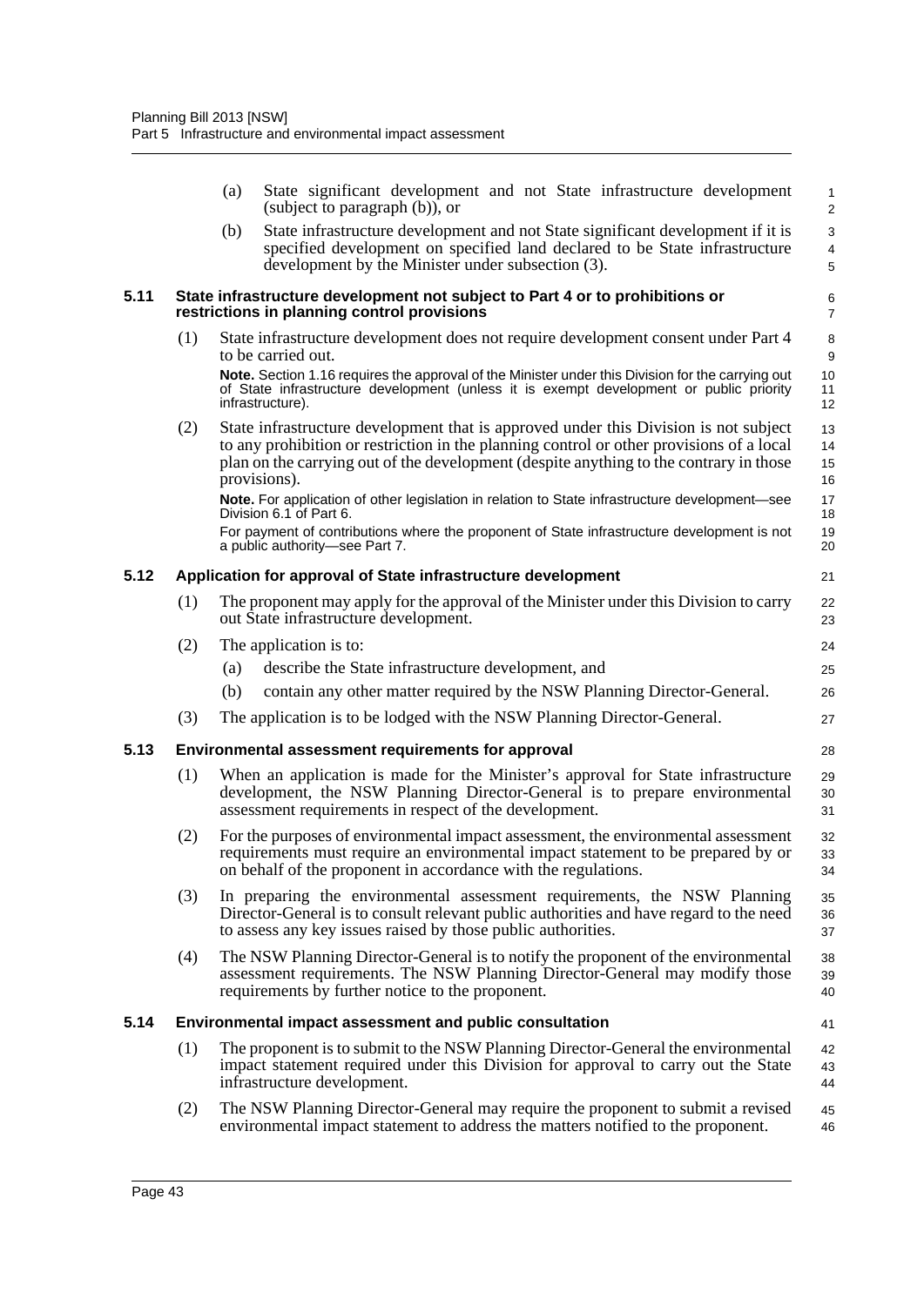(a) State significant development and not State infrastructure development (subject to paragraph (b)), or

(b) State infrastructure development and not State significant development if it is specified development on specified land declared to be State infrastructure development by the Minister under subsection (3).

### 5.11 State infrastructure development not subject to Part 4 or to prohibitions or restrictions in planning control provisions

(1) State infrastructure development does not require development consent under Part 4 to be carried out.

**Note.** Section 1.16 requires the approval of the Minister under this Division for the carrying out of State infrastructure development (unless it is exempt development or public priority infrastructure).

(2) State infrastructure development that is approved under this Division is not subject to any prohibition or restriction in the planning control or other provisions of a local plan on the carrying out of the development (despite anything to the contrary in those provisions).

**Note.** For application of other legislation in relation to State infrastructure development—see Division 6.1 of Part 6.

For payment of contributions where the proponent of State infrastructure development is not a public authority—see Part 7.

### 5.12 Application for approval of State infrastructure development

(1) The proponent may apply for the approval of the Minister under this Division to carry out State infrastructure development.

(2) The application is to:

(a) describe the State infrastructure development, and

(b) contain any other matter required by the NSW Planning Director-General.

(3) The application is to be lodged with the NSW Planning Director-General.

### 5.13 Environmental assessment requirements for approval

(1) When an application is made for the Minister's approval for State infrastructure development, the NSW Planning Director-General is to prepare environmental assessment requirements in respect of the development.

(2) For the purposes of environmental impact assessment, the environmental assessment requirements must require an environmental impact statement to be prepared by or on behalf of the proponent in accordance with the regulations.

(3) In preparing the environmental assessment requirements, the NSW Planning Director-General is to consult relevant public authorities and have regard to the need to assess any key issues raised by those public authorities.

(4) The NSW Planning Director-General is to notify the proponent of the environmental assessment requirements. The NSW Planning Director-General may modify those requirements by further notice to the proponent.

### 5.14 Environmental impact assessment and public consultation

(1) The proponent is to submit to the NSW Planning Director-General the environmental impact statement required under this Division for approval to carry out the State infrastructure development.

(2) The NSW Planning Director-General may require the proponent to submit a revised environmental impact statement to address the matters notified to the proponent.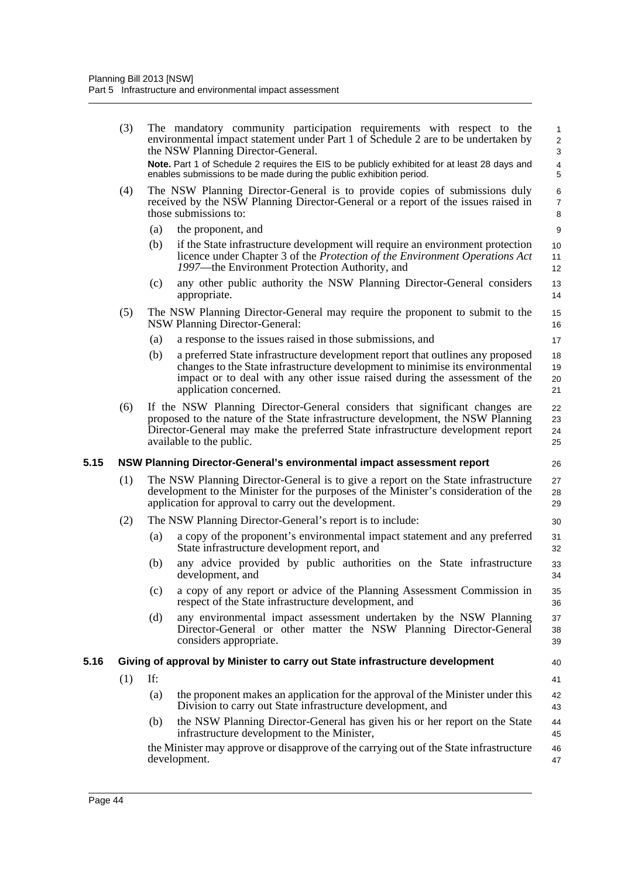(3) The mandatory community participation requirements with respect to the environmental impact statement under Part 1 of Schedule 2 are to be undertaken by the NSW Planning Director-General.

**Note.** Part 1 of Schedule 2 requires the EIS to be publicly exhibited for at least 28 days and enables submissions to be made during the public exhibition period.

(4) The NSW Planning Director-General is to provide copies of submissions duly received by the NSW Planning Director-General or a report of the issues raised in those submissions to:

- (a) the proponent, and
- (b) if the State infrastructure development will require an environment protection licence under Chapter 3 of the *Protection of the Environment Operations Act 1997*—the Environment Protection Authority, and
- (c) any other public authority the NSW Planning Director-General considers appropriate.

(5) The NSW Planning Director-General may require the proponent to submit to the NSW Planning Director-General:

- (a) a response to the issues raised in those submissions, and
- (b) a preferred State infrastructure development report that outlines any proposed changes to the State infrastructure development to minimise its environmental impact or to deal with any other issue raised during the assessment of the application concerned.

(6) If the NSW Planning Director-General considers that significant changes are proposed to the nature of the State infrastructure development, the NSW Planning Director-General may make the preferred State infrastructure development report available to the public.

### 5.15 NSW Planning Director-General's environmental impact assessment report

(1) The NSW Planning Director-General is to give a report on the State infrastructure development to the Minister for the purposes of the Minister's consideration of the application for approval to carry out the development.

(2) The NSW Planning Director-General's report is to include:

- (a) a copy of the proponent's environmental impact statement and any preferred State infrastructure development report, and
- (b) any advice provided by public authorities on the State infrastructure development, and
- (c) a copy of any report or advice of the Planning Assessment Commission in respect of the State infrastructure development, and
- (d) any environmental impact assessment undertaken by the NSW Planning Director-General or other matter the NSW Planning Director-General considers appropriate.

### 5.16 Giving of approval by Minister to carry out State infrastructure development

(1) If:

- (a) the proponent makes an application for the approval of the Minister under this Division to carry out State infrastructure development, and
- (b) the NSW Planning Director-General has given his or her report on the State infrastructure development to the Minister,

the Minister may approve or disapprove of the carrying out of the State infrastructure development.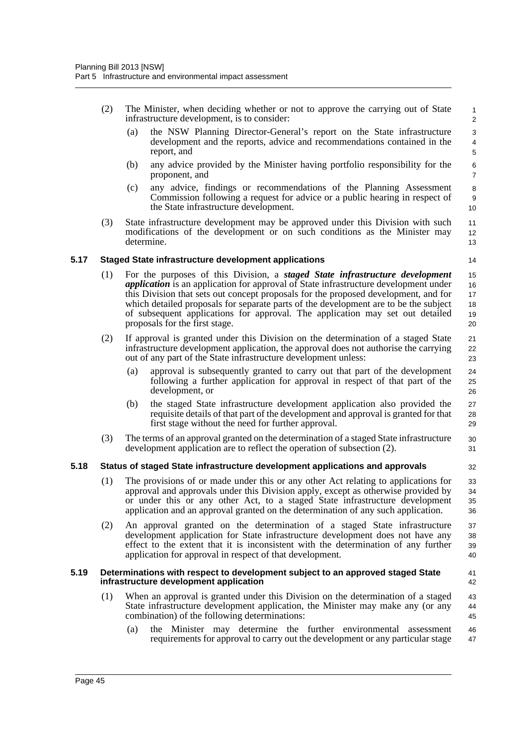(2) The Minister, when deciding whether or not to approve the carrying out of State infrastructure development, is to consider:

- (a) the NSW Planning Director-General's report on the State infrastructure development and the reports, advice and recommendations contained in the report, and
- (b) any advice provided by the Minister having portfolio responsibility for the proponent, and
- (c) any advice, findings or recommendations of the Planning Assessment Commission following a request for advice or a public hearing in respect of the State infrastructure development.

(3) State infrastructure development may be approved under this Division with such modifications of the development or on such conditions as the Minister may determine.

### 5.17 Staged State infrastructure development applications

(1) For the purposes of this Division, a ***staged State infrastructure development application*** is an application for approval of State infrastructure development under this Division that sets out concept proposals for the proposed development, and for which detailed proposals for separate parts of the development are to be the subject of subsequent applications for approval. The application may set out detailed proposals for the first stage.

(2) If approval is granted under this Division on the determination of a staged State infrastructure development application, the approval does not authorise the carrying out of any part of the State infrastructure development unless:

- (a) approval is subsequently granted to carry out that part of the development following a further application for approval in respect of that part of the development, or
- (b) the staged State infrastructure development application also provided the requisite details of that part of the development and approval is granted for that first stage without the need for further approval.

(3) The terms of an approval granted on the determination of a staged State infrastructure development application are to reflect the operation of subsection (2).

### 5.18 Status of staged State infrastructure development applications and approvals

(1) The provisions of or made under this or any other Act relating to applications for approval and approvals under this Division apply, except as otherwise provided by or under this or any other Act, to a staged State infrastructure development application and an approval granted on the determination of any such application.

(2) An approval granted on the determination of a staged State infrastructure development application for State infrastructure development does not have any effect to the extent that it is inconsistent with the determination of any further application for approval in respect of that development.

### 5.19 Determinations with respect to development subject to an approved staged State infrastructure development application

(1) When an approval is granted under this Division on the determination of a staged State infrastructure development application, the Minister may make any (or any combination) of the following determinations:

- (a) the Minister may determine the further environmental assessment requirements for approval to carry out the development or any particular stage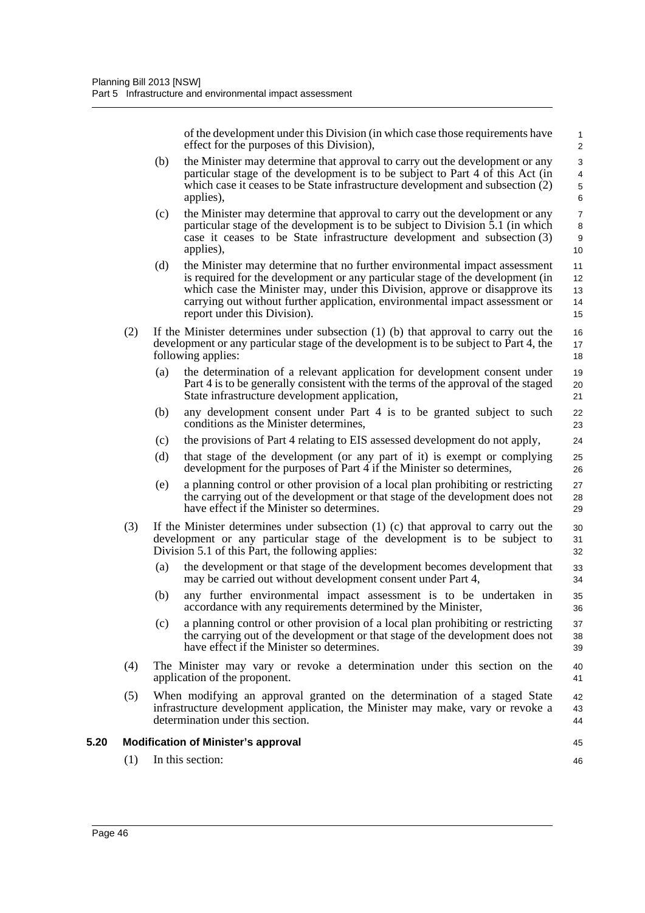of the development under this Division (in which case those requirements have effect for the purposes of this Division),

(b) the Minister may determine that approval to carry out the development or any particular stage of the development is to be subject to Part 4 of this Act (in which case it ceases to be State infrastructure development and subsection (2) applies),

(c) the Minister may determine that approval to carry out the development or any particular stage of the development is to be subject to Division 5.1 (in which case it ceases to be State infrastructure development and subsection (3) applies),

(d) the Minister may determine that no further environmental impact assessment is required for the development or any particular stage of the development (in which case the Minister may, under this Division, approve or disapprove its carrying out without further application, environmental impact assessment or report under this Division).

(2) If the Minister determines under subsection (1) (b) that approval to carry out the development or any particular stage of the development is to be subject to Part 4, the following applies:

(a) the determination of a relevant application for development consent under Part 4 is to be generally consistent with the terms of the approval of the staged State infrastructure development application,

(b) any development consent under Part 4 is to be granted subject to such conditions as the Minister determines,

(c) the provisions of Part 4 relating to EIS assessed development do not apply,

(d) that stage of the development (or any part of it) is exempt or complying development for the purposes of Part 4 if the Minister so determines,

(e) a planning control or other provision of a local plan prohibiting or restricting the carrying out of the development or that stage of the development does not have effect if the Minister so determines.

(3) If the Minister determines under subsection (1) (c) that approval to carry out the development or any particular stage of the development is to be subject to Division 5.1 of this Part, the following applies:

(a) the development or that stage of the development becomes development that may be carried out without development consent under Part 4,

(b) any further environmental impact assessment is to be undertaken in accordance with any requirements determined by the Minister,

(c) a planning control or other provision of a local plan prohibiting or restricting the carrying out of the development or that stage of the development does not have effect if the Minister so determines.

(4) The Minister may vary or revoke a determination under this section on the application of the proponent.

(5) When modifying an approval granted on the determination of a staged State infrastructure development application, the Minister may make, vary or revoke a determination under this section.

### 5.20 Modification of Minister's approval

(1) In this section: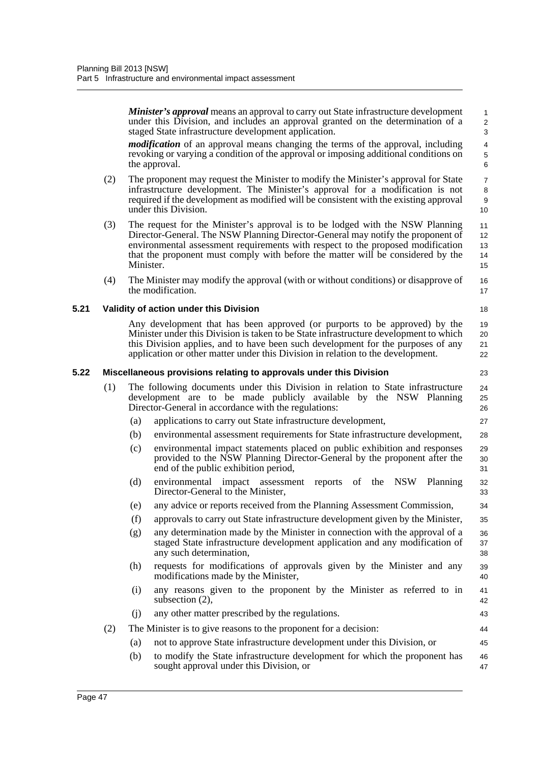***Minister's approval*** means an approval to carry out State infrastructure development under this Division, and includes an approval granted on the determination of a staged State infrastructure development application.

***modification*** of an approval means changing the terms of the approval, including revoking or varying a condition of the approval or imposing additional conditions on the approval.

(2) The proponent may request the Minister to modify the Minister's approval for State infrastructure development. The Minister's approval for a modification is not required if the development as modified will be consistent with the existing approval under this Division.

(3) The request for the Minister's approval is to be lodged with the NSW Planning Director-General. The NSW Planning Director-General may notify the proponent of environmental assessment requirements with respect to the proposed modification that the proponent must comply with before the matter will be considered by the Minister.

(4) The Minister may modify the approval (with or without conditions) or disapprove of the modification.

### 5.21 Validity of action under this Division

Any development that has been approved (or purports to be approved) by the Minister under this Division is taken to be State infrastructure development to which this Division applies, and to have been such development for the purposes of any application or other matter under this Division in relation to the development.

### 5.22 Miscellaneous provisions relating to approvals under this Division

(1) The following documents under this Division in relation to State infrastructure development are to be made publicly available by the NSW Planning Director-General in accordance with the regulations:

(a) applications to carry out State infrastructure development,

(b) environmental assessment requirements for State infrastructure development,

(c) environmental impact statements placed on public exhibition and responses provided to the NSW Planning Director-General by the proponent after the end of the public exhibition period,

(d) environmental impact assessment reports of the NSW Planning Director-General to the Minister,

(e) any advice or reports received from the Planning Assessment Commission,

(f) approvals to carry out State infrastructure development given by the Minister,

(g) any determination made by the Minister in connection with the approval of a staged State infrastructure development application and any modification of any such determination,

(h) requests for modifications of approvals given by the Minister and any modifications made by the Minister,

(i) any reasons given to the proponent by the Minister as referred to in subsection (2),

(j) any other matter prescribed by the regulations.

(2) The Minister is to give reasons to the proponent for a decision:

(a) not to approve State infrastructure development under this Division, or

(b) to modify the State infrastructure development for which the proponent has sought approval under this Division, or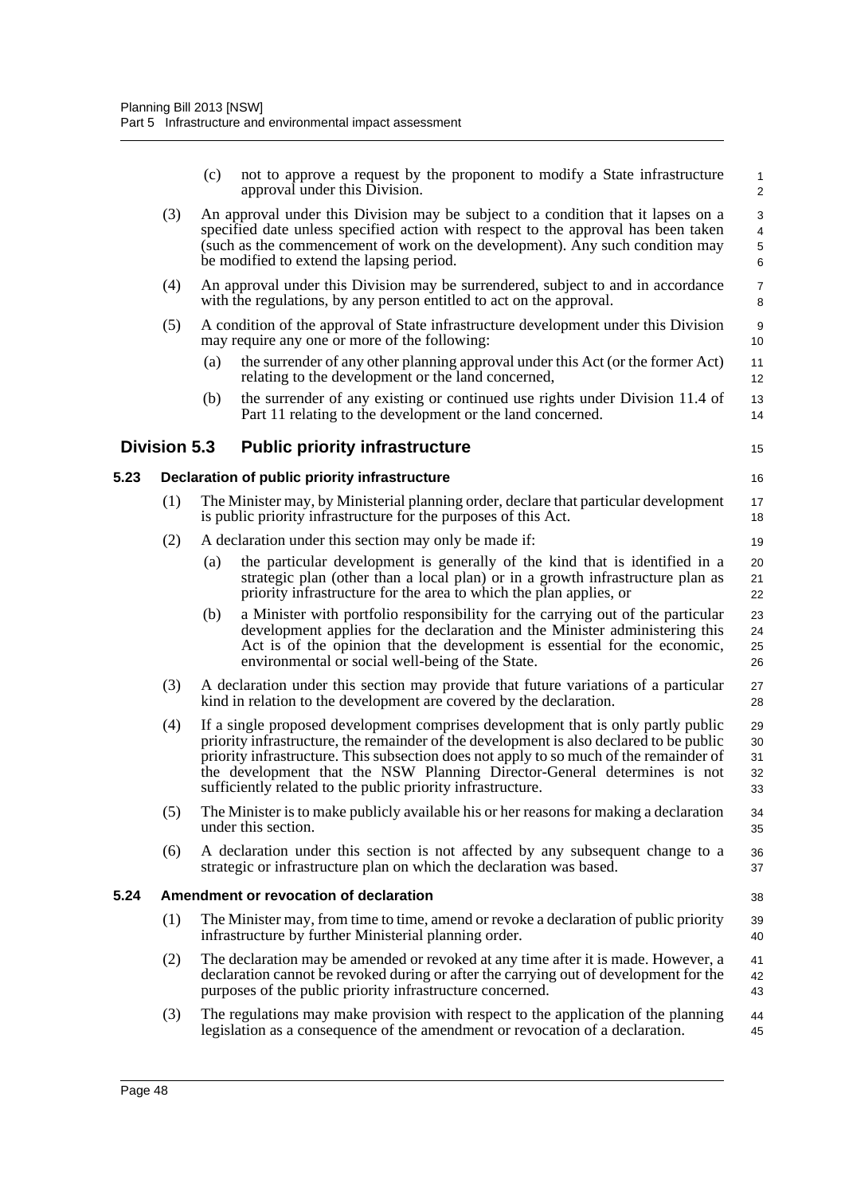(c) not to approve a request by the proponent to modify a State infrastructure approval under this Division.

(3) An approval under this Division may be subject to a condition that it lapses on a specified date unless specified action with respect to the approval has been taken (such as the commencement of work on the development). Any such condition may be modified to extend the lapsing period.

(4) An approval under this Division may be surrendered, subject to and in accordance with the regulations, by any person entitled to act on the approval.

(5) A condition of the approval of State infrastructure development under this Division may require any one or more of the following:

(a) the surrender of any other planning approval under this Act (or the former Act) relating to the development or the land concerned,

(b) the surrender of any existing or continued use rights under Division 11.4 of Part 11 relating to the development or the land concerned.

## Division 5.3 Public priority infrastructure

### 5.23 Declaration of public priority infrastructure

(1) The Minister may, by Ministerial planning order, declare that particular development is public priority infrastructure for the purposes of this Act.

(2) A declaration under this section may only be made if:

(a) the particular development is generally of the kind that is identified in a strategic plan (other than a local plan) or in a growth infrastructure plan as priority infrastructure for the area to which the plan applies, or

(b) a Minister with portfolio responsibility for the carrying out of the particular development applies for the declaration and the Minister administering this Act is of the opinion that the development is essential for the economic, environmental or social well-being of the State.

(3) A declaration under this section may provide that future variations of a particular kind in relation to the development are covered by the declaration.

(4) If a single proposed development comprises development that is only partly public priority infrastructure, the remainder of the development is also declared to be public priority infrastructure. This subsection does not apply to so much of the remainder of the development that the NSW Planning Director-General determines is not sufficiently related to the public priority infrastructure.

(5) The Minister is to make publicly available his or her reasons for making a declaration under this section.

(6) A declaration under this section is not affected by any subsequent change to a strategic or infrastructure plan on which the declaration was based.

### 5.24 Amendment or revocation of declaration

(1) The Minister may, from time to time, amend or revoke a declaration of public priority infrastructure by further Ministerial planning order.

(2) The declaration may be amended or revoked at any time after it is made. However, a declaration cannot be revoked during or after the carrying out of development for the purposes of the public priority infrastructure concerned.

(3) The regulations may make provision with respect to the application of the planning legislation as a consequence of the amendment or revocation of a declaration.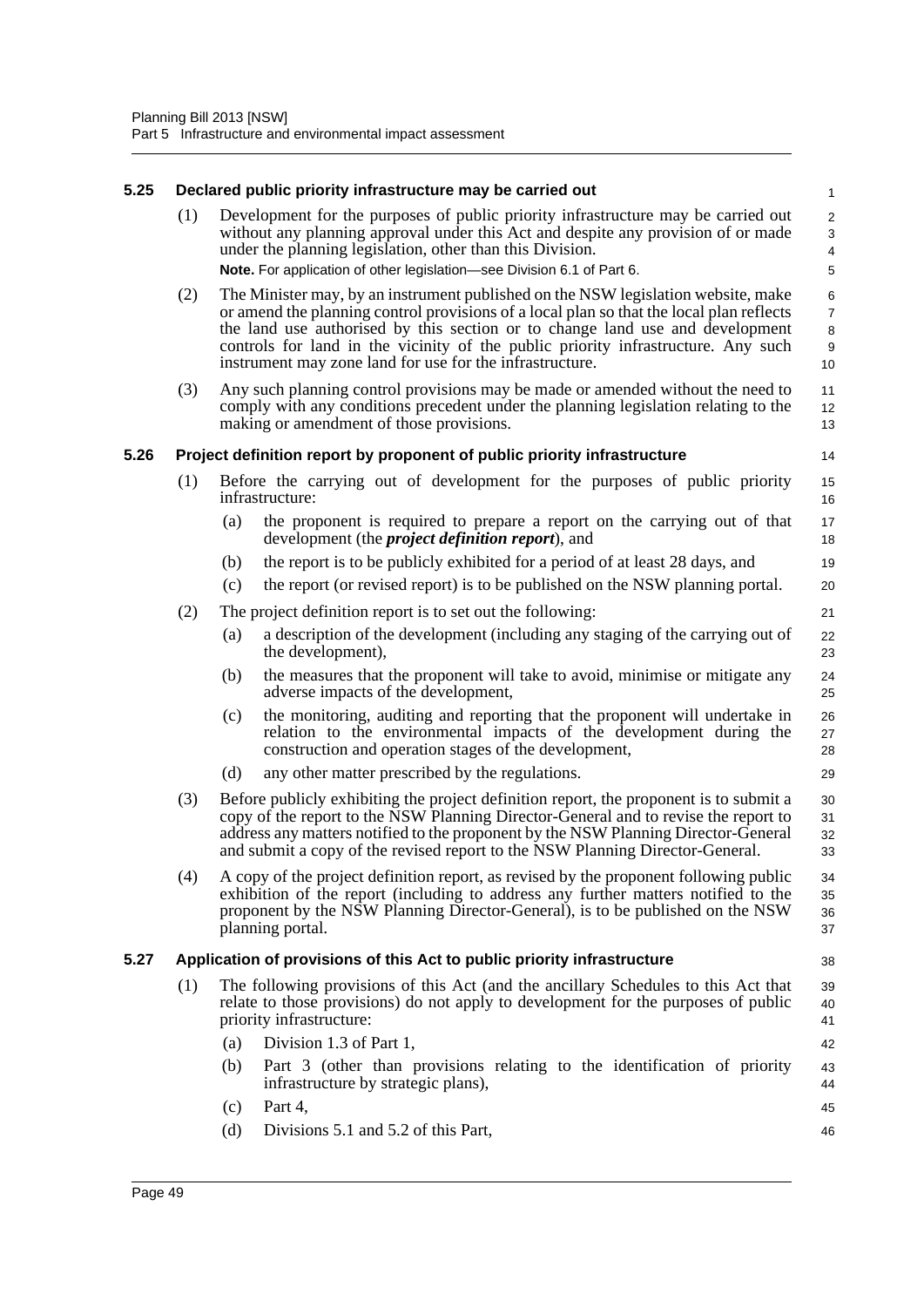### 5.25 Declared public priority infrastructure may be carried out

(1) Development for the purposes of public priority infrastructure may be carried out without any planning approval under this Act and despite any provision of or made under the planning legislation, other than this Division.

**Note.** For application of other legislation—see Division 6.1 of Part 6.

(2) The Minister may, by an instrument published on the NSW legislation website, make or amend the planning control provisions of a local plan so that the local plan reflects the land use authorised by this section or to change land use and development controls for land in the vicinity of the public priority infrastructure. Any such instrument may zone land for use for the infrastructure.

(3) Any such planning control provisions may be made or amended without the need to comply with any conditions precedent under the planning legislation relating to the making or amendment of those provisions.

### 5.26 Project definition report by proponent of public priority infrastructure

(1) Before the carrying out of development for the purposes of public priority infrastructure:

- (a) the proponent is required to prepare a report on the carrying out of that development (the ***project definition report***), and
- (b) the report is to be publicly exhibited for a period of at least 28 days, and
- (c) the report (or revised report) is to be published on the NSW planning portal.

(2) The project definition report is to set out the following:

- (a) a description of the development (including any staging of the carrying out of the development),
- (b) the measures that the proponent will take to avoid, minimise or mitigate any adverse impacts of the development,
- (c) the monitoring, auditing and reporting that the proponent will undertake in relation to the environmental impacts of the development during the construction and operation stages of the development,
- (d) any other matter prescribed by the regulations.

(3) Before publicly exhibiting the project definition report, the proponent is to submit a copy of the report to the NSW Planning Director-General and to revise the report to address any matters notified to the proponent by the NSW Planning Director-General and submit a copy of the revised report to the NSW Planning Director-General.

(4) A copy of the project definition report, as revised by the proponent following public exhibition of the report (including to address any further matters notified to the proponent by the NSW Planning Director-General), is to be published on the NSW planning portal.

### 5.27 Application of provisions of this Act to public priority infrastructure

(1) The following provisions of this Act (and the ancillary Schedules to this Act that relate to those provisions) do not apply to development for the purposes of public priority infrastructure:

- (a) Division 1.3 of Part 1,
- (b) Part 3 (other than provisions relating to the identification of priority infrastructure by strategic plans),
- (c) Part 4,
- (d) Divisions 5.1 and 5.2 of this Part,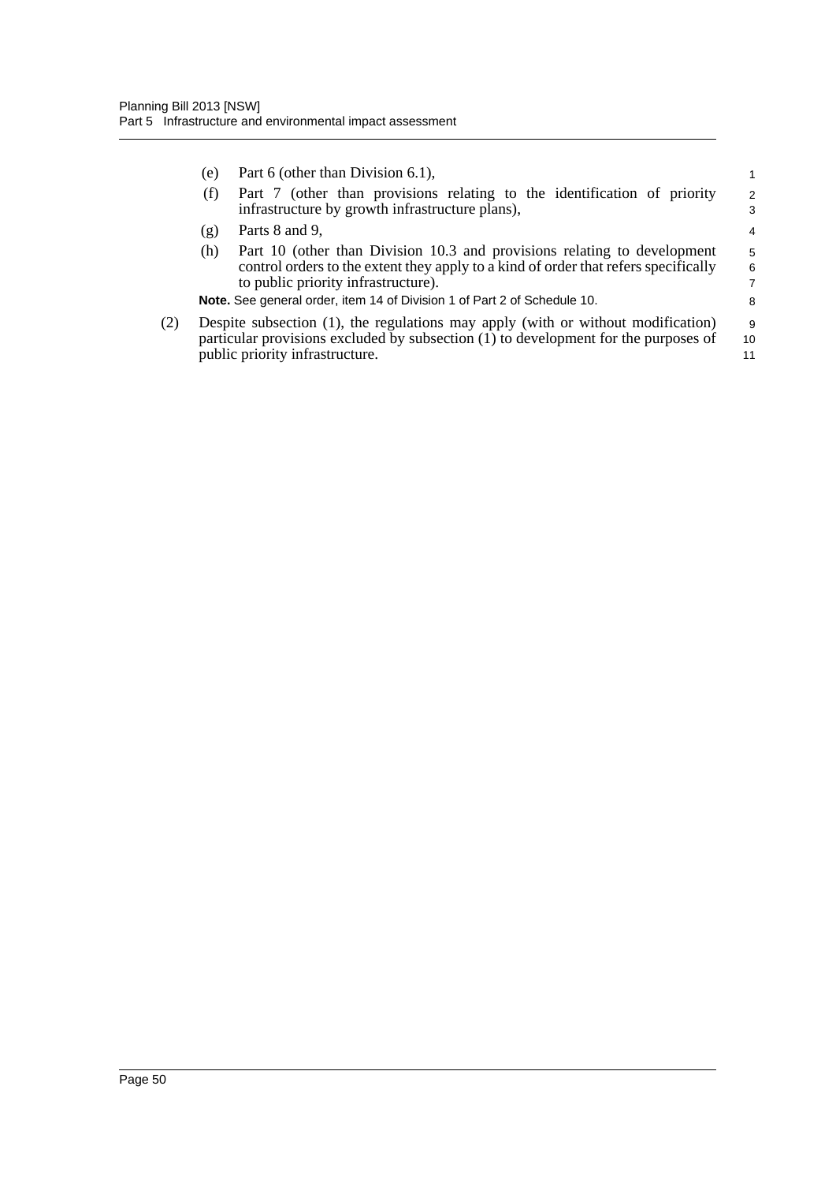(e) Part 6 (other than Division 6.1),

(f) Part 7 (other than provisions relating to the identification of priority infrastructure by growth infrastructure plans),

(g) Parts 8 and 9,

(h) Part 10 (other than Division 10.3 and provisions relating to development control orders to the extent they apply to a kind of order that refers specifically to public priority infrastructure).

**Note.** See general order, item 14 of Division 1 of Part 2 of Schedule 10.

(2) Despite subsection (1), the regulations may apply (with or without modification) particular provisions excluded by subsection (1) to development for the purposes of public priority infrastructure.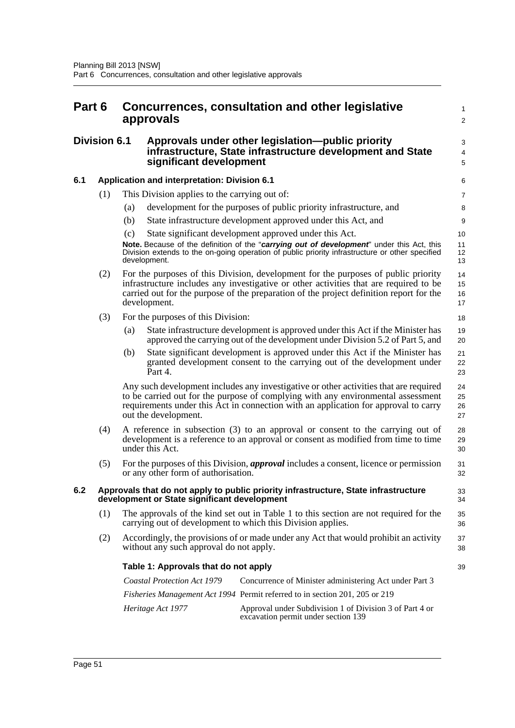# Part 6 Concurrences, consultation and other legislative approvals

## Division 6.1 Approvals under other legislation—public priority infrastructure, State infrastructure development and State significant development

### 6.1 Application and interpretation: Division 6.1

(1) This Division applies to the carrying out of:

(a) development for the purposes of public priority infrastructure, and

(b) State infrastructure development approved under this Act, and

(c) State significant development approved under this Act.

**Note.** Because of the definition of the "***carrying out of development***" under this Act, this Division extends to the on-going operation of public priority infrastructure or other specified development.

(2) For the purposes of this Division, development for the purposes of public priority infrastructure includes any investigative or other activities that are required to be carried out for the purpose of the preparation of the project definition report for the development.

(3) For the purposes of this Division:

(a) State infrastructure development is approved under this Act if the Minister has approved the carrying out of the development under Division 5.2 of Part 5, and

(b) State significant development is approved under this Act if the Minister has granted development consent to the carrying out of the development under Part 4.

Any such development includes any investigative or other activities that are required to be carried out for the purpose of complying with any environmental assessment requirements under this Act in connection with an application for approval to carry out the development.

(4) A reference in subsection (3) to an approval or consent to the carrying out of development is a reference to an approval or consent as modified from time to time under this Act.

(5) For the purposes of this Division, ***approval*** includes a consent, licence or permission or any other form of authorisation.

### 6.2 Approvals that do not apply to public priority infrastructure, State infrastructure development or State significant development

(1) The approvals of the kind set out in Table 1 to this section are not required for the carrying out of development to which this Division applies.

(2) Accordingly, the provisions of or made under any Act that would prohibit an activity without any such approval do not apply.

**Table 1: Approvals that do not apply**

| | |
|---|---|
| *Coastal Protection Act 1979* | Concurrence of Minister administering Act under Part 3 |
| *Fisheries Management Act 1994* | Permit referred to in section 201, 205 or 219 |
| *Heritage Act 1977* | Approval under Subdivision 1 of Division 3 of Part 4 or excavation permit under section 139 |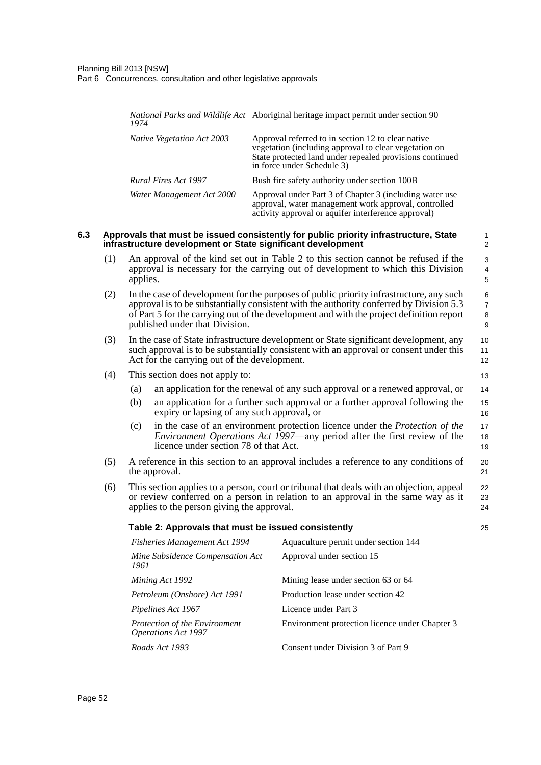| | |
|---|---|
| *National Parks and Wildlife Act 1974* | Aboriginal heritage impact permit under section 90 |
| *Native Vegetation Act 2003* | Approval referred to in section 12 to clear native vegetation (including approval to clear vegetation on State protected land under repealed provisions continued in force under Schedule 3) |
| *Rural Fires Act 1997* | Bush fire safety authority under section 100B |
| *Water Management Act 2000* | Approval under Part 3 of Chapter 3 (including water use approval, water management work approval, controlled activity approval or aquifer interference approval) |

### 6.3 Approvals that must be issued consistently for public priority infrastructure, State infrastructure development or State significant development

(1) An approval of the kind set out in Table 2 to this section cannot be refused if the approval is necessary for the carrying out of development to which this Division applies.

(2) In the case of development for the purposes of public priority infrastructure, any such approval is to be substantially consistent with the authority conferred by Division 5.3 of Part 5 for the carrying out of the development and with the project definition report published under that Division.

(3) In the case of State infrastructure development or State significant development, any such approval is to be substantially consistent with an approval or consent under this Act for the carrying out of the development.

(4) This section does not apply to:

- (a) an application for the renewal of any such approval or a renewed approval, or
- (b) an application for a further such approval or a further approval following the expiry or lapsing of any such approval, or
- (c) in the case of an environment protection licence under the *Protection of the Environment Operations Act 1997*—any period after the first review of the licence under section 78 of that Act.

(5) A reference in this section to an approval includes a reference to any conditions of the approval.

(6) This section applies to a person, court or tribunal that deals with an objection, appeal or review conferred on a person in relation to an approval in the same way as it applies to the person giving the approval.

**Table 2: Approvals that must be issued consistently**

| | |
|---|---|
| *Fisheries Management Act 1994* | Aquaculture permit under section 144 |
| *Mine Subsidence Compensation Act 1961* | Approval under section 15 |
| *Mining Act 1992* | Mining lease under section 63 or 64 |
| *Petroleum (Onshore) Act 1991* | Production lease under section 42 |
| *Pipelines Act 1967* | Licence under Part 3 |
| *Protection of the Environment Operations Act 1997* | Environment protection licence under Chapter 3 |
| *Roads Act 1993* | Consent under Division 3 of Part 9 |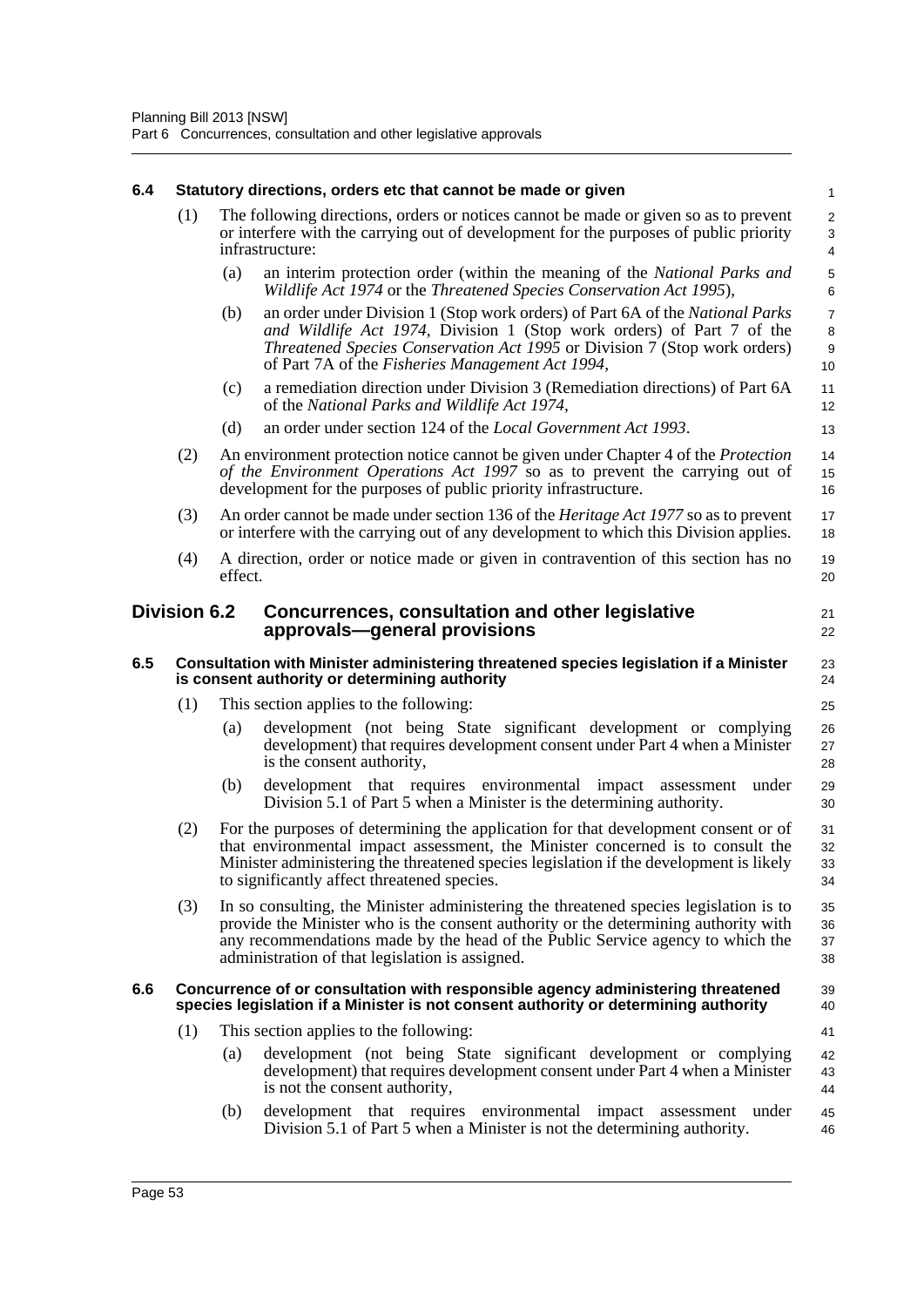### 6.4 Statutory directions, orders etc that cannot be made or given

(1) The following directions, orders or notices cannot be made or given so as to prevent or interfere with the carrying out of development for the purposes of public priority infrastructure:

(a) an interim protection order (within the meaning of the *National Parks and Wildlife Act 1974* or the *Threatened Species Conservation Act 1995*),

(b) an order under Division 1 (Stop work orders) of Part 6A of the *National Parks and Wildlife Act 1974*, Division 1 (Stop work orders) of Part 7 of the *Threatened Species Conservation Act 1995* or Division 7 (Stop work orders) of Part 7A of the *Fisheries Management Act 1994*,

(c) a remediation direction under Division 3 (Remediation directions) of Part 6A of the *National Parks and Wildlife Act 1974*,

(d) an order under section 124 of the *Local Government Act 1993*.

(2) An environment protection notice cannot be given under Chapter 4 of the *Protection of the Environment Operations Act 1997* so as to prevent the carrying out of development for the purposes of public priority infrastructure.

(3) An order cannot be made under section 136 of the *Heritage Act 1977* so as to prevent or interfere with the carrying out of any development to which this Division applies.

(4) A direction, order or notice made or given in contravention of this section has no effect.

## Division 6.2 Concurrences, consultation and other legislative approvals—general provisions

### 6.5 Consultation with Minister administering threatened species legislation if a Minister is consent authority or determining authority

(1) This section applies to the following:

(a) development (not being State significant development or complying development) that requires development consent under Part 4 when a Minister is the consent authority,

(b) development that requires environmental impact assessment under Division 5.1 of Part 5 when a Minister is the determining authority.

(2) For the purposes of determining the application for that development consent or of that environmental impact assessment, the Minister concerned is to consult the Minister administering the threatened species legislation if the development is likely to significantly affect threatened species.

(3) In so consulting, the Minister administering the threatened species legislation is to provide the Minister who is the consent authority or the determining authority with any recommendations made by the head of the Public Service agency to which the administration of that legislation is assigned.

### 6.6 Concurrence of or consultation with responsible agency administering threatened species legislation if a Minister is not consent authority or determining authority

(1) This section applies to the following:

(a) development (not being State significant development or complying development) that requires development consent under Part 4 when a Minister is not the consent authority,

(b) development that requires environmental impact assessment under Division 5.1 of Part 5 when a Minister is not the determining authority.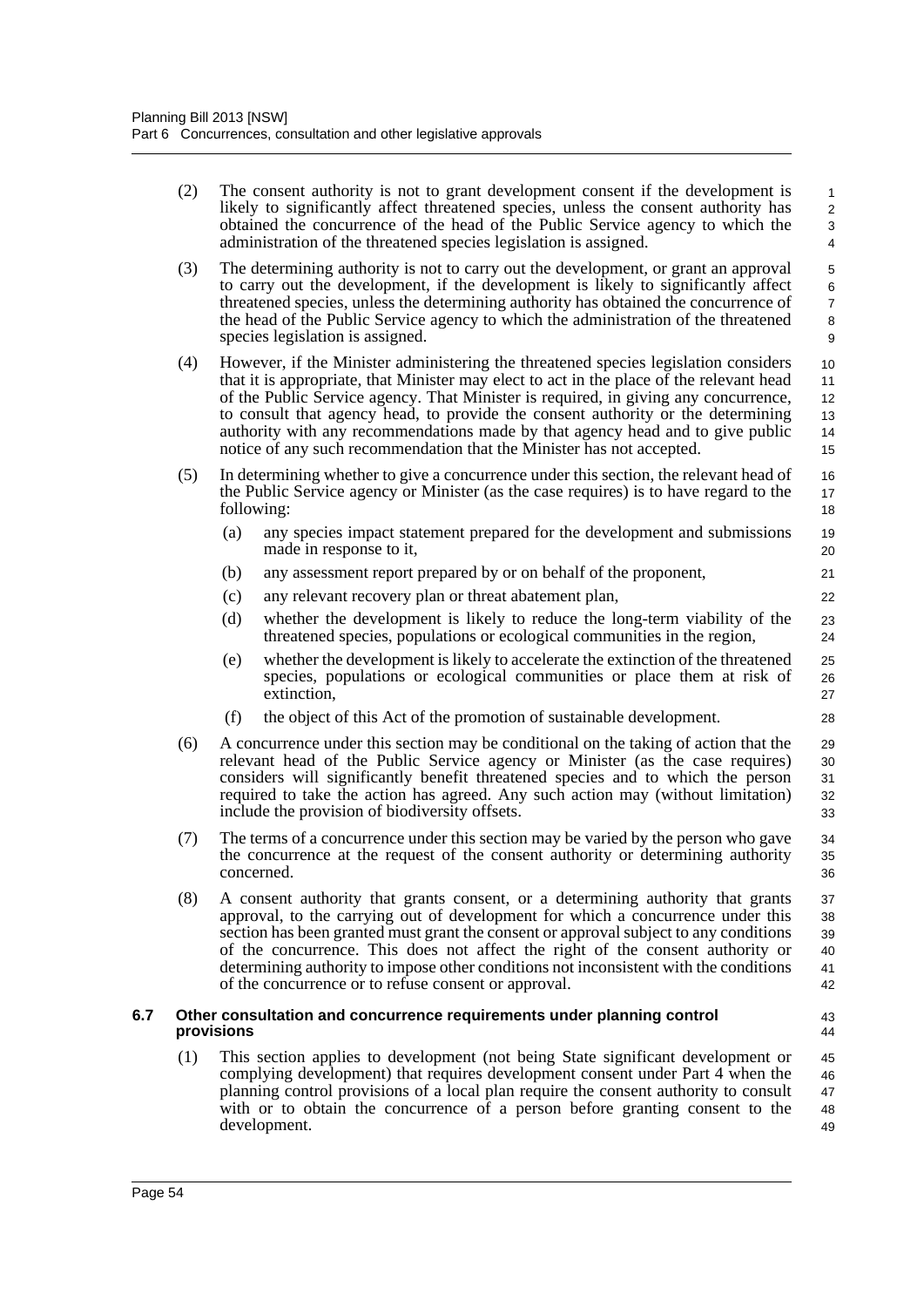(2) The consent authority is not to grant development consent if the development is likely to significantly affect threatened species, unless the consent authority has obtained the concurrence of the head of the Public Service agency to which the administration of the threatened species legislation is assigned.

(3) The determining authority is not to carry out the development, or grant an approval to carry out the development, if the development is likely to significantly affect threatened species, unless the determining authority has obtained the concurrence of the head of the Public Service agency to which the administration of the threatened species legislation is assigned.

(4) However, if the Minister administering the threatened species legislation considers that it is appropriate, that Minister may elect to act in the place of the relevant head of the Public Service agency. That Minister is required, in giving any concurrence, to consult that agency head, to provide the consent authority or the determining authority with any recommendations made by that agency head and to give public notice of any such recommendation that the Minister has not accepted.

(5) In determining whether to give a concurrence under this section, the relevant head of the Public Service agency or Minister (as the case requires) is to have regard to the following:

- (a) any species impact statement prepared for the development and submissions made in response to it,
- (b) any assessment report prepared by or on behalf of the proponent,
- (c) any relevant recovery plan or threat abatement plan,
- (d) whether the development is likely to reduce the long-term viability of the threatened species, populations or ecological communities in the region,
- (e) whether the development is likely to accelerate the extinction of the threatened species, populations or ecological communities or place them at risk of extinction,
- (f) the object of this Act of the promotion of sustainable development.

(6) A concurrence under this section may be conditional on the taking of action that the relevant head of the Public Service agency or Minister (as the case requires) considers will significantly benefit threatened species and to which the person required to take the action has agreed. Any such action may (without limitation) include the provision of biodiversity offsets.

(7) The terms of a concurrence under this section may be varied by the person who gave the concurrence at the request of the consent authority or determining authority concerned.

(8) A consent authority that grants consent, or a determining authority that grants approval, to the carrying out of development for which a concurrence under this section has been granted must grant the consent or approval subject to any conditions of the concurrence. This does not affect the right of the consent authority or determining authority to impose other conditions not inconsistent with the conditions of the concurrence or to refuse consent or approval.

### 6.7 Other consultation and concurrence requirements under planning control provisions

(1) This section applies to development (not being State significant development or complying development) that requires development consent under Part 4 when the planning control provisions of a local plan require the consent authority to consult with or to obtain the concurrence of a person before granting consent to the development.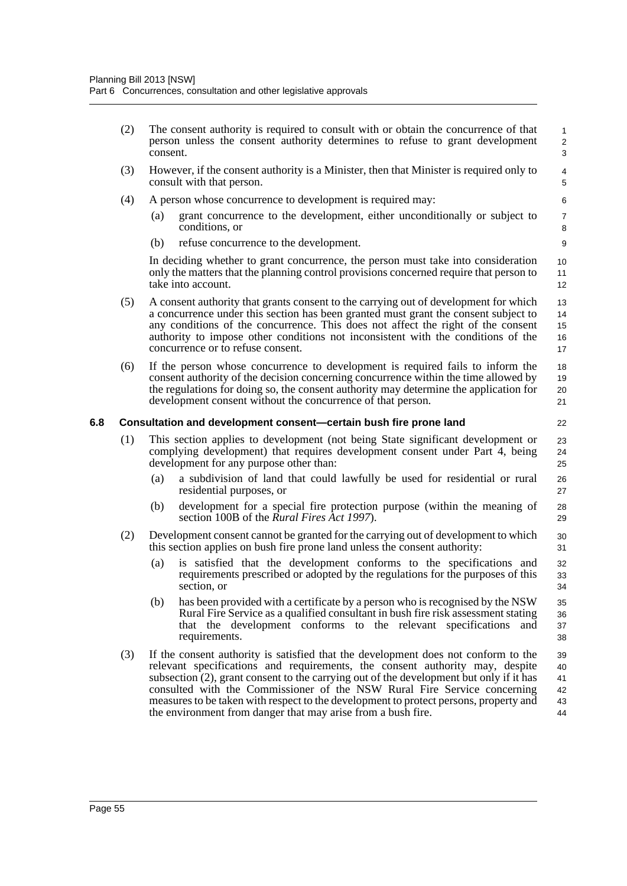(2) The consent authority is required to consult with or obtain the concurrence of that person unless the consent authority determines to refuse to grant development consent.

(3) However, if the consent authority is a Minister, then that Minister is required only to consult with that person.

(4) A person whose concurrence to development is required may:

- (a) grant concurrence to the development, either unconditionally or subject to conditions, or
- (b) refuse concurrence to the development.

In deciding whether to grant concurrence, the person must take into consideration only the matters that the planning control provisions concerned require that person to take into account.

(5) A consent authority that grants consent to the carrying out of development for which a concurrence under this section has been granted must grant the consent subject to any conditions of the concurrence. This does not affect the right of the consent authority to impose other conditions not inconsistent with the conditions of the concurrence or to refuse consent.

(6) If the person whose concurrence to development is required fails to inform the consent authority of the decision concerning concurrence within the time allowed by the regulations for doing so, the consent authority may determine the application for development consent without the concurrence of that person.

### 6.8 Consultation and development consent—certain bush fire prone land

(1) This section applies to development (not being State significant development or complying development) that requires development consent under Part 4, being development for any purpose other than:

- (a) a subdivision of land that could lawfully be used for residential or rural residential purposes, or
- (b) development for a special fire protection purpose (within the meaning of section 100B of the *Rural Fires Act 1997*).

(2) Development consent cannot be granted for the carrying out of development to which this section applies on bush fire prone land unless the consent authority:

- (a) is satisfied that the development conforms to the specifications and requirements prescribed or adopted by the regulations for the purposes of this section, or
- (b) has been provided with a certificate by a person who is recognised by the NSW Rural Fire Service as a qualified consultant in bush fire risk assessment stating that the development conforms to the relevant specifications and requirements.

(3) If the consent authority is satisfied that the development does not conform to the relevant specifications and requirements, the consent authority may, despite subsection (2), grant consent to the carrying out of the development but only if it has consulted with the Commissioner of the NSW Rural Fire Service concerning measures to be taken with respect to the development to protect persons, property and the environment from danger that may arise from a bush fire.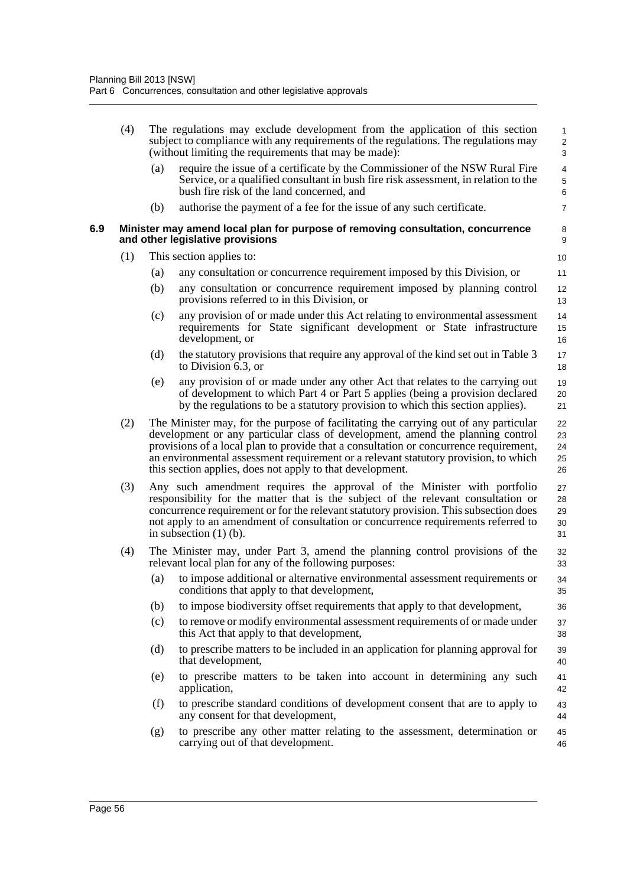(4) The regulations may exclude development from the application of this section subject to compliance with any requirements of the regulations. The regulations may (without limiting the requirements that may be made):

- (a) require the issue of a certificate by the Commissioner of the NSW Rural Fire Service, or a qualified consultant in bush fire risk assessment, in relation to the bush fire risk of the land concerned, and
- (b) authorise the payment of a fee for the issue of any such certificate.

### 6.9 Minister may amend local plan for purpose of removing consultation, concurrence and other legislative provisions

(1) This section applies to:

- (a) any consultation or concurrence requirement imposed by this Division, or
- (b) any consultation or concurrence requirement imposed by planning control provisions referred to in this Division, or
- (c) any provision of or made under this Act relating to environmental assessment requirements for State significant development or State infrastructure development, or
- (d) the statutory provisions that require any approval of the kind set out in Table 3 to Division 6.3, or
- (e) any provision of or made under any other Act that relates to the carrying out of development to which Part 4 or Part 5 applies (being a provision declared by the regulations to be a statutory provision to which this section applies).

(2) The Minister may, for the purpose of facilitating the carrying out of any particular development or any particular class of development, amend the planning control provisions of a local plan to provide that a consultation or concurrence requirement, an environmental assessment requirement or a relevant statutory provision, to which this section applies, does not apply to that development.

(3) Any such amendment requires the approval of the Minister with portfolio responsibility for the matter that is the subject of the relevant consultation or concurrence requirement or for the relevant statutory provision. This subsection does not apply to an amendment of consultation or concurrence requirements referred to in subsection (1) (b).

(4) The Minister may, under Part 3, amend the planning control provisions of the relevant local plan for any of the following purposes:

- (a) to impose additional or alternative environmental assessment requirements or conditions that apply to that development,
- (b) to impose biodiversity offset requirements that apply to that development,
- (c) to remove or modify environmental assessment requirements of or made under this Act that apply to that development,
- (d) to prescribe matters to be included in an application for planning approval for that development,
- (e) to prescribe matters to be taken into account in determining any such application,
- (f) to prescribe standard conditions of development consent that are to apply to any consent for that development,
- (g) to prescribe any other matter relating to the assessment, determination or carrying out of that development.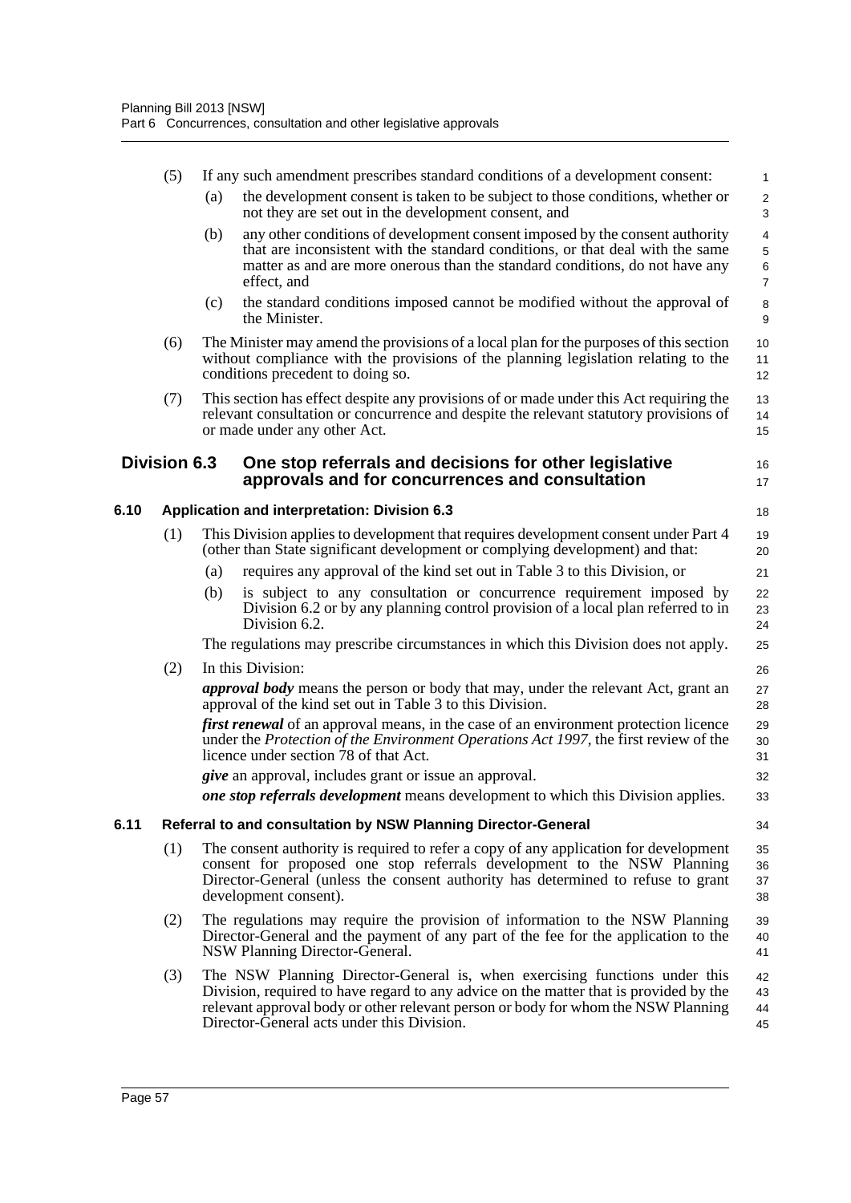(5) If any such amendment prescribes standard conditions of a development consent:

(a) the development consent is taken to be subject to those conditions, whether or not they are set out in the development consent, and

(b) any other conditions of development consent imposed by the consent authority that are inconsistent with the standard conditions, or that deal with the same matter as and are more onerous than the standard conditions, do not have any effect, and

(c) the standard conditions imposed cannot be modified without the approval of the Minister.

(6) The Minister may amend the provisions of a local plan for the purposes of this section without compliance with the provisions of the planning legislation relating to the conditions precedent to doing so.

(7) This section has effect despite any provisions of or made under this Act requiring the relevant consultation or concurrence and despite the relevant statutory provisions of or made under any other Act.

## Division 6.3 One stop referrals and decisions for other legislative approvals and for concurrences and consultation

### 6.10 Application and interpretation: Division 6.3

(1) This Division applies to development that requires development consent under Part 4 (other than State significant development or complying development) and that:

(a) requires any approval of the kind set out in Table 3 to this Division, or

(b) is subject to any consultation or concurrence requirement imposed by Division 6.2 or by any planning control provision of a local plan referred to in Division 6.2.

The regulations may prescribe circumstances in which this Division does not apply.

(2) In this Division:

***approval body*** means the person or body that may, under the relevant Act, grant an approval of the kind set out in Table 3 to this Division.

***first renewal*** of an approval means, in the case of an environment protection licence under the *Protection of the Environment Operations Act 1997*, the first review of the licence under section 78 of that Act.

***give*** an approval, includes grant or issue an approval.

***one stop referrals development*** means development to which this Division applies.

### 6.11 Referral to and consultation by NSW Planning Director-General

(1) The consent authority is required to refer a copy of any application for development consent for proposed one stop referrals development to the NSW Planning Director-General (unless the consent authority has determined to refuse to grant development consent).

(2) The regulations may require the provision of information to the NSW Planning Director-General and the payment of any part of the fee for the application to the NSW Planning Director-General.

(3) The NSW Planning Director-General is, when exercising functions under this Division, required to have regard to any advice on the matter that is provided by the relevant approval body or other relevant person or body for whom the NSW Planning Director-General acts under this Division.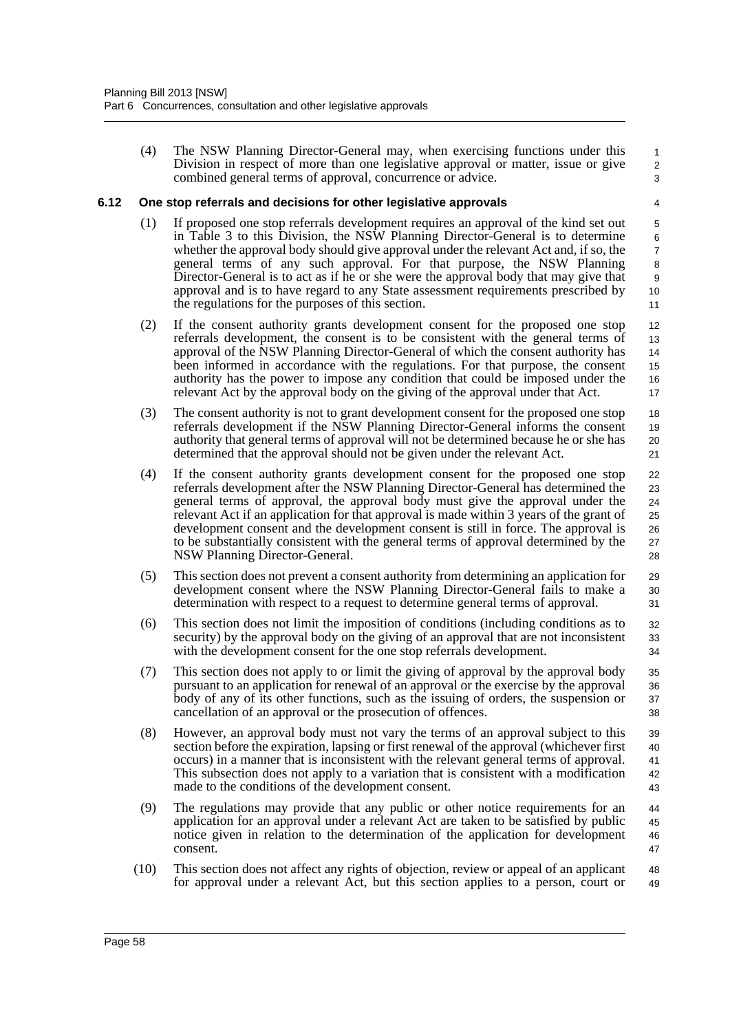(4) The NSW Planning Director-General may, when exercising functions under this Division in respect of more than one legislative approval or matter, issue or give combined general terms of approval, concurrence or advice.

### 6.12 One stop referrals and decisions for other legislative approvals

(1) If proposed one stop referrals development requires an approval of the kind set out in Table 3 to this Division, the NSW Planning Director-General is to determine whether the approval body should give approval under the relevant Act and, if so, the general terms of any such approval. For that purpose, the NSW Planning Director-General is to act as if he or she were the approval body that may give that approval and is to have regard to any State assessment requirements prescribed by the regulations for the purposes of this section.

(2) If the consent authority grants development consent for the proposed one stop referrals development, the consent is to be consistent with the general terms of approval of the NSW Planning Director-General of which the consent authority has been informed in accordance with the regulations. For that purpose, the consent authority has the power to impose any condition that could be imposed under the relevant Act by the approval body on the giving of the approval under that Act.

(3) The consent authority is not to grant development consent for the proposed one stop referrals development if the NSW Planning Director-General informs the consent authority that general terms of approval will not be determined because he or she has determined that the approval should not be given under the relevant Act.

(4) If the consent authority grants development consent for the proposed one stop referrals development after the NSW Planning Director-General has determined the general terms of approval, the approval body must give the approval under the relevant Act if an application for that approval is made within 3 years of the grant of development consent and the development consent is still in force. The approval is to be substantially consistent with the general terms of approval determined by the NSW Planning Director-General.

(5) This section does not prevent a consent authority from determining an application for development consent where the NSW Planning Director-General fails to make a determination with respect to a request to determine general terms of approval.

(6) This section does not limit the imposition of conditions (including conditions as to security) by the approval body on the giving of an approval that are not inconsistent with the development consent for the one stop referrals development.

(7) This section does not apply to or limit the giving of approval by the approval body pursuant to an application for renewal of an approval or the exercise by the approval body of any of its other functions, such as the issuing of orders, the suspension or cancellation of an approval or the prosecution of offences.

(8) However, an approval body must not vary the terms of an approval subject to this section before the expiration, lapsing or first renewal of the approval (whichever first occurs) in a manner that is inconsistent with the relevant general terms of approval. This subsection does not apply to a variation that is consistent with a modification made to the conditions of the development consent.

(9) The regulations may provide that any public or other notice requirements for an application for an approval under a relevant Act are taken to be satisfied by public notice given in relation to the determination of the application for development consent.

(10) This section does not affect any rights of objection, review or appeal of an applicant for approval under a relevant Act, but this section applies to a person, court or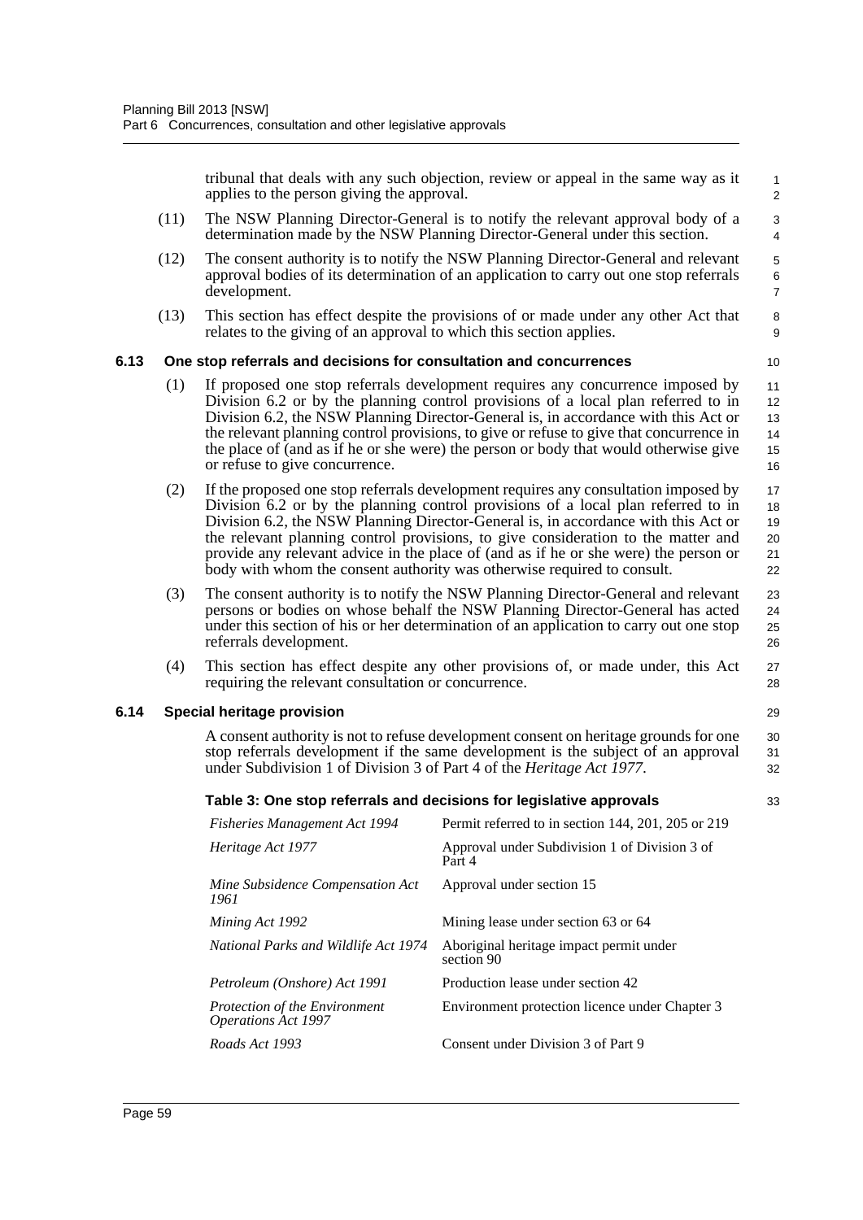tribunal that deals with any such objection, review or appeal in the same way as it applies to the person giving the approval.

(11) The NSW Planning Director-General is to notify the relevant approval body of a determination made by the NSW Planning Director-General under this section.

(12) The consent authority is to notify the NSW Planning Director-General and relevant approval bodies of its determination of an application to carry out one stop referrals development.

(13) This section has effect despite the provisions of or made under any other Act that relates to the giving of an approval to which this section applies.

### 6.13 One stop referrals and decisions for consultation and concurrences

(1) If proposed one stop referrals development requires any concurrence imposed by Division 6.2 or by the planning control provisions of a local plan referred to in Division 6.2, the NSW Planning Director-General is, in accordance with this Act or the relevant planning control provisions, to give or refuse to give that concurrence in the place of (and as if he or she were) the person or body that would otherwise give or refuse to give concurrence.

(2) If the proposed one stop referrals development requires any consultation imposed by Division 6.2 or by the planning control provisions of a local plan referred to in Division 6.2, the NSW Planning Director-General is, in accordance with this Act or the relevant planning control provisions, to give consideration to the matter and provide any relevant advice in the place of (and as if he or she were) the person or body with whom the consent authority was otherwise required to consult.

(3) The consent authority is to notify the NSW Planning Director-General and relevant persons or bodies on whose behalf the NSW Planning Director-General has acted under this section of his or her determination of an application to carry out one stop referrals development.

(4) This section has effect despite any other provisions of, or made under, this Act requiring the relevant consultation or concurrence.

### 6.14 Special heritage provision

A consent authority is not to refuse development consent on heritage grounds for one stop referrals development if the same development is the subject of an approval under Subdivision 1 of Division 3 of Part 4 of the *Heritage Act 1977*.

**Table 3: One stop referrals and decisions for legislative approvals**

| | |
|---|---|
| *Fisheries Management Act 1994* | Permit referred to in section 144, 201, 205 or 219 |
| *Heritage Act 1977* | Approval under Subdivision 1 of Division 3 of Part 4 |
| *Mine Subsidence Compensation Act 1961* | Approval under section 15 |
| *Mining Act 1992* | Mining lease under section 63 or 64 |
| *National Parks and Wildlife Act 1974* | Aboriginal heritage impact permit under section 90 |
| *Petroleum (Onshore) Act 1991* | Production lease under section 42 |
| *Protection of the Environment Operations Act 1997* | Environment protection licence under Chapter 3 |
| *Roads Act 1993* | Consent under Division 3 of Part 9 |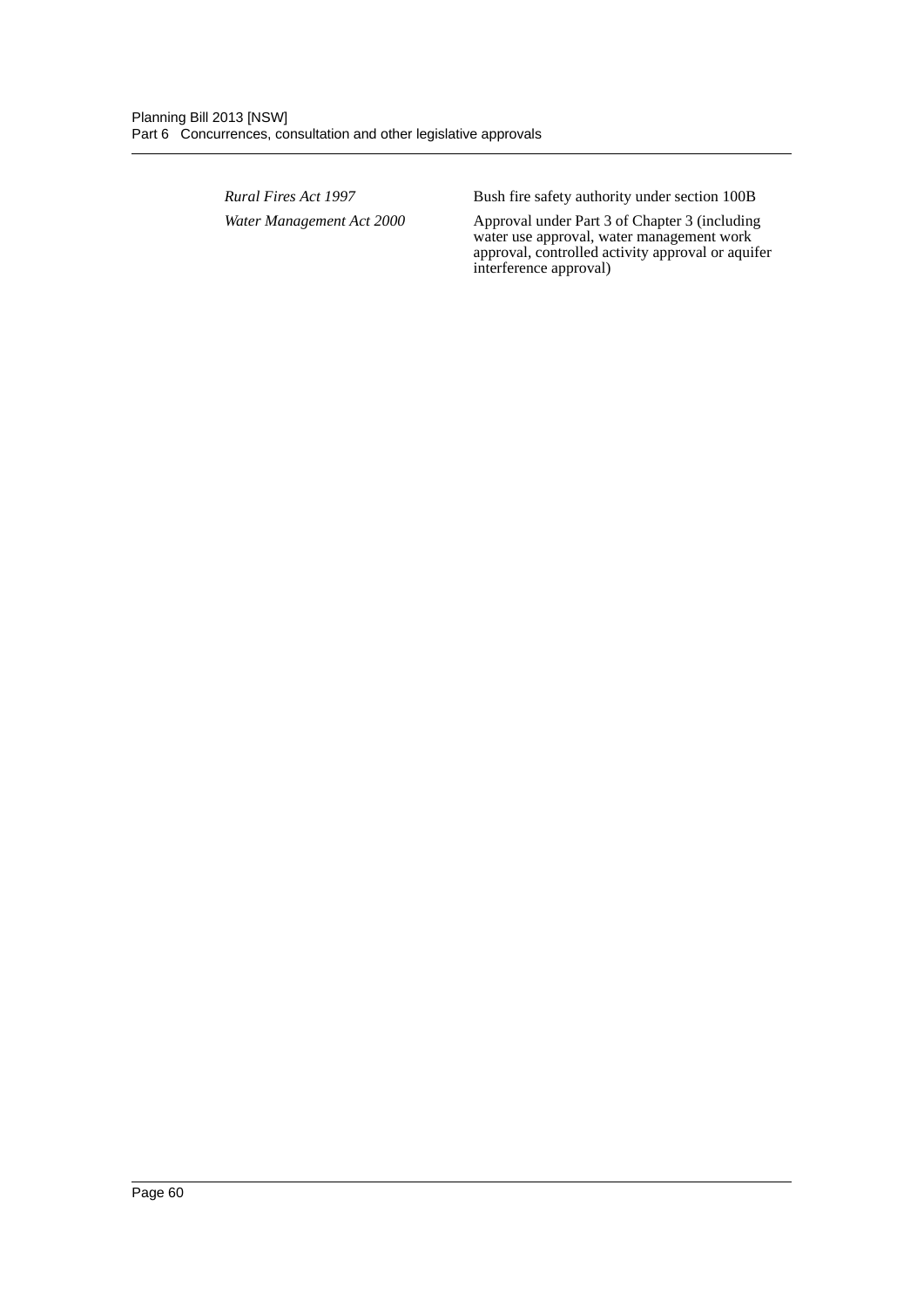| | |
|---|---|
| *Rural Fires Act 1997* | Bush fire safety authority under section 100B |
| *Water Management Act 2000* | Approval under Part 3 of Chapter 3 (including water use approval, water management work approval, controlled activity approval or aquifer interference approval) |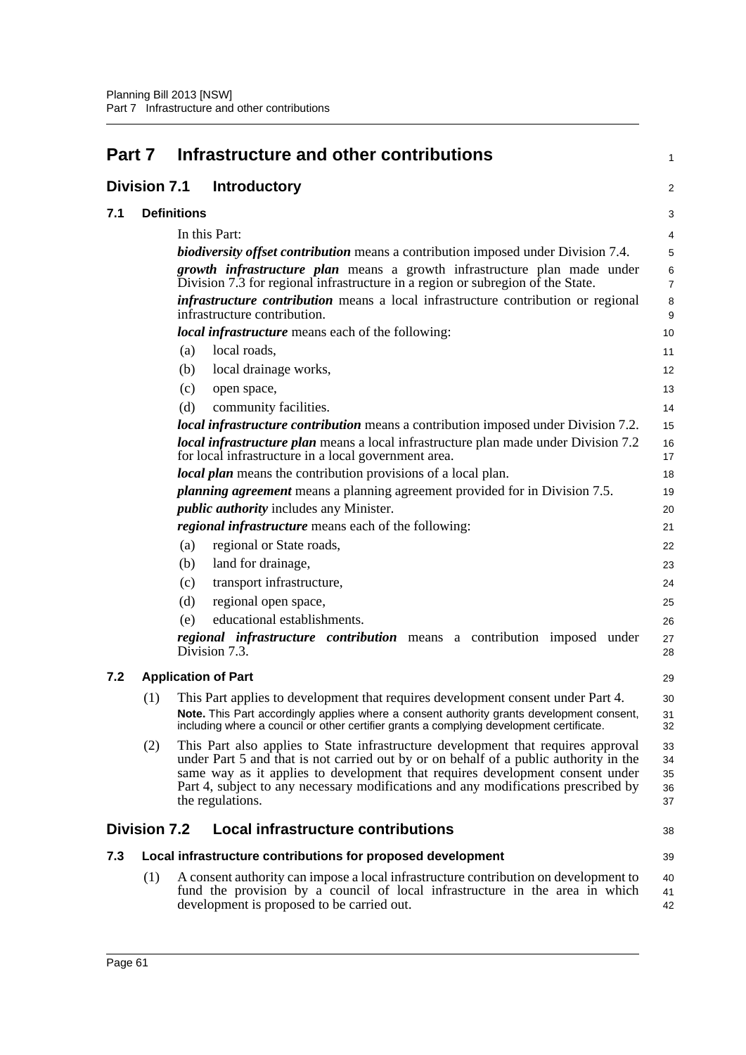# Part 7 Infrastructure and other contributions

## Division 7.1 Introductory

### 7.1 Definitions

In this Part:

***biodiversity offset contribution*** means a contribution imposed under Division 7.4.

***growth infrastructure plan*** means a growth infrastructure plan made under Division 7.3 for regional infrastructure in a region or subregion of the State.

***infrastructure contribution*** means a local infrastructure contribution or regional infrastructure contribution.

***local infrastructure*** means each of the following:

(a) local roads,

(b) local drainage works,

(c) open space,

(d) community facilities.

***local infrastructure contribution*** means a contribution imposed under Division 7.2.

***local infrastructure plan*** means a local infrastructure plan made under Division 7.2 for local infrastructure in a local government area.

***local plan*** means the contribution provisions of a local plan.

***planning agreement*** means a planning agreement provided for in Division 7.5.

***public authority*** includes any Minister.

***regional infrastructure*** means each of the following:

(a) regional or State roads,

(b) land for drainage,

(c) transport infrastructure,

(d) regional open space,

(e) educational establishments.

***regional infrastructure contribution*** means a contribution imposed under Division 7.3.

### 7.2 Application of Part

(1) This Part applies to development that requires development consent under Part 4.

**Note.** This Part accordingly applies where a consent authority grants development consent, including where a council or other certifier grants a complying development certificate.

(2) This Part also applies to State infrastructure development that requires approval under Part 5 and that is not carried out by or on behalf of a public authority in the same way as it applies to development that requires development consent under Part 4, subject to any necessary modifications and any modifications prescribed by the regulations.

## Division 7.2 Local infrastructure contributions

### 7.3 Local infrastructure contributions for proposed development

(1) A consent authority can impose a local infrastructure contribution on development to fund the provision by a council of local infrastructure in the area in which development is proposed to be carried out.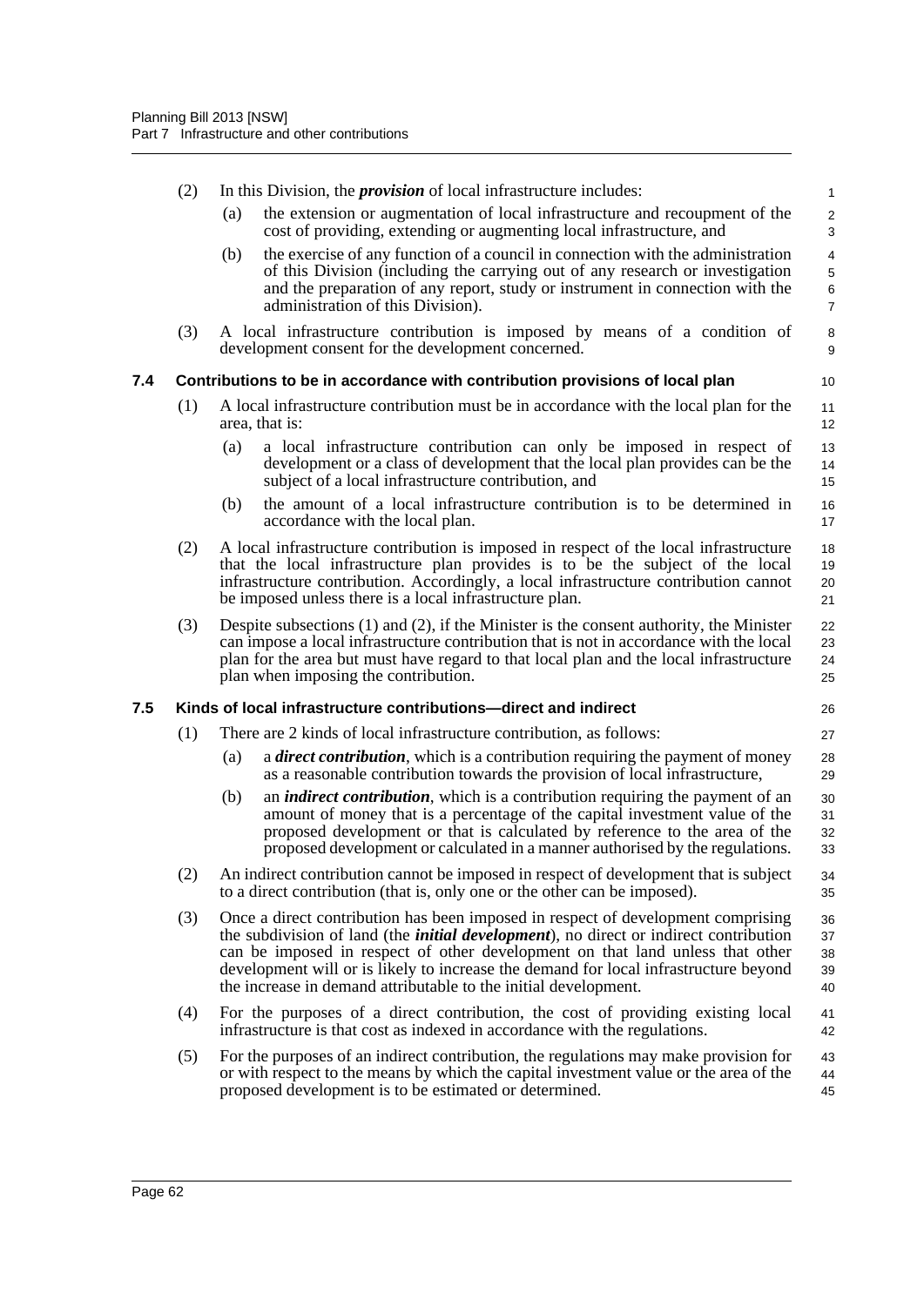(2) In this Division, the ***provision*** of local infrastructure includes:

(a) the extension or augmentation of local infrastructure and recoupment of the cost of providing, extending or augmenting local infrastructure, and

(b) the exercise of any function of a council in connection with the administration of this Division (including the carrying out of any research or investigation and the preparation of any report, study or instrument in connection with the administration of this Division).

(3) A local infrastructure contribution is imposed by means of a condition of development consent for the development concerned.

### 7.4 Contributions to be in accordance with contribution provisions of local plan

(1) A local infrastructure contribution must be in accordance with the local plan for the area, that is:

(a) a local infrastructure contribution can only be imposed in respect of development or a class of development that the local plan provides can be the subject of a local infrastructure contribution, and

(b) the amount of a local infrastructure contribution is to be determined in accordance with the local plan.

(2) A local infrastructure contribution is imposed in respect of the local infrastructure that the local infrastructure plan provides is to be the subject of the local infrastructure contribution. Accordingly, a local infrastructure contribution cannot be imposed unless there is a local infrastructure plan.

(3) Despite subsections (1) and (2), if the Minister is the consent authority, the Minister can impose a local infrastructure contribution that is not in accordance with the local plan for the area but must have regard to that local plan and the local infrastructure plan when imposing the contribution.

### 7.5 Kinds of local infrastructure contributions—direct and indirect

(1) There are 2 kinds of local infrastructure contribution, as follows:

(a) a ***direct contribution***, which is a contribution requiring the payment of money as a reasonable contribution towards the provision of local infrastructure,

(b) an ***indirect contribution***, which is a contribution requiring the payment of an amount of money that is a percentage of the capital investment value of the proposed development or that is calculated by reference to the area of the proposed development or calculated in a manner authorised by the regulations.

(2) An indirect contribution cannot be imposed in respect of development that is subject to a direct contribution (that is, only one or the other can be imposed).

(3) Once a direct contribution has been imposed in respect of development comprising the subdivision of land (the ***initial development***), no direct or indirect contribution can be imposed in respect of other development on that land unless that other development will or is likely to increase the demand for local infrastructure beyond the increase in demand attributable to the initial development.

(4) For the purposes of a direct contribution, the cost of providing existing local infrastructure is that cost as indexed in accordance with the regulations.

(5) For the purposes of an indirect contribution, the regulations may make provision for or with respect to the means by which the capital investment value or the area of the proposed development is to be estimated or determined.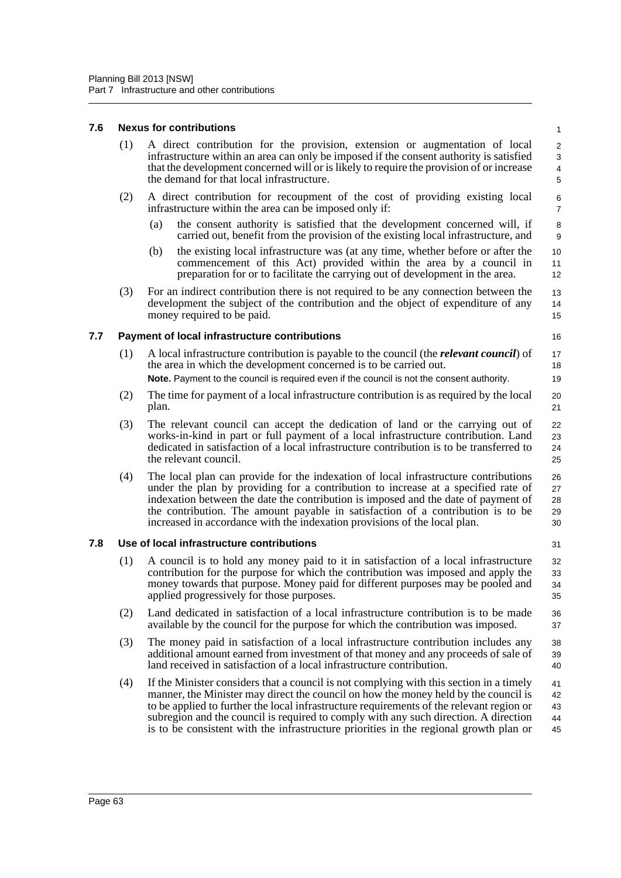### 7.6 Nexus for contributions

(1) A direct contribution for the provision, extension or augmentation of local infrastructure within an area can only be imposed if the consent authority is satisfied that the development concerned will or is likely to require the provision of or increase the demand for that local infrastructure.

(2) A direct contribution for recoupment of the cost of providing existing local infrastructure within the area can be imposed only if:

- (a) the consent authority is satisfied that the development concerned will, if carried out, benefit from the provision of the existing local infrastructure, and
- (b) the existing local infrastructure was (at any time, whether before or after the commencement of this Act) provided within the area by a council in preparation for or to facilitate the carrying out of development in the area.

(3) For an indirect contribution there is not required to be any connection between the development the subject of the contribution and the object of expenditure of any money required to be paid.

### 7.7 Payment of local infrastructure contributions

(1) A local infrastructure contribution is payable to the council (the ***relevant council***) of the area in which the development concerned is to be carried out.

**Note.** Payment to the council is required even if the council is not the consent authority.

(2) The time for payment of a local infrastructure contribution is as required by the local plan.

(3) The relevant council can accept the dedication of land or the carrying out of works-in-kind in part or full payment of a local infrastructure contribution. Land dedicated in satisfaction of a local infrastructure contribution is to be transferred to the relevant council.

(4) The local plan can provide for the indexation of local infrastructure contributions under the plan by providing for a contribution to increase at a specified rate of indexation between the date the contribution is imposed and the date of payment of the contribution. The amount payable in satisfaction of a contribution is to be increased in accordance with the indexation provisions of the local plan.

### 7.8 Use of local infrastructure contributions

(1) A council is to hold any money paid to it in satisfaction of a local infrastructure contribution for the purpose for which the contribution was imposed and apply the money towards that purpose. Money paid for different purposes may be pooled and applied progressively for those purposes.

(2) Land dedicated in satisfaction of a local infrastructure contribution is to be made available by the council for the purpose for which the contribution was imposed.

(3) The money paid in satisfaction of a local infrastructure contribution includes any additional amount earned from investment of that money and any proceeds of sale of land received in satisfaction of a local infrastructure contribution.

(4) If the Minister considers that a council is not complying with this section in a timely manner, the Minister may direct the council on how the money held by the council is to be applied to further the local infrastructure requirements of the relevant region or subregion and the council is required to comply with any such direction. A direction is to be consistent with the infrastructure priorities in the regional growth plan or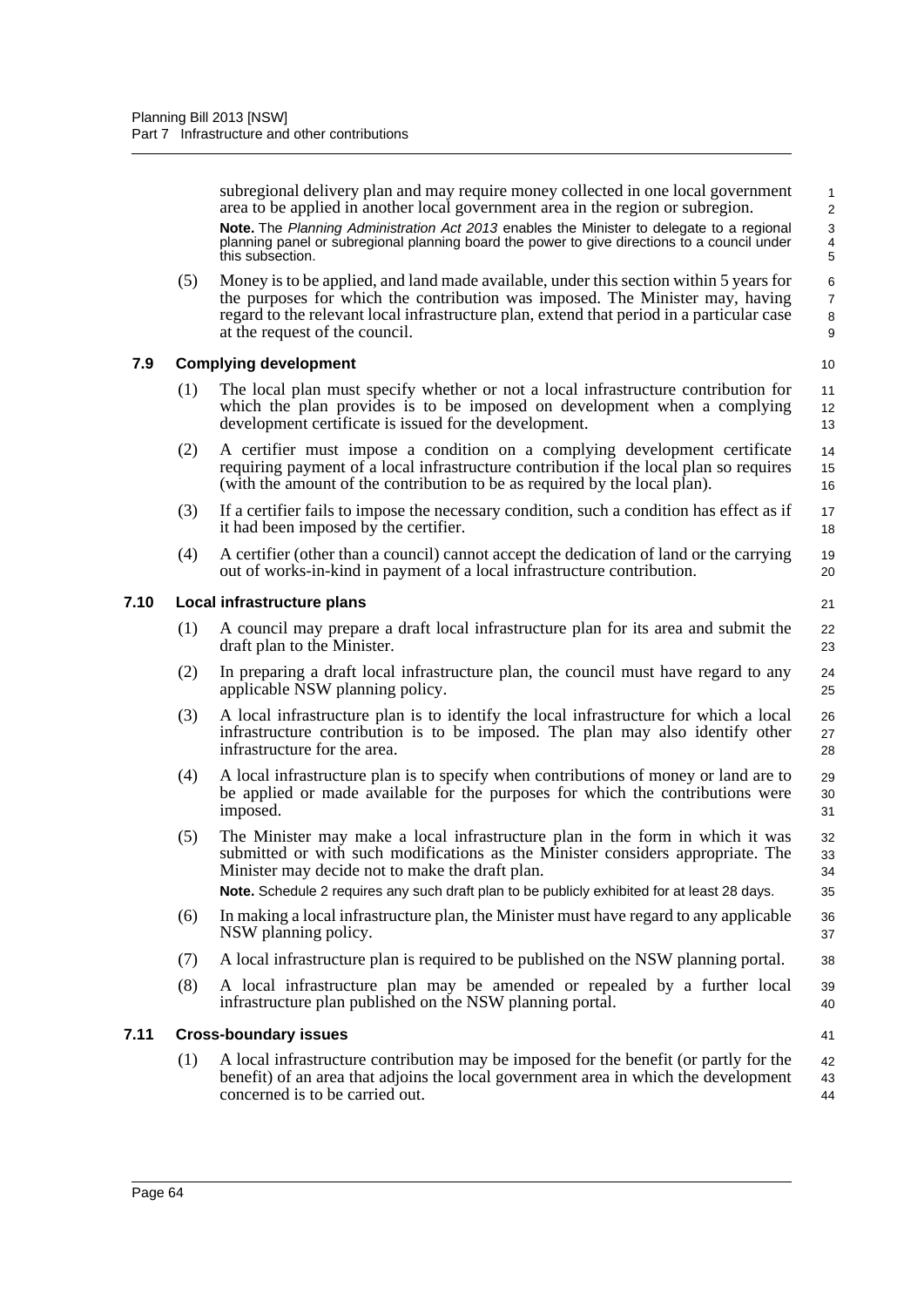subregional delivery plan and may require money collected in one local government area to be applied in another local government area in the region or subregion.

**Note.** The *Planning Administration Act 2013* enables the Minister to delegate to a regional planning panel or subregional planning board the power to give directions to a council under this subsection.

(5) Money is to be applied, and land made available, under this section within 5 years for the purposes for which the contribution was imposed. The Minister may, having regard to the relevant local infrastructure plan, extend that period in a particular case at the request of the council.

### 7.9 Complying development

(1) The local plan must specify whether or not a local infrastructure contribution for which the plan provides is to be imposed on development when a complying development certificate is issued for the development.

(2) A certifier must impose a condition on a complying development certificate requiring payment of a local infrastructure contribution if the local plan so requires (with the amount of the contribution to be as required by the local plan).

(3) If a certifier fails to impose the necessary condition, such a condition has effect as if it had been imposed by the certifier.

(4) A certifier (other than a council) cannot accept the dedication of land or the carrying out of works-in-kind in payment of a local infrastructure contribution.

### 7.10 Local infrastructure plans

(1) A council may prepare a draft local infrastructure plan for its area and submit the draft plan to the Minister.

(2) In preparing a draft local infrastructure plan, the council must have regard to any applicable NSW planning policy.

(3) A local infrastructure plan is to identify the local infrastructure for which a local infrastructure contribution is to be imposed. The plan may also identify other infrastructure for the area.

(4) A local infrastructure plan is to specify when contributions of money or land are to be applied or made available for the purposes for which the contributions were imposed.

(5) The Minister may make a local infrastructure plan in the form in which it was submitted or with such modifications as the Minister considers appropriate. The Minister may decide not to make the draft plan.

**Note.** Schedule 2 requires any such draft plan to be publicly exhibited for at least 28 days.

(6) In making a local infrastructure plan, the Minister must have regard to any applicable NSW planning policy.

(7) A local infrastructure plan is required to be published on the NSW planning portal.

(8) A local infrastructure plan may be amended or repealed by a further local infrastructure plan published on the NSW planning portal.

### 7.11 Cross-boundary issues

(1) A local infrastructure contribution may be imposed for the benefit (or partly for the benefit) of an area that adjoins the local government area in which the development concerned is to be carried out.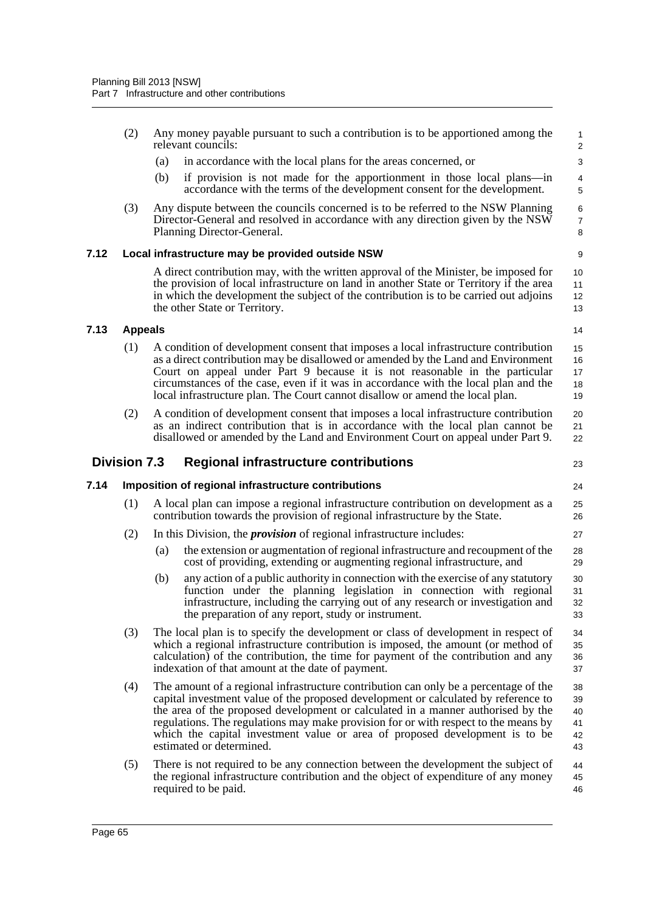(2) Any money payable pursuant to such a contribution is to be apportioned among the relevant councils:

(a) in accordance with the local plans for the areas concerned, or

(b) if provision is not made for the apportionment in those local plans—in accordance with the terms of the development consent for the development.

(3) Any dispute between the councils concerned is to be referred to the NSW Planning Director-General and resolved in accordance with any direction given by the NSW Planning Director-General.

### 7.12 Local infrastructure may be provided outside NSW

A direct contribution may, with the written approval of the Minister, be imposed for the provision of local infrastructure on land in another State or Territory if the area in which the development the subject of the contribution is to be carried out adjoins the other State or Territory.

### 7.13 Appeals

(1) A condition of development consent that imposes a local infrastructure contribution as a direct contribution may be disallowed or amended by the Land and Environment Court on appeal under Part 9 because it is not reasonable in the particular circumstances of the case, even if it was in accordance with the local plan and the local infrastructure plan. The Court cannot disallow or amend the local plan.

(2) A condition of development consent that imposes a local infrastructure contribution as an indirect contribution that is in accordance with the local plan cannot be disallowed or amended by the Land and Environment Court on appeal under Part 9.

## Division 7.3 Regional infrastructure contributions

### 7.14 Imposition of regional infrastructure contributions

(1) A local plan can impose a regional infrastructure contribution on development as a contribution towards the provision of regional infrastructure by the State.

(2) In this Division, the ***provision*** of regional infrastructure includes:

(a) the extension or augmentation of regional infrastructure and recoupment of the cost of providing, extending or augmenting regional infrastructure, and

(b) any action of a public authority in connection with the exercise of any statutory function under the planning legislation in connection with regional infrastructure, including the carrying out of any research or investigation and the preparation of any report, study or instrument.

(3) The local plan is to specify the development or class of development in respect of which a regional infrastructure contribution is imposed, the amount (or method of calculation) of the contribution, the time for payment of the contribution and any indexation of that amount at the date of payment.

(4) The amount of a regional infrastructure contribution can only be a percentage of the capital investment value of the proposed development or calculated by reference to the area of the proposed development or calculated in a manner authorised by the regulations. The regulations may make provision for or with respect to the means by which the capital investment value or area of proposed development is to be estimated or determined.

(5) There is not required to be any connection between the development the subject of the regional infrastructure contribution and the object of expenditure of any money required to be paid.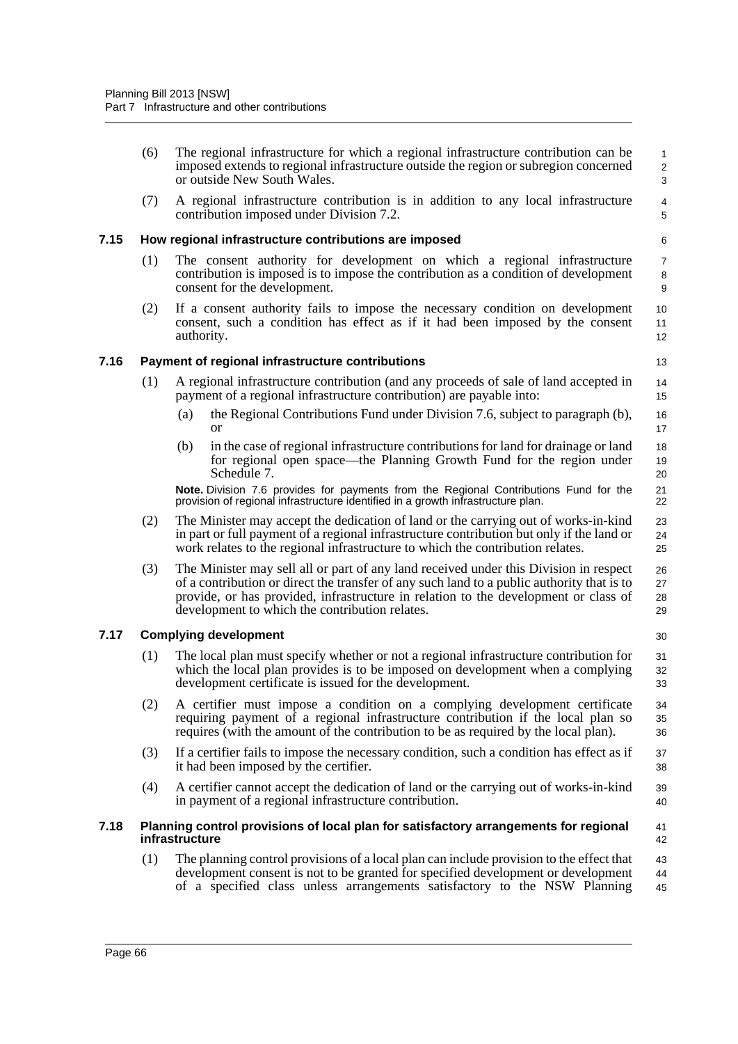(6) The regional infrastructure for which a regional infrastructure contribution can be imposed extends to regional infrastructure outside the region or subregion concerned or outside New South Wales.

(7) A regional infrastructure contribution is in addition to any local infrastructure contribution imposed under Division 7.2.

### 7.15 How regional infrastructure contributions are imposed

(1) The consent authority for development on which a regional infrastructure contribution is imposed is to impose the contribution as a condition of development consent for the development.

(2) If a consent authority fails to impose the necessary condition on development consent, such a condition has effect as if it had been imposed by the consent authority.

### 7.16 Payment of regional infrastructure contributions

(1) A regional infrastructure contribution (and any proceeds of sale of land accepted in payment of a regional infrastructure contribution) are payable into:

- (a) the Regional Contributions Fund under Division 7.6, subject to paragraph (b), or
- (b) in the case of regional infrastructure contributions for land for drainage or land for regional open space—the Planning Growth Fund for the region under Schedule 7.

**Note.** Division 7.6 provides for payments from the Regional Contributions Fund for the provision of regional infrastructure identified in a growth infrastructure plan.

(2) The Minister may accept the dedication of land or the carrying out of works-in-kind in part or full payment of a regional infrastructure contribution but only if the land or work relates to the regional infrastructure to which the contribution relates.

(3) The Minister may sell all or part of any land received under this Division in respect of a contribution or direct the transfer of any such land to a public authority that is to provide, or has provided, infrastructure in relation to the development or class of development to which the contribution relates.

### 7.17 Complying development

(1) The local plan must specify whether or not a regional infrastructure contribution for which the local plan provides is to be imposed on development when a complying development certificate is issued for the development.

(2) A certifier must impose a condition on a complying development certificate requiring payment of a regional infrastructure contribution if the local plan so requires (with the amount of the contribution to be as required by the local plan).

(3) If a certifier fails to impose the necessary condition, such a condition has effect as if it had been imposed by the certifier.

(4) A certifier cannot accept the dedication of land or the carrying out of works-in-kind in payment of a regional infrastructure contribution.

### 7.18 Planning control provisions of local plan for satisfactory arrangements for regional infrastructure

(1) The planning control provisions of a local plan can include provision to the effect that development consent is not to be granted for specified development or development of a specified class unless arrangements satisfactory to the NSW Planning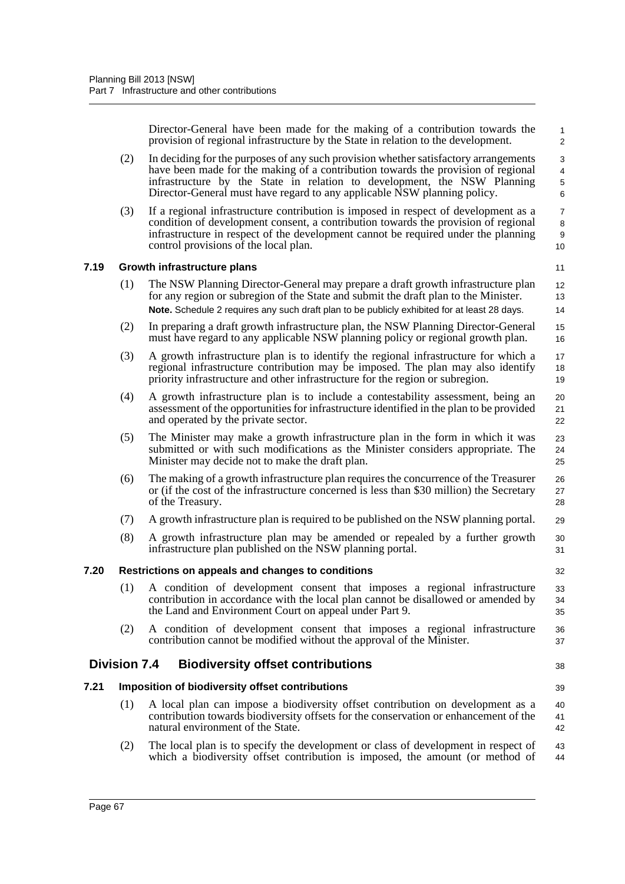Director-General have been made for the making of a contribution towards the provision of regional infrastructure by the State in relation to the development.

(2) In deciding for the purposes of any such provision whether satisfactory arrangements have been made for the making of a contribution towards the provision of regional infrastructure by the State in relation to development, the NSW Planning Director-General must have regard to any applicable NSW planning policy.

(3) If a regional infrastructure contribution is imposed in respect of development as a condition of development consent, a contribution towards the provision of regional infrastructure in respect of the development cannot be required under the planning control provisions of the local plan.

### 7.19 Growth infrastructure plans

(1) The NSW Planning Director-General may prepare a draft growth infrastructure plan for any region or subregion of the State and submit the draft plan to the Minister.

**Note.** Schedule 2 requires any such draft plan to be publicly exhibited for at least 28 days.

(2) In preparing a draft growth infrastructure plan, the NSW Planning Director-General must have regard to any applicable NSW planning policy or regional growth plan.

(3) A growth infrastructure plan is to identify the regional infrastructure for which a regional infrastructure contribution may be imposed. The plan may also identify priority infrastructure and other infrastructure for the region or subregion.

(4) A growth infrastructure plan is to include a contestability assessment, being an assessment of the opportunities for infrastructure identified in the plan to be provided and operated by the private sector.

(5) The Minister may make a growth infrastructure plan in the form in which it was submitted or with such modifications as the Minister considers appropriate. The Minister may decide not to make the draft plan.

(6) The making of a growth infrastructure plan requires the concurrence of the Treasurer or (if the cost of the infrastructure concerned is less than $30 million) the Secretary of the Treasury.

(7) A growth infrastructure plan is required to be published on the NSW planning portal.

(8) A growth infrastructure plan may be amended or repealed by a further growth infrastructure plan published on the NSW planning portal.

### 7.20 Restrictions on appeals and changes to conditions

(1) A condition of development consent that imposes a regional infrastructure contribution in accordance with the local plan cannot be disallowed or amended by the Land and Environment Court on appeal under Part 9.

(2) A condition of development consent that imposes a regional infrastructure contribution cannot be modified without the approval of the Minister.

## Division 7.4 Biodiversity offset contributions

### 7.21 Imposition of biodiversity offset contributions

(1) A local plan can impose a biodiversity offset contribution on development as a contribution towards biodiversity offsets for the conservation or enhancement of the natural environment of the State.

(2) The local plan is to specify the development or class of development in respect of which a biodiversity offset contribution is imposed, the amount (or method of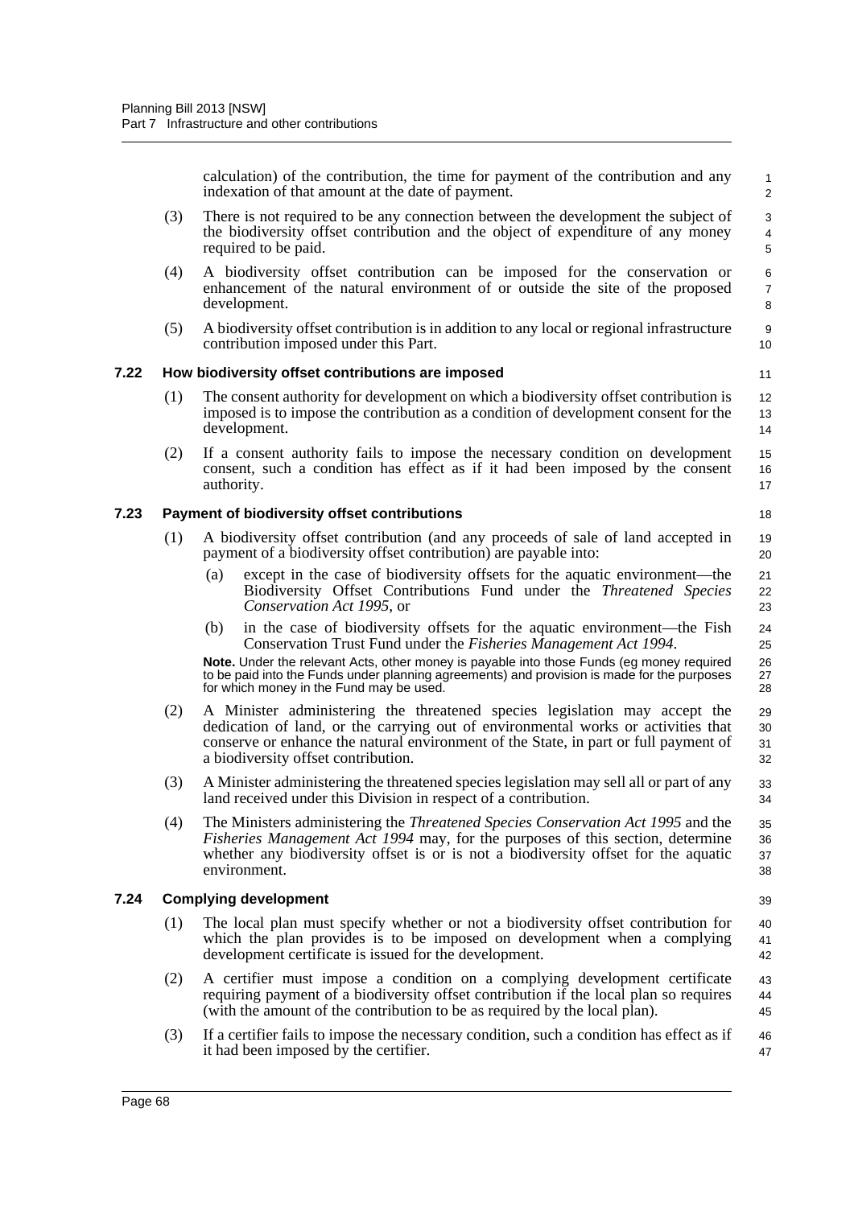calculation) of the contribution, the time for payment of the contribution and any indexation of that amount at the date of payment.

(3) There is not required to be any connection between the development the subject of the biodiversity offset contribution and the object of expenditure of any money required to be paid.

(4) A biodiversity offset contribution can be imposed for the conservation or enhancement of the natural environment of or outside the site of the proposed development.

(5) A biodiversity offset contribution is in addition to any local or regional infrastructure contribution imposed under this Part.

### 7.22 How biodiversity offset contributions are imposed

(1) The consent authority for development on which a biodiversity offset contribution is imposed is to impose the contribution as a condition of development consent for the development.

(2) If a consent authority fails to impose the necessary condition on development consent, such a condition has effect as if it had been imposed by the consent authority.

### 7.23 Payment of biodiversity offset contributions

(1) A biodiversity offset contribution (and any proceeds of sale of land accepted in payment of a biodiversity offset contribution) are payable into:

(a) except in the case of biodiversity offsets for the aquatic environment—the Biodiversity Offset Contributions Fund under the *Threatened Species Conservation Act 1995*, or

(b) in the case of biodiversity offsets for the aquatic environment—the Fish Conservation Trust Fund under the *Fisheries Management Act 1994*.

**Note.** Under the relevant Acts, other money is payable into those Funds (eg money required to be paid into the Funds under planning agreements) and provision is made for the purposes for which money in the Fund may be used.

(2) A Minister administering the threatened species legislation may accept the dedication of land, or the carrying out of environmental works or activities that conserve or enhance the natural environment of the State, in part or full payment of a biodiversity offset contribution.

(3) A Minister administering the threatened species legislation may sell all or part of any land received under this Division in respect of a contribution.

(4) The Ministers administering the *Threatened Species Conservation Act 1995* and the *Fisheries Management Act 1994* may, for the purposes of this section, determine whether any biodiversity offset is or is not a biodiversity offset for the aquatic environment.

### 7.24 Complying development

(1) The local plan must specify whether or not a biodiversity offset contribution for which the plan provides is to be imposed on development when a complying development certificate is issued for the development.

(2) A certifier must impose a condition on a complying development certificate requiring payment of a biodiversity offset contribution if the local plan so requires (with the amount of the contribution to be as required by the local plan).

(3) If a certifier fails to impose the necessary condition, such a condition has effect as if it had been imposed by the certifier.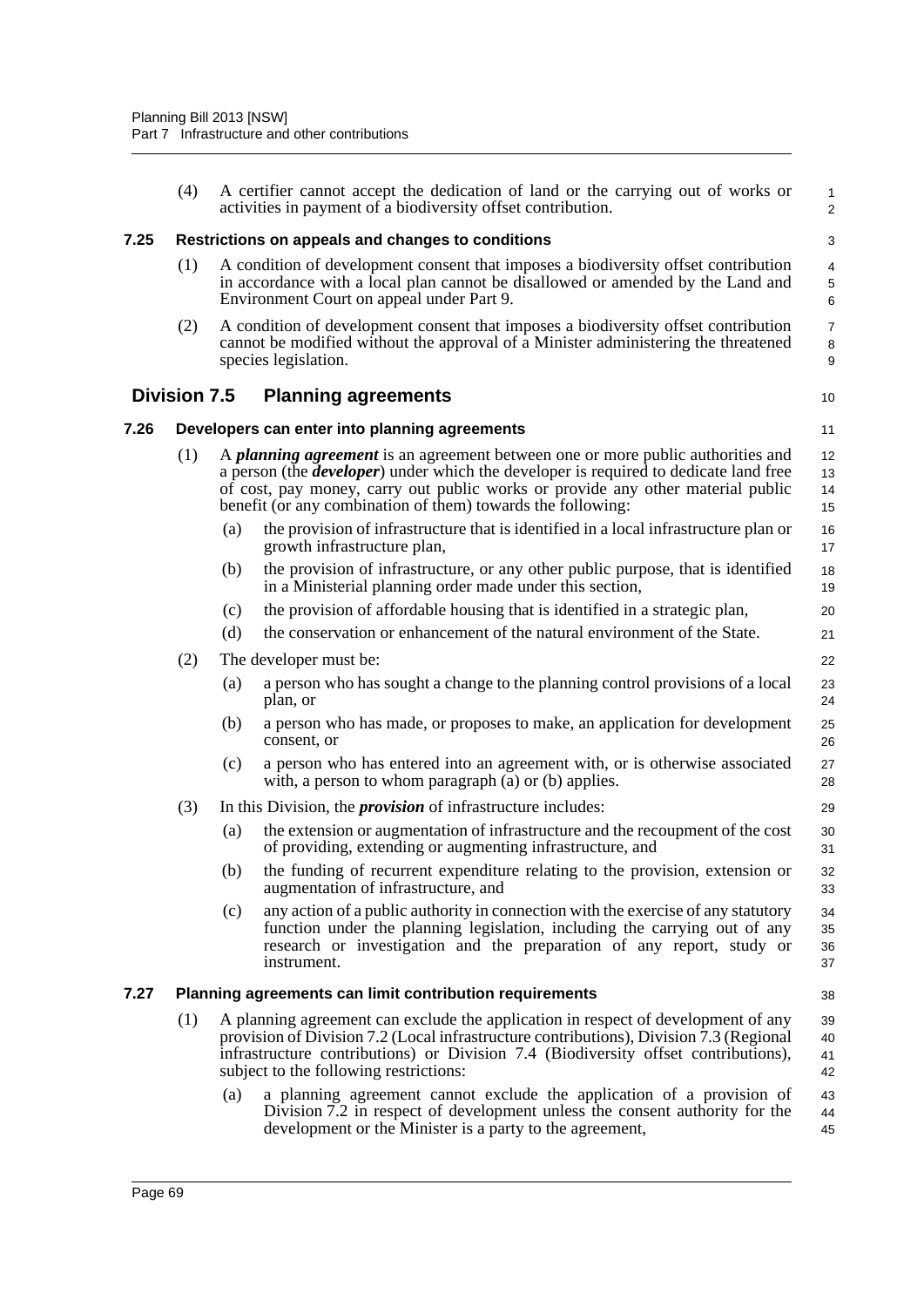(4) A certifier cannot accept the dedication of land or the carrying out of works or activities in payment of a biodiversity offset contribution.

### 7.25 Restrictions on appeals and changes to conditions

(1) A condition of development consent that imposes a biodiversity offset contribution in accordance with a local plan cannot be disallowed or amended by the Land and Environment Court on appeal under Part 9.

(2) A condition of development consent that imposes a biodiversity offset contribution cannot be modified without the approval of a Minister administering the threatened species legislation.

## Division 7.5 Planning agreements

### 7.26 Developers can enter into planning agreements

(1) A ***planning agreement*** is an agreement between one or more public authorities and a person (the ***developer***) under which the developer is required to dedicate land free of cost, pay money, carry out public works or provide any other material public benefit (or any combination of them) towards the following:

- (a) the provision of infrastructure that is identified in a local infrastructure plan or growth infrastructure plan,
- (b) the provision of infrastructure, or any other public purpose, that is identified in a Ministerial planning order made under this section,
- (c) the provision of affordable housing that is identified in a strategic plan,
- (d) the conservation or enhancement of the natural environment of the State.

(2) The developer must be:

- (a) a person who has sought a change to the planning control provisions of a local plan, or
- (b) a person who has made, or proposes to make, an application for development consent, or
- (c) a person who has entered into an agreement with, or is otherwise associated with, a person to whom paragraph (a) or (b) applies.

(3) In this Division, the ***provision*** of infrastructure includes:

- (a) the extension or augmentation of infrastructure and the recoupment of the cost of providing, extending or augmenting infrastructure, and
- (b) the funding of recurrent expenditure relating to the provision, extension or augmentation of infrastructure, and
- (c) any action of a public authority in connection with the exercise of any statutory function under the planning legislation, including the carrying out of any research or investigation and the preparation of any report, study or instrument.

### 7.27 Planning agreements can limit contribution requirements

(1) A planning agreement can exclude the application in respect of development of any provision of Division 7.2 (Local infrastructure contributions), Division 7.3 (Regional infrastructure contributions) or Division 7.4 (Biodiversity offset contributions), subject to the following restrictions:

- (a) a planning agreement cannot exclude the application of a provision of Division 7.2 in respect of development unless the consent authority for the development or the Minister is a party to the agreement,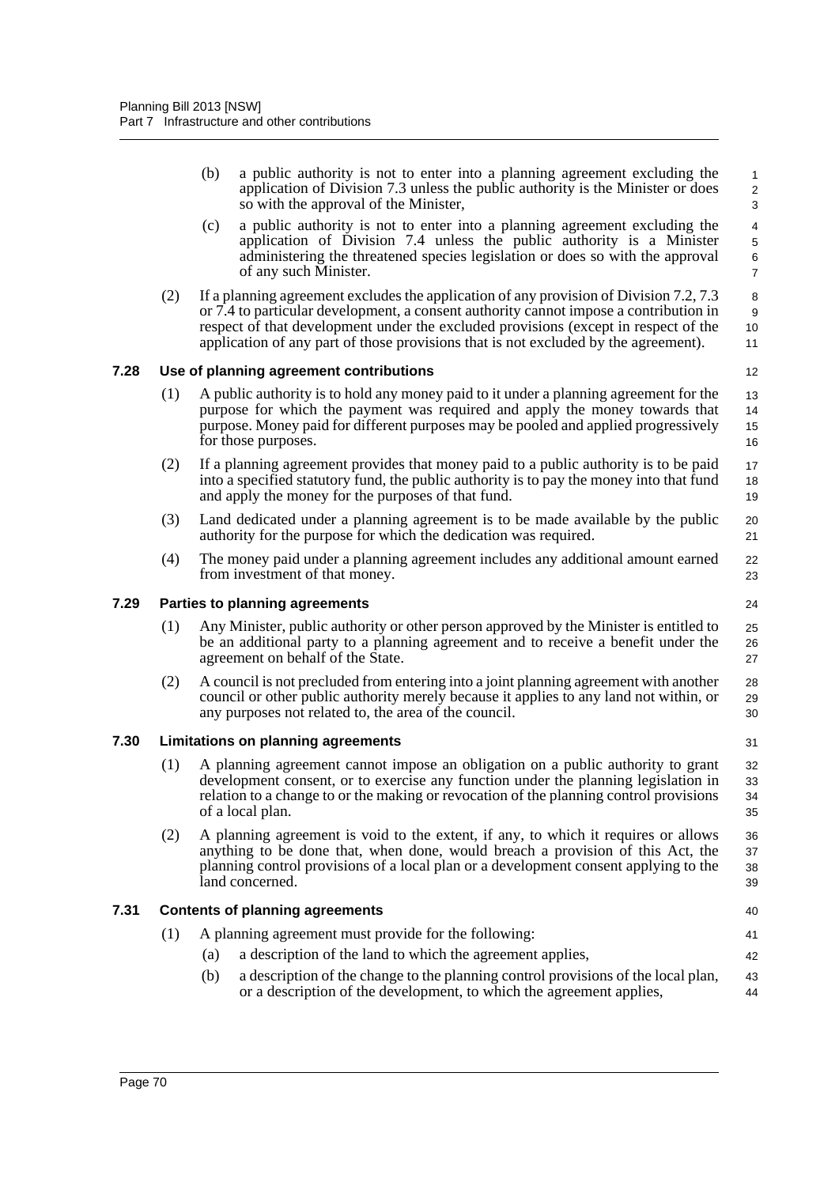(b) a public authority is not to enter into a planning agreement excluding the application of Division 7.3 unless the public authority is the Minister or does so with the approval of the Minister,

(c) a public authority is not to enter into a planning agreement excluding the application of Division 7.4 unless the public authority is a Minister administering the threatened species legislation or does so with the approval of any such Minister.

(2) If a planning agreement excludes the application of any provision of Division 7.2, 7.3 or 7.4 to particular development, a consent authority cannot impose a contribution in respect of that development under the excluded provisions (except in respect of the application of any part of those provisions that is not excluded by the agreement).

### 7.28 Use of planning agreement contributions

(1) A public authority is to hold any money paid to it under a planning agreement for the purpose for which the payment was required and apply the money towards that purpose. Money paid for different purposes may be pooled and applied progressively for those purposes.

(2) If a planning agreement provides that money paid to a public authority is to be paid into a specified statutory fund, the public authority is to pay the money into that fund and apply the money for the purposes of that fund.

(3) Land dedicated under a planning agreement is to be made available by the public authority for the purpose for which the dedication was required.

(4) The money paid under a planning agreement includes any additional amount earned from investment of that money.

### 7.29 Parties to planning agreements

(1) Any Minister, public authority or other person approved by the Minister is entitled to be an additional party to a planning agreement and to receive a benefit under the agreement on behalf of the State.

(2) A council is not precluded from entering into a joint planning agreement with another council or other public authority merely because it applies to any land not within, or any purposes not related to, the area of the council.

### 7.30 Limitations on planning agreements

(1) A planning agreement cannot impose an obligation on a public authority to grant development consent, or to exercise any function under the planning legislation in relation to a change to or the making or revocation of the planning control provisions of a local plan.

(2) A planning agreement is void to the extent, if any, to which it requires or allows anything to be done that, when done, would breach a provision of this Act, the planning control provisions of a local plan or a development consent applying to the land concerned.

### 7.31 Contents of planning agreements

(1) A planning agreement must provide for the following:

(a) a description of the land to which the agreement applies,

(b) a description of the change to the planning control provisions of the local plan, or a description of the development, to which the agreement applies,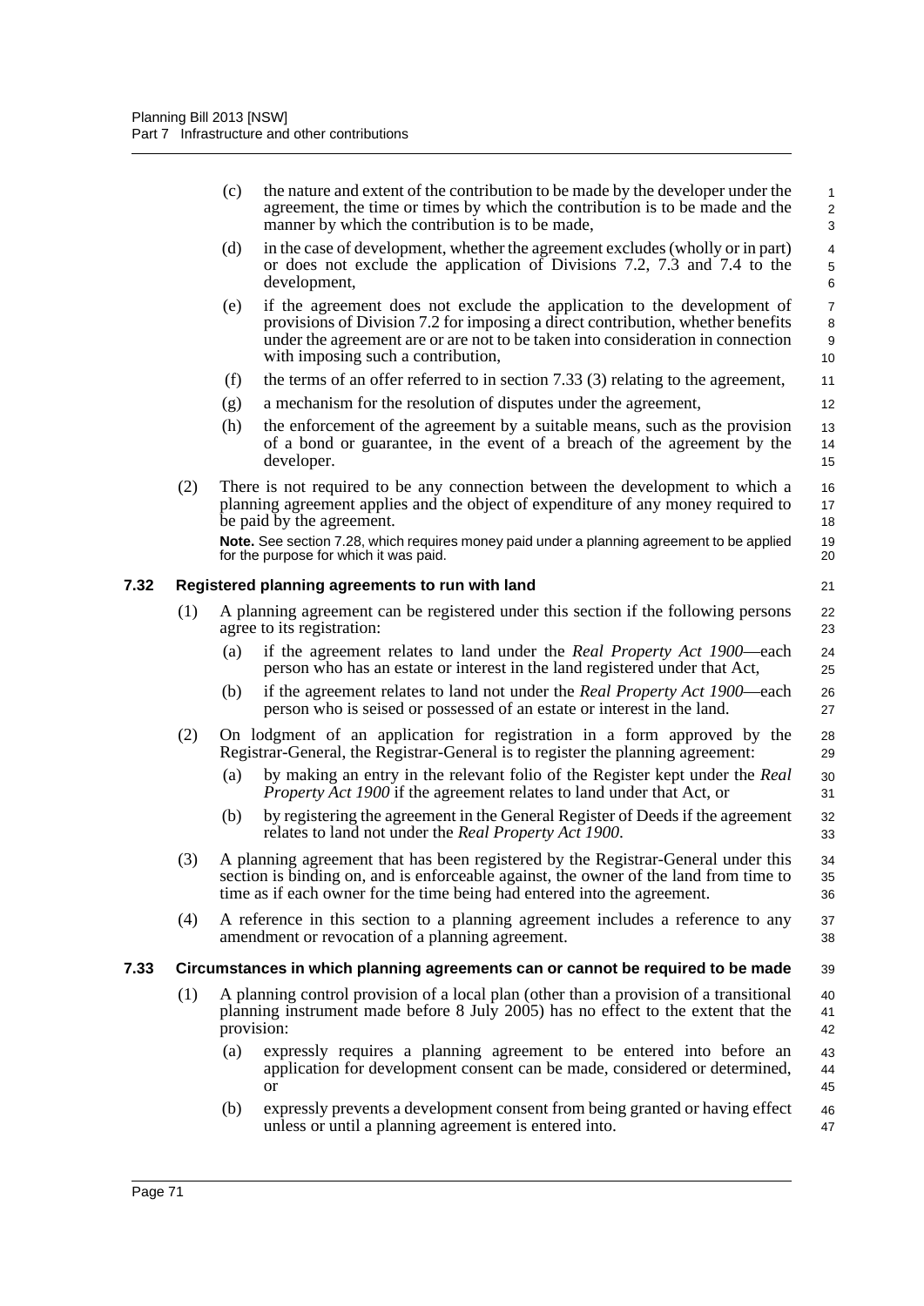(c) the nature and extent of the contribution to be made by the developer under the agreement, the time or times by which the contribution is to be made and the manner by which the contribution is to be made,

(d) in the case of development, whether the agreement excludes (wholly or in part) or does not exclude the application of Divisions 7.2, 7.3 and 7.4 to the development,

(e) if the agreement does not exclude the application to the development of provisions of Division 7.2 for imposing a direct contribution, whether benefits under the agreement are or are not to be taken into consideration in connection with imposing such a contribution,

(f) the terms of an offer referred to in section 7.33 (3) relating to the agreement,

(g) a mechanism for the resolution of disputes under the agreement,

(h) the enforcement of the agreement by a suitable means, such as the provision of a bond or guarantee, in the event of a breach of the agreement by the developer.

(2) There is not required to be any connection between the development to which a planning agreement applies and the object of expenditure of any money required to be paid by the agreement.

**Note.** See section 7.28, which requires money paid under a planning agreement to be applied for the purpose for which it was paid.

### 7.32 Registered planning agreements to run with land

(1) A planning agreement can be registered under this section if the following persons agree to its registration:

(a) if the agreement relates to land under the *Real Property Act 1900*—each person who has an estate or interest in the land registered under that Act,

(b) if the agreement relates to land not under the *Real Property Act 1900*—each person who is seised or possessed of an estate or interest in the land.

(2) On lodgment of an application for registration in a form approved by the Registrar-General, the Registrar-General is to register the planning agreement:

(a) by making an entry in the relevant folio of the Register kept under the *Real Property Act 1900* if the agreement relates to land under that Act, or

(b) by registering the agreement in the General Register of Deeds if the agreement relates to land not under the *Real Property Act 1900*.

(3) A planning agreement that has been registered by the Registrar-General under this section is binding on, and is enforceable against, the owner of the land from time to time as if each owner for the time being had entered into the agreement.

(4) A reference in this section to a planning agreement includes a reference to any amendment or revocation of a planning agreement.

### 7.33 Circumstances in which planning agreements can or cannot be required to be made

(1) A planning control provision of a local plan (other than a provision of a transitional planning instrument made before 8 July 2005) has no effect to the extent that the provision:

(a) expressly requires a planning agreement to be entered into before an application for development consent can be made, considered or determined, or

(b) expressly prevents a development consent from being granted or having effect unless or until a planning agreement is entered into.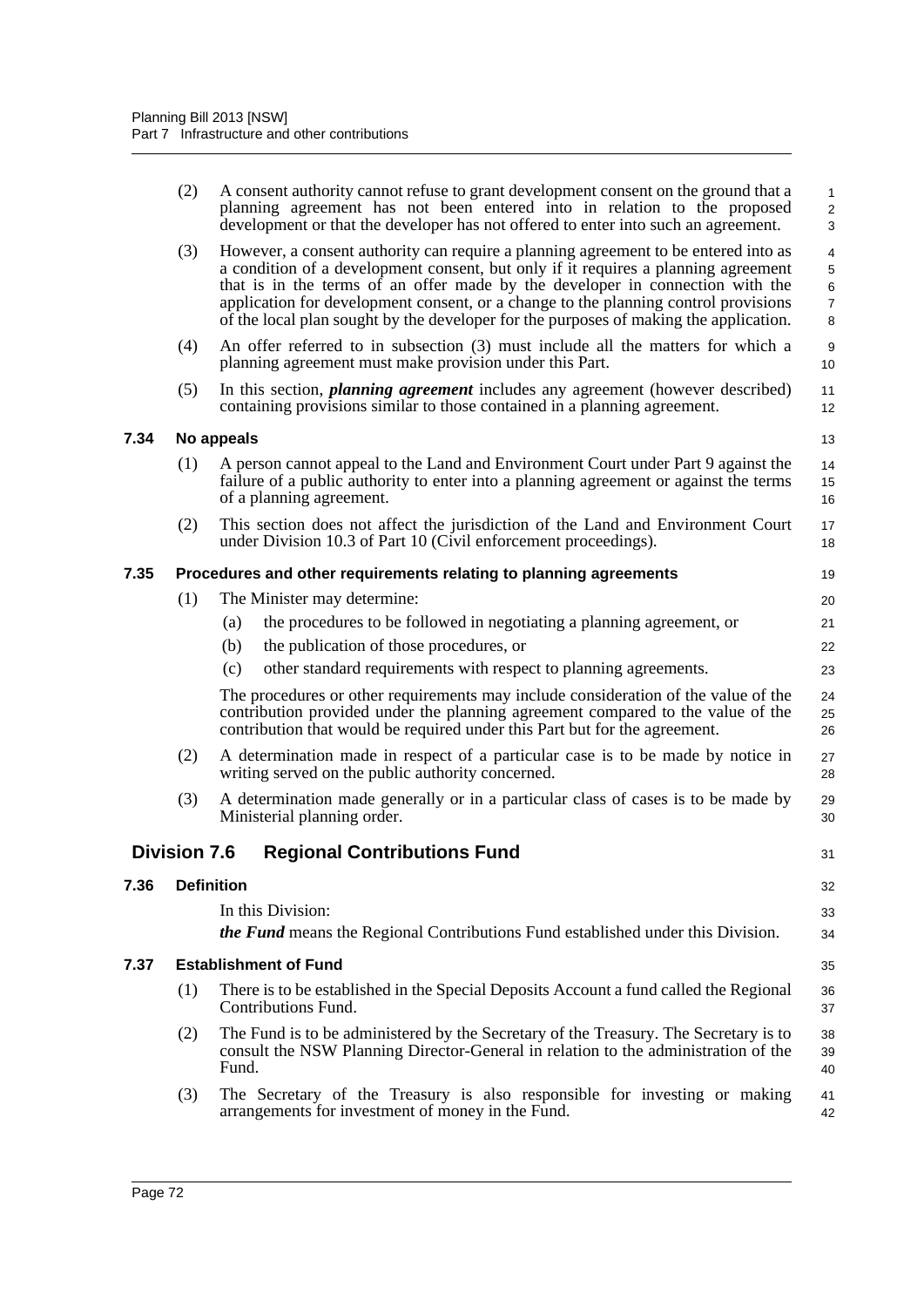(2) A consent authority cannot refuse to grant development consent on the ground that a planning agreement has not been entered into in relation to the proposed development or that the developer has not offered to enter into such an agreement.

(3) However, a consent authority can require a planning agreement to be entered into as a condition of a development consent, but only if it requires a planning agreement that is in the terms of an offer made by the developer in connection with the application for development consent, or a change to the planning control provisions of the local plan sought by the developer for the purposes of making the application.

(4) An offer referred to in subsection (3) must include all the matters for which a planning agreement must make provision under this Part.

(5) In this section, ***planning agreement*** includes any agreement (however described) containing provisions similar to those contained in a planning agreement.

### 7.34 No appeals

(1) A person cannot appeal to the Land and Environment Court under Part 9 against the failure of a public authority to enter into a planning agreement or against the terms of a planning agreement.

(2) This section does not affect the jurisdiction of the Land and Environment Court under Division 10.3 of Part 10 (Civil enforcement proceedings).

### 7.35 Procedures and other requirements relating to planning agreements

(1) The Minister may determine:

- (a) the procedures to be followed in negotiating a planning agreement, or
- (b) the publication of those procedures, or
- (c) other standard requirements with respect to planning agreements.

The procedures or other requirements may include consideration of the value of the contribution provided under the planning agreement compared to the value of the contribution that would be required under this Part but for the agreement.

(2) A determination made in respect of a particular case is to be made by notice in writing served on the public authority concerned.

(3) A determination made generally or in a particular class of cases is to be made by Ministerial planning order.

## Division 7.6 Regional Contributions Fund

### 7.36 Definition

In this Division:

***the Fund*** means the Regional Contributions Fund established under this Division.

### 7.37 Establishment of Fund

(1) There is to be established in the Special Deposits Account a fund called the Regional Contributions Fund.

(2) The Fund is to be administered by the Secretary of the Treasury. The Secretary is to consult the NSW Planning Director-General in relation to the administration of the Fund.

(3) The Secretary of the Treasury is also responsible for investing or making arrangements for investment of money in the Fund.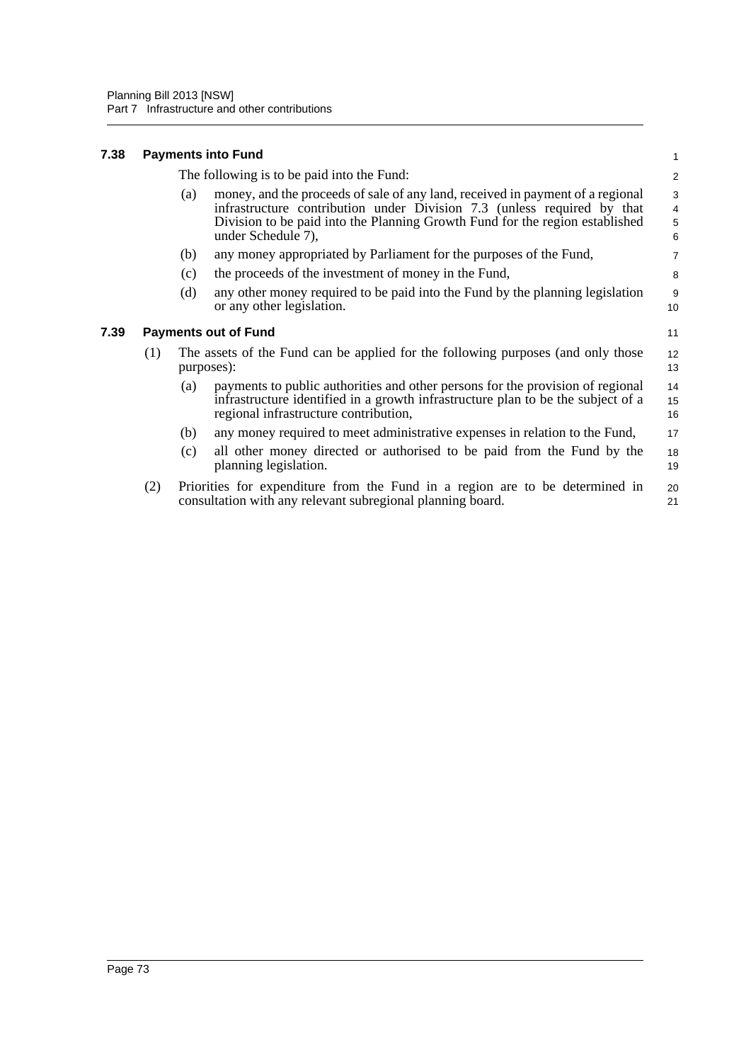### 7.38 Payments into Fund

The following is to be paid into the Fund:

(a) money, and the proceeds of sale of any land, received in payment of a regional infrastructure contribution under Division 7.3 (unless required by that Division to be paid into the Planning Growth Fund for the region established under Schedule 7),

(b) any money appropriated by Parliament for the purposes of the Fund,

(c) the proceeds of the investment of money in the Fund,

(d) any other money required to be paid into the Fund by the planning legislation or any other legislation.

### 7.39 Payments out of Fund

(1) The assets of the Fund can be applied for the following purposes (and only those purposes):

(a) payments to public authorities and other persons for the provision of regional infrastructure identified in a growth infrastructure plan to be the subject of a regional infrastructure contribution,

(b) any money required to meet administrative expenses in relation to the Fund,

(c) all other money directed or authorised to be paid from the Fund by the planning legislation.

(2) Priorities for expenditure from the Fund in a region are to be determined in consultation with any relevant subregional planning board.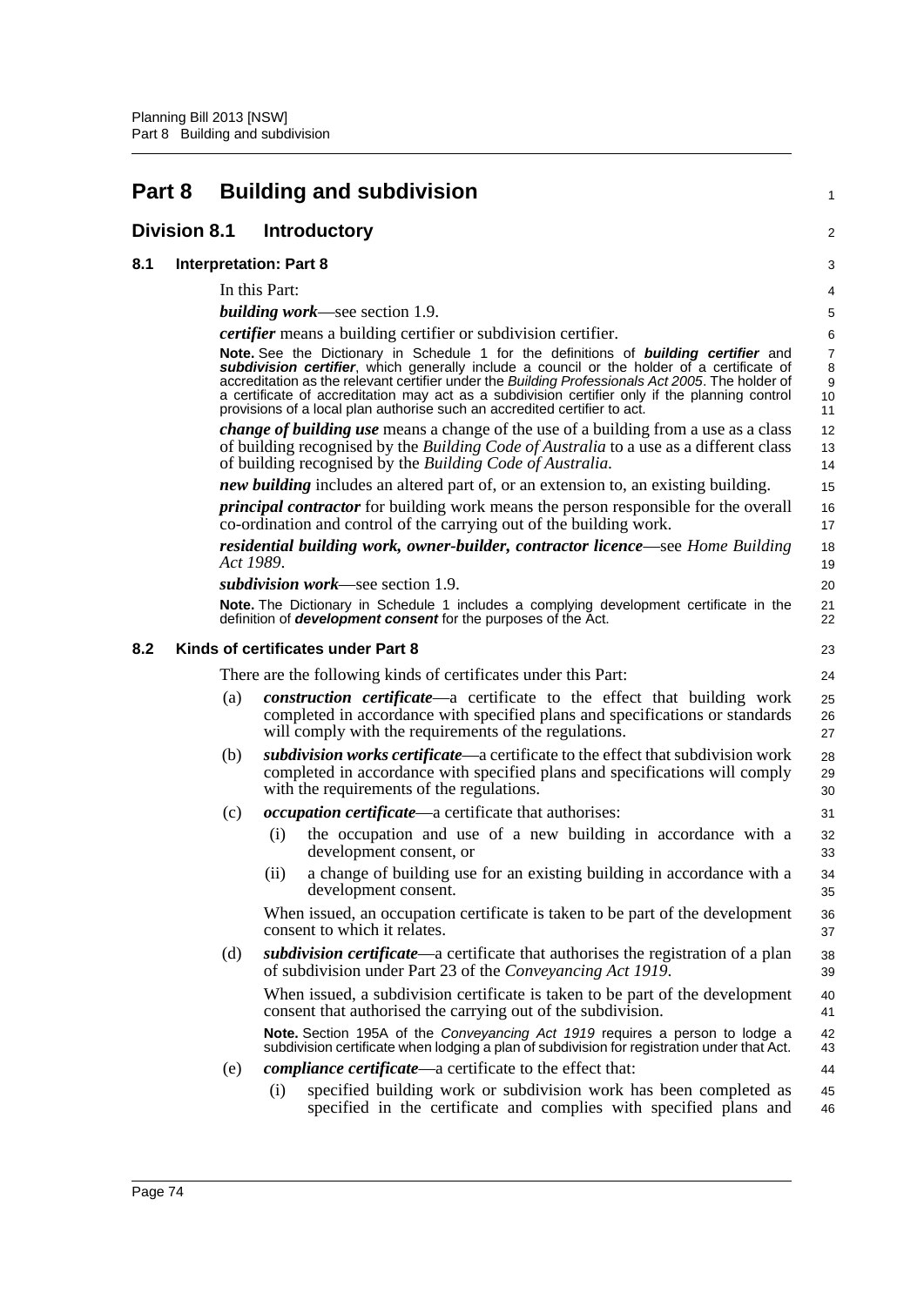# Part 8 Building and subdivision

## Division 8.1 Introductory

### 8.1 Interpretation: Part 8

In this Part:

***building work***—see section 1.9.

***certifier*** means a building certifier or subdivision certifier.

**Note.** See the Dictionary in Schedule 1 for the definitions of ***building certifier*** and ***subdivision certifier***, which generally include a council or the holder of a certificate of accreditation as the relevant certifier under the *Building Professionals Act 2005*. The holder of a certificate of accreditation may act as a subdivision certifier only if the planning control provisions of a local plan authorise such an accredited certifier to act.

***change of building use*** means a change of the use of a building from a use as a class of building recognised by the *Building Code of Australia* to a use as a different class of building recognised by the *Building Code of Australia*.

***new building*** includes an altered part of, or an extension to, an existing building.

***principal contractor*** for building work means the person responsible for the overall co-ordination and control of the carrying out of the building work.

***residential building work, owner-builder, contractor licence***—see *Home Building Act 1989*.

***subdivision work***—see section 1.9.

**Note.** The Dictionary in Schedule 1 includes a complying development certificate in the definition of ***development consent*** for the purposes of the Act.

### 8.2 Kinds of certificates under Part 8

There are the following kinds of certificates under this Part:

(a) ***construction certificate***—a certificate to the effect that building work completed in accordance with specified plans and specifications or standards will comply with the requirements of the regulations.

(b) ***subdivision works certificate***—a certificate to the effect that subdivision work completed in accordance with specified plans and specifications will comply with the requirements of the regulations.

(c) ***occupation certificate***—a certificate that authorises:

(i) the occupation and use of a new building in accordance with a development consent, or

(ii) a change of building use for an existing building in accordance with a development consent.

When issued, an occupation certificate is taken to be part of the development consent to which it relates.

(d) ***subdivision certificate***—a certificate that authorises the registration of a plan of subdivision under Part 23 of the *Conveyancing Act 1919*.

When issued, a subdivision certificate is taken to be part of the development consent that authorised the carrying out of the subdivision.

**Note.** Section 195A of the *Conveyancing Act 1919* requires a person to lodge a subdivision certificate when lodging a plan of subdivision for registration under that Act.

(e) ***compliance certificate***—a certificate to the effect that:

(i) specified building work or subdivision work has been completed as specified in the certificate and complies with specified plans and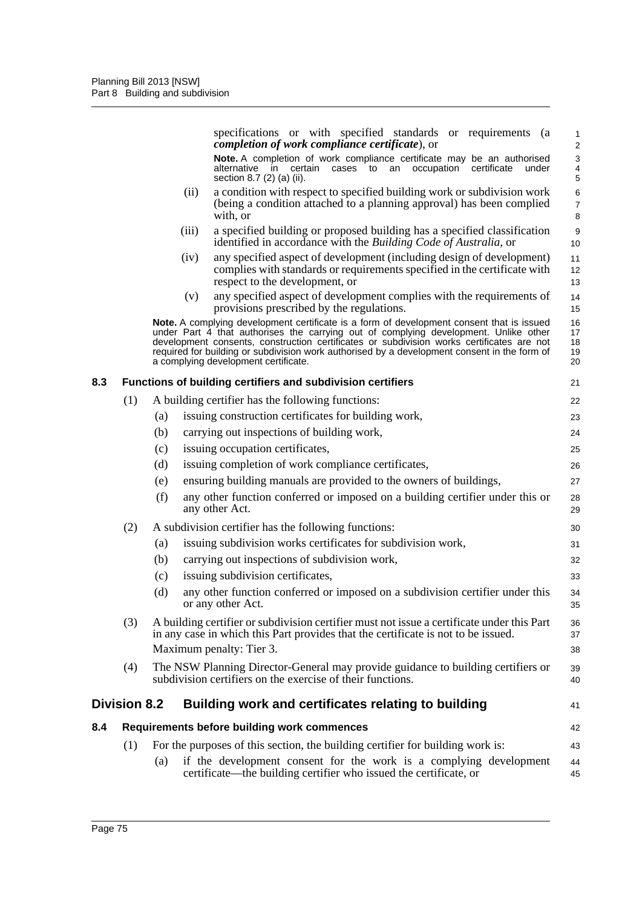specifications or with specified standards or requirements (a ***completion of work compliance certificate***), or

**Note.** A completion of work compliance certificate may be an authorised alternative in certain cases to an occupation certificate under section 8.7 (2) (a) (ii).

(ii) a condition with respect to specified building work or subdivision work (being a condition attached to a planning approval) has been complied with, or

(iii) a specified building or proposed building has a specified classification identified in accordance with the *Building Code of Australia*, or

(iv) any specified aspect of development (including design of development) complies with standards or requirements specified in the certificate with respect to the development, or

(v) any specified aspect of development complies with the requirements of provisions prescribed by the regulations.

**Note.** A complying development certificate is a form of development consent that is issued under Part 4 that authorises the carrying out of complying development. Unlike other development consents, construction certificates or subdivision works certificates are not required for building or subdivision work authorised by a development consent in the form of a complying development certificate.

### 8.3 Functions of building certifiers and subdivision certifiers

(1) A building certifier has the following functions:

(a) issuing construction certificates for building work,

(b) carrying out inspections of building work,

(c) issuing occupation certificates,

(d) issuing completion of work compliance certificates,

(e) ensuring building manuals are provided to the owners of buildings,

(f) any other function conferred or imposed on a building certifier under this or any other Act.

(2) A subdivision certifier has the following functions:

(a) issuing subdivision works certificates for subdivision work,

(b) carrying out inspections of subdivision work,

(c) issuing subdivision certificates,

(d) any other function conferred or imposed on a subdivision certifier under this or any other Act.

(3) A building certifier or subdivision certifier must not issue a certificate under this Part in any case in which this Part provides that the certificate is not to be issued.

Maximum penalty: Tier 3.

(4) The NSW Planning Director-General may provide guidance to building certifiers or subdivision certifiers on the exercise of their functions.

## Division 8.2 Building work and certificates relating to building

### 8.4 Requirements before building work commences

(1) For the purposes of this section, the building certifier for building work is:

(a) if the development consent for the work is a complying development certificate—the building certifier who issued the certificate, or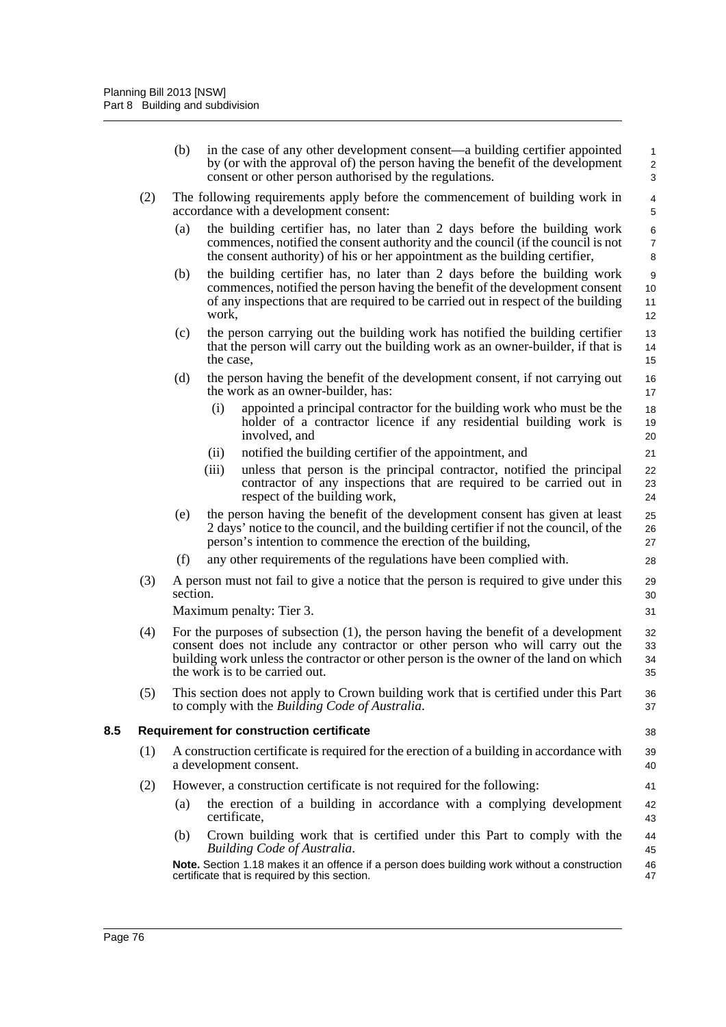(b) in the case of any other development consent—a building certifier appointed by (or with the approval of) the person having the benefit of the development consent or other person authorised by the regulations.

(2) The following requirements apply before the commencement of building work in accordance with a development consent:

(a) the building certifier has, no later than 2 days before the building work commences, notified the consent authority and the council (if the council is not the consent authority) of his or her appointment as the building certifier,

(b) the building certifier has, no later than 2 days before the building work commences, notified the person having the benefit of the development consent of any inspections that are required to be carried out in respect of the building work,

(c) the person carrying out the building work has notified the building certifier that the person will carry out the building work as an owner-builder, if that is the case,

(d) the person having the benefit of the development consent, if not carrying out the work as an owner-builder, has:

(i) appointed a principal contractor for the building work who must be the holder of a contractor licence if any residential building work is involved, and

(ii) notified the building certifier of the appointment, and

(iii) unless that person is the principal contractor, notified the principal contractor of any inspections that are required to be carried out in respect of the building work,

(e) the person having the benefit of the development consent has given at least 2 days' notice to the council, and the building certifier if not the council, of the person's intention to commence the erection of the building,

(f) any other requirements of the regulations have been complied with.

(3) A person must not fail to give a notice that the person is required to give under this section.

Maximum penalty: Tier 3.

(4) For the purposes of subsection (1), the person having the benefit of a development consent does not include any contractor or other person who will carry out the building work unless the contractor or other person is the owner of the land on which the work is to be carried out.

(5) This section does not apply to Crown building work that is certified under this Part to comply with the *Building Code of Australia*.

### 8.5 Requirement for construction certificate

(1) A construction certificate is required for the erection of a building in accordance with a development consent.

(2) However, a construction certificate is not required for the following:

(a) the erection of a building in accordance with a complying development certificate,

(b) Crown building work that is certified under this Part to comply with the *Building Code of Australia*.

**Note.** Section 1.18 makes it an offence if a person does building work without a construction certificate that is required by this section.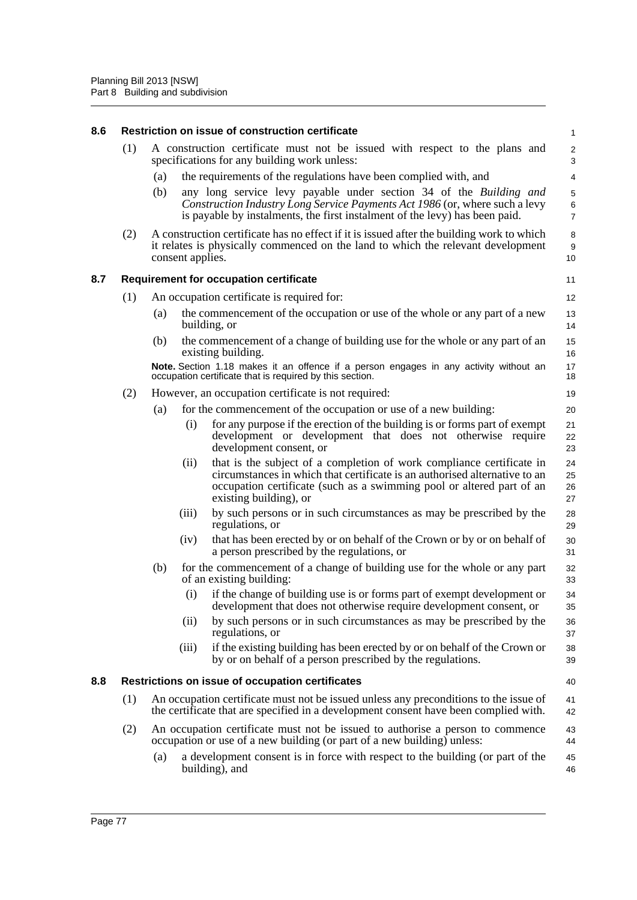### 8.6 Restriction on issue of construction certificate

(1) A construction certificate must not be issued with respect to the plans and specifications for any building work unless:

(a) the requirements of the regulations have been complied with, and

(b) any long service levy payable under section 34 of the *Building and Construction Industry Long Service Payments Act 1986* (or, where such a levy is payable by instalments, the first instalment of the levy) has been paid.

(2) A construction certificate has no effect if it is issued after the building work to which it relates is physically commenced on the land to which the relevant development consent applies.

### 8.7 Requirement for occupation certificate

(1) An occupation certificate is required for:

(a) the commencement of the occupation or use of the whole or any part of a new building, or

(b) the commencement of a change of building use for the whole or any part of an existing building.

**Note.** Section 1.18 makes it an offence if a person engages in any activity without an occupation certificate that is required by this section.

(2) However, an occupation certificate is not required:

(a) for the commencement of the occupation or use of a new building:

(i) for any purpose if the erection of the building is or forms part of exempt development or development that does not otherwise require development consent, or

(ii) that is the subject of a completion of work compliance certificate in circumstances in which that certificate is an authorised alternative to an occupation certificate (such as a swimming pool or altered part of an existing building), or

(iii) by such persons or in such circumstances as may be prescribed by the regulations, or

(iv) that has been erected by or on behalf of the Crown or by or on behalf of a person prescribed by the regulations, or

(b) for the commencement of a change of building use for the whole or any part of an existing building:

(i) if the change of building use is or forms part of exempt development or development that does not otherwise require development consent, or

(ii) by such persons or in such circumstances as may be prescribed by the regulations, or

(iii) if the existing building has been erected by or on behalf of the Crown or by or on behalf of a person prescribed by the regulations.

### 8.8 Restrictions on issue of occupation certificates

(1) An occupation certificate must not be issued unless any preconditions to the issue of the certificate that are specified in a development consent have been complied with.

(2) An occupation certificate must not be issued to authorise a person to commence occupation or use of a new building (or part of a new building) unless:

(a) a development consent is in force with respect to the building (or part of the building), and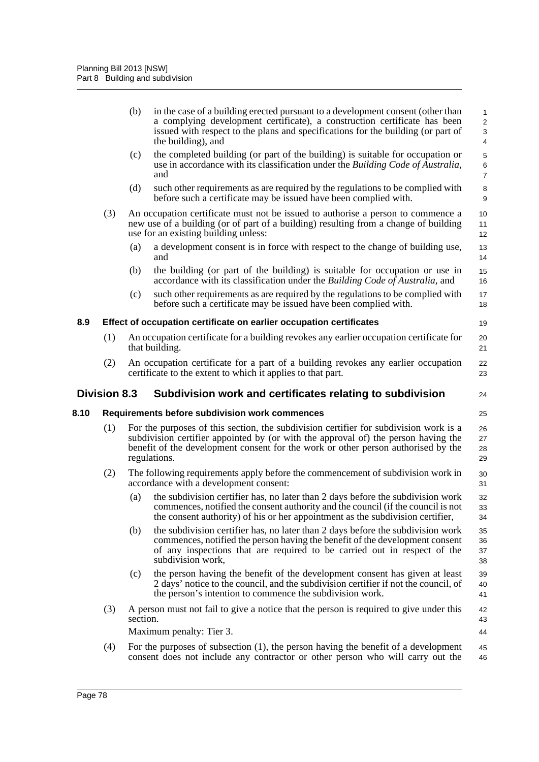(b) in the case of a building erected pursuant to a development consent (other than a complying development certificate), a construction certificate has been issued with respect to the plans and specifications for the building (or part of the building), and

(c) the completed building (or part of the building) is suitable for occupation or use in accordance with its classification under the *Building Code of Australia*, and

(d) such other requirements as are required by the regulations to be complied with before such a certificate may be issued have been complied with.

(3) An occupation certificate must not be issued to authorise a person to commence a new use of a building (or of part of a building) resulting from a change of building use for an existing building unless:

(a) a development consent is in force with respect to the change of building use, and

(b) the building (or part of the building) is suitable for occupation or use in accordance with its classification under the *Building Code of Australia*, and

(c) such other requirements as are required by the regulations to be complied with before such a certificate may be issued have been complied with.

### 8.9 Effect of occupation certificate on earlier occupation certificates

(1) An occupation certificate for a building revokes any earlier occupation certificate for that building.

(2) An occupation certificate for a part of a building revokes any earlier occupation certificate to the extent to which it applies to that part.

## Division 8.3 Subdivision work and certificates relating to subdivision

### 8.10 Requirements before subdivision work commences

(1) For the purposes of this section, the subdivision certifier for subdivision work is a subdivision certifier appointed by (or with the approval of) the person having the benefit of the development consent for the work or other person authorised by the regulations.

(2) The following requirements apply before the commencement of subdivision work in accordance with a development consent:

(a) the subdivision certifier has, no later than 2 days before the subdivision work commences, notified the consent authority and the council (if the council is not the consent authority) of his or her appointment as the subdivision certifier,

(b) the subdivision certifier has, no later than 2 days before the subdivision work commences, notified the person having the benefit of the development consent of any inspections that are required to be carried out in respect of the subdivision work,

(c) the person having the benefit of the development consent has given at least 2 days' notice to the council, and the subdivision certifier if not the council, of the person's intention to commence the subdivision work.

(3) A person must not fail to give a notice that the person is required to give under this section.

Maximum penalty: Tier 3.

(4) For the purposes of subsection (1), the person having the benefit of a development consent does not include any contractor or other person who will carry out the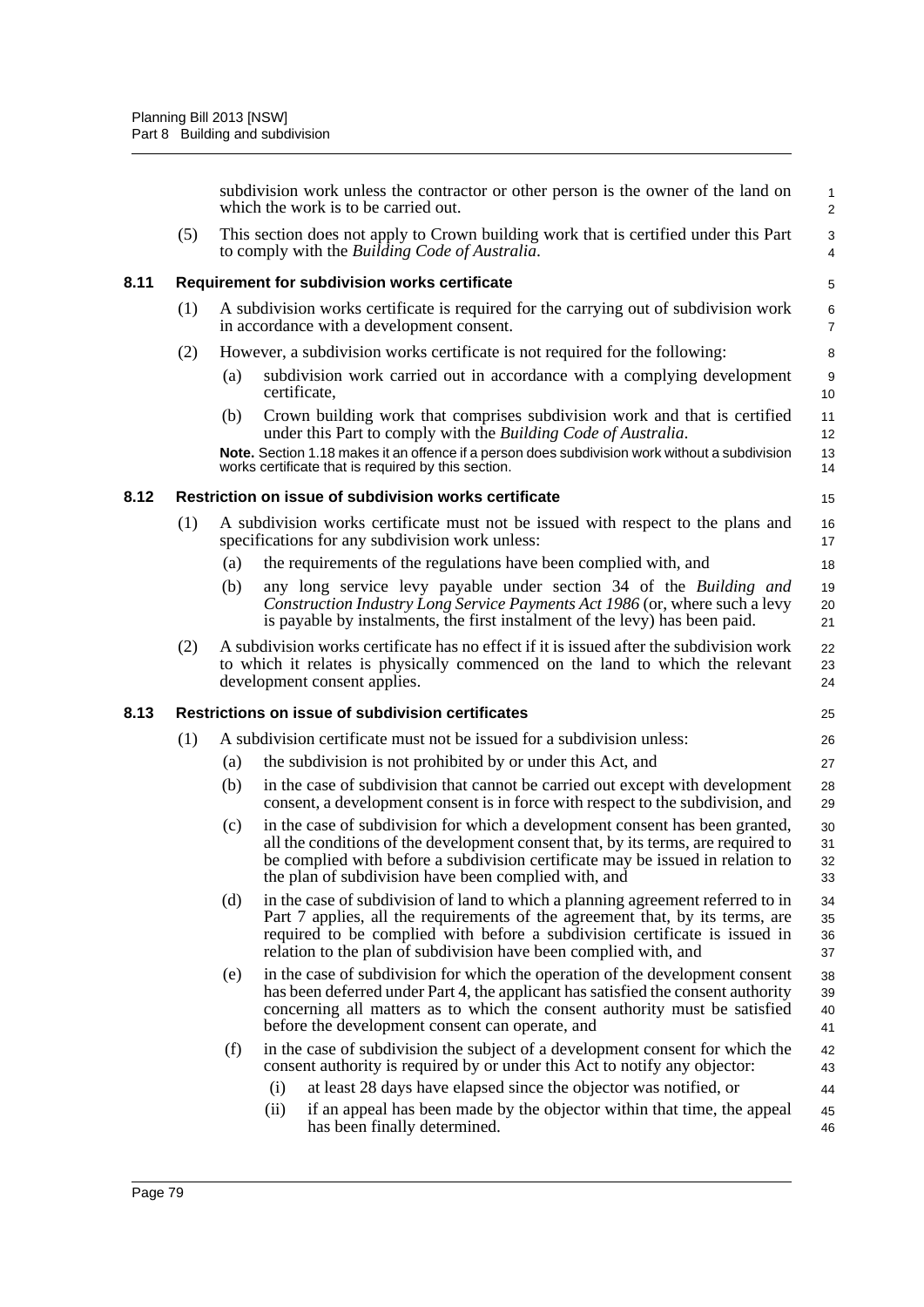subdivision work unless the contractor or other person is the owner of the land on which the work is to be carried out.

(5) This section does not apply to Crown building work that is certified under this Part to comply with the *Building Code of Australia*.

### 8.11 Requirement for subdivision works certificate

(1) A subdivision works certificate is required for the carrying out of subdivision work in accordance with a development consent.

(2) However, a subdivision works certificate is not required for the following:

(a) subdivision work carried out in accordance with a complying development certificate,

(b) Crown building work that comprises subdivision work and that is certified under this Part to comply with the *Building Code of Australia*.

**Note.** Section 1.18 makes it an offence if a person does subdivision work without a subdivision works certificate that is required by this section.

### 8.12 Restriction on issue of subdivision works certificate

(1) A subdivision works certificate must not be issued with respect to the plans and specifications for any subdivision work unless:

(a) the requirements of the regulations have been complied with, and

(b) any long service levy payable under section 34 of the *Building and Construction Industry Long Service Payments Act 1986* (or, where such a levy is payable by instalments, the first instalment of the levy) has been paid.

(2) A subdivision works certificate has no effect if it is issued after the subdivision work to which it relates is physically commenced on the land to which the relevant development consent applies.

### 8.13 Restrictions on issue of subdivision certificates

(1) A subdivision certificate must not be issued for a subdivision unless:

(a) the subdivision is not prohibited by or under this Act, and

(b) in the case of subdivision that cannot be carried out except with development consent, a development consent is in force with respect to the subdivision, and

(c) in the case of subdivision for which a development consent has been granted, all the conditions of the development consent that, by its terms, are required to be complied with before a subdivision certificate may be issued in relation to the plan of subdivision have been complied with, and

(d) in the case of subdivision of land to which a planning agreement referred to in Part 7 applies, all the requirements of the agreement that, by its terms, are required to be complied with before a subdivision certificate is issued in relation to the plan of subdivision have been complied with, and

(e) in the case of subdivision for which the operation of the development consent has been deferred under Part 4, the applicant has satisfied the consent authority concerning all matters as to which the consent authority must be satisfied before the development consent can operate, and

(f) in the case of subdivision the subject of a development consent for which the consent authority is required by or under this Act to notify any objector:

(i) at least 28 days have elapsed since the objector was notified, or

(ii) if an appeal has been made by the objector within that time, the appeal has been finally determined.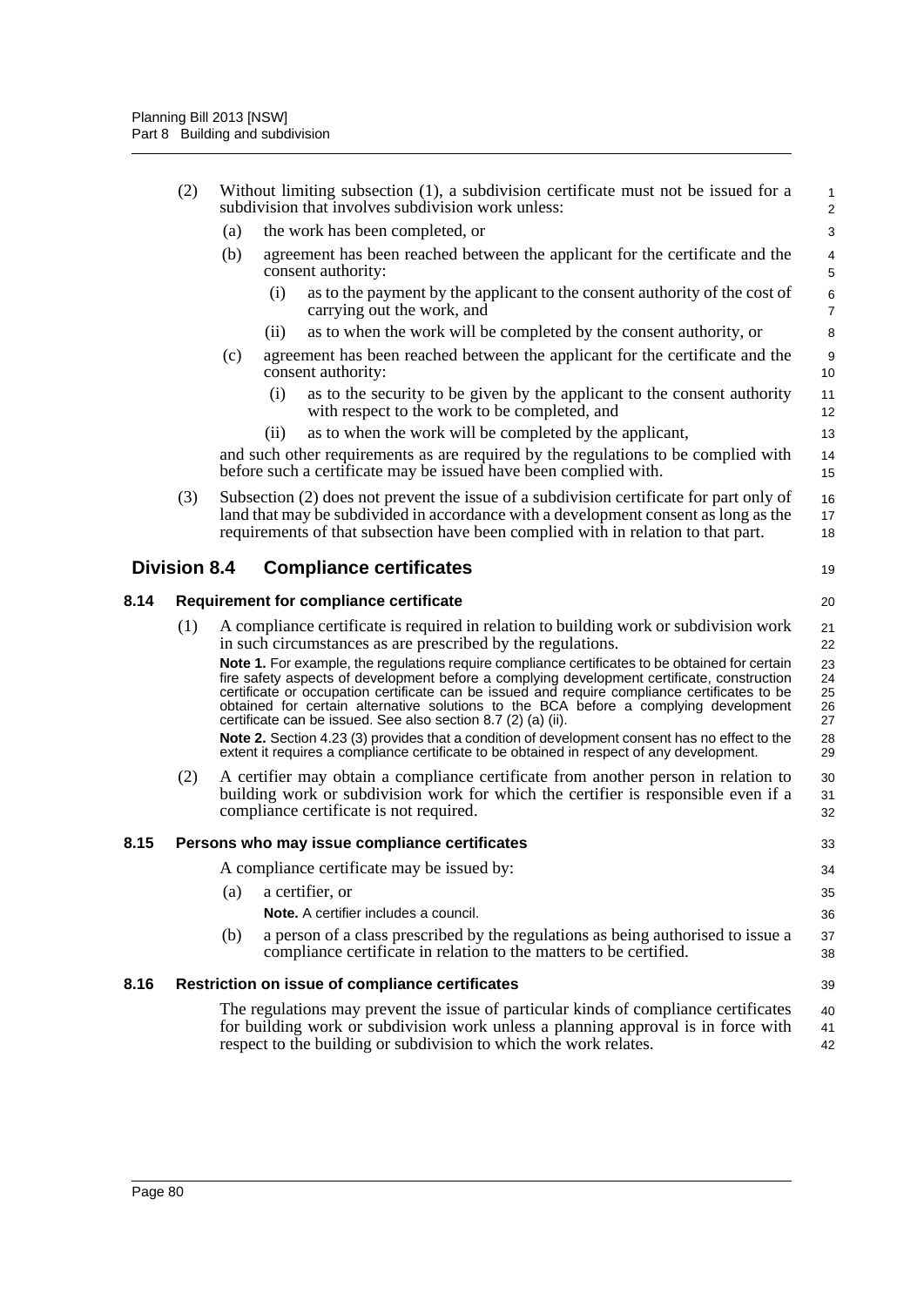(2) Without limiting subsection (1), a subdivision certificate must not be issued for a subdivision that involves subdivision work unless:

(a) the work has been completed, or

(b) agreement has been reached between the applicant for the certificate and the consent authority:

(i) as to the payment by the applicant to the consent authority of the cost of carrying out the work, and

(ii) as to when the work will be completed by the consent authority, or

(c) agreement has been reached between the applicant for the certificate and the consent authority:

(i) as to the security to be given by the applicant to the consent authority with respect to the work to be completed, and

(ii) as to when the work will be completed by the applicant,

and such other requirements as are required by the regulations to be complied with before such a certificate may be issued have been complied with.

(3) Subsection (2) does not prevent the issue of a subdivision certificate for part only of land that may be subdivided in accordance with a development consent as long as the requirements of that subsection have been complied with in relation to that part.

## Division 8.4 Compliance certificates

### 8.14 Requirement for compliance certificate

(1) A compliance certificate is required in relation to building work or subdivision work in such circumstances as are prescribed by the regulations.

**Note 1.** For example, the regulations require compliance certificates to be obtained for certain fire safety aspects of development before a complying development certificate, construction certificate or occupation certificate can be issued and require compliance certificates to be obtained for certain alternative solutions to the BCA before a complying development certificate can be issued. See also section 8.7 (2) (a) (ii).

**Note 2.** Section 4.23 (3) provides that a condition of development consent has no effect to the extent it requires a compliance certificate to be obtained in respect of any development.

(2) A certifier may obtain a compliance certificate from another person in relation to building work or subdivision work for which the certifier is responsible even if a compliance certificate is not required.

### 8.15 Persons who may issue compliance certificates

A compliance certificate may be issued by:

(a) a certifier, or

**Note.** A certifier includes a council.

(b) a person of a class prescribed by the regulations as being authorised to issue a compliance certificate in relation to the matters to be certified.

### 8.16 Restriction on issue of compliance certificates

The regulations may prevent the issue of particular kinds of compliance certificates for building work or subdivision work unless a planning approval is in force with respect to the building or subdivision to which the work relates.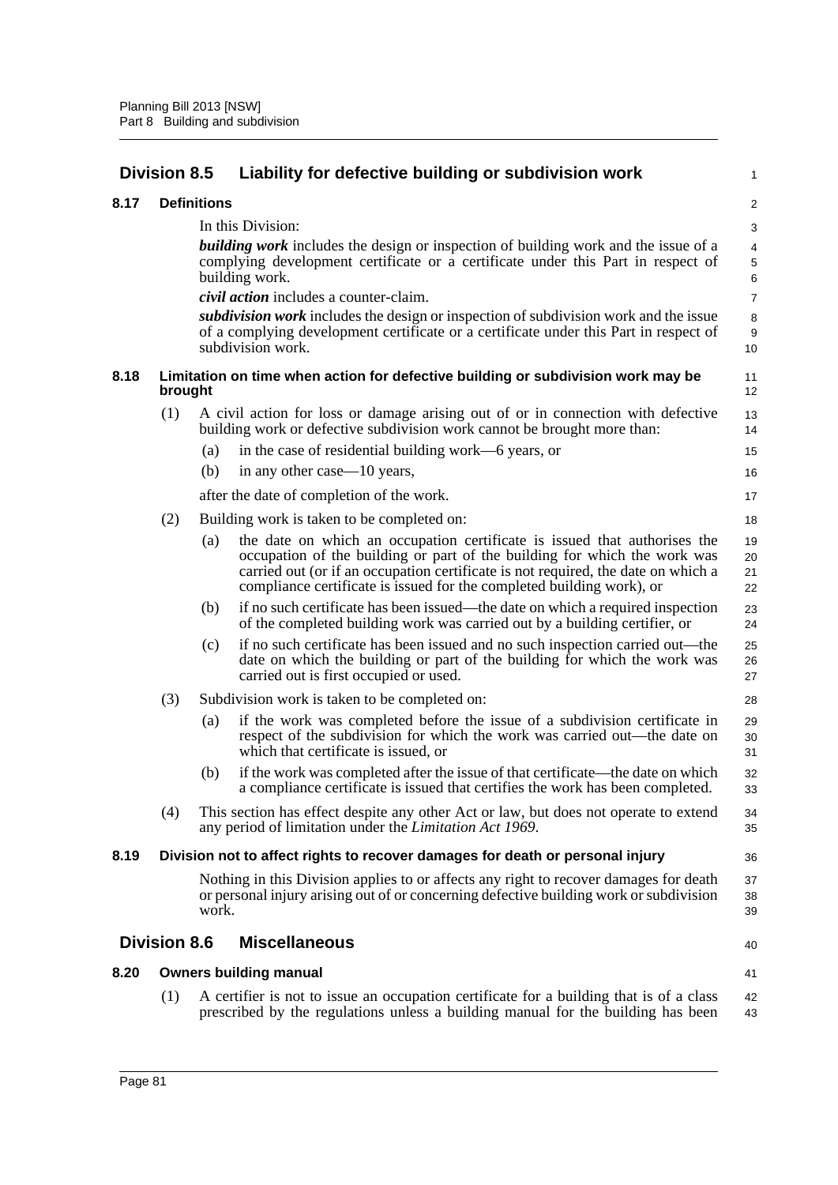## Division 8.5 Liability for defective building or subdivision work

### 8.17 Definitions

In this Division:

***building work*** includes the design or inspection of building work and the issue of a complying development certificate or a certificate under this Part in respect of building work.

***civil action*** includes a counter-claim.

***subdivision work*** includes the design or inspection of subdivision work and the issue of a complying development certificate or a certificate under this Part in respect of subdivision work.

### 8.18 Limitation on time when action for defective building or subdivision work may be brought

(1) A civil action for loss or damage arising out of or in connection with defective building work or defective subdivision work cannot be brought more than:

(a) in the case of residential building work—6 years, or

(b) in any other case—10 years,

after the date of completion of the work.

(2) Building work is taken to be completed on:

(a) the date on which an occupation certificate is issued that authorises the occupation of the building or part of the building for which the work was carried out (or if an occupation certificate is not required, the date on which a compliance certificate is issued for the completed building work), or

(b) if no such certificate has been issued—the date on which a required inspection of the completed building work was carried out by a building certifier, or

(c) if no such certificate has been issued and no such inspection carried out—the date on which the building or part of the building for which the work was carried out is first occupied or used.

(3) Subdivision work is taken to be completed on:

(a) if the work was completed before the issue of a subdivision certificate in respect of the subdivision for which the work was carried out—the date on which that certificate is issued, or

(b) if the work was completed after the issue of that certificate—the date on which a compliance certificate is issued that certifies the work has been completed.

(4) This section has effect despite any other Act or law, but does not operate to extend any period of limitation under the *Limitation Act 1969*.

### 8.19 Division not to affect rights to recover damages for death or personal injury

Nothing in this Division applies to or affects any right to recover damages for death or personal injury arising out of or concerning defective building work or subdivision work.

## Division 8.6 Miscellaneous

### 8.20 Owners building manual

(1) A certifier is not to issue an occupation certificate for a building that is of a class prescribed by the regulations unless a building manual for the building has been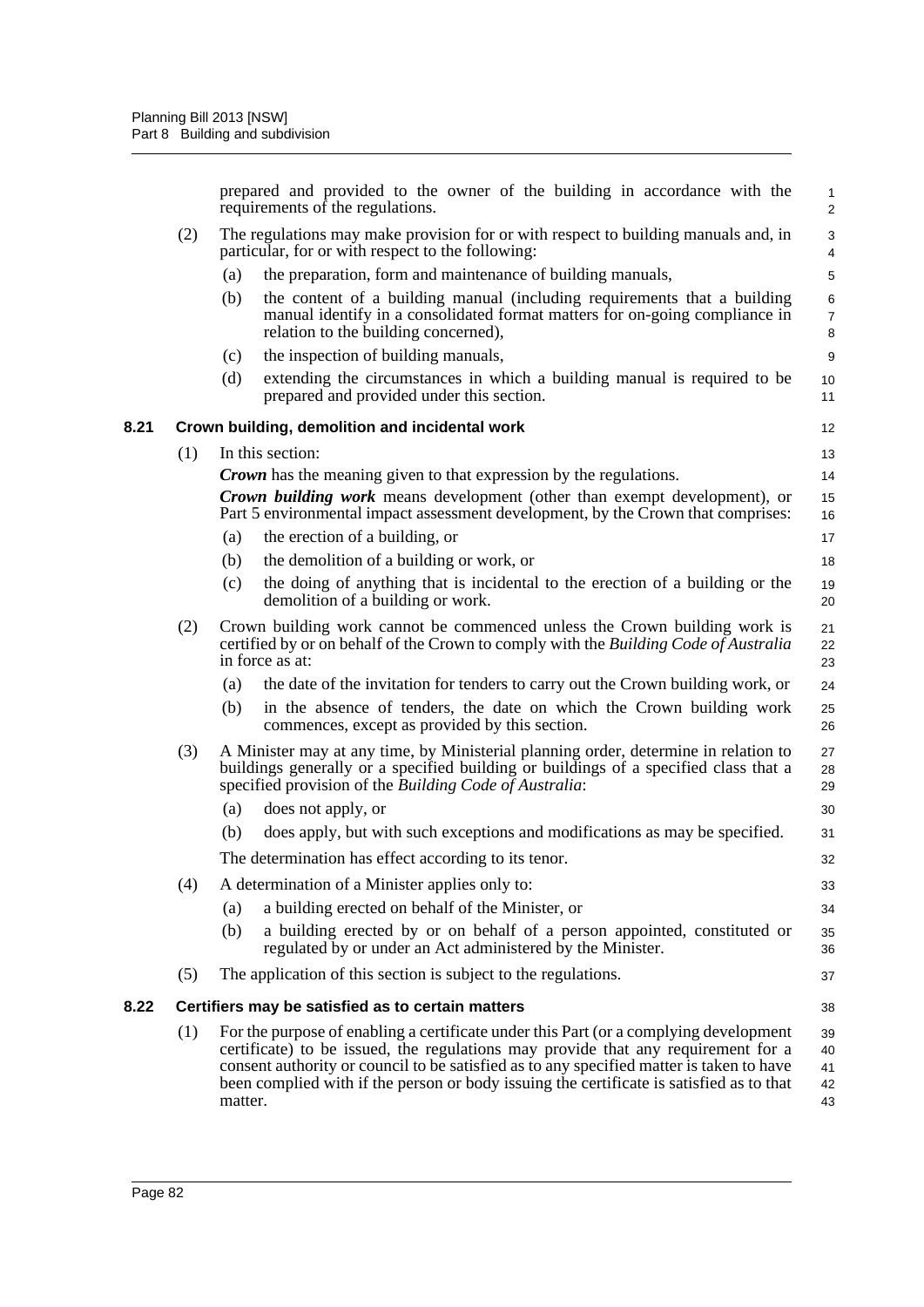prepared and provided to the owner of the building in accordance with the requirements of the regulations.

(2) The regulations may make provision for or with respect to building manuals and, in particular, for or with respect to the following:

(a) the preparation, form and maintenance of building manuals,

(b) the content of a building manual (including requirements that a building manual identify in a consolidated format matters for on-going compliance in relation to the building concerned),

(c) the inspection of building manuals,

(d) extending the circumstances in which a building manual is required to be prepared and provided under this section.

### 8.21 Crown building, demolition and incidental work

(1) In this section:

***Crown*** has the meaning given to that expression by the regulations.

***Crown building work*** means development (other than exempt development), or Part 5 environmental impact assessment development, by the Crown that comprises:

(a) the erection of a building, or

(b) the demolition of a building or work, or

(c) the doing of anything that is incidental to the erection of a building or the demolition of a building or work.

(2) Crown building work cannot be commenced unless the Crown building work is certified by or on behalf of the Crown to comply with the *Building Code of Australia* in force as at:

(a) the date of the invitation for tenders to carry out the Crown building work, or

(b) in the absence of tenders, the date on which the Crown building work commences, except as provided by this section.

(3) A Minister may at any time, by Ministerial planning order, determine in relation to buildings generally or a specified building or buildings of a specified class that a specified provision of the *Building Code of Australia*:

(a) does not apply, or

(b) does apply, but with such exceptions and modifications as may be specified.

The determination has effect according to its tenor.

(4) A determination of a Minister applies only to:

(a) a building erected on behalf of the Minister, or

(b) a building erected by or on behalf of a person appointed, constituted or regulated by or under an Act administered by the Minister.

(5) The application of this section is subject to the regulations.

### 8.22 Certifiers may be satisfied as to certain matters

(1) For the purpose of enabling a certificate under this Part (or a complying development certificate) to be issued, the regulations may provide that any requirement for a consent authority or council to be satisfied as to any specified matter is taken to have been complied with if the person or body issuing the certificate is satisfied as to that matter.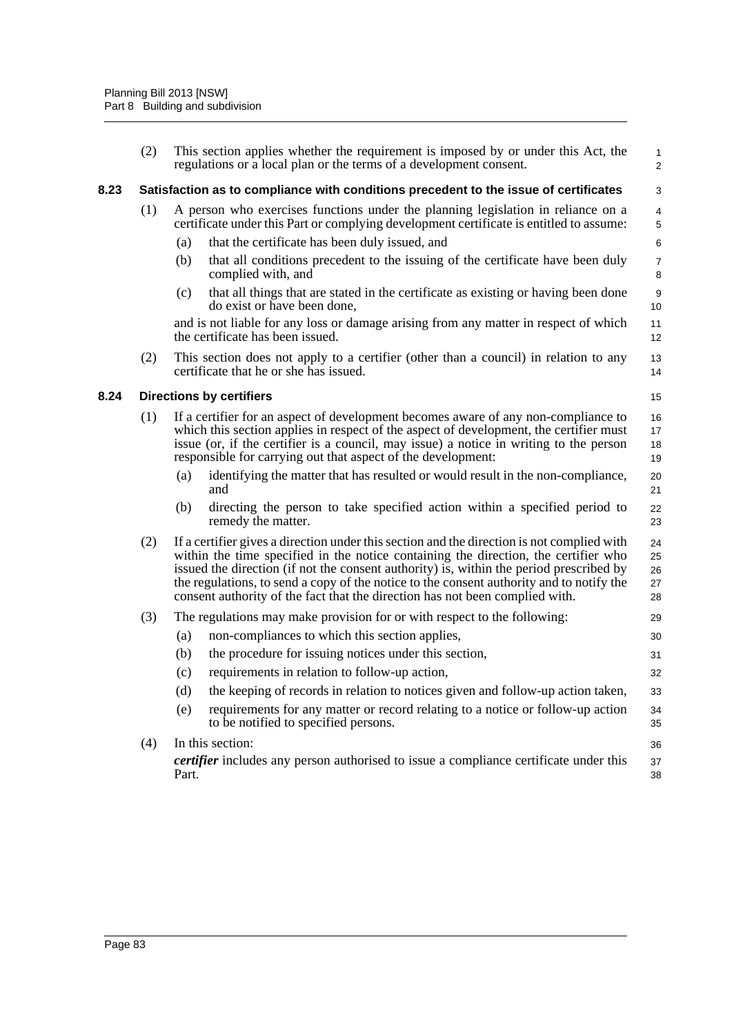(2) This section applies whether the requirement is imposed by or under this Act, the regulations or a local plan or the terms of a development consent.

### 8.23 Satisfaction as to compliance with conditions precedent to the issue of certificates

(1) A person who exercises functions under the planning legislation in reliance on a certificate under this Part or complying development certificate is entitled to assume:

- (a) that the certificate has been duly issued, and
- (b) that all conditions precedent to the issuing of the certificate have been duly complied with, and
- (c) that all things that are stated in the certificate as existing or having been done do exist or have been done,

and is not liable for any loss or damage arising from any matter in respect of which the certificate has been issued.

(2) This section does not apply to a certifier (other than a council) in relation to any certificate that he or she has issued.

### 8.24 Directions by certifiers

(1) If a certifier for an aspect of development becomes aware of any non-compliance to which this section applies in respect of the aspect of development, the certifier must issue (or, if the certifier is a council, may issue) a notice in writing to the person responsible for carrying out that aspect of the development:

- (a) identifying the matter that has resulted or would result in the non-compliance, and
- (b) directing the person to take specified action within a specified period to remedy the matter.

(2) If a certifier gives a direction under this section and the direction is not complied with within the time specified in the notice containing the direction, the certifier who issued the direction (if not the consent authority) is, within the period prescribed by the regulations, to send a copy of the notice to the consent authority and to notify the consent authority of the fact that the direction has not been complied with.

(3) The regulations may make provision for or with respect to the following:

- (a) non-compliances to which this section applies,
- (b) the procedure for issuing notices under this section,
- (c) requirements in relation to follow-up action,
- (d) the keeping of records in relation to notices given and follow-up action taken,
- (e) requirements for any matter or record relating to a notice or follow-up action to be notified to specified persons.

(4) In this section:

***certifier*** includes any person authorised to issue a compliance certificate under this Part.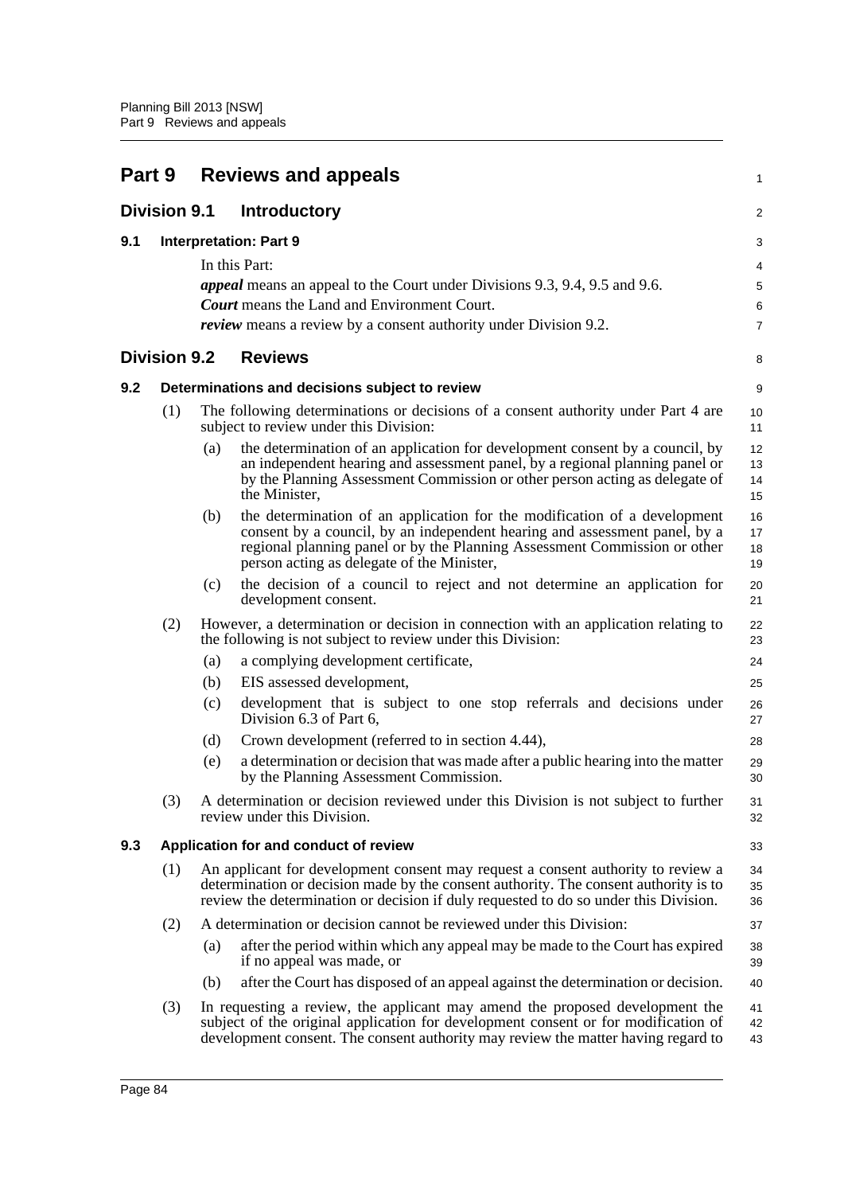# Part 9 Reviews and appeals

## Division 9.1 Introductory

### 9.1 Interpretation: Part 9

In this Part:

***appeal*** means an appeal to the Court under Divisions 9.3, 9.4, 9.5 and 9.6.

***Court*** means the Land and Environment Court.

***review*** means a review by a consent authority under Division 9.2.

## Division 9.2 Reviews

### 9.2 Determinations and decisions subject to review

(1) The following determinations or decisions of a consent authority under Part 4 are subject to review under this Division:

- (a) the determination of an application for development consent by a council, by an independent hearing and assessment panel, by a regional planning panel or by the Planning Assessment Commission or other person acting as delegate of the Minister,
- (b) the determination of an application for the modification of a development consent by a council, by an independent hearing and assessment panel, by a regional planning panel or by the Planning Assessment Commission or other person acting as delegate of the Minister,
- (c) the decision of a council to reject and not determine an application for development consent.

(2) However, a determination or decision in connection with an application relating to the following is not subject to review under this Division:

- (a) a complying development certificate,
- (b) EIS assessed development,
- (c) development that is subject to one stop referrals and decisions under Division 6.3 of Part 6,
- (d) Crown development (referred to in section 4.44),
- (e) a determination or decision that was made after a public hearing into the matter by the Planning Assessment Commission.

(3) A determination or decision reviewed under this Division is not subject to further review under this Division.

### 9.3 Application for and conduct of review

(1) An applicant for development consent may request a consent authority to review a determination or decision made by the consent authority. The consent authority is to review the determination or decision if duly requested to do so under this Division.

(2) A determination or decision cannot be reviewed under this Division:

- (a) after the period within which any appeal may be made to the Court has expired if no appeal was made, or
- (b) after the Court has disposed of an appeal against the determination or decision.

(3) In requesting a review, the applicant may amend the proposed development the subject of the original application for development consent or for modification of development consent. The consent authority may review the matter having regard to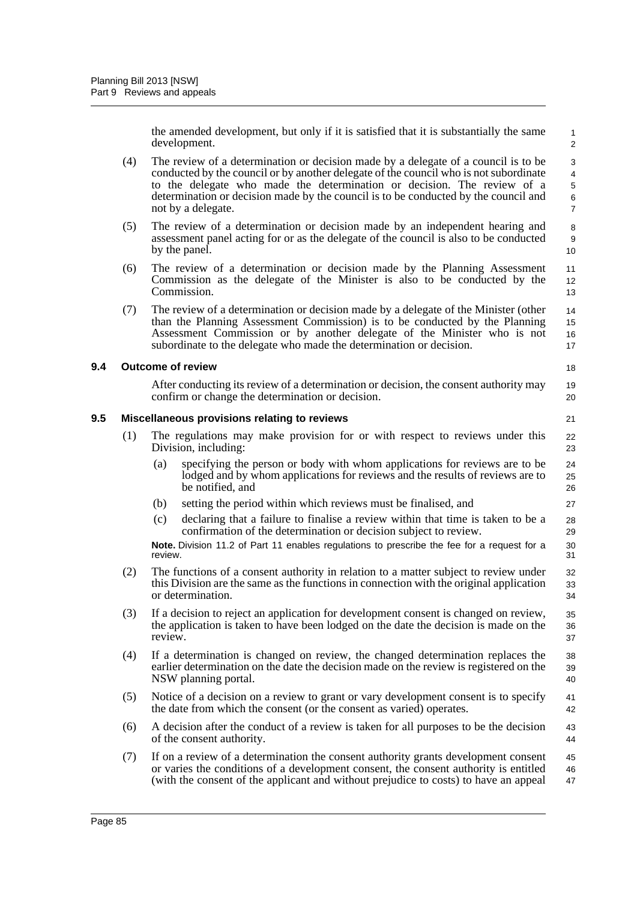the amended development, but only if it is satisfied that it is substantially the same development.

(4) The review of a determination or decision made by a delegate of a council is to be conducted by the council or by another delegate of the council who is not subordinate to the delegate who made the determination or decision. The review of a determination or decision made by the council is to be conducted by the council and not by a delegate.

(5) The review of a determination or decision made by an independent hearing and assessment panel acting for or as the delegate of the council is also to be conducted by the panel.

(6) The review of a determination or decision made by the Planning Assessment Commission as the delegate of the Minister is also to be conducted by the Commission.

(7) The review of a determination or decision made by a delegate of the Minister (other than the Planning Assessment Commission) is to be conducted by the Planning Assessment Commission or by another delegate of the Minister who is not subordinate to the delegate who made the determination or decision.

### 9.4 Outcome of review

After conducting its review of a determination or decision, the consent authority may confirm or change the determination or decision.

### 9.5 Miscellaneous provisions relating to reviews

(1) The regulations may make provision for or with respect to reviews under this Division, including:

(a) specifying the person or body with whom applications for reviews are to be lodged and by whom applications for reviews and the results of reviews are to be notified, and

(b) setting the period within which reviews must be finalised, and

(c) declaring that a failure to finalise a review within that time is taken to be a confirmation of the determination or decision subject to review.

**Note.** Division 11.2 of Part 11 enables regulations to prescribe the fee for a request for a review.

(2) The functions of a consent authority in relation to a matter subject to review under this Division are the same as the functions in connection with the original application or determination.

(3) If a decision to reject an application for development consent is changed on review, the application is taken to have been lodged on the date the decision is made on the review.

(4) If a determination is changed on review, the changed determination replaces the earlier determination on the date the decision made on the review is registered on the NSW planning portal.

(5) Notice of a decision on a review to grant or vary development consent is to specify the date from which the consent (or the consent as varied) operates.

(6) A decision after the conduct of a review is taken for all purposes to be the decision of the consent authority.

(7) If on a review of a determination the consent authority grants development consent or varies the conditions of a development consent, the consent authority is entitled (with the consent of the applicant and without prejudice to costs) to have an appeal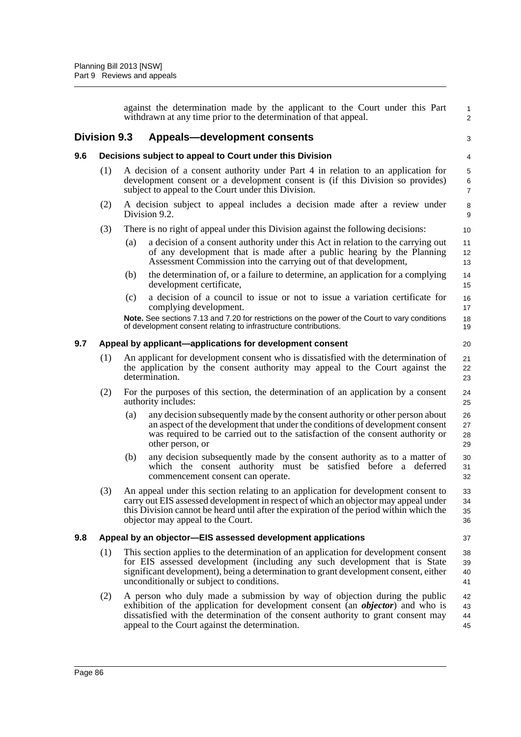against the determination made by the applicant to the Court under this Part withdrawn at any time prior to the determination of that appeal.

## Division 9.3 Appeals—development consents

### 9.6 Decisions subject to appeal to Court under this Division

(1) A decision of a consent authority under Part 4 in relation to an application for development consent or a development consent is (if this Division so provides) subject to appeal to the Court under this Division.

(2) A decision subject to appeal includes a decision made after a review under Division 9.2.

(3) There is no right of appeal under this Division against the following decisions:

(a) a decision of a consent authority under this Act in relation to the carrying out of any development that is made after a public hearing by the Planning Assessment Commission into the carrying out of that development,

(b) the determination of, or a failure to determine, an application for a complying development certificate,

(c) a decision of a council to issue or not to issue a variation certificate for complying development.

**Note.** See sections 7.13 and 7.20 for restrictions on the power of the Court to vary conditions of development consent relating to infrastructure contributions.

### 9.7 Appeal by applicant—applications for development consent

(1) An applicant for development consent who is dissatisfied with the determination of the application by the consent authority may appeal to the Court against the determination.

(2) For the purposes of this section, the determination of an application by a consent authority includes:

(a) any decision subsequently made by the consent authority or other person about an aspect of the development that under the conditions of development consent was required to be carried out to the satisfaction of the consent authority or other person, or

(b) any decision subsequently made by the consent authority as to a matter of which the consent authority must be satisfied before a deferred commencement consent can operate.

(3) An appeal under this section relating to an application for development consent to carry out EIS assessed development in respect of which an objector may appeal under this Division cannot be heard until after the expiration of the period within which the objector may appeal to the Court.

### 9.8 Appeal by an objector—EIS assessed development applications

(1) This section applies to the determination of an application for development consent for EIS assessed development (including any such development that is State significant development), being a determination to grant development consent, either unconditionally or subject to conditions.

(2) A person who duly made a submission by way of objection during the public exhibition of the application for development consent (an ***objector***) and who is dissatisfied with the determination of the consent authority to grant consent may appeal to the Court against the determination.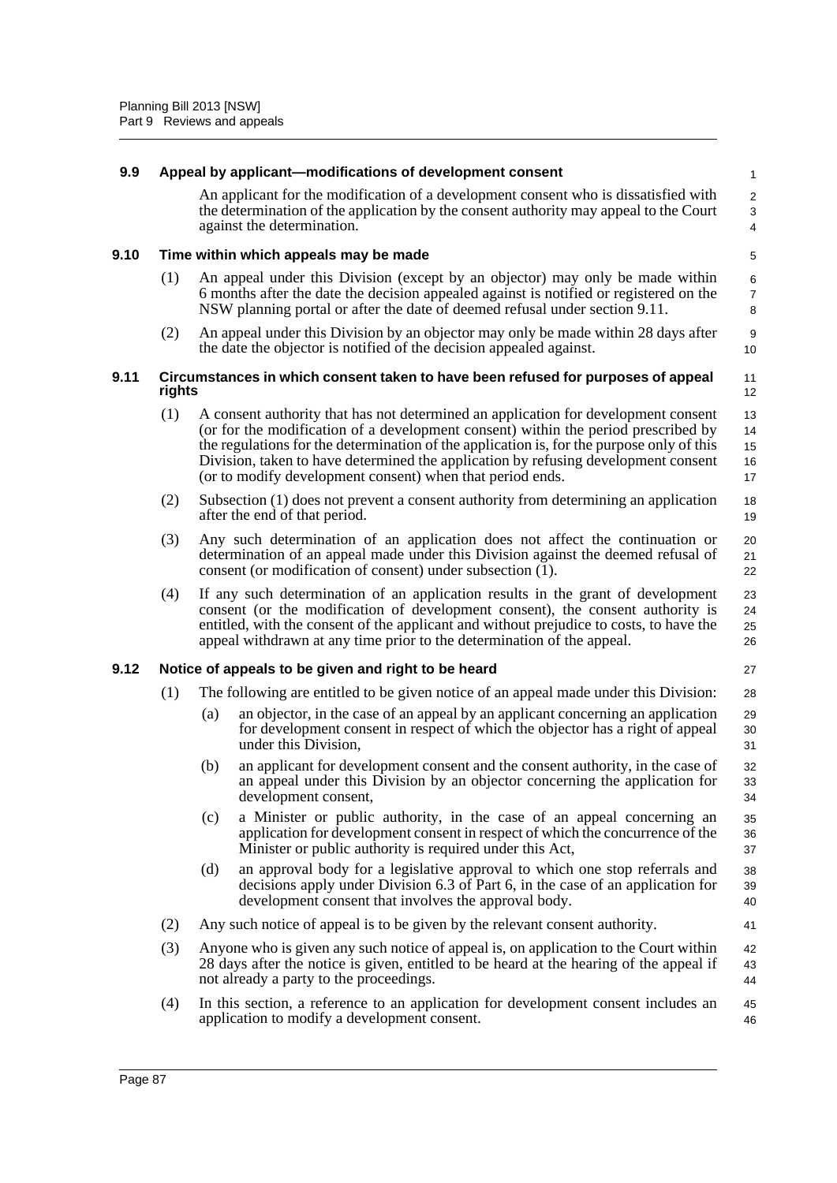### 9.9 Appeal by applicant—modifications of development consent

An applicant for the modification of a development consent who is dissatisfied with the determination of the application by the consent authority may appeal to the Court against the determination.

### 9.10 Time within which appeals may be made

(1) An appeal under this Division (except by an objector) may only be made within 6 months after the date the decision appealed against is notified or registered on the NSW planning portal or after the date of deemed refusal under section 9.11.

(2) An appeal under this Division by an objector may only be made within 28 days after the date the objector is notified of the decision appealed against.

### 9.11 Circumstances in which consent taken to have been refused for purposes of appeal rights

(1) A consent authority that has not determined an application for development consent (or for the modification of a development consent) within the period prescribed by the regulations for the determination of the application is, for the purpose only of this Division, taken to have determined the application by refusing development consent (or to modify development consent) when that period ends.

(2) Subsection (1) does not prevent a consent authority from determining an application after the end of that period.

(3) Any such determination of an application does not affect the continuation or determination of an appeal made under this Division against the deemed refusal of consent (or modification of consent) under subsection (1).

(4) If any such determination of an application results in the grant of development consent (or the modification of development consent), the consent authority is entitled, with the consent of the applicant and without prejudice to costs, to have the appeal withdrawn at any time prior to the determination of the appeal.

### 9.12 Notice of appeals to be given and right to be heard

(1) The following are entitled to be given notice of an appeal made under this Division:

- (a) an objector, in the case of an appeal by an applicant concerning an application for development consent in respect of which the objector has a right of appeal under this Division,
- (b) an applicant for development consent and the consent authority, in the case of an appeal under this Division by an objector concerning the application for development consent,
- (c) a Minister or public authority, in the case of an appeal concerning an application for development consent in respect of which the concurrence of the Minister or public authority is required under this Act,
- (d) an approval body for a legislative approval to which one stop referrals and decisions apply under Division 6.3 of Part 6, in the case of an application for development consent that involves the approval body.

(2) Any such notice of appeal is to be given by the relevant consent authority.

(3) Anyone who is given any such notice of appeal is, on application to the Court within 28 days after the notice is given, entitled to be heard at the hearing of the appeal if not already a party to the proceedings.

(4) In this section, a reference to an application for development consent includes an application to modify a development consent.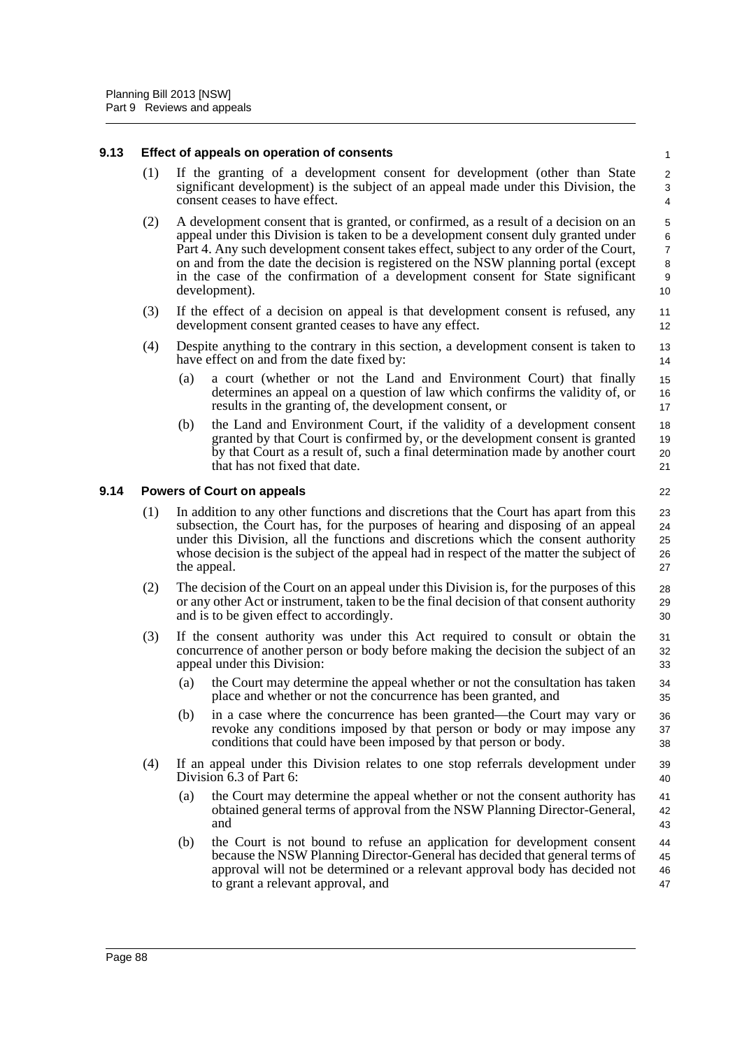### 9.13 Effect of appeals on operation of consents

(1) If the granting of a development consent for development (other than State significant development) is the subject of an appeal made under this Division, the consent ceases to have effect.

(2) A development consent that is granted, or confirmed, as a result of a decision on an appeal under this Division is taken to be a development consent duly granted under Part 4. Any such development consent takes effect, subject to any order of the Court, on and from the date the decision is registered on the NSW planning portal (except in the case of the confirmation of a development consent for State significant development).

(3) If the effect of a decision on appeal is that development consent is refused, any development consent granted ceases to have any effect.

(4) Despite anything to the contrary in this section, a development consent is taken to have effect on and from the date fixed by:

- (a) a court (whether or not the Land and Environment Court) that finally determines an appeal on a question of law which confirms the validity of, or results in the granting of, the development consent, or
- (b) the Land and Environment Court, if the validity of a development consent granted by that Court is confirmed by, or the development consent is granted by that Court as a result of, such a final determination made by another court that has not fixed that date.

### 9.14 Powers of Court on appeals

(1) In addition to any other functions and discretions that the Court has apart from this subsection, the Court has, for the purposes of hearing and disposing of an appeal under this Division, all the functions and discretions which the consent authority whose decision is the subject of the appeal had in respect of the matter the subject of the appeal.

(2) The decision of the Court on an appeal under this Division is, for the purposes of this or any other Act or instrument, taken to be the final decision of that consent authority and is to be given effect to accordingly.

(3) If the consent authority was under this Act required to consult or obtain the concurrence of another person or body before making the decision the subject of an appeal under this Division:

- (a) the Court may determine the appeal whether or not the consultation has taken place and whether or not the concurrence has been granted, and
- (b) in a case where the concurrence has been granted—the Court may vary or revoke any conditions imposed by that person or body or may impose any conditions that could have been imposed by that person or body.

(4) If an appeal under this Division relates to one stop referrals development under Division 6.3 of Part 6:

- (a) the Court may determine the appeal whether or not the consent authority has obtained general terms of approval from the NSW Planning Director-General, and
- (b) the Court is not bound to refuse an application for development consent because the NSW Planning Director-General has decided that general terms of approval will not be determined or a relevant approval body has decided not to grant a relevant approval, and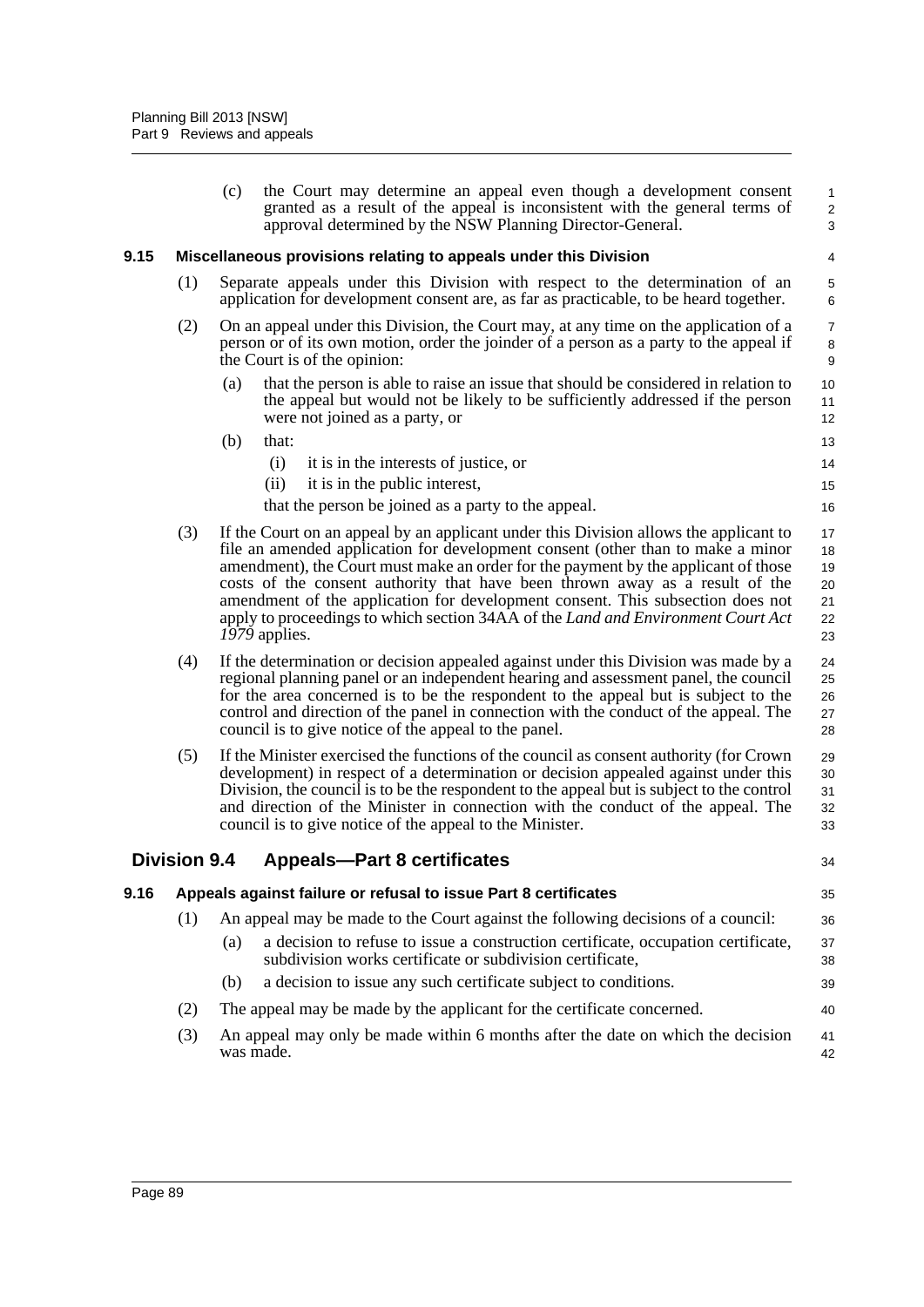(c) the Court may determine an appeal even though a development consent granted as a result of the appeal is inconsistent with the general terms of approval determined by the NSW Planning Director-General.

### 9.15 Miscellaneous provisions relating to appeals under this Division

(1) Separate appeals under this Division with respect to the determination of an application for development consent are, as far as practicable, to be heard together.

(2) On an appeal under this Division, the Court may, at any time on the application of a person or of its own motion, order the joinder of a person as a party to the appeal if the Court is of the opinion:

(a) that the person is able to raise an issue that should be considered in relation to the appeal but would not be likely to be sufficiently addressed if the person were not joined as a party, or

(b) that:

(i) it is in the interests of justice, or

(ii) it is in the public interest,

that the person be joined as a party to the appeal.

(3) If the Court on an appeal by an applicant under this Division allows the applicant to file an amended application for development consent (other than to make a minor amendment), the Court must make an order for the payment by the applicant of those costs of the consent authority that have been thrown away as a result of the amendment of the application for development consent. This subsection does not apply to proceedings to which section 34AA of the *Land and Environment Court Act 1979* applies.

(4) If the determination or decision appealed against under this Division was made by a regional planning panel or an independent hearing and assessment panel, the council for the area concerned is to be the respondent to the appeal but is subject to the control and direction of the panel in connection with the conduct of the appeal. The council is to give notice of the appeal to the panel.

(5) If the Minister exercised the functions of the council as consent authority (for Crown development) in respect of a determination or decision appealed against under this Division, the council is to be the respondent to the appeal but is subject to the control and direction of the Minister in connection with the conduct of the appeal. The council is to give notice of the appeal to the Minister.

## Division 9.4 Appeals—Part 8 certificates

### 9.16 Appeals against failure or refusal to issue Part 8 certificates

(1) An appeal may be made to the Court against the following decisions of a council:

(a) a decision to refuse to issue a construction certificate, occupation certificate, subdivision works certificate or subdivision certificate,

(b) a decision to issue any such certificate subject to conditions.

(2) The appeal may be made by the applicant for the certificate concerned.

(3) An appeal may only be made within 6 months after the date on which the decision was made.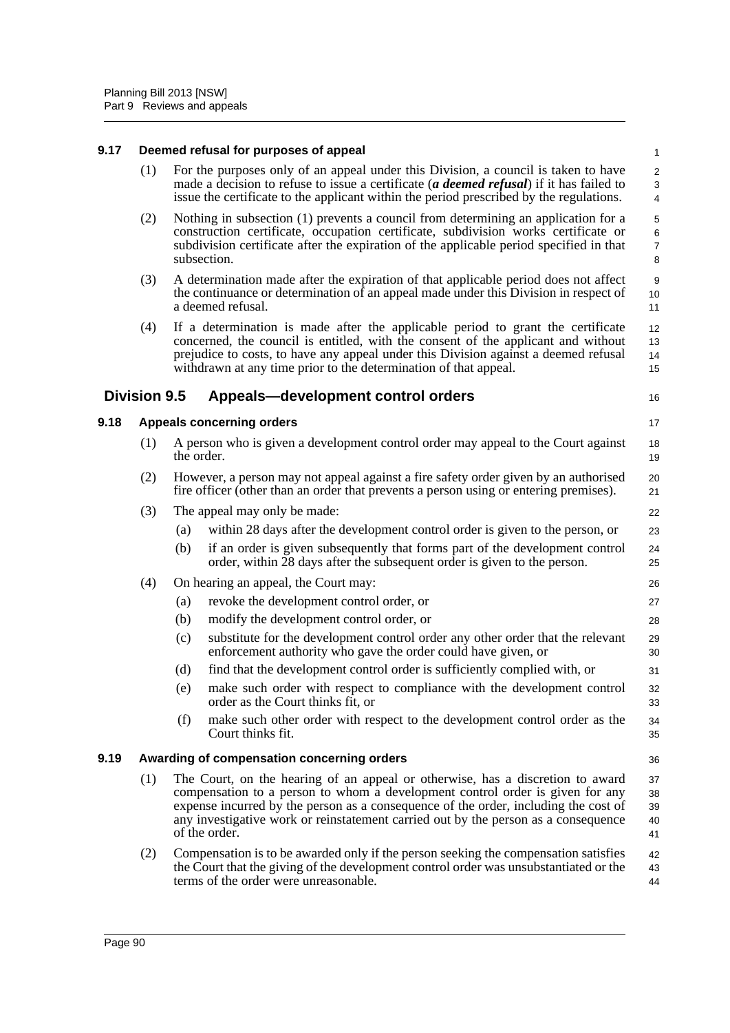### 9.17 Deemed refusal for purposes of appeal

(1) For the purposes only of an appeal under this Division, a council is taken to have made a decision to refuse to issue a certificate (***a deemed refusal***) if it has failed to issue the certificate to the applicant within the period prescribed by the regulations.

(2) Nothing in subsection (1) prevents a council from determining an application for a construction certificate, occupation certificate, subdivision works certificate or subdivision certificate after the expiration of the applicable period specified in that subsection.

(3) A determination made after the expiration of that applicable period does not affect the continuance or determination of an appeal made under this Division in respect of a deemed refusal.

(4) If a determination is made after the applicable period to grant the certificate concerned, the council is entitled, with the consent of the applicant and without prejudice to costs, to have any appeal under this Division against a deemed refusal withdrawn at any time prior to the determination of that appeal.

## Division 9.5 Appeals—development control orders

### 9.18 Appeals concerning orders

(1) A person who is given a development control order may appeal to the Court against the order.

(2) However, a person may not appeal against a fire safety order given by an authorised fire officer (other than an order that prevents a person using or entering premises).

(3) The appeal may only be made:

(a) within 28 days after the development control order is given to the person, or

(b) if an order is given subsequently that forms part of the development control order, within 28 days after the subsequent order is given to the person.

(4) On hearing an appeal, the Court may:

(a) revoke the development control order, or

(b) modify the development control order, or

(c) substitute for the development control order any other order that the relevant enforcement authority who gave the order could have given, or

(d) find that the development control order is sufficiently complied with, or

(e) make such order with respect to compliance with the development control order as the Court thinks fit, or

(f) make such other order with respect to the development control order as the Court thinks fit.

### 9.19 Awarding of compensation concerning orders

(1) The Court, on the hearing of an appeal or otherwise, has a discretion to award compensation to a person to whom a development control order is given for any expense incurred by the person as a consequence of the order, including the cost of any investigative work or reinstatement carried out by the person as a consequence of the order.

(2) Compensation is to be awarded only if the person seeking the compensation satisfies the Court that the giving of the development control order was unsubstantiated or the terms of the order were unreasonable.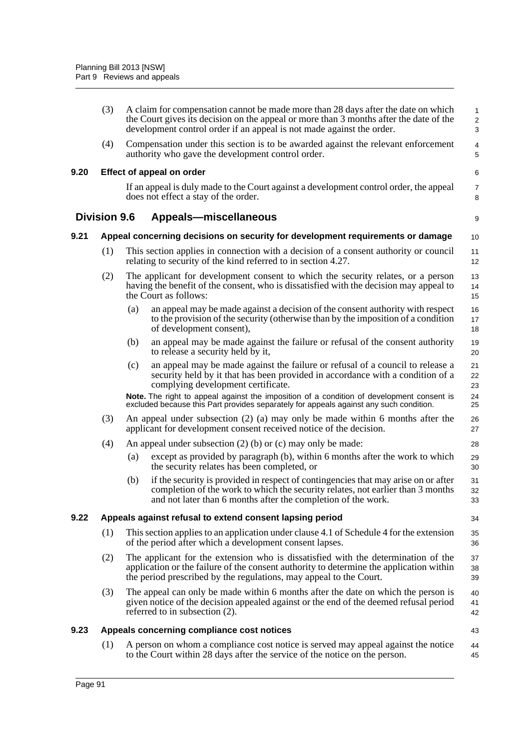(3) A claim for compensation cannot be made more than 28 days after the date on which the Court gives its decision on the appeal or more than 3 months after the date of the development control order if an appeal is not made against the order.

(4) Compensation under this section is to be awarded against the relevant enforcement authority who gave the development control order.

### 9.20 Effect of appeal on order

If an appeal is duly made to the Court against a development control order, the appeal does not effect a stay of the order.

## Division 9.6 Appeals—miscellaneous

### 9.21 Appeal concerning decisions on security for development requirements or damage

(1) This section applies in connection with a decision of a consent authority or council relating to security of the kind referred to in section 4.27.

(2) The applicant for development consent to which the security relates, or a person having the benefit of the consent, who is dissatisfied with the decision may appeal to the Court as follows:

- (a) an appeal may be made against a decision of the consent authority with respect to the provision of the security (otherwise than by the imposition of a condition of development consent),
- (b) an appeal may be made against the failure or refusal of the consent authority to release a security held by it,
- (c) an appeal may be made against the failure or refusal of a council to release a security held by it that has been provided in accordance with a condition of a complying development certificate.

**Note.** The right to appeal against the imposition of a condition of development consent is excluded because this Part provides separately for appeals against any such condition.

(3) An appeal under subsection (2) (a) may only be made within 6 months after the applicant for development consent received notice of the decision.

(4) An appeal under subsection (2) (b) or (c) may only be made:

- (a) except as provided by paragraph (b), within 6 months after the work to which the security relates has been completed, or
- (b) if the security is provided in respect of contingencies that may arise on or after completion of the work to which the security relates, not earlier than 3 months and not later than 6 months after the completion of the work.

### 9.22 Appeals against refusal to extend consent lapsing period

(1) This section applies to an application under clause 4.1 of Schedule 4 for the extension of the period after which a development consent lapses.

(2) The applicant for the extension who is dissatisfied with the determination of the application or the failure of the consent authority to determine the application within the period prescribed by the regulations, may appeal to the Court.

(3) The appeal can only be made within 6 months after the date on which the person is given notice of the decision appealed against or the end of the deemed refusal period referred to in subsection (2).

### 9.23 Appeals concerning compliance cost notices

(1) A person on whom a compliance cost notice is served may appeal against the notice to the Court within 28 days after the service of the notice on the person.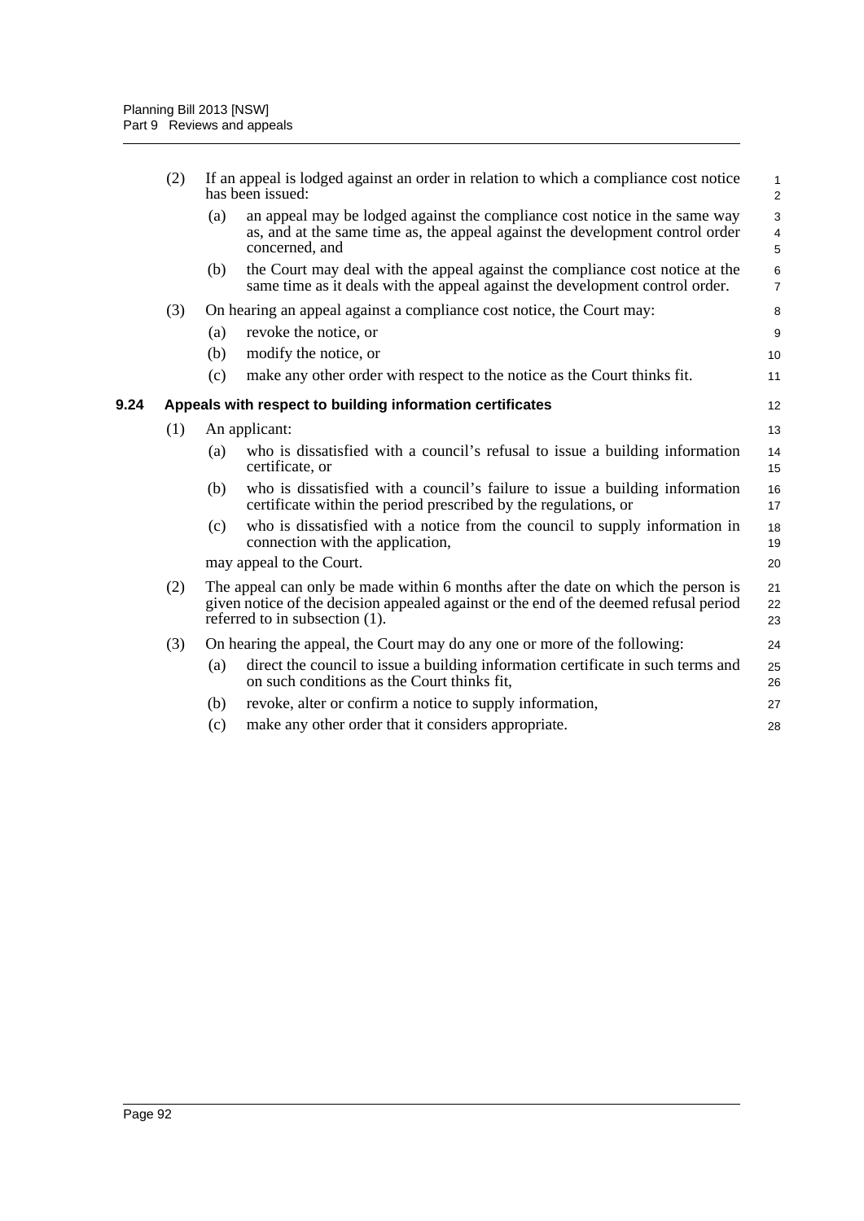(2) If an appeal is lodged against an order in relation to which a compliance cost notice has been issued:

(a) an appeal may be lodged against the compliance cost notice in the same way as, and at the same time as, the appeal against the development control order concerned, and

(b) the Court may deal with the appeal against the compliance cost notice at the same time as it deals with the appeal against the development control order.

(3) On hearing an appeal against a compliance cost notice, the Court may:

(a) revoke the notice, or

(b) modify the notice, or

(c) make any other order with respect to the notice as the Court thinks fit.

### 9.24 Appeals with respect to building information certificates

(1) An applicant:

(a) who is dissatisfied with a council's refusal to issue a building information certificate, or

(b) who is dissatisfied with a council's failure to issue a building information certificate within the period prescribed by the regulations, or

(c) who is dissatisfied with a notice from the council to supply information in connection with the application,

may appeal to the Court.

(2) The appeal can only be made within 6 months after the date on which the person is given notice of the decision appealed against or the end of the deemed refusal period referred to in subsection (1).

(3) On hearing the appeal, the Court may do any one or more of the following:

(a) direct the council to issue a building information certificate in such terms and on such conditions as the Court thinks fit,

(b) revoke, alter or confirm a notice to supply information,

(c) make any other order that it considers appropriate.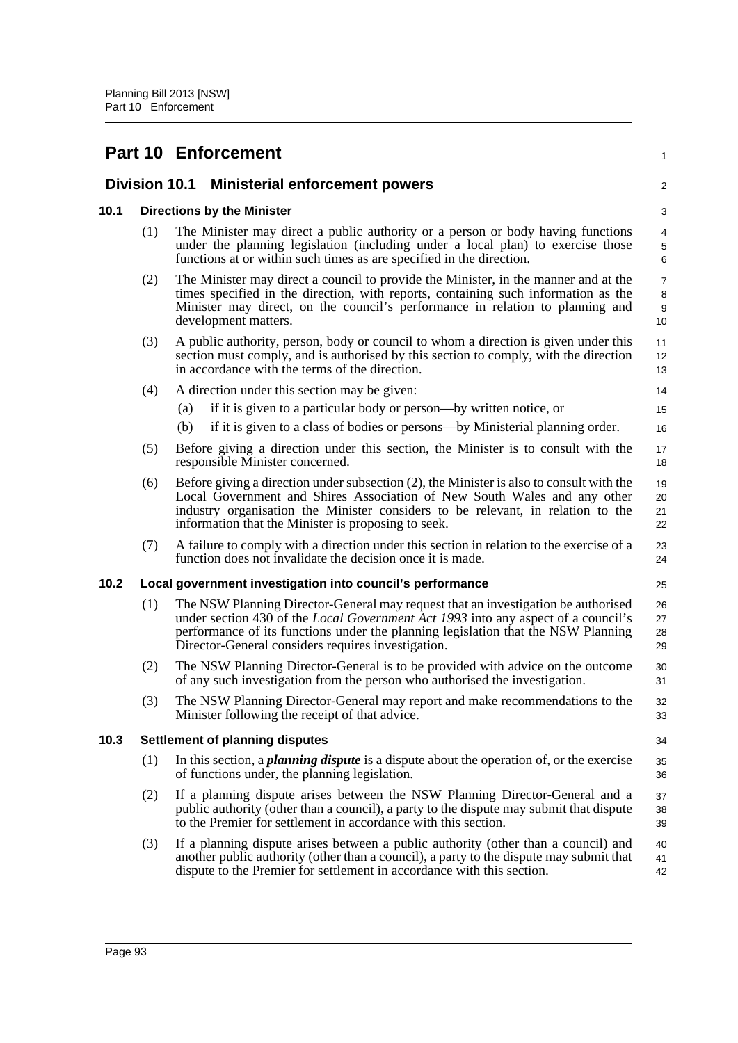# Part 10 Enforcement

## Division 10.1 Ministerial enforcement powers

### 10.1 Directions by the Minister

(1) The Minister may direct a public authority or a person or body having functions under the planning legislation (including under a local plan) to exercise those functions at or within such times as are specified in the direction.

(2) The Minister may direct a council to provide the Minister, in the manner and at the times specified in the direction, with reports, containing such information as the Minister may direct, on the council's performance in relation to planning and development matters.

(3) A public authority, person, body or council to whom a direction is given under this section must comply, and is authorised by this section to comply, with the direction in accordance with the terms of the direction.

(4) A direction under this section may be given:

- (a) if it is given to a particular body or person—by written notice, or
- (b) if it is given to a class of bodies or persons—by Ministerial planning order.

(5) Before giving a direction under this section, the Minister is to consult with the responsible Minister concerned.

(6) Before giving a direction under subsection (2), the Minister is also to consult with the Local Government and Shires Association of New South Wales and any other industry organisation the Minister considers to be relevant, in relation to the information that the Minister is proposing to seek.

(7) A failure to comply with a direction under this section in relation to the exercise of a function does not invalidate the decision once it is made.

### 10.2 Local government investigation into council's performance

(1) The NSW Planning Director-General may request that an investigation be authorised under section 430 of the *Local Government Act 1993* into any aspect of a council's performance of its functions under the planning legislation that the NSW Planning Director-General considers requires investigation.

(2) The NSW Planning Director-General is to be provided with advice on the outcome of any such investigation from the person who authorised the investigation.

(3) The NSW Planning Director-General may report and make recommendations to the Minister following the receipt of that advice.

### 10.3 Settlement of planning disputes

(1) In this section, a ***planning dispute*** is a dispute about the operation of, or the exercise of functions under, the planning legislation.

(2) If a planning dispute arises between the NSW Planning Director-General and a public authority (other than a council), a party to the dispute may submit that dispute to the Premier for settlement in accordance with this section.

(3) If a planning dispute arises between a public authority (other than a council) and another public authority (other than a council), a party to the dispute may submit that dispute to the Premier for settlement in accordance with this section.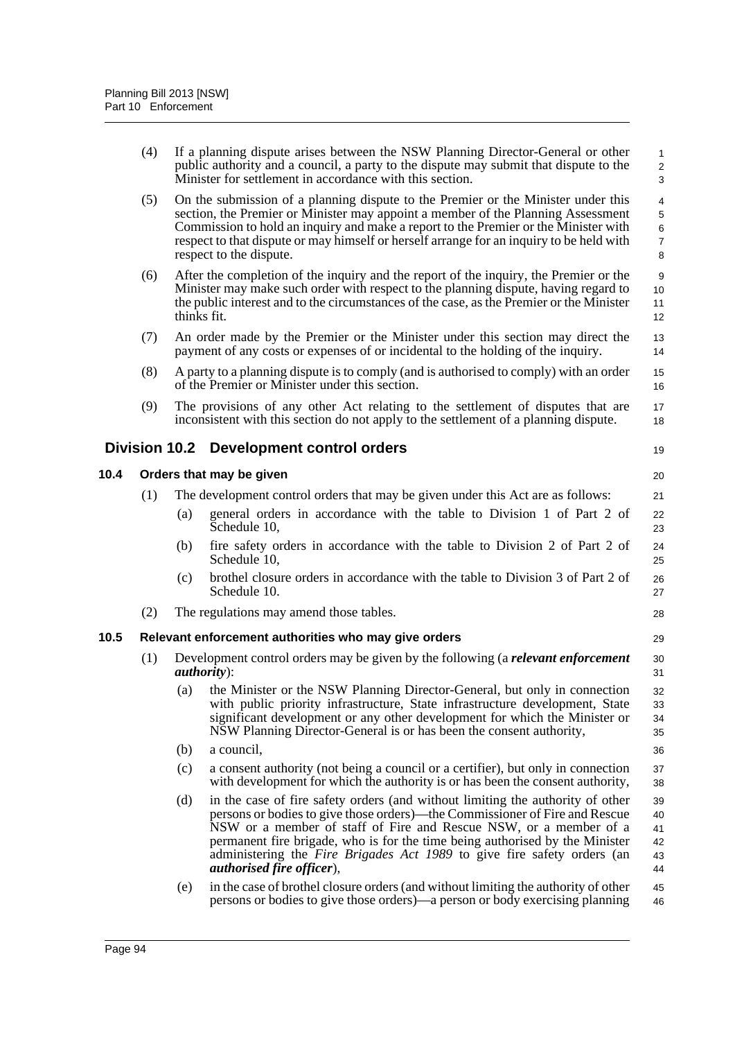(4) If a planning dispute arises between the NSW Planning Director-General or other public authority and a council, a party to the dispute may submit that dispute to the Minister for settlement in accordance with this section.

(5) On the submission of a planning dispute to the Premier or the Minister under this section, the Premier or Minister may appoint a member of the Planning Assessment Commission to hold an inquiry and make a report to the Premier or the Minister with respect to that dispute or may himself or herself arrange for an inquiry to be held with respect to the dispute.

(6) After the completion of the inquiry and the report of the inquiry, the Premier or the Minister may make such order with respect to the planning dispute, having regard to the public interest and to the circumstances of the case, as the Premier or the Minister thinks fit.

(7) An order made by the Premier or the Minister under this section may direct the payment of any costs or expenses of or incidental to the holding of the inquiry.

(8) A party to a planning dispute is to comply (and is authorised to comply) with an order of the Premier or Minister under this section.

(9) The provisions of any other Act relating to the settlement of disputes that are inconsistent with this section do not apply to the settlement of a planning dispute.

## Division 10.2 Development control orders

### 10.4 Orders that may be given

(1) The development control orders that may be given under this Act are as follows:

(a) general orders in accordance with the table to Division 1 of Part 2 of Schedule 10,

(b) fire safety orders in accordance with the table to Division 2 of Part 2 of Schedule 10,

(c) brothel closure orders in accordance with the table to Division 3 of Part 2 of Schedule 10.

(2) The regulations may amend those tables.

### 10.5 Relevant enforcement authorities who may give orders

(1) Development control orders may be given by the following (a ***relevant enforcement authority***):

(a) the Minister or the NSW Planning Director-General, but only in connection with public priority infrastructure, State infrastructure development, State significant development or any other development for which the Minister or NSW Planning Director-General is or has been the consent authority,

(b) a council,

(c) a consent authority (not being a council or a certifier), but only in connection with development for which the authority is or has been the consent authority,

(d) in the case of fire safety orders (and without limiting the authority of other persons or bodies to give those orders)—the Commissioner of Fire and Rescue NSW or a member of staff of Fire and Rescue NSW, or a member of a permanent fire brigade, who is for the time being authorised by the Minister administering the *Fire Brigades Act 1989* to give fire safety orders (an ***authorised fire officer***),

(e) in the case of brothel closure orders (and without limiting the authority of other persons or bodies to give those orders)—a person or body exercising planning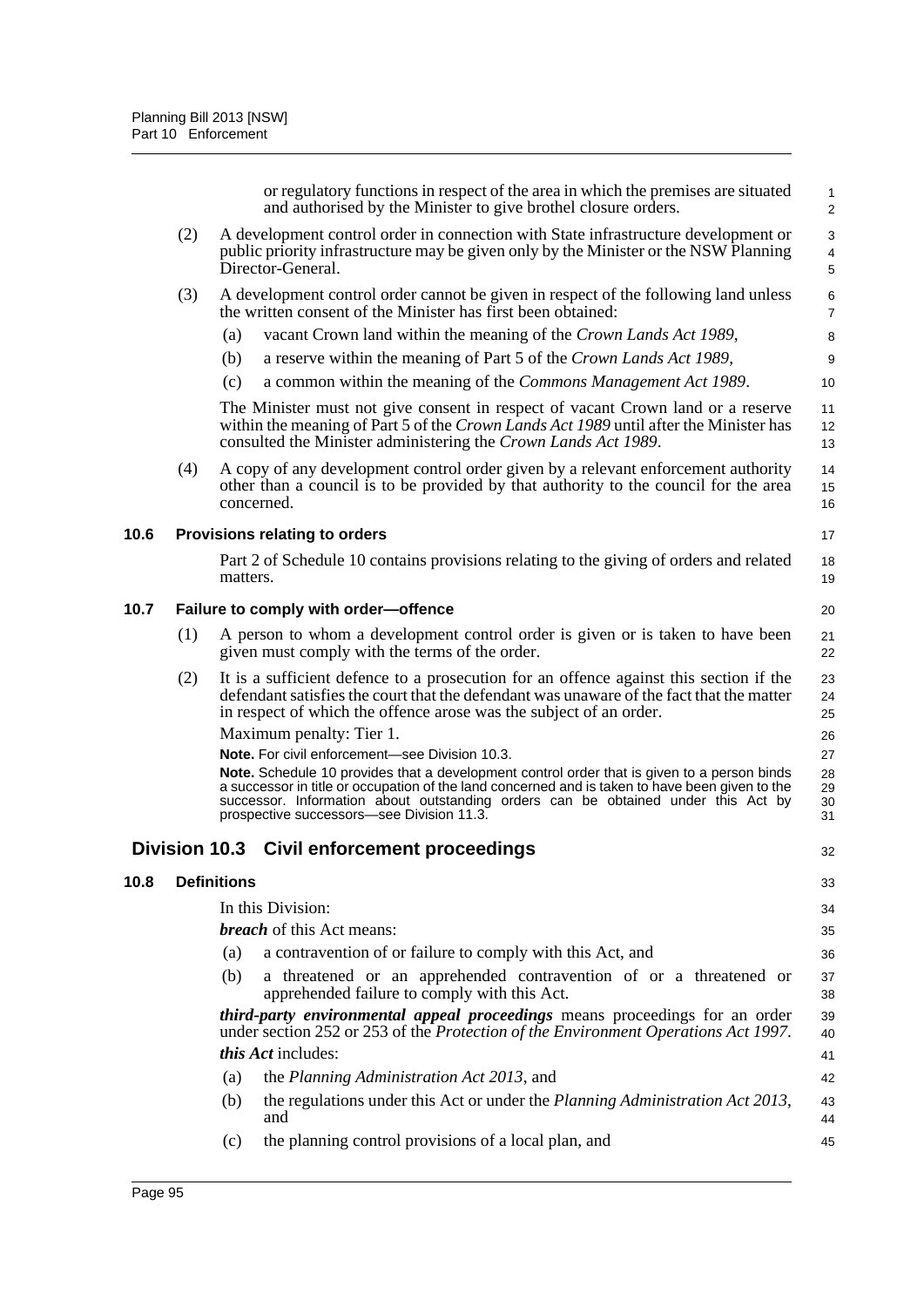or regulatory functions in respect of the area in which the premises are situated and authorised by the Minister to give brothel closure orders.

(2) A development control order in connection with State infrastructure development or public priority infrastructure may be given only by the Minister or the NSW Planning Director-General.

(3) A development control order cannot be given in respect of the following land unless the written consent of the Minister has first been obtained:

(a) vacant Crown land within the meaning of the *Crown Lands Act 1989*,

(b) a reserve within the meaning of Part 5 of the *Crown Lands Act 1989*,

(c) a common within the meaning of the *Commons Management Act 1989*.

The Minister must not give consent in respect of vacant Crown land or a reserve within the meaning of Part 5 of the *Crown Lands Act 1989* until after the Minister has consulted the Minister administering the *Crown Lands Act 1989*.

(4) A copy of any development control order given by a relevant enforcement authority other than a council is to be provided by that authority to the council for the area concerned.

### 10.6 Provisions relating to orders

Part 2 of Schedule 10 contains provisions relating to the giving of orders and related matters.

### 10.7 Failure to comply with order—offence

(1) A person to whom a development control order is given or is taken to have been given must comply with the terms of the order.

(2) It is a sufficient defence to a prosecution for an offence against this section if the defendant satisfies the court that the defendant was unaware of the fact that the matter in respect of which the offence arose was the subject of an order.

Maximum penalty: Tier 1.

**Note.** For civil enforcement—see Division 10.3.

**Note.** Schedule 10 provides that a development control order that is given to a person binds a successor in title or occupation of the land concerned and is taken to have been given to the successor. Information about outstanding orders can be obtained under this Act by prospective successors—see Division 11.3.

## Division 10.3 Civil enforcement proceedings

### 10.8 Definitions

In this Division:

***breach*** of this Act means:

(a) a contravention of or failure to comply with this Act, and

(b) a threatened or an apprehended contravention of or a threatened or apprehended failure to comply with this Act.

***third-party environmental appeal proceedings*** means proceedings for an order under section 252 or 253 of the *Protection of the Environment Operations Act 1997*.

***this Act*** includes:

(a) the *Planning Administration Act 2013*, and

(b) the regulations under this Act or under the *Planning Administration Act 2013*, and

(c) the planning control provisions of a local plan, and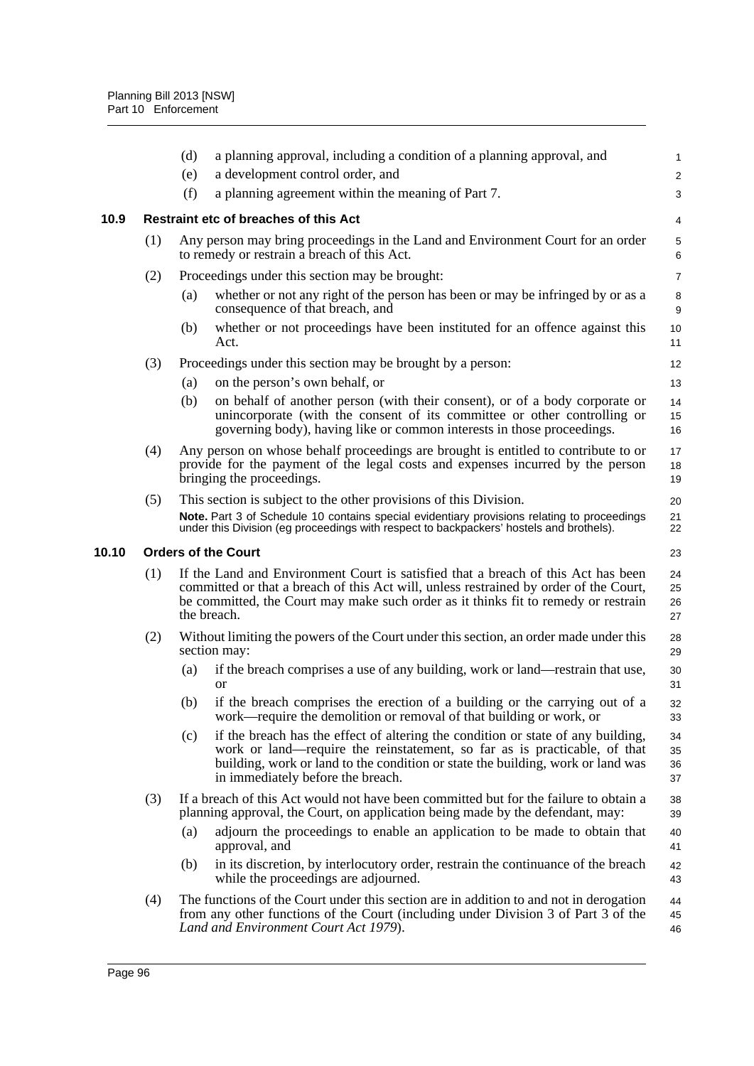(d) a planning approval, including a condition of a planning approval, and

(e) a development control order, and

(f) a planning agreement within the meaning of Part 7.

### 10.9 Restraint etc of breaches of this Act

(1) Any person may bring proceedings in the Land and Environment Court for an order to remedy or restrain a breach of this Act.

(2) Proceedings under this section may be brought:

(a) whether or not any right of the person has been or may be infringed by or as a consequence of that breach, and

(b) whether or not proceedings have been instituted for an offence against this Act.

(3) Proceedings under this section may be brought by a person:

(a) on the person's own behalf, or

(b) on behalf of another person (with their consent), or of a body corporate or unincorporate (with the consent of its committee or other controlling or governing body), having like or common interests in those proceedings.

(4) Any person on whose behalf proceedings are brought is entitled to contribute to or provide for the payment of the legal costs and expenses incurred by the person bringing the proceedings.

(5) This section is subject to the other provisions of this Division.

**Note.** Part 3 of Schedule 10 contains special evidentiary provisions relating to proceedings under this Division (eg proceedings with respect to backpackers' hostels and brothels).

### 10.10 Orders of the Court

(1) If the Land and Environment Court is satisfied that a breach of this Act has been committed or that a breach of this Act will, unless restrained by order of the Court, be committed, the Court may make such order as it thinks fit to remedy or restrain the breach.

(2) Without limiting the powers of the Court under this section, an order made under this section may:

(a) if the breach comprises a use of any building, work or land—restrain that use, or

(b) if the breach comprises the erection of a building or the carrying out of a work—require the demolition or removal of that building or work, or

(c) if the breach has the effect of altering the condition or state of any building, work or land—require the reinstatement, so far as is practicable, of that building, work or land to the condition or state the building, work or land was in immediately before the breach.

(3) If a breach of this Act would not have been committed but for the failure to obtain a planning approval, the Court, on application being made by the defendant, may:

(a) adjourn the proceedings to enable an application to be made to obtain that approval, and

(b) in its discretion, by interlocutory order, restrain the continuance of the breach while the proceedings are adjourned.

(4) The functions of the Court under this section are in addition to and not in derogation from any other functions of the Court (including under Division 3 of Part 3 of the *Land and Environment Court Act 1979*).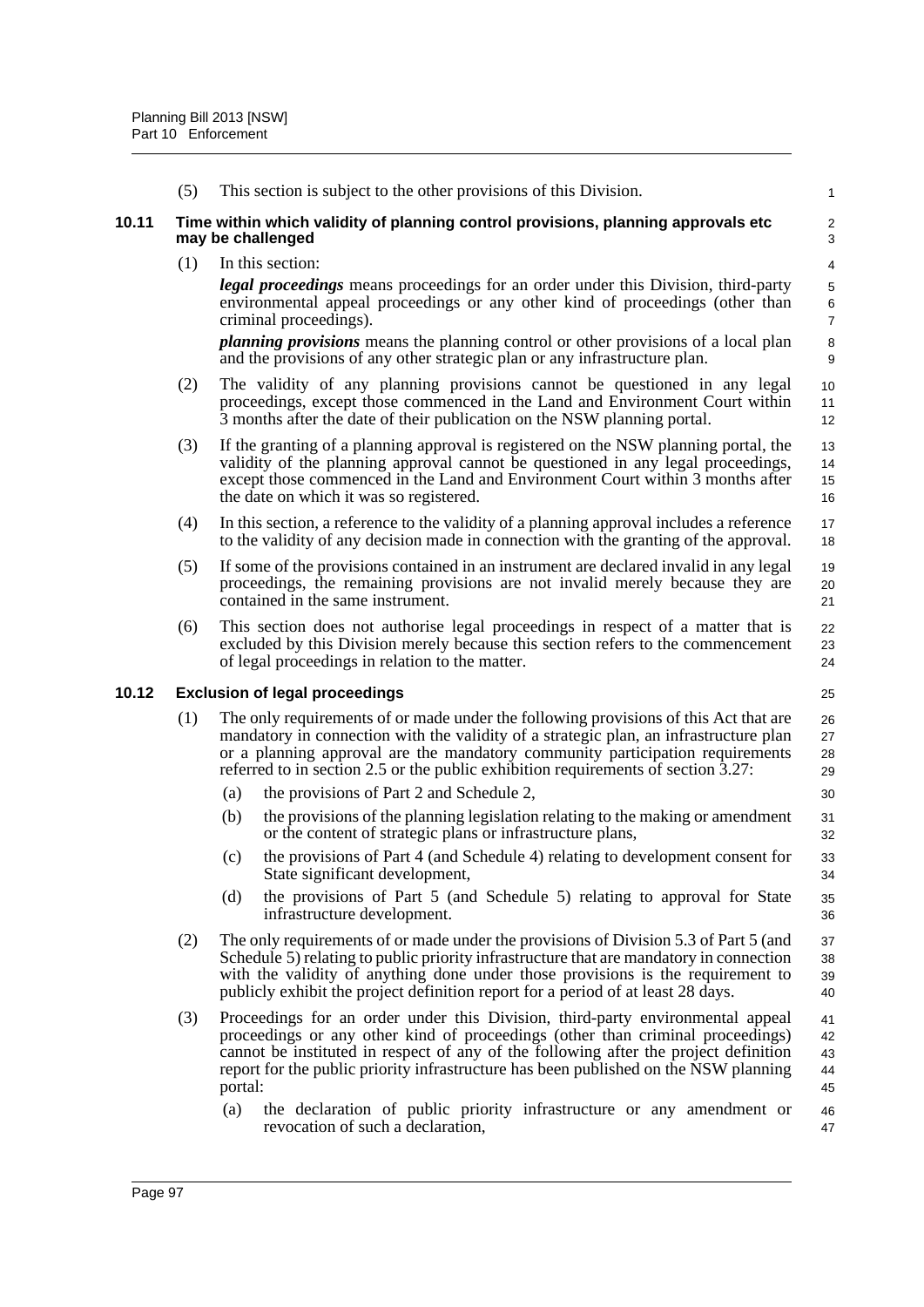(5) This section is subject to the other provisions of this Division.

### 10.11 Time within which validity of planning control provisions, planning approvals etc may be challenged

(1) In this section:

***legal proceedings*** means proceedings for an order under this Division, third-party environmental appeal proceedings or any other kind of proceedings (other than criminal proceedings).

***planning provisions*** means the planning control or other provisions of a local plan and the provisions of any other strategic plan or any infrastructure plan.

(2) The validity of any planning provisions cannot be questioned in any legal proceedings, except those commenced in the Land and Environment Court within 3 months after the date of their publication on the NSW planning portal.

(3) If the granting of a planning approval is registered on the NSW planning portal, the validity of the planning approval cannot be questioned in any legal proceedings, except those commenced in the Land and Environment Court within 3 months after the date on which it was so registered.

(4) In this section, a reference to the validity of a planning approval includes a reference to the validity of any decision made in connection with the granting of the approval.

(5) If some of the provisions contained in an instrument are declared invalid in any legal proceedings, the remaining provisions are not invalid merely because they are contained in the same instrument.

(6) This section does not authorise legal proceedings in respect of a matter that is excluded by this Division merely because this section refers to the commencement of legal proceedings in relation to the matter.

### 10.12 Exclusion of legal proceedings

(1) The only requirements of or made under the following provisions of this Act that are mandatory in connection with the validity of a strategic plan, an infrastructure plan or a planning approval are the mandatory community participation requirements referred to in section 2.5 or the public exhibition requirements of section 3.27:

(a) the provisions of Part 2 and Schedule 2,

(b) the provisions of the planning legislation relating to the making or amendment or the content of strategic plans or infrastructure plans,

(c) the provisions of Part 4 (and Schedule 4) relating to development consent for State significant development,

(d) the provisions of Part 5 (and Schedule 5) relating to approval for State infrastructure development.

(2) The only requirements of or made under the provisions of Division 5.3 of Part 5 (and Schedule 5) relating to public priority infrastructure that are mandatory in connection with the validity of anything done under those provisions is the requirement to publicly exhibit the project definition report for a period of at least 28 days.

(3) Proceedings for an order under this Division, third-party environmental appeal proceedings or any other kind of proceedings (other than criminal proceedings) cannot be instituted in respect of any of the following after the project definition report for the public priority infrastructure has been published on the NSW planning portal:

(a) the declaration of public priority infrastructure or any amendment or revocation of such a declaration,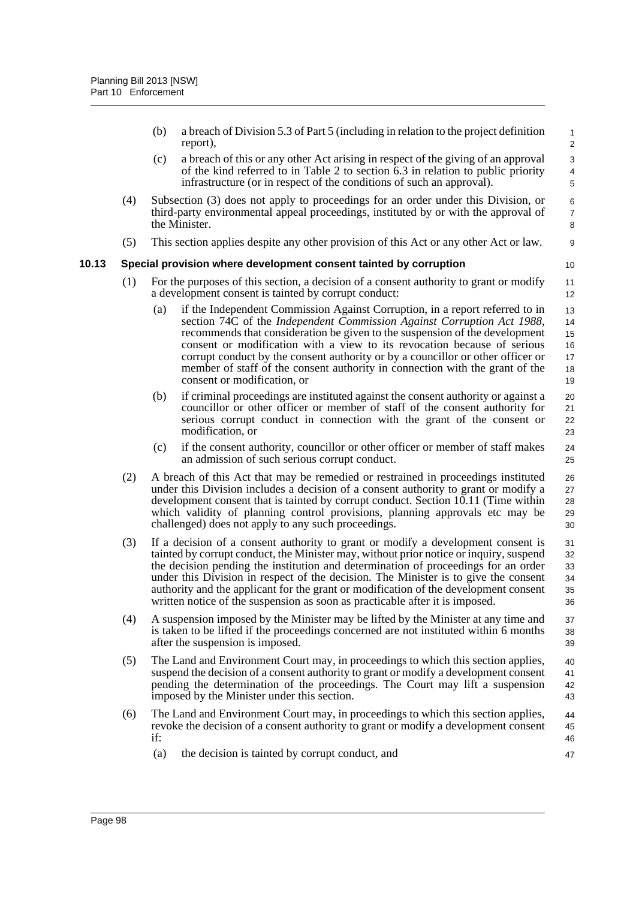(b) a breach of Division 5.3 of Part 5 (including in relation to the project definition report),

(c) a breach of this or any other Act arising in respect of the giving of an approval of the kind referred to in Table 2 to section 6.3 in relation to public priority infrastructure (or in respect of the conditions of such an approval).

(4) Subsection (3) does not apply to proceedings for an order under this Division, or third-party environmental appeal proceedings, instituted by or with the approval of the Minister.

(5) This section applies despite any other provision of this Act or any other Act or law.

### 10.13 Special provision where development consent tainted by corruption

(1) For the purposes of this section, a decision of a consent authority to grant or modify a development consent is tainted by corrupt conduct:

(a) if the Independent Commission Against Corruption, in a report referred to in section 74C of the *Independent Commission Against Corruption Act 1988*, recommends that consideration be given to the suspension of the development consent or modification with a view to its revocation because of serious corrupt conduct by the consent authority or by a councillor or other officer or member of staff of the consent authority in connection with the grant of the consent or modification, or

(b) if criminal proceedings are instituted against the consent authority or against a councillor or other officer or member of staff of the consent authority for serious corrupt conduct in connection with the grant of the consent or modification, or

(c) if the consent authority, councillor or other officer or member of staff makes an admission of such serious corrupt conduct.

(2) A breach of this Act that may be remedied or restrained in proceedings instituted under this Division includes a decision of a consent authority to grant or modify a development consent that is tainted by corrupt conduct. Section 10.11 (Time within which validity of planning control provisions, planning approvals etc may be challenged) does not apply to any such proceedings.

(3) If a decision of a consent authority to grant or modify a development consent is tainted by corrupt conduct, the Minister may, without prior notice or inquiry, suspend the decision pending the institution and determination of proceedings for an order under this Division in respect of the decision. The Minister is to give the consent authority and the applicant for the grant or modification of the development consent written notice of the suspension as soon as practicable after it is imposed.

(4) A suspension imposed by the Minister may be lifted by the Minister at any time and is taken to be lifted if the proceedings concerned are not instituted within 6 months after the suspension is imposed.

(5) The Land and Environment Court may, in proceedings to which this section applies, suspend the decision of a consent authority to grant or modify a development consent pending the determination of the proceedings. The Court may lift a suspension imposed by the Minister under this section.

(6) The Land and Environment Court may, in proceedings to which this section applies, revoke the decision of a consent authority to grant or modify a development consent if:

(a) the decision is tainted by corrupt conduct, and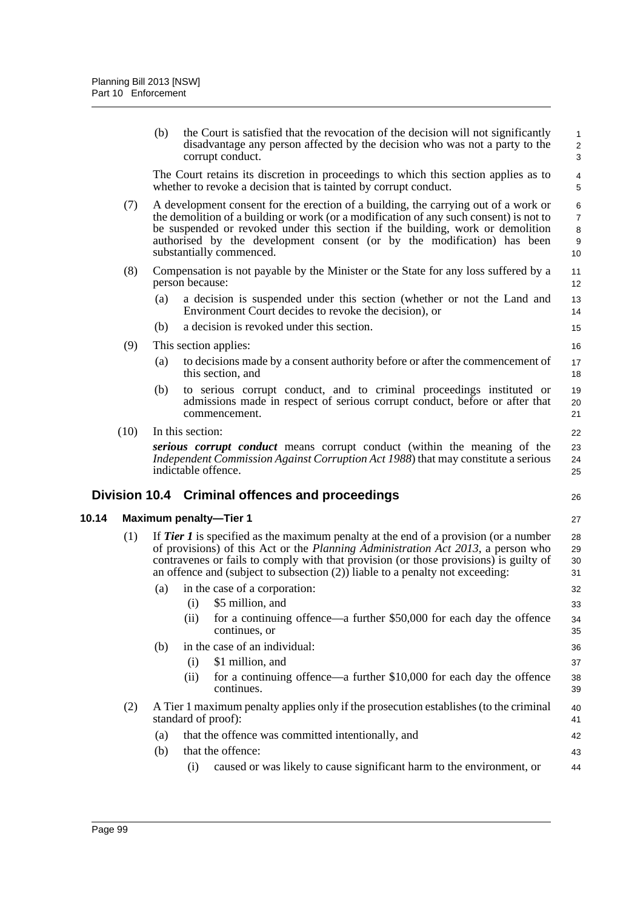(b) the Court is satisfied that the revocation of the decision will not significantly disadvantage any person affected by the decision who was not a party to the corrupt conduct.

The Court retains its discretion in proceedings to which this section applies as to whether to revoke a decision that is tainted by corrupt conduct.

(7) A development consent for the erection of a building, the carrying out of a work or the demolition of a building or work (or a modification of any such consent) is not to be suspended or revoked under this section if the building, work or demolition authorised by the development consent (or by the modification) has been substantially commenced.

(8) Compensation is not payable by the Minister or the State for any loss suffered by a person because:

(a) a decision is suspended under this section (whether or not the Land and Environment Court decides to revoke the decision), or

(b) a decision is revoked under this section.

(9) This section applies:

(a) to decisions made by a consent authority before or after the commencement of this section, and

(b) to serious corrupt conduct, and to criminal proceedings instituted or admissions made in respect of serious corrupt conduct, before or after that commencement.

(10) In this section:

***serious corrupt conduct*** means corrupt conduct (within the meaning of the *Independent Commission Against Corruption Act 1988*) that may constitute a serious indictable offence.

## Division 10.4 Criminal offences and proceedings

### 10.14 Maximum penalty—Tier 1

(1) If ***Tier 1*** is specified as the maximum penalty at the end of a provision (or a number of provisions) of this Act or the *Planning Administration Act 2013*, a person who contravenes or fails to comply with that provision (or those provisions) is guilty of an offence and (subject to subsection (2)) liable to a penalty not exceeding:

(a) in the case of a corporation:

(i) \$5 million, and

(ii) for a continuing offence—a further \$50,000 for each day the offence continues, or

(b) in the case of an individual:

(i) \$1 million, and

(ii) for a continuing offence—a further \$10,000 for each day the offence continues.

(2) A Tier 1 maximum penalty applies only if the prosecution establishes (to the criminal standard of proof):

(a) that the offence was committed intentionally, and

(b) that the offence:

(i) caused or was likely to cause significant harm to the environment, or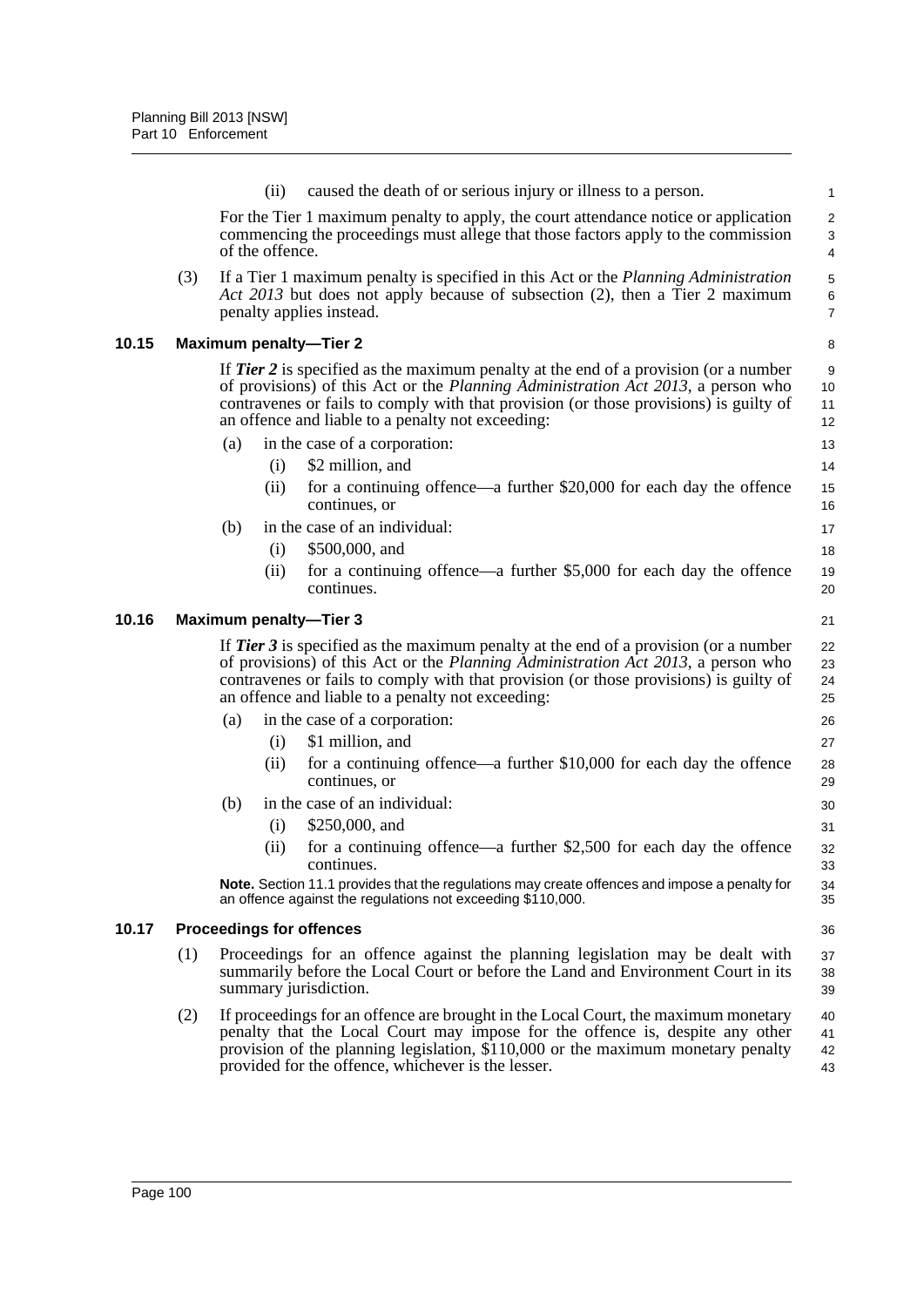(ii) caused the death of or serious injury or illness to a person.

For the Tier 1 maximum penalty to apply, the court attendance notice or application commencing the proceedings must allege that those factors apply to the commission of the offence.

(3) If a Tier 1 maximum penalty is specified in this Act or the *Planning Administration Act 2013* but does not apply because of subsection (2), then a Tier 2 maximum penalty applies instead.

### 10.15 Maximum penalty—Tier 2

If ***Tier 2*** is specified as the maximum penalty at the end of a provision (or a number of provisions) of this Act or the *Planning Administration Act 2013*, a person who contravenes or fails to comply with that provision (or those provisions) is guilty of an offence and liable to a penalty not exceeding:

(a) in the case of a corporation:

(i) $2 million, and

(ii) for a continuing offence—a further $20,000 for each day the offence continues, or

(b) in the case of an individual:

(i) $500,000, and

(ii) for a continuing offence—a further $5,000 for each day the offence continues.

### 10.16 Maximum penalty—Tier 3

If ***Tier 3*** is specified as the maximum penalty at the end of a provision (or a number of provisions) of this Act or the *Planning Administration Act 2013*, a person who contravenes or fails to comply with that provision (or those provisions) is guilty of an offence and liable to a penalty not exceeding:

(a) in the case of a corporation:

(i) $1 million, and

(ii) for a continuing offence—a further $10,000 for each day the offence continues, or

(b) in the case of an individual:

(i) $250,000, and

(ii) for a continuing offence—a further $2,500 for each day the offence continues.

**Note.** Section 11.1 provides that the regulations may create offences and impose a penalty for an offence against the regulations not exceeding $110,000.

### 10.17 Proceedings for offences

(1) Proceedings for an offence against the planning legislation may be dealt with summarily before the Local Court or before the Land and Environment Court in its summary jurisdiction.

(2) If proceedings for an offence are brought in the Local Court, the maximum monetary penalty that the Local Court may impose for the offence is, despite any other provision of the planning legislation, $110,000 or the maximum monetary penalty provided for the offence, whichever is the lesser.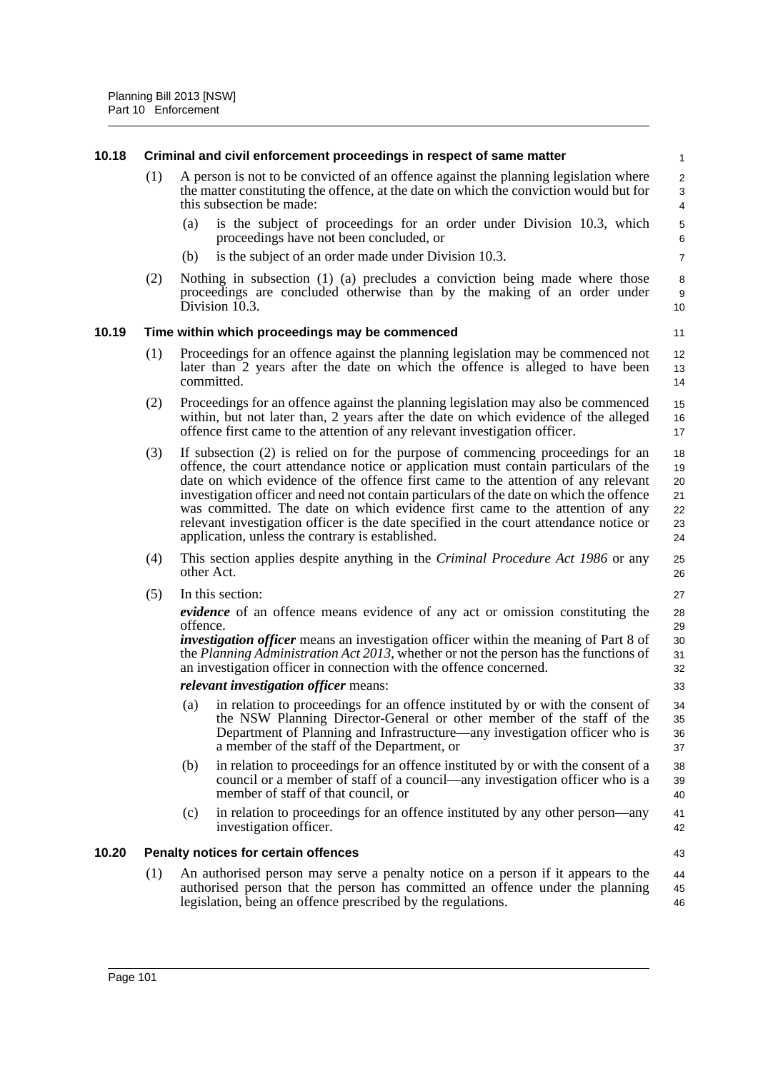### 10.18 Criminal and civil enforcement proceedings in respect of same matter

(1) A person is not to be convicted of an offence against the planning legislation where the matter constituting the offence, at the date on which the conviction would but for this subsection be made:

- (a) is the subject of proceedings for an order under Division 10.3, which proceedings have not been concluded, or
- (b) is the subject of an order made under Division 10.3.

(2) Nothing in subsection (1) (a) precludes a conviction being made where those proceedings are concluded otherwise than by the making of an order under Division 10.3.

### 10.19 Time within which proceedings may be commenced

(1) Proceedings for an offence against the planning legislation may be commenced not later than 2 years after the date on which the offence is alleged to have been committed.

(2) Proceedings for an offence against the planning legislation may also be commenced within, but not later than, 2 years after the date on which evidence of the alleged offence first came to the attention of any relevant investigation officer.

(3) If subsection (2) is relied on for the purpose of commencing proceedings for an offence, the court attendance notice or application must contain particulars of the date on which evidence of the offence first came to the attention of any relevant investigation officer and need not contain particulars of the date on which the offence was committed. The date on which evidence first came to the attention of any relevant investigation officer is the date specified in the court attendance notice or application, unless the contrary is established.

(4) This section applies despite anything in the *Criminal Procedure Act 1986* or any other Act.

(5) In this section:

***evidence*** of an offence means evidence of any act or omission constituting the offence.

***investigation officer*** means an investigation officer within the meaning of Part 8 of the *Planning Administration Act 2013*, whether or not the person has the functions of an investigation officer in connection with the offence concerned.

***relevant investigation officer*** means:

- (a) in relation to proceedings for an offence instituted by or with the consent of the NSW Planning Director-General or other member of the staff of the Department of Planning and Infrastructure—any investigation officer who is a member of the staff of the Department, or
- (b) in relation to proceedings for an offence instituted by or with the consent of a council or a member of staff of a council—any investigation officer who is a member of staff of that council, or
- (c) in relation to proceedings for an offence instituted by any other person—any investigation officer.

### 10.20 Penalty notices for certain offences

(1) An authorised person may serve a penalty notice on a person if it appears to the authorised person that the person has committed an offence under the planning legislation, being an offence prescribed by the regulations.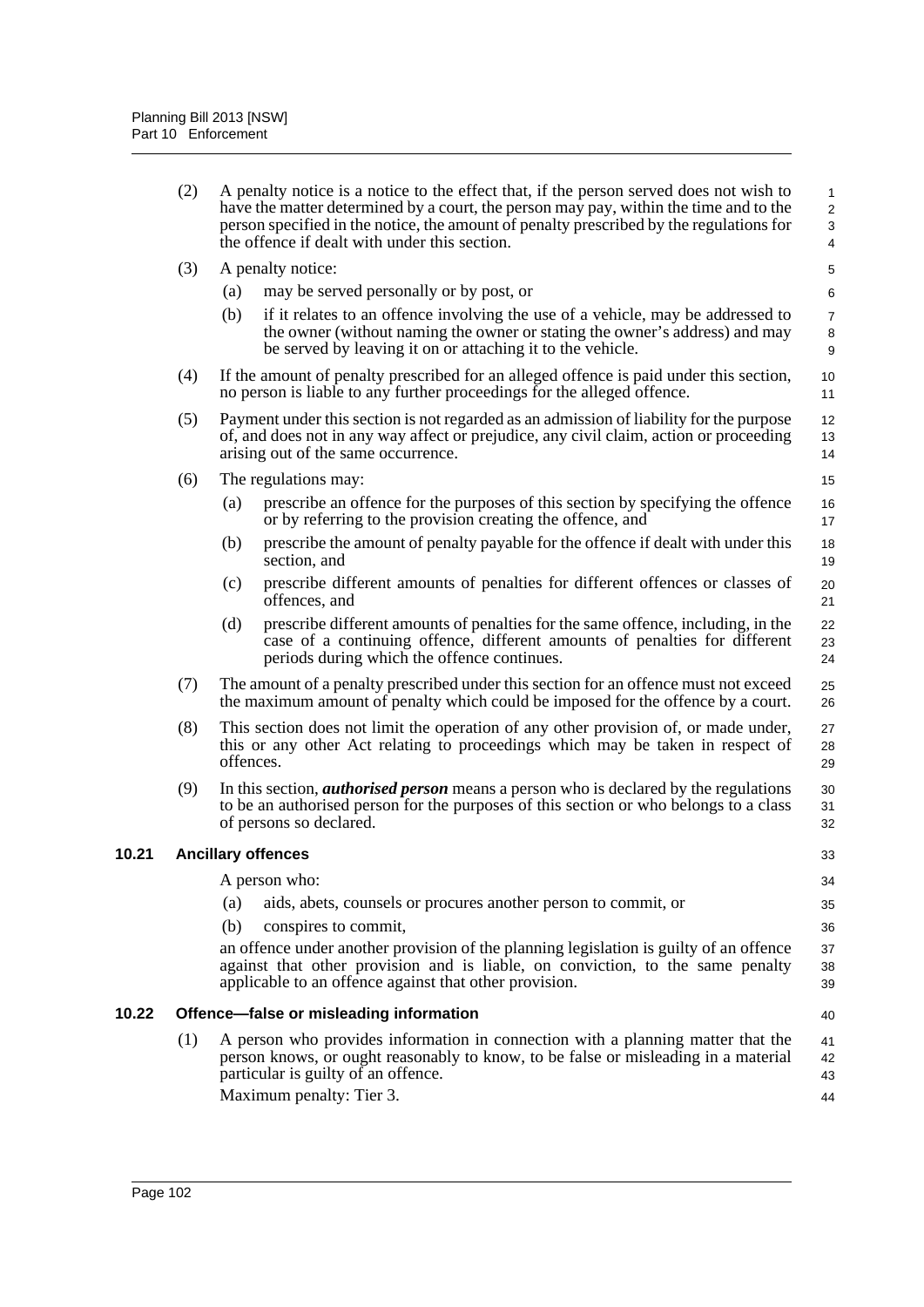(2) A penalty notice is a notice to the effect that, if the person served does not wish to have the matter determined by a court, the person may pay, within the time and to the person specified in the notice, the amount of penalty prescribed by the regulations for the offence if dealt with under this section.

(3) A penalty notice:

(a) may be served personally or by post, or

(b) if it relates to an offence involving the use of a vehicle, may be addressed to the owner (without naming the owner or stating the owner's address) and may be served by leaving it on or attaching it to the vehicle.

(4) If the amount of penalty prescribed for an alleged offence is paid under this section, no person is liable to any further proceedings for the alleged offence.

(5) Payment under this section is not regarded as an admission of liability for the purpose of, and does not in any way affect or prejudice, any civil claim, action or proceeding arising out of the same occurrence.

(6) The regulations may:

(a) prescribe an offence for the purposes of this section by specifying the offence or by referring to the provision creating the offence, and

(b) prescribe the amount of penalty payable for the offence if dealt with under this section, and

(c) prescribe different amounts of penalties for different offences or classes of offences, and

(d) prescribe different amounts of penalties for the same offence, including, in the case of a continuing offence, different amounts of penalties for different periods during which the offence continues.

(7) The amount of a penalty prescribed under this section for an offence must not exceed the maximum amount of penalty which could be imposed for the offence by a court.

(8) This section does not limit the operation of any other provision of, or made under, this or any other Act relating to proceedings which may be taken in respect of offences.

(9) In this section, ***authorised person*** means a person who is declared by the regulations to be an authorised person for the purposes of this section or who belongs to a class of persons so declared.

### 10.21 Ancillary offences

A person who:

(a) aids, abets, counsels or procures another person to commit, or

(b) conspires to commit,

an offence under another provision of the planning legislation is guilty of an offence against that other provision and is liable, on conviction, to the same penalty applicable to an offence against that other provision.

### 10.22 Offence—false or misleading information

(1) A person who provides information in connection with a planning matter that the person knows, or ought reasonably to know, to be false or misleading in a material particular is guilty of an offence.

Maximum penalty: Tier 3.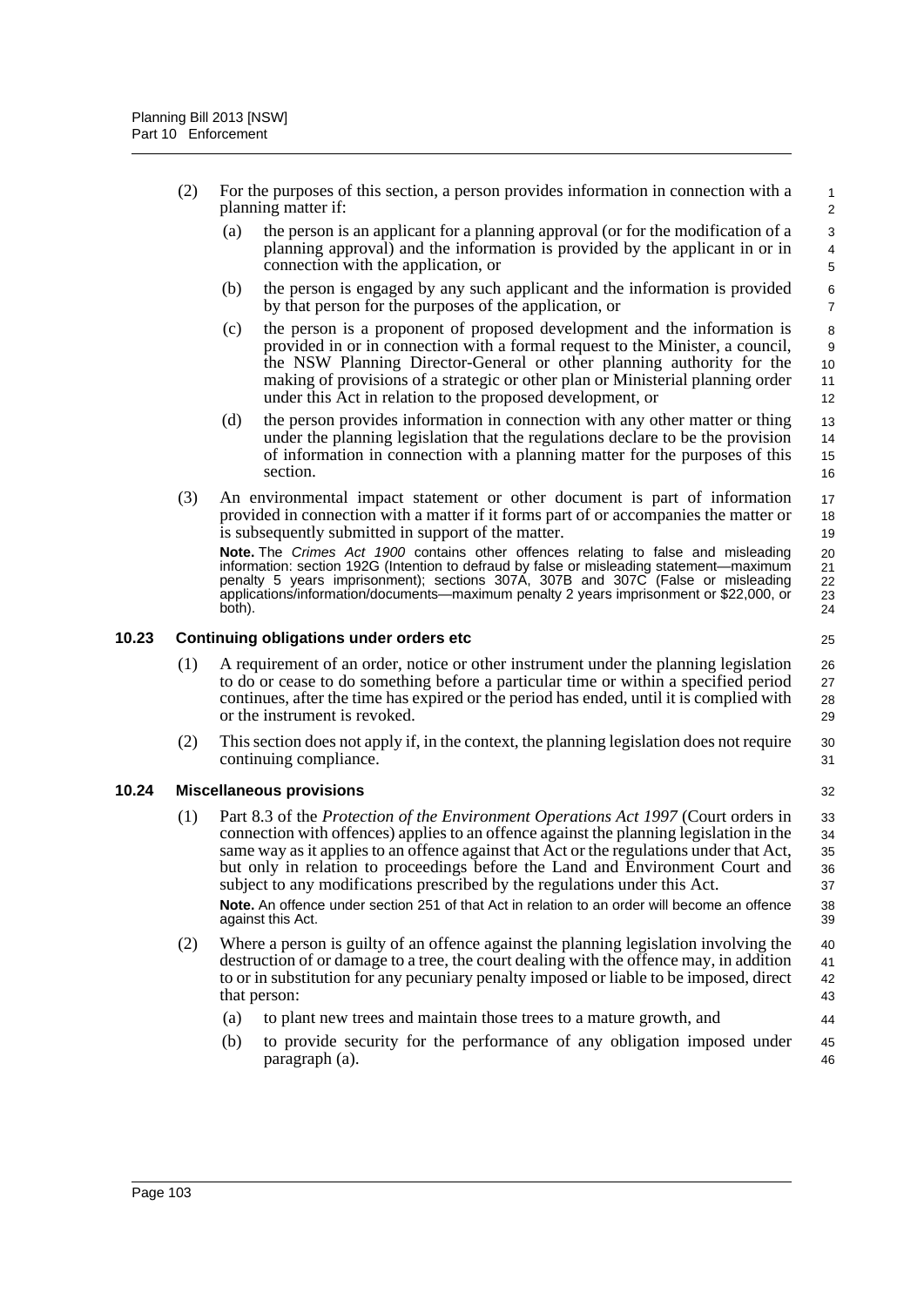(2) For the purposes of this section, a person provides information in connection with a planning matter if:

(a) the person is an applicant for a planning approval (or for the modification of a planning approval) and the information is provided by the applicant in or in connection with the application, or

(b) the person is engaged by any such applicant and the information is provided by that person for the purposes of the application, or

(c) the person is a proponent of proposed development and the information is provided in or in connection with a formal request to the Minister, a council, the NSW Planning Director-General or other planning authority for the making of provisions of a strategic or other plan or Ministerial planning order under this Act in relation to the proposed development, or

(d) the person provides information in connection with any other matter or thing under the planning legislation that the regulations declare to be the provision of information in connection with a planning matter for the purposes of this section.

(3) An environmental impact statement or other document is part of information provided in connection with a matter if it forms part of or accompanies the matter or is subsequently submitted in support of the matter.

**Note.** The *Crimes Act 1900* contains other offences relating to false and misleading information: section 192G (Intention to defraud by false or misleading statement—maximum penalty 5 years imprisonment); sections 307A, 307B and 307C (False or misleading applications/information/documents—maximum penalty 2 years imprisonment or $22,000, or both).

### 10.23 Continuing obligations under orders etc

(1) A requirement of an order, notice or other instrument under the planning legislation to do or cease to do something before a particular time or within a specified period continues, after the time has expired or the period has ended, until it is complied with or the instrument is revoked.

(2) This section does not apply if, in the context, the planning legislation does not require continuing compliance.

### 10.24 Miscellaneous provisions

(1) Part 8.3 of the *Protection of the Environment Operations Act 1997* (Court orders in connection with offences) applies to an offence against the planning legislation in the same way as it applies to an offence against that Act or the regulations under that Act, but only in relation to proceedings before the Land and Environment Court and subject to any modifications prescribed by the regulations under this Act.

**Note.** An offence under section 251 of that Act in relation to an order will become an offence against this Act.

(2) Where a person is guilty of an offence against the planning legislation involving the destruction of or damage to a tree, the court dealing with the offence may, in addition to or in substitution for any pecuniary penalty imposed or liable to be imposed, direct that person:

(a) to plant new trees and maintain those trees to a mature growth, and

(b) to provide security for the performance of any obligation imposed under paragraph (a).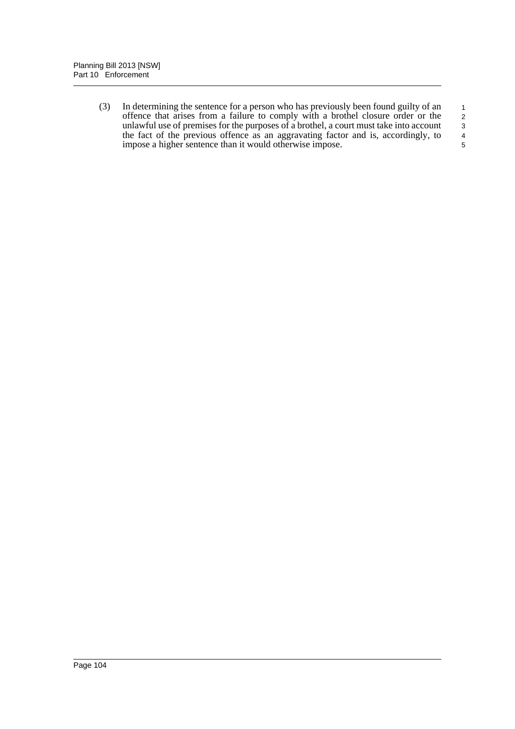(3) In determining the sentence for a person who has previously been found guilty of an offence that arises from a failure to comply with a brothel closure order or the unlawful use of premises for the purposes of a brothel, a court must take into account the fact of the previous offence as an aggravating factor and is, accordingly, to impose a higher sentence than it would otherwise impose.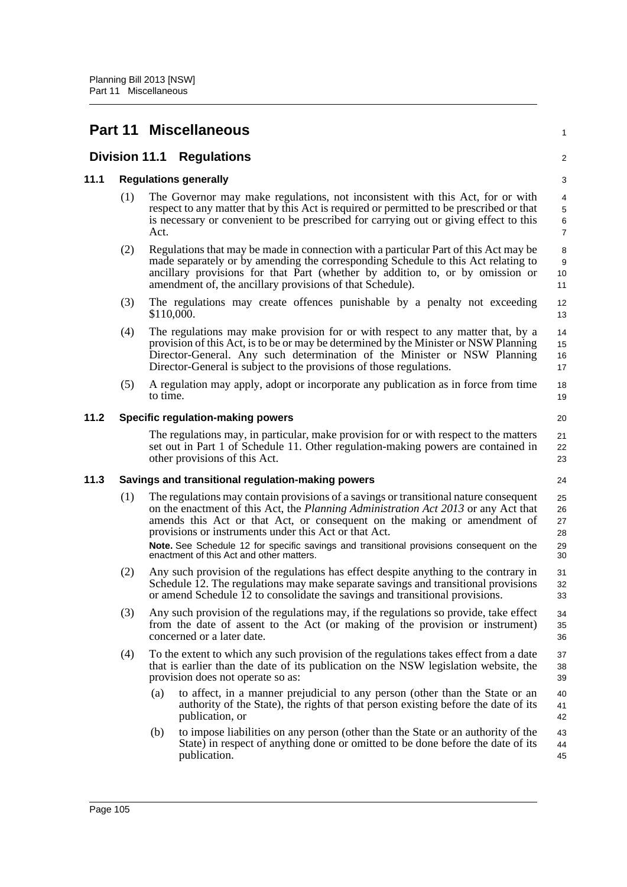# Part 11 Miscellaneous

## Division 11.1 Regulations

### 11.1 Regulations generally

(1) The Governor may make regulations, not inconsistent with this Act, for or with respect to any matter that by this Act is required or permitted to be prescribed or that is necessary or convenient to be prescribed for carrying out or giving effect to this Act.

(2) Regulations that may be made in connection with a particular Part of this Act may be made separately or by amending the corresponding Schedule to this Act relating to ancillary provisions for that Part (whether by addition to, or by omission or amendment of, the ancillary provisions of that Schedule).

(3) The regulations may create offences punishable by a penalty not exceeding $110,000.

(4) The regulations may make provision for or with respect to any matter that, by a provision of this Act, is to be or may be determined by the Minister or NSW Planning Director-General. Any such determination of the Minister or NSW Planning Director-General is subject to the provisions of those regulations.

(5) A regulation may apply, adopt or incorporate any publication as in force from time to time.

### 11.2 Specific regulation-making powers

The regulations may, in particular, make provision for or with respect to the matters set out in Part 1 of Schedule 11. Other regulation-making powers are contained in other provisions of this Act.

### 11.3 Savings and transitional regulation-making powers

(1) The regulations may contain provisions of a savings or transitional nature consequent on the enactment of this Act, the *Planning Administration Act 2013* or any Act that amends this Act or that Act, or consequent on the making or amendment of provisions or instruments under this Act or that Act.

**Note.** See Schedule 12 for specific savings and transitional provisions consequent on the enactment of this Act and other matters.

(2) Any such provision of the regulations has effect despite anything to the contrary in Schedule 12. The regulations may make separate savings and transitional provisions or amend Schedule 12 to consolidate the savings and transitional provisions.

(3) Any such provision of the regulations may, if the regulations so provide, take effect from the date of assent to the Act (or making of the provision or instrument) concerned or a later date.

(4) To the extent to which any such provision of the regulations takes effect from a date that is earlier than the date of its publication on the NSW legislation website, the provision does not operate so as:

(a) to affect, in a manner prejudicial to any person (other than the State or an authority of the State), the rights of that person existing before the date of its publication, or

(b) to impose liabilities on any person (other than the State or an authority of the State) in respect of anything done or omitted to be done before the date of its publication.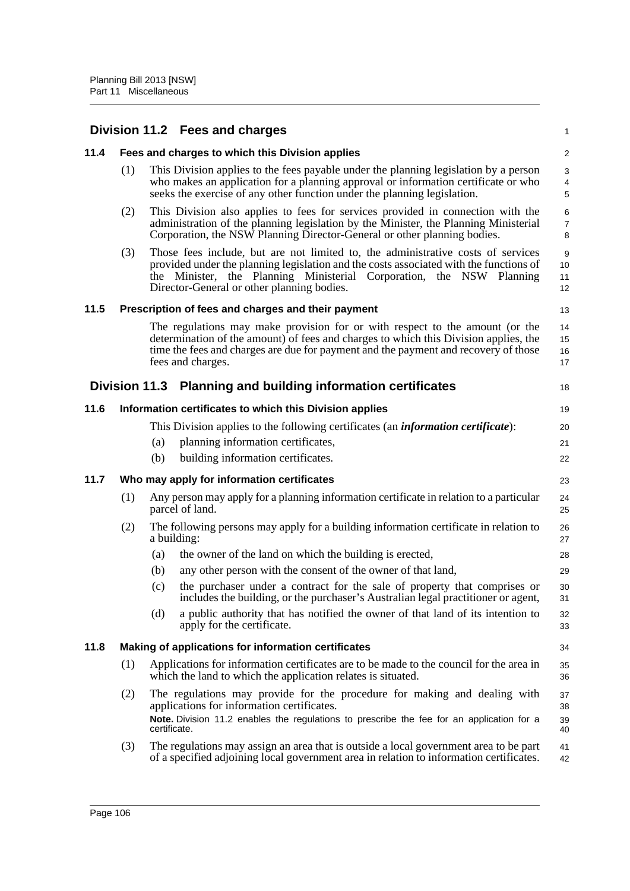## Division 11.2 Fees and charges

### 11.4 Fees and charges to which this Division applies

(1) This Division applies to the fees payable under the planning legislation by a person who makes an application for a planning approval or information certificate or who seeks the exercise of any other function under the planning legislation.

(2) This Division also applies to fees for services provided in connection with the administration of the planning legislation by the Minister, the Planning Ministerial Corporation, the NSW Planning Director-General or other planning bodies.

(3) Those fees include, but are not limited to, the administrative costs of services provided under the planning legislation and the costs associated with the functions of the Minister, the Planning Ministerial Corporation, the NSW Planning Director-General or other planning bodies.

### 11.5 Prescription of fees and charges and their payment

The regulations may make provision for or with respect to the amount (or the determination of the amount) of fees and charges to which this Division applies, the time the fees and charges are due for payment and the payment and recovery of those fees and charges.

## Division 11.3 Planning and building information certificates

### 11.6 Information certificates to which this Division applies

This Division applies to the following certificates (an ***information certificate***):

(a) planning information certificates,

(b) building information certificates.

### 11.7 Who may apply for information certificates

(1) Any person may apply for a planning information certificate in relation to a particular parcel of land.

(2) The following persons may apply for a building information certificate in relation to a building:

(a) the owner of the land on which the building is erected,

(b) any other person with the consent of the owner of that land,

(c) the purchaser under a contract for the sale of property that comprises or includes the building, or the purchaser's Australian legal practitioner or agent,

(d) a public authority that has notified the owner of that land of its intention to apply for the certificate.

### 11.8 Making of applications for information certificates

(1) Applications for information certificates are to be made to the council for the area in which the land to which the application relates is situated.

(2) The regulations may provide for the procedure for making and dealing with applications for information certificates.

**Note.** Division 11.2 enables the regulations to prescribe the fee for an application for a certificate.

(3) The regulations may assign an area that is outside a local government area to be part of a specified adjoining local government area in relation to information certificates.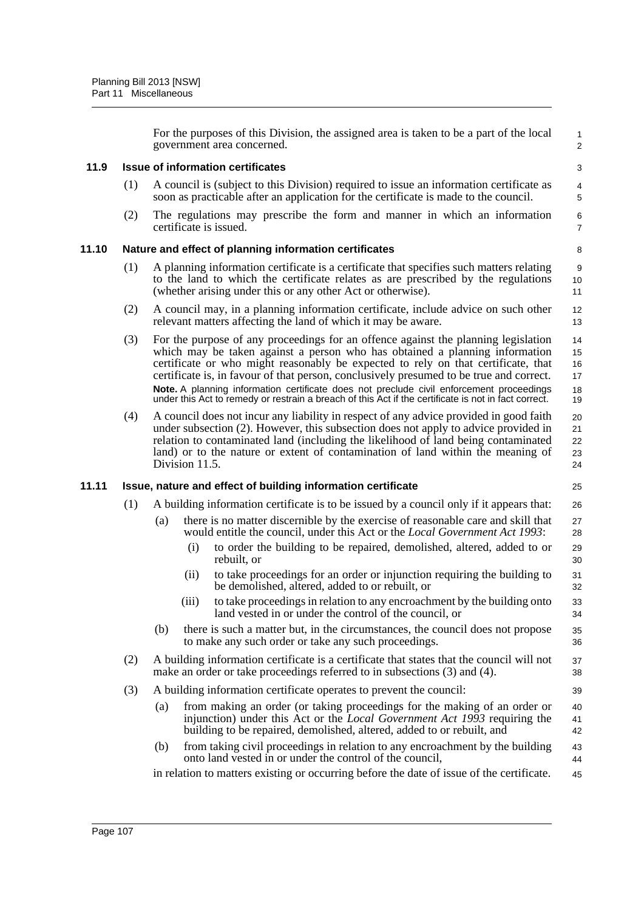For the purposes of this Division, the assigned area is taken to be a part of the local government area concerned.

### 11.9 Issue of information certificates

(1) A council is (subject to this Division) required to issue an information certificate as soon as practicable after an application for the certificate is made to the council.

(2) The regulations may prescribe the form and manner in which an information certificate is issued.

### 11.10 Nature and effect of planning information certificates

(1) A planning information certificate is a certificate that specifies such matters relating to the land to which the certificate relates as are prescribed by the regulations (whether arising under this or any other Act or otherwise).

(2) A council may, in a planning information certificate, include advice on such other relevant matters affecting the land of which it may be aware.

(3) For the purpose of any proceedings for an offence against the planning legislation which may be taken against a person who has obtained a planning information certificate or who might reasonably be expected to rely on that certificate, that certificate is, in favour of that person, conclusively presumed to be true and correct.

**Note.** A planning information certificate does not preclude civil enforcement proceedings under this Act to remedy or restrain a breach of this Act if the certificate is not in fact correct.

(4) A council does not incur any liability in respect of any advice provided in good faith under subsection (2). However, this subsection does not apply to advice provided in relation to contaminated land (including the likelihood of land being contaminated land) or to the nature or extent of contamination of land within the meaning of Division 11.5.

### 11.11 Issue, nature and effect of building information certificate

(1) A building information certificate is to be issued by a council only if it appears that:

(a) there is no matter discernible by the exercise of reasonable care and skill that would entitle the council, under this Act or the *Local Government Act 1993*:

(i) to order the building to be repaired, demolished, altered, added to or rebuilt, or

(ii) to take proceedings for an order or injunction requiring the building to be demolished, altered, added to or rebuilt, or

(iii) to take proceedings in relation to any encroachment by the building onto land vested in or under the control of the council, or

(b) there is such a matter but, in the circumstances, the council does not propose to make any such order or take any such proceedings.

(2) A building information certificate is a certificate that states that the council will not make an order or take proceedings referred to in subsections (3) and (4).

(3) A building information certificate operates to prevent the council:

(a) from making an order (or taking proceedings for the making of an order or injunction) under this Act or the *Local Government Act 1993* requiring the building to be repaired, demolished, altered, added to or rebuilt, and

(b) from taking civil proceedings in relation to any encroachment by the building onto land vested in or under the control of the council,

in relation to matters existing or occurring before the date of issue of the certificate.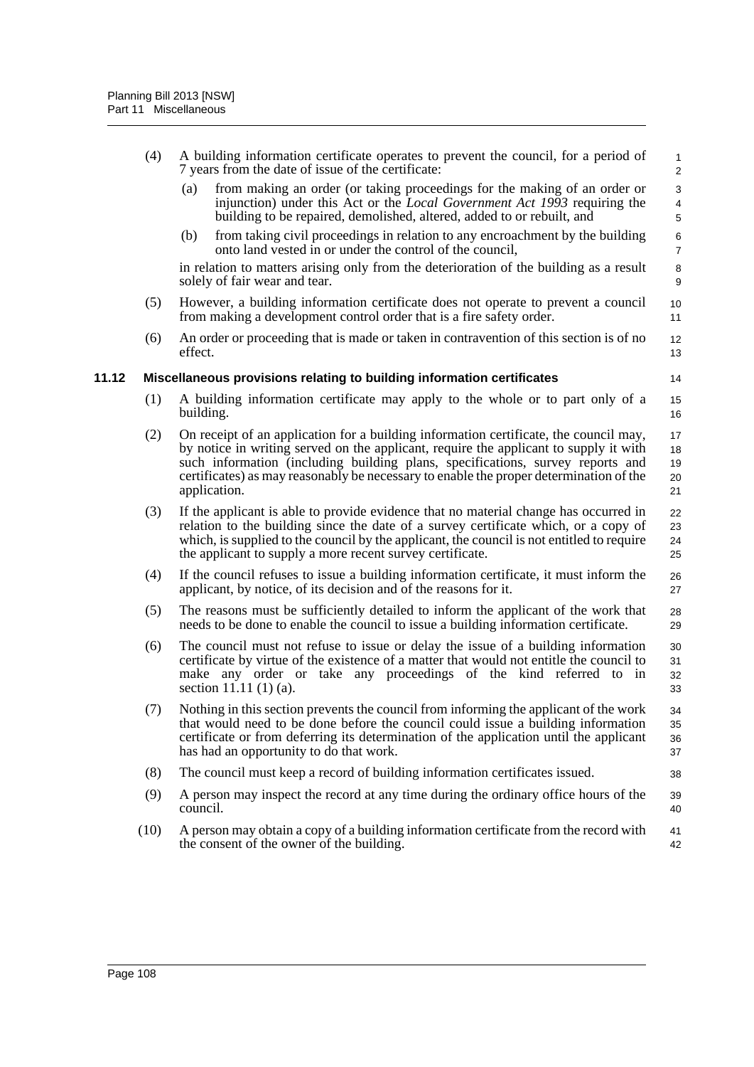(4) A building information certificate operates to prevent the council, for a period of 7 years from the date of issue of the certificate:

   (a) from making an order (or taking proceedings for the making of an order or injunction) under this Act or the *Local Government Act 1993* requiring the building to be repaired, demolished, altered, added to or rebuilt, and

   (b) from taking civil proceedings in relation to any encroachment by the building onto land vested in or under the control of the council,

   in relation to matters arising only from the deterioration of the building as a result solely of fair wear and tear.

(5) However, a building information certificate does not operate to prevent a council from making a development control order that is a fire safety order.

(6) An order or proceeding that is made or taken in contravention of this section is of no effect.

## 11.12 Miscellaneous provisions relating to building information certificates

(1) A building information certificate may apply to the whole or to part only of a building.

(2) On receipt of an application for a building information certificate, the council may, by notice in writing served on the applicant, require the applicant to supply it with such information (including building plans, specifications, survey reports and certificates) as may reasonably be necessary to enable the proper determination of the application.

(3) If the applicant is able to provide evidence that no material change has occurred in relation to the building since the date of a survey certificate which, or a copy of which, is supplied to the council by the applicant, the council is not entitled to require the applicant to supply a more recent survey certificate.

(4) If the council refuses to issue a building information certificate, it must inform the applicant, by notice, of its decision and of the reasons for it.

(5) The reasons must be sufficiently detailed to inform the applicant of the work that needs to be done to enable the council to issue a building information certificate.

(6) The council must not refuse to issue or delay the issue of a building information certificate by virtue of the existence of a matter that would not entitle the council to make any order or take any proceedings of the kind referred to in section 11.11 (1) (a).

(7) Nothing in this section prevents the council from informing the applicant of the work that would need to be done before the council could issue a building information certificate or from deferring its determination of the application until the applicant has had an opportunity to do that work.

(8) The council must keep a record of building information certificates issued.

(9) A person may inspect the record at any time during the ordinary office hours of the council.

(10) A person may obtain a copy of a building information certificate from the record with the consent of the owner of the building.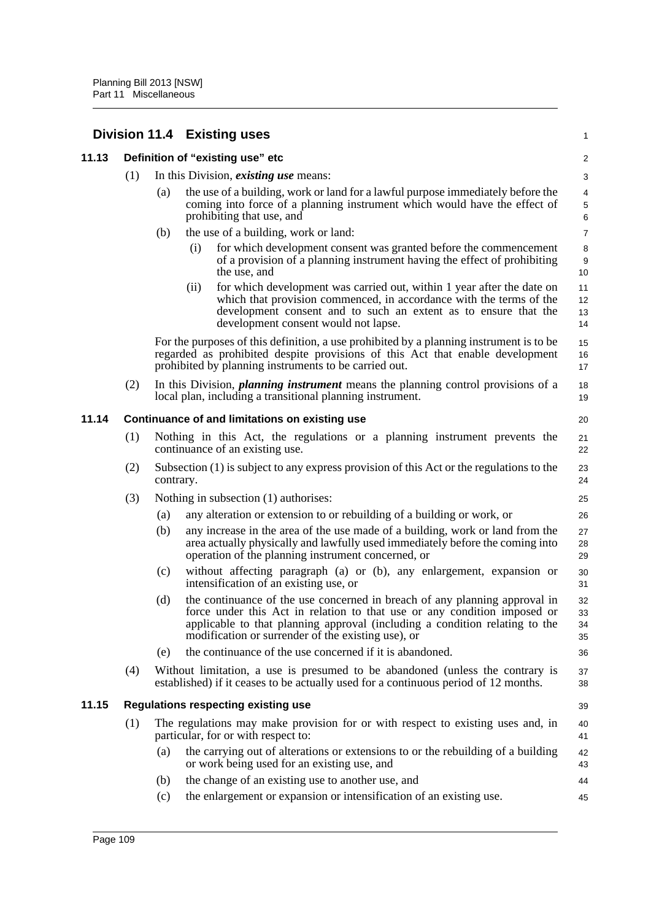## Division 11.4 Existing uses

### 11.13 Definition of "existing use" etc

(1) In this Division, ***existing use*** means:

(a) the use of a building, work or land for a lawful purpose immediately before the coming into force of a planning instrument which would have the effect of prohibiting that use, and

(b) the use of a building, work or land:

(i) for which development consent was granted before the commencement of a provision of a planning instrument having the effect of prohibiting the use, and

(ii) for which development was carried out, within 1 year after the date on which that provision commenced, in accordance with the terms of the development consent and to such an extent as to ensure that the development consent would not lapse.

For the purposes of this definition, a use prohibited by a planning instrument is to be regarded as prohibited despite provisions of this Act that enable development prohibited by planning instruments to be carried out.

(2) In this Division, ***planning instrument*** means the planning control provisions of a local plan, including a transitional planning instrument.

### 11.14 Continuance of and limitations on existing use

(1) Nothing in this Act, the regulations or a planning instrument prevents the continuance of an existing use.

(2) Subsection (1) is subject to any express provision of this Act or the regulations to the contrary.

(3) Nothing in subsection (1) authorises:

(a) any alteration or extension to or rebuilding of a building or work, or

(b) any increase in the area of the use made of a building, work or land from the area actually physically and lawfully used immediately before the coming into operation of the planning instrument concerned, or

(c) without affecting paragraph (a) or (b), any enlargement, expansion or intensification of an existing use, or

(d) the continuance of the use concerned in breach of any planning approval in force under this Act in relation to that use or any condition imposed or applicable to that planning approval (including a condition relating to the modification or surrender of the existing use), or

(e) the continuance of the use concerned if it is abandoned.

(4) Without limitation, a use is presumed to be abandoned (unless the contrary is established) if it ceases to be actually used for a continuous period of 12 months.

### 11.15 Regulations respecting existing use

(1) The regulations may make provision for or with respect to existing uses and, in particular, for or with respect to:

(a) the carrying out of alterations or extensions to or the rebuilding of a building or work being used for an existing use, and

(b) the change of an existing use to another use, and

(c) the enlargement or expansion or intensification of an existing use.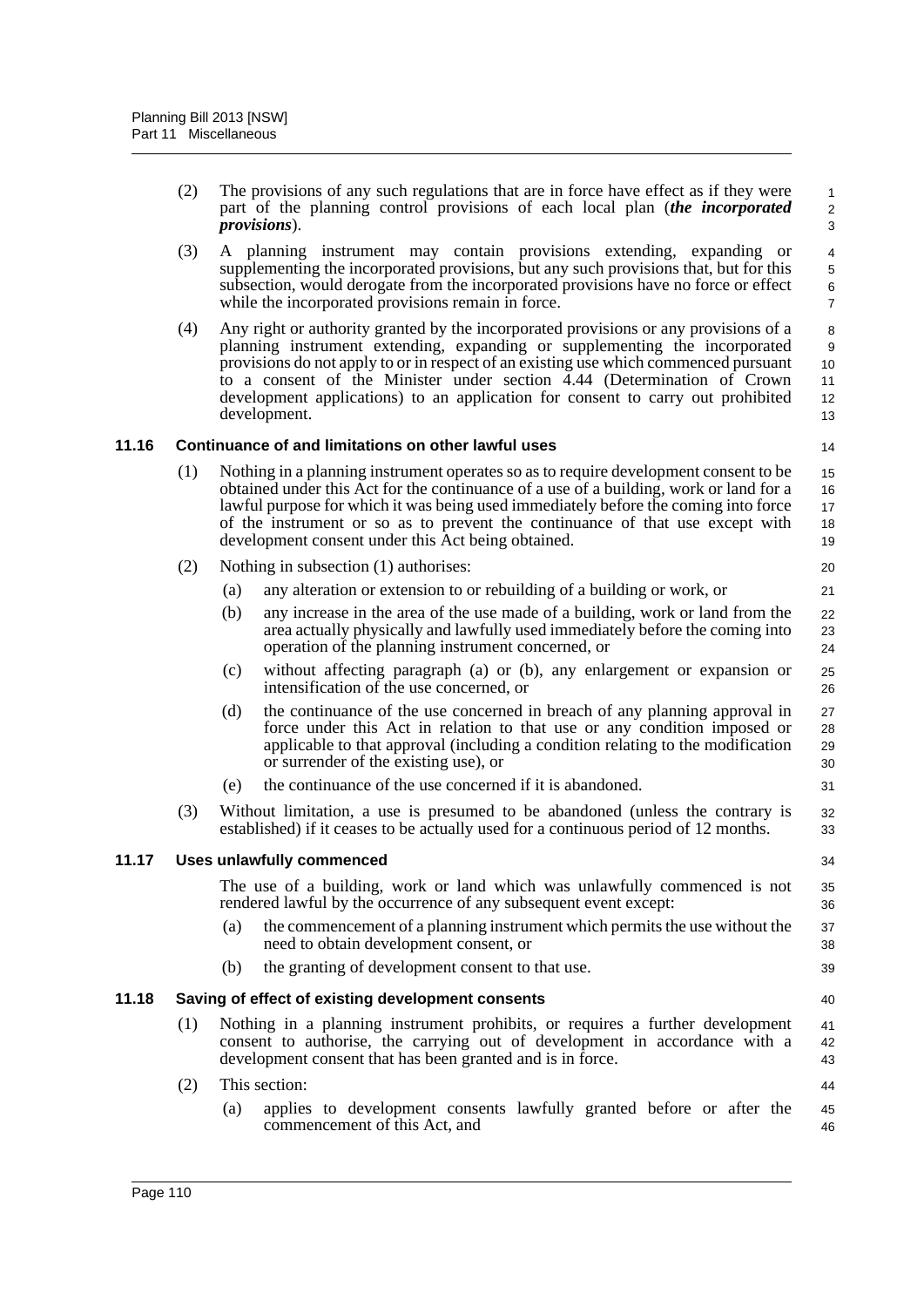(2) The provisions of any such regulations that are in force have effect as if they were part of the planning control provisions of each local plan (***the incorporated provisions***).

(3) A planning instrument may contain provisions extending, expanding or supplementing the incorporated provisions, but any such provisions that, but for this subsection, would derogate from the incorporated provisions have no force or effect while the incorporated provisions remain in force.

(4) Any right or authority granted by the incorporated provisions or any provisions of a planning instrument extending, expanding or supplementing the incorporated provisions do not apply to or in respect of an existing use which commenced pursuant to a consent of the Minister under section 4.44 (Determination of Crown development applications) to an application for consent to carry out prohibited development.

### 11.16 Continuance of and limitations on other lawful uses

(1) Nothing in a planning instrument operates so as to require development consent to be obtained under this Act for the continuance of a use of a building, work or land for a lawful purpose for which it was being used immediately before the coming into force of the instrument or so as to prevent the continuance of that use except with development consent under this Act being obtained.

(2) Nothing in subsection (1) authorises:

- (a) any alteration or extension to or rebuilding of a building or work, or
- (b) any increase in the area of the use made of a building, work or land from the area actually physically and lawfully used immediately before the coming into operation of the planning instrument concerned, or
- (c) without affecting paragraph (a) or (b), any enlargement or expansion or intensification of the use concerned, or
- (d) the continuance of the use concerned in breach of any planning approval in force under this Act in relation to that use or any condition imposed or applicable to that approval (including a condition relating to the modification or surrender of the existing use), or
- (e) the continuance of the use concerned if it is abandoned.

(3) Without limitation, a use is presumed to be abandoned (unless the contrary is established) if it ceases to be actually used for a continuous period of 12 months.

### 11.17 Uses unlawfully commenced

The use of a building, work or land which was unlawfully commenced is not rendered lawful by the occurrence of any subsequent event except:

- (a) the commencement of a planning instrument which permits the use without the need to obtain development consent, or
- (b) the granting of development consent to that use.

### 11.18 Saving of effect of existing development consents

(1) Nothing in a planning instrument prohibits, or requires a further development consent to authorise, the carrying out of development in accordance with a development consent that has been granted and is in force.

(2) This section:

- (a) applies to development consents lawfully granted before or after the commencement of this Act, and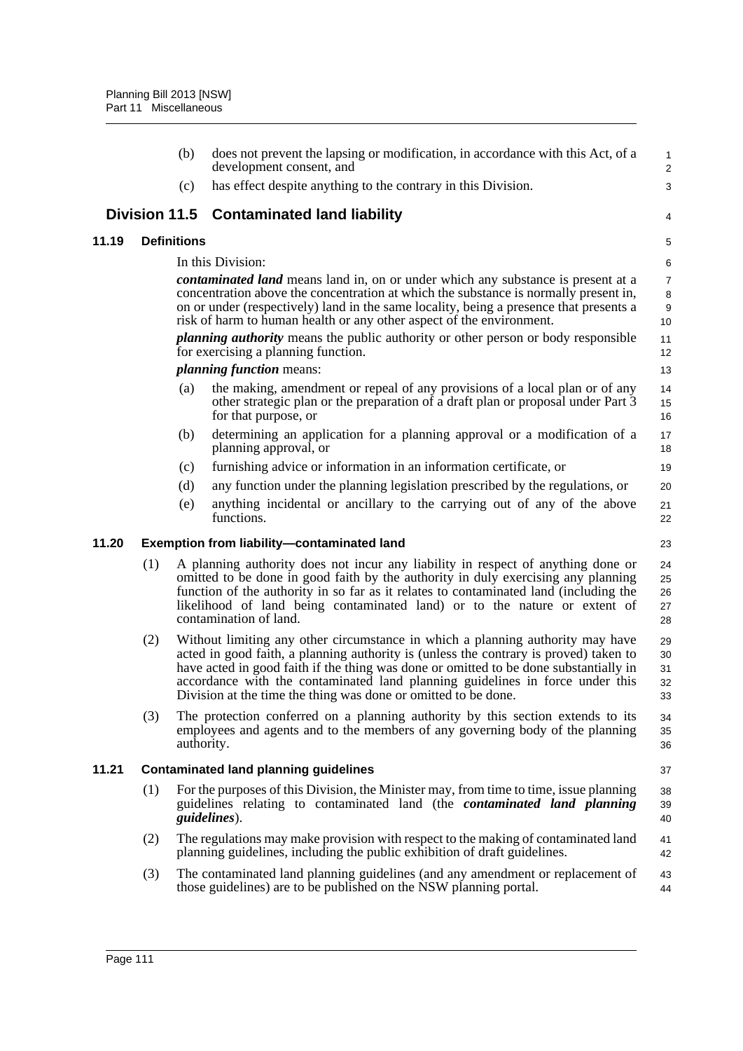(b) does not prevent the lapsing or modification, in accordance with this Act, of a development consent, and

(c) has effect despite anything to the contrary in this Division.

## Division 11.5 Contaminated land liability

### 11.19 Definitions

In this Division:

***contaminated land*** means land in, on or under which any substance is present at a concentration above the concentration at which the substance is normally present in, on or under (respectively) land in the same locality, being a presence that presents a risk of harm to human health or any other aspect of the environment.

***planning authority*** means the public authority or other person or body responsible for exercising a planning function.

***planning function*** means:

(a) the making, amendment or repeal of any provisions of a local plan or of any other strategic plan or the preparation of a draft plan or proposal under Part 3 for that purpose, or

(b) determining an application for a planning approval or a modification of a planning approval, or

(c) furnishing advice or information in an information certificate, or

(d) any function under the planning legislation prescribed by the regulations, or

(e) anything incidental or ancillary to the carrying out of any of the above functions.

### 11.20 Exemption from liability—contaminated land

(1) A planning authority does not incur any liability in respect of anything done or omitted to be done in good faith by the authority in duly exercising any planning function of the authority in so far as it relates to contaminated land (including the likelihood of land being contaminated land) or to the nature or extent of contamination of land.

(2) Without limiting any other circumstance in which a planning authority may have acted in good faith, a planning authority is (unless the contrary is proved) taken to have acted in good faith if the thing was done or omitted to be done substantially in accordance with the contaminated land planning guidelines in force under this Division at the time the thing was done or omitted to be done.

(3) The protection conferred on a planning authority by this section extends to its employees and agents and to the members of any governing body of the planning authority.

### 11.21 Contaminated land planning guidelines

(1) For the purposes of this Division, the Minister may, from time to time, issue planning guidelines relating to contaminated land (the ***contaminated land planning guidelines***).

(2) The regulations may make provision with respect to the making of contaminated land planning guidelines, including the public exhibition of draft guidelines.

(3) The contaminated land planning guidelines (and any amendment or replacement of those guidelines) are to be published on the NSW planning portal.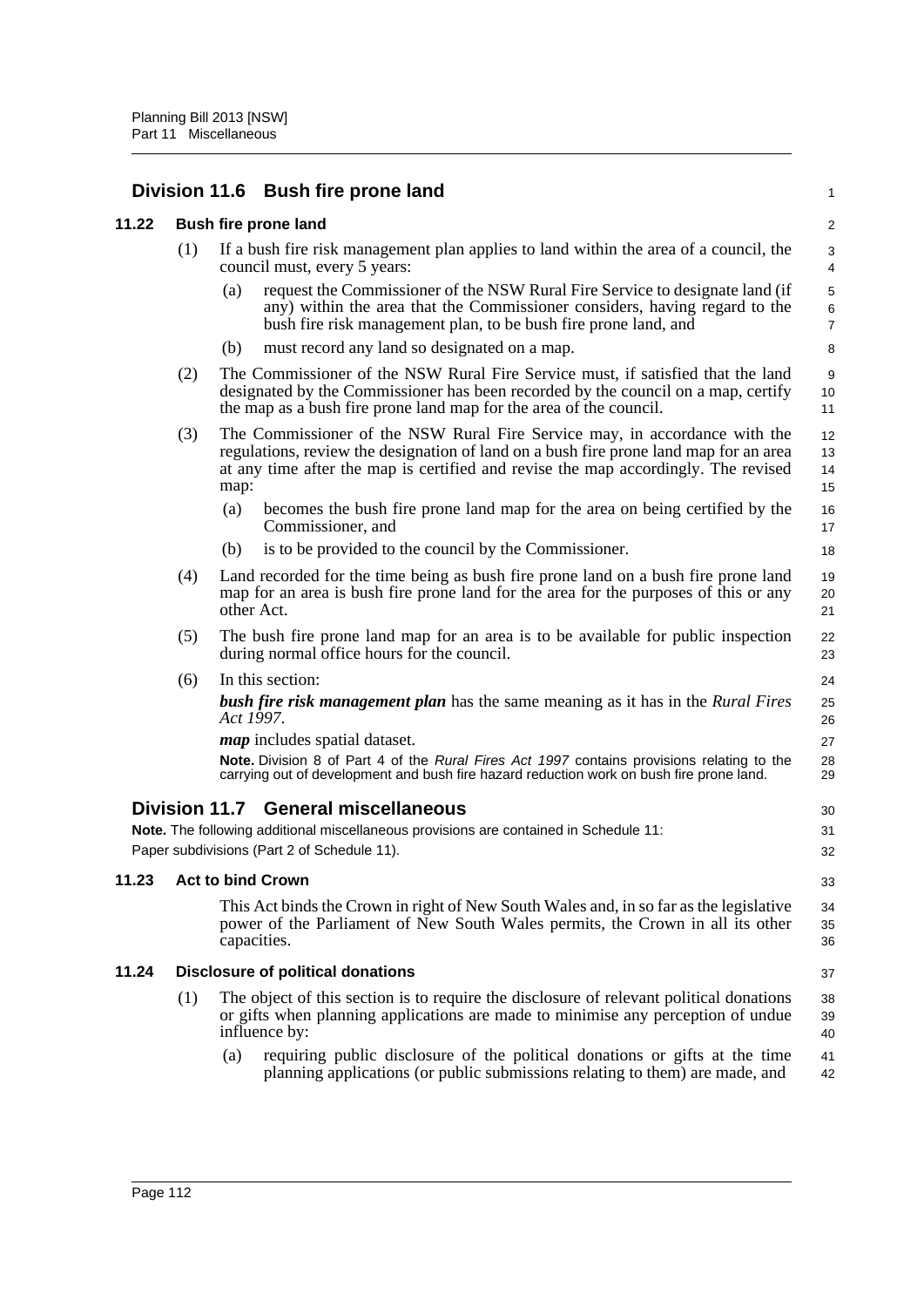## Division 11.6 Bush fire prone land

### 11.22 Bush fire prone land

(1) If a bush fire risk management plan applies to land within the area of a council, the council must, every 5 years:

- (a) request the Commissioner of the NSW Rural Fire Service to designate land (if any) within the area that the Commissioner considers, having regard to the bush fire risk management plan, to be bush fire prone land, and
- (b) must record any land so designated on a map.

(2) The Commissioner of the NSW Rural Fire Service must, if satisfied that the land designated by the Commissioner has been recorded by the council on a map, certify the map as a bush fire prone land map for the area of the council.

(3) The Commissioner of the NSW Rural Fire Service may, in accordance with the regulations, review the designation of land on a bush fire prone land map for an area at any time after the map is certified and revise the map accordingly. The revised map:

- (a) becomes the bush fire prone land map for the area on being certified by the Commissioner, and
- (b) is to be provided to the council by the Commissioner.

(4) Land recorded for the time being as bush fire prone land on a bush fire prone land map for an area is bush fire prone land for the area for the purposes of this or any other Act.

(5) The bush fire prone land map for an area is to be available for public inspection during normal office hours for the council.

(6) In this section:

***bush fire risk management plan*** has the same meaning as it has in the *Rural Fires Act 1997*.

***map*** includes spatial dataset.

**Note.** Division 8 of Part 4 of the *Rural Fires Act 1997* contains provisions relating to the carrying out of development and bush fire hazard reduction work on bush fire prone land.

## Division 11.7 General miscellaneous

**Note.** The following additional miscellaneous provisions are contained in Schedule 11:
Paper subdivisions (Part 2 of Schedule 11).

### 11.23 Act to bind Crown

This Act binds the Crown in right of New South Wales and, in so far as the legislative power of the Parliament of New South Wales permits, the Crown in all its other capacities.

### 11.24 Disclosure of political donations

(1) The object of this section is to require the disclosure of relevant political donations or gifts when planning applications are made to minimise any perception of undue influence by:

- (a) requiring public disclosure of the political donations or gifts at the time planning applications (or public submissions relating to them) are made, and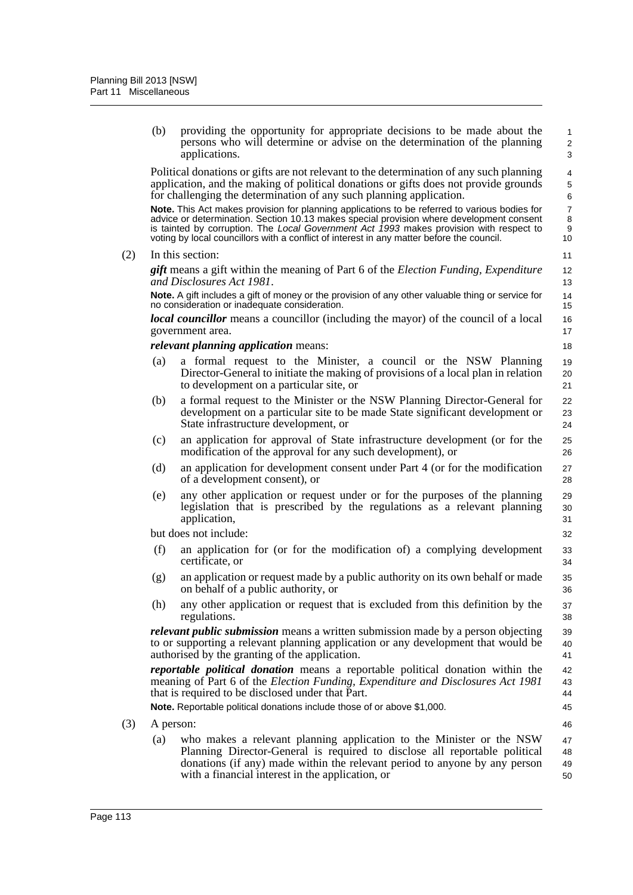(b) providing the opportunity for appropriate decisions to be made about the persons who will determine or advise on the determination of the planning applications.

Political donations or gifts are not relevant to the determination of any such planning application, and the making of political donations or gifts does not provide grounds for challenging the determination of any such planning application.

**Note.** This Act makes provision for planning applications to be referred to various bodies for advice or determination. Section 10.13 makes special provision where development consent is tainted by corruption. The *Local Government Act 1993* makes provision with respect to voting by local councillors with a conflict of interest in any matter before the council.

(2) In this section:

***gift*** means a gift within the meaning of Part 6 of the *Election Funding, Expenditure and Disclosures Act 1981*.

**Note.** A gift includes a gift of money or the provision of any other valuable thing or service for no consideration or inadequate consideration.

***local councillor*** means a councillor (including the mayor) of the council of a local government area.

***relevant planning application*** means:

(a) a formal request to the Minister, a council or the NSW Planning Director-General to initiate the making of provisions of a local plan in relation to development on a particular site, or

(b) a formal request to the Minister or the NSW Planning Director-General for development on a particular site to be made State significant development or State infrastructure development, or

(c) an application for approval of State infrastructure development (or for the modification of the approval for any such development), or

(d) an application for development consent under Part 4 (or for the modification of a development consent), or

(e) any other application or request under or for the purposes of the planning legislation that is prescribed by the regulations as a relevant planning application,

but does not include:

(f) an application for (or for the modification of) a complying development certificate, or

(g) an application or request made by a public authority on its own behalf or made on behalf of a public authority, or

(h) any other application or request that is excluded from this definition by the regulations.

***relevant public submission*** means a written submission made by a person objecting to or supporting a relevant planning application or any development that would be authorised by the granting of the application.

***reportable political donation*** means a reportable political donation within the meaning of Part 6 of the *Election Funding, Expenditure and Disclosures Act 1981* that is required to be disclosed under that Part.

**Note.** Reportable political donations include those of or above $1,000.

(3) A person:

(a) who makes a relevant planning application to the Minister or the NSW Planning Director-General is required to disclose all reportable political donations (if any) made within the relevant period to anyone by any person with a financial interest in the application, or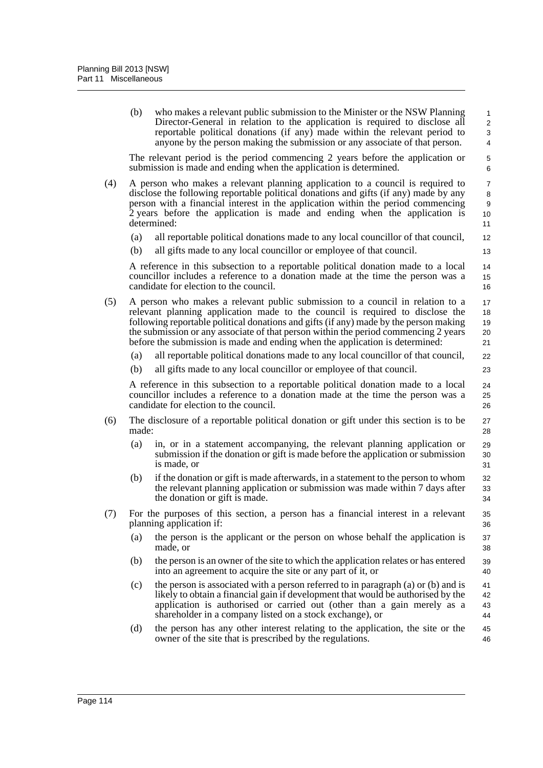(b) who makes a relevant public submission to the Minister or the NSW Planning Director-General in relation to the application is required to disclose all reportable political donations (if any) made within the relevant period to anyone by the person making the submission or any associate of that person.

The relevant period is the period commencing 2 years before the application or submission is made and ending when the application is determined.

(4) A person who makes a relevant planning application to a council is required to disclose the following reportable political donations and gifts (if any) made by any person with a financial interest in the application within the period commencing 2 years before the application is made and ending when the application is determined:

(a) all reportable political donations made to any local councillor of that council,

(b) all gifts made to any local councillor or employee of that council.

A reference in this subsection to a reportable political donation made to a local councillor includes a reference to a donation made at the time the person was a candidate for election to the council.

(5) A person who makes a relevant public submission to a council in relation to a relevant planning application made to the council is required to disclose the following reportable political donations and gifts (if any) made by the person making the submission or any associate of that person within the period commencing 2 years before the submission is made and ending when the application is determined:

(a) all reportable political donations made to any local councillor of that council,

(b) all gifts made to any local councillor or employee of that council.

A reference in this subsection to a reportable political donation made to a local councillor includes a reference to a donation made at the time the person was a candidate for election to the council.

(6) The disclosure of a reportable political donation or gift under this section is to be made:

(a) in, or in a statement accompanying, the relevant planning application or submission if the donation or gift is made before the application or submission is made, or

(b) if the donation or gift is made afterwards, in a statement to the person to whom the relevant planning application or submission was made within 7 days after the donation or gift is made.

(7) For the purposes of this section, a person has a financial interest in a relevant planning application if:

(a) the person is the applicant or the person on whose behalf the application is made, or

(b) the person is an owner of the site to which the application relates or has entered into an agreement to acquire the site or any part of it, or

(c) the person is associated with a person referred to in paragraph (a) or (b) and is likely to obtain a financial gain if development that would be authorised by the application is authorised or carried out (other than a gain merely as a shareholder in a company listed on a stock exchange), or

(d) the person has any other interest relating to the application, the site or the owner of the site that is prescribed by the regulations.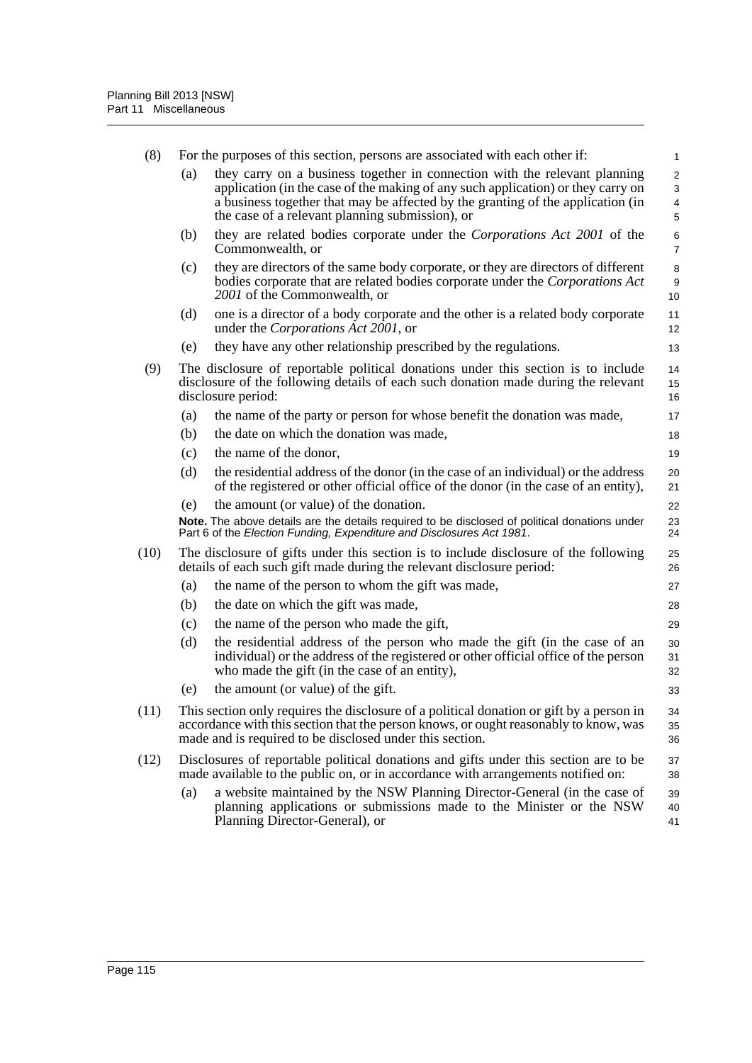(8) For the purposes of this section, persons are associated with each other if:

(a) they carry on a business together in connection with the relevant planning application (in the case of the making of any such application) or they carry on a business together that may be affected by the granting of the application (in the case of a relevant planning submission), or

(b) they are related bodies corporate under the *Corporations Act 2001* of the Commonwealth, or

(c) they are directors of the same body corporate, or they are directors of different bodies corporate that are related bodies corporate under the *Corporations Act 2001* of the Commonwealth, or

(d) one is a director of a body corporate and the other is a related body corporate under the *Corporations Act 2001*, or

(e) they have any other relationship prescribed by the regulations.

(9) The disclosure of reportable political donations under this section is to include disclosure of the following details of each such donation made during the relevant disclosure period:

(a) the name of the party or person for whose benefit the donation was made,

(b) the date on which the donation was made,

(c) the name of the donor,

(d) the residential address of the donor (in the case of an individual) or the address of the registered or other official office of the donor (in the case of an entity),

(e) the amount (or value) of the donation.

**Note.** The above details are the details required to be disclosed of political donations under Part 6 of the *Election Funding, Expenditure and Disclosures Act 1981*.

(10) The disclosure of gifts under this section is to include disclosure of the following details of each such gift made during the relevant disclosure period:

(a) the name of the person to whom the gift was made,

(b) the date on which the gift was made,

(c) the name of the person who made the gift,

(d) the residential address of the person who made the gift (in the case of an individual) or the address of the registered or other official office of the person who made the gift (in the case of an entity),

(e) the amount (or value) of the gift.

(11) This section only requires the disclosure of a political donation or gift by a person in accordance with this section that the person knows, or ought reasonably to know, was made and is required to be disclosed under this section.

(12) Disclosures of reportable political donations and gifts under this section are to be made available to the public on, or in accordance with arrangements notified on:

(a) a website maintained by the NSW Planning Director-General (in the case of planning applications or submissions made to the Minister or the NSW Planning Director-General), or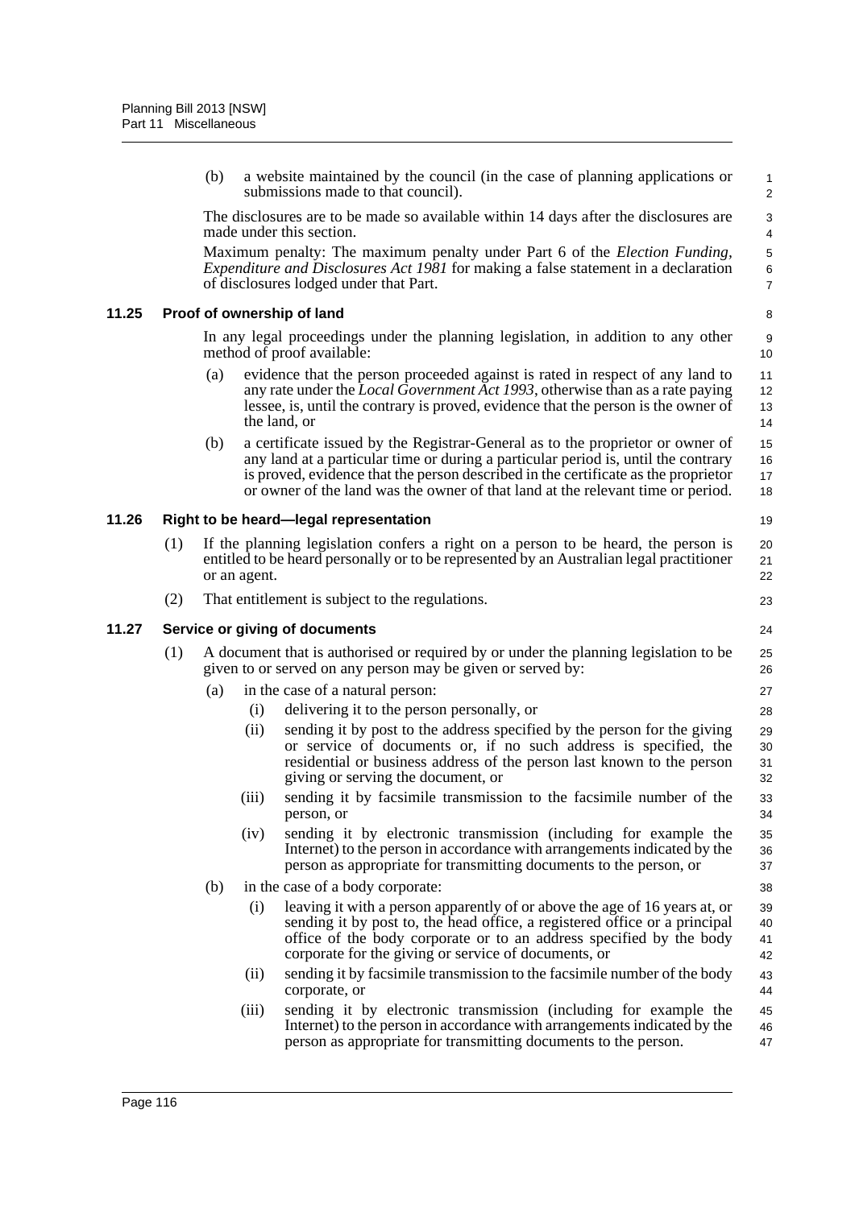(b) a website maintained by the council (in the case of planning applications or submissions made to that council).

The disclosures are to be made so available within 14 days after the disclosures are made under this section.

Maximum penalty: The maximum penalty under Part 6 of the *Election Funding, Expenditure and Disclosures Act 1981* for making a false statement in a declaration of disclosures lodged under that Part.

### 11.25 Proof of ownership of land

In any legal proceedings under the planning legislation, in addition to any other method of proof available:

(a) evidence that the person proceeded against is rated in respect of any land to any rate under the *Local Government Act 1993*, otherwise than as a rate paying lessee, is, until the contrary is proved, evidence that the person is the owner of the land, or

(b) a certificate issued by the Registrar-General as to the proprietor or owner of any land at a particular time or during a particular period is, until the contrary is proved, evidence that the person described in the certificate as the proprietor or owner of the land was the owner of that land at the relevant time or period.

### 11.26 Right to be heard—legal representation

(1) If the planning legislation confers a right on a person to be heard, the person is entitled to be heard personally or to be represented by an Australian legal practitioner or an agent.

(2) That entitlement is subject to the regulations.

### 11.27 Service or giving of documents

(1) A document that is authorised or required by or under the planning legislation to be given to or served on any person may be given or served by:

(a) in the case of a natural person:

(i) delivering it to the person personally, or

(ii) sending it by post to the address specified by the person for the giving or service of documents or, if no such address is specified, the residential or business address of the person last known to the person giving or serving the document, or

(iii) sending it by facsimile transmission to the facsimile number of the person, or

(iv) sending it by electronic transmission (including for example the Internet) to the person in accordance with arrangements indicated by the person as appropriate for transmitting documents to the person, or

(b) in the case of a body corporate:

(i) leaving it with a person apparently of or above the age of 16 years at, or sending it by post to, the head office, a registered office or a principal office of the body corporate or to an address specified by the body corporate for the giving or service of documents, or

(ii) sending it by facsimile transmission to the facsimile number of the body corporate, or

(iii) sending it by electronic transmission (including for example the Internet) to the person in accordance with arrangements indicated by the person as appropriate for transmitting documents to the person.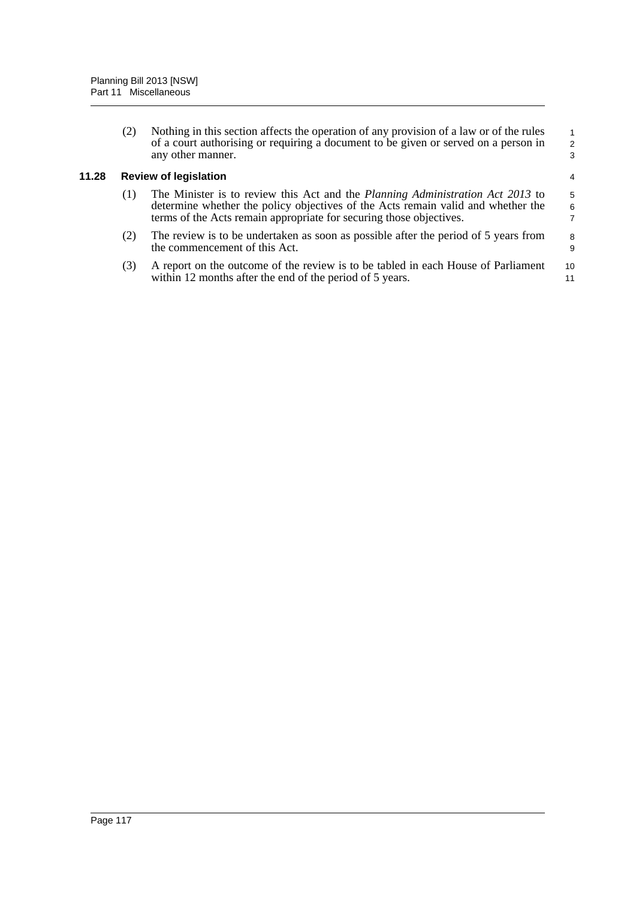(2) Nothing in this section affects the operation of any provision of a law or of the rules of a court authorising or requiring a document to be given or served on a person in any other manner.

### 11.28 Review of legislation

(1) The Minister is to review this Act and the *Planning Administration Act 2013* to determine whether the policy objectives of the Acts remain valid and whether the terms of the Acts remain appropriate for securing those objectives.

(2) The review is to be undertaken as soon as possible after the period of 5 years from the commencement of this Act.

(3) A report on the outcome of the review is to be tabled in each House of Parliament within 12 months after the end of the period of 5 years.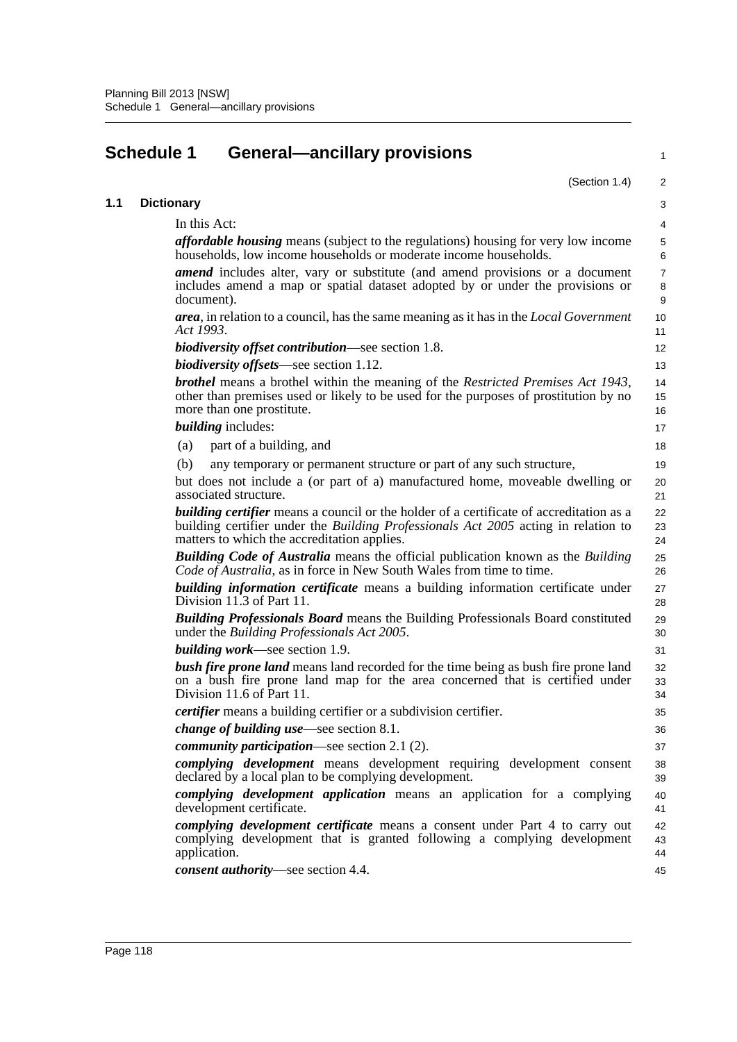# Schedule 1 General—ancillary provisions

(Section 1.4)

## 1.1 Dictionary

In this Act:

***affordable housing*** means (subject to the regulations) housing for very low income households, low income households or moderate income households.

***amend*** includes alter, vary or substitute (and amend provisions or a document includes amend a map or spatial dataset adopted by or under the provisions or document).

***area***, in relation to a council, has the same meaning as it has in the *Local Government Act 1993*.

***biodiversity offset contribution***—see section 1.8.

***biodiversity offsets***—see section 1.12.

***brothel*** means a brothel within the meaning of the *Restricted Premises Act 1943*, other than premises used or likely to be used for the purposes of prostitution by no more than one prostitute.

***building*** includes:

(a) part of a building, and

(b) any temporary or permanent structure or part of any such structure,

but does not include a (or part of a) manufactured home, moveable dwelling or associated structure.

***building certifier*** means a council or the holder of a certificate of accreditation as a building certifier under the *Building Professionals Act 2005* acting in relation to matters to which the accreditation applies.

***Building Code of Australia*** means the official publication known as the *Building Code of Australia*, as in force in New South Wales from time to time.

***building information certificate*** means a building information certificate under Division 11.3 of Part 11.

***Building Professionals Board*** means the Building Professionals Board constituted under the *Building Professionals Act 2005*.

***building work***—see section 1.9.

***bush fire prone land*** means land recorded for the time being as bush fire prone land on a bush fire prone land map for the area concerned that is certified under Division 11.6 of Part 11.

***certifier*** means a building certifier or a subdivision certifier.

***change of building use***—see section 8.1.

***community participation***—see section 2.1 (2).

***complying development*** means development requiring development consent declared by a local plan to be complying development.

***complying development application*** means an application for a complying development certificate.

***complying development certificate*** means a consent under Part 4 to carry out complying development that is granted following a complying development application.

***consent authority***—see section 4.4.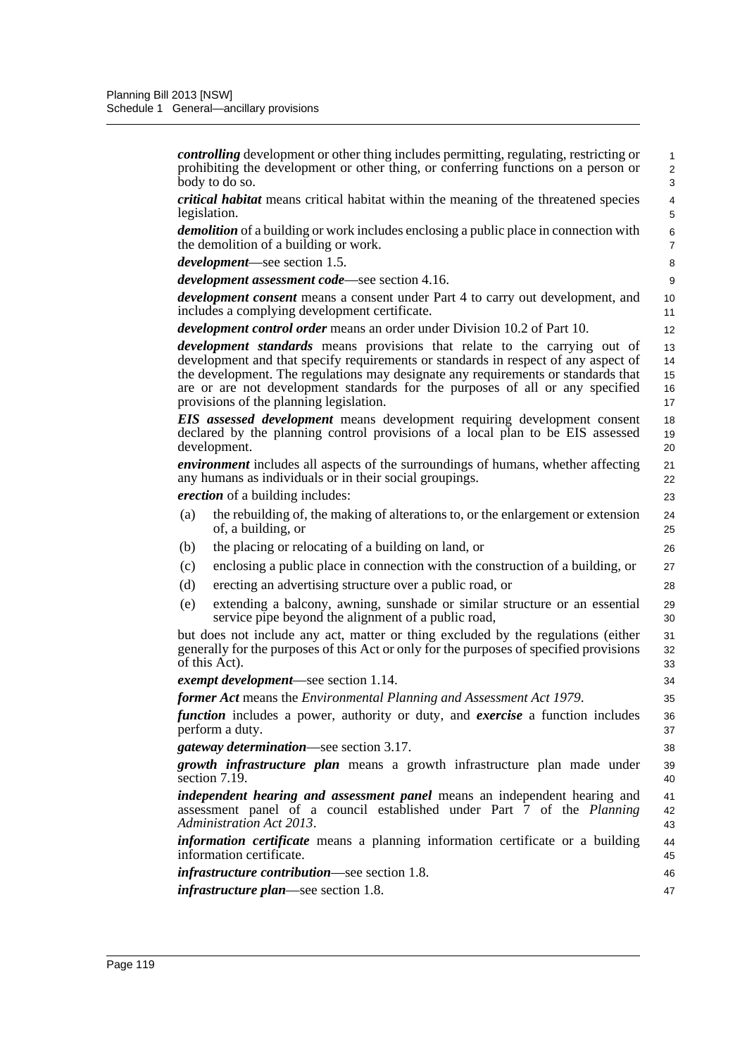***controlling*** development or other thing includes permitting, regulating, restricting or prohibiting the development or other thing, or conferring functions on a person or body to do so.

***critical habitat*** means critical habitat within the meaning of the threatened species legislation.

***demolition*** of a building or work includes enclosing a public place in connection with the demolition of a building or work.

***development***—see section 1.5.

***development assessment code***—see section 4.16.

***development consent*** means a consent under Part 4 to carry out development, and includes a complying development certificate.

***development control order*** means an order under Division 10.2 of Part 10.

***development standards*** means provisions that relate to the carrying out of development and that specify requirements or standards in respect of any aspect of the development. The regulations may designate any requirements or standards that are or are not development standards for the purposes of all or any specified provisions of the planning legislation.

***EIS assessed development*** means development requiring development consent declared by the planning control provisions of a local plan to be EIS assessed development.

***environment*** includes all aspects of the surroundings of humans, whether affecting any humans as individuals or in their social groupings.

***erection*** of a building includes:

(a) the rebuilding of, the making of alterations to, or the enlargement or extension of, a building, or

(b) the placing or relocating of a building on land, or

(c) enclosing a public place in connection with the construction of a building, or

(d) erecting an advertising structure over a public road, or

(e) extending a balcony, awning, sunshade or similar structure or an essential service pipe beyond the alignment of a public road,

but does not include any act, matter or thing excluded by the regulations (either generally for the purposes of this Act or only for the purposes of specified provisions of this Act).

***exempt development***—see section 1.14.

***former Act*** means the *Environmental Planning and Assessment Act 1979*.

***function*** includes a power, authority or duty, and ***exercise*** a function includes perform a duty.

***gateway determination***—see section 3.17.

***growth infrastructure plan*** means a growth infrastructure plan made under section 7.19.

***independent hearing and assessment panel*** means an independent hearing and assessment panel of a council established under Part 7 of the *Planning Administration Act 2013*.

***information certificate*** means a planning information certificate or a building information certificate.

***infrastructure contribution***—see section 1.8.

***infrastructure plan***—see section 1.8.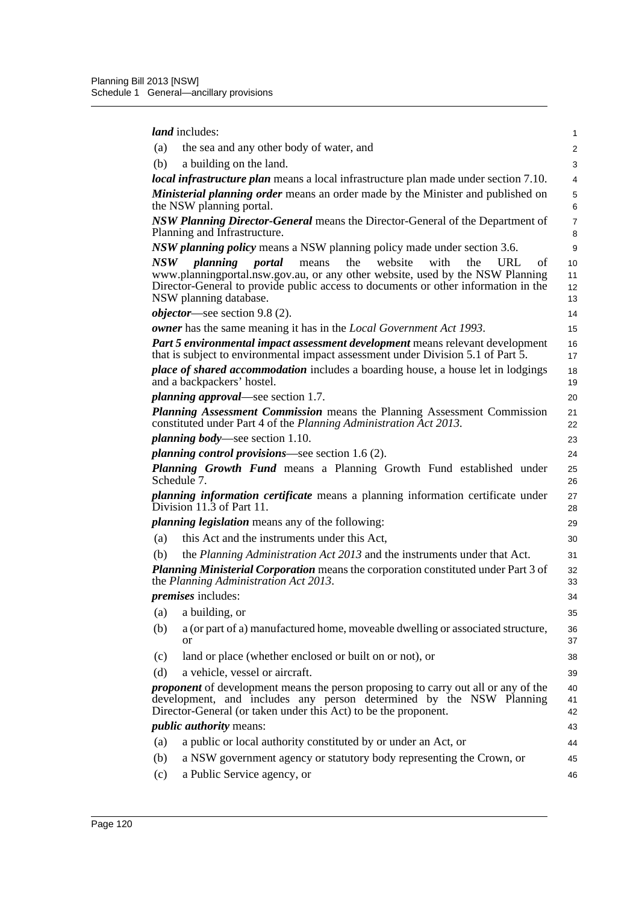***land*** includes:

(a) the sea and any other body of water, and

(b) a building on the land.

***local infrastructure plan*** means a local infrastructure plan made under section 7.10.

***Ministerial planning order*** means an order made by the Minister and published on the NSW planning portal.

***NSW Planning Director-General*** means the Director-General of the Department of Planning and Infrastructure.

***NSW planning policy*** means a NSW planning policy made under section 3.6.

***NSW planning portal*** means the website with the URL of www.planningportal.nsw.gov.au, or any other website, used by the NSW Planning Director-General to provide public access to documents or other information in the NSW planning database.

***objector***—see section 9.8 (2).

***owner*** has the same meaning it has in the *Local Government Act 1993*.

***Part 5 environmental impact assessment development*** means relevant development that is subject to environmental impact assessment under Division 5.1 of Part 5.

***place of shared accommodation*** includes a boarding house, a house let in lodgings and a backpackers' hostel.

***planning approval***—see section 1.7.

***Planning Assessment Commission*** means the Planning Assessment Commission constituted under Part 4 of the *Planning Administration Act 2013*.

***planning body***—see section 1.10.

***planning control provisions***—see section 1.6 (2).

***Planning Growth Fund*** means a Planning Growth Fund established under Schedule 7.

***planning information certificate*** means a planning information certificate under Division 11.3 of Part 11.

***planning legislation*** means any of the following:

(a) this Act and the instruments under this Act,

(b) the *Planning Administration Act 2013* and the instruments under that Act.

***Planning Ministerial Corporation*** means the corporation constituted under Part 3 of the *Planning Administration Act 2013*.

***premises*** includes:

(a) a building, or

(b) a (or part of a) manufactured home, moveable dwelling or associated structure, or

(c) land or place (whether enclosed or built on or not), or

(d) a vehicle, vessel or aircraft.

***proponent*** of development means the person proposing to carry out all or any of the development, and includes any person determined by the NSW Planning Director-General (or taken under this Act) to be the proponent.

***public authority*** means:

(a) a public or local authority constituted by or under an Act, or

(b) a NSW government agency or statutory body representing the Crown, or

(c) a Public Service agency, or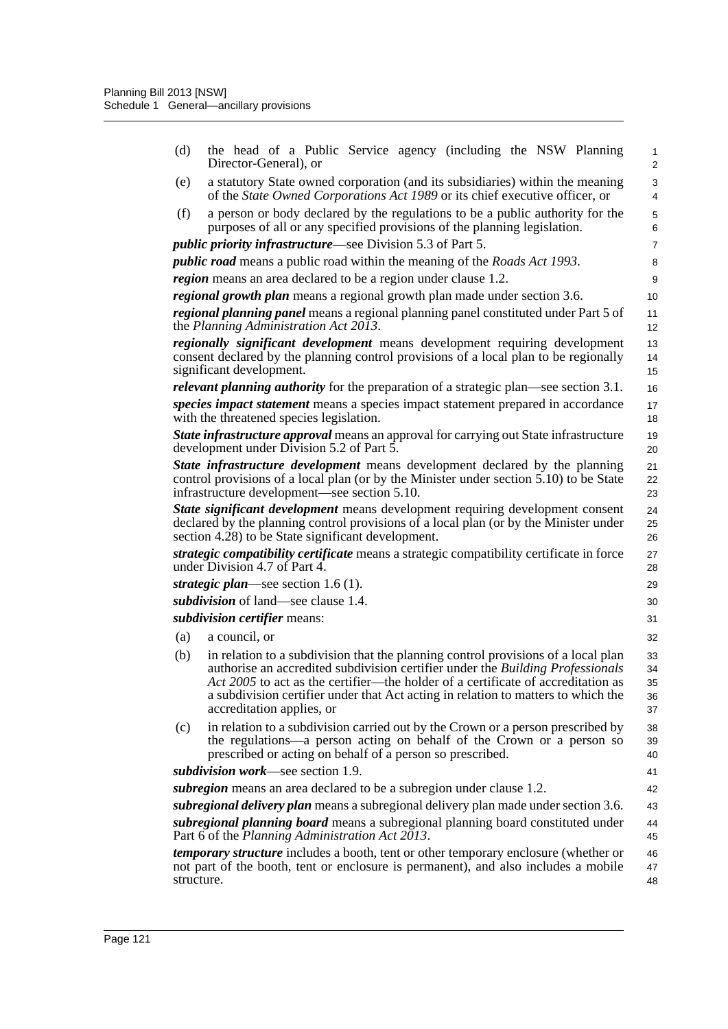(d) the head of a Public Service agency (including the NSW Planning Director-General), or

(e) a statutory State owned corporation (and its subsidiaries) within the meaning of the *State Owned Corporations Act 1989* or its chief executive officer, or

(f) a person or body declared by the regulations to be a public authority for the purposes of all or any specified provisions of the planning legislation.

***public priority infrastructure***—see Division 5.3 of Part 5.

***public road*** means a public road within the meaning of the *Roads Act 1993*.

***region*** means an area declared to be a region under clause 1.2.

***regional growth plan*** means a regional growth plan made under section 3.6.

***regional planning panel*** means a regional planning panel constituted under Part 5 of the *Planning Administration Act 2013*.

***regionally significant development*** means development requiring development consent declared by the planning control provisions of a local plan to be regionally significant development.

***relevant planning authority*** for the preparation of a strategic plan—see section 3.1.

***species impact statement*** means a species impact statement prepared in accordance with the threatened species legislation.

***State infrastructure approval*** means an approval for carrying out State infrastructure development under Division 5.2 of Part 5.

***State infrastructure development*** means development declared by the planning control provisions of a local plan (or by the Minister under section 5.10) to be State infrastructure development—see section 5.10.

***State significant development*** means development requiring development consent declared by the planning control provisions of a local plan (or by the Minister under section 4.28) to be State significant development.

***strategic compatibility certificate*** means a strategic compatibility certificate in force under Division 4.7 of Part 4.

***strategic plan***—see section 1.6 (1).

***subdivision*** of land—see clause 1.4.

***subdivision certifier*** means:

(a) a council, or

(b) in relation to a subdivision that the planning control provisions of a local plan authorise an accredited subdivision certifier under the *Building Professionals Act 2005* to act as the certifier—the holder of a certificate of accreditation as a subdivision certifier under that Act acting in relation to matters to which the accreditation applies, or

(c) in relation to a subdivision carried out by the Crown or a person prescribed by the regulations—a person acting on behalf of the Crown or a person so prescribed or acting on behalf of a person so prescribed.

***subdivision work***—see section 1.9.

***subregion*** means an area declared to be a subregion under clause 1.2.

***subregional delivery plan*** means a subregional delivery plan made under section 3.6.

***subregional planning board*** means a subregional planning board constituted under Part 6 of the *Planning Administration Act 2013*.

***temporary structure*** includes a booth, tent or other temporary enclosure (whether or not part of the booth, tent or enclosure is permanent), and also includes a mobile structure.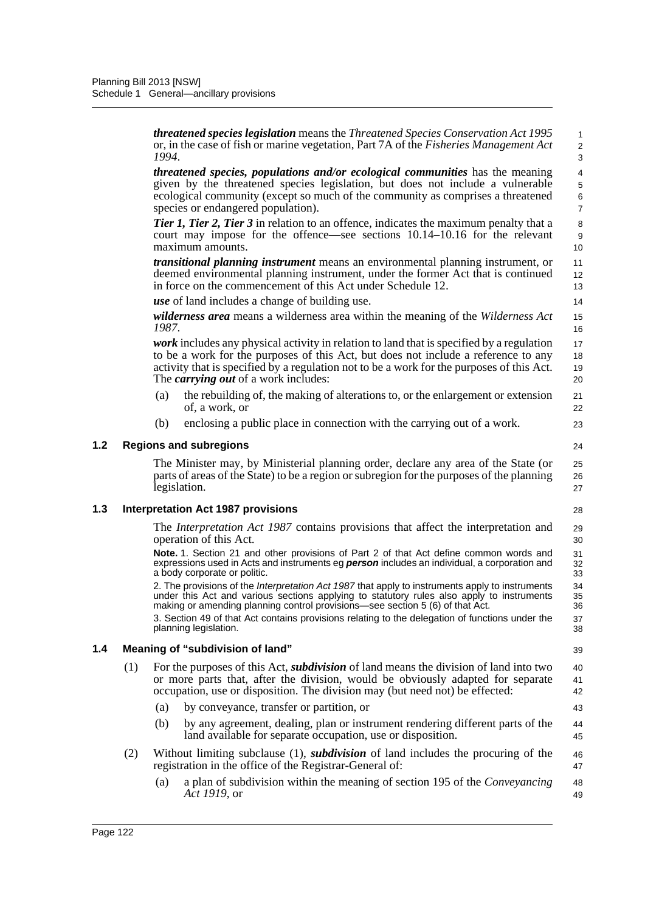***threatened species legislation*** means the *Threatened Species Conservation Act 1995* or, in the case of fish or marine vegetation, Part 7A of the *Fisheries Management Act 1994*.

***threatened species, populations and/or ecological communities*** has the meaning given by the threatened species legislation, but does not include a vulnerable ecological community (except so much of the community as comprises a threatened species or endangered population).

***Tier 1, Tier 2, Tier 3*** in relation to an offence, indicates the maximum penalty that a court may impose for the offence—see sections 10.14–10.16 for the relevant maximum amounts.

***transitional planning instrument*** means an environmental planning instrument, or deemed environmental planning instrument, under the former Act that is continued in force on the commencement of this Act under Schedule 12.

***use*** of land includes a change of building use.

***wilderness area*** means a wilderness area within the meaning of the *Wilderness Act 1987*.

***work*** includes any physical activity in relation to land that is specified by a regulation to be a work for the purposes of this Act, but does not include a reference to any activity that is specified by a regulation not to be a work for the purposes of this Act. The ***carrying out*** of a work includes:

(a) the rebuilding of, the making of alterations to, or the enlargement or extension of, a work, or

(b) enclosing a public place in connection with the carrying out of a work.

## 1.2 Regions and subregions

The Minister may, by Ministerial planning order, declare any area of the State (or parts of areas of the State) to be a region or subregion for the purposes of the planning legislation.

## 1.3 Interpretation Act 1987 provisions

The *Interpretation Act 1987* contains provisions that affect the interpretation and operation of this Act.

**Note.** 1. Section 21 and other provisions of Part 2 of that Act define common words and expressions used in Acts and instruments eg ***person*** includes an individual, a corporation and a body corporate or politic.

2. The provisions of the *Interpretation Act 1987* that apply to instruments apply to instruments under this Act and various sections applying to statutory rules also apply to instruments making or amending planning control provisions—see section 5 (6) of that Act.

3. Section 49 of that Act contains provisions relating to the delegation of functions under the planning legislation.

## 1.4 Meaning of "subdivision of land"

(1) For the purposes of this Act, ***subdivision*** of land means the division of land into two or more parts that, after the division, would be obviously adapted for separate occupation, use or disposition. The division may (but need not) be effected:

(a) by conveyance, transfer or partition, or

(b) by any agreement, dealing, plan or instrument rendering different parts of the land available for separate occupation, use or disposition.

(2) Without limiting subclause (1), ***subdivision*** of land includes the procuring of the registration in the office of the Registrar-General of:

(a) a plan of subdivision within the meaning of section 195 of the *Conveyancing Act 1919*, or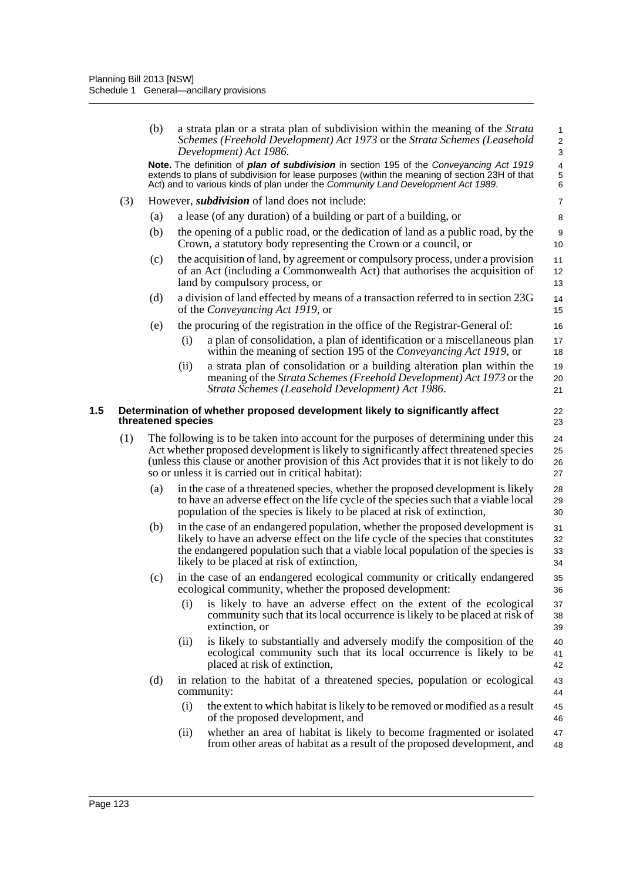(b) a strata plan or a strata plan of subdivision within the meaning of the *Strata Schemes (Freehold Development) Act 1973* or the *Strata Schemes (Leasehold Development) Act 1986*.

**Note.** The definition of ***plan of subdivision*** in section 195 of the *Conveyancing Act 1919* extends to plans of subdivision for lease purposes (within the meaning of section 23H of that Act) and to various kinds of plan under the *Community Land Development Act 1989*.

(3) However, ***subdivision*** of land does not include:

(a) a lease (of any duration) of a building or part of a building, or

(b) the opening of a public road, or the dedication of land as a public road, by the Crown, a statutory body representing the Crown or a council, or

(c) the acquisition of land, by agreement or compulsory process, under a provision of an Act (including a Commonwealth Act) that authorises the acquisition of land by compulsory process, or

(d) a division of land effected by means of a transaction referred to in section 23G of the *Conveyancing Act 1919*, or

(e) the procuring of the registration in the office of the Registrar-General of:

(i) a plan of consolidation, a plan of identification or a miscellaneous plan within the meaning of section 195 of the *Conveyancing Act 1919*, or

(ii) a strata plan of consolidation or a building alteration plan within the meaning of the *Strata Schemes (Freehold Development) Act 1973* or the *Strata Schemes (Leasehold Development) Act 1986*.

### 1.5 Determination of whether proposed development likely to significantly affect threatened species

(1) The following is to be taken into account for the purposes of determining under this Act whether proposed development is likely to significantly affect threatened species (unless this clause or another provision of this Act provides that it is not likely to do so or unless it is carried out in critical habitat):

(a) in the case of a threatened species, whether the proposed development is likely to have an adverse effect on the life cycle of the species such that a viable local population of the species is likely to be placed at risk of extinction,

(b) in the case of an endangered population, whether the proposed development is likely to have an adverse effect on the life cycle of the species that constitutes the endangered population such that a viable local population of the species is likely to be placed at risk of extinction,

(c) in the case of an endangered ecological community or critically endangered ecological community, whether the proposed development:

(i) is likely to have an adverse effect on the extent of the ecological community such that its local occurrence is likely to be placed at risk of extinction, or

(ii) is likely to substantially and adversely modify the composition of the ecological community such that its local occurrence is likely to be placed at risk of extinction,

(d) in relation to the habitat of a threatened species, population or ecological community:

(i) the extent to which habitat is likely to be removed or modified as a result of the proposed development, and

(ii) whether an area of habitat is likely to become fragmented or isolated from other areas of habitat as a result of the proposed development, and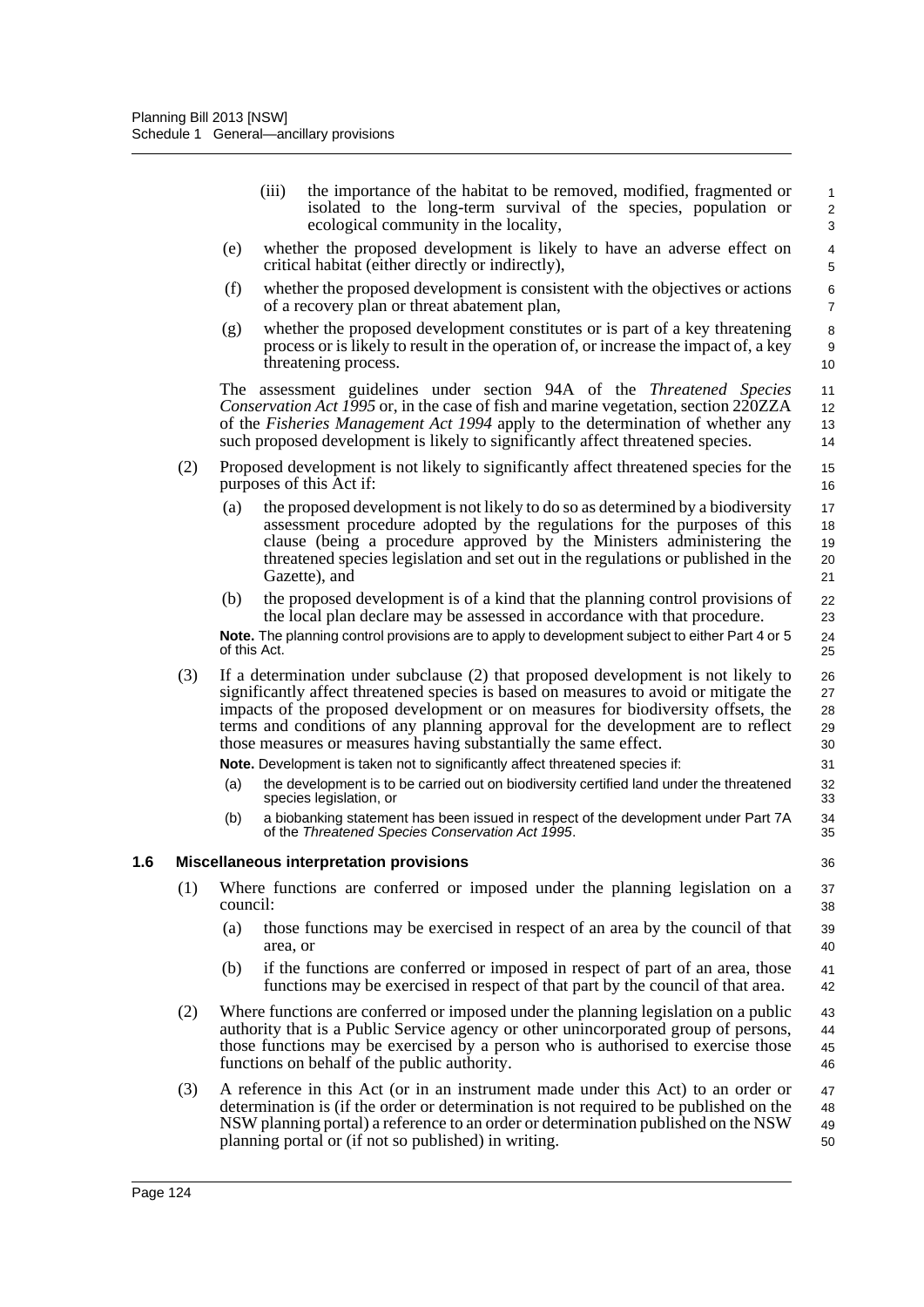(iii) the importance of the habitat to be removed, modified, fragmented or isolated to the long-term survival of the species, population or ecological community in the locality,

(e) whether the proposed development is likely to have an adverse effect on critical habitat (either directly or indirectly),

(f) whether the proposed development is consistent with the objectives or actions of a recovery plan or threat abatement plan,

(g) whether the proposed development constitutes or is part of a key threatening process or is likely to result in the operation of, or increase the impact of, a key threatening process.

The assessment guidelines under section 94A of the *Threatened Species Conservation Act 1995* or, in the case of fish and marine vegetation, section 220ZZA of the *Fisheries Management Act 1994* apply to the determination of whether any such proposed development is likely to significantly affect threatened species.

(2) Proposed development is not likely to significantly affect threatened species for the purposes of this Act if:

(a) the proposed development is not likely to do so as determined by a biodiversity assessment procedure adopted by the regulations for the purposes of this clause (being a procedure approved by the Ministers administering the threatened species legislation and set out in the regulations or published in the Gazette), and

(b) the proposed development is of a kind that the planning control provisions of the local plan declare may be assessed in accordance with that procedure.

**Note.** The planning control provisions are to apply to development subject to either Part 4 or 5 of this Act.

(3) If a determination under subclause (2) that proposed development is not likely to significantly affect threatened species is based on measures to avoid or mitigate the impacts of the proposed development or on measures for biodiversity offsets, the terms and conditions of any planning approval for the development are to reflect those measures or measures having substantially the same effect.

**Note.** Development is taken not to significantly affect threatened species if:

(a) the development is to be carried out on biodiversity certified land under the threatened species legislation, or

(b) a biobanking statement has been issued in respect of the development under Part 7A of the *Threatened Species Conservation Act 1995*.

## 1.6 Miscellaneous interpretation provisions

(1) Where functions are conferred or imposed under the planning legislation on a council:

(a) those functions may be exercised in respect of an area by the council of that area, or

(b) if the functions are conferred or imposed in respect of part of an area, those functions may be exercised in respect of that part by the council of that area.

(2) Where functions are conferred or imposed under the planning legislation on a public authority that is a Public Service agency or other unincorporated group of persons, those functions may be exercised by a person who is authorised to exercise those functions on behalf of the public authority.

(3) A reference in this Act (or in an instrument made under this Act) to an order or determination is (if the order or determination is not required to be published on the NSW planning portal) a reference to an order or determination published on the NSW planning portal or (if not so published) in writing.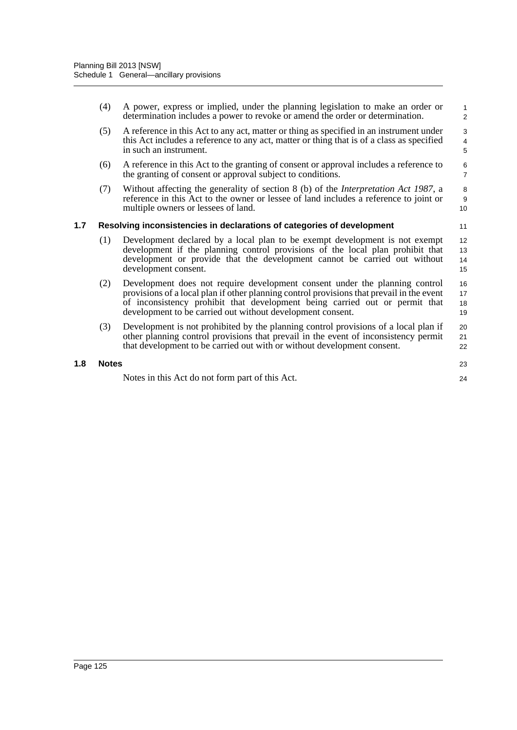(4) A power, express or implied, under the planning legislation to make an order or determination includes a power to revoke or amend the order or determination.

(5) A reference in this Act to any act, matter or thing as specified in an instrument under this Act includes a reference to any act, matter or thing that is of a class as specified in such an instrument.

(6) A reference in this Act to the granting of consent or approval includes a reference to the granting of consent or approval subject to conditions.

(7) Without affecting the generality of section 8 (b) of the *Interpretation Act 1987*, a reference in this Act to the owner or lessee of land includes a reference to joint or multiple owners or lessees of land.

### 1.7 Resolving inconsistencies in declarations of categories of development

(1) Development declared by a local plan to be exempt development is not exempt development if the planning control provisions of the local plan prohibit that development or provide that the development cannot be carried out without development consent.

(2) Development does not require development consent under the planning control provisions of a local plan if other planning control provisions that prevail in the event of inconsistency prohibit that development being carried out or permit that development to be carried out without development consent.

(3) Development is not prohibited by the planning control provisions of a local plan if other planning control provisions that prevail in the event of inconsistency permit that development to be carried out with or without development consent.

### 1.8 Notes

Notes in this Act do not form part of this Act.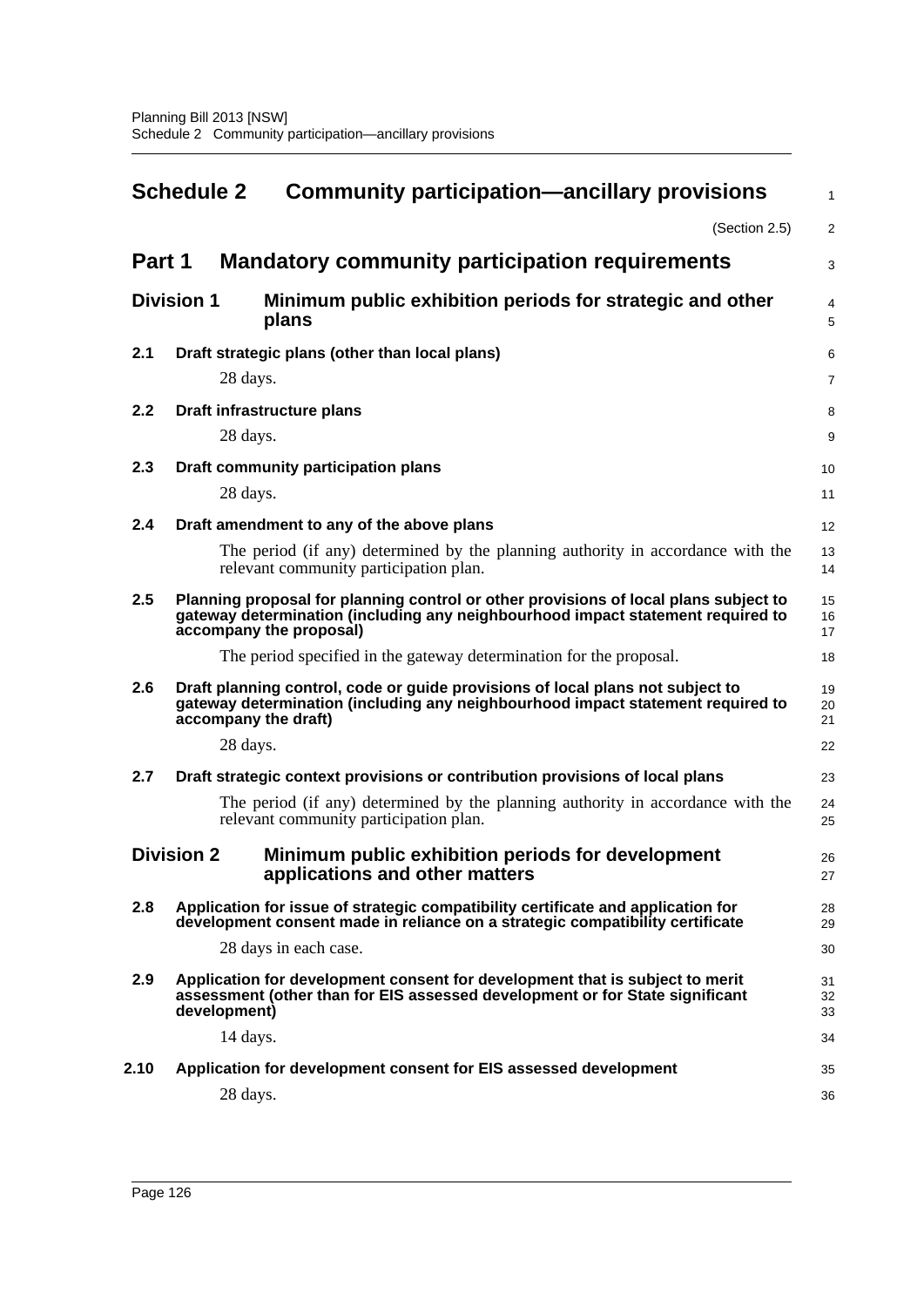# Schedule 2 Community participation—ancillary provisions

(Section 2.5)

## Part 1 Mandatory community participation requirements

### Division 1 Minimum public exhibition periods for strategic and other plans

**2.1 Draft strategic plans (other than local plans)**

28 days.

**2.2 Draft infrastructure plans**

28 days.

**2.3 Draft community participation plans**

28 days.

**2.4 Draft amendment to any of the above plans**

The period (if any) determined by the planning authority in accordance with the relevant community participation plan.

**2.5 Planning proposal for planning control or other provisions of local plans subject to gateway determination (including any neighbourhood impact statement required to accompany the proposal)**

The period specified in the gateway determination for the proposal.

**2.6 Draft planning control, code or guide provisions of local plans not subject to gateway determination (including any neighbourhood impact statement required to accompany the draft)**

28 days.

**2.7 Draft strategic context provisions or contribution provisions of local plans**

The period (if any) determined by the planning authority in accordance with the relevant community participation plan.

### Division 2 Minimum public exhibition periods for development applications and other matters

**2.8 Application for issue of strategic compatibility certificate and application for development consent made in reliance on a strategic compatibility certificate**

28 days in each case.

**2.9 Application for development consent for development that is subject to merit assessment (other than for EIS assessed development or for State significant development)**

14 days.

**2.10 Application for development consent for EIS assessed development**

28 days.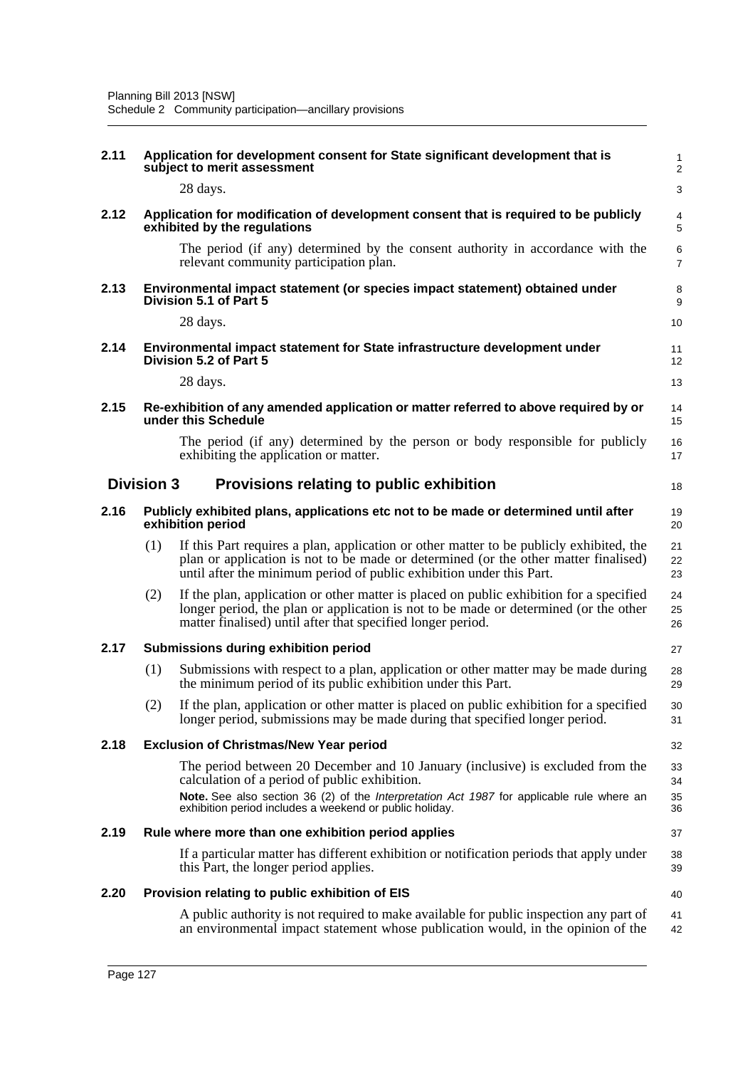**2.11 Application for development consent for State significant development that is subject to merit assessment**

28 days.

**2.12 Application for modification of development consent that is required to be publicly exhibited by the regulations**

The period (if any) determined by the consent authority in accordance with the relevant community participation plan.

**2.13 Environmental impact statement (or species impact statement) obtained under Division 5.1 of Part 5**

28 days.

**2.14 Environmental impact statement for State infrastructure development under Division 5.2 of Part 5**

28 days.

**2.15 Re-exhibition of any amended application or matter referred to above required by or under this Schedule**

The period (if any) determined by the person or body responsible for publicly exhibiting the application or matter.

## Division 3 Provisions relating to public exhibition

**2.16 Publicly exhibited plans, applications etc not to be made or determined until after exhibition period**

(1) If this Part requires a plan, application or other matter to be publicly exhibited, the plan or application is not to be made or determined (or the other matter finalised) until after the minimum period of public exhibition under this Part.

(2) If the plan, application or other matter is placed on public exhibition for a specified longer period, the plan or application is not to be made or determined (or the other matter finalised) until after that specified longer period.

**2.17 Submissions during exhibition period**

(1) Submissions with respect to a plan, application or other matter may be made during the minimum period of its public exhibition under this Part.

(2) If the plan, application or other matter is placed on public exhibition for a specified longer period, submissions may be made during that specified longer period.

**2.18 Exclusion of Christmas/New Year period**

The period between 20 December and 10 January (inclusive) is excluded from the calculation of a period of public exhibition.

**Note.** See also section 36 (2) of the *Interpretation Act 1987* for applicable rule where an exhibition period includes a weekend or public holiday.

**2.19 Rule where more than one exhibition period applies**

If a particular matter has different exhibition or notification periods that apply under this Part, the longer period applies.

**2.20 Provision relating to public exhibition of EIS**

A public authority is not required to make available for public inspection any part of an environmental impact statement whose publication would, in the opinion of the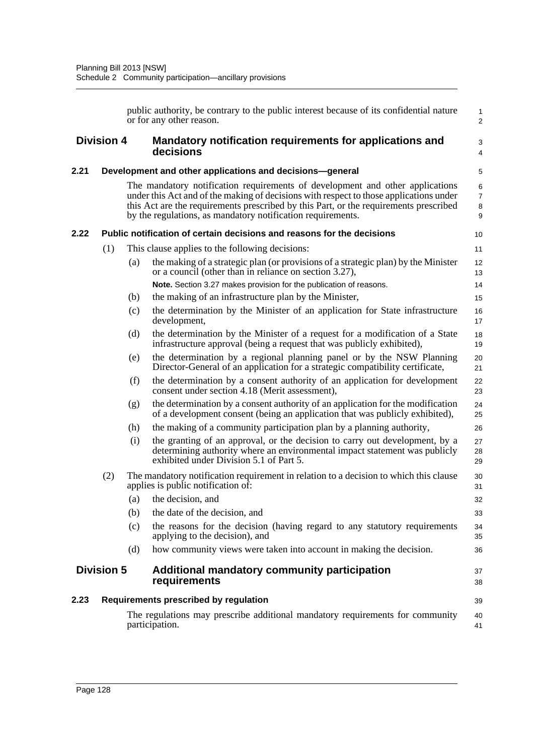public authority, be contrary to the public interest because of its confidential nature or for any other reason.

## Division 4 Mandatory notification requirements for applications and decisions

### 2.21 Development and other applications and decisions—general

The mandatory notification requirements of development and other applications under this Act and of the making of decisions with respect to those applications under this Act are the requirements prescribed by this Part, or the requirements prescribed by the regulations, as mandatory notification requirements.

### 2.22 Public notification of certain decisions and reasons for the decisions

(1) This clause applies to the following decisions:

(a) the making of a strategic plan (or provisions of a strategic plan) by the Minister or a council (other than in reliance on section 3.27),

**Note.** Section 3.27 makes provision for the publication of reasons.

(b) the making of an infrastructure plan by the Minister,

(c) the determination by the Minister of an application for State infrastructure development,

(d) the determination by the Minister of a request for a modification of a State infrastructure approval (being a request that was publicly exhibited),

(e) the determination by a regional planning panel or by the NSW Planning Director-General of an application for a strategic compatibility certificate,

(f) the determination by a consent authority of an application for development consent under section 4.18 (Merit assessment),

(g) the determination by a consent authority of an application for the modification of a development consent (being an application that was publicly exhibited),

(h) the making of a community participation plan by a planning authority,

(i) the granting of an approval, or the decision to carry out development, by a determining authority where an environmental impact statement was publicly exhibited under Division 5.1 of Part 5.

(2) The mandatory notification requirement in relation to a decision to which this clause applies is public notification of:

(a) the decision, and

(b) the date of the decision, and

(c) the reasons for the decision (having regard to any statutory requirements applying to the decision), and

(d) how community views were taken into account in making the decision.

## Division 5 Additional mandatory community participation requirements

### 2.23 Requirements prescribed by regulation

The regulations may prescribe additional mandatory requirements for community participation.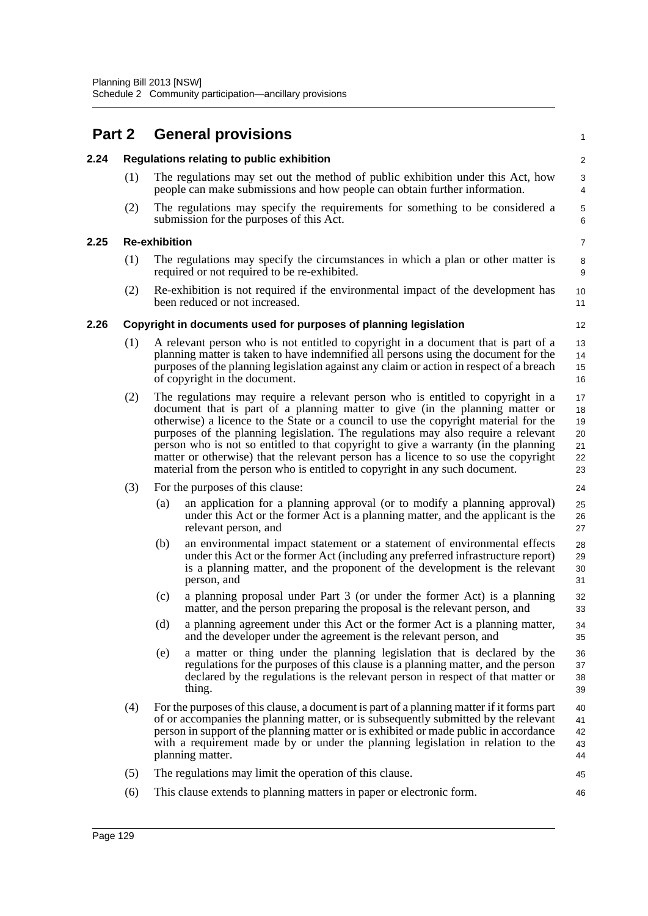## Part 2 General provisions

### 2.24 Regulations relating to public exhibition

(1) The regulations may set out the method of public exhibition under this Act, how people can make submissions and how people can obtain further information.

(2) The regulations may specify the requirements for something to be considered a submission for the purposes of this Act.

### 2.25 Re-exhibition

(1) The regulations may specify the circumstances in which a plan or other matter is required or not required to be re-exhibited.

(2) Re-exhibition is not required if the environmental impact of the development has been reduced or not increased.

### 2.26 Copyright in documents used for purposes of planning legislation

(1) A relevant person who is not entitled to copyright in a document that is part of a planning matter is taken to have indemnified all persons using the document for the purposes of the planning legislation against any claim or action in respect of a breach of copyright in the document.

(2) The regulations may require a relevant person who is entitled to copyright in a document that is part of a planning matter to give (in the planning matter or otherwise) a licence to the State or a council to use the copyright material for the purposes of the planning legislation. The regulations may also require a relevant person who is not so entitled to that copyright to give a warranty (in the planning matter or otherwise) that the relevant person has a licence to so use the copyright material from the person who is entitled to copyright in any such document.

(3) For the purposes of this clause:

- (a) an application for a planning approval (or to modify a planning approval) under this Act or the former Act is a planning matter, and the applicant is the relevant person, and
- (b) an environmental impact statement or a statement of environmental effects under this Act or the former Act (including any preferred infrastructure report) is a planning matter, and the proponent of the development is the relevant person, and
- (c) a planning proposal under Part 3 (or under the former Act) is a planning matter, and the person preparing the proposal is the relevant person, and
- (d) a planning agreement under this Act or the former Act is a planning matter, and the developer under the agreement is the relevant person, and
- (e) a matter or thing under the planning legislation that is declared by the regulations for the purposes of this clause is a planning matter, and the person declared by the regulations is the relevant person in respect of that matter or thing.

(4) For the purposes of this clause, a document is part of a planning matter if it forms part of or accompanies the planning matter, or is subsequently submitted by the relevant person in support of the planning matter or is exhibited or made public in accordance with a requirement made by or under the planning legislation in relation to the planning matter.

(5) The regulations may limit the operation of this clause.

(6) This clause extends to planning matters in paper or electronic form.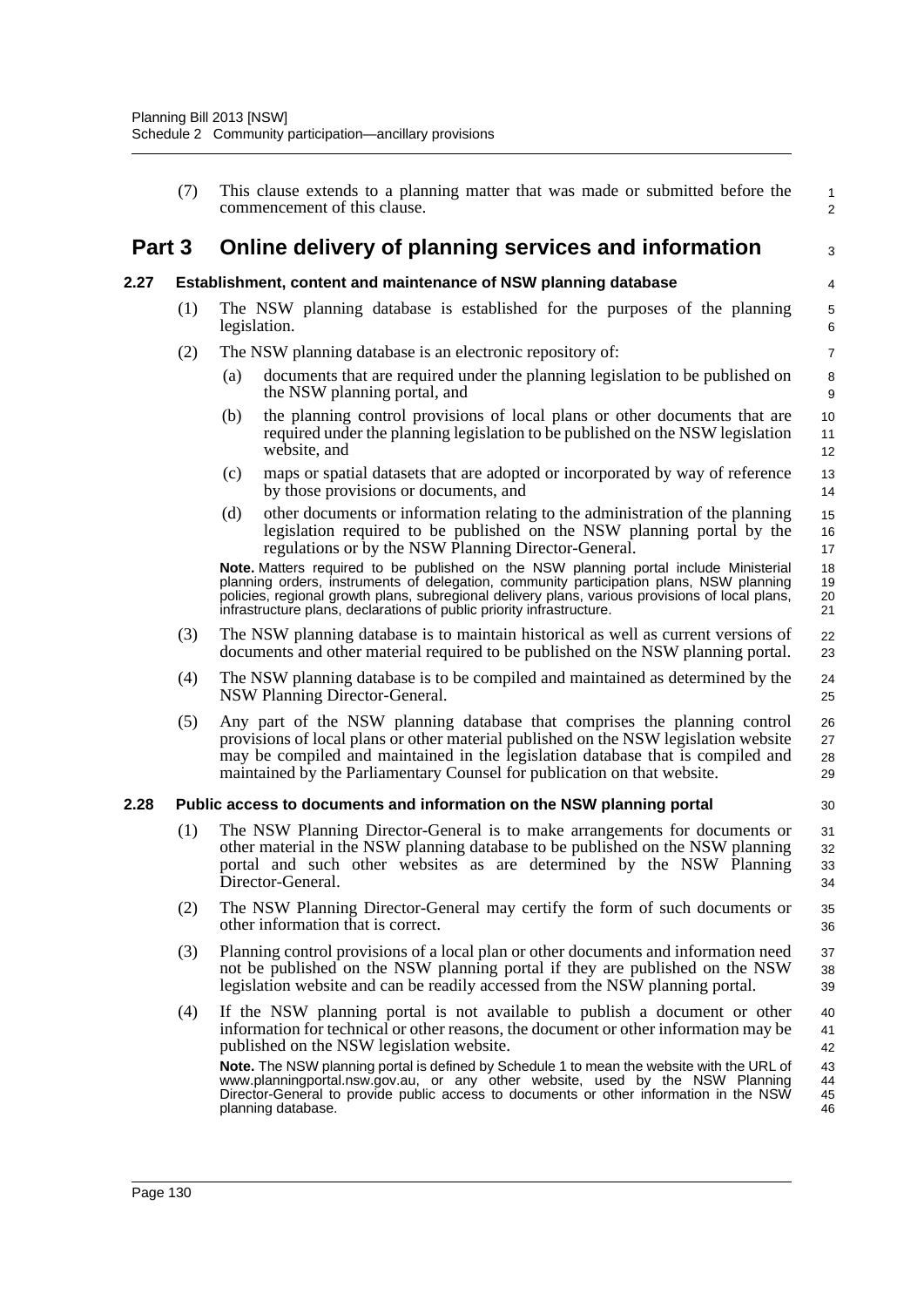(7) This clause extends to a planning matter that was made or submitted before the commencement of this clause.

## Part 3 Online delivery of planning services and information

### 2.27 Establishment, content and maintenance of NSW planning database

(1) The NSW planning database is established for the purposes of the planning legislation.

(2) The NSW planning database is an electronic repository of:

- (a) documents that are required under the planning legislation to be published on the NSW planning portal, and
- (b) the planning control provisions of local plans or other documents that are required under the planning legislation to be published on the NSW legislation website, and
- (c) maps or spatial datasets that are adopted or incorporated by way of reference by those provisions or documents, and
- (d) other documents or information relating to the administration of the planning legislation required to be published on the NSW planning portal by the regulations or by the NSW Planning Director-General.

**Note.** Matters required to be published on the NSW planning portal include Ministerial planning orders, instruments of delegation, community participation plans, NSW planning policies, regional growth plans, subregional delivery plans, various provisions of local plans, infrastructure plans, declarations of public priority infrastructure.

(3) The NSW planning database is to maintain historical as well as current versions of documents and other material required to be published on the NSW planning portal.

(4) The NSW planning database is to be compiled and maintained as determined by the NSW Planning Director-General.

(5) Any part of the NSW planning database that comprises the planning control provisions of local plans or other material published on the NSW legislation website may be compiled and maintained in the legislation database that is compiled and maintained by the Parliamentary Counsel for publication on that website.

### 2.28 Public access to documents and information on the NSW planning portal

(1) The NSW Planning Director-General is to make arrangements for documents or other material in the NSW planning database to be published on the NSW planning portal and such other websites as are determined by the NSW Planning Director-General.

(2) The NSW Planning Director-General may certify the form of such documents or other information that is correct.

(3) Planning control provisions of a local plan or other documents and information need not be published on the NSW planning portal if they are published on the NSW legislation website and can be readily accessed from the NSW planning portal.

(4) If the NSW planning portal is not available to publish a document or other information for technical or other reasons, the document or other information may be published on the NSW legislation website.

**Note.** The NSW planning portal is defined by Schedule 1 to mean the website with the URL of www.planningportal.nsw.gov.au, or any other website, used by the NSW Planning Director-General to provide public access to documents or other information in the NSW planning database.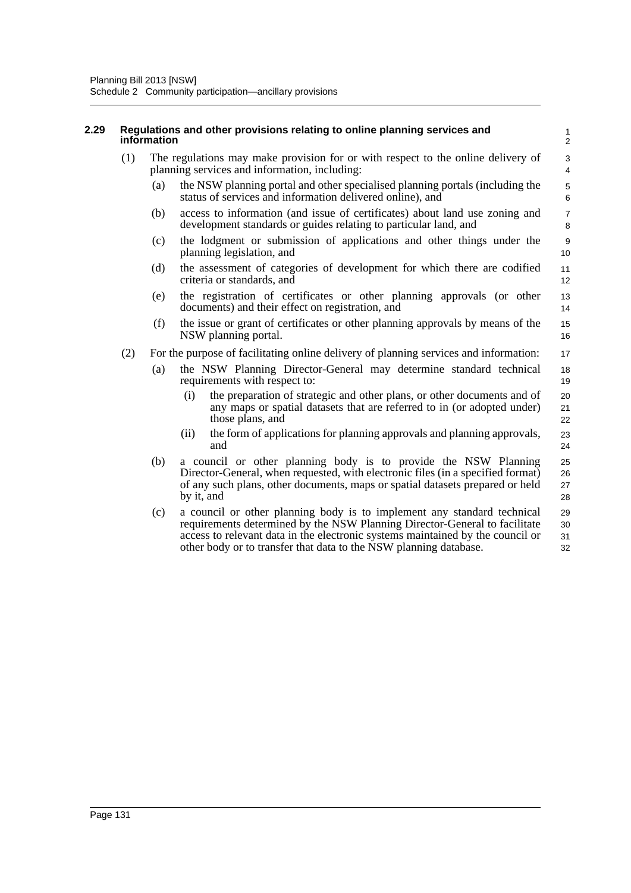### 2.29 Regulations and other provisions relating to online planning services and information

(1) The regulations may make provision for or with respect to the online delivery of planning services and information, including:

- (a) the NSW planning portal and other specialised planning portals (including the status of services and information delivered online), and
- (b) access to information (and issue of certificates) about land use zoning and development standards or guides relating to particular land, and
- (c) the lodgment or submission of applications and other things under the planning legislation, and
- (d) the assessment of categories of development for which there are codified criteria or standards, and
- (e) the registration of certificates or other planning approvals (or other documents) and their effect on registration, and
- (f) the issue or grant of certificates or other planning approvals by means of the NSW planning portal.

(2) For the purpose of facilitating online delivery of planning services and information:

- (a) the NSW Planning Director-General may determine standard technical requirements with respect to:
  - (i) the preparation of strategic and other plans, or other documents and of any maps or spatial datasets that are referred to in (or adopted under) those plans, and
  - (ii) the form of applications for planning approvals and planning approvals, and
- (b) a council or other planning body is to provide the NSW Planning Director-General, when requested, with electronic files (in a specified format) of any such plans, other documents, maps or spatial datasets prepared or held by it, and
- (c) a council or other planning body is to implement any standard technical requirements determined by the NSW Planning Director-General to facilitate access to relevant data in the electronic systems maintained by the council or other body or to transfer that data to the NSW planning database.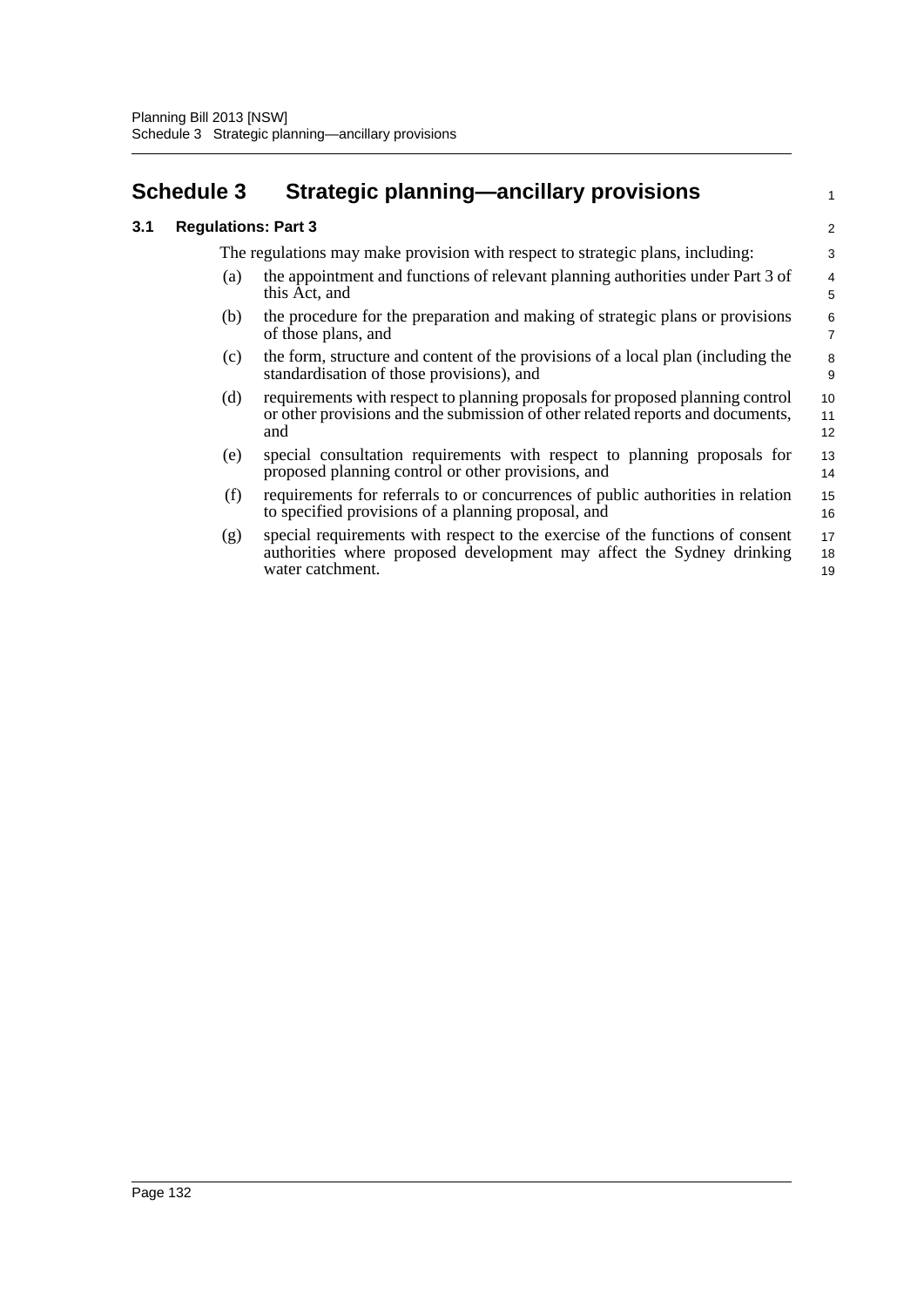# Schedule 3 Strategic planning—ancillary provisions

## 3.1 Regulations: Part 3

The regulations may make provision with respect to strategic plans, including:

(a) the appointment and functions of relevant planning authorities under Part 3 of this Act, and

(b) the procedure for the preparation and making of strategic plans or provisions of those plans, and

(c) the form, structure and content of the provisions of a local plan (including the standardisation of those provisions), and

(d) requirements with respect to planning proposals for proposed planning control or other provisions and the submission of other related reports and documents, and

(e) special consultation requirements with respect to planning proposals for proposed planning control or other provisions, and

(f) requirements for referrals to or concurrences of public authorities in relation to specified provisions of a planning proposal, and

(g) special requirements with respect to the exercise of the functions of consent authorities where proposed development may affect the Sydney drinking water catchment.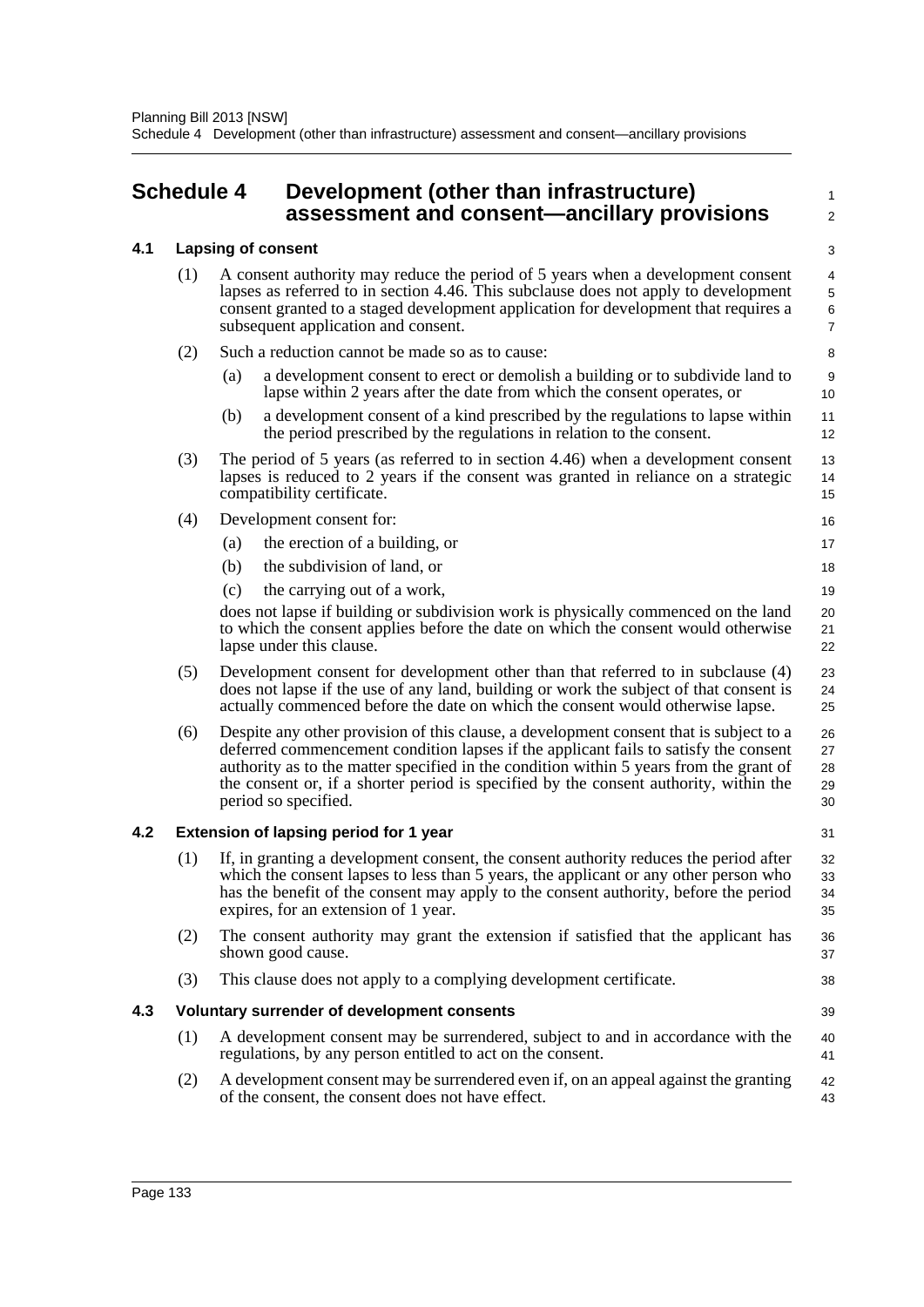# Schedule 4 Development (other than infrastructure) assessment and consent—ancillary provisions

### 4.1 Lapsing of consent

(1) A consent authority may reduce the period of 5 years when a development consent lapses as referred to in section 4.46. This subclause does not apply to development consent granted to a staged development application for development that requires a subsequent application and consent.

(2) Such a reduction cannot be made so as to cause:

- (a) a development consent to erect or demolish a building or to subdivide land to lapse within 2 years after the date from which the consent operates, or
- (b) a development consent of a kind prescribed by the regulations to lapse within the period prescribed by the regulations in relation to the consent.

(3) The period of 5 years (as referred to in section 4.46) when a development consent lapses is reduced to 2 years if the consent was granted in reliance on a strategic compatibility certificate.

(4) Development consent for:

- (a) the erection of a building, or
- (b) the subdivision of land, or
- (c) the carrying out of a work,

does not lapse if building or subdivision work is physically commenced on the land to which the consent applies before the date on which the consent would otherwise lapse under this clause.

(5) Development consent for development other than that referred to in subclause (4) does not lapse if the use of any land, building or work the subject of that consent is actually commenced before the date on which the consent would otherwise lapse.

(6) Despite any other provision of this clause, a development consent that is subject to a deferred commencement condition lapses if the applicant fails to satisfy the consent authority as to the matter specified in the condition within 5 years from the grant of the consent or, if a shorter period is specified by the consent authority, within the period so specified.

### 4.2 Extension of lapsing period for 1 year

(1) If, in granting a development consent, the consent authority reduces the period after which the consent lapses to less than 5 years, the applicant or any other person who has the benefit of the consent may apply to the consent authority, before the period expires, for an extension of 1 year.

(2) The consent authority may grant the extension if satisfied that the applicant has shown good cause.

(3) This clause does not apply to a complying development certificate.

### 4.3 Voluntary surrender of development consents

(1) A development consent may be surrendered, subject to and in accordance with the regulations, by any person entitled to act on the consent.

(2) A development consent may be surrendered even if, on an appeal against the granting of the consent, the consent does not have effect.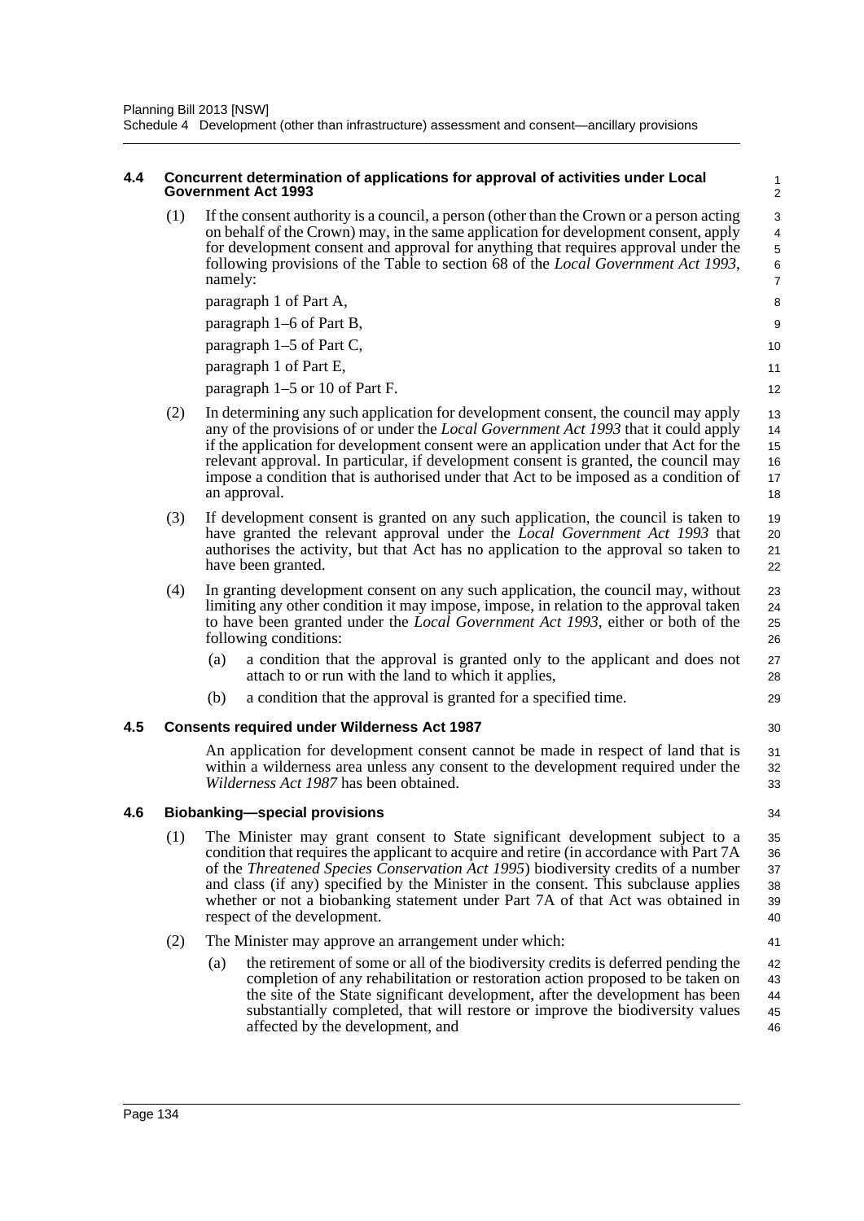### 4.4 Concurrent determination of applications for approval of activities under Local Government Act 1993

(1) If the consent authority is a council, a person (other than the Crown or a person acting on behalf of the Crown) may, in the same application for development consent, apply for development consent and approval for anything that requires approval under the following provisions of the Table to section 68 of the *Local Government Act 1993*, namely:

paragraph 1 of Part A,

paragraph 1–6 of Part B,

paragraph 1–5 of Part C,

paragraph 1 of Part E,

paragraph 1–5 or 10 of Part F.

(2) In determining any such application for development consent, the council may apply any of the provisions of or under the *Local Government Act 1993* that it could apply if the application for development consent were an application under that Act for the relevant approval. In particular, if development consent is granted, the council may impose a condition that is authorised under that Act to be imposed as a condition of an approval.

(3) If development consent is granted on any such application, the council is taken to have granted the relevant approval under the *Local Government Act 1993* that authorises the activity, but that Act has no application to the approval so taken to have been granted.

(4) In granting development consent on any such application, the council may, without limiting any other condition it may impose, impose, in relation to the approval taken to have been granted under the *Local Government Act 1993*, either or both of the following conditions:

- (a) a condition that the approval is granted only to the applicant and does not attach to or run with the land to which it applies,
- (b) a condition that the approval is granted for a specified time.

### 4.5 Consents required under Wilderness Act 1987

An application for development consent cannot be made in respect of land that is within a wilderness area unless any consent to the development required under the *Wilderness Act 1987* has been obtained.

### 4.6 Biobanking—special provisions

(1) The Minister may grant consent to State significant development subject to a condition that requires the applicant to acquire and retire (in accordance with Part 7A of the *Threatened Species Conservation Act 1995*) biodiversity credits of a number and class (if any) specified by the Minister in the consent. This subclause applies whether or not a biobanking statement under Part 7A of that Act was obtained in respect of the development.

(2) The Minister may approve an arrangement under which:

- (a) the retirement of some or all of the biodiversity credits is deferred pending the completion of any rehabilitation or restoration action proposed to be taken on the site of the State significant development, after the development has been substantially completed, that will restore or improve the biodiversity values affected by the development, and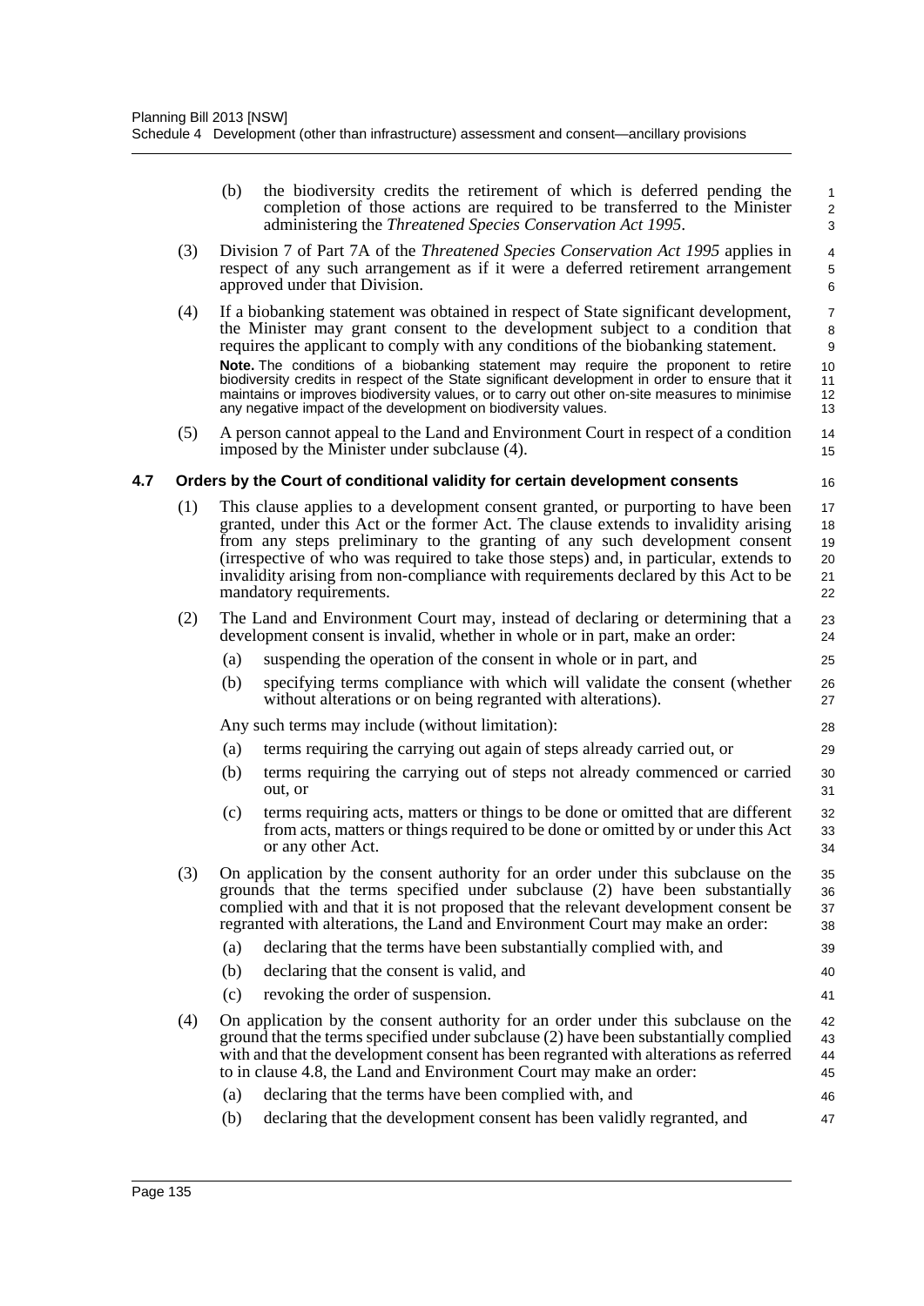(b) the biodiversity credits the retirement of which is deferred pending the completion of those actions are required to be transferred to the Minister administering the *Threatened Species Conservation Act 1995*.

(3) Division 7 of Part 7A of the *Threatened Species Conservation Act 1995* applies in respect of any such arrangement as if it were a deferred retirement arrangement approved under that Division.

(4) If a biobanking statement was obtained in respect of State significant development, the Minister may grant consent to the development subject to a condition that requires the applicant to comply with any conditions of the biobanking statement.

**Note.** The conditions of a biobanking statement may require the proponent to retire biodiversity credits in respect of the State significant development in order to ensure that it maintains or improves biodiversity values, or to carry out other on-site measures to minimise any negative impact of the development on biodiversity values.

(5) A person cannot appeal to the Land and Environment Court in respect of a condition imposed by the Minister under subclause (4).

### 4.7 Orders by the Court of conditional validity for certain development consents

(1) This clause applies to a development consent granted, or purporting to have been granted, under this Act or the former Act. The clause extends to invalidity arising from any steps preliminary to the granting of any such development consent (irrespective of who was required to take those steps) and, in particular, extends to invalidity arising from non-compliance with requirements declared by this Act to be mandatory requirements.

(2) The Land and Environment Court may, instead of declaring or determining that a development consent is invalid, whether in whole or in part, make an order:

(a) suspending the operation of the consent in whole or in part, and

(b) specifying terms compliance with which will validate the consent (whether without alterations or on being regranted with alterations).

Any such terms may include (without limitation):

(a) terms requiring the carrying out again of steps already carried out, or

(b) terms requiring the carrying out of steps not already commenced or carried out, or

(c) terms requiring acts, matters or things to be done or omitted that are different from acts, matters or things required to be done or omitted by or under this Act or any other Act.

(3) On application by the consent authority for an order under this subclause on the grounds that the terms specified under subclause (2) have been substantially complied with and that it is not proposed that the relevant development consent be regranted with alterations, the Land and Environment Court may make an order:

(a) declaring that the terms have been substantially complied with, and

(b) declaring that the consent is valid, and

(c) revoking the order of suspension.

(4) On application by the consent authority for an order under this subclause on the ground that the terms specified under subclause (2) have been substantially complied with and that the development consent has been regranted with alterations as referred to in clause 4.8, the Land and Environment Court may make an order:

(a) declaring that the terms have been complied with, and

(b) declaring that the development consent has been validly regranted, and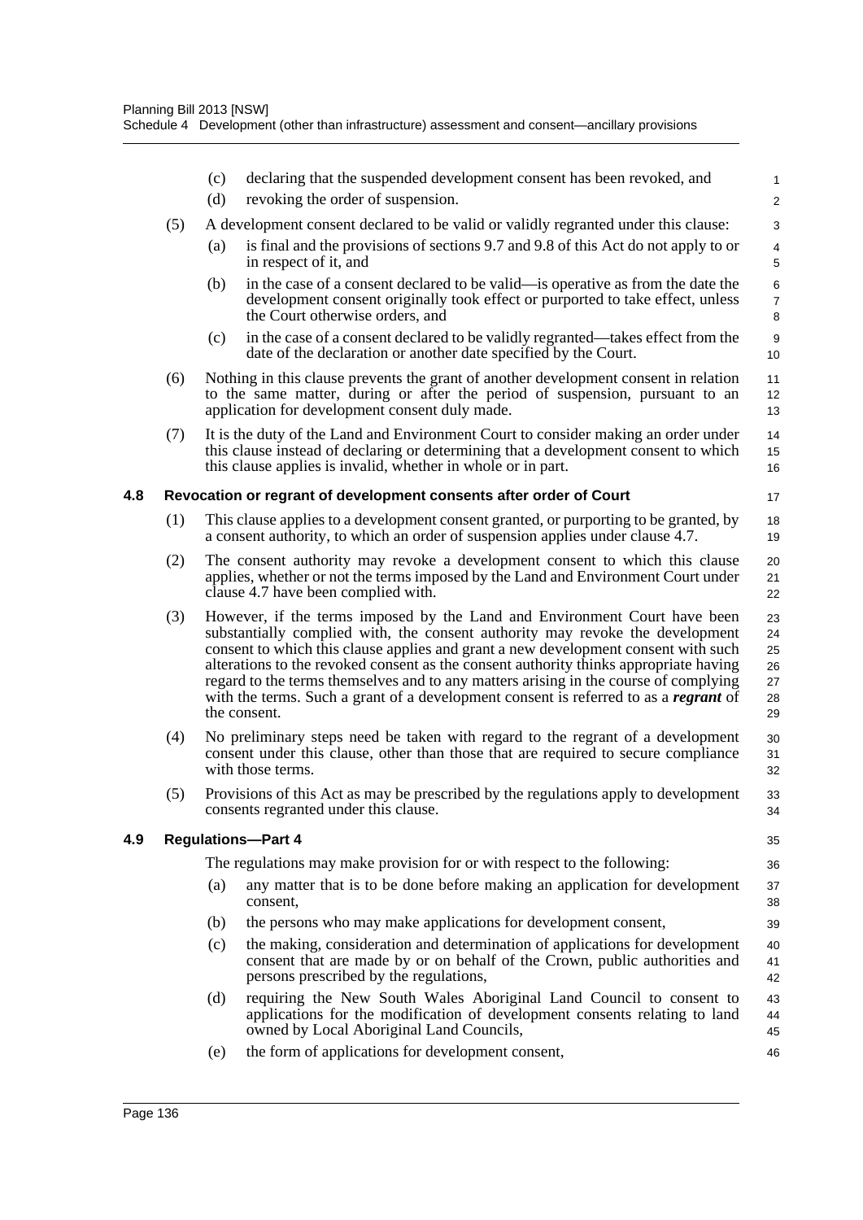(c) declaring that the suspended development consent has been revoked, and

(d) revoking the order of suspension.

(5) A development consent declared to be valid or validly regranted under this clause:

(a) is final and the provisions of sections 9.7 and 9.8 of this Act do not apply to or in respect of it, and

(b) in the case of a consent declared to be valid—is operative as from the date the development consent originally took effect or purported to take effect, unless the Court otherwise orders, and

(c) in the case of a consent declared to be validly regranted—takes effect from the date of the declaration or another date specified by the Court.

(6) Nothing in this clause prevents the grant of another development consent in relation to the same matter, during or after the period of suspension, pursuant to an application for development consent duly made.

(7) It is the duty of the Land and Environment Court to consider making an order under this clause instead of declaring or determining that a development consent to which this clause applies is invalid, whether in whole or in part.

### 4.8 Revocation or regrant of development consents after order of Court

(1) This clause applies to a development consent granted, or purporting to be granted, by a consent authority, to which an order of suspension applies under clause 4.7.

(2) The consent authority may revoke a development consent to which this clause applies, whether or not the terms imposed by the Land and Environment Court under clause 4.7 have been complied with.

(3) However, if the terms imposed by the Land and Environment Court have been substantially complied with, the consent authority may revoke the development consent to which this clause applies and grant a new development consent with such alterations to the revoked consent as the consent authority thinks appropriate having regard to the terms themselves and to any matters arising in the course of complying with the terms. Such a grant of a development consent is referred to as a ***regrant*** of the consent.

(4) No preliminary steps need be taken with regard to the regrant of a development consent under this clause, other than those that are required to secure compliance with those terms.

(5) Provisions of this Act as may be prescribed by the regulations apply to development consents regranted under this clause.

### 4.9 Regulations—Part 4

The regulations may make provision for or with respect to the following:

(a) any matter that is to be done before making an application for development consent,

(b) the persons who may make applications for development consent,

(c) the making, consideration and determination of applications for development consent that are made by or on behalf of the Crown, public authorities and persons prescribed by the regulations,

(d) requiring the New South Wales Aboriginal Land Council to consent to applications for the modification of development consents relating to land owned by Local Aboriginal Land Councils,

(e) the form of applications for development consent,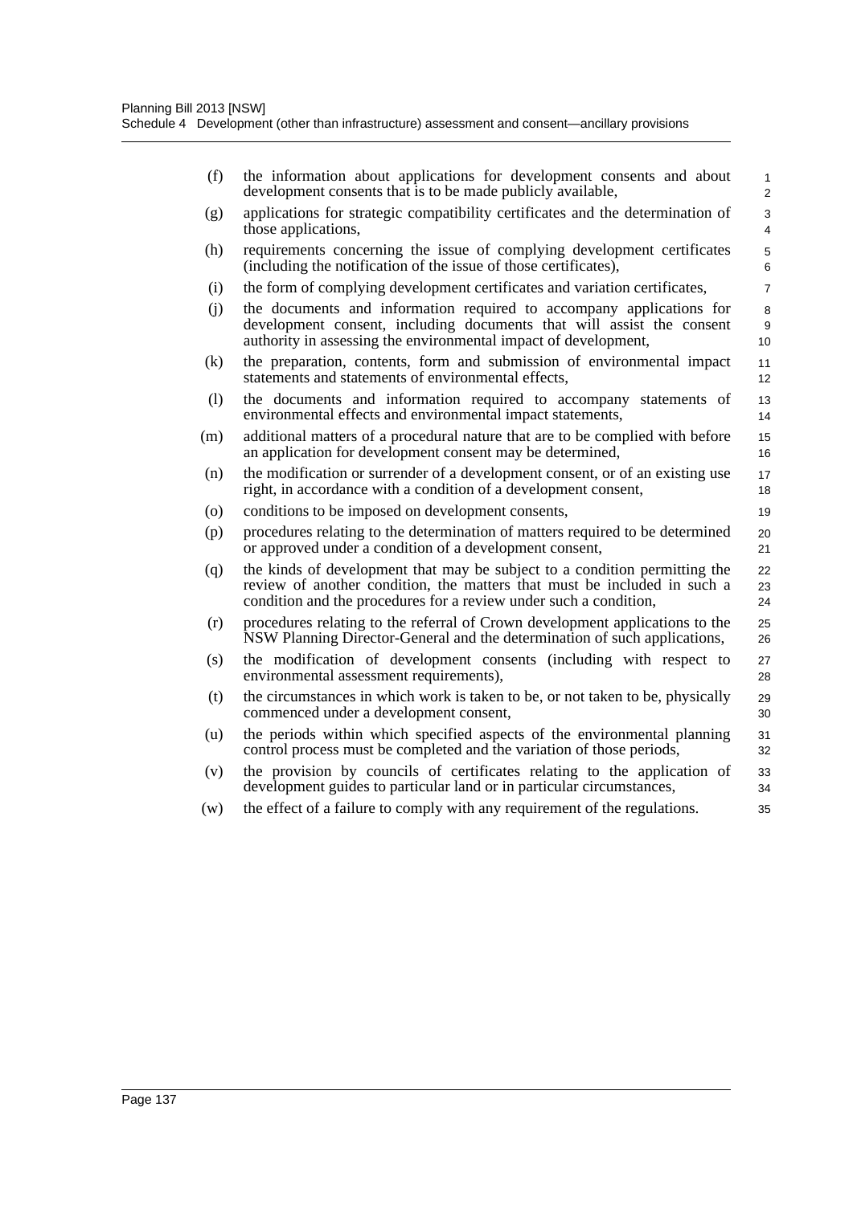(f) the information about applications for development consents and about development consents that is to be made publicly available,

(g) applications for strategic compatibility certificates and the determination of those applications,

(h) requirements concerning the issue of complying development certificates (including the notification of the issue of those certificates),

(i) the form of complying development certificates and variation certificates,

(j) the documents and information required to accompany applications for development consent, including documents that will assist the consent authority in assessing the environmental impact of development,

(k) the preparation, contents, form and submission of environmental impact statements and statements of environmental effects,

(l) the documents and information required to accompany statements of environmental effects and environmental impact statements,

(m) additional matters of a procedural nature that are to be complied with before an application for development consent may be determined,

(n) the modification or surrender of a development consent, or of an existing use right, in accordance with a condition of a development consent,

(o) conditions to be imposed on development consents,

(p) procedures relating to the determination of matters required to be determined or approved under a condition of a development consent,

(q) the kinds of development that may be subject to a condition permitting the review of another condition, the matters that must be included in such a condition and the procedures for a review under such a condition,

(r) procedures relating to the referral of Crown development applications to the NSW Planning Director-General and the determination of such applications,

(s) the modification of development consents (including with respect to environmental assessment requirements),

(t) the circumstances in which work is taken to be, or not taken to be, physically commenced under a development consent,

(u) the periods within which specified aspects of the environmental planning control process must be completed and the variation of those periods,

(v) the provision by councils of certificates relating to the application of development guides to particular land or in particular circumstances,

(w) the effect of a failure to comply with any requirement of the regulations.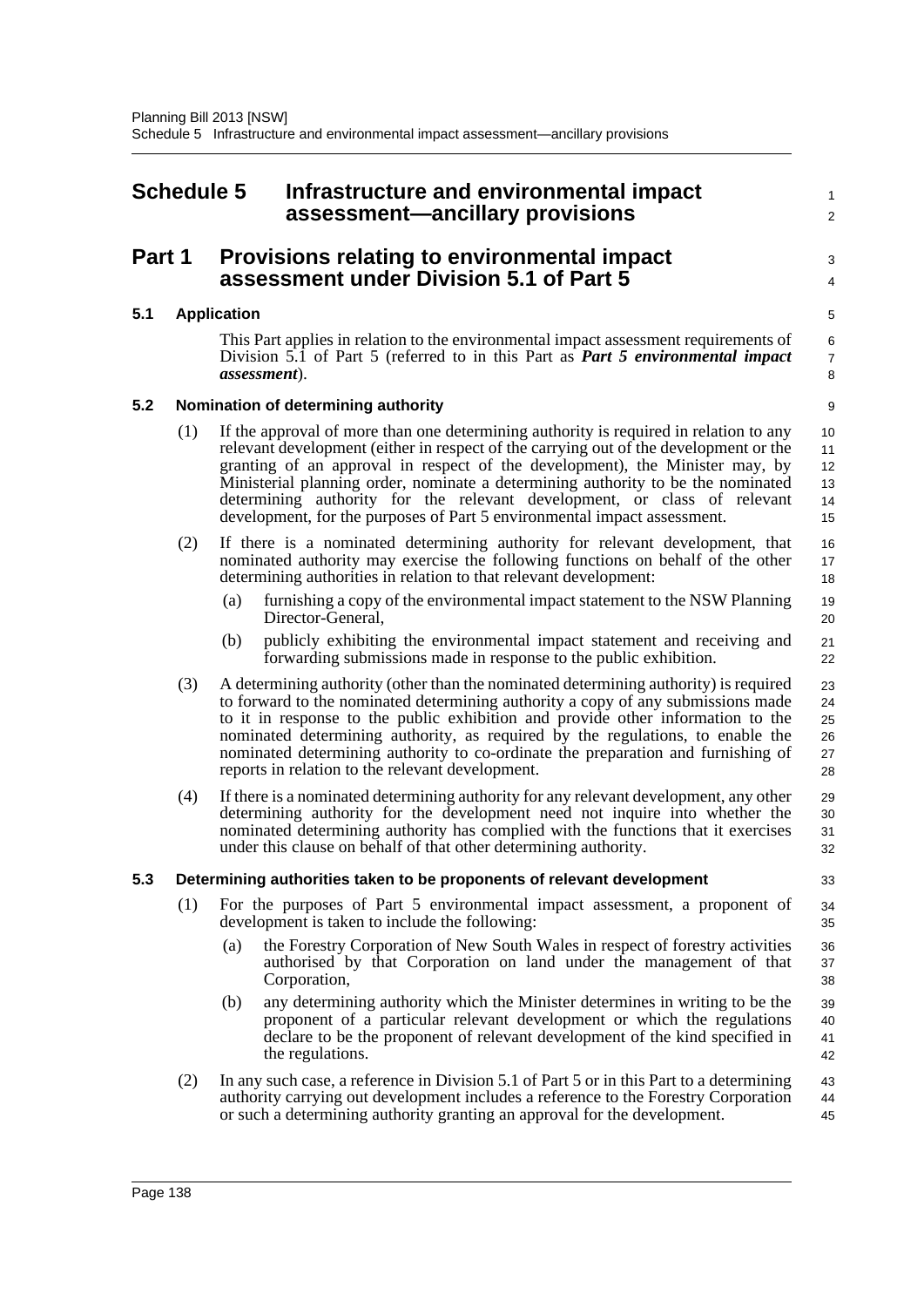# Schedule 5 Infrastructure and environmental impact assessment—ancillary provisions

## Part 1 Provisions relating to environmental impact assessment under Division 5.1 of Part 5

### 5.1 Application

This Part applies in relation to the environmental impact assessment requirements of Division 5.1 of Part 5 (referred to in this Part as ***Part 5 environmental impact assessment***).

### 5.2 Nomination of determining authority

(1) If the approval of more than one determining authority is required in relation to any relevant development (either in respect of the carrying out of the development or the granting of an approval in respect of the development), the Minister may, by Ministerial planning order, nominate a determining authority to be the nominated determining authority for the relevant development, or class of relevant development, for the purposes of Part 5 environmental impact assessment.

(2) If there is a nominated determining authority for relevant development, that nominated authority may exercise the following functions on behalf of the other determining authorities in relation to that relevant development:

- (a) furnishing a copy of the environmental impact statement to the NSW Planning Director-General,
- (b) publicly exhibiting the environmental impact statement and receiving and forwarding submissions made in response to the public exhibition.

(3) A determining authority (other than the nominated determining authority) is required to forward to the nominated determining authority a copy of any submissions made to it in response to the public exhibition and provide other information to the nominated determining authority, as required by the regulations, to enable the nominated determining authority to co-ordinate the preparation and furnishing of reports in relation to the relevant development.

(4) If there is a nominated determining authority for any relevant development, any other determining authority for the development need not inquire into whether the nominated determining authority has complied with the functions that it exercises under this clause on behalf of that other determining authority.

### 5.3 Determining authorities taken to be proponents of relevant development

(1) For the purposes of Part 5 environmental impact assessment, a proponent of development is taken to include the following:

- (a) the Forestry Corporation of New South Wales in respect of forestry activities authorised by that Corporation on land under the management of that Corporation,
- (b) any determining authority which the Minister determines in writing to be the proponent of a particular relevant development or which the regulations declare to be the proponent of relevant development of the kind specified in the regulations.

(2) In any such case, a reference in Division 5.1 of Part 5 or in this Part to a determining authority carrying out development includes a reference to the Forestry Corporation or such a determining authority granting an approval for the development.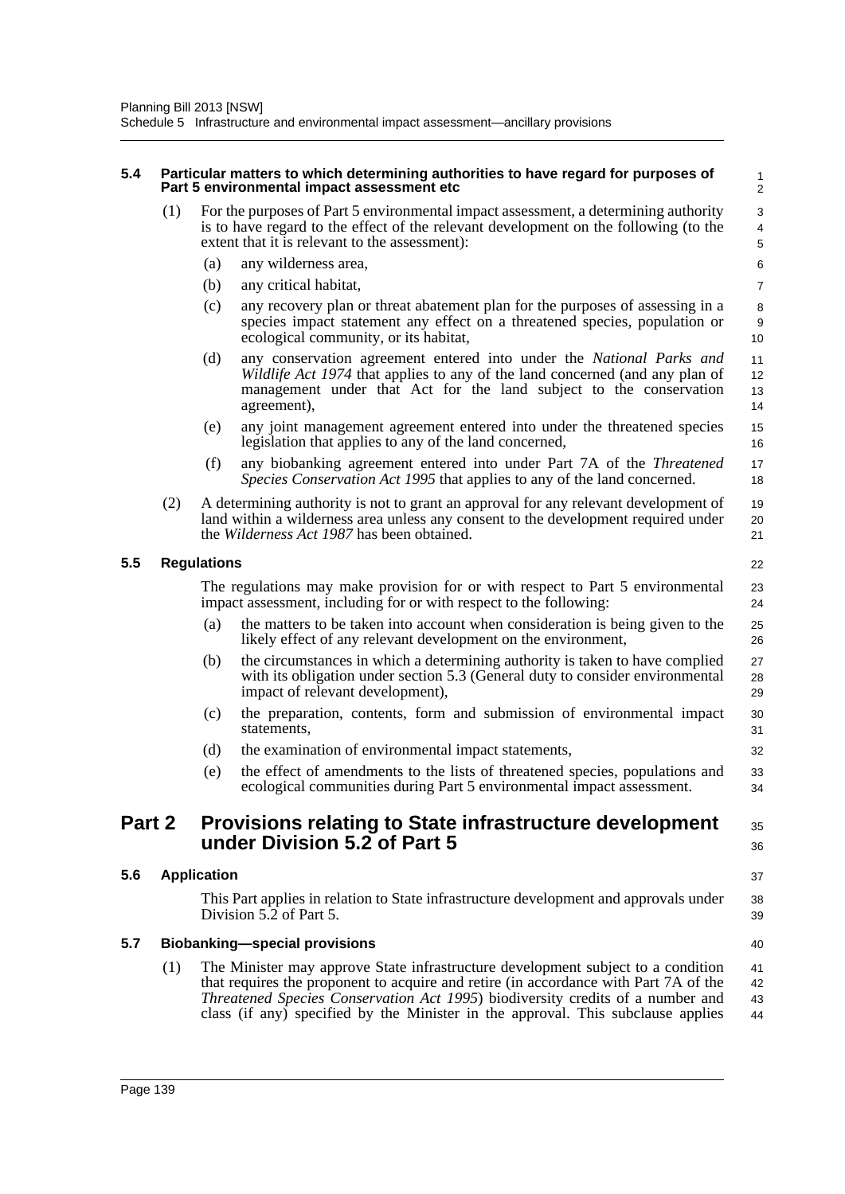### 5.4 Particular matters to which determining authorities to have regard for purposes of Part 5 environmental impact assessment etc

(1) For the purposes of Part 5 environmental impact assessment, a determining authority is to have regard to the effect of the relevant development on the following (to the extent that it is relevant to the assessment):

- (a) any wilderness area,
- (b) any critical habitat,
- (c) any recovery plan or threat abatement plan for the purposes of assessing in a species impact statement any effect on a threatened species, population or ecological community, or its habitat,
- (d) any conservation agreement entered into under the *National Parks and Wildlife Act 1974* that applies to any of the land concerned (and any plan of management under that Act for the land subject to the conservation agreement),
- (e) any joint management agreement entered into under the threatened species legislation that applies to any of the land concerned,
- (f) any biobanking agreement entered into under Part 7A of the *Threatened Species Conservation Act 1995* that applies to any of the land concerned.

(2) A determining authority is not to grant an approval for any relevant development of land within a wilderness area unless any consent to the development required under the *Wilderness Act 1987* has been obtained.

### 5.5 Regulations

The regulations may make provision for or with respect to Part 5 environmental impact assessment, including for or with respect to the following:

- (a) the matters to be taken into account when consideration is being given to the likely effect of any relevant development on the environment,
- (b) the circumstances in which a determining authority is taken to have complied with its obligation under section 5.3 (General duty to consider environmental impact of relevant development),
- (c) the preparation, contents, form and submission of environmental impact statements,
- (d) the examination of environmental impact statements,
- (e) the effect of amendments to the lists of threatened species, populations and ecological communities during Part 5 environmental impact assessment.

## Part 2 Provisions relating to State infrastructure development under Division 5.2 of Part 5

### 5.6 Application

This Part applies in relation to State infrastructure development and approvals under Division 5.2 of Part 5.

### 5.7 Biobanking—special provisions

(1) The Minister may approve State infrastructure development subject to a condition that requires the proponent to acquire and retire (in accordance with Part 7A of the *Threatened Species Conservation Act 1995*) biodiversity credits of a number and class (if any) specified by the Minister in the approval. This subclause applies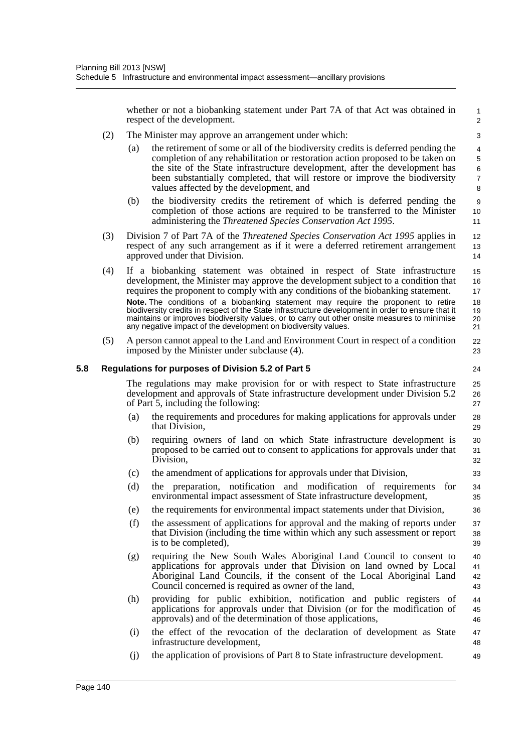whether or not a biobanking statement under Part 7A of that Act was obtained in respect of the development.

(2) The Minister may approve an arrangement under which:

(a) the retirement of some or all of the biodiversity credits is deferred pending the completion of any rehabilitation or restoration action proposed to be taken on the site of the State infrastructure development, after the development has been substantially completed, that will restore or improve the biodiversity values affected by the development, and

(b) the biodiversity credits the retirement of which is deferred pending the completion of those actions are required to be transferred to the Minister administering the *Threatened Species Conservation Act 1995*.

(3) Division 7 of Part 7A of the *Threatened Species Conservation Act 1995* applies in respect of any such arrangement as if it were a deferred retirement arrangement approved under that Division.

(4) If a biobanking statement was obtained in respect of State infrastructure development, the Minister may approve the development subject to a condition that requires the proponent to comply with any conditions of the biobanking statement.

**Note.** The conditions of a biobanking statement may require the proponent to retire biodiversity credits in respect of the State infrastructure development in order to ensure that it maintains or improves biodiversity values, or to carry out other onsite measures to minimise any negative impact of the development on biodiversity values.

(5) A person cannot appeal to the Land and Environment Court in respect of a condition imposed by the Minister under subclause (4).

### 5.8 Regulations for purposes of Division 5.2 of Part 5

The regulations may make provision for or with respect to State infrastructure development and approvals of State infrastructure development under Division 5.2 of Part 5, including the following:

(a) the requirements and procedures for making applications for approvals under that Division,

(b) requiring owners of land on which State infrastructure development is proposed to be carried out to consent to applications for approvals under that Division,

(c) the amendment of applications for approvals under that Division,

(d) the preparation, notification and modification of requirements for environmental impact assessment of State infrastructure development,

(e) the requirements for environmental impact statements under that Division,

(f) the assessment of applications for approval and the making of reports under that Division (including the time within which any such assessment or report is to be completed),

(g) requiring the New South Wales Aboriginal Land Council to consent to applications for approvals under that Division on land owned by Local Aboriginal Land Councils, if the consent of the Local Aboriginal Land Council concerned is required as owner of the land,

(h) providing for public exhibition, notification and public registers of applications for approvals under that Division (or for the modification of approvals) and of the determination of those applications,

(i) the effect of the revocation of the declaration of development as State infrastructure development,

(j) the application of provisions of Part 8 to State infrastructure development.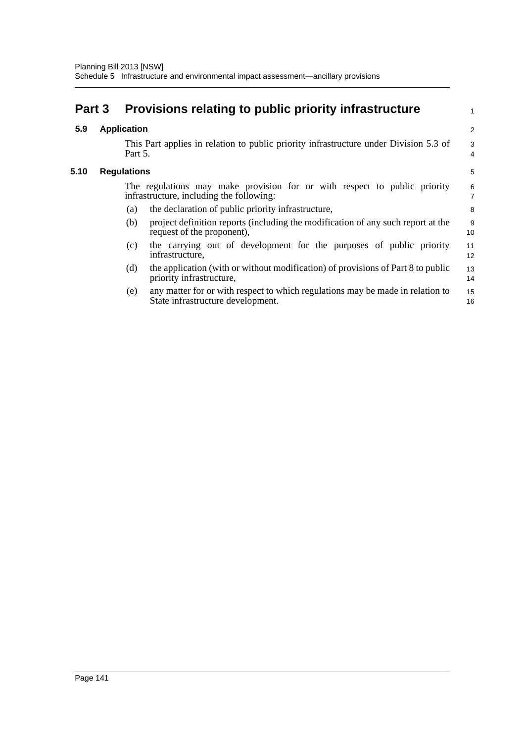## Part 3 Provisions relating to public priority infrastructure

### 5.9 Application

This Part applies in relation to public priority infrastructure under Division 5.3 of Part 5.

### 5.10 Regulations

The regulations may make provision for or with respect to public priority infrastructure, including the following:

(a) the declaration of public priority infrastructure,

(b) project definition reports (including the modification of any such report at the request of the proponent),

(c) the carrying out of development for the purposes of public priority infrastructure,

(d) the application (with or without modification) of provisions of Part 8 to public priority infrastructure,

(e) any matter for or with respect to which regulations may be made in relation to State infrastructure development.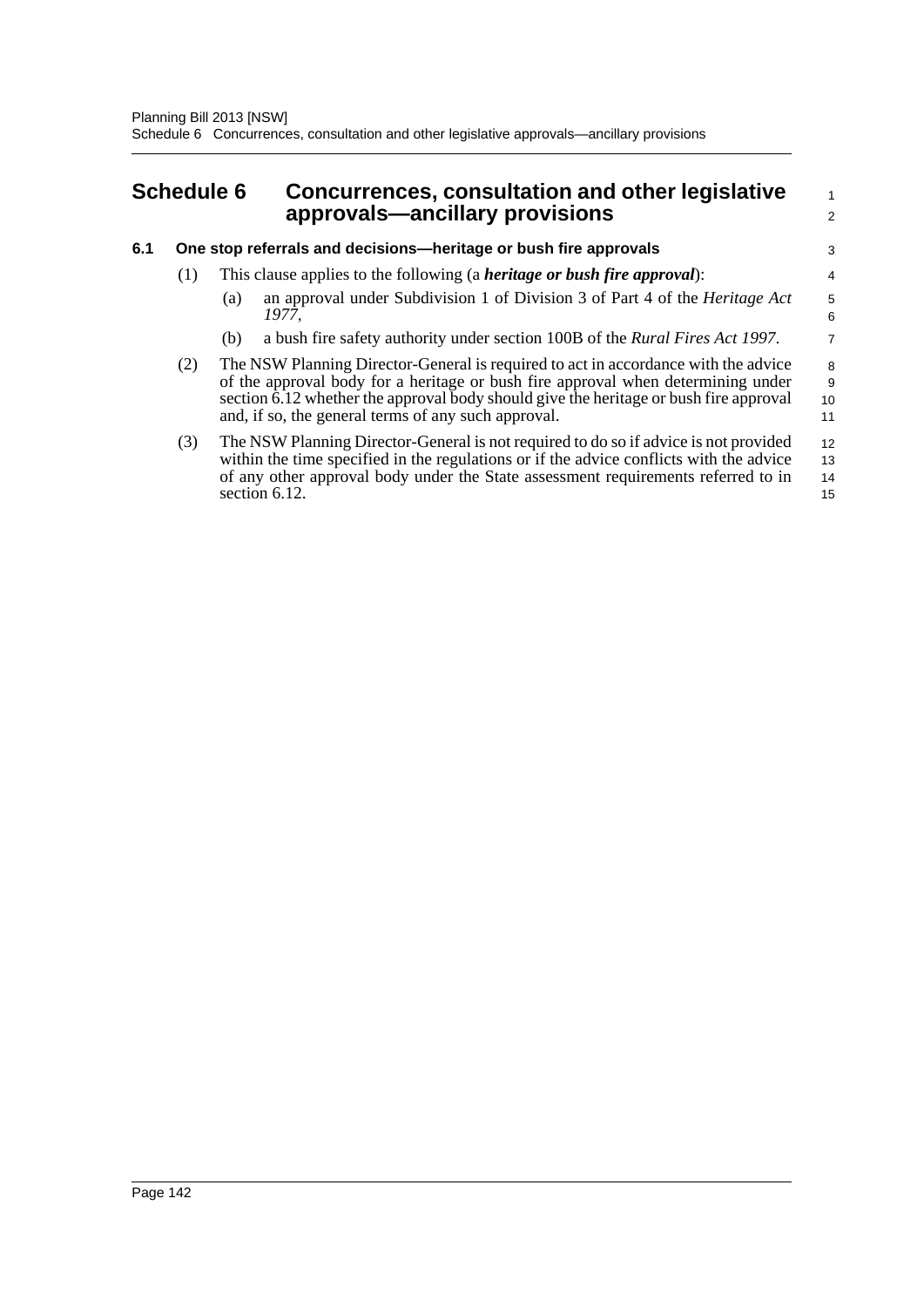# Schedule 6 Concurrences, consultation and other legislative approvals—ancillary provisions

## 6.1 One stop referrals and decisions—heritage or bush fire approvals

(1) This clause applies to the following (a ***heritage or bush fire approval***):

(a) an approval under Subdivision 1 of Division 3 of Part 4 of the *Heritage Act 1977*,

(b) a bush fire safety authority under section 100B of the *Rural Fires Act 1997*.

(2) The NSW Planning Director-General is required to act in accordance with the advice of the approval body for a heritage or bush fire approval when determining under section 6.12 whether the approval body should give the heritage or bush fire approval and, if so, the general terms of any such approval.

(3) The NSW Planning Director-General is not required to do so if advice is not provided within the time specified in the regulations or if the advice conflicts with the advice of any other approval body under the State assessment requirements referred to in section 6.12.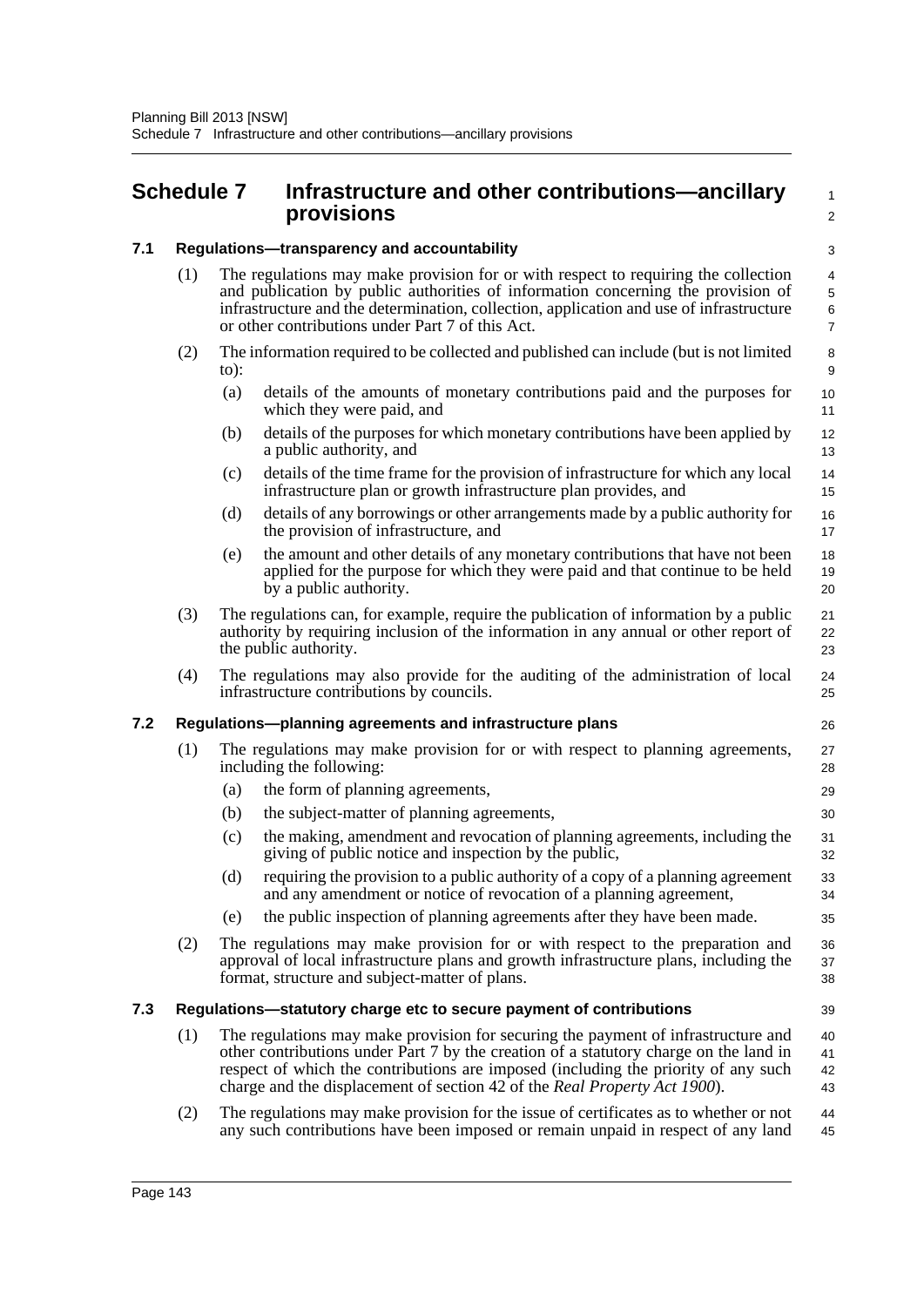## Schedule 7 Infrastructure and other contributions—ancillary provisions

### 7.1 Regulations—transparency and accountability

(1) The regulations may make provision for or with respect to requiring the collection and publication by public authorities of information concerning the provision of infrastructure and the determination, collection, application and use of infrastructure or other contributions under Part 7 of this Act.

(2) The information required to be collected and published can include (but is not limited to):

(a) details of the amounts of monetary contributions paid and the purposes for which they were paid, and

(b) details of the purposes for which monetary contributions have been applied by a public authority, and

(c) details of the time frame for the provision of infrastructure for which any local infrastructure plan or growth infrastructure plan provides, and

(d) details of any borrowings or other arrangements made by a public authority for the provision of infrastructure, and

(e) the amount and other details of any monetary contributions that have not been applied for the purpose for which they were paid and that continue to be held by a public authority.

(3) The regulations can, for example, require the publication of information by a public authority by requiring inclusion of the information in any annual or other report of the public authority.

(4) The regulations may also provide for the auditing of the administration of local infrastructure contributions by councils.

### 7.2 Regulations—planning agreements and infrastructure plans

(1) The regulations may make provision for or with respect to planning agreements, including the following:

(a) the form of planning agreements,

(b) the subject-matter of planning agreements,

(c) the making, amendment and revocation of planning agreements, including the giving of public notice and inspection by the public,

(d) requiring the provision to a public authority of a copy of a planning agreement and any amendment or notice of revocation of a planning agreement,

(e) the public inspection of planning agreements after they have been made.

(2) The regulations may make provision for or with respect to the preparation and approval of local infrastructure plans and growth infrastructure plans, including the format, structure and subject-matter of plans.

### 7.3 Regulations—statutory charge etc to secure payment of contributions

(1) The regulations may make provision for securing the payment of infrastructure and other contributions under Part 7 by the creation of a statutory charge on the land in respect of which the contributions are imposed (including the priority of any such charge and the displacement of section 42 of the *Real Property Act 1900*).

(2) The regulations may make provision for the issue of certificates as to whether or not any such contributions have been imposed or remain unpaid in respect of any land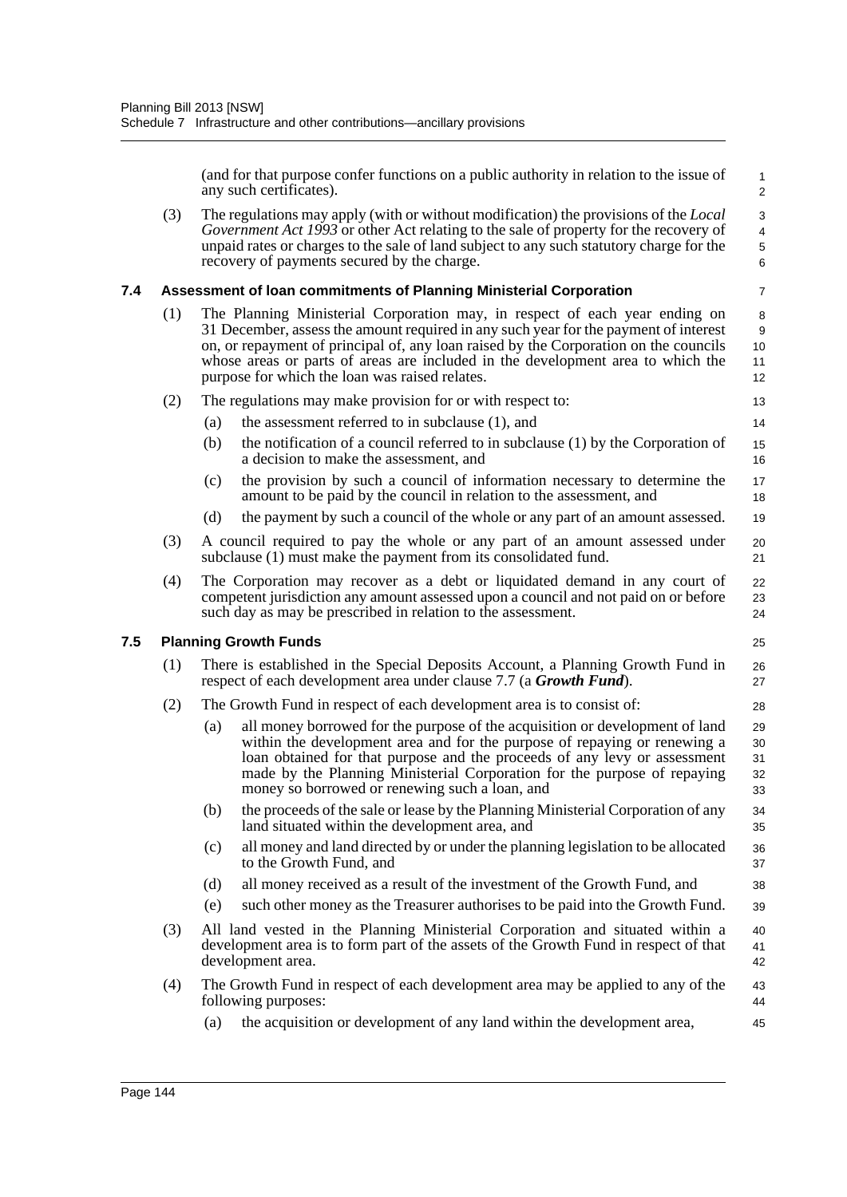(and for that purpose confer functions on a public authority in relation to the issue of any such certificates).

(3) The regulations may apply (with or without modification) the provisions of the *Local Government Act 1993* or other Act relating to the sale of property for the recovery of unpaid rates or charges to the sale of land subject to any such statutory charge for the recovery of payments secured by the charge.

### 7.4 Assessment of loan commitments of Planning Ministerial Corporation

(1) The Planning Ministerial Corporation may, in respect of each year ending on 31 December, assess the amount required in any such year for the payment of interest on, or repayment of principal of, any loan raised by the Corporation on the councils whose areas or parts of areas are included in the development area to which the purpose for which the loan was raised relates.

(2) The regulations may make provision for or with respect to:

- (a) the assessment referred to in subclause (1), and
- (b) the notification of a council referred to in subclause (1) by the Corporation of a decision to make the assessment, and
- (c) the provision by such a council of information necessary to determine the amount to be paid by the council in relation to the assessment, and
- (d) the payment by such a council of the whole or any part of an amount assessed.

(3) A council required to pay the whole or any part of an amount assessed under subclause (1) must make the payment from its consolidated fund.

(4) The Corporation may recover as a debt or liquidated demand in any court of competent jurisdiction any amount assessed upon a council and not paid on or before such day as may be prescribed in relation to the assessment.

### 7.5 Planning Growth Funds

(1) There is established in the Special Deposits Account, a Planning Growth Fund in respect of each development area under clause 7.7 (a ***Growth Fund***).

(2) The Growth Fund in respect of each development area is to consist of:

- (a) all money borrowed for the purpose of the acquisition or development of land within the development area and for the purpose of repaying or renewing a loan obtained for that purpose and the proceeds of any levy or assessment made by the Planning Ministerial Corporation for the purpose of repaying money so borrowed or renewing such a loan, and
- (b) the proceeds of the sale or lease by the Planning Ministerial Corporation of any land situated within the development area, and
- (c) all money and land directed by or under the planning legislation to be allocated to the Growth Fund, and
- (d) all money received as a result of the investment of the Growth Fund, and
- (e) such other money as the Treasurer authorises to be paid into the Growth Fund.

(3) All land vested in the Planning Ministerial Corporation and situated within a development area is to form part of the assets of the Growth Fund in respect of that development area.

(4) The Growth Fund in respect of each development area may be applied to any of the following purposes:

- (a) the acquisition or development of any land within the development area,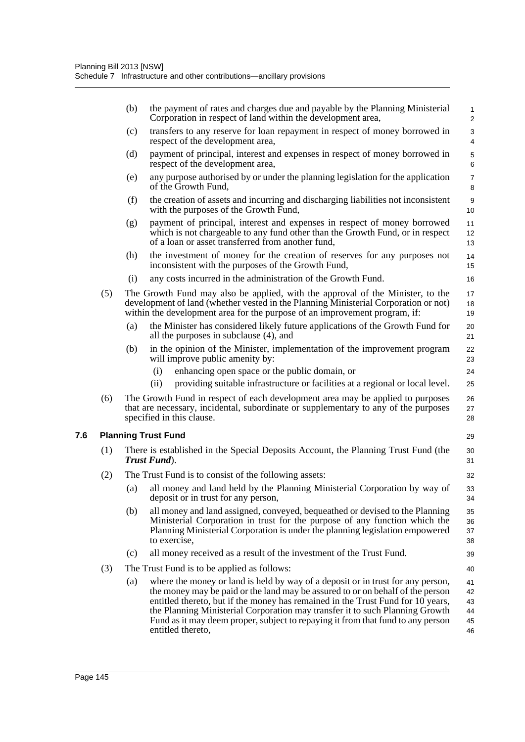(b) the payment of rates and charges due and payable by the Planning Ministerial Corporation in respect of land within the development area,

(c) transfers to any reserve for loan repayment in respect of money borrowed in respect of the development area,

(d) payment of principal, interest and expenses in respect of money borrowed in respect of the development area,

(e) any purpose authorised by or under the planning legislation for the application of the Growth Fund,

(f) the creation of assets and incurring and discharging liabilities not inconsistent with the purposes of the Growth Fund,

(g) payment of principal, interest and expenses in respect of money borrowed which is not chargeable to any fund other than the Growth Fund, or in respect of a loan or asset transferred from another fund,

(h) the investment of money for the creation of reserves for any purposes not inconsistent with the purposes of the Growth Fund,

(i) any costs incurred in the administration of the Growth Fund.

(5) The Growth Fund may also be applied, with the approval of the Minister, to the development of land (whether vested in the Planning Ministerial Corporation or not) within the development area for the purpose of an improvement program, if:

(a) the Minister has considered likely future applications of the Growth Fund for all the purposes in subclause (4), and

(b) in the opinion of the Minister, implementation of the improvement program will improve public amenity by:

(i) enhancing open space or the public domain, or

(ii) providing suitable infrastructure or facilities at a regional or local level.

(6) The Growth Fund in respect of each development area may be applied to purposes that are necessary, incidental, subordinate or supplementary to any of the purposes specified in this clause.

### 7.6 Planning Trust Fund

(1) There is established in the Special Deposits Account, the Planning Trust Fund (the ***Trust Fund***).

(2) The Trust Fund is to consist of the following assets:

(a) all money and land held by the Planning Ministerial Corporation by way of deposit or in trust for any person,

(b) all money and land assigned, conveyed, bequeathed or devised to the Planning Ministerial Corporation in trust for the purpose of any function which the Planning Ministerial Corporation is under the planning legislation empowered to exercise,

(c) all money received as a result of the investment of the Trust Fund.

(3) The Trust Fund is to be applied as follows:

(a) where the money or land is held by way of a deposit or in trust for any person, the money may be paid or the land may be assured to or on behalf of the person entitled thereto, but if the money has remained in the Trust Fund for 10 years, the Planning Ministerial Corporation may transfer it to such Planning Growth Fund as it may deem proper, subject to repaying it from that fund to any person entitled thereto,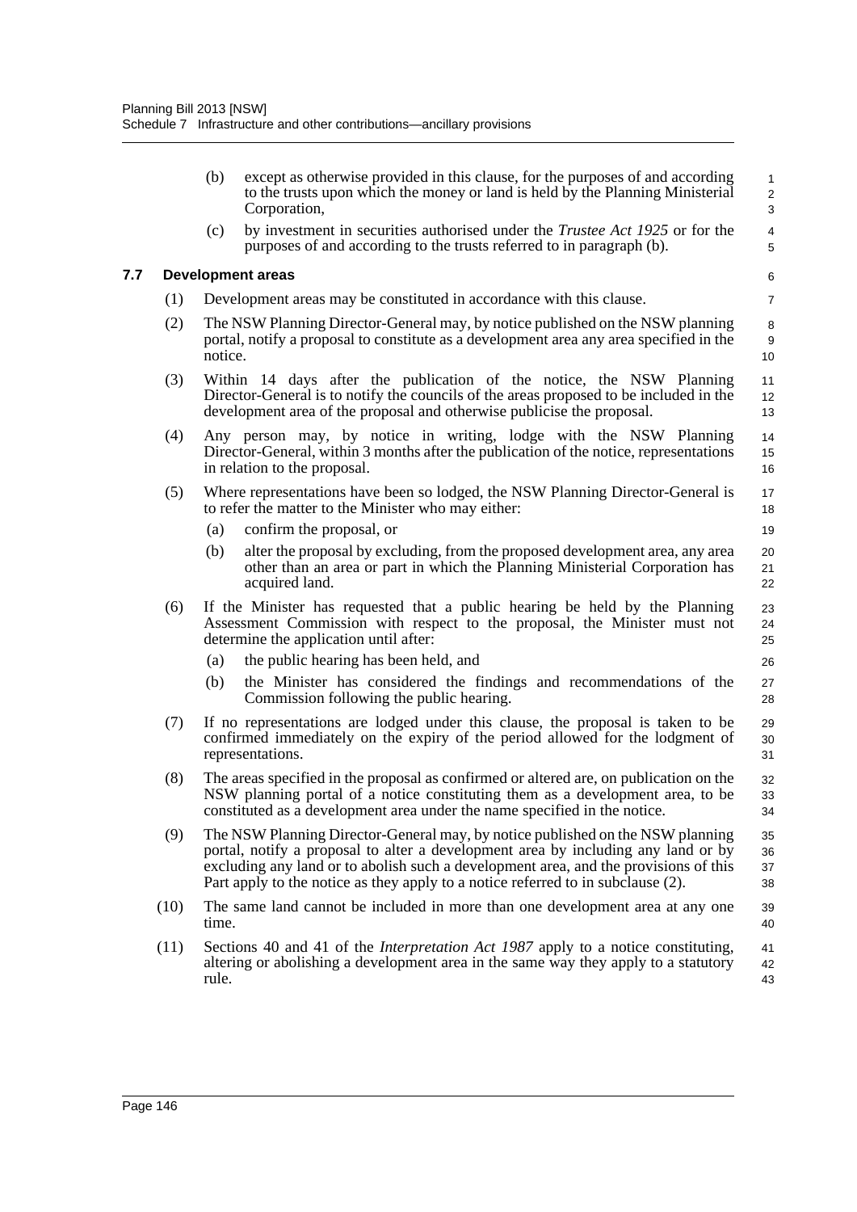(b) except as otherwise provided in this clause, for the purposes of and according to the trusts upon which the money or land is held by the Planning Ministerial Corporation,

(c) by investment in securities authorised under the *Trustee Act 1925* or for the purposes of and according to the trusts referred to in paragraph (b).

### 7.7 Development areas

(1) Development areas may be constituted in accordance with this clause.

(2) The NSW Planning Director-General may, by notice published on the NSW planning portal, notify a proposal to constitute as a development area any area specified in the notice.

(3) Within 14 days after the publication of the notice, the NSW Planning Director-General is to notify the councils of the areas proposed to be included in the development area of the proposal and otherwise publicise the proposal.

(4) Any person may, by notice in writing, lodge with the NSW Planning Director-General, within 3 months after the publication of the notice, representations in relation to the proposal.

(5) Where representations have been so lodged, the NSW Planning Director-General is to refer the matter to the Minister who may either:

(a) confirm the proposal, or

(b) alter the proposal by excluding, from the proposed development area, any area other than an area or part in which the Planning Ministerial Corporation has acquired land.

(6) If the Minister has requested that a public hearing be held by the Planning Assessment Commission with respect to the proposal, the Minister must not determine the application until after:

(a) the public hearing has been held, and

(b) the Minister has considered the findings and recommendations of the Commission following the public hearing.

(7) If no representations are lodged under this clause, the proposal is taken to be confirmed immediately on the expiry of the period allowed for the lodgment of representations.

(8) The areas specified in the proposal as confirmed or altered are, on publication on the NSW planning portal of a notice constituting them as a development area, to be constituted as a development area under the name specified in the notice.

(9) The NSW Planning Director-General may, by notice published on the NSW planning portal, notify a proposal to alter a development area by including any land or by excluding any land or to abolish such a development area, and the provisions of this Part apply to the notice as they apply to a notice referred to in subclause (2).

(10) The same land cannot be included in more than one development area at any one time.

(11) Sections 40 and 41 of the *Interpretation Act 1987* apply to a notice constituting, altering or abolishing a development area in the same way they apply to a statutory rule.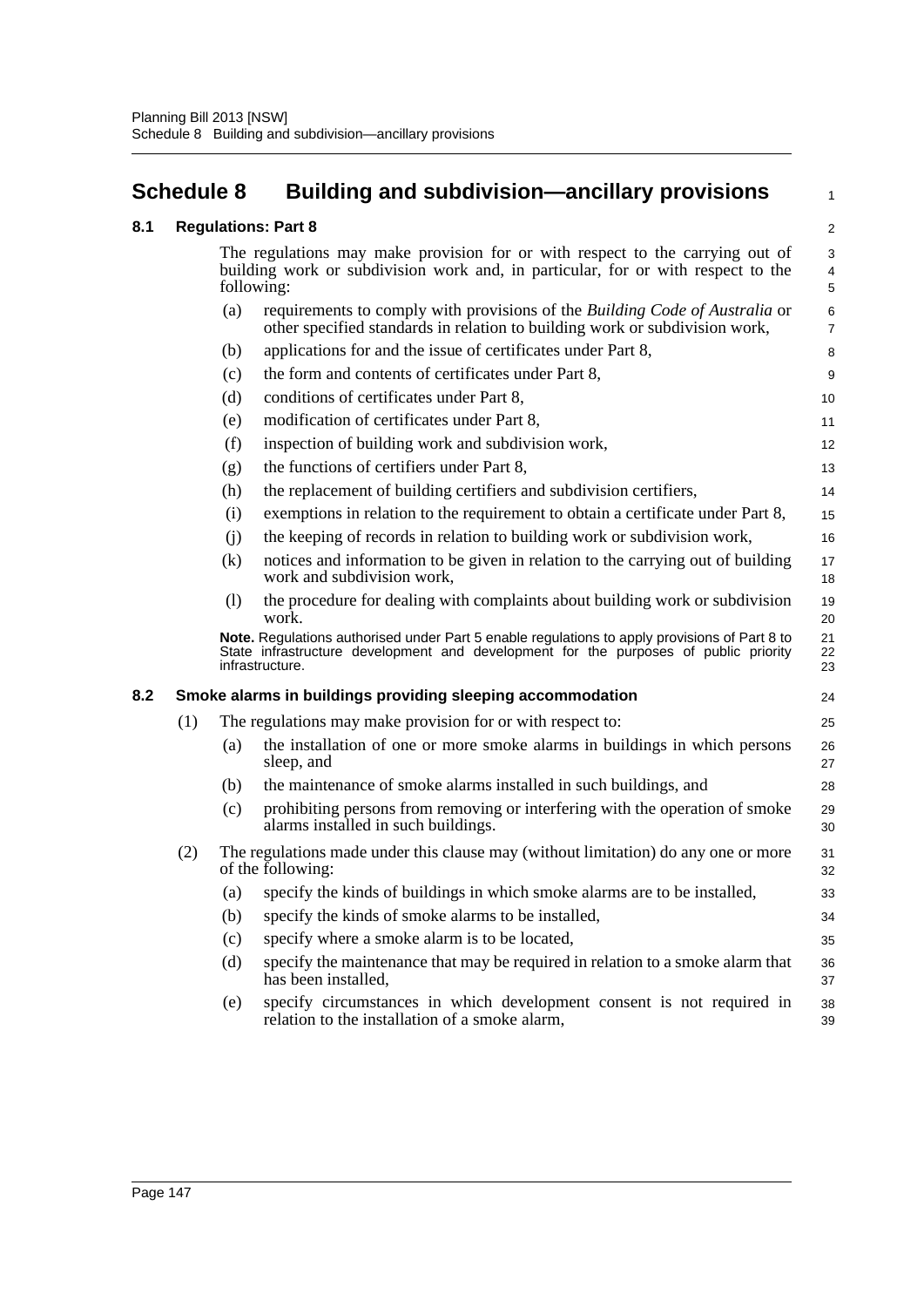# Schedule 8 Building and subdivision—ancillary provisions

## 8.1 Regulations: Part 8

The regulations may make provision for or with respect to the carrying out of building work or subdivision work and, in particular, for or with respect to the following:

(a) requirements to comply with provisions of the *Building Code of Australia* or other specified standards in relation to building work or subdivision work,

(b) applications for and the issue of certificates under Part 8,

(c) the form and contents of certificates under Part 8,

(d) conditions of certificates under Part 8,

(e) modification of certificates under Part 8,

(f) inspection of building work and subdivision work,

(g) the functions of certifiers under Part 8,

(h) the replacement of building certifiers and subdivision certifiers,

(i) exemptions in relation to the requirement to obtain a certificate under Part 8,

(j) the keeping of records in relation to building work or subdivision work,

(k) notices and information to be given in relation to the carrying out of building work and subdivision work,

(l) the procedure for dealing with complaints about building work or subdivision work.

**Note.** Regulations authorised under Part 5 enable regulations to apply provisions of Part 8 to State infrastructure development and development for the purposes of public priority infrastructure.

## 8.2 Smoke alarms in buildings providing sleeping accommodation

(1) The regulations may make provision for or with respect to:

(a) the installation of one or more smoke alarms in buildings in which persons sleep, and

(b) the maintenance of smoke alarms installed in such buildings, and

(c) prohibiting persons from removing or interfering with the operation of smoke alarms installed in such buildings.

(2) The regulations made under this clause may (without limitation) do any one or more of the following:

(a) specify the kinds of buildings in which smoke alarms are to be installed,

(b) specify the kinds of smoke alarms to be installed,

(c) specify where a smoke alarm is to be located,

(d) specify the maintenance that may be required in relation to a smoke alarm that has been installed,

(e) specify circumstances in which development consent is not required in relation to the installation of a smoke alarm,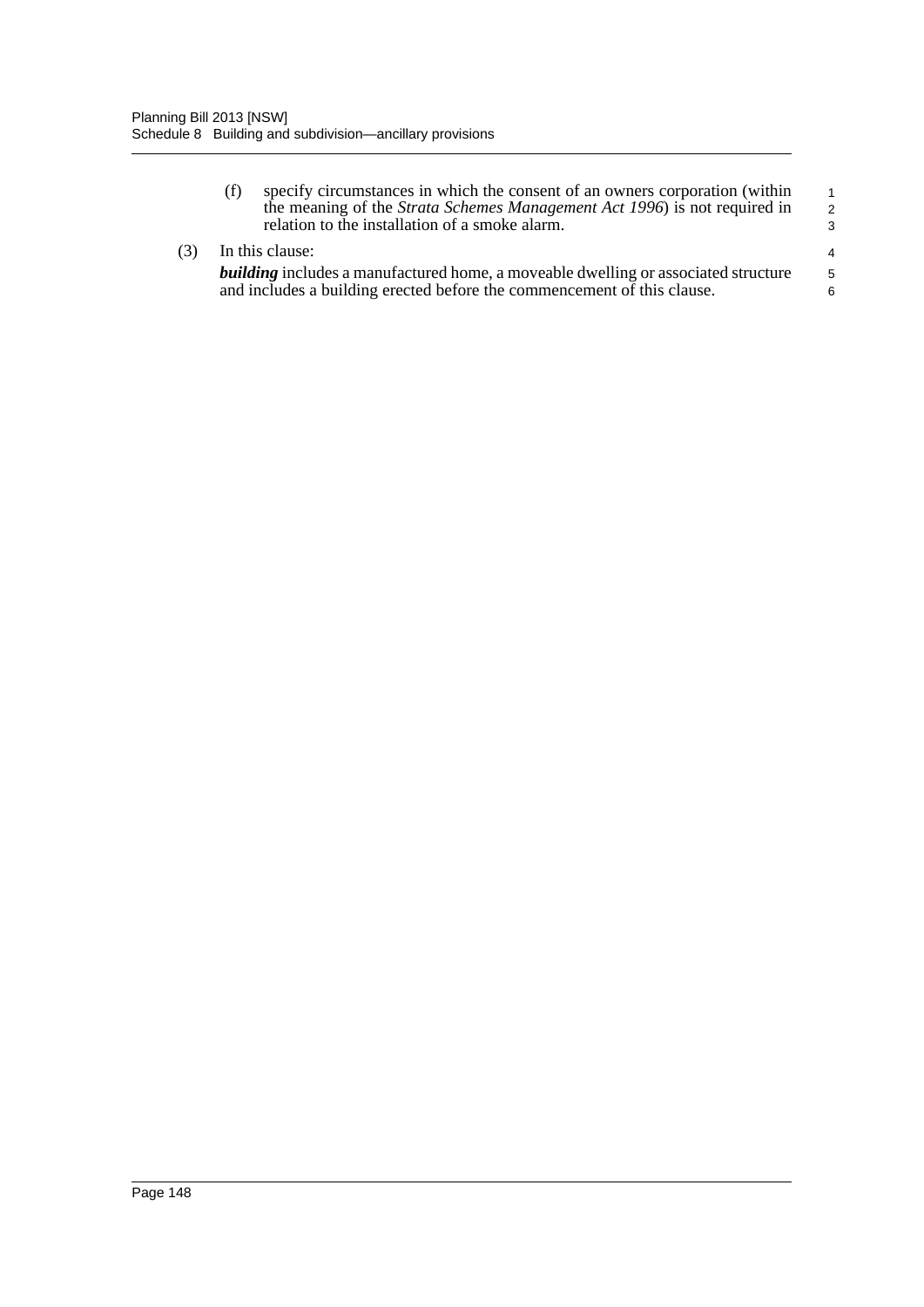(f) specify circumstances in which the consent of an owners corporation (within the meaning of the *Strata Schemes Management Act 1996*) is not required in relation to the installation of a smoke alarm.

(3) In this clause:

***building*** includes a manufactured home, a moveable dwelling or associated structure and includes a building erected before the commencement of this clause.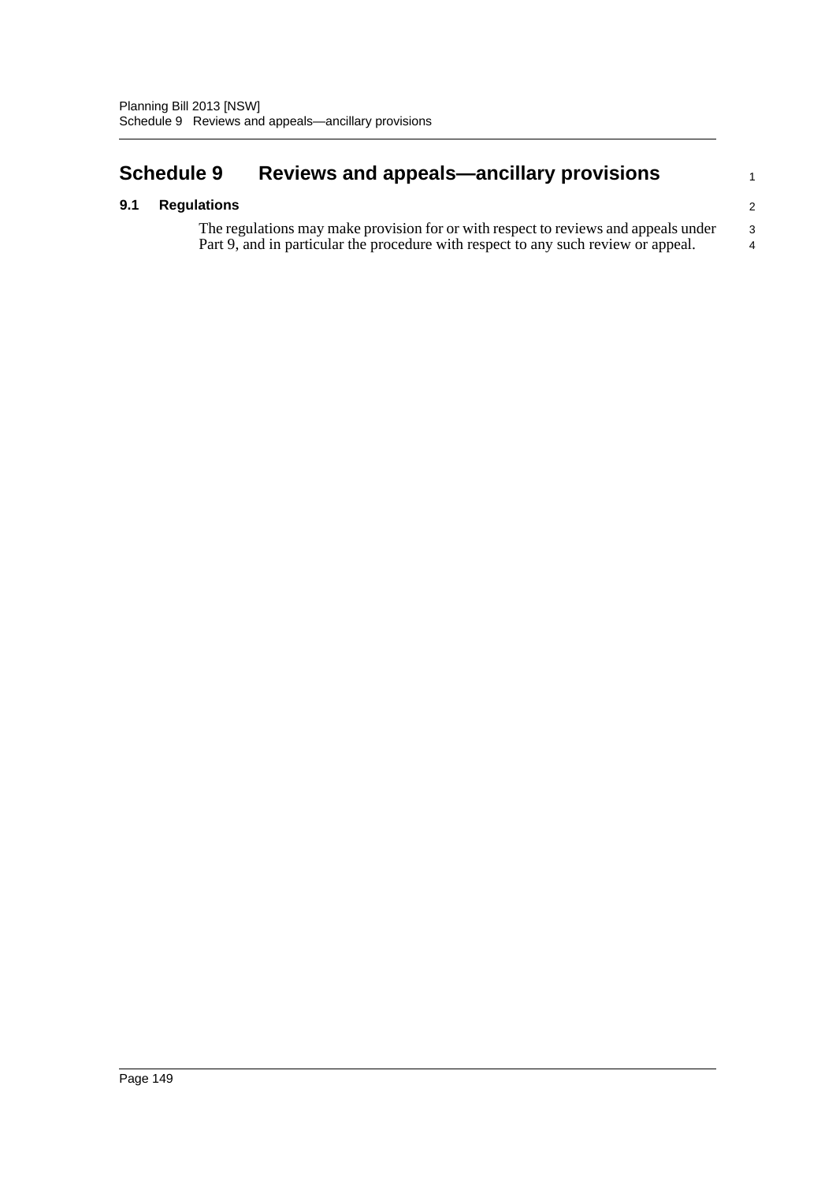# Schedule 9 Reviews and appeals—ancillary provisions

## 9.1 Regulations

The regulations may make provision for or with respect to reviews and appeals under Part 9, and in particular the procedure with respect to any such review or appeal.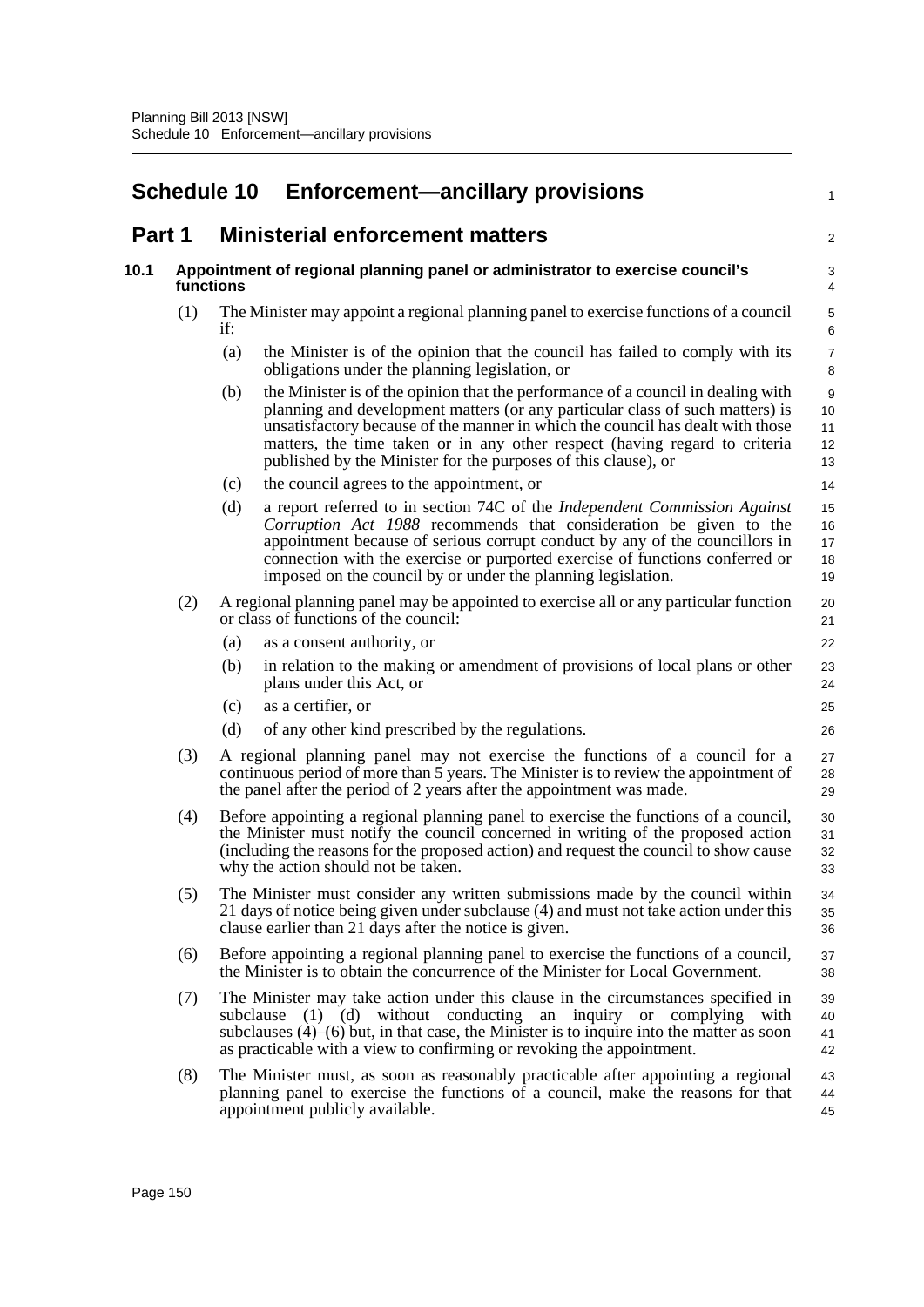# Schedule 10 Enforcement—ancillary provisions

## Part 1 Ministerial enforcement matters

### 10.1 Appointment of regional planning panel or administrator to exercise council's functions

(1) The Minister may appoint a regional planning panel to exercise functions of a council if:

(a) the Minister is of the opinion that the council has failed to comply with its obligations under the planning legislation, or

(b) the Minister is of the opinion that the performance of a council in dealing with planning and development matters (or any particular class of such matters) is unsatisfactory because of the manner in which the council has dealt with those matters, the time taken or in any other respect (having regard to criteria published by the Minister for the purposes of this clause), or

(c) the council agrees to the appointment, or

(d) a report referred to in section 74C of the *Independent Commission Against Corruption Act 1988* recommends that consideration be given to the appointment because of serious corrupt conduct by any of the councillors in connection with the exercise or purported exercise of functions conferred or imposed on the council by or under the planning legislation.

(2) A regional planning panel may be appointed to exercise all or any particular function or class of functions of the council:

(a) as a consent authority, or

(b) in relation to the making or amendment of provisions of local plans or other plans under this Act, or

(c) as a certifier, or

(d) of any other kind prescribed by the regulations.

(3) A regional planning panel may not exercise the functions of a council for a continuous period of more than 5 years. The Minister is to review the appointment of the panel after the period of 2 years after the appointment was made.

(4) Before appointing a regional planning panel to exercise the functions of a council, the Minister must notify the council concerned in writing of the proposed action (including the reasons for the proposed action) and request the council to show cause why the action should not be taken.

(5) The Minister must consider any written submissions made by the council within 21 days of notice being given under subclause (4) and must not take action under this clause earlier than 21 days after the notice is given.

(6) Before appointing a regional planning panel to exercise the functions of a council, the Minister is to obtain the concurrence of the Minister for Local Government.

(7) The Minister may take action under this clause in the circumstances specified in subclause (1) (d) without conducting an inquiry or complying with subclauses (4)–(6) but, in that case, the Minister is to inquire into the matter as soon as practicable with a view to confirming or revoking the appointment.

(8) The Minister must, as soon as reasonably practicable after appointing a regional planning panel to exercise the functions of a council, make the reasons for that appointment publicly available.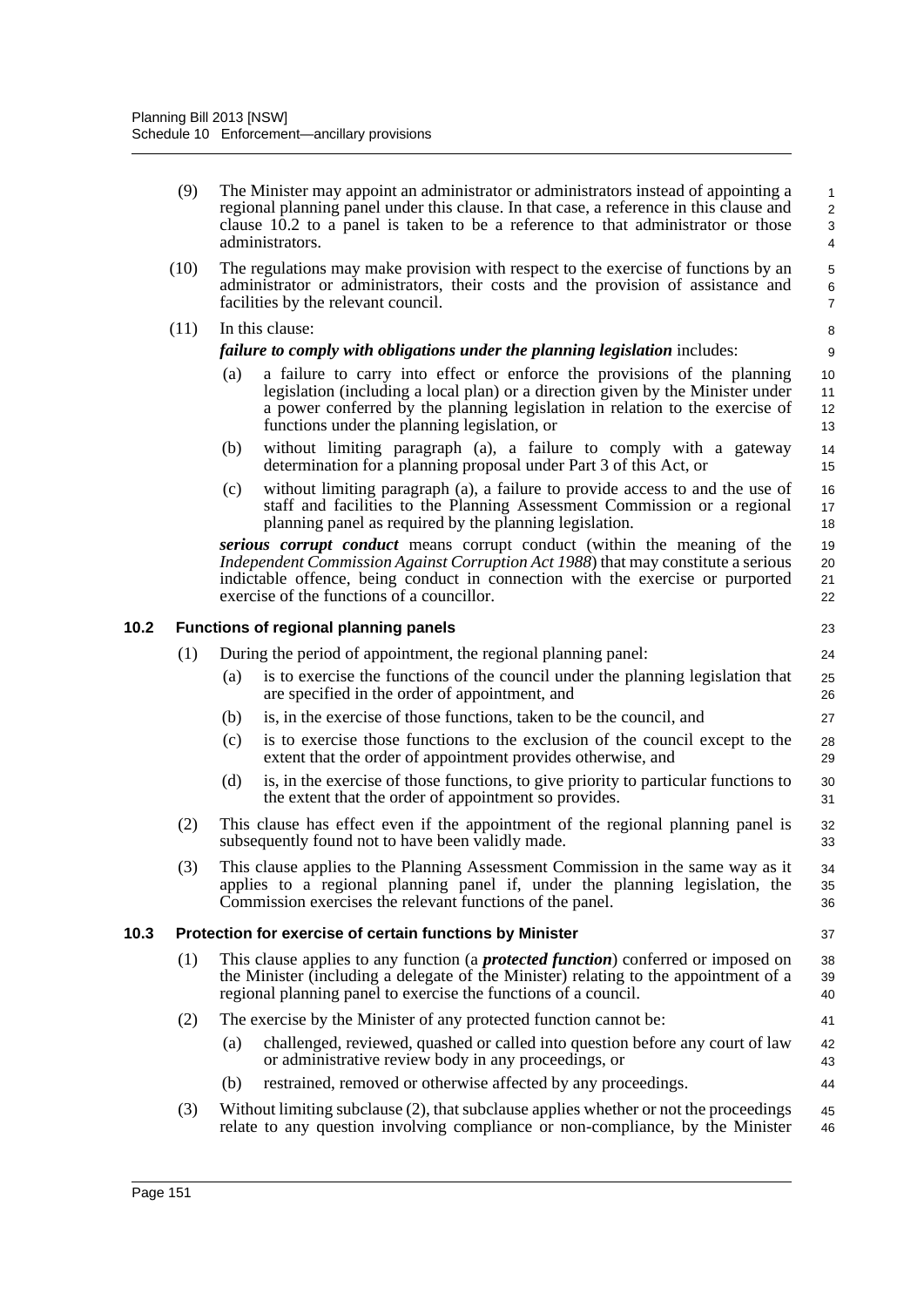(9) The Minister may appoint an administrator or administrators instead of appointing a regional planning panel under this clause. In that case, a reference in this clause and clause 10.2 to a panel is taken to be a reference to that administrator or those administrators.

(10) The regulations may make provision with respect to the exercise of functions by an administrator or administrators, their costs and the provision of assistance and facilities by the relevant council.

(11) In this clause:

***failure to comply with obligations under the planning legislation*** includes:

(a) a failure to carry into effect or enforce the provisions of the planning legislation (including a local plan) or a direction given by the Minister under a power conferred by the planning legislation in relation to the exercise of functions under the planning legislation, or

(b) without limiting paragraph (a), a failure to comply with a gateway determination for a planning proposal under Part 3 of this Act, or

(c) without limiting paragraph (a), a failure to provide access to and the use of staff and facilities to the Planning Assessment Commission or a regional planning panel as required by the planning legislation.

***serious corrupt conduct*** means corrupt conduct (within the meaning of the *Independent Commission Against Corruption Act 1988*) that may constitute a serious indictable offence, being conduct in connection with the exercise or purported exercise of the functions of a councillor.

### 10.2 Functions of regional planning panels

(1) During the period of appointment, the regional planning panel:

(a) is to exercise the functions of the council under the planning legislation that are specified in the order of appointment, and

(b) is, in the exercise of those functions, taken to be the council, and

(c) is to exercise those functions to the exclusion of the council except to the extent that the order of appointment provides otherwise, and

(d) is, in the exercise of those functions, to give priority to particular functions to the extent that the order of appointment so provides.

(2) This clause has effect even if the appointment of the regional planning panel is subsequently found not to have been validly made.

(3) This clause applies to the Planning Assessment Commission in the same way as it applies to a regional planning panel if, under the planning legislation, the Commission exercises the relevant functions of the panel.

### 10.3 Protection for exercise of certain functions by Minister

(1) This clause applies to any function (a ***protected function***) conferred or imposed on the Minister (including a delegate of the Minister) relating to the appointment of a regional planning panel to exercise the functions of a council.

(2) The exercise by the Minister of any protected function cannot be:

(a) challenged, reviewed, quashed or called into question before any court of law or administrative review body in any proceedings, or

(b) restrained, removed or otherwise affected by any proceedings.

(3) Without limiting subclause (2), that subclause applies whether or not the proceedings relate to any question involving compliance or non-compliance, by the Minister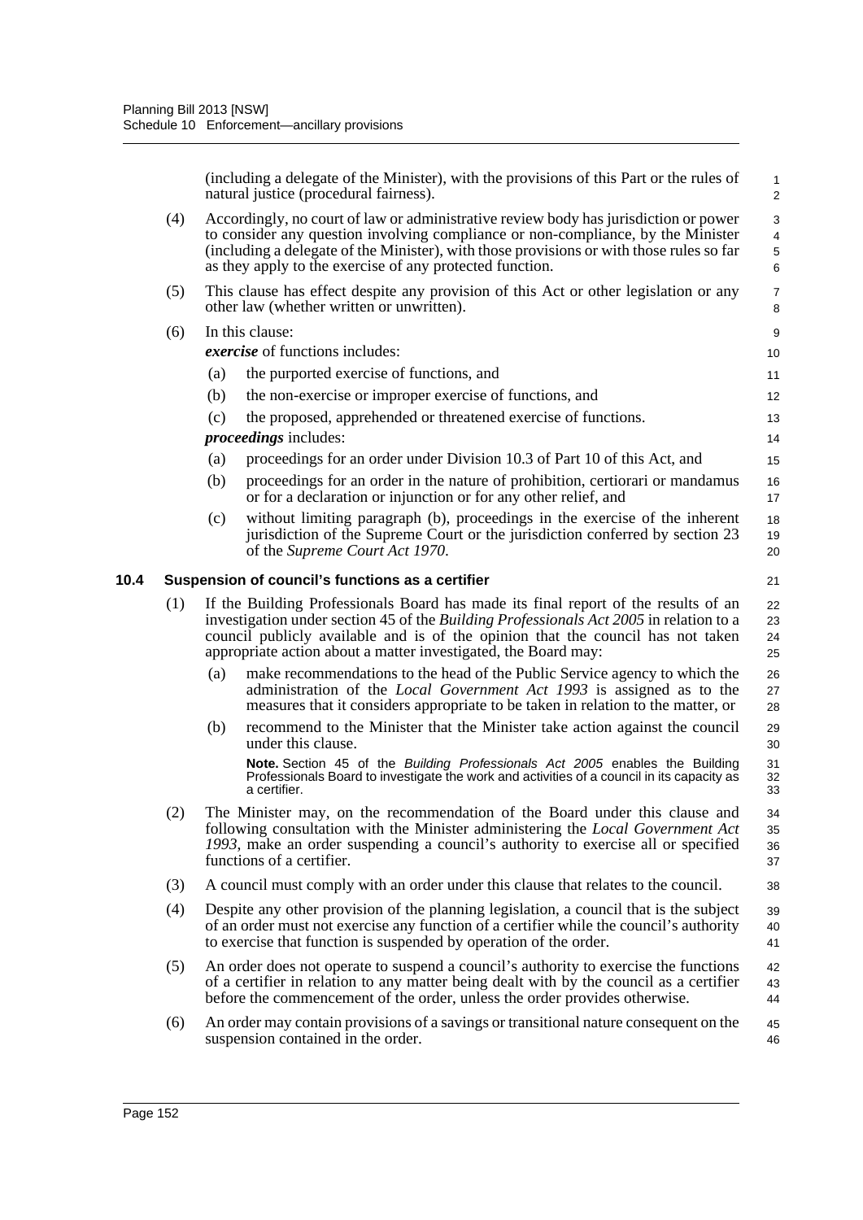(including a delegate of the Minister), with the provisions of this Part or the rules of natural justice (procedural fairness).

(4) Accordingly, no court of law or administrative review body has jurisdiction or power to consider any question involving compliance or non-compliance, by the Minister (including a delegate of the Minister), with those provisions or with those rules so far as they apply to the exercise of any protected function.

(5) This clause has effect despite any provision of this Act or other legislation or any other law (whether written or unwritten).

(6) In this clause:

*exercise* of functions includes:

(a) the purported exercise of functions, and

(b) the non-exercise or improper exercise of functions, and

(c) the proposed, apprehended or threatened exercise of functions.

*proceedings* includes:

(a) proceedings for an order under Division 10.3 of Part 10 of this Act, and

(b) proceedings for an order in the nature of prohibition, certiorari or mandamus or for a declaration or injunction or for any other relief, and

(c) without limiting paragraph (b), proceedings in the exercise of the inherent jurisdiction of the Supreme Court or the jurisdiction conferred by section 23 of the *Supreme Court Act 1970*.

## 10.4 Suspension of council's functions as a certifier

(1) If the Building Professionals Board has made its final report of the results of an investigation under section 45 of the *Building Professionals Act 2005* in relation to a council publicly available and is of the opinion that the council has not taken appropriate action about a matter investigated, the Board may:

(a) make recommendations to the head of the Public Service agency to which the administration of the *Local Government Act 1993* is assigned as to the measures that it considers appropriate to be taken in relation to the matter, or

(b) recommend to the Minister that the Minister take action against the council under this clause.

**Note.** Section 45 of the *Building Professionals Act 2005* enables the Building Professionals Board to investigate the work and activities of a council in its capacity as a certifier.

(2) The Minister may, on the recommendation of the Board under this clause and following consultation with the Minister administering the *Local Government Act 1993*, make an order suspending a council's authority to exercise all or specified functions of a certifier.

(3) A council must comply with an order under this clause that relates to the council.

(4) Despite any other provision of the planning legislation, a council that is the subject of an order must not exercise any function of a certifier while the council's authority to exercise that function is suspended by operation of the order.

(5) An order does not operate to suspend a council's authority to exercise the functions of a certifier in relation to any matter being dealt with by the council as a certifier before the commencement of the order, unless the order provides otherwise.

(6) An order may contain provisions of a savings or transitional nature consequent on the suspension contained in the order.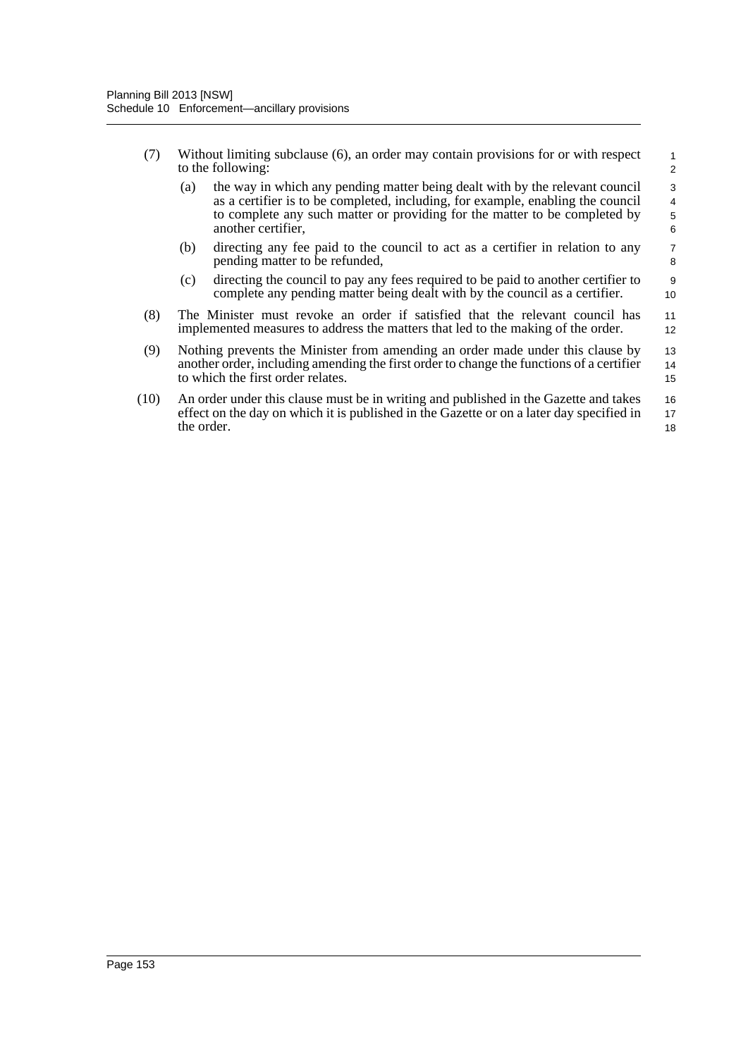(7) Without limiting subclause (6), an order may contain provisions for or with respect to the following:

(a) the way in which any pending matter being dealt with by the relevant council as a certifier is to be completed, including, for example, enabling the council to complete any such matter or providing for the matter to be completed by another certifier,

(b) directing any fee paid to the council to act as a certifier in relation to any pending matter to be refunded,

(c) directing the council to pay any fees required to be paid to another certifier to complete any pending matter being dealt with by the council as a certifier.

(8) The Minister must revoke an order if satisfied that the relevant council has implemented measures to address the matters that led to the making of the order.

(9) Nothing prevents the Minister from amending an order made under this clause by another order, including amending the first order to change the functions of a certifier to which the first order relates.

(10) An order under this clause must be in writing and published in the Gazette and takes effect on the day on which it is published in the Gazette or on a later day specified in the order.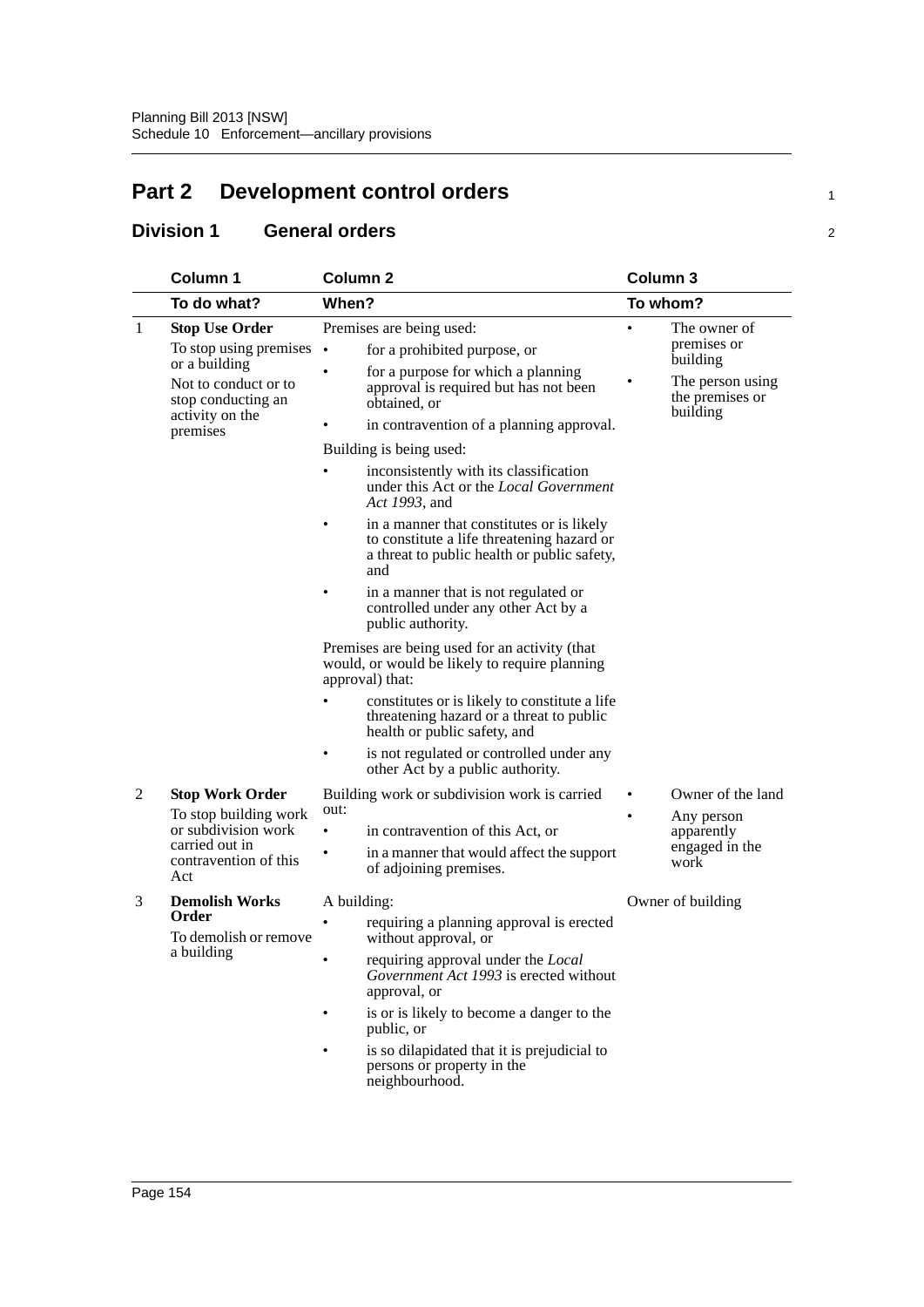## Part 2 Development control orders

### Division 1 General orders

| | Column 1 | Column 2 | Column 3 |
|---|---|---|---|
| | **To do what?** | **When?** | **To whom?** |
| 1 | **Stop Use Order**<br>To stop using premises or a building<br>Not to conduct or to stop conducting an activity on the premises | Premises are being used:<br>• for a prohibited purpose, or<br>• for a purpose for which a planning approval is required but has not been obtained, or<br>• in contravention of a planning approval.<br>Building is being used:<br>• inconsistently with its classification under this Act or the *Local Government Act 1993*, and<br>• in a manner that constitutes or is likely to constitute a life threatening hazard or a threat to public health or public safety, and<br>• in a manner that is not regulated or controlled under any other Act by a public authority.<br>Premises are being used for an activity (that would, or would be likely to require planning approval) that:<br>• constitutes or is likely to constitute a life threatening hazard or a threat to public health or public safety, and<br>• is not regulated or controlled under any other Act by a public authority. | • The owner of premises or building<br>• The person using the premises or building |
| 2 | **Stop Work Order**<br>To stop building work or subdivision work carried out in contravention of this Act | Building work or subdivision work is carried out:<br>• in contravention of this Act, or<br>• in a manner that would affect the support of adjoining premises. | • Owner of the land<br>• Any person apparently engaged in the work |
| 3 | **Demolish Works Order**<br>To demolish or remove a building | A building:<br>• requiring a planning approval is erected without approval, or<br>• requiring approval under the *Local Government Act 1993* is erected without approval, or<br>• is or is likely to become a danger to the public, or<br>• is so dilapidated that it is prejudicial to persons or property in the neighbourhood. | Owner of building |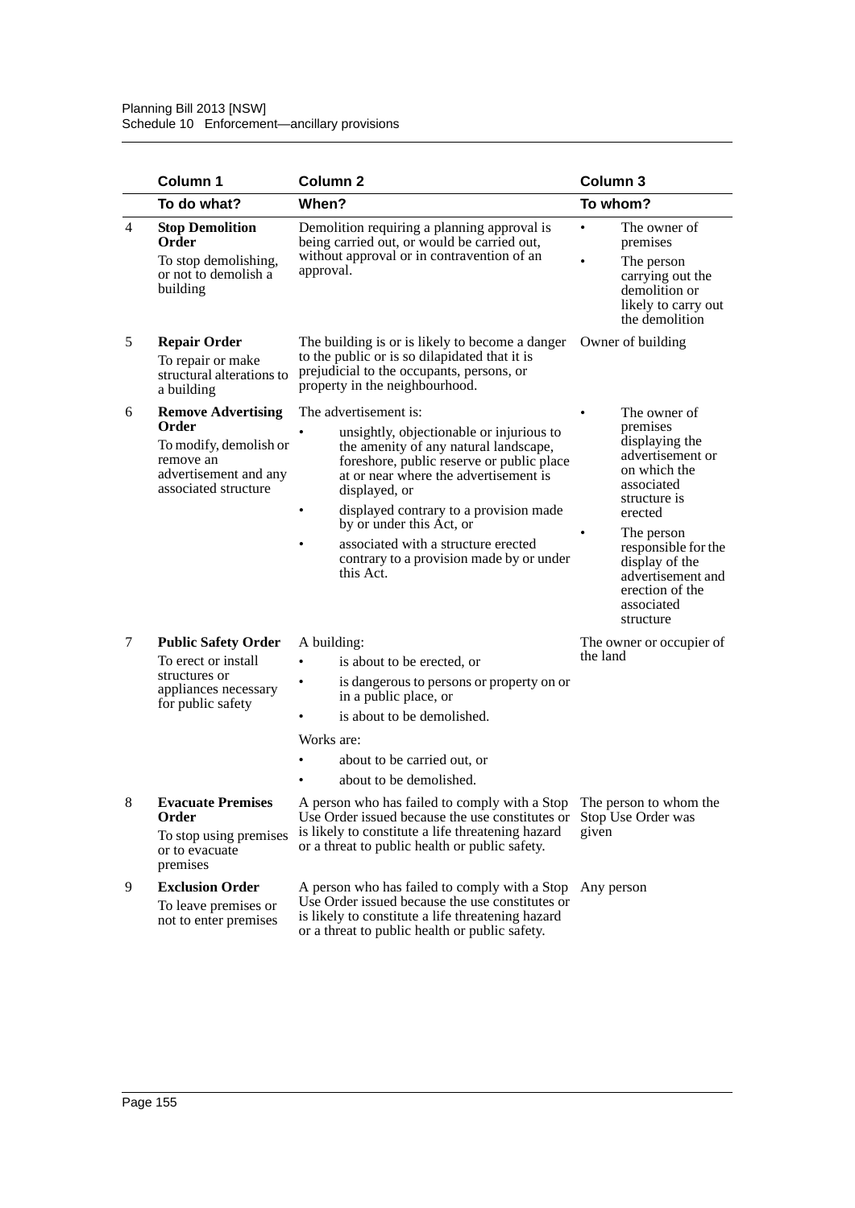| | Column 1 | Column 2 | Column 3 |
|---|---|---|---|
| | **To do what?** | **When?** | **To whom?** |
| 4 | **Stop Demolition Order**<br>To stop demolishing, or not to demolish a building | Demolition requiring a planning approval is being carried out, or would be carried out, without approval or in contravention of an approval. | • The owner of premises<br>• The person carrying out the demolition or likely to carry out the demolition |
| 5 | **Repair Order**<br>To repair or make structural alterations to a building | The building is or is likely to become a danger to the public or is so dilapidated that it is prejudicial to the occupants, persons, or property in the neighbourhood. | Owner of building |
| 6 | **Remove Advertising Order**<br>To modify, demolish or remove an advertisement and any associated structure | The advertisement is:<br>• unsightly, objectionable or injurious to the amenity of any natural landscape, foreshore, public reserve or public place at or near where the advertisement is displayed, or<br>• displayed contrary to a provision made by or under this Act, or<br>• associated with a structure erected contrary to a provision made by or under this Act. | • The owner of premises displaying the advertisement or on which the associated structure is erected<br>• The person responsible for the display of the advertisement and erection of the associated structure |
| 7 | **Public Safety Order**<br>To erect or install structures or appliances necessary for public safety | A building:<br>• is about to be erected, or<br>• is dangerous to persons or property on or in a public place, or<br>• is about to be demolished.<br>Works are:<br>• about to be carried out, or<br>• about to be demolished. | The owner or occupier of the land |
| 8 | **Evacuate Premises Order**<br>To stop using premises or to evacuate premises | A person who has failed to comply with a Stop Use Order issued because the use constitutes or is likely to constitute a life threatening hazard or a threat to public health or public safety. | The person to whom the Stop Use Order was given |
| 9 | **Exclusion Order**<br>To leave premises or not to enter premises | A person who has failed to comply with a Stop Use Order issued because the use constitutes or is likely to constitute a life threatening hazard or a threat to public health or public safety. | Any person |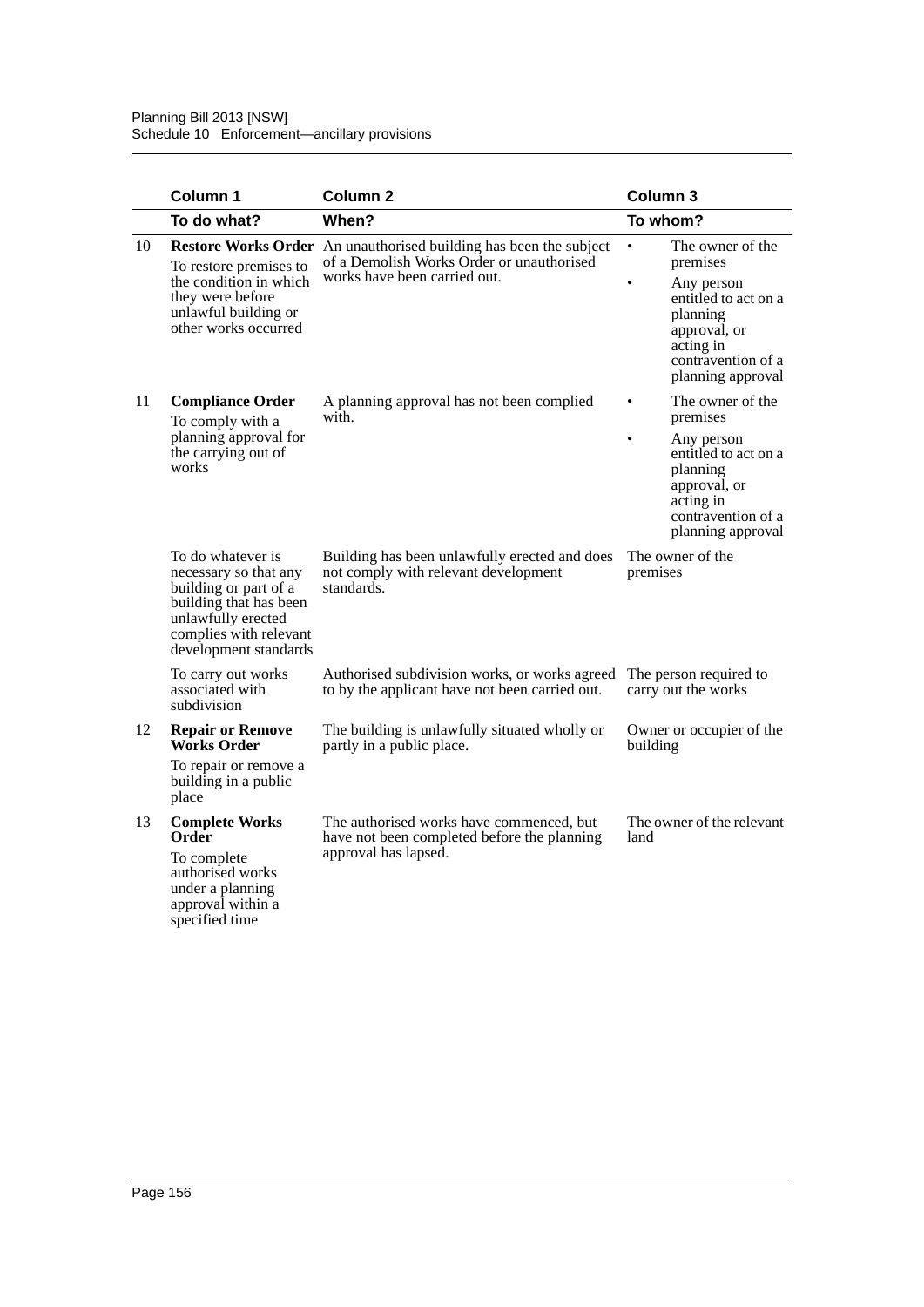| | Column 1 | Column 2 | Column 3 |
|---|---|---|---|
| | **To do what?** | **When?** | **To whom?** |
| 10 | **Restore Works Order** To restore premises to the condition in which they were before unlawful building or other works occurred | An unauthorised building has been the subject of a Demolish Works Order or unauthorised works have been carried out. | • The owner of the premises • Any person entitled to act on a planning approval, or acting in contravention of a planning approval |
| 11 | **Compliance Order** To comply with a planning approval for the carrying out of works | A planning approval has not been complied with. | • The owner of the premises • Any person entitled to act on a planning approval, or acting in contravention of a planning approval |
| | To do whatever is necessary so that any building or part of a building that has been unlawfully erected complies with relevant development standards | Building has been unlawfully erected and does not comply with relevant development standards. | The owner of the premises |
| | To carry out works associated with subdivision | Authorised subdivision works, or works agreed to by the applicant have not been carried out. | The person required to carry out the works |
| 12 | **Repair or Remove Works Order** To repair or remove a building in a public place | The building is unlawfully situated wholly or partly in a public place. | Owner or occupier of the building |
| 13 | **Complete Works Order** To complete authorised works under a planning approval within a specified time | The authorised works have commenced, but have not been completed before the planning approval has lapsed. | The owner of the relevant land |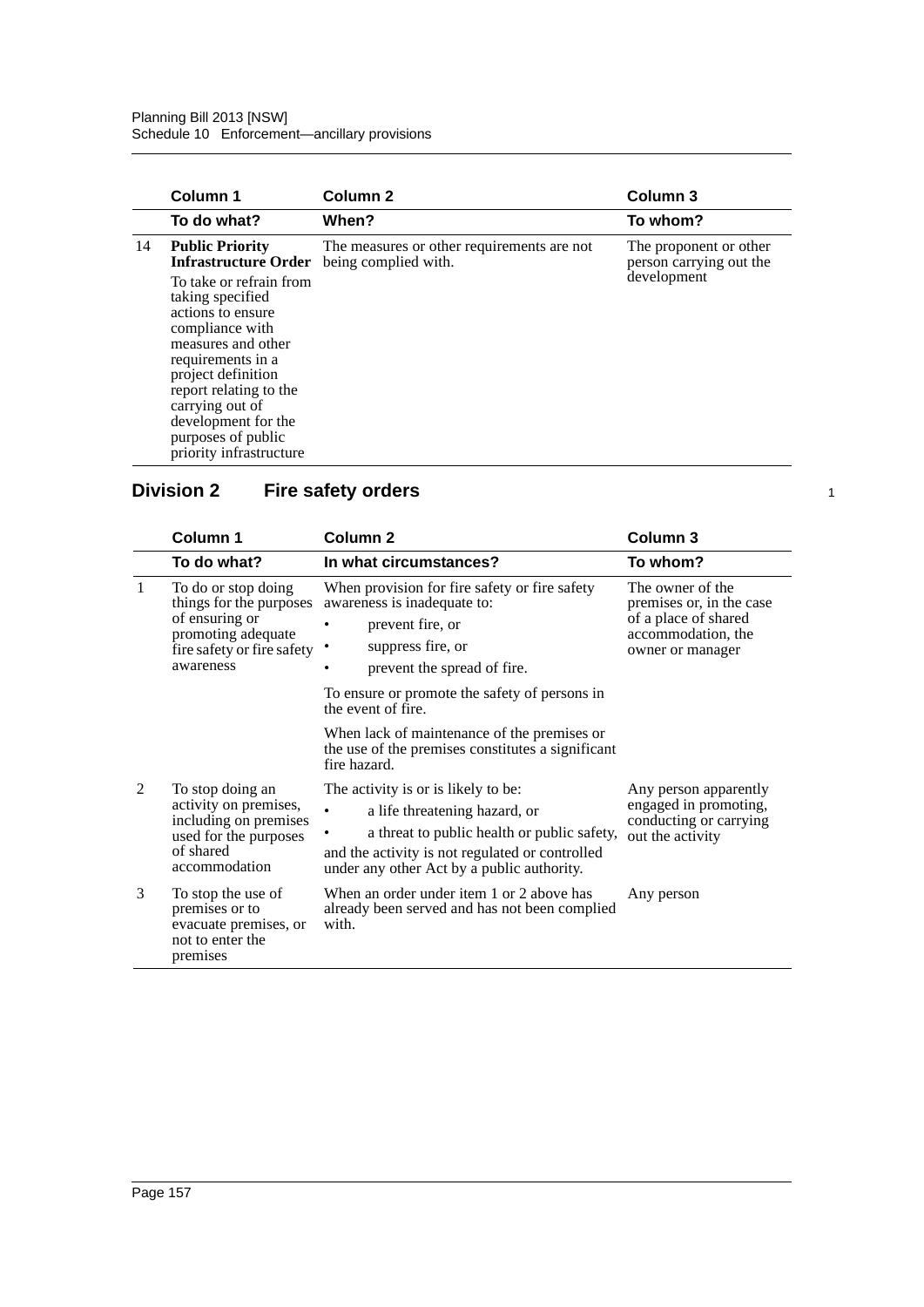|  | Column 1 | Column 2 | Column 3 |
|---|---|---|---|
|  | **To do what?** | **When?** | **To whom?** |
| 14 | **Public Priority Infrastructure Order** To take or refrain from taking specified actions to ensure compliance with measures and other requirements in a project definition report relating to the carrying out of development for the purposes of public priority infrastructure | The measures or other requirements are not being complied with. | The proponent or other person carrying out the development |

## Division 2 Fire safety orders

|  | Column 1 | Column 2 | Column 3 |
|---|---|---|---|
|  | **To do what?** | **In what circumstances?** | **To whom?** |
| 1 | To do or stop doing things for the purposes of ensuring or promoting adequate fire safety or fire safety awareness | When provision for fire safety or fire safety awareness is inadequate to: • prevent fire, or • suppress fire, or • prevent the spread of fire. To ensure or promote the safety of persons in the event of fire. When lack of maintenance of the premises or the use of the premises constitutes a significant fire hazard. | The owner of the premises or, in the case of a place of shared accommodation, the owner or manager |
| 2 | To stop doing an activity on premises, including on premises used for the purposes of shared accommodation | The activity is or is likely to be: • a life threatening hazard, or • a threat to public health or public safety, and the activity is not regulated or controlled under any other Act by a public authority. | Any person apparently engaged in promoting, conducting or carrying out the activity |
| 3 | To stop the use of premises or to evacuate premises, or not to enter the premises | When an order under item 1 or 2 above has already been served and has not been complied with. | Any person |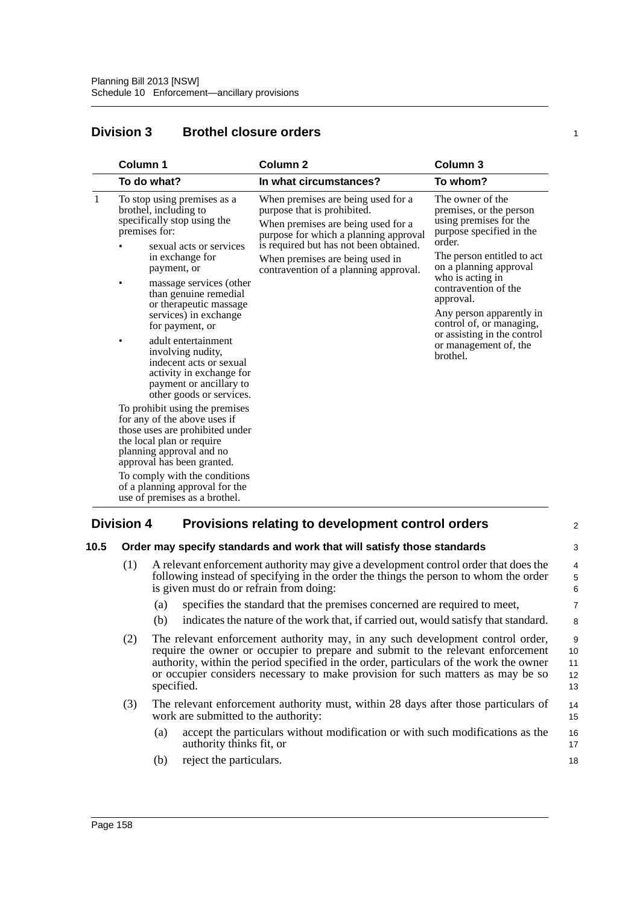## Division 3 Brothel closure orders

| | Column 1 | Column 2 | Column 3 |
|---|---|---|---|
| | **To do what?** | **In what circumstances?** | **To whom?** |
| 1 | To stop using premises as a brothel, including to specifically stop using the premises for:<br>• sexual acts or services in exchange for payment, or<br>• massage services (other than genuine remedial or therapeutic massage services) in exchange for payment, or<br>• adult entertainment involving nudity, indecent acts or sexual activity in exchange for payment or ancillary to other goods or services.<br>To prohibit using the premises for any of the above uses if those uses are prohibited under the local plan or require planning approval and no approval has been granted.<br>To comply with the conditions of a planning approval for the use of premises as a brothel. | When premises are being used for a purpose that is prohibited.<br>When premises are being used for a purpose for which a planning approval is required but has not been obtained.<br>When premises are being used in contravention of a planning approval. | The owner of the premises, or the person using premises for the purpose specified in the order.<br>The person entitled to act on a planning approval who is acting in contravention of the approval.<br>Any person apparently in control of, or managing, or assisting in the control or management of, the brothel. |

## Division 4 Provisions relating to development control orders

### 10.5 Order may specify standards and work that will satisfy those standards

(1) A relevant enforcement authority may give a development control order that does the following instead of specifying in the order the things the person to whom the order is given must do or refrain from doing:

(a) specifies the standard that the premises concerned are required to meet,

(b) indicates the nature of the work that, if carried out, would satisfy that standard.

(2) The relevant enforcement authority may, in any such development control order, require the owner or occupier to prepare and submit to the relevant enforcement authority, within the period specified in the order, particulars of the work the owner or occupier considers necessary to make provision for such matters as may be so specified.

(3) The relevant enforcement authority must, within 28 days after those particulars of work are submitted to the authority:

(a) accept the particulars without modification or with such modifications as the authority thinks fit, or

(b) reject the particulars.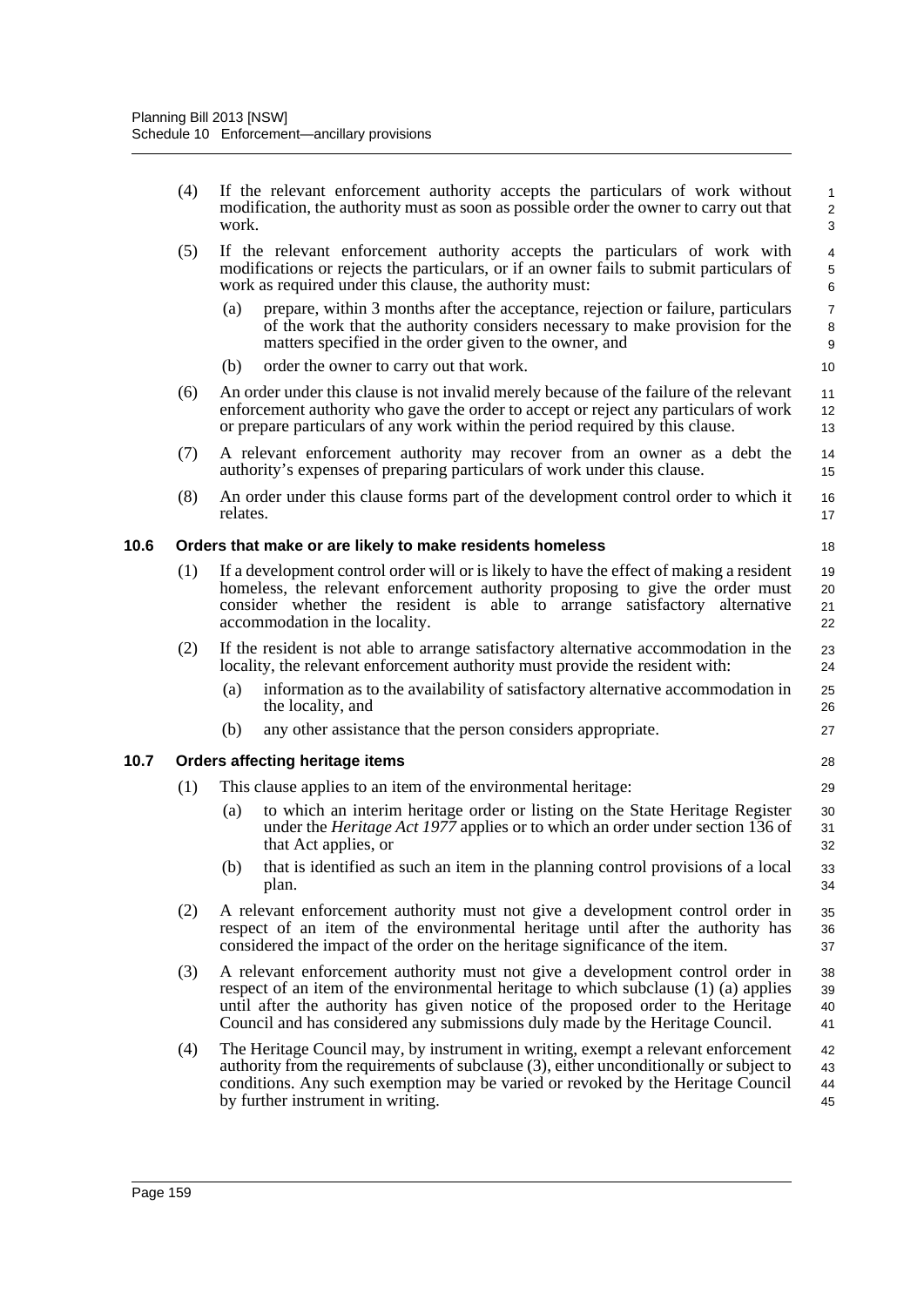(4) If the relevant enforcement authority accepts the particulars of work without modification, the authority must as soon as possible order the owner to carry out that work.

(5) If the relevant enforcement authority accepts the particulars of work with modifications or rejects the particulars, or if an owner fails to submit particulars of work as required under this clause, the authority must:

- (a) prepare, within 3 months after the acceptance, rejection or failure, particulars of the work that the authority considers necessary to make provision for the matters specified in the order given to the owner, and
- (b) order the owner to carry out that work.

(6) An order under this clause is not invalid merely because of the failure of the relevant enforcement authority who gave the order to accept or reject any particulars of work or prepare particulars of any work within the period required by this clause.

(7) A relevant enforcement authority may recover from an owner as a debt the authority's expenses of preparing particulars of work under this clause.

(8) An order under this clause forms part of the development control order to which it relates.

### 10.6 Orders that make or are likely to make residents homeless

(1) If a development control order will or is likely to have the effect of making a resident homeless, the relevant enforcement authority proposing to give the order must consider whether the resident is able to arrange satisfactory alternative accommodation in the locality.

(2) If the resident is not able to arrange satisfactory alternative accommodation in the locality, the relevant enforcement authority must provide the resident with:

- (a) information as to the availability of satisfactory alternative accommodation in the locality, and
- (b) any other assistance that the person considers appropriate.

### 10.7 Orders affecting heritage items

(1) This clause applies to an item of the environmental heritage:

- (a) to which an interim heritage order or listing on the State Heritage Register under the *Heritage Act 1977* applies or to which an order under section 136 of that Act applies, or
- (b) that is identified as such an item in the planning control provisions of a local plan.

(2) A relevant enforcement authority must not give a development control order in respect of an item of the environmental heritage until after the authority has considered the impact of the order on the heritage significance of the item.

(3) A relevant enforcement authority must not give a development control order in respect of an item of the environmental heritage to which subclause (1) (a) applies until after the authority has given notice of the proposed order to the Heritage Council and has considered any submissions duly made by the Heritage Council.

(4) The Heritage Council may, by instrument in writing, exempt a relevant enforcement authority from the requirements of subclause (3), either unconditionally or subject to conditions. Any such exemption may be varied or revoked by the Heritage Council by further instrument in writing.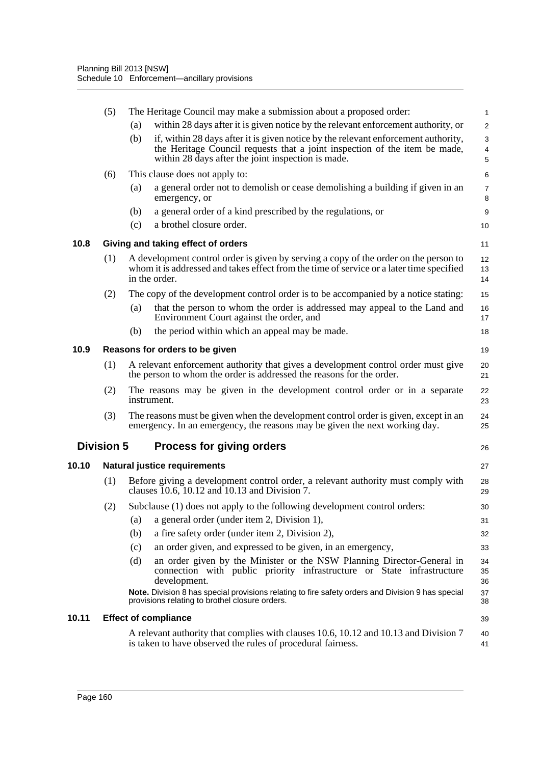(5) The Heritage Council may make a submission about a proposed order:

(a) within 28 days after it is given notice by the relevant enforcement authority, or

(b) if, within 28 days after it is given notice by the relevant enforcement authority, the Heritage Council requests that a joint inspection of the item be made, within 28 days after the joint inspection is made.

(6) This clause does not apply to:

(a) a general order not to demolish or cease demolishing a building if given in an emergency, or

(b) a general order of a kind prescribed by the regulations, or

(c) a brothel closure order.

### 10.8 Giving and taking effect of orders

(1) A development control order is given by serving a copy of the order on the person to whom it is addressed and takes effect from the time of service or a later time specified in the order.

(2) The copy of the development control order is to be accompanied by a notice stating:

(a) that the person to whom the order is addressed may appeal to the Land and Environment Court against the order, and

(b) the period within which an appeal may be made.

### 10.9 Reasons for orders to be given

(1) A relevant enforcement authority that gives a development control order must give the person to whom the order is addressed the reasons for the order.

(2) The reasons may be given in the development control order or in a separate instrument.

(3) The reasons must be given when the development control order is given, except in an emergency. In an emergency, the reasons may be given the next working day.

## Division 5 Process for giving orders

### 10.10 Natural justice requirements

(1) Before giving a development control order, a relevant authority must comply with clauses 10.6, 10.12 and 10.13 and Division 7.

(2) Subclause (1) does not apply to the following development control orders:

(a) a general order (under item 2, Division 1),

(b) a fire safety order (under item 2, Division 2),

(c) an order given, and expressed to be given, in an emergency,

(d) an order given by the Minister or the NSW Planning Director-General in connection with public priority infrastructure or State infrastructure development.

**Note.** Division 8 has special provisions relating to fire safety orders and Division 9 has special provisions relating to brothel closure orders.

### 10.11 Effect of compliance

A relevant authority that complies with clauses 10.6, 10.12 and 10.13 and Division 7 is taken to have observed the rules of procedural fairness.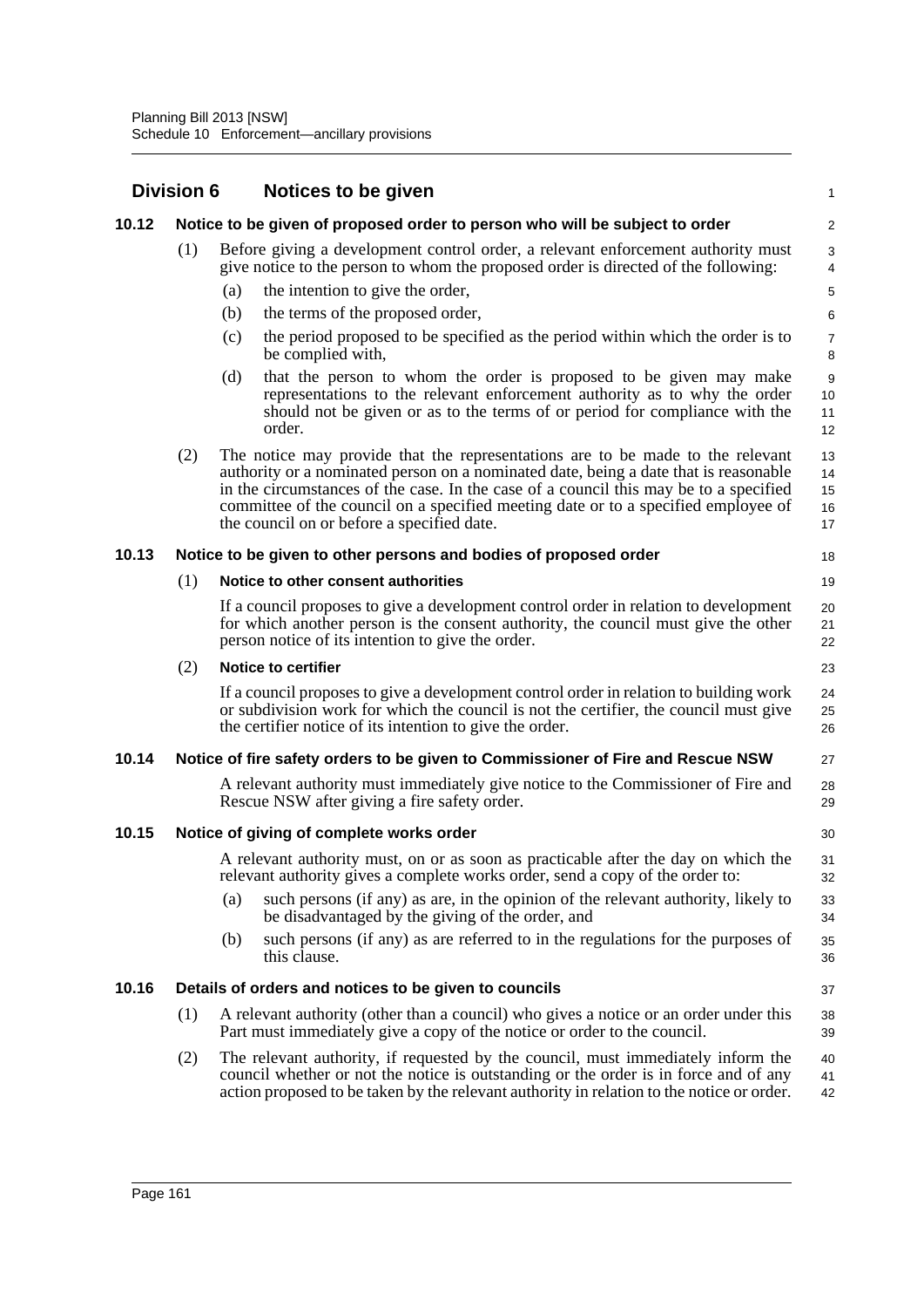## Division 6 Notices to be given

### 10.12 Notice to be given of proposed order to person who will be subject to order

(1) Before giving a development control order, a relevant enforcement authority must give notice to the person to whom the proposed order is directed of the following:

- (a) the intention to give the order,
- (b) the terms of the proposed order,
- (c) the period proposed to be specified as the period within which the order is to be complied with,
- (d) that the person to whom the order is proposed to be given may make representations to the relevant enforcement authority as to why the order should not be given or as to the terms of or period for compliance with the order.

(2) The notice may provide that the representations are to be made to the relevant authority or a nominated person on a nominated date, being a date that is reasonable in the circumstances of the case. In the case of a council this may be to a specified committee of the council on a specified meeting date or to a specified employee of the council on or before a specified date.

### 10.13 Notice to be given to other persons and bodies of proposed order

(1) **Notice to other consent authorities**

If a council proposes to give a development control order in relation to development for which another person is the consent authority, the council must give the other person notice of its intention to give the order.

(2) **Notice to certifier**

If a council proposes to give a development control order in relation to building work or subdivision work for which the council is not the certifier, the council must give the certifier notice of its intention to give the order.

### 10.14 Notice of fire safety orders to be given to Commissioner of Fire and Rescue NSW

A relevant authority must immediately give notice to the Commissioner of Fire and Rescue NSW after giving a fire safety order.

### 10.15 Notice of giving of complete works order

A relevant authority must, on or as soon as practicable after the day on which the relevant authority gives a complete works order, send a copy of the order to:

- (a) such persons (if any) as are, in the opinion of the relevant authority, likely to be disadvantaged by the giving of the order, and
- (b) such persons (if any) as are referred to in the regulations for the purposes of this clause.

### 10.16 Details of orders and notices to be given to councils

(1) A relevant authority (other than a council) who gives a notice or an order under this Part must immediately give a copy of the notice or order to the council.

(2) The relevant authority, if requested by the council, must immediately inform the council whether or not the notice is outstanding or the order is in force and of any action proposed to be taken by the relevant authority in relation to the notice or order.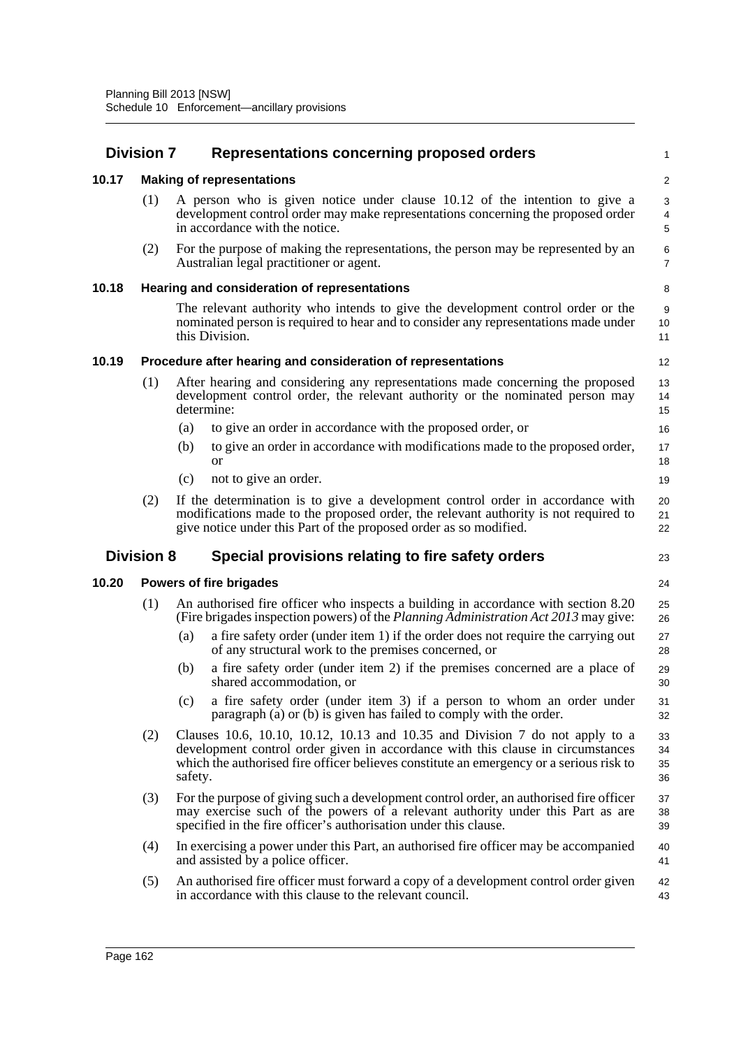## Division 7 Representations concerning proposed orders

### 10.17 Making of representations

(1) A person who is given notice under clause 10.12 of the intention to give a development control order may make representations concerning the proposed order in accordance with the notice.

(2) For the purpose of making the representations, the person may be represented by an Australian legal practitioner or agent.

### 10.18 Hearing and consideration of representations

The relevant authority who intends to give the development control order or the nominated person is required to hear and to consider any representations made under this Division.

### 10.19 Procedure after hearing and consideration of representations

(1) After hearing and considering any representations made concerning the proposed development control order, the relevant authority or the nominated person may determine:

- (a) to give an order in accordance with the proposed order, or
- (b) to give an order in accordance with modifications made to the proposed order, or
- (c) not to give an order.

(2) If the determination is to give a development control order in accordance with modifications made to the proposed order, the relevant authority is not required to give notice under this Part of the proposed order as so modified.

## Division 8 Special provisions relating to fire safety orders

### 10.20 Powers of fire brigades

(1) An authorised fire officer who inspects a building in accordance with section 8.20 (Fire brigades inspection powers) of the *Planning Administration Act 2013* may give:

- (a) a fire safety order (under item 1) if the order does not require the carrying out of any structural work to the premises concerned, or
- (b) a fire safety order (under item 2) if the premises concerned are a place of shared accommodation, or
- (c) a fire safety order (under item 3) if a person to whom an order under paragraph (a) or (b) is given has failed to comply with the order.

(2) Clauses 10.6, 10.10, 10.12, 10.13 and 10.35 and Division 7 do not apply to a development control order given in accordance with this clause in circumstances which the authorised fire officer believes constitute an emergency or a serious risk to safety.

(3) For the purpose of giving such a development control order, an authorised fire officer may exercise such of the powers of a relevant authority under this Part as are specified in the fire officer's authorisation under this clause.

(4) In exercising a power under this Part, an authorised fire officer may be accompanied and assisted by a police officer.

(5) An authorised fire officer must forward a copy of a development control order given in accordance with this clause to the relevant council.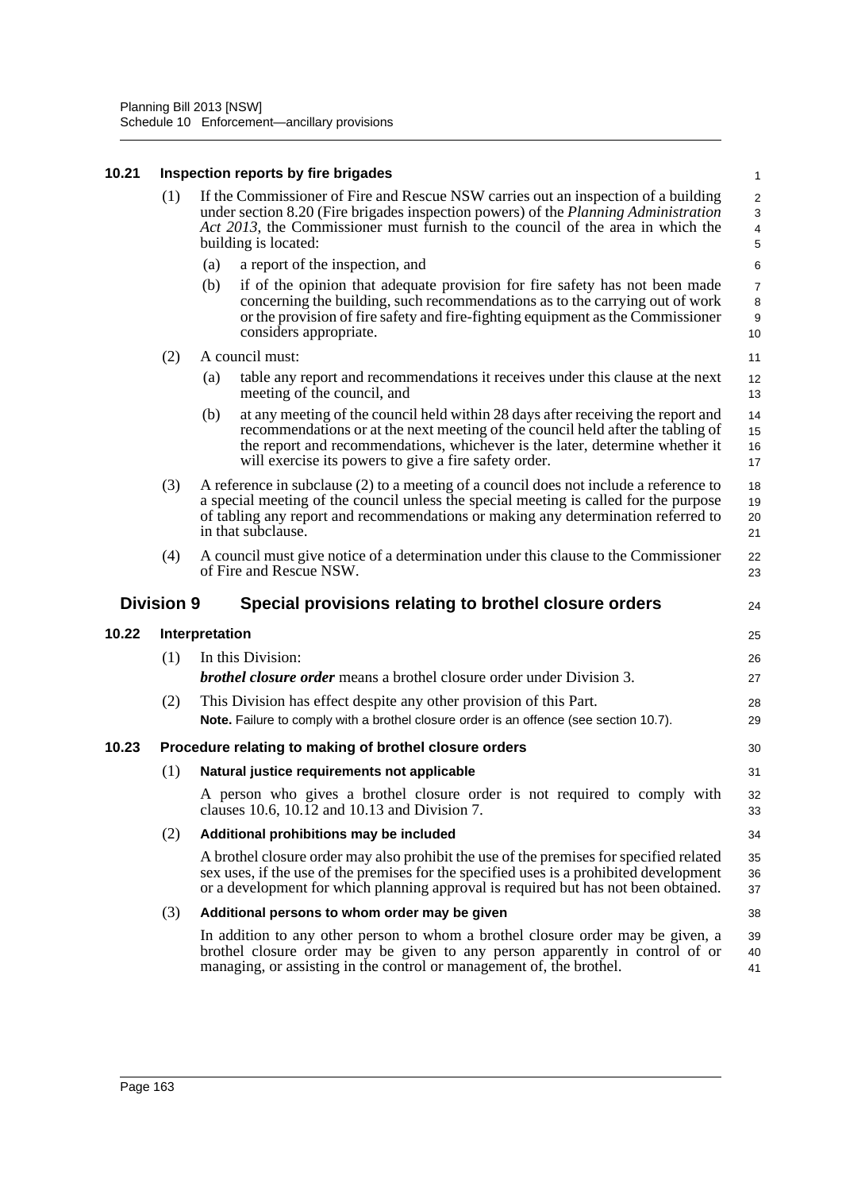### 10.21 Inspection reports by fire brigades

(1) If the Commissioner of Fire and Rescue NSW carries out an inspection of a building under section 8.20 (Fire brigades inspection powers) of the *Planning Administration Act 2013*, the Commissioner must furnish to the council of the area in which the building is located:

(a) a report of the inspection, and

(b) if of the opinion that adequate provision for fire safety has not been made concerning the building, such recommendations as to the carrying out of work or the provision of fire safety and fire-fighting equipment as the Commissioner considers appropriate.

(2) A council must:

(a) table any report and recommendations it receives under this clause at the next meeting of the council, and

(b) at any meeting of the council held within 28 days after receiving the report and recommendations or at the next meeting of the council held after the tabling of the report and recommendations, whichever is the later, determine whether it will exercise its powers to give a fire safety order.

(3) A reference in subclause (2) to a meeting of a council does not include a reference to a special meeting of the council unless the special meeting is called for the purpose of tabling any report and recommendations or making any determination referred to in that subclause.

(4) A council must give notice of a determination under this clause to the Commissioner of Fire and Rescue NSW.

## Division 9 Special provisions relating to brothel closure orders

### 10.22 Interpretation

(1) In this Division:

***brothel closure order*** means a brothel closure order under Division 3.

(2) This Division has effect despite any other provision of this Part.

**Note.** Failure to comply with a brothel closure order is an offence (see section 10.7).

### 10.23 Procedure relating to making of brothel closure orders

(1) **Natural justice requirements not applicable**

A person who gives a brothel closure order is not required to comply with clauses 10.6, 10.12 and 10.13 and Division 7.

(2) **Additional prohibitions may be included**

A brothel closure order may also prohibit the use of the premises for specified related sex uses, if the use of the premises for the specified uses is a prohibited development or a development for which planning approval is required but has not been obtained.

(3) **Additional persons to whom order may be given**

In addition to any other person to whom a brothel closure order may be given, a brothel closure order may be given to any person apparently in control of or managing, or assisting in the control or management of, the brothel.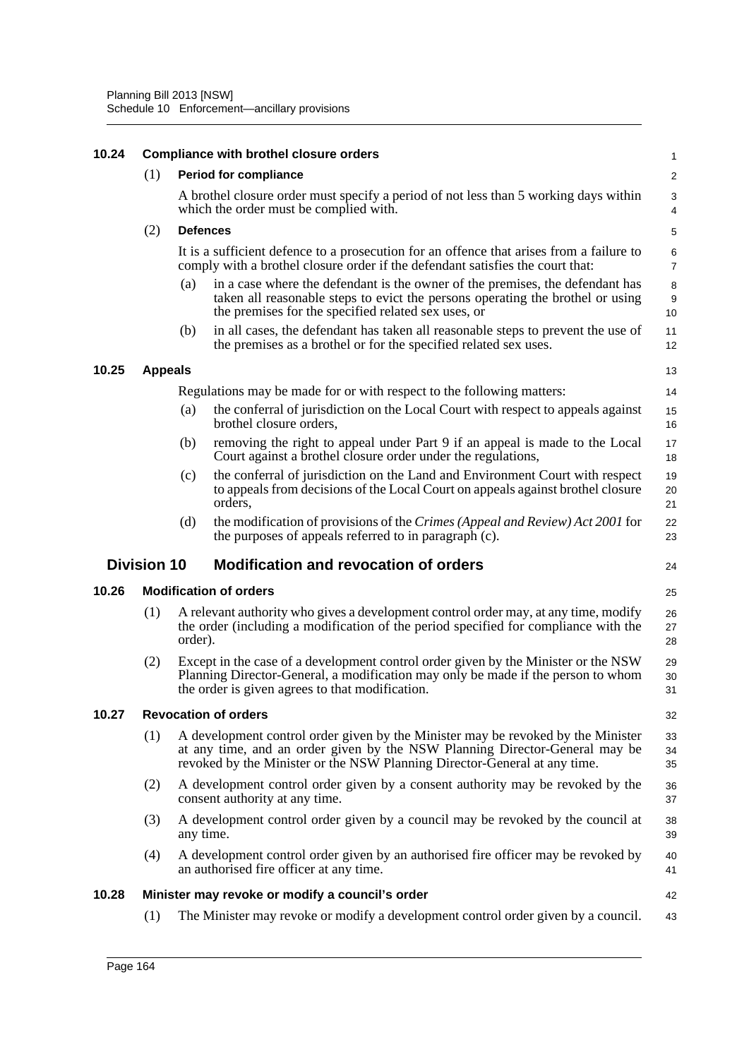### 10.24 Compliance with brothel closure orders

(1) **Period for compliance**

A brothel closure order must specify a period of not less than 5 working days within which the order must be complied with.

(2) **Defences**

It is a sufficient defence to a prosecution for an offence that arises from a failure to comply with a brothel closure order if the defendant satisfies the court that:

(a) in a case where the defendant is the owner of the premises, the defendant has taken all reasonable steps to evict the persons operating the brothel or using the premises for the specified related sex uses, or

(b) in all cases, the defendant has taken all reasonable steps to prevent the use of the premises as a brothel or for the specified related sex uses.

### 10.25 Appeals

Regulations may be made for or with respect to the following matters:

(a) the conferral of jurisdiction on the Local Court with respect to appeals against brothel closure orders,

(b) removing the right to appeal under Part 9 if an appeal is made to the Local Court against a brothel closure order under the regulations,

(c) the conferral of jurisdiction on the Land and Environment Court with respect to appeals from decisions of the Local Court on appeals against brothel closure orders,

(d) the modification of provisions of the *Crimes (Appeal and Review) Act 2001* for the purposes of appeals referred to in paragraph (c).

## Division 10 Modification and revocation of orders

### 10.26 Modification of orders

(1) A relevant authority who gives a development control order may, at any time, modify the order (including a modification of the period specified for compliance with the order).

(2) Except in the case of a development control order given by the Minister or the NSW Planning Director-General, a modification may only be made if the person to whom the order is given agrees to that modification.

### 10.27 Revocation of orders

(1) A development control order given by the Minister may be revoked by the Minister at any time, and an order given by the NSW Planning Director-General may be revoked by the Minister or the NSW Planning Director-General at any time.

(2) A development control order given by a consent authority may be revoked by the consent authority at any time.

(3) A development control order given by a council may be revoked by the council at any time.

(4) A development control order given by an authorised fire officer may be revoked by an authorised fire officer at any time.

### 10.28 Minister may revoke or modify a council's order

(1) The Minister may revoke or modify a development control order given by a council.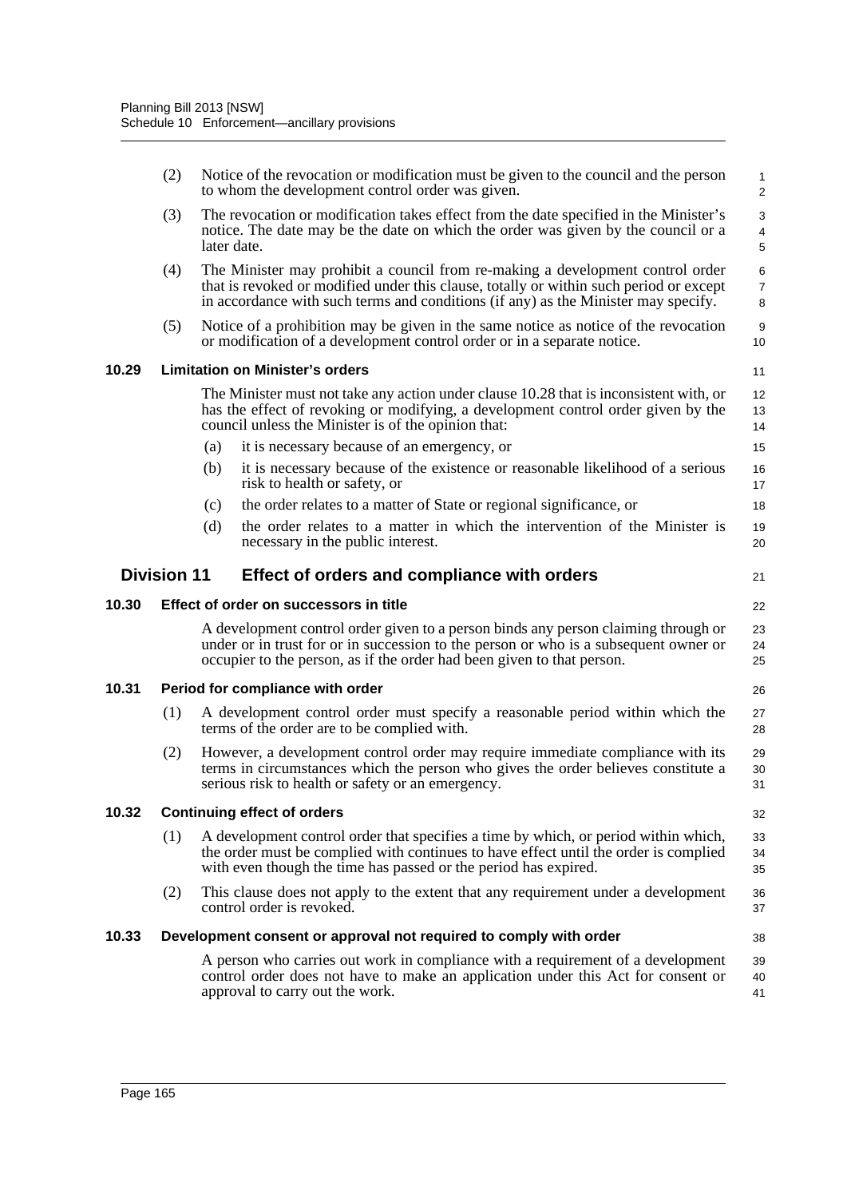(2) Notice of the revocation or modification must be given to the council and the person to whom the development control order was given.

(3) The revocation or modification takes effect from the date specified in the Minister's notice. The date may be the date on which the order was given by the council or a later date.

(4) The Minister may prohibit a council from re-making a development control order that is revoked or modified under this clause, totally or within such period or except in accordance with such terms and conditions (if any) as the Minister may specify.

(5) Notice of a prohibition may be given in the same notice as notice of the revocation or modification of a development control order or in a separate notice.

### 10.29 Limitation on Minister's orders

The Minister must not take any action under clause 10.28 that is inconsistent with, or has the effect of revoking or modifying, a development control order given by the council unless the Minister is of the opinion that:

(a) it is necessary because of an emergency, or

(b) it is necessary because of the existence or reasonable likelihood of a serious risk to health or safety, or

(c) the order relates to a matter of State or regional significance, or

(d) the order relates to a matter in which the intervention of the Minister is necessary in the public interest.

## Division 11 Effect of orders and compliance with orders

### 10.30 Effect of order on successors in title

A development control order given to a person binds any person claiming through or under or in trust for or in succession to the person or who is a subsequent owner or occupier to the person, as if the order had been given to that person.

### 10.31 Period for compliance with order

(1) A development control order must specify a reasonable period within which the terms of the order are to be complied with.

(2) However, a development control order may require immediate compliance with its terms in circumstances which the person who gives the order believes constitute a serious risk to health or safety or an emergency.

### 10.32 Continuing effect of orders

(1) A development control order that specifies a time by which, or period within which, the order must be complied with continues to have effect until the order is complied with even though the time has passed or the period has expired.

(2) This clause does not apply to the extent that any requirement under a development control order is revoked.

### 10.33 Development consent or approval not required to comply with order

A person who carries out work in compliance with a requirement of a development control order does not have to make an application under this Act for consent or approval to carry out the work.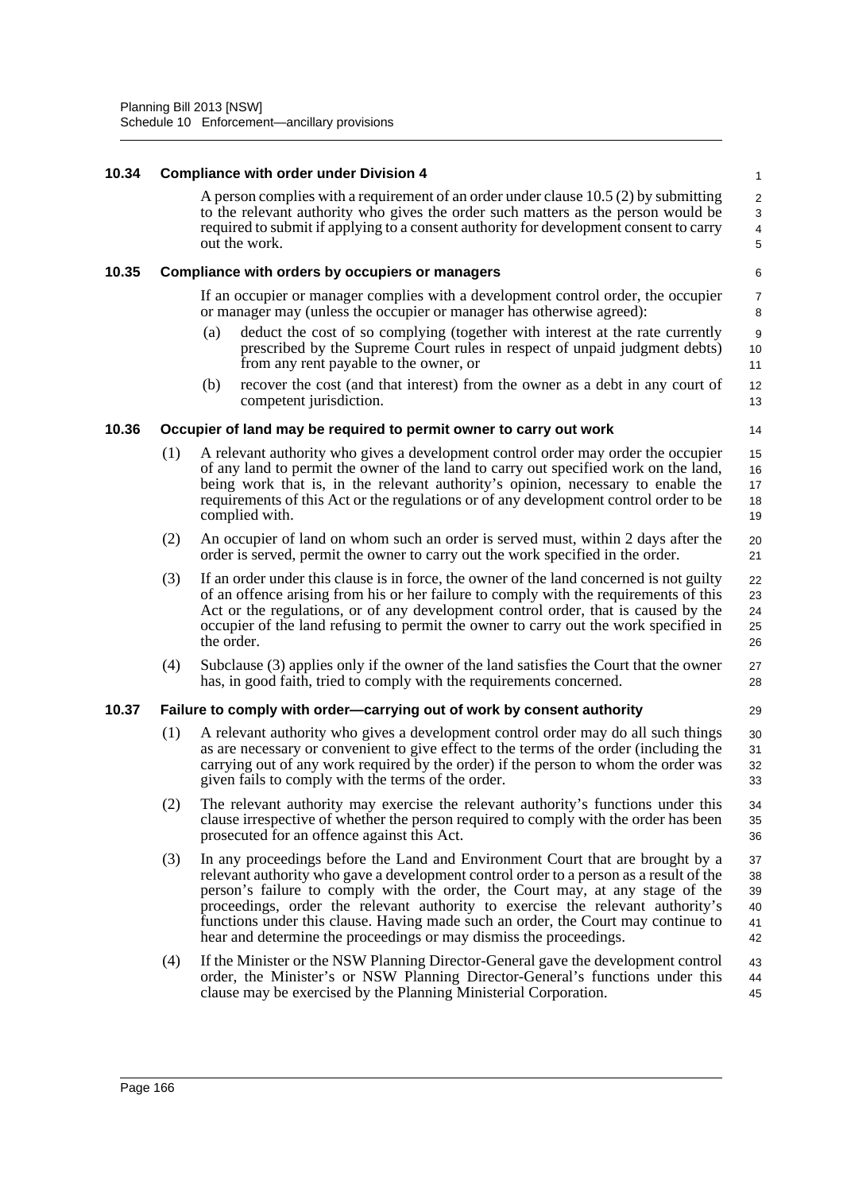### 10.34 Compliance with order under Division 4

A person complies with a requirement of an order under clause 10.5 (2) by submitting to the relevant authority who gives the order such matters as the person would be required to submit if applying to a consent authority for development consent to carry out the work.

### 10.35 Compliance with orders by occupiers or managers

If an occupier or manager complies with a development control order, the occupier or manager may (unless the occupier or manager has otherwise agreed):

(a) deduct the cost of so complying (together with interest at the rate currently prescribed by the Supreme Court rules in respect of unpaid judgment debts) from any rent payable to the owner, or

(b) recover the cost (and that interest) from the owner as a debt in any court of competent jurisdiction.

### 10.36 Occupier of land may be required to permit owner to carry out work

(1) A relevant authority who gives a development control order may order the occupier of any land to permit the owner of the land to carry out specified work on the land, being work that is, in the relevant authority's opinion, necessary to enable the requirements of this Act or the regulations or of any development control order to be complied with.

(2) An occupier of land on whom such an order is served must, within 2 days after the order is served, permit the owner to carry out the work specified in the order.

(3) If an order under this clause is in force, the owner of the land concerned is not guilty of an offence arising from his or her failure to comply with the requirements of this Act or the regulations, or of any development control order, that is caused by the occupier of the land refusing to permit the owner to carry out the work specified in the order.

(4) Subclause (3) applies only if the owner of the land satisfies the Court that the owner has, in good faith, tried to comply with the requirements concerned.

### 10.37 Failure to comply with order—carrying out of work by consent authority

(1) A relevant authority who gives a development control order may do all such things as are necessary or convenient to give effect to the terms of the order (including the carrying out of any work required by the order) if the person to whom the order was given fails to comply with the terms of the order.

(2) The relevant authority may exercise the relevant authority's functions under this clause irrespective of whether the person required to comply with the order has been prosecuted for an offence against this Act.

(3) In any proceedings before the Land and Environment Court that are brought by a relevant authority who gave a development control order to a person as a result of the person's failure to comply with the order, the Court may, at any stage of the proceedings, order the relevant authority to exercise the relevant authority's functions under this clause. Having made such an order, the Court may continue to hear and determine the proceedings or may dismiss the proceedings.

(4) If the Minister or the NSW Planning Director-General gave the development control order, the Minister's or NSW Planning Director-General's functions under this clause may be exercised by the Planning Ministerial Corporation.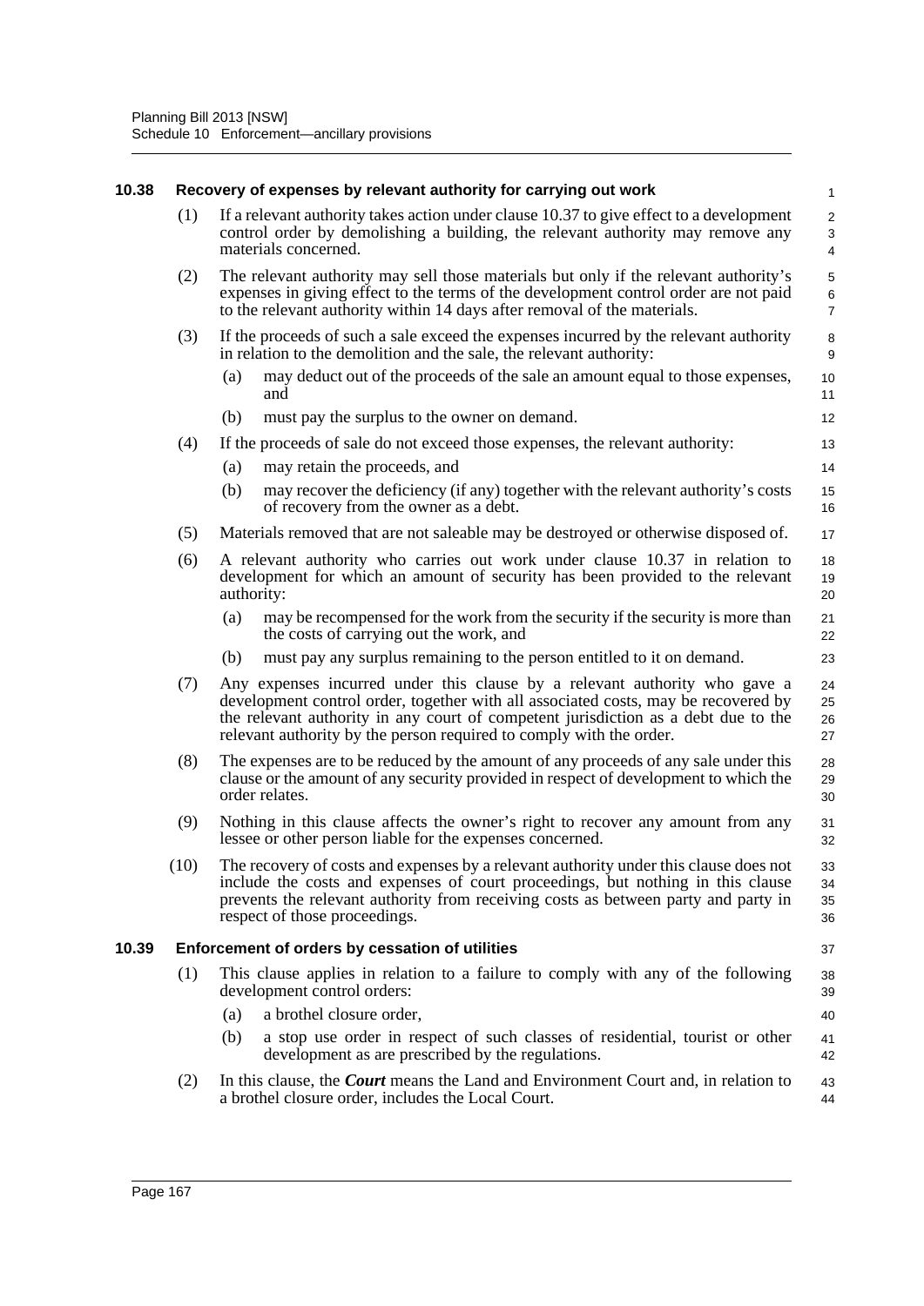### 10.38 Recovery of expenses by relevant authority for carrying out work

(1) If a relevant authority takes action under clause 10.37 to give effect to a development control order by demolishing a building, the relevant authority may remove any materials concerned.

(2) The relevant authority may sell those materials but only if the relevant authority's expenses in giving effect to the terms of the development control order are not paid to the relevant authority within 14 days after removal of the materials.

(3) If the proceeds of such a sale exceed the expenses incurred by the relevant authority in relation to the demolition and the sale, the relevant authority:

- (a) may deduct out of the proceeds of the sale an amount equal to those expenses, and
- (b) must pay the surplus to the owner on demand.

(4) If the proceeds of sale do not exceed those expenses, the relevant authority:

- (a) may retain the proceeds, and
- (b) may recover the deficiency (if any) together with the relevant authority's costs of recovery from the owner as a debt.

(5) Materials removed that are not saleable may be destroyed or otherwise disposed of.

(6) A relevant authority who carries out work under clause 10.37 in relation to development for which an amount of security has been provided to the relevant authority:

- (a) may be recompensed for the work from the security if the security is more than the costs of carrying out the work, and
- (b) must pay any surplus remaining to the person entitled to it on demand.

(7) Any expenses incurred under this clause by a relevant authority who gave a development control order, together with all associated costs, may be recovered by the relevant authority in any court of competent jurisdiction as a debt due to the relevant authority by the person required to comply with the order.

(8) The expenses are to be reduced by the amount of any proceeds of any sale under this clause or the amount of any security provided in respect of development to which the order relates.

(9) Nothing in this clause affects the owner's right to recover any amount from any lessee or other person liable for the expenses concerned.

(10) The recovery of costs and expenses by a relevant authority under this clause does not include the costs and expenses of court proceedings, but nothing in this clause prevents the relevant authority from receiving costs as between party and party in respect of those proceedings.

### 10.39 Enforcement of orders by cessation of utilities

(1) This clause applies in relation to a failure to comply with any of the following development control orders:

- (a) a brothel closure order,
- (b) a stop use order in respect of such classes of residential, tourist or other development as are prescribed by the regulations.

(2) In this clause, the ***Court*** means the Land and Environment Court and, in relation to a brothel closure order, includes the Local Court.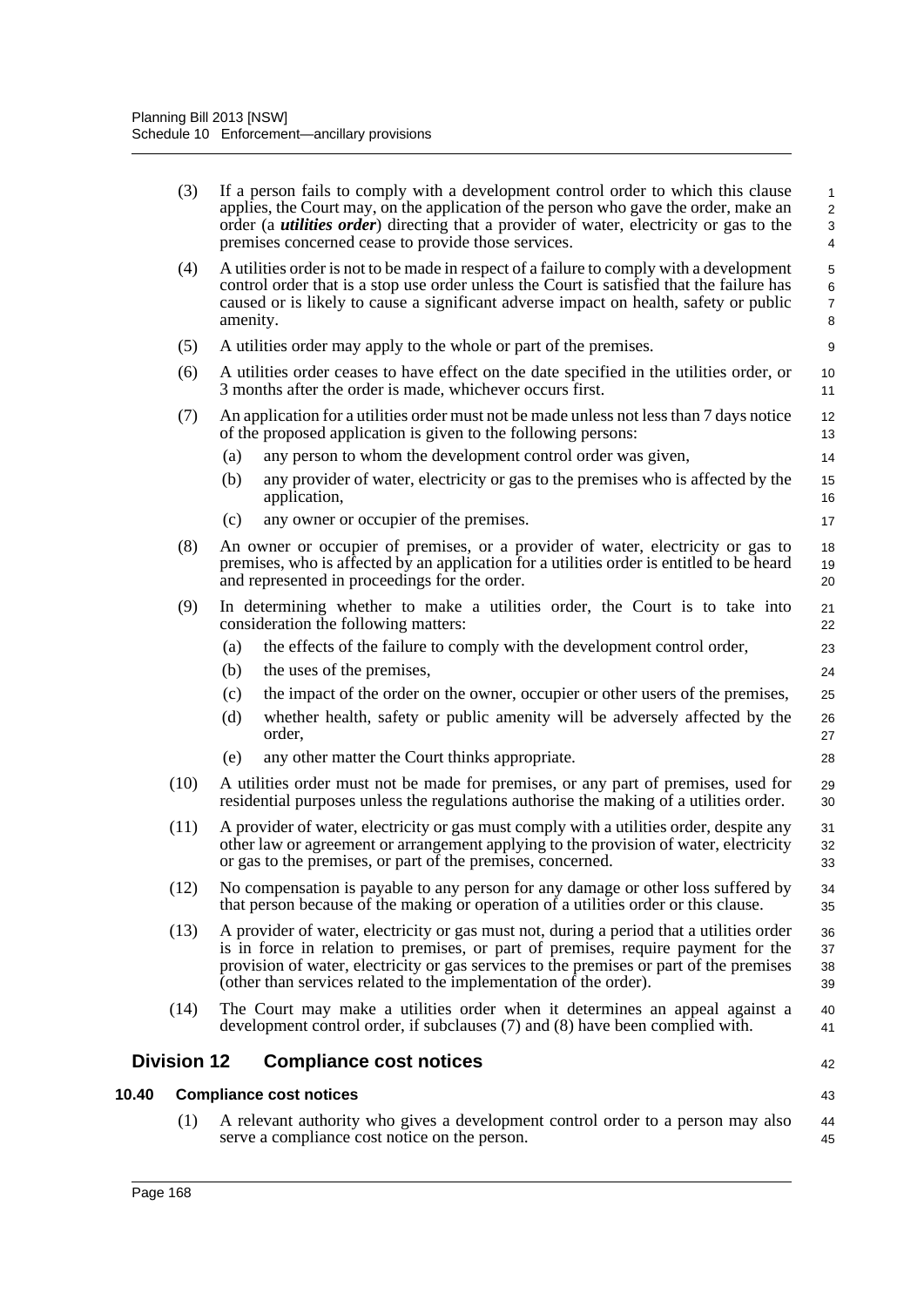(3) If a person fails to comply with a development control order to which this clause applies, the Court may, on the application of the person who gave the order, make an order (a ***utilities order***) directing that a provider of water, electricity or gas to the premises concerned cease to provide those services.

(4) A utilities order is not to be made in respect of a failure to comply with a development control order that is a stop use order unless the Court is satisfied that the failure has caused or is likely to cause a significant adverse impact on health, safety or public amenity.

(5) A utilities order may apply to the whole or part of the premises.

(6) A utilities order ceases to have effect on the date specified in the utilities order, or 3 months after the order is made, whichever occurs first.

(7) An application for a utilities order must not be made unless not less than 7 days notice of the proposed application is given to the following persons:

- (a) any person to whom the development control order was given,
- (b) any provider of water, electricity or gas to the premises who is affected by the application,
- (c) any owner or occupier of the premises.

(8) An owner or occupier of premises, or a provider of water, electricity or gas to premises, who is affected by an application for a utilities order is entitled to be heard and represented in proceedings for the order.

(9) In determining whether to make a utilities order, the Court is to take into consideration the following matters:

- (a) the effects of the failure to comply with the development control order,
- (b) the uses of the premises,
- (c) the impact of the order on the owner, occupier or other users of the premises,
- (d) whether health, safety or public amenity will be adversely affected by the order,
- (e) any other matter the Court thinks appropriate.

(10) A utilities order must not be made for premises, or any part of premises, used for residential purposes unless the regulations authorise the making of a utilities order.

(11) A provider of water, electricity or gas must comply with a utilities order, despite any other law or agreement or arrangement applying to the provision of water, electricity or gas to the premises, or part of the premises, concerned.

(12) No compensation is payable to any person for any damage or other loss suffered by that person because of the making or operation of a utilities order or this clause.

(13) A provider of water, electricity or gas must not, during a period that a utilities order is in force in relation to premises, or part of premises, require payment for the provision of water, electricity or gas services to the premises or part of the premises (other than services related to the implementation of the order).

(14) The Court may make a utilities order when it determines an appeal against a development control order, if subclauses (7) and (8) have been complied with.

## Division 12 Compliance cost notices

### 10.40 Compliance cost notices

(1) A relevant authority who gives a development control order to a person may also serve a compliance cost notice on the person.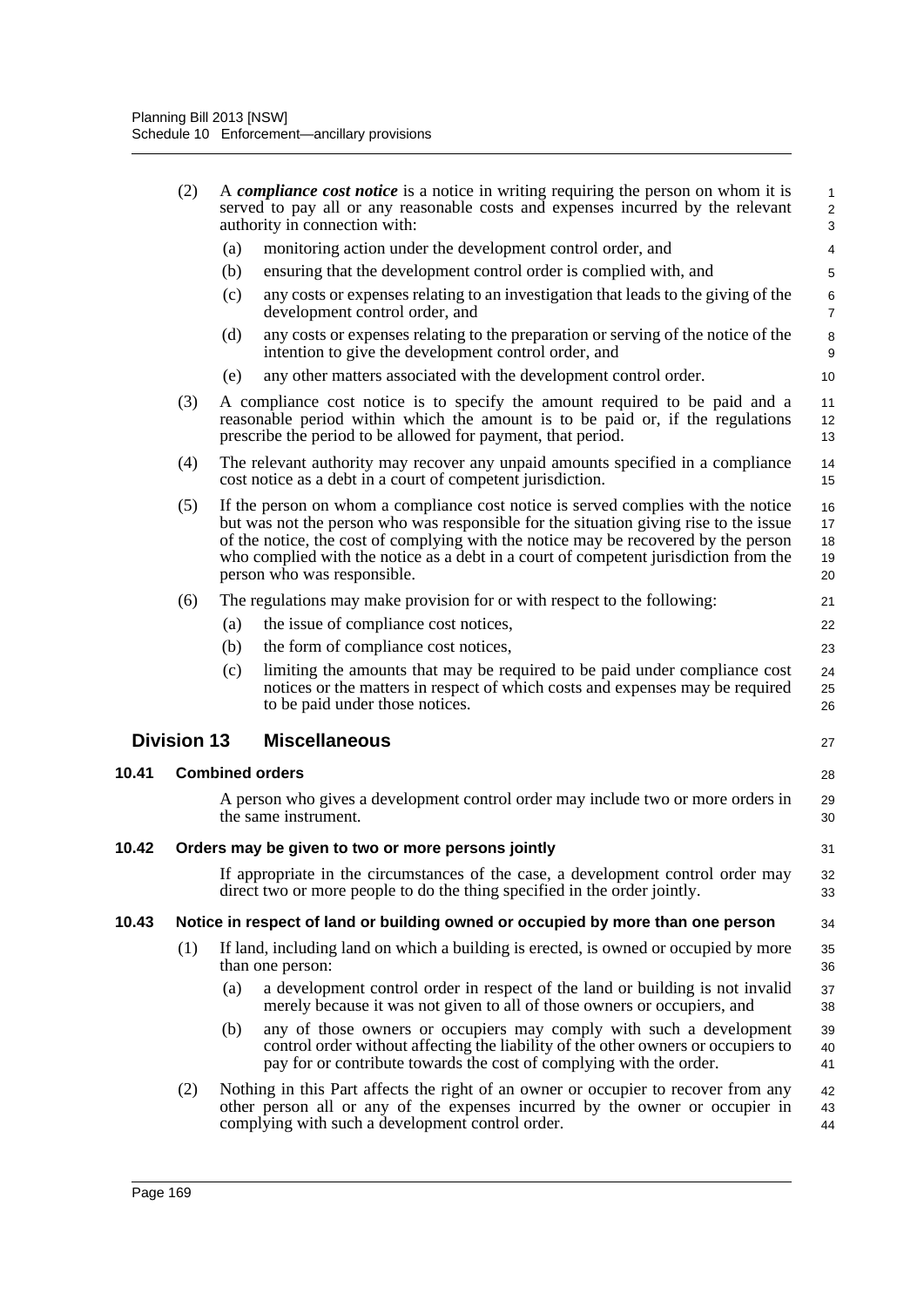(2) A ***compliance cost notice*** is a notice in writing requiring the person on whom it is served to pay all or any reasonable costs and expenses incurred by the relevant authority in connection with:

(a) monitoring action under the development control order, and

(b) ensuring that the development control order is complied with, and

(c) any costs or expenses relating to an investigation that leads to the giving of the development control order, and

(d) any costs or expenses relating to the preparation or serving of the notice of the intention to give the development control order, and

(e) any other matters associated with the development control order.

(3) A compliance cost notice is to specify the amount required to be paid and a reasonable period within which the amount is to be paid or, if the regulations prescribe the period to be allowed for payment, that period.

(4) The relevant authority may recover any unpaid amounts specified in a compliance cost notice as a debt in a court of competent jurisdiction.

(5) If the person on whom a compliance cost notice is served complies with the notice but was not the person who was responsible for the situation giving rise to the issue of the notice, the cost of complying with the notice may be recovered by the person who complied with the notice as a debt in a court of competent jurisdiction from the person who was responsible.

(6) The regulations may make provision for or with respect to the following:

(a) the issue of compliance cost notices,

(b) the form of compliance cost notices,

(c) limiting the amounts that may be required to be paid under compliance cost notices or the matters in respect of which costs and expenses may be required to be paid under those notices.

## Division 13 Miscellaneous

### 10.41 Combined orders

A person who gives a development control order may include two or more orders in the same instrument.

### 10.42 Orders may be given to two or more persons jointly

If appropriate in the circumstances of the case, a development control order may direct two or more people to do the thing specified in the order jointly.

### 10.43 Notice in respect of land or building owned or occupied by more than one person

(1) If land, including land on which a building is erected, is owned or occupied by more than one person:

(a) a development control order in respect of the land or building is not invalid merely because it was not given to all of those owners or occupiers, and

(b) any of those owners or occupiers may comply with such a development control order without affecting the liability of the other owners or occupiers to pay for or contribute towards the cost of complying with the order.

(2) Nothing in this Part affects the right of an owner or occupier to recover from any other person all or any of the expenses incurred by the owner or occupier in complying with such a development control order.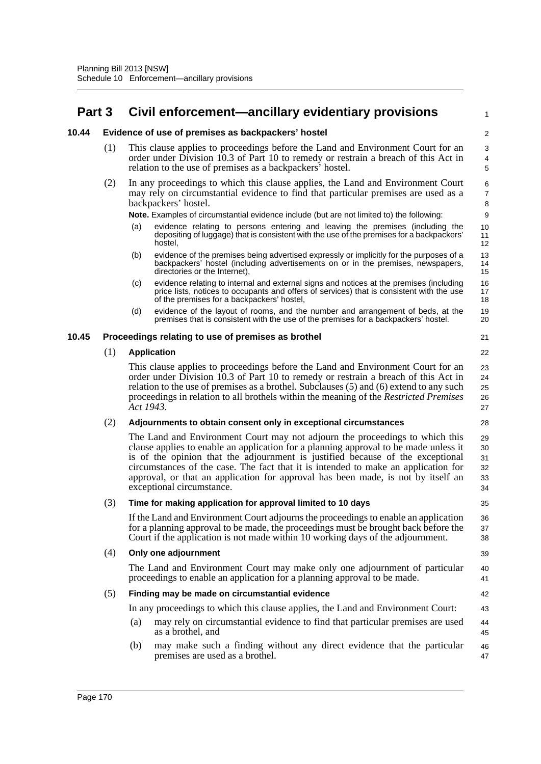## Part 3 Civil enforcement—ancillary evidentiary provisions

### 10.44 Evidence of use of premises as backpackers' hostel

(1) This clause applies to proceedings before the Land and Environment Court for an order under Division 10.3 of Part 10 to remedy or restrain a breach of this Act in relation to the use of premises as a backpackers' hostel.

(2) In any proceedings to which this clause applies, the Land and Environment Court may rely on circumstantial evidence to find that particular premises are used as a backpackers' hostel.

**Note.** Examples of circumstantial evidence include (but are not limited to) the following:

(a) evidence relating to persons entering and leaving the premises (including the depositing of luggage) that is consistent with the use of the premises for a backpackers' hostel,

(b) evidence of the premises being advertised expressly or implicitly for the purposes of a backpackers' hostel (including advertisements on or in the premises, newspapers, directories or the Internet),

(c) evidence relating to internal and external signs and notices at the premises (including price lists, notices to occupants and offers of services) that is consistent with the use of the premises for a backpackers' hostel,

(d) evidence of the layout of rooms, and the number and arrangement of beds, at the premises that is consistent with the use of the premises for a backpackers' hostel.

### 10.45 Proceedings relating to use of premises as brothel

(1) **Application**

This clause applies to proceedings before the Land and Environment Court for an order under Division 10.3 of Part 10 to remedy or restrain a breach of this Act in relation to the use of premises as a brothel. Subclauses (5) and (6) extend to any such proceedings in relation to all brothels within the meaning of the *Restricted Premises Act 1943*.

(2) **Adjournments to obtain consent only in exceptional circumstances**

The Land and Environment Court may not adjourn the proceedings to which this clause applies to enable an application for a planning approval to be made unless it is of the opinion that the adjournment is justified because of the exceptional circumstances of the case. The fact that it is intended to make an application for approval, or that an application for approval has been made, is not by itself an exceptional circumstance.

(3) **Time for making application for approval limited to 10 days**

If the Land and Environment Court adjourns the proceedings to enable an application for a planning approval to be made, the proceedings must be brought back before the Court if the application is not made within 10 working days of the adjournment.

(4) **Only one adjournment**

The Land and Environment Court may make only one adjournment of particular proceedings to enable an application for a planning approval to be made.

(5) **Finding may be made on circumstantial evidence**

In any proceedings to which this clause applies, the Land and Environment Court:

(a) may rely on circumstantial evidence to find that particular premises are used as a brothel, and

(b) may make such a finding without any direct evidence that the particular premises are used as a brothel.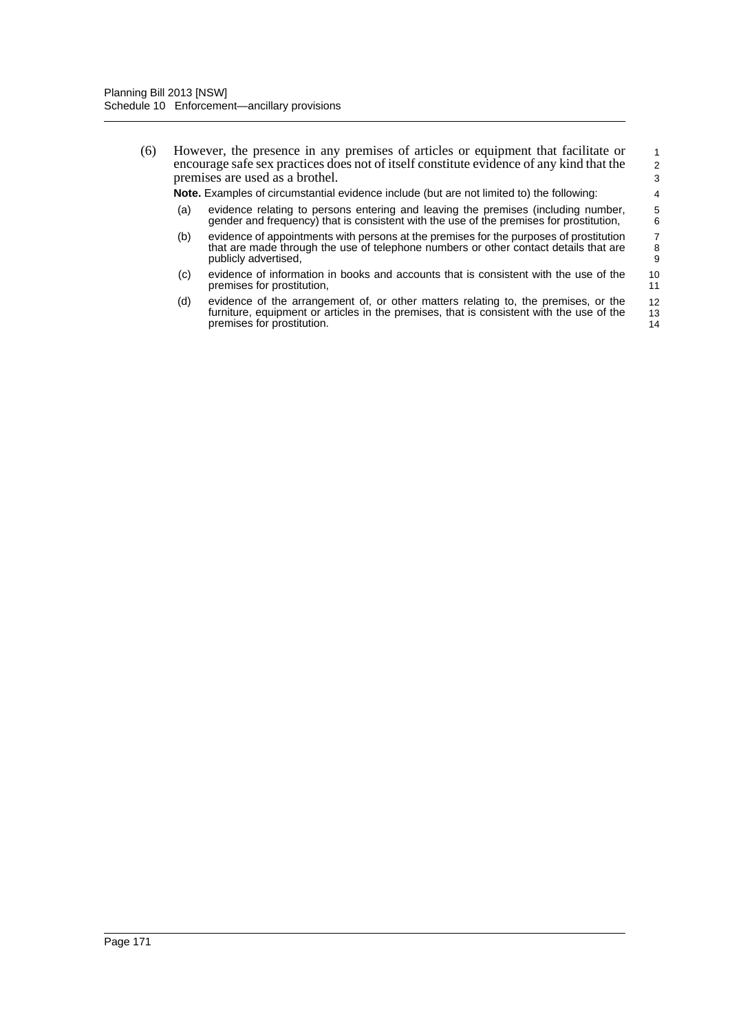(6) However, the presence in any premises of articles or equipment that facilitate or encourage safe sex practices does not of itself constitute evidence of any kind that the premises are used as a brothel.

**Note.** Examples of circumstantial evidence include (but are not limited to) the following:

(a) evidence relating to persons entering and leaving the premises (including number, gender and frequency) that is consistent with the use of the premises for prostitution,

(b) evidence of appointments with persons at the premises for the purposes of prostitution that are made through the use of telephone numbers or other contact details that are publicly advertised,

(c) evidence of information in books and accounts that is consistent with the use of the premises for prostitution,

(d) evidence of the arrangement of, or other matters relating to, the premises, or the furniture, equipment or articles in the premises, that is consistent with the use of the premises for prostitution.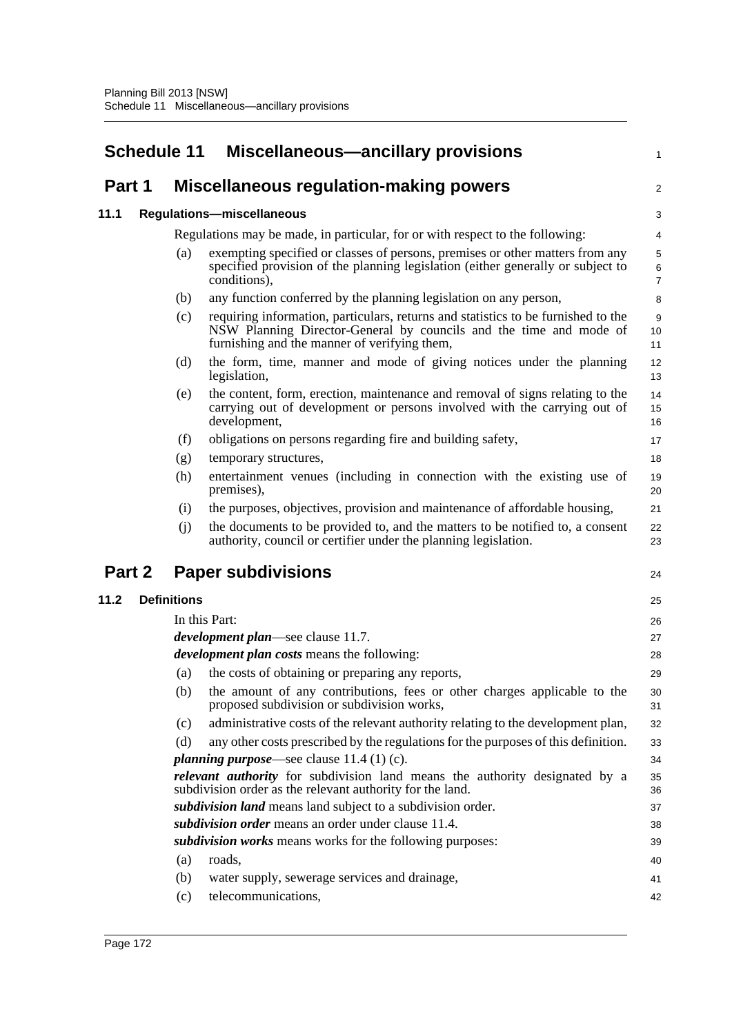# Schedule 11 Miscellaneous—ancillary provisions

## Part 1 Miscellaneous regulation-making powers

### 11.1 Regulations—miscellaneous

Regulations may be made, in particular, for or with respect to the following:

(a) exempting specified or classes of persons, premises or other matters from any specified provision of the planning legislation (either generally or subject to conditions),

(b) any function conferred by the planning legislation on any person,

(c) requiring information, particulars, returns and statistics to be furnished to the NSW Planning Director-General by councils and the time and mode of furnishing and the manner of verifying them,

(d) the form, time, manner and mode of giving notices under the planning legislation,

(e) the content, form, erection, maintenance and removal of signs relating to the carrying out of development or persons involved with the carrying out of development,

(f) obligations on persons regarding fire and building safety,

(g) temporary structures,

(h) entertainment venues (including in connection with the existing use of premises),

(i) the purposes, objectives, provision and maintenance of affordable housing,

(j) the documents to be provided to, and the matters to be notified to, a consent authority, council or certifier under the planning legislation.

## Part 2 Paper subdivisions

### 11.2 Definitions

In this Part:

***development plan***—see clause 11.7.

***development plan costs*** means the following:

(a) the costs of obtaining or preparing any reports,

(b) the amount of any contributions, fees or other charges applicable to the proposed subdivision or subdivision works,

(c) administrative costs of the relevant authority relating to the development plan,

(d) any other costs prescribed by the regulations for the purposes of this definition.

***planning purpose***—see clause 11.4 (1) (c).

***relevant authority*** for subdivision land means the authority designated by a subdivision order as the relevant authority for the land.

***subdivision land*** means land subject to a subdivision order.

***subdivision order*** means an order under clause 11.4.

***subdivision works*** means works for the following purposes:

(a) roads,

(b) water supply, sewerage services and drainage,

(c) telecommunications,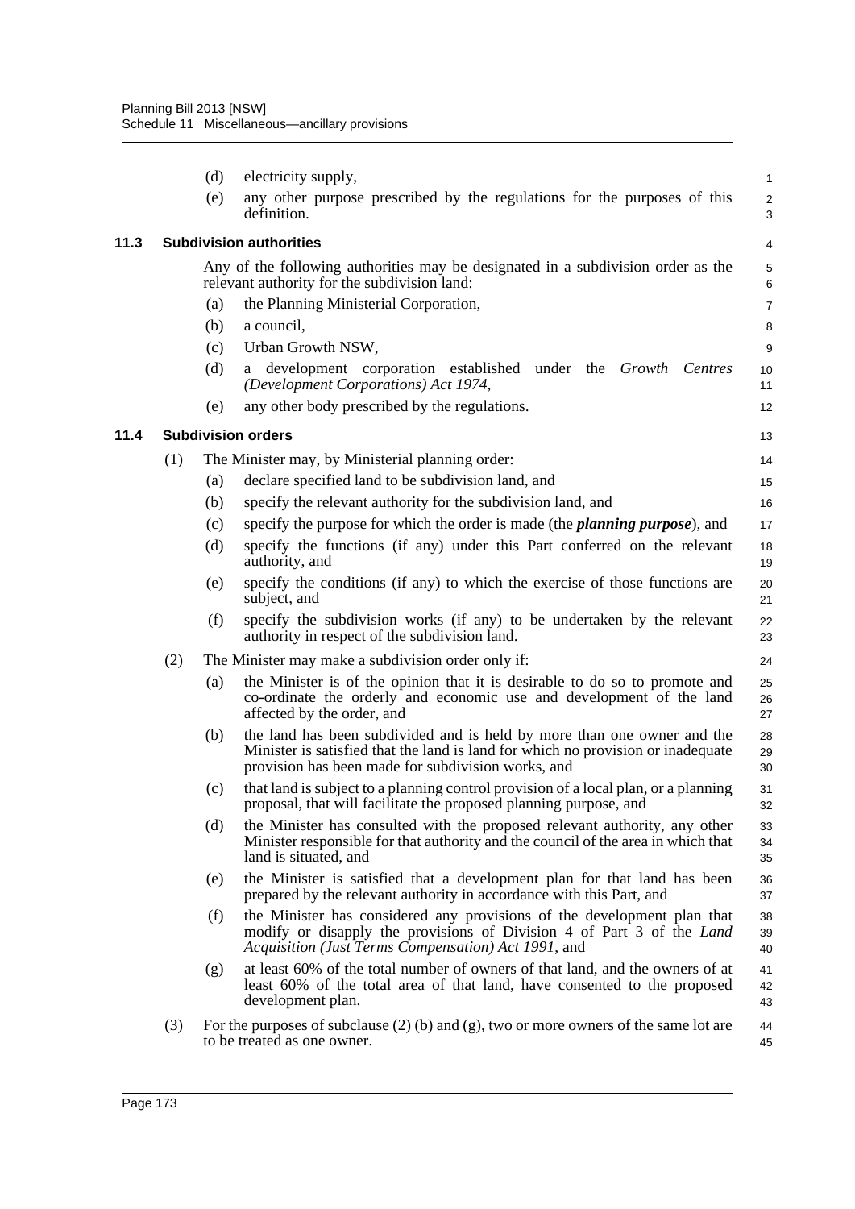(d) electricity supply,

(e) any other purpose prescribed by the regulations for the purposes of this definition.

### 11.3 Subdivision authorities

Any of the following authorities may be designated in a subdivision order as the relevant authority for the subdivision land:

(a) the Planning Ministerial Corporation,

(b) a council,

(c) Urban Growth NSW,

(d) a development corporation established under the *Growth Centres (Development Corporations) Act 1974*,

(e) any other body prescribed by the regulations.

### 11.4 Subdivision orders

(1) The Minister may, by Ministerial planning order:

(a) declare specified land to be subdivision land, and

(b) specify the relevant authority for the subdivision land, and

(c) specify the purpose for which the order is made (the ***planning purpose***), and

(d) specify the functions (if any) under this Part conferred on the relevant authority, and

(e) specify the conditions (if any) to which the exercise of those functions are subject, and

(f) specify the subdivision works (if any) to be undertaken by the relevant authority in respect of the subdivision land.

(2) The Minister may make a subdivision order only if:

(a) the Minister is of the opinion that it is desirable to do so to promote and co-ordinate the orderly and economic use and development of the land affected by the order, and

(b) the land has been subdivided and is held by more than one owner and the Minister is satisfied that the land is land for which no provision or inadequate provision has been made for subdivision works, and

(c) that land is subject to a planning control provision of a local plan, or a planning proposal, that will facilitate the proposed planning purpose, and

(d) the Minister has consulted with the proposed relevant authority, any other Minister responsible for that authority and the council of the area in which that land is situated, and

(e) the Minister is satisfied that a development plan for that land has been prepared by the relevant authority in accordance with this Part, and

(f) the Minister has considered any provisions of the development plan that modify or disapply the provisions of Division 4 of Part 3 of the *Land Acquisition (Just Terms Compensation) Act 1991*, and

(g) at least 60% of the total number of owners of that land, and the owners of at least 60% of the total area of that land, have consented to the proposed development plan.

(3) For the purposes of subclause (2) (b) and (g), two or more owners of the same lot are to be treated as one owner.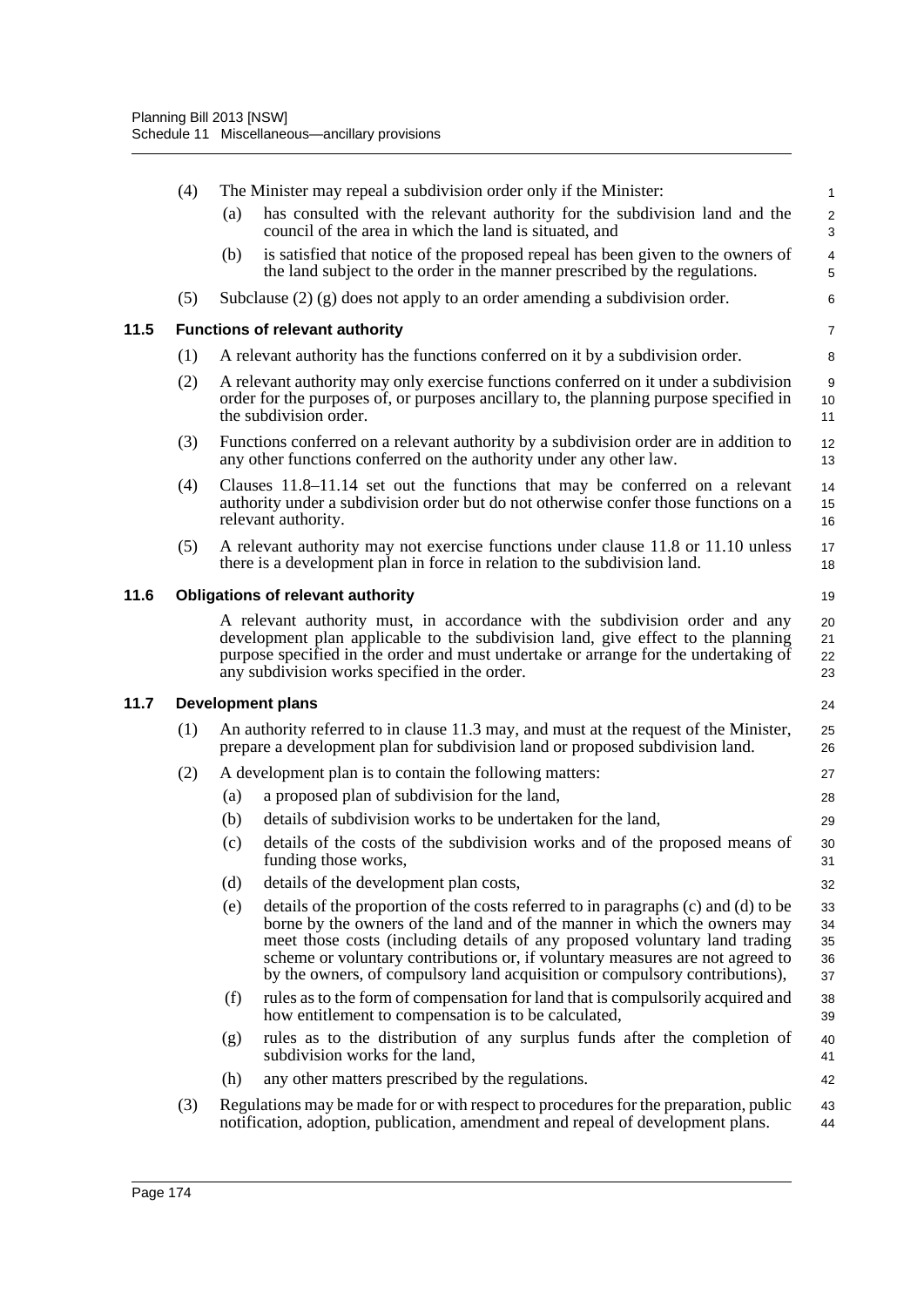(4) The Minister may repeal a subdivision order only if the Minister:

(a) has consulted with the relevant authority for the subdivision land and the council of the area in which the land is situated, and

(b) is satisfied that notice of the proposed repeal has been given to the owners of the land subject to the order in the manner prescribed by the regulations.

(5) Subclause (2) (g) does not apply to an order amending a subdivision order.

### 11.5 Functions of relevant authority

(1) A relevant authority has the functions conferred on it by a subdivision order.

(2) A relevant authority may only exercise functions conferred on it under a subdivision order for the purposes of, or purposes ancillary to, the planning purpose specified in the subdivision order.

(3) Functions conferred on a relevant authority by a subdivision order are in addition to any other functions conferred on the authority under any other law.

(4) Clauses 11.8–11.14 set out the functions that may be conferred on a relevant authority under a subdivision order but do not otherwise confer those functions on a relevant authority.

(5) A relevant authority may not exercise functions under clause 11.8 or 11.10 unless there is a development plan in force in relation to the subdivision land.

### 11.6 Obligations of relevant authority

A relevant authority must, in accordance with the subdivision order and any development plan applicable to the subdivision land, give effect to the planning purpose specified in the order and must undertake or arrange for the undertaking of any subdivision works specified in the order.

### 11.7 Development plans

(1) An authority referred to in clause 11.3 may, and must at the request of the Minister, prepare a development plan for subdivision land or proposed subdivision land.

(2) A development plan is to contain the following matters:

(a) a proposed plan of subdivision for the land,

(b) details of subdivision works to be undertaken for the land,

(c) details of the costs of the subdivision works and of the proposed means of funding those works,

(d) details of the development plan costs,

(e) details of the proportion of the costs referred to in paragraphs (c) and (d) to be borne by the owners of the land and of the manner in which the owners may meet those costs (including details of any proposed voluntary land trading scheme or voluntary contributions or, if voluntary measures are not agreed to by the owners, of compulsory land acquisition or compulsory contributions),

(f) rules as to the form of compensation for land that is compulsorily acquired and how entitlement to compensation is to be calculated,

(g) rules as to the distribution of any surplus funds after the completion of subdivision works for the land,

(h) any other matters prescribed by the regulations.

(3) Regulations may be made for or with respect to procedures for the preparation, public notification, adoption, publication, amendment and repeal of development plans.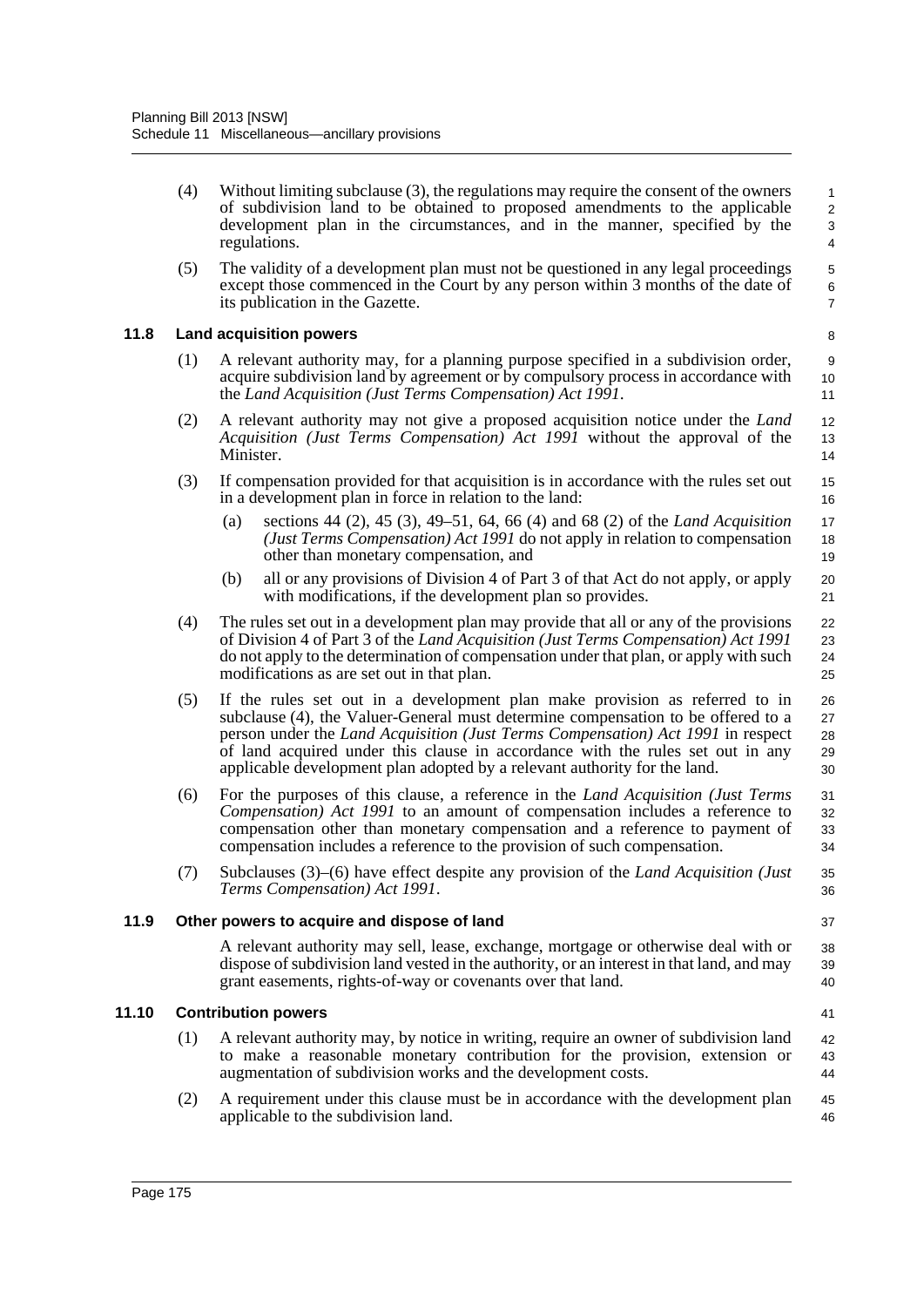(4) Without limiting subclause (3), the regulations may require the consent of the owners of subdivision land to be obtained to proposed amendments to the applicable development plan in the circumstances, and in the manner, specified by the regulations.

(5) The validity of a development plan must not be questioned in any legal proceedings except those commenced in the Court by any person within 3 months of the date of its publication in the Gazette.

### 11.8 Land acquisition powers

(1) A relevant authority may, for a planning purpose specified in a subdivision order, acquire subdivision land by agreement or by compulsory process in accordance with the *Land Acquisition (Just Terms Compensation) Act 1991*.

(2) A relevant authority may not give a proposed acquisition notice under the *Land Acquisition (Just Terms Compensation) Act 1991* without the approval of the Minister.

(3) If compensation provided for that acquisition is in accordance with the rules set out in a development plan in force in relation to the land:

- (a) sections 44 (2), 45 (3), 49–51, 64, 66 (4) and 68 (2) of the *Land Acquisition (Just Terms Compensation) Act 1991* do not apply in relation to compensation other than monetary compensation, and
- (b) all or any provisions of Division 4 of Part 3 of that Act do not apply, or apply with modifications, if the development plan so provides.

(4) The rules set out in a development plan may provide that all or any of the provisions of Division 4 of Part 3 of the *Land Acquisition (Just Terms Compensation) Act 1991* do not apply to the determination of compensation under that plan, or apply with such modifications as are set out in that plan.

(5) If the rules set out in a development plan make provision as referred to in subclause (4), the Valuer-General must determine compensation to be offered to a person under the *Land Acquisition (Just Terms Compensation) Act 1991* in respect of land acquired under this clause in accordance with the rules set out in any applicable development plan adopted by a relevant authority for the land.

(6) For the purposes of this clause, a reference in the *Land Acquisition (Just Terms Compensation) Act 1991* to an amount of compensation includes a reference to compensation other than monetary compensation and a reference to payment of compensation includes a reference to the provision of such compensation.

(7) Subclauses (3)–(6) have effect despite any provision of the *Land Acquisition (Just Terms Compensation) Act 1991*.

### 11.9 Other powers to acquire and dispose of land

A relevant authority may sell, lease, exchange, mortgage or otherwise deal with or dispose of subdivision land vested in the authority, or an interest in that land, and may grant easements, rights-of-way or covenants over that land.

### 11.10 Contribution powers

(1) A relevant authority may, by notice in writing, require an owner of subdivision land to make a reasonable monetary contribution for the provision, extension or augmentation of subdivision works and the development costs.

(2) A requirement under this clause must be in accordance with the development plan applicable to the subdivision land.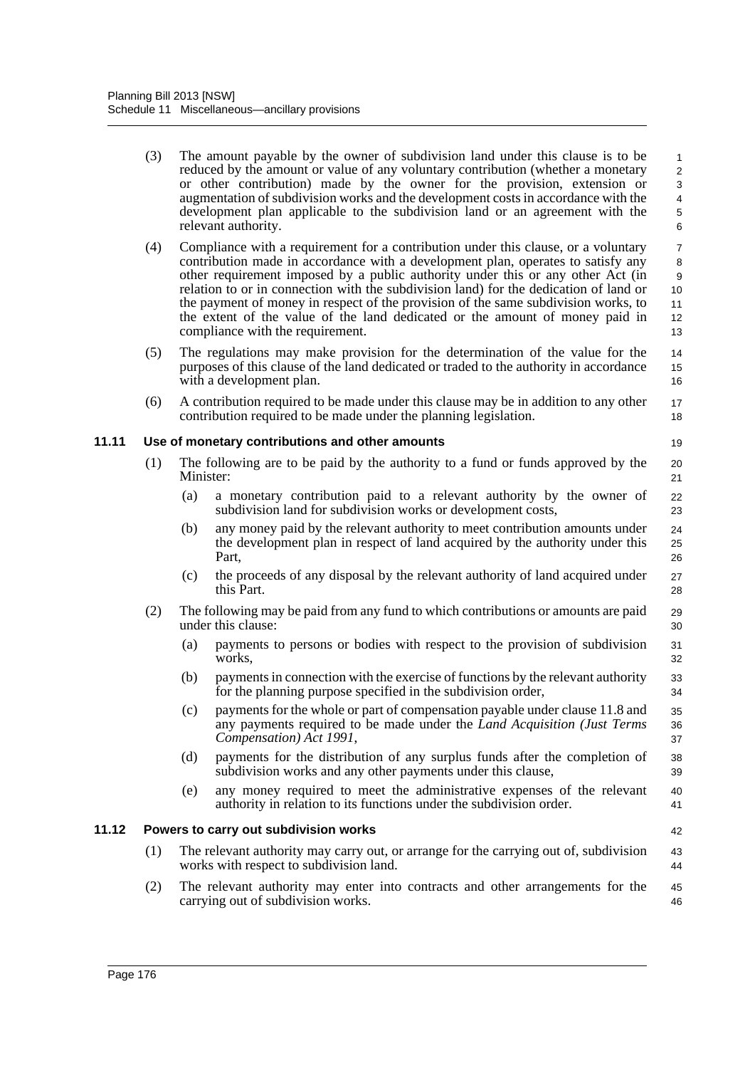(3) The amount payable by the owner of subdivision land under this clause is to be reduced by the amount or value of any voluntary contribution (whether a monetary or other contribution) made by the owner for the provision, extension or augmentation of subdivision works and the development costs in accordance with the development plan applicable to the subdivision land or an agreement with the relevant authority.

(4) Compliance with a requirement for a contribution under this clause, or a voluntary contribution made in accordance with a development plan, operates to satisfy any other requirement imposed by a public authority under this or any other Act (in relation to or in connection with the subdivision land) for the dedication of land or the payment of money in respect of the provision of the same subdivision works, to the extent of the value of the land dedicated or the amount of money paid in compliance with the requirement.

(5) The regulations may make provision for the determination of the value for the purposes of this clause of the land dedicated or traded to the authority in accordance with a development plan.

(6) A contribution required to be made under this clause may be in addition to any other contribution required to be made under the planning legislation.

### 11.11 Use of monetary contributions and other amounts

(1) The following are to be paid by the authority to a fund or funds approved by the Minister:

(a) a monetary contribution paid to a relevant authority by the owner of subdivision land for subdivision works or development costs,

(b) any money paid by the relevant authority to meet contribution amounts under the development plan in respect of land acquired by the authority under this Part,

(c) the proceeds of any disposal by the relevant authority of land acquired under this Part.

(2) The following may be paid from any fund to which contributions or amounts are paid under this clause:

(a) payments to persons or bodies with respect to the provision of subdivision works,

(b) payments in connection with the exercise of functions by the relevant authority for the planning purpose specified in the subdivision order,

(c) payments for the whole or part of compensation payable under clause 11.8 and any payments required to be made under the *Land Acquisition (Just Terms Compensation) Act 1991*,

(d) payments for the distribution of any surplus funds after the completion of subdivision works and any other payments under this clause,

(e) any money required to meet the administrative expenses of the relevant authority in relation to its functions under the subdivision order.

### 11.12 Powers to carry out subdivision works

(1) The relevant authority may carry out, or arrange for the carrying out of, subdivision works with respect to subdivision land.

(2) The relevant authority may enter into contracts and other arrangements for the carrying out of subdivision works.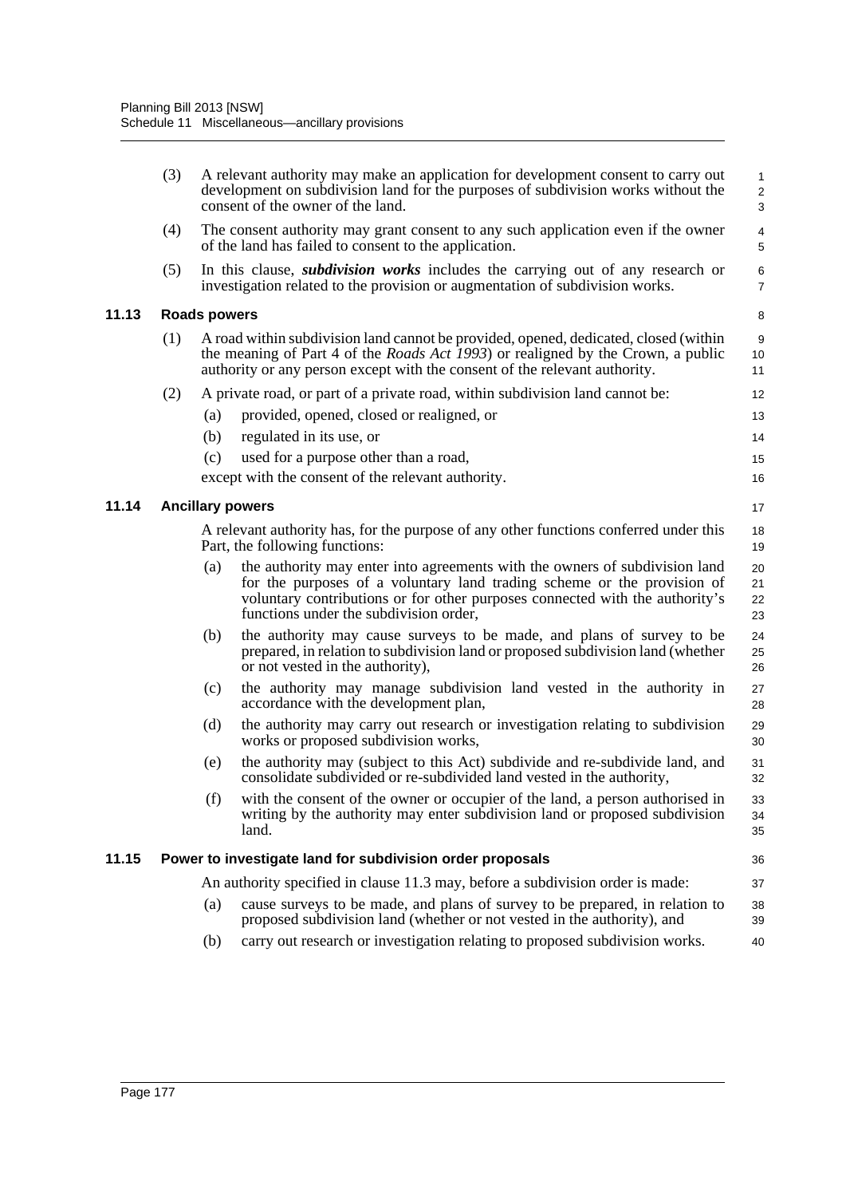(3) A relevant authority may make an application for development consent to carry out development on subdivision land for the purposes of subdivision works without the consent of the owner of the land.

(4) The consent authority may grant consent to any such application even if the owner of the land has failed to consent to the application.

(5) In this clause, ***subdivision works*** includes the carrying out of any research or investigation related to the provision or augmentation of subdivision works.

### 11.13 Roads powers

(1) A road within subdivision land cannot be provided, opened, dedicated, closed (within the meaning of Part 4 of the *Roads Act 1993*) or realigned by the Crown, a public authority or any person except with the consent of the relevant authority.

(2) A private road, or part of a private road, within subdivision land cannot be:

- (a) provided, opened, closed or realigned, or
- (b) regulated in its use, or
- (c) used for a purpose other than a road,

except with the consent of the relevant authority.

### 11.14 Ancillary powers

A relevant authority has, for the purpose of any other functions conferred under this Part, the following functions:

- (a) the authority may enter into agreements with the owners of subdivision land for the purposes of a voluntary land trading scheme or the provision of voluntary contributions or for other purposes connected with the authority's functions under the subdivision order,
- (b) the authority may cause surveys to be made, and plans of survey to be prepared, in relation to subdivision land or proposed subdivision land (whether or not vested in the authority),
- (c) the authority may manage subdivision land vested in the authority in accordance with the development plan,
- (d) the authority may carry out research or investigation relating to subdivision works or proposed subdivision works,
- (e) the authority may (subject to this Act) subdivide and re-subdivide land, and consolidate subdivided or re-subdivided land vested in the authority,
- (f) with the consent of the owner or occupier of the land, a person authorised in writing by the authority may enter subdivision land or proposed subdivision land.

### 11.15 Power to investigate land for subdivision order proposals

An authority specified in clause 11.3 may, before a subdivision order is made:

- (a) cause surveys to be made, and plans of survey to be prepared, in relation to proposed subdivision land (whether or not vested in the authority), and
- (b) carry out research or investigation relating to proposed subdivision works.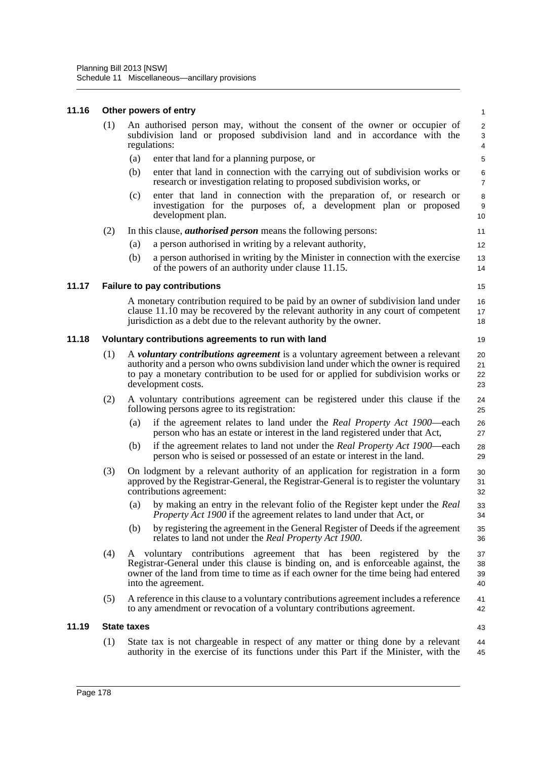### 11.16 Other powers of entry

(1) An authorised person may, without the consent of the owner or occupier of subdivision land or proposed subdivision land and in accordance with the regulations:

(a) enter that land for a planning purpose, or

(b) enter that land in connection with the carrying out of subdivision works or research or investigation relating to proposed subdivision works, or

(c) enter that land in connection with the preparation of, or research or investigation for the purposes of, a development plan or proposed development plan.

(2) In this clause, ***authorised person*** means the following persons:

(a) a person authorised in writing by a relevant authority,

(b) a person authorised in writing by the Minister in connection with the exercise of the powers of an authority under clause 11.15.

### 11.17 Failure to pay contributions

A monetary contribution required to be paid by an owner of subdivision land under clause 11.10 may be recovered by the relevant authority in any court of competent jurisdiction as a debt due to the relevant authority by the owner.

### 11.18 Voluntary contributions agreements to run with land

(1) A ***voluntary contributions agreement*** is a voluntary agreement between a relevant authority and a person who owns subdivision land under which the owner is required to pay a monetary contribution to be used for or applied for subdivision works or development costs.

(2) A voluntary contributions agreement can be registered under this clause if the following persons agree to its registration:

(a) if the agreement relates to land under the *Real Property Act 1900*—each person who has an estate or interest in the land registered under that Act,

(b) if the agreement relates to land not under the *Real Property Act 1900*—each person who is seised or possessed of an estate or interest in the land.

(3) On lodgment by a relevant authority of an application for registration in a form approved by the Registrar-General, the Registrar-General is to register the voluntary contributions agreement:

(a) by making an entry in the relevant folio of the Register kept under the *Real Property Act 1900* if the agreement relates to land under that Act, or

(b) by registering the agreement in the General Register of Deeds if the agreement relates to land not under the *Real Property Act 1900*.

(4) A voluntary contributions agreement that has been registered by the Registrar-General under this clause is binding on, and is enforceable against, the owner of the land from time to time as if each owner for the time being had entered into the agreement.

(5) A reference in this clause to a voluntary contributions agreement includes a reference to any amendment or revocation of a voluntary contributions agreement.

### 11.19 State taxes

(1) State tax is not chargeable in respect of any matter or thing done by a relevant authority in the exercise of its functions under this Part if the Minister, with the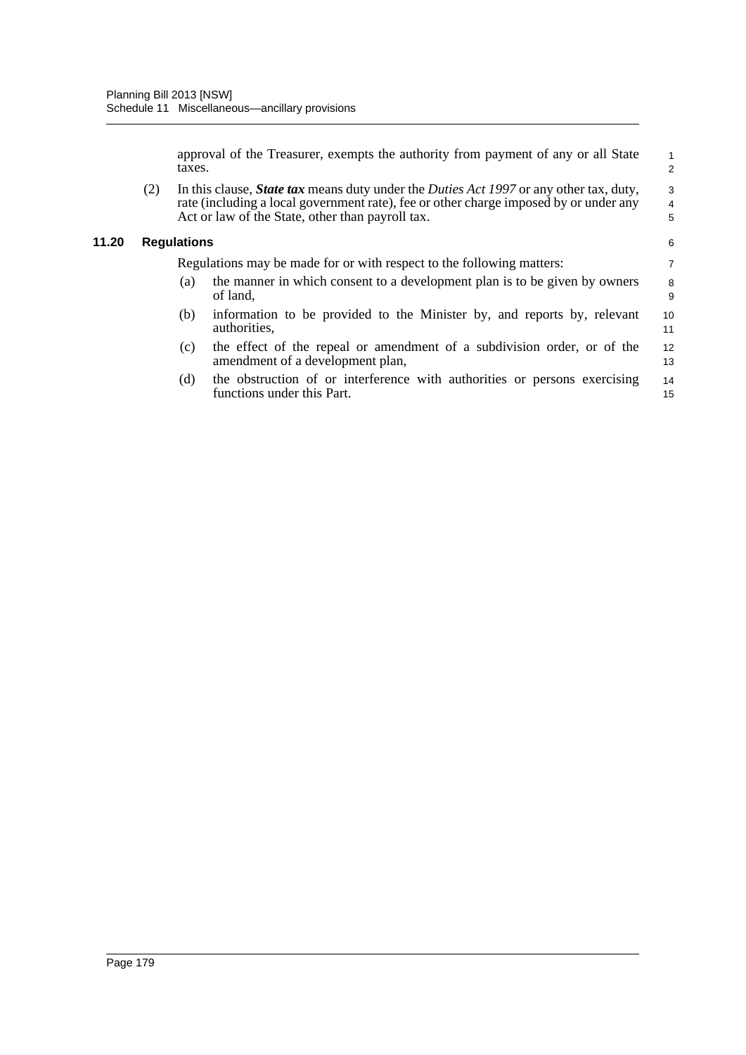approval of the Treasurer, exempts the authority from payment of any or all State taxes.

(2) In this clause, ***State tax*** means duty under the *Duties Act 1997* or any other tax, duty, rate (including a local government rate), fee or other charge imposed by or under any Act or law of the State, other than payroll tax.

### 11.20 Regulations

Regulations may be made for or with respect to the following matters:

(a) the manner in which consent to a development plan is to be given by owners of land,

(b) information to be provided to the Minister by, and reports by, relevant authorities,

(c) the effect of the repeal or amendment of a subdivision order, or of the amendment of a development plan,

(d) the obstruction of or interference with authorities or persons exercising functions under this Part.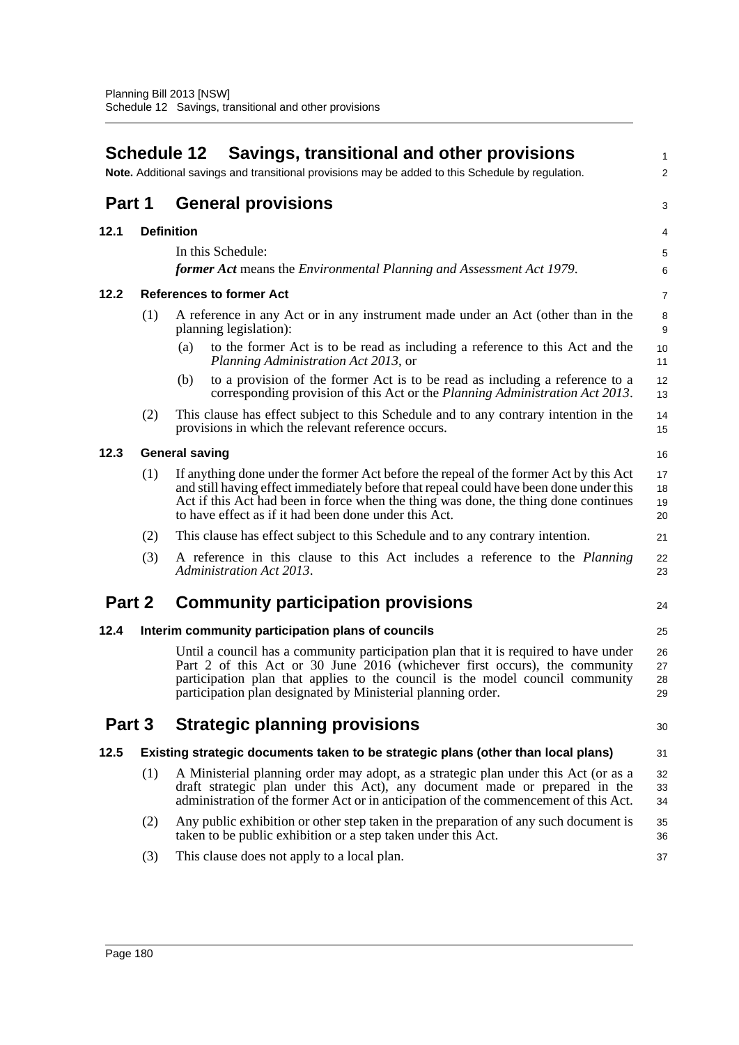# Schedule 12 Savings, transitional and other provisions

**Note.** Additional savings and transitional provisions may be added to this Schedule by regulation.

## Part 1 General provisions

### 12.1 Definition

In this Schedule:

***former Act*** means the *Environmental Planning and Assessment Act 1979*.

### 12.2 References to former Act

(1) A reference in any Act or in any instrument made under an Act (other than in the planning legislation):

(a) to the former Act is to be read as including a reference to this Act and the *Planning Administration Act 2013*, or

(b) to a provision of the former Act is to be read as including a reference to a corresponding provision of this Act or the *Planning Administration Act 2013*.

(2) This clause has effect subject to this Schedule and to any contrary intention in the provisions in which the relevant reference occurs.

### 12.3 General saving

(1) If anything done under the former Act before the repeal of the former Act by this Act and still having effect immediately before that repeal could have been done under this Act if this Act had been in force when the thing was done, the thing done continues to have effect as if it had been done under this Act.

(2) This clause has effect subject to this Schedule and to any contrary intention.

(3) A reference in this clause to this Act includes a reference to the *Planning Administration Act 2013*.

## Part 2 Community participation provisions

### 12.4 Interim community participation plans of councils

Until a council has a community participation plan that it is required to have under Part 2 of this Act or 30 June 2016 (whichever first occurs), the community participation plan that applies to the council is the model council community participation plan designated by Ministerial planning order.

## Part 3 Strategic planning provisions

### 12.5 Existing strategic documents taken to be strategic plans (other than local plans)

(1) A Ministerial planning order may adopt, as a strategic plan under this Act (or as a draft strategic plan under this Act), any document made or prepared in the administration of the former Act or in anticipation of the commencement of this Act.

(2) Any public exhibition or other step taken in the preparation of any such document is taken to be public exhibition or a step taken under this Act.

(3) This clause does not apply to a local plan.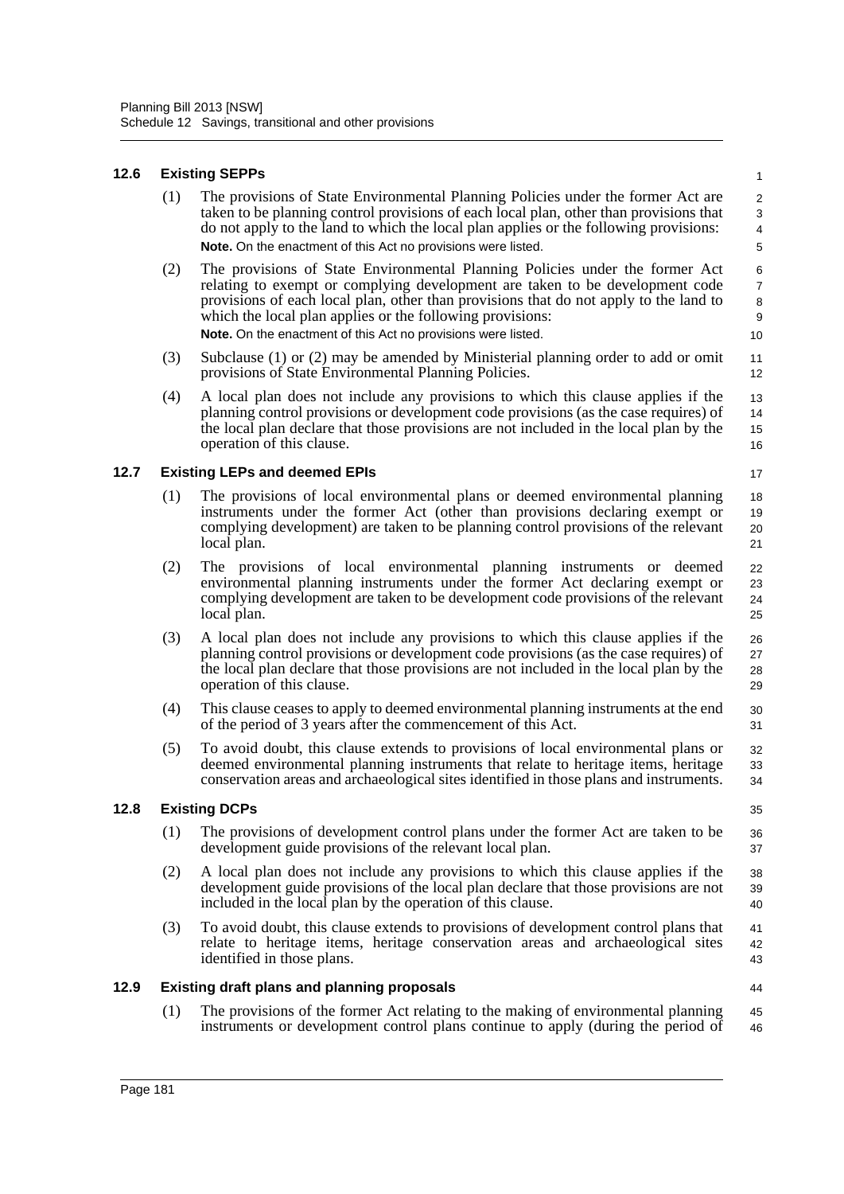### 12.6 Existing SEPPs

(1) The provisions of State Environmental Planning Policies under the former Act are taken to be planning control provisions of each local plan, other than provisions that do not apply to the land to which the local plan applies or the following provisions:

**Note.** On the enactment of this Act no provisions were listed.

(2) The provisions of State Environmental Planning Policies under the former Act relating to exempt or complying development are taken to be development code provisions of each local plan, other than provisions that do not apply to the land to which the local plan applies or the following provisions:

**Note.** On the enactment of this Act no provisions were listed.

(3) Subclause (1) or (2) may be amended by Ministerial planning order to add or omit provisions of State Environmental Planning Policies.

(4) A local plan does not include any provisions to which this clause applies if the planning control provisions or development code provisions (as the case requires) of the local plan declare that those provisions are not included in the local plan by the operation of this clause.

### 12.7 Existing LEPs and deemed EPIs

(1) The provisions of local environmental plans or deemed environmental planning instruments under the former Act (other than provisions declaring exempt or complying development) are taken to be planning control provisions of the relevant local plan.

(2) The provisions of local environmental planning instruments or deemed environmental planning instruments under the former Act declaring exempt or complying development are taken to be development code provisions of the relevant local plan.

(3) A local plan does not include any provisions to which this clause applies if the planning control provisions or development code provisions (as the case requires) of the local plan declare that those provisions are not included in the local plan by the operation of this clause.

(4) This clause ceases to apply to deemed environmental planning instruments at the end of the period of 3 years after the commencement of this Act.

(5) To avoid doubt, this clause extends to provisions of local environmental plans or deemed environmental planning instruments that relate to heritage items, heritage conservation areas and archaeological sites identified in those plans and instruments.

### 12.8 Existing DCPs

(1) The provisions of development control plans under the former Act are taken to be development guide provisions of the relevant local plan.

(2) A local plan does not include any provisions to which this clause applies if the development guide provisions of the local plan declare that those provisions are not included in the local plan by the operation of this clause.

(3) To avoid doubt, this clause extends to provisions of development control plans that relate to heritage items, heritage conservation areas and archaeological sites identified in those plans.

### 12.9 Existing draft plans and planning proposals

(1) The provisions of the former Act relating to the making of environmental planning instruments or development control plans continue to apply (during the period of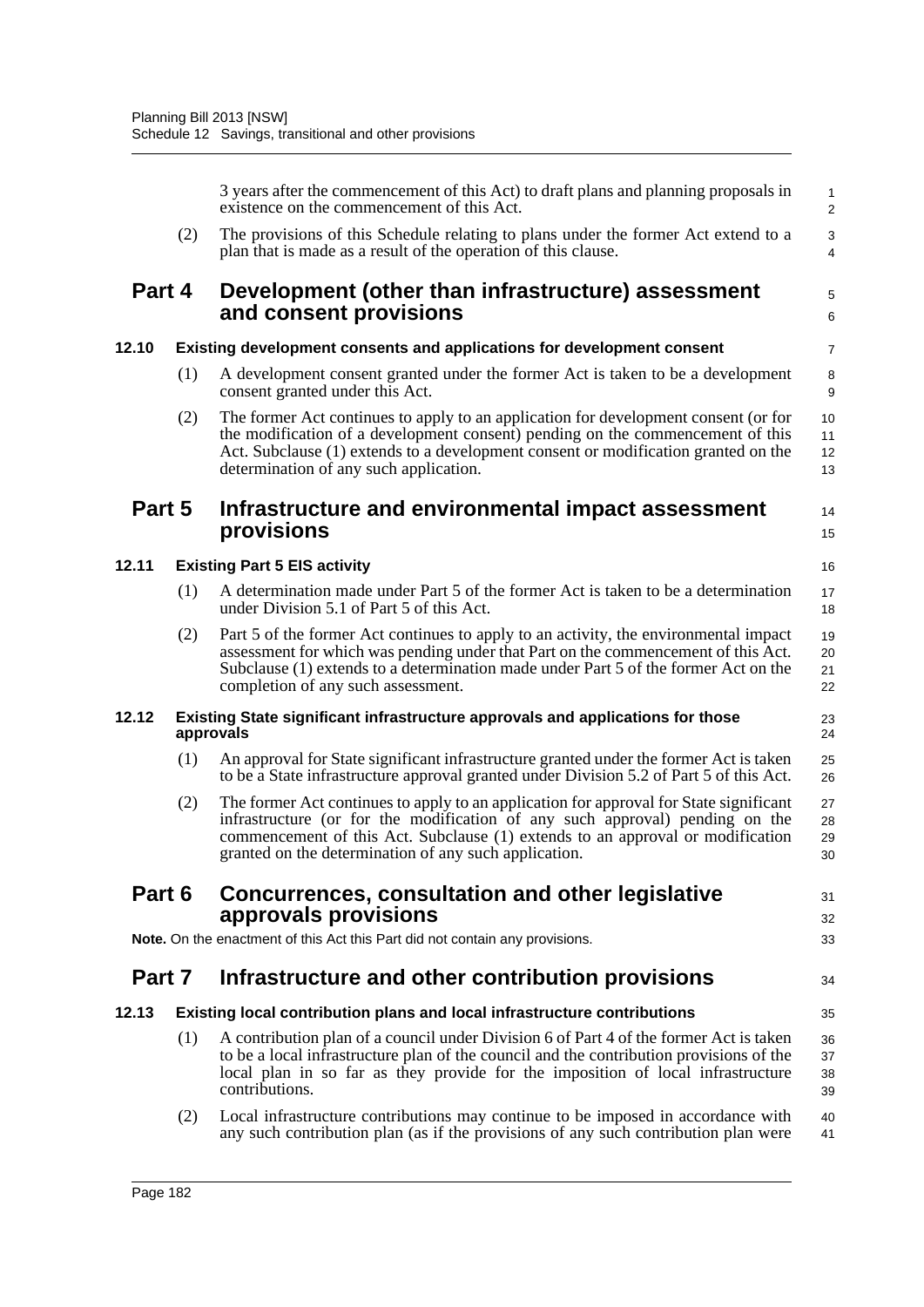3 years after the commencement of this Act) to draft plans and planning proposals in existence on the commencement of this Act.

(2) The provisions of this Schedule relating to plans under the former Act extend to a plan that is made as a result of the operation of this clause.

## Part 4 Development (other than infrastructure) assessment and consent provisions

### 12.10 Existing development consents and applications for development consent

(1) A development consent granted under the former Act is taken to be a development consent granted under this Act.

(2) The former Act continues to apply to an application for development consent (or for the modification of a development consent) pending on the commencement of this Act. Subclause (1) extends to a development consent or modification granted on the determination of any such application.

## Part 5 Infrastructure and environmental impact assessment provisions

### 12.11 Existing Part 5 EIS activity

(1) A determination made under Part 5 of the former Act is taken to be a determination under Division 5.1 of Part 5 of this Act.

(2) Part 5 of the former Act continues to apply to an activity, the environmental impact assessment for which was pending under that Part on the commencement of this Act. Subclause (1) extends to a determination made under Part 5 of the former Act on the completion of any such assessment.

### 12.12 Existing State significant infrastructure approvals and applications for those approvals

(1) An approval for State significant infrastructure granted under the former Act is taken to be a State infrastructure approval granted under Division 5.2 of Part 5 of this Act.

(2) The former Act continues to apply to an application for approval for State significant infrastructure (or for the modification of any such approval) pending on the commencement of this Act. Subclause (1) extends to an approval or modification granted on the determination of any such application.

## Part 6 Concurrences, consultation and other legislative approvals provisions

**Note.** On the enactment of this Act this Part did not contain any provisions.

## Part 7 Infrastructure and other contribution provisions

### 12.13 Existing local contribution plans and local infrastructure contributions

(1) A contribution plan of a council under Division 6 of Part 4 of the former Act is taken to be a local infrastructure plan of the council and the contribution provisions of the local plan in so far as they provide for the imposition of local infrastructure contributions.

(2) Local infrastructure contributions may continue to be imposed in accordance with any such contribution plan (as if the provisions of any such contribution plan were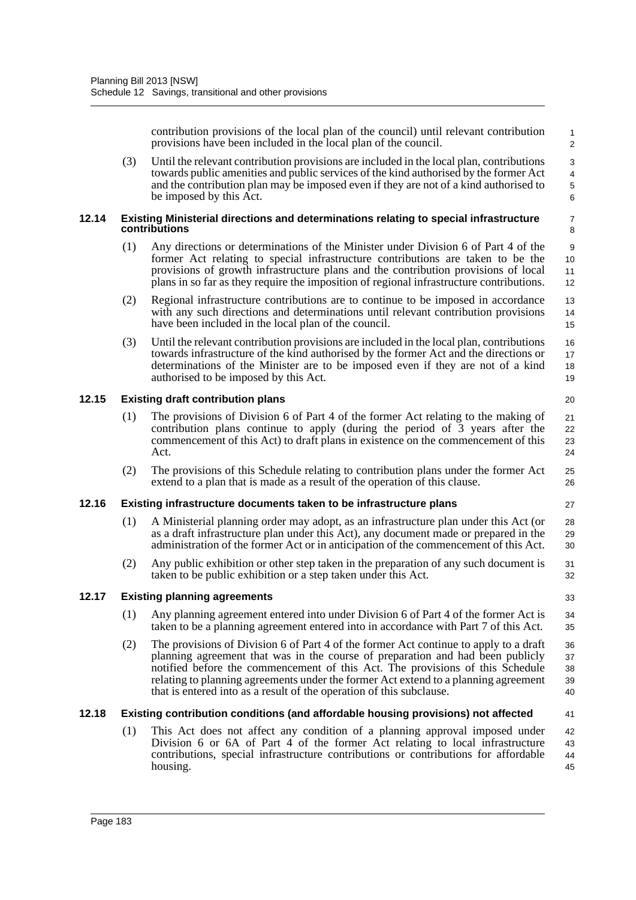contribution provisions of the local plan of the council) until relevant contribution provisions have been included in the local plan of the council.

(3) Until the relevant contribution provisions are included in the local plan, contributions towards public amenities and public services of the kind authorised by the former Act and the contribution plan may be imposed even if they are not of a kind authorised to be imposed by this Act.

### 12.14 Existing Ministerial directions and determinations relating to special infrastructure contributions

(1) Any directions or determinations of the Minister under Division 6 of Part 4 of the former Act relating to special infrastructure contributions are taken to be the provisions of growth infrastructure plans and the contribution provisions of local plans in so far as they require the imposition of regional infrastructure contributions.

(2) Regional infrastructure contributions are to continue to be imposed in accordance with any such directions and determinations until relevant contribution provisions have been included in the local plan of the council.

(3) Until the relevant contribution provisions are included in the local plan, contributions towards infrastructure of the kind authorised by the former Act and the directions or determinations of the Minister are to be imposed even if they are not of a kind authorised to be imposed by this Act.

### 12.15 Existing draft contribution plans

(1) The provisions of Division 6 of Part 4 of the former Act relating to the making of contribution plans continue to apply (during the period of 3 years after the commencement of this Act) to draft plans in existence on the commencement of this Act.

(2) The provisions of this Schedule relating to contribution plans under the former Act extend to a plan that is made as a result of the operation of this clause.

### 12.16 Existing infrastructure documents taken to be infrastructure plans

(1) A Ministerial planning order may adopt, as an infrastructure plan under this Act (or as a draft infrastructure plan under this Act), any document made or prepared in the administration of the former Act or in anticipation of the commencement of this Act.

(2) Any public exhibition or other step taken in the preparation of any such document is taken to be public exhibition or a step taken under this Act.

### 12.17 Existing planning agreements

(1) Any planning agreement entered into under Division 6 of Part 4 of the former Act is taken to be a planning agreement entered into in accordance with Part 7 of this Act.

(2) The provisions of Division 6 of Part 4 of the former Act continue to apply to a draft planning agreement that was in the course of preparation and had been publicly notified before the commencement of this Act. The provisions of this Schedule relating to planning agreements under the former Act extend to a planning agreement that is entered into as a result of the operation of this subclause.

### 12.18 Existing contribution conditions (and affordable housing provisions) not affected

(1) This Act does not affect any condition of a planning approval imposed under Division 6 or 6A of Part 4 of the former Act relating to local infrastructure contributions, special infrastructure contributions or contributions for affordable housing.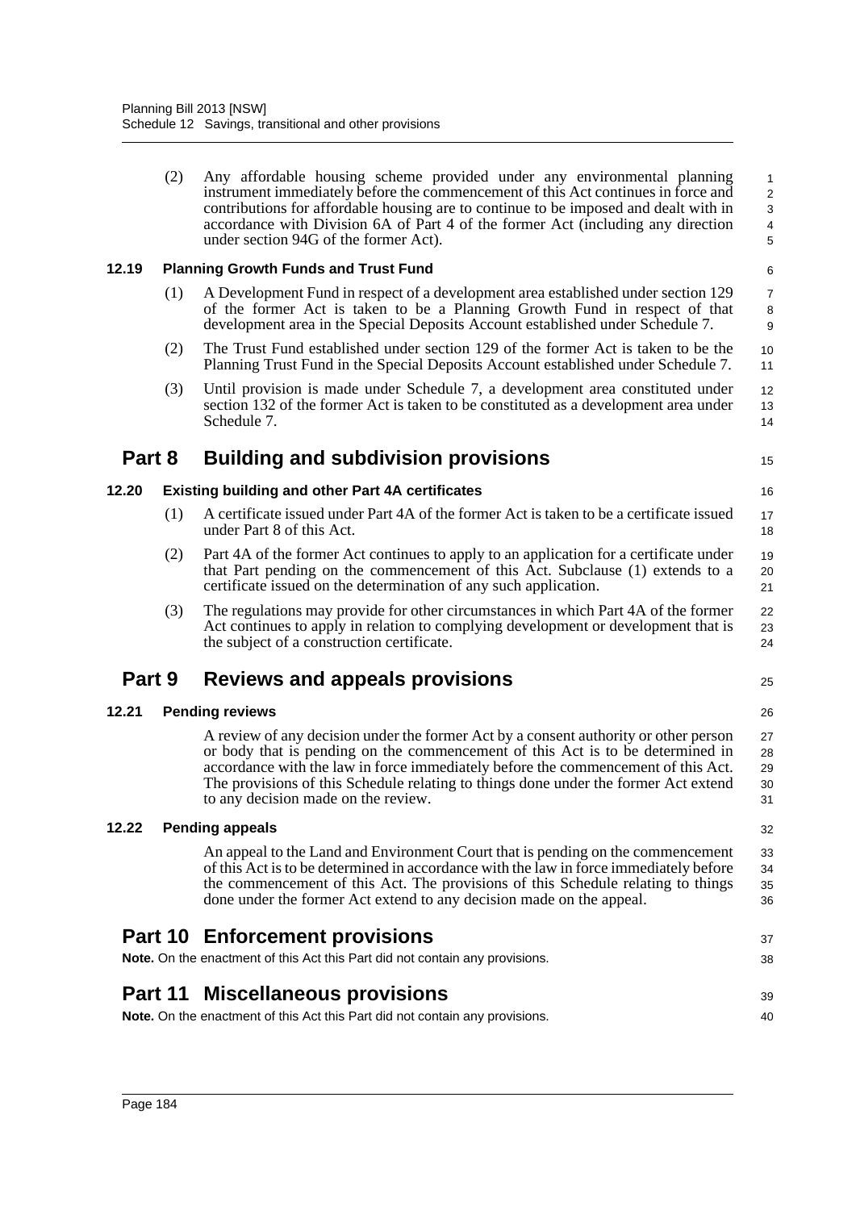(2) Any affordable housing scheme provided under any environmental planning instrument immediately before the commencement of this Act continues in force and contributions for affordable housing are to continue to be imposed and dealt with in accordance with Division 6A of Part 4 of the former Act (including any direction under section 94G of the former Act).

### 12.19 Planning Growth Funds and Trust Fund

(1) A Development Fund in respect of a development area established under section 129 of the former Act is taken to be a Planning Growth Fund in respect of that development area in the Special Deposits Account established under Schedule 7.

(2) The Trust Fund established under section 129 of the former Act is taken to be the Planning Trust Fund in the Special Deposits Account established under Schedule 7.

(3) Until provision is made under Schedule 7, a development area constituted under section 132 of the former Act is taken to be constituted as a development area under Schedule 7.

## Part 8 Building and subdivision provisions

### 12.20 Existing building and other Part 4A certificates

(1) A certificate issued under Part 4A of the former Act is taken to be a certificate issued under Part 8 of this Act.

(2) Part 4A of the former Act continues to apply to an application for a certificate under that Part pending on the commencement of this Act. Subclause (1) extends to a certificate issued on the determination of any such application.

(3) The regulations may provide for other circumstances in which Part 4A of the former Act continues to apply in relation to complying development or development that is the subject of a construction certificate.

## Part 9 Reviews and appeals provisions

### 12.21 Pending reviews

A review of any decision under the former Act by a consent authority or other person or body that is pending on the commencement of this Act is to be determined in accordance with the law in force immediately before the commencement of this Act. The provisions of this Schedule relating to things done under the former Act extend to any decision made on the review.

### 12.22 Pending appeals

An appeal to the Land and Environment Court that is pending on the commencement of this Act is to be determined in accordance with the law in force immediately before the commencement of this Act. The provisions of this Schedule relating to things done under the former Act extend to any decision made on the appeal.

## Part 10 Enforcement provisions

**Note.** On the enactment of this Act this Part did not contain any provisions.

## Part 11 Miscellaneous provisions

**Note.** On the enactment of this Act this Part did not contain any provisions.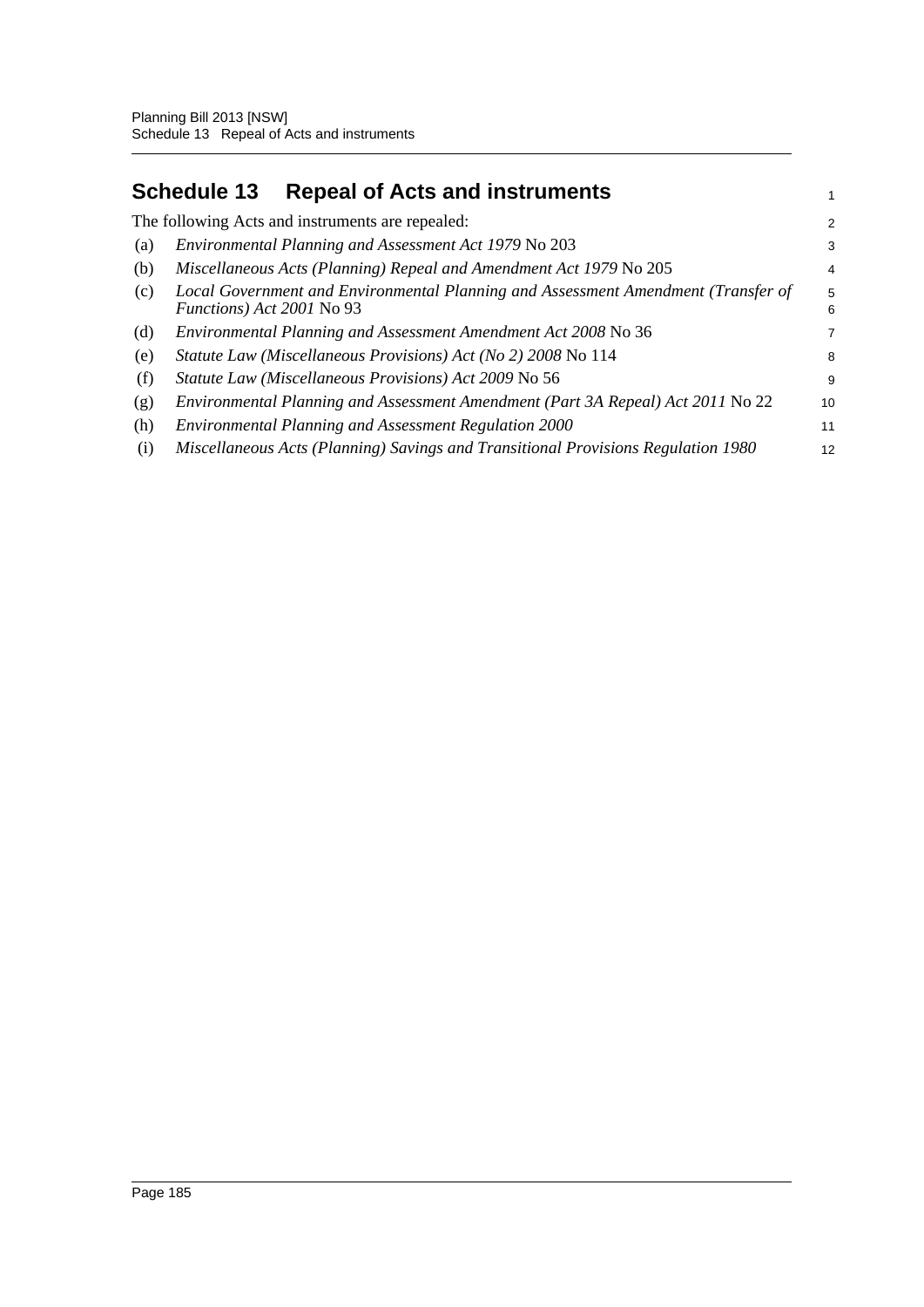# Schedule 13 Repeal of Acts and instruments

The following Acts and instruments are repealed:

(a) *Environmental Planning and Assessment Act 1979* No 203

(b) *Miscellaneous Acts (Planning) Repeal and Amendment Act 1979* No 205

(c) *Local Government and Environmental Planning and Assessment Amendment (Transfer of Functions) Act 2001* No 93

(d) *Environmental Planning and Assessment Amendment Act 2008* No 36

(e) *Statute Law (Miscellaneous Provisions) Act (No 2) 2008* No 114

(f) *Statute Law (Miscellaneous Provisions) Act 2009* No 56

(g) *Environmental Planning and Assessment Amendment (Part 3A Repeal) Act 2011* No 22

(h) *Environmental Planning and Assessment Regulation 2000*

(i) *Miscellaneous Acts (Planning) Savings and Transitional Provisions Regulation 1980*